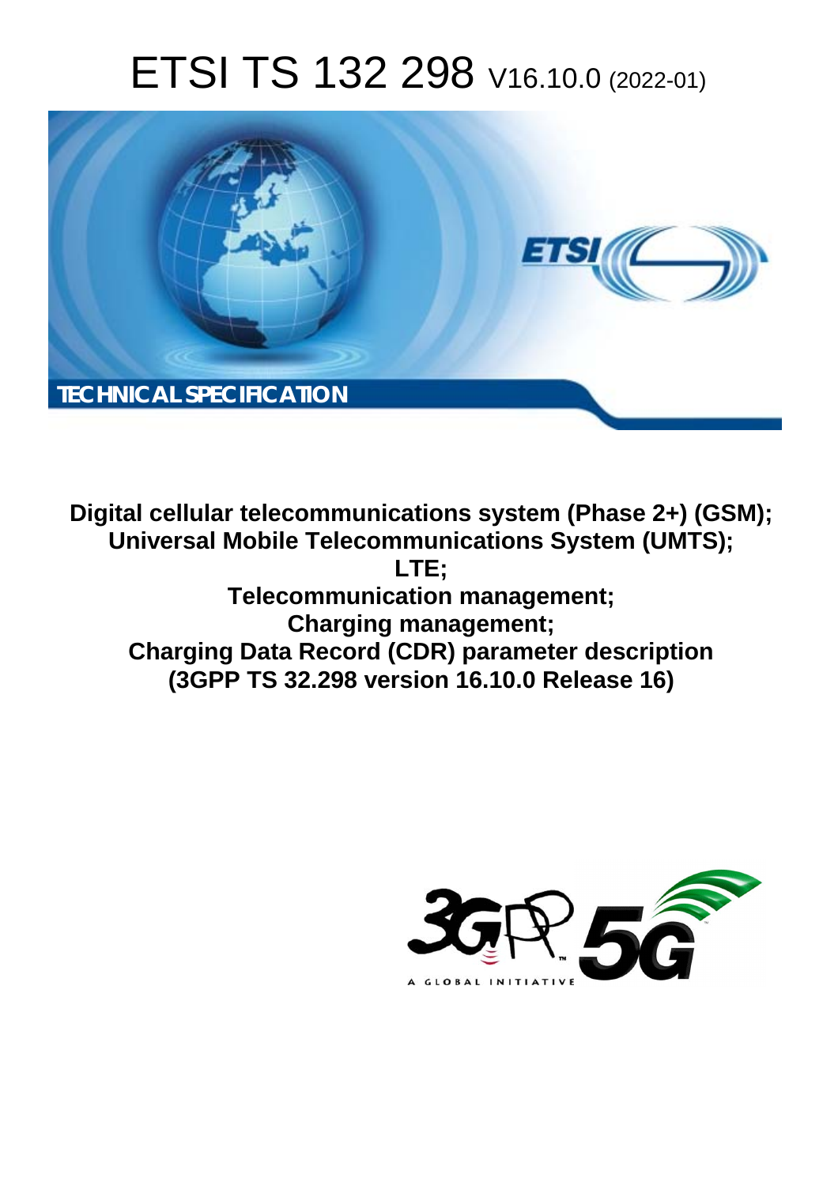# ETSI TS 132 298 V16.10.0 (2022-01)

TECHNICAL SPECIFICATION

**Digital cellular telecommunications system (Phase 2+) (GSM);**
**Universal Mobile Telecommunications System (UMTS);**
**LTE;**
**Telecommunication management;**
**Charging management;**
**Charging Data Record (CDR) parameter description**
**(3GPP TS 32.298 version 16.10.0 Release 16)**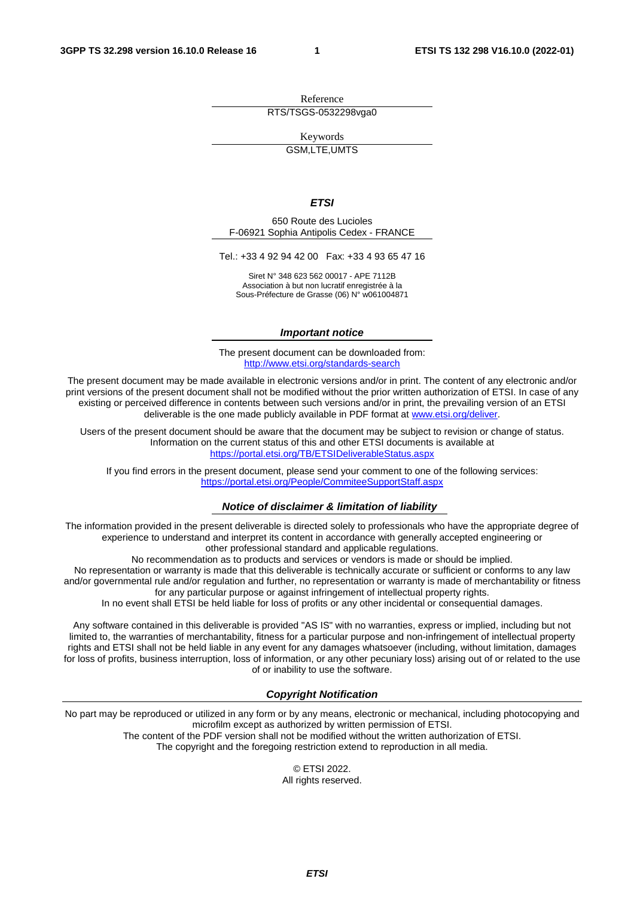Reference

RTS/TSGS-0532298vga0

Keywords

GSM,LTE,UMTS

***ETSI***

650 Route des Lucioles
F-06921 Sophia Antipolis Cedex - FRANCE

Tel.: +33 4 92 94 42 00   Fax: +33 4 93 65 47 16

Siret N° 348 623 562 00017 - APE 7112B
Association à but non lucratif enregistrée à la
Sous-Préfecture de Grasse (06) N° w061004871

***Important notice***

The present document can be downloaded from:
http://www.etsi.org/standards-search

The present document may be made available in electronic versions and/or in print. The content of any electronic and/or print versions of the present document shall not be modified without the prior written authorization of ETSI. In case of any existing or perceived difference in contents between such versions and/or in print, the prevailing version of an ETSI deliverable is the one made publicly available in PDF format at www.etsi.org/deliver.

Users of the present document should be aware that the document may be subject to revision or change of status. Information on the current status of this and other ETSI documents is available at
https://portal.etsi.org/TB/ETSIDeliverableStatus.aspx

If you find errors in the present document, please send your comment to one of the following services:
https://portal.etsi.org/People/CommiteeSupportStaff.aspx

***Notice of disclaimer & limitation of liability***

The information provided in the present deliverable is directed solely to professionals who have the appropriate degree of experience to understand and interpret its content in accordance with generally accepted engineering or other professional standard and applicable regulations.
No recommendation as to products and services or vendors is made or should be implied.
No representation or warranty is made that this deliverable is technically accurate or sufficient or conforms to any law and/or governmental rule and/or regulation and further, no representation or warranty is made of merchantability or fitness for any particular purpose or against infringement of intellectual property rights.
In no event shall ETSI be held liable for loss of profits or any other incidental or consequential damages.

Any software contained in this deliverable is provided "AS IS" with no warranties, express or implied, including but not limited to, the warranties of merchantability, fitness for a particular purpose and non-infringement of intellectual property rights and ETSI shall not be held liable in any event for any damages whatsoever (including, without limitation, damages for loss of profits, business interruption, loss of information, or any other pecuniary loss) arising out of or related to the use of or inability to use the software.

***Copyright Notification***

No part may be reproduced or utilized in any form or by any means, electronic or mechanical, including photocopying and microfilm except as authorized by written permission of ETSI.
The content of the PDF version shall not be modified without the written authorization of ETSI.
The copyright and the foregoing restriction extend to reproduction in all media.

© ETSI 2022.
All rights reserved.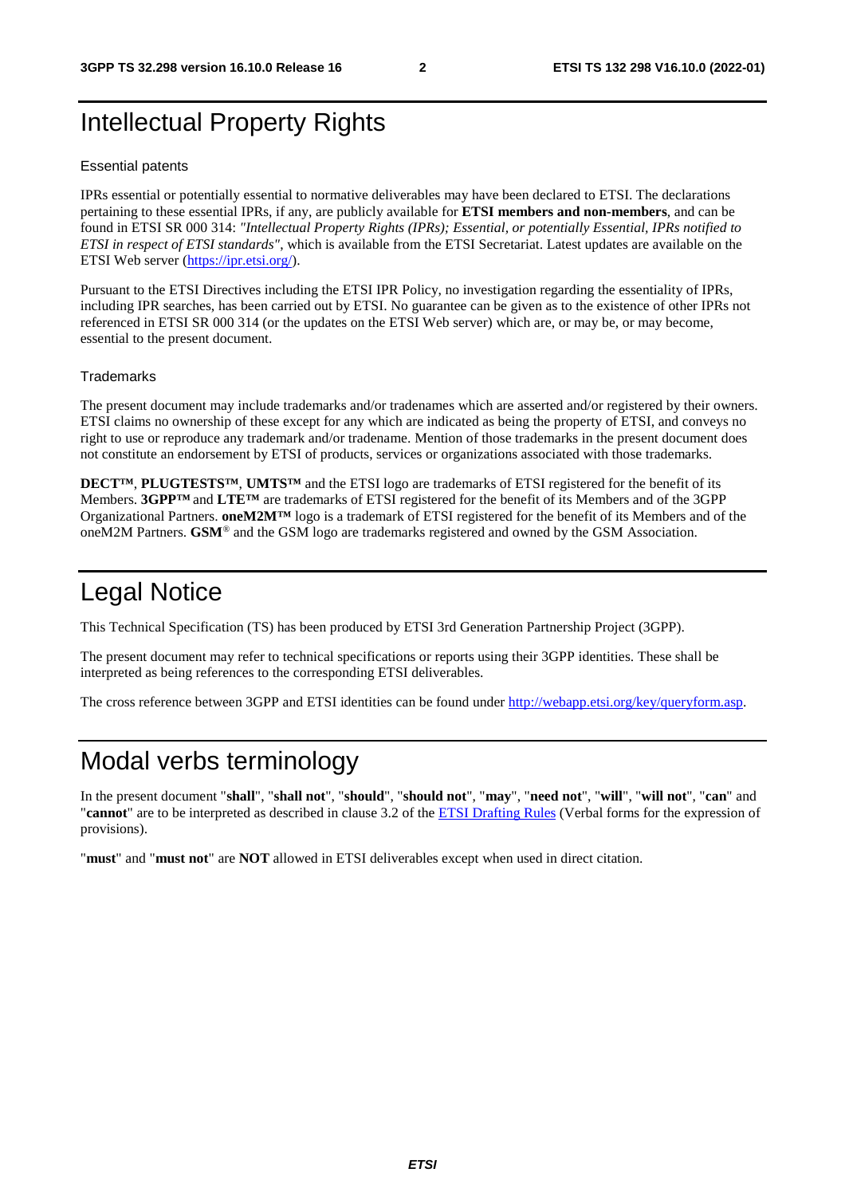# Intellectual Property Rights

## Essential patents

IPRs essential or potentially essential to normative deliverables may have been declared to ETSI. The declarations pertaining to these essential IPRs, if any, are publicly available for **ETSI members and non-members**, and can be found in ETSI SR 000 314: *"Intellectual Property Rights (IPRs); Essential, or potentially Essential, IPRs notified to ETSI in respect of ETSI standards"*, which is available from the ETSI Secretariat. Latest updates are available on the ETSI Web server (https://ipr.etsi.org/).

Pursuant to the ETSI Directives including the ETSI IPR Policy, no investigation regarding the essentiality of IPRs, including IPR searches, has been carried out by ETSI. No guarantee can be given as to the existence of other IPRs not referenced in ETSI SR 000 314 (or the updates on the ETSI Web server) which are, or may be, or may become, essential to the present document.

## Trademarks

The present document may include trademarks and/or tradenames which are asserted and/or registered by their owners. ETSI claims no ownership of these except for any which are indicated as being the property of ETSI, and conveys no right to use or reproduce any trademark and/or tradename. Mention of those trademarks in the present document does not constitute an endorsement by ETSI of products, services or organizations associated with those trademarks.

**DECT™**, **PLUGTESTS™**, **UMTS™** and the ETSI logo are trademarks of ETSI registered for the benefit of its Members. **3GPP™** and **LTE™** are trademarks of ETSI registered for the benefit of its Members and of the 3GPP Organizational Partners. **oneM2M™** logo is a trademark of ETSI registered for the benefit of its Members and of the oneM2M Partners. **GSM**® and the GSM logo are trademarks registered and owned by the GSM Association.

# Legal Notice

This Technical Specification (TS) has been produced by ETSI 3rd Generation Partnership Project (3GPP).

The present document may refer to technical specifications or reports using their 3GPP identities. These shall be interpreted as being references to the corresponding ETSI deliverables.

The cross reference between 3GPP and ETSI identities can be found under http://webapp.etsi.org/key/queryform.asp.

# Modal verbs terminology

In the present document "**shall**", "**shall not**", "**should**", "**should not**", "**may**", "**need not**", "**will**", "**will not**", "**can**" and "**cannot**" are to be interpreted as described in clause 3.2 of the ETSI Drafting Rules (Verbal forms for the expression of provisions).

"**must**" and "**must not**" are **NOT** allowed in ETSI deliverables except when used in direct citation.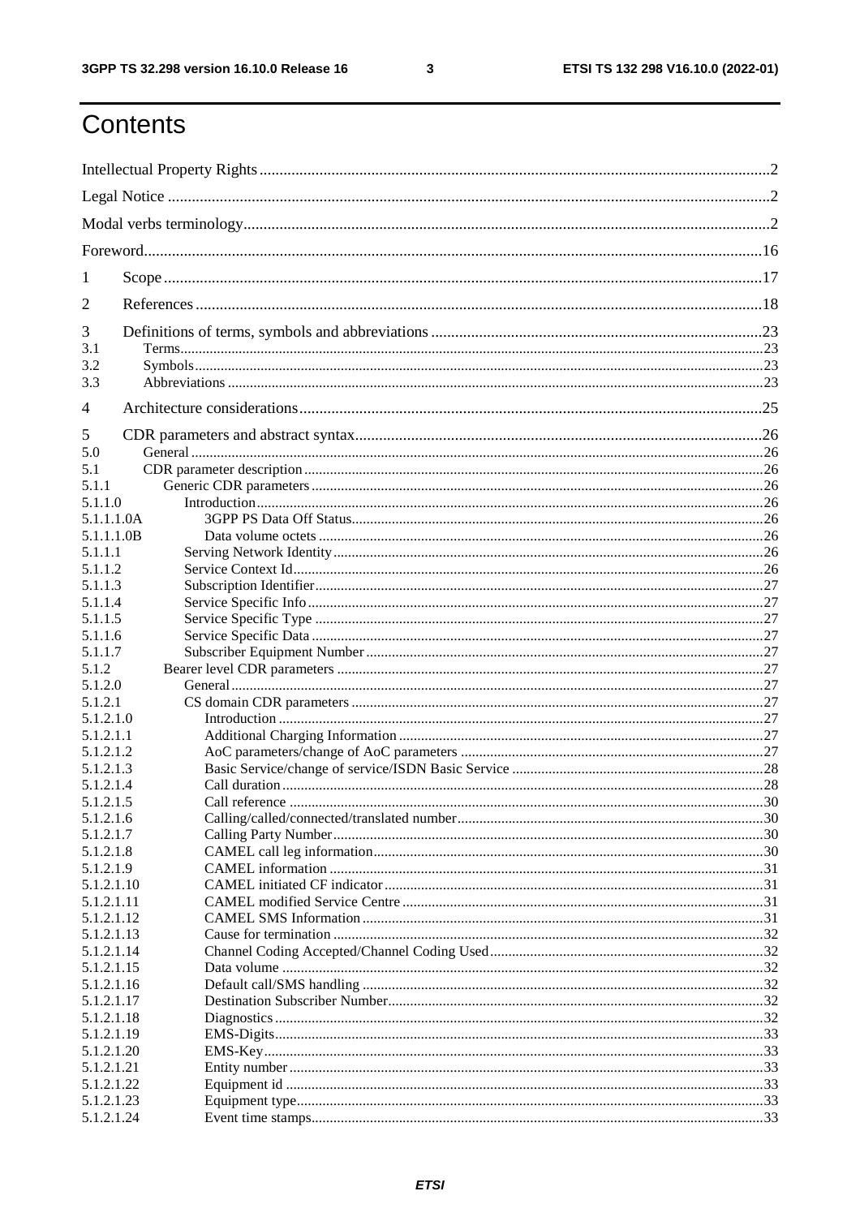# Contents

Intellectual Property Rights ........ 2
Legal Notice ........ 2
Modal verbs terminology ........ 2
Foreword ........ 16
1 Scope ........ 17
2 References ........ 18
3 Definitions of terms, symbols and abbreviations ........ 23
3.1 Terms ........ 23
3.2 Symbols ........ 23
3.3 Abbreviations ........ 23
4 Architecture considerations ........ 25
5 CDR parameters and abstract syntax ........ 26
5.0 General ........ 26
5.1 CDR parameter description ........ 26
5.1.1 Generic CDR parameters ........ 26
5.1.1.0 Introduction ........ 26
5.1.1.1.0A 3GPP PS Data Off Status ........ 26
5.1.1.1.0B Data volume octets ........ 26
5.1.1.1 Serving Network Identity ........ 26
5.1.1.2 Service Context Id ........ 26
5.1.1.3 Subscription Identifier ........ 27
5.1.1.4 Service Specific Info ........ 27
5.1.1.5 Service Specific Type ........ 27
5.1.1.6 Service Specific Data ........ 27
5.1.1.7 Subscriber Equipment Number ........ 27
5.1.2 Bearer level CDR parameters ........ 27
5.1.2.0 General ........ 27
5.1.2.1 CS domain CDR parameters ........ 27
5.1.2.1.0 Introduction ........ 27
5.1.2.1.1 Additional Charging Information ........ 27
5.1.2.1.2 AoC parameters/change of AoC parameters ........ 27
5.1.2.1.3 Basic Service/change of service/ISDN Basic Service ........ 28
5.1.2.1.4 Call duration ........ 28
5.1.2.1.5 Call reference ........ 30
5.1.2.1.6 Calling/called/connected/translated number ........ 30
5.1.2.1.7 Calling Party Number ........ 30
5.1.2.1.8 CAMEL call leg information ........ 30
5.1.2.1.9 CAMEL information ........ 31
5.1.2.1.10 CAMEL initiated CF indicator ........ 31
5.1.2.1.11 CAMEL modified Service Centre ........ 31
5.1.2.1.12 CAMEL SMS Information ........ 31
5.1.2.1.13 Cause for termination ........ 32
5.1.2.1.14 Channel Coding Accepted/Channel Coding Used ........ 32
5.1.2.1.15 Data volume ........ 32
5.1.2.1.16 Default call/SMS handling ........ 32
5.1.2.1.17 Destination Subscriber Number ........ 32
5.1.2.1.18 Diagnostics ........ 32
5.1.2.1.19 EMS-Digits ........ 33
5.1.2.1.20 EMS-Key ........ 33
5.1.2.1.21 Entity number ........ 33
5.1.2.1.22 Equipment id ........ 33
5.1.2.1.23 Equipment type ........ 33
5.1.2.1.24 Event time stamps ........ 33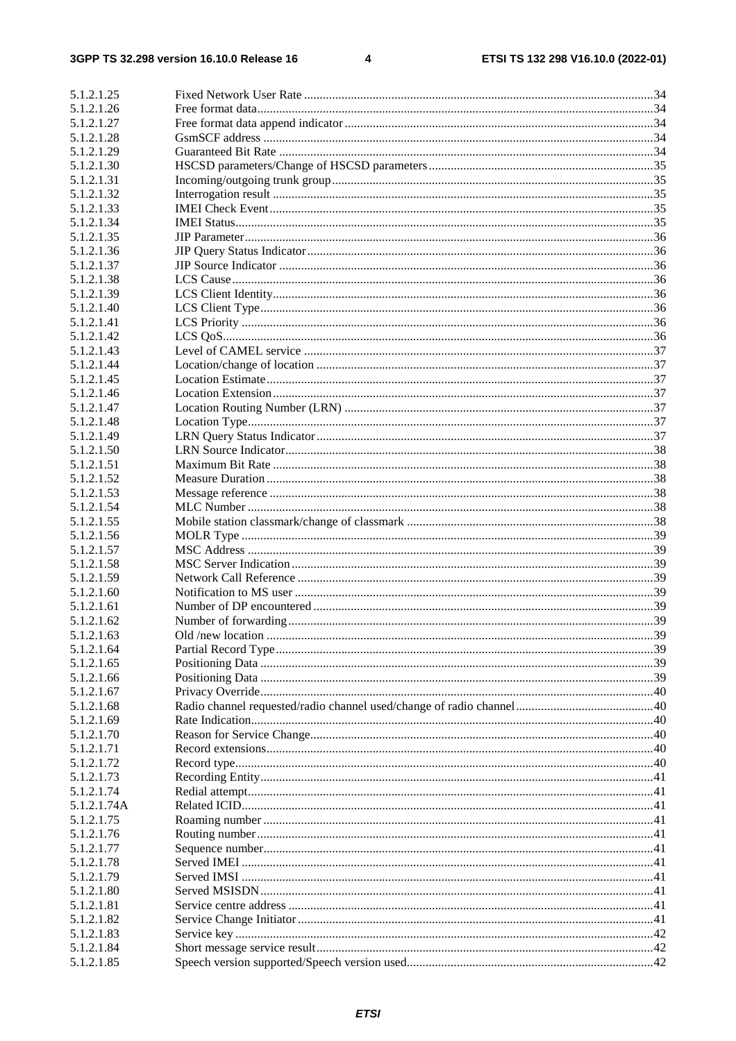5.1.2.1.25 Fixed Network User Rate .....34
5.1.2.1.26 Free format data .....34
5.1.2.1.27 Free format data append indicator .....34
5.1.2.1.28 GsmSCF address .....34
5.1.2.1.29 Guaranteed Bit Rate .....34
5.1.2.1.30 HSCSD parameters/Change of HSCSD parameters .....35
5.1.2.1.31 Incoming/outgoing trunk group .....35
5.1.2.1.32 Interrogation result .....35
5.1.2.1.33 IMEI Check Event .....35
5.1.2.1.34 IMEI Status .....35
5.1.2.1.35 JIP Parameter .....36
5.1.2.1.36 JIP Query Status Indicator .....36
5.1.2.1.37 JIP Source Indicator .....36
5.1.2.1.38 LCS Cause .....36
5.1.2.1.39 LCS Client Identity .....36
5.1.2.1.40 LCS Client Type .....36
5.1.2.1.41 LCS Priority .....36
5.1.2.1.42 LCS QoS .....36
5.1.2.1.43 Level of CAMEL service .....37
5.1.2.1.44 Location/change of location .....37
5.1.2.1.45 Location Estimate .....37
5.1.2.1.46 Location Extension .....37
5.1.2.1.47 Location Routing Number (LRN) .....37
5.1.2.1.48 Location Type .....37
5.1.2.1.49 LRN Query Status Indicator .....37
5.1.2.1.50 LRN Source Indicator .....38
5.1.2.1.51 Maximum Bit Rate .....38
5.1.2.1.52 Measure Duration .....38
5.1.2.1.53 Message reference .....38
5.1.2.1.54 MLC Number .....38
5.1.2.1.55 Mobile station classmark/change of classmark .....38
5.1.2.1.56 MOLR Type .....39
5.1.2.1.57 MSC Address .....39
5.1.2.1.58 MSC Server Indication .....39
5.1.2.1.59 Network Call Reference .....39
5.1.2.1.60 Notification to MS user .....39
5.1.2.1.61 Number of DP encountered .....39
5.1.2.1.62 Number of forwarding .....39
5.1.2.1.63 Old /new location .....39
5.1.2.1.64 Partial Record Type .....39
5.1.2.1.65 Positioning Data .....39
5.1.2.1.66 Positioning Data .....39
5.1.2.1.67 Privacy Override .....40
5.1.2.1.68 Radio channel requested/radio channel used/change of radio channel .....40
5.1.2.1.69 Rate Indication .....40
5.1.2.1.70 Reason for Service Change .....40
5.1.2.1.71 Record extensions .....40
5.1.2.1.72 Record type .....40
5.1.2.1.73 Recording Entity .....41
5.1.2.1.74 Redial attempt .....41
5.1.2.1.74A Related ICID .....41
5.1.2.1.75 Roaming number .....41
5.1.2.1.76 Routing number .....41
5.1.2.1.77 Sequence number .....41
5.1.2.1.78 Served IMEI .....41
5.1.2.1.79 Served IMSI .....41
5.1.2.1.80 Served MSISDN .....41
5.1.2.1.81 Service centre address .....41
5.1.2.1.82 Service Change Initiator .....41
5.1.2.1.83 Service key .....42
5.1.2.1.84 Short message service result .....42
5.1.2.1.85 Speech version supported/Speech version used .....42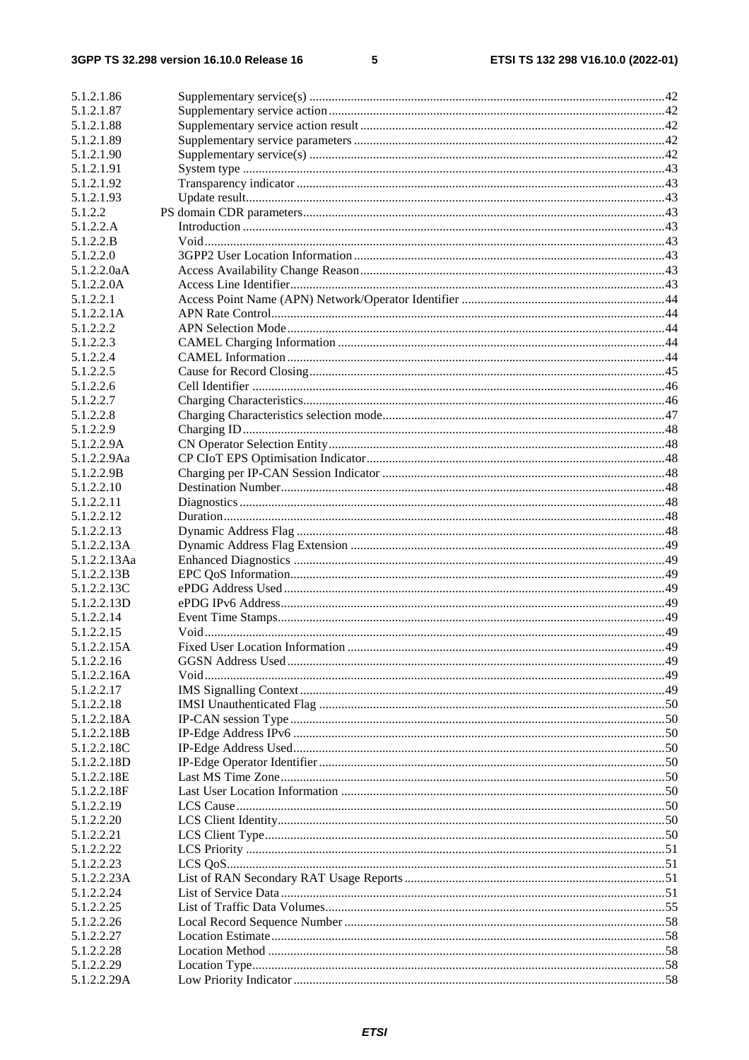| | | |
|---|---|---|
| 5.1.2.1.86 | Supplementary service(s) | 42 |
| 5.1.2.1.87 | Supplementary service action | 42 |
| 5.1.2.1.88 | Supplementary service action result | 42 |
| 5.1.2.1.89 | Supplementary service parameters | 42 |
| 5.1.2.1.90 | Supplementary service(s) | 42 |
| 5.1.2.1.91 | System type | 43 |
| 5.1.2.1.92 | Transparency indicator | 43 |
| 5.1.2.1.93 | Update result | 43 |
| 5.1.2.2 | PS domain CDR parameters | 43 |
| 5.1.2.2.A | Introduction | 43 |
| 5.1.2.2.B | Void | 43 |
| 5.1.2.2.0 | 3GPP2 User Location Information | 43 |
| 5.1.2.2.0aA | Access Availability Change Reason | 43 |
| 5.1.2.2.0A | Access Line Identifier | 43 |
| 5.1.2.2.1 | Access Point Name (APN) Network/Operator Identifier | 44 |
| 5.1.2.2.1A | APN Rate Control | 44 |
| 5.1.2.2.2 | APN Selection Mode | 44 |
| 5.1.2.2.3 | CAMEL Charging Information | 44 |
| 5.1.2.2.4 | CAMEL Information | 44 |
| 5.1.2.2.5 | Cause for Record Closing | 45 |
| 5.1.2.2.6 | Cell Identifier | 46 |
| 5.1.2.2.7 | Charging Characteristics | 46 |
| 5.1.2.2.8 | Charging Characteristics selection mode | 47 |
| 5.1.2.2.9 | Charging ID | 48 |
| 5.1.2.2.9A | CN Operator Selection Entity | 48 |
| 5.1.2.2.9Aa | CP CIoT EPS Optimisation Indicator | 48 |
| 5.1.2.2.9B | Charging per IP-CAN Session Indicator | 48 |
| 5.1.2.2.10 | Destination Number | 48 |
| 5.1.2.2.11 | Diagnostics | 48 |
| 5.1.2.2.12 | Duration | 48 |
| 5.1.2.2.13 | Dynamic Address Flag | 48 |
| 5.1.2.2.13A | Dynamic Address Flag Extension | 49 |
| 5.1.2.2.13Aa | Enhanced Diagnostics | 49 |
| 5.1.2.2.13B | EPC QoS Information | 49 |
| 5.1.2.2.13C | ePDG Address Used | 49 |
| 5.1.2.2.13D | ePDG IPv6 Address | 49 |
| 5.1.2.2.14 | Event Time Stamps | 49 |
| 5.1.2.2.15 | Void | 49 |
| 5.1.2.2.15A | Fixed User Location Information | 49 |
| 5.1.2.2.16 | GGSN Address Used | 49 |
| 5.1.2.2.16A | Void | 49 |
| 5.1.2.2.17 | IMS Signalling Context | 49 |
| 5.1.2.2.18 | IMSI Unauthenticated Flag | 50 |
| 5.1.2.2.18A | IP-CAN session Type | 50 |
| 5.1.2.2.18B | IP-Edge Address IPv6 | 50 |
| 5.1.2.2.18C | IP-Edge Address Used | 50 |
| 5.1.2.2.18D | IP-Edge Operator Identifier | 50 |
| 5.1.2.2.18E | Last MS Time Zone | 50 |
| 5.1.2.2.18F | Last User Location Information | 50 |
| 5.1.2.2.19 | LCS Cause | 50 |
| 5.1.2.2.20 | LCS Client Identity | 50 |
| 5.1.2.2.21 | LCS Client Type | 50 |
| 5.1.2.2.22 | LCS Priority | 51 |
| 5.1.2.2.23 | LCS QoS | 51 |
| 5.1.2.2.23A | List of RAN Secondary RAT Usage Reports | 51 |
| 5.1.2.2.24 | List of Service Data | 51 |
| 5.1.2.2.25 | List of Traffic Data Volumes | 55 |
| 5.1.2.2.26 | Local Record Sequence Number | 58 |
| 5.1.2.2.27 | Location Estimate | 58 |
| 5.1.2.2.28 | Location Method | 58 |
| 5.1.2.2.29 | Location Type | 58 |
| 5.1.2.2.29A | Low Priority Indicator | 58 |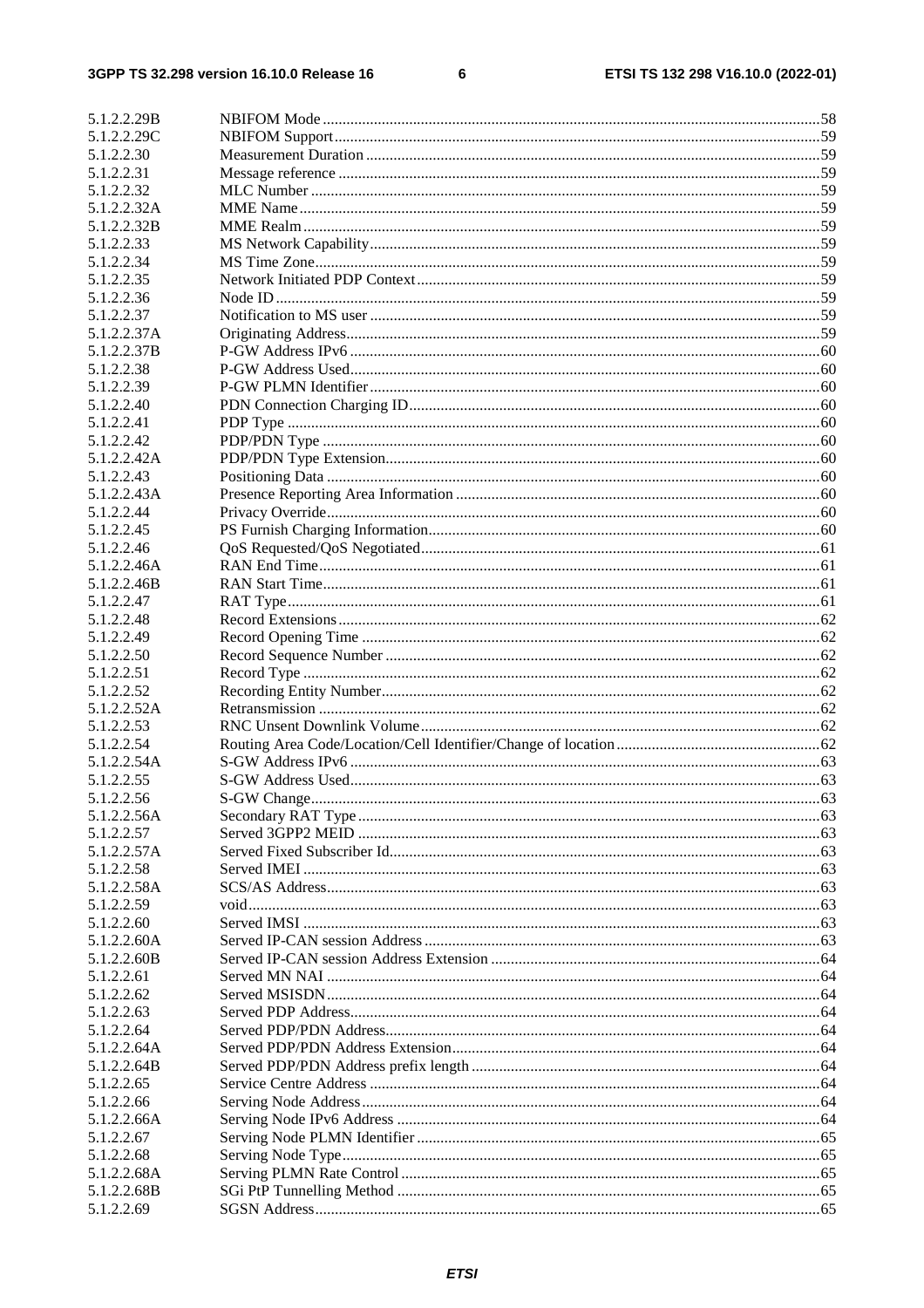5.1.2.2.29B NBIFOM Mode ..... 58
5.1.2.2.29C NBIFOM Support ..... 59
5.1.2.2.30 Measurement Duration ..... 59
5.1.2.2.31 Message reference ..... 59
5.1.2.2.32 MLC Number ..... 59
5.1.2.2.32A MME Name ..... 59
5.1.2.2.32B MME Realm ..... 59
5.1.2.2.33 MS Network Capability ..... 59
5.1.2.2.34 MS Time Zone ..... 59
5.1.2.2.35 Network Initiated PDP Context ..... 59
5.1.2.2.36 Node ID ..... 59
5.1.2.2.37 Notification to MS user ..... 59
5.1.2.2.37A Originating Address ..... 59
5.1.2.2.37B P-GW Address IPv6 ..... 60
5.1.2.2.38 P-GW Address Used ..... 60
5.1.2.2.39 P-GW PLMN Identifier ..... 60
5.1.2.2.40 PDN Connection Charging ID ..... 60
5.1.2.2.41 PDP Type ..... 60
5.1.2.2.42 PDP/PDN Type ..... 60
5.1.2.2.42A PDP/PDN Type Extension ..... 60
5.1.2.2.43 Positioning Data ..... 60
5.1.2.2.43A Presence Reporting Area Information ..... 60
5.1.2.2.44 Privacy Override ..... 60
5.1.2.2.45 PS Furnish Charging Information ..... 60
5.1.2.2.46 QoS Requested/QoS Negotiated ..... 61
5.1.2.2.46A RAN End Time ..... 61
5.1.2.2.46B RAN Start Time ..... 61
5.1.2.2.47 RAT Type ..... 61
5.1.2.2.48 Record Extensions ..... 62
5.1.2.2.49 Record Opening Time ..... 62
5.1.2.2.50 Record Sequence Number ..... 62
5.1.2.2.51 Record Type ..... 62
5.1.2.2.52 Recording Entity Number ..... 62
5.1.2.2.52A Retransmission ..... 62
5.1.2.2.53 RNC Unsent Downlink Volume ..... 62
5.1.2.2.54 Routing Area Code/Location/Cell Identifier/Change of location ..... 62
5.1.2.2.54A S-GW Address IPv6 ..... 63
5.1.2.2.55 S-GW Address Used ..... 63
5.1.2.2.56 S-GW Change ..... 63
5.1.2.2.56A Secondary RAT Type ..... 63
5.1.2.2.57 Served 3GPP2 MEID ..... 63
5.1.2.2.57A Served Fixed Subscriber Id ..... 63
5.1.2.2.58 Served IMEI ..... 63
5.1.2.2.58A SCS/AS Address ..... 63
5.1.2.2.59 void ..... 63
5.1.2.2.60 Served IMSI ..... 63
5.1.2.2.60A Served IP-CAN session Address ..... 63
5.1.2.2.60B Served IP-CAN session Address Extension ..... 64
5.1.2.2.61 Served MN NAI ..... 64
5.1.2.2.62 Served MSISDN ..... 64
5.1.2.2.63 Served PDP Address ..... 64
5.1.2.2.64 Served PDP/PDN Address ..... 64
5.1.2.2.64A Served PDP/PDN Address Extension ..... 64
5.1.2.2.64B Served PDP/PDN Address prefix length ..... 64
5.1.2.2.65 Service Centre Address ..... 64
5.1.2.2.66 Serving Node Address ..... 64
5.1.2.2.66A Serving Node IPv6 Address ..... 64
5.1.2.2.67 Serving Node PLMN Identifier ..... 65
5.1.2.2.68 Serving Node Type ..... 65
5.1.2.2.68A Serving PLMN Rate Control ..... 65
5.1.2.2.68B SGi PtP Tunnelling Method ..... 65
5.1.2.2.69 SGSN Address ..... 65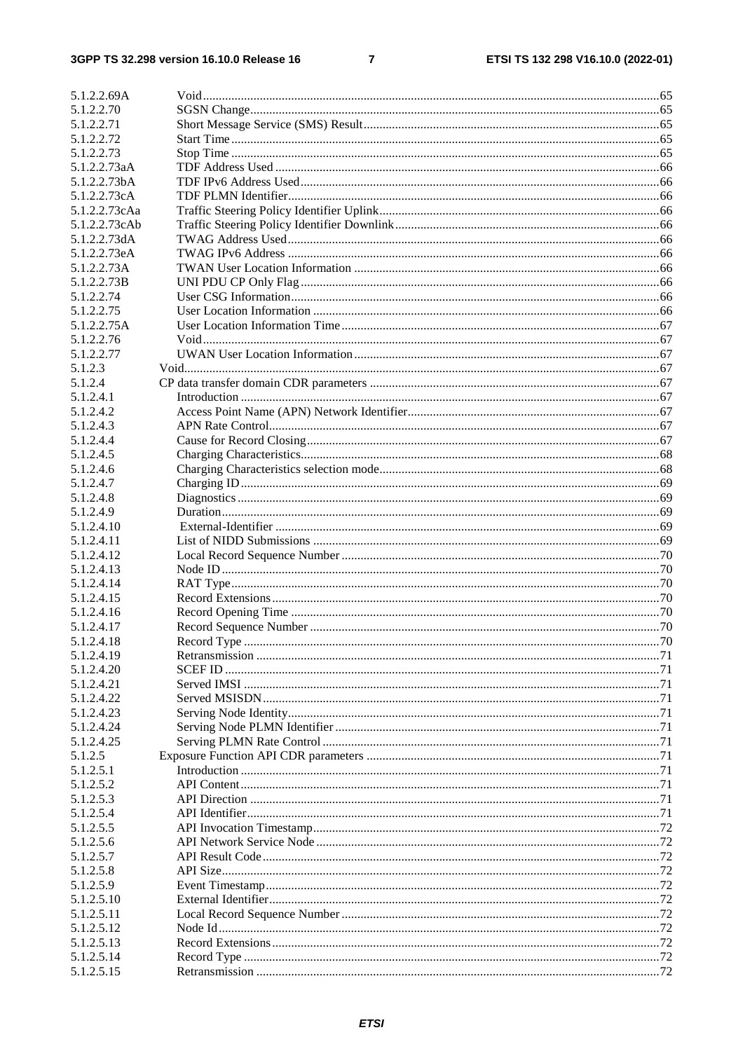| | | |
|---|---|---|
| 5.1.2.2.69A | Void | 65 |
| 5.1.2.2.70 | SGSN Change | 65 |
| 5.1.2.2.71 | Short Message Service (SMS) Result | 65 |
| 5.1.2.2.72 | Start Time | 65 |
| 5.1.2.2.73 | Stop Time | 65 |
| 5.1.2.2.73aA | TDF Address Used | 66 |
| 5.1.2.2.73bA | TDF IPv6 Address Used | 66 |
| 5.1.2.2.73cA | TDF PLMN Identifier | 66 |
| 5.1.2.2.73cAa | Traffic Steering Policy Identifier Uplink | 66 |
| 5.1.2.2.73cAb | Traffic Steering Policy Identifier Downlink | 66 |
| 5.1.2.2.73dA | TWAG Address Used | 66 |
| 5.1.2.2.73eA | TWAG IPv6 Address | 66 |
| 5.1.2.2.73A | TWAN User Location Information | 66 |
| 5.1.2.2.73B | UNI PDU CP Only Flag | 66 |
| 5.1.2.2.74 | User CSG Information | 66 |
| 5.1.2.2.75 | User Location Information | 66 |
| 5.1.2.2.75A | User Location Information Time | 67 |
| 5.1.2.2.76 | Void | 67 |
| 5.1.2.2.77 | UWAN User Location Information | 67 |
| 5.1.2.3 | Void | 67 |
| 5.1.2.4 | CP data transfer domain CDR parameters | 67 |
| 5.1.2.4.1 | Introduction | 67 |
| 5.1.2.4.2 | Access Point Name (APN) Network Identifier | 67 |
| 5.1.2.4.3 | APN Rate Control | 67 |
| 5.1.2.4.4 | Cause for Record Closing | 67 |
| 5.1.2.4.5 | Charging Characteristics | 68 |
| 5.1.2.4.6 | Charging Characteristics selection mode | 68 |
| 5.1.2.4.7 | Charging ID | 69 |
| 5.1.2.4.8 | Diagnostics | 69 |
| 5.1.2.4.9 | Duration | 69 |
| 5.1.2.4.10 | External-Identifier | 69 |
| 5.1.2.4.11 | List of NIDD Submissions | 69 |
| 5.1.2.4.12 | Local Record Sequence Number | 70 |
| 5.1.2.4.13 | Node ID | 70 |
| 5.1.2.4.14 | RAT Type | 70 |
| 5.1.2.4.15 | Record Extensions | 70 |
| 5.1.2.4.16 | Record Opening Time | 70 |
| 5.1.2.4.17 | Record Sequence Number | 70 |
| 5.1.2.4.18 | Record Type | 70 |
| 5.1.2.4.19 | Retransmission | 71 |
| 5.1.2.4.20 | SCEF ID | 71 |
| 5.1.2.4.21 | Served IMSI | 71 |
| 5.1.2.4.22 | Served MSISDN | 71 |
| 5.1.2.4.23 | Serving Node Identity | 71 |
| 5.1.2.4.24 | Serving Node PLMN Identifier | 71 |
| 5.1.2.4.25 | Serving PLMN Rate Control | 71 |
| 5.1.2.5 | Exposure Function API CDR parameters | 71 |
| 5.1.2.5.1 | Introduction | 71 |
| 5.1.2.5.2 | API Content | 71 |
| 5.1.2.5.3 | API Direction | 71 |
| 5.1.2.5.4 | API Identifier | 71 |
| 5.1.2.5.5 | API Invocation Timestamp | 72 |
| 5.1.2.5.6 | API Network Service Node | 72 |
| 5.1.2.5.7 | API Result Code | 72 |
| 5.1.2.5.8 | API Size | 72 |
| 5.1.2.5.9 | Event Timestamp | 72 |
| 5.1.2.5.10 | External Identifier | 72 |
| 5.1.2.5.11 | Local Record Sequence Number | 72 |
| 5.1.2.5.12 | Node Id | 72 |
| 5.1.2.5.13 | Record Extensions | 72 |
| 5.1.2.5.14 | Record Type | 72 |
| 5.1.2.5.15 | Retransmission | 72 |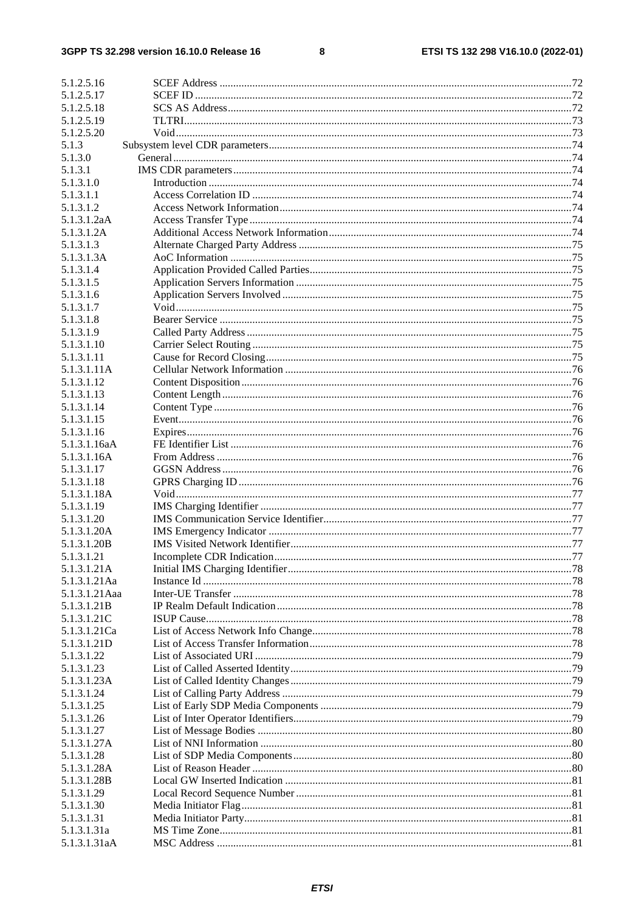5.1.2.5.16 SCEF Address ....................................................................................................................................72
5.1.2.5.17 SCEF ID ............................................................................................................................................72
5.1.2.5.18 SCS AS Address................................................................................................................................72
5.1.2.5.19 TLTRI................................................................................................................................................73
5.1.2.5.20 Void...................................................................................................................................................73
5.1.3 Subsystem level CDR parameters.............................................................................................................74
5.1.3.0 General.................................................................................................................................................74
5.1.3.1 IMS CDR parameters...........................................................................................................................74
5.1.3.1.0 Introduction ......................................................................................................................................74
5.1.3.1.1 Access Correlation ID ......................................................................................................................74
5.1.3.1.2 Access Network Information.............................................................................................................74
5.1.3.1.2aA Access Transfer Type.......................................................................................................................74
5.1.3.1.2A Additional Access Network Information..........................................................................................74
5.1.3.1.3 Alternate Charged Party Address .....................................................................................................75
5.1.3.1.3A AoC Information ..............................................................................................................................75
5.1.3.1.4 Application Provided Called Parties..................................................................................................75
5.1.3.1.5 Application Servers Information ......................................................................................................75
5.1.3.1.6 Application Servers Involved ...........................................................................................................75
5.1.3.1.7 Void...................................................................................................................................................75
5.1.3.1.8 Bearer Service ..................................................................................................................................75
5.1.3.1.9 Called Party Address ........................................................................................................................75
5.1.3.1.10 Carrier Select Routing ......................................................................................................................75
5.1.3.1.11 Cause for Record Closing.................................................................................................................75
5.1.3.1.11A Cellular Network Information ..........................................................................................................76
5.1.3.1.12 Content Disposition..........................................................................................................................76
5.1.3.1.13 Content Length..................................................................................................................................76
5.1.3.1.14 Content Type ....................................................................................................................................76
5.1.3.1.15 Event.................................................................................................................................................76
5.1.3.1.16 Expires..............................................................................................................................................76
5.1.3.1.16aA FE Identifier List ..............................................................................................................................76
5.1.3.1.16A From Address ...................................................................................................................................76
5.1.3.1.17 GGSN Address .................................................................................................................................76
5.1.3.1.18 GPRS Charging ID............................................................................................................................76
5.1.3.1.18A Void...................................................................................................................................................77
5.1.3.1.19 IMS Charging Identifier ....................................................................................................................77
5.1.3.1.20 IMS Communication Service Identifier.............................................................................................77
5.1.3.1.20A IMS Emergency Indicator ................................................................................................................77
5.1.3.1.20B IMS Visited Network Identifier.........................................................................................................77
5.1.3.1.21 Incomplete CDR Indication...............................................................................................................77
5.1.3.1.21A Initial IMS Charging Identifier..........................................................................................................78
5.1.3.1.21Aa Instance Id .........................................................................................................................................78
5.1.3.1.21Aaa Inter-UE Transfer .............................................................................................................................78
5.1.3.1.21B IP Realm Default Indication.............................................................................................................78
5.1.3.1.21C ISUP Cause.......................................................................................................................................78
5.1.3.1.21Ca List of Access Network Info Change.................................................................................................78
5.1.3.1.21D List of Access Transfer Information..................................................................................................78
5.1.3.1.22 List of Associated URI .....................................................................................................................79
5.1.3.1.23 List of Called Asserted Identity.........................................................................................................79
5.1.3.1.23A List of Called Identity Changes.........................................................................................................79
5.1.3.1.24 List of Calling Party Address ............................................................................................................79
5.1.3.1.25 List of Early SDP Media Components ..............................................................................................79
5.1.3.1.26 List of Inter Operator Identifiers........................................................................................................79
5.1.3.1.27 List of Message Bodies ....................................................................................................................80
5.1.3.1.27A List of NNI Information ...................................................................................................................80
5.1.3.1.28 List of SDP Media Components.......................................................................................................80
5.1.3.1.28A List of Reason Header ......................................................................................................................80
5.1.3.1.28B Local GW Inserted Indication ..........................................................................................................81
5.1.3.1.29 Local Record Sequence Number ......................................................................................................81
5.1.3.1.30 Media Initiator Flag..........................................................................................................................81
5.1.3.1.31 Media Initiator Party.........................................................................................................................81
5.1.3.1.31a MS Time Zone..................................................................................................................................81
5.1.3.1.31aA MSC Address ..................................................................................................................................81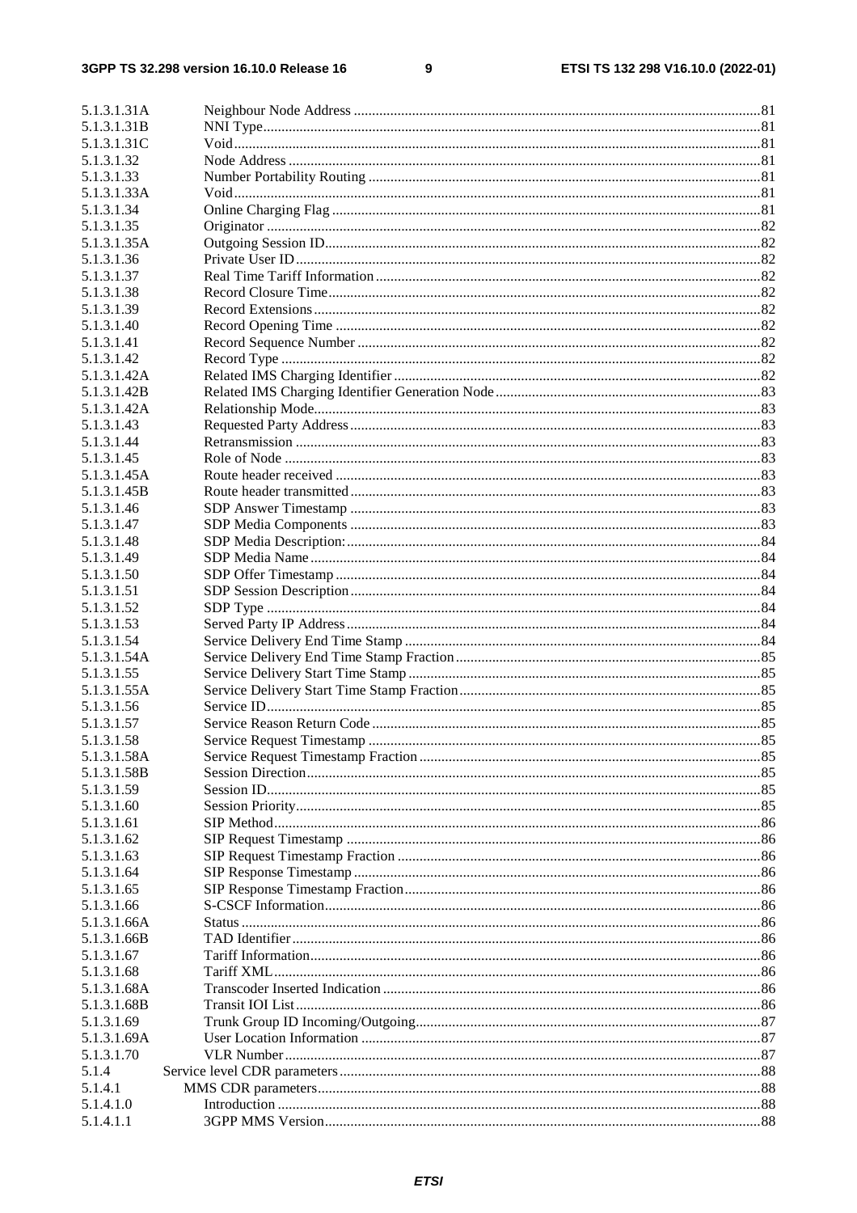5.1.3.1.31A Neighbour Node Address ....... 81
5.1.3.1.31B NNI Type ....... 81
5.1.3.1.31C Void ....... 81
5.1.3.1.32 Node Address ....... 81
5.1.3.1.33 Number Portability Routing ....... 81
5.1.3.1.33A Void ....... 81
5.1.3.1.34 Online Charging Flag ....... 81
5.1.3.1.35 Originator ....... 82
5.1.3.1.35A Outgoing Session ID ....... 82
5.1.3.1.36 Private User ID ....... 82
5.1.3.1.37 Real Time Tariff Information ....... 82
5.1.3.1.38 Record Closure Time ....... 82
5.1.3.1.39 Record Extensions ....... 82
5.1.3.1.40 Record Opening Time ....... 82
5.1.3.1.41 Record Sequence Number ....... 82
5.1.3.1.42 Record Type ....... 82
5.1.3.1.42A Related IMS Charging Identifier ....... 82
5.1.3.1.42B Related IMS Charging Identifier Generation Node ....... 83
5.1.3.1.42A Relationship Mode ....... 83
5.1.3.1.43 Requested Party Address ....... 83
5.1.3.1.44 Retransmission ....... 83
5.1.3.1.45 Role of Node ....... 83
5.1.3.1.45A Route header received ....... 83
5.1.3.1.45B Route header transmitted ....... 83
5.1.3.1.46 SDP Answer Timestamp ....... 83
5.1.3.1.47 SDP Media Components ....... 83
5.1.3.1.48 SDP Media Description: ....... 84
5.1.3.1.49 SDP Media Name ....... 84
5.1.3.1.50 SDP Offer Timestamp ....... 84
5.1.3.1.51 SDP Session Description ....... 84
5.1.3.1.52 SDP Type ....... 84
5.1.3.1.53 Served Party IP Address ....... 84
5.1.3.1.54 Service Delivery End Time Stamp ....... 84
5.1.3.1.54A Service Delivery End Time Stamp Fraction ....... 85
5.1.3.1.55 Service Delivery Start Time Stamp ....... 85
5.1.3.1.55A Service Delivery Start Time Stamp Fraction ....... 85
5.1.3.1.56 Service ID ....... 85
5.1.3.1.57 Service Reason Return Code ....... 85
5.1.3.1.58 Service Request Timestamp ....... 85
5.1.3.1.58A Service Request Timestamp Fraction ....... 85
5.1.3.1.58B Session Direction ....... 85
5.1.3.1.59 Session ID ....... 85
5.1.3.1.60 Session Priority ....... 85
5.1.3.1.61 SIP Method ....... 86
5.1.3.1.62 SIP Request Timestamp ....... 86
5.1.3.1.63 SIP Request Timestamp Fraction ....... 86
5.1.3.1.64 SIP Response Timestamp ....... 86
5.1.3.1.65 SIP Response Timestamp Fraction ....... 86
5.1.3.1.66 S-CSCF Information ....... 86
5.1.3.1.66A Status ....... 86
5.1.3.1.66B TAD Identifier ....... 86
5.1.3.1.67 Tariff Information ....... 86
5.1.3.1.68 Tariff XML ....... 86
5.1.3.1.68A Transcoder Inserted Indication ....... 86
5.1.3.1.68B Transit IOI List ....... 86
5.1.3.1.69 Trunk Group ID Incoming/Outgoing ....... 87
5.1.3.1.69A User Location Information ....... 87
5.1.3.1.70 VLR Number ....... 87
5.1.4 Service level CDR parameters ....... 88
5.1.4.1 MMS CDR parameters ....... 88
5.1.4.1.0 Introduction ....... 88
5.1.4.1.1 3GPP MMS Version ....... 88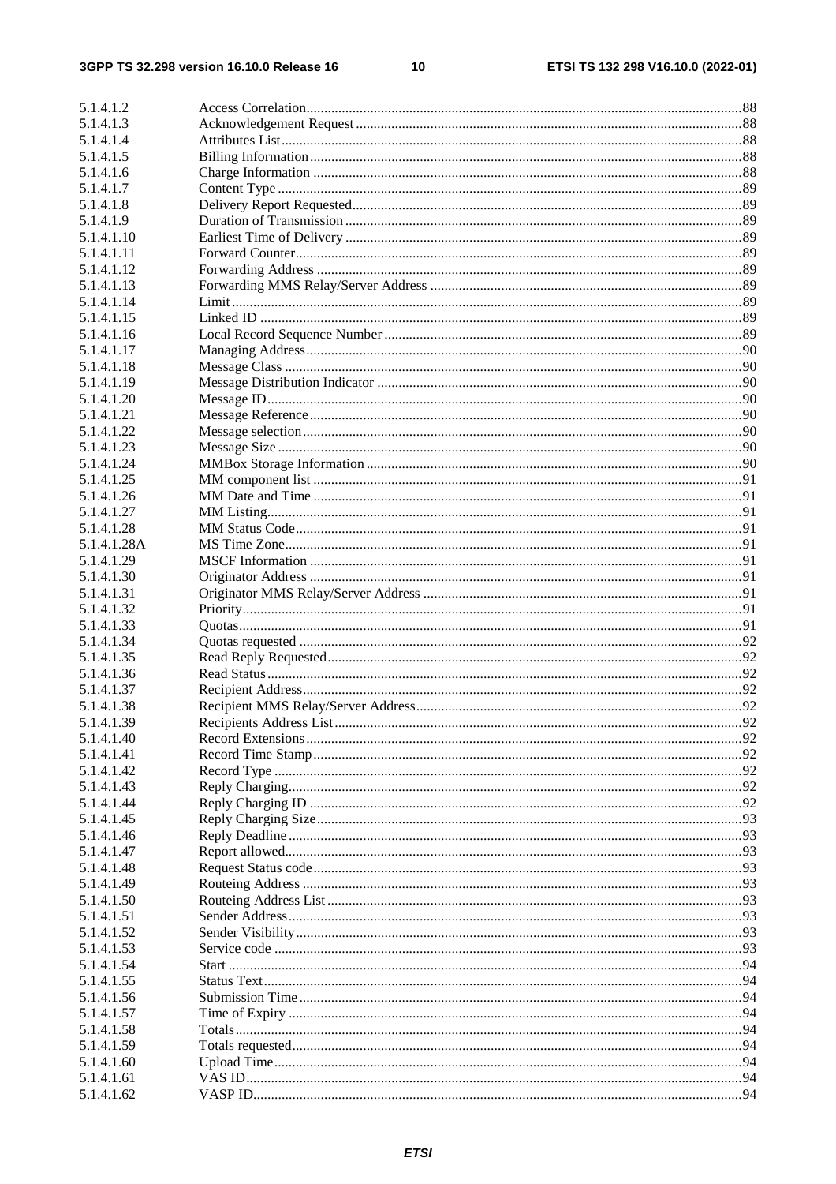5.1.4.1.2 Access Correlation..........88
5.1.4.1.3 Acknowledgement Request..........88
5.1.4.1.4 Attributes List..........88
5.1.4.1.5 Billing Information..........88
5.1.4.1.6 Charge Information..........88
5.1.4.1.7 Content Type..........89
5.1.4.1.8 Delivery Report Requested..........89
5.1.4.1.9 Duration of Transmission..........89
5.1.4.1.10 Earliest Time of Delivery..........89
5.1.4.1.11 Forward Counter..........89
5.1.4.1.12 Forwarding Address..........89
5.1.4.1.13 Forwarding MMS Relay/Server Address..........89
5.1.4.1.14 Limit..........89
5.1.4.1.15 Linked ID..........89
5.1.4.1.16 Local Record Sequence Number..........89
5.1.4.1.17 Managing Address..........90
5.1.4.1.18 Message Class..........90
5.1.4.1.19 Message Distribution Indicator..........90
5.1.4.1.20 Message ID..........90
5.1.4.1.21 Message Reference..........90
5.1.4.1.22 Message selection..........90
5.1.4.1.23 Message Size..........90
5.1.4.1.24 MMBox Storage Information..........90
5.1.4.1.25 MM component list..........91
5.1.4.1.26 MM Date and Time..........91
5.1.4.1.27 MM Listing..........91
5.1.4.1.28 MM Status Code..........91
5.1.4.1.28A MS Time Zone..........91
5.1.4.1.29 MSCF Information..........91
5.1.4.1.30 Originator Address..........91
5.1.4.1.31 Originator MMS Relay/Server Address..........91
5.1.4.1.32 Priority..........91
5.1.4.1.33 Quotas..........91
5.1.4.1.34 Quotas requested..........92
5.1.4.1.35 Read Reply Requested..........92
5.1.4.1.36 Read Status..........92
5.1.4.1.37 Recipient Address..........92
5.1.4.1.38 Recipient MMS Relay/Server Address..........92
5.1.4.1.39 Recipients Address List..........92
5.1.4.1.40 Record Extensions..........92
5.1.4.1.41 Record Time Stamp..........92
5.1.4.1.42 Record Type..........92
5.1.4.1.43 Reply Charging..........92
5.1.4.1.44 Reply Charging ID..........92
5.1.4.1.45 Reply Charging Size..........93
5.1.4.1.46 Reply Deadline..........93
5.1.4.1.47 Report allowed..........93
5.1.4.1.48 Request Status code..........93
5.1.4.1.49 Routeing Address..........93
5.1.4.1.50 Routeing Address List..........93
5.1.4.1.51 Sender Address..........93
5.1.4.1.52 Sender Visibility..........93
5.1.4.1.53 Service code..........93
5.1.4.1.54 Start..........94
5.1.4.1.55 Status Text..........94
5.1.4.1.56 Submission Time..........94
5.1.4.1.57 Time of Expiry..........94
5.1.4.1.58 Totals..........94
5.1.4.1.59 Totals requested..........94
5.1.4.1.60 Upload Time..........94
5.1.4.1.61 VAS ID..........94
5.1.4.1.62 VASP ID..........94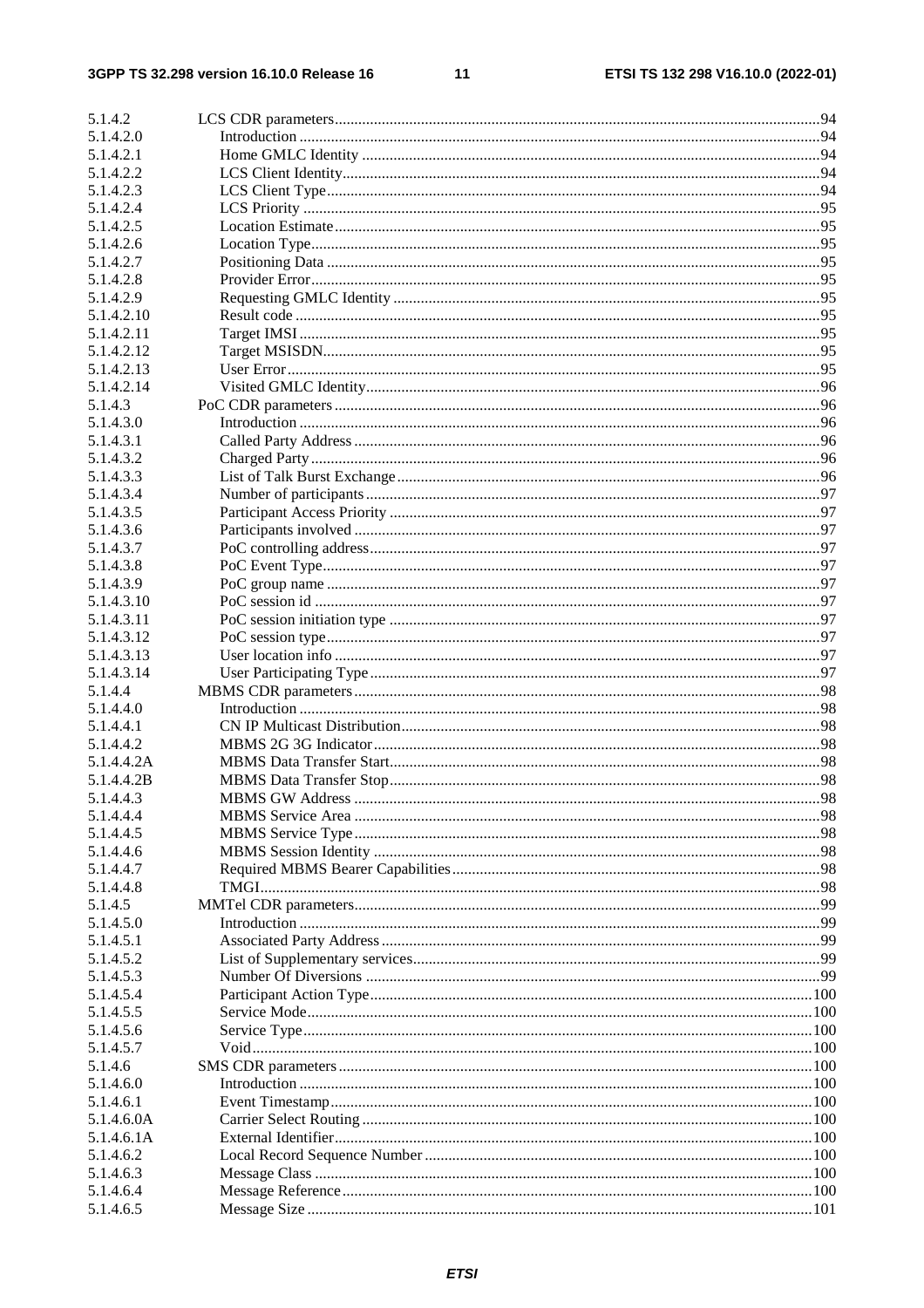| | | |
|---|---|---|
| 5.1.4.2 | LCS CDR parameters | 94 |
| 5.1.4.2.0 | Introduction | 94 |
| 5.1.4.2.1 | Home GMLC Identity | 94 |
| 5.1.4.2.2 | LCS Client Identity | 94 |
| 5.1.4.2.3 | LCS Client Type | 94 |
| 5.1.4.2.4 | LCS Priority | 95 |
| 5.1.4.2.5 | Location Estimate | 95 |
| 5.1.4.2.6 | Location Type | 95 |
| 5.1.4.2.7 | Positioning Data | 95 |
| 5.1.4.2.8 | Provider Error | 95 |
| 5.1.4.2.9 | Requesting GMLC Identity | 95 |
| 5.1.4.2.10 | Result code | 95 |
| 5.1.4.2.11 | Target IMSI | 95 |
| 5.1.4.2.12 | Target MSISDN | 95 |
| 5.1.4.2.13 | User Error | 95 |
| 5.1.4.2.14 | Visited GMLC Identity | 96 |
| 5.1.4.3 | PoC CDR parameters | 96 |
| 5.1.4.3.0 | Introduction | 96 |
| 5.1.4.3.1 | Called Party Address | 96 |
| 5.1.4.3.2 | Charged Party | 96 |
| 5.1.4.3.3 | List of Talk Burst Exchange | 96 |
| 5.1.4.3.4 | Number of participants | 97 |
| 5.1.4.3.5 | Participant Access Priority | 97 |
| 5.1.4.3.6 | Participants involved | 97 |
| 5.1.4.3.7 | PoC controlling address | 97 |
| 5.1.4.3.8 | PoC Event Type | 97 |
| 5.1.4.3.9 | PoC group name | 97 |
| 5.1.4.3.10 | PoC session id | 97 |
| 5.1.4.3.11 | PoC session initiation type | 97 |
| 5.1.4.3.12 | PoC session type | 97 |
| 5.1.4.3.13 | User location info | 97 |
| 5.1.4.3.14 | User Participating Type | 97 |
| 5.1.4.4 | MBMS CDR parameters | 98 |
| 5.1.4.4.0 | Introduction | 98 |
| 5.1.4.4.1 | CN IP Multicast Distribution | 98 |
| 5.1.4.4.2 | MBMS 2G 3G Indicator | 98 |
| 5.1.4.4.2A | MBMS Data Transfer Start | 98 |
| 5.1.4.4.2B | MBMS Data Transfer Stop | 98 |
| 5.1.4.4.3 | MBMS GW Address | 98 |
| 5.1.4.4.4 | MBMS Service Area | 98 |
| 5.1.4.4.5 | MBMS Service Type | 98 |
| 5.1.4.4.6 | MBMS Session Identity | 98 |
| 5.1.4.4.7 | Required MBMS Bearer Capabilities | 98 |
| 5.1.4.4.8 | TMGI | 98 |
| 5.1.4.5 | MMTel CDR parameters | 99 |
| 5.1.4.5.0 | Introduction | 99 |
| 5.1.4.5.1 | Associated Party Address | 99 |
| 5.1.4.5.2 | List of Supplementary services | 99 |
| 5.1.4.5.3 | Number Of Diversions | 99 |
| 5.1.4.5.4 | Participant Action Type | 100 |
| 5.1.4.5.5 | Service Mode | 100 |
| 5.1.4.5.6 | Service Type | 100 |
| 5.1.4.5.7 | Void | 100 |
| 5.1.4.6 | SMS CDR parameters | 100 |
| 5.1.4.6.0 | Introduction | 100 |
| 5.1.4.6.1 | Event Timestamp | 100 |
| 5.1.4.6.0A | Carrier Select Routing | 100 |
| 5.1.4.6.1A | External Identifier | 100 |
| 5.1.4.6.2 | Local Record Sequence Number | 100 |
| 5.1.4.6.3 | Message Class | 100 |
| 5.1.4.6.4 | Message Reference | 100 |
| 5.1.4.6.5 | Message Size | 101 |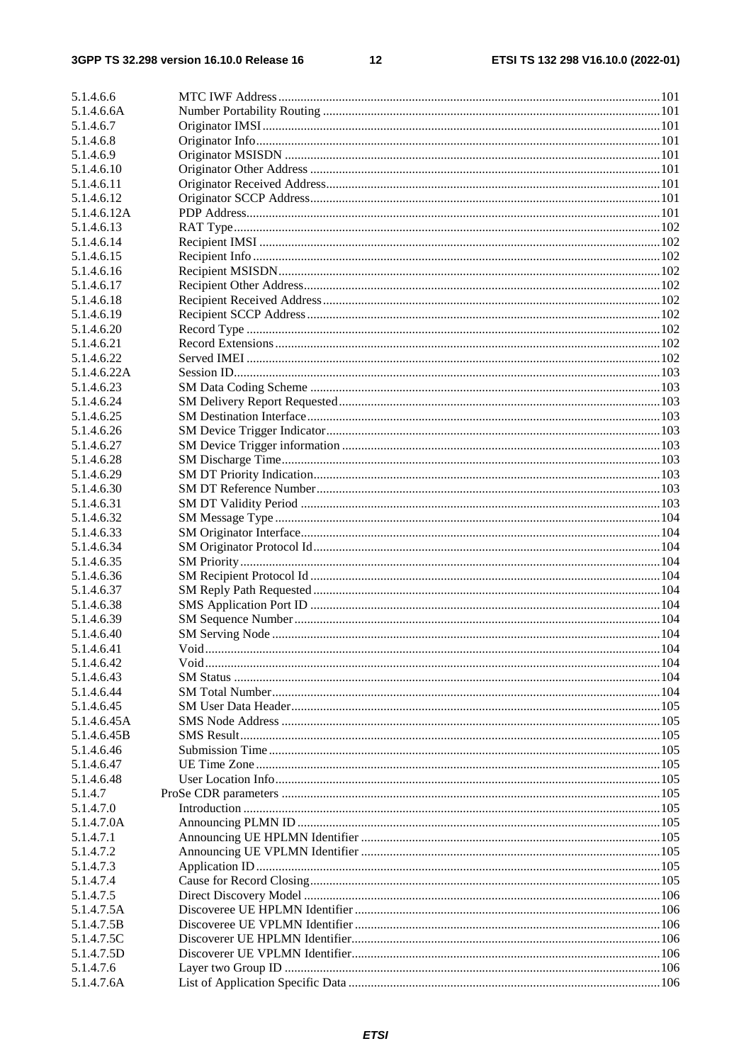5.1.4.6.6 MTC IWF Address ... 101
5.1.4.6.6A Number Portability Routing ... 101
5.1.4.6.7 Originator IMSI ... 101
5.1.4.6.8 Originator Info ... 101
5.1.4.6.9 Originator MSISDN ... 101
5.1.4.6.10 Originator Other Address ... 101
5.1.4.6.11 Originator Received Address ... 101
5.1.4.6.12 Originator SCCP Address ... 101
5.1.4.6.12A PDP Address ... 101
5.1.4.6.13 RAT Type ... 102
5.1.4.6.14 Recipient IMSI ... 102
5.1.4.6.15 Recipient Info ... 102
5.1.4.6.16 Recipient MSISDN ... 102
5.1.4.6.17 Recipient Other Address ... 102
5.1.4.6.18 Recipient Received Address ... 102
5.1.4.6.19 Recipient SCCP Address ... 102
5.1.4.6.20 Record Type ... 102
5.1.4.6.21 Record Extensions ... 102
5.1.4.6.22 Served IMEI ... 102
5.1.4.6.22A Session ID ... 103
5.1.4.6.23 SM Data Coding Scheme ... 103
5.1.4.6.24 SM Delivery Report Requested ... 103
5.1.4.6.25 SM Destination Interface ... 103
5.1.4.6.26 SM Device Trigger Indicator ... 103
5.1.4.6.27 SM Device Trigger information ... 103
5.1.4.6.28 SM Discharge Time ... 103
5.1.4.6.29 SM DT Priority Indication ... 103
5.1.4.6.30 SM DT Reference Number ... 103
5.1.4.6.31 SM DT Validity Period ... 103
5.1.4.6.32 SM Message Type ... 104
5.1.4.6.33 SM Originator Interface ... 104
5.1.4.6.34 SM Originator Protocol Id ... 104
5.1.4.6.35 SM Priority ... 104
5.1.4.6.36 SM Recipient Protocol Id ... 104
5.1.4.6.37 SM Reply Path Requested ... 104
5.1.4.6.38 SMS Application Port ID ... 104
5.1.4.6.39 SM Sequence Number ... 104
5.1.4.6.40 SM Serving Node ... 104
5.1.4.6.41 Void ... 104
5.1.4.6.42 Void ... 104
5.1.4.6.43 SM Status ... 104
5.1.4.6.44 SM Total Number ... 104
5.1.4.6.45 SM User Data Header ... 105
5.1.4.6.45A SMS Node Address ... 105
5.1.4.6.45B SMS Result ... 105
5.1.4.6.46 Submission Time ... 105
5.1.4.6.47 UE Time Zone ... 105
5.1.4.6.48 User Location Info ... 105
5.1.4.7 ProSe CDR parameters ... 105
5.1.4.7.0 Introduction ... 105
5.1.4.7.0A Announcing PLMN ID ... 105
5.1.4.7.1 Announcing UE HPLMN Identifier ... 105
5.1.4.7.2 Announcing UE VPLMN Identifier ... 105
5.1.4.7.3 Application ID ... 105
5.1.4.7.4 Cause for Record Closing ... 105
5.1.4.7.5 Direct Discovery Model ... 106
5.1.4.7.5A Discoveree UE HPLMN Identifier ... 106
5.1.4.7.5B Discoveree UE VPLMN Identifier ... 106
5.1.4.7.5C Discoverer UE HPLMN Identifier ... 106
5.1.4.7.5D Discoverer UE VPLMN Identifier ... 106
5.1.4.7.6 Layer two Group ID ... 106
5.1.4.7.6A List of Application Specific Data ... 106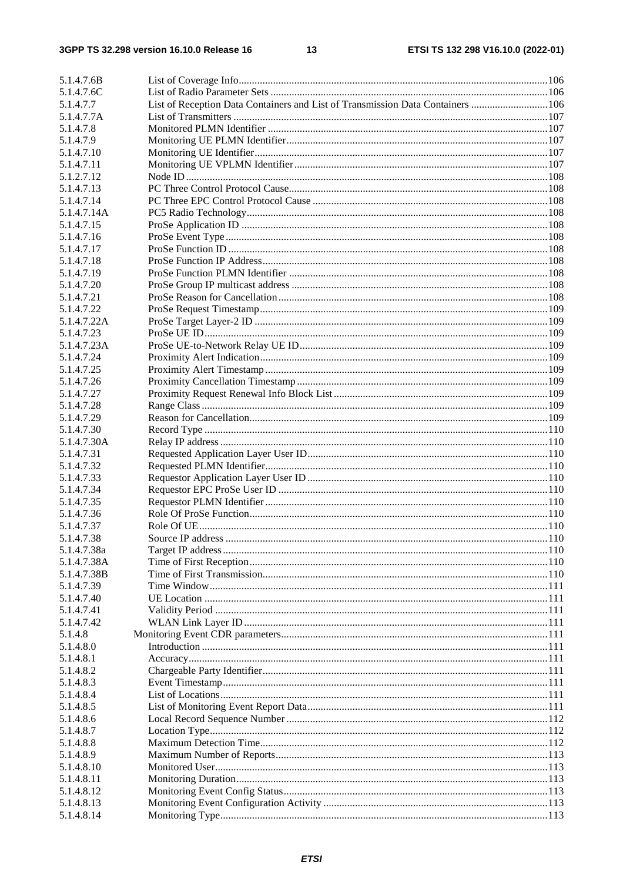| | | |
|---|---|---|
| 5.1.4.7.6B | List of Coverage Info | 106 |
| 5.1.4.7.6C | List of Radio Parameter Sets | 106 |
| 5.1.4.7.7 | List of Reception Data Containers and List of Transmission Data Containers | 106 |
| 5.1.4.7.7A | List of Transmitters | 107 |
| 5.1.4.7.8 | Monitored PLMN Identifier | 107 |
| 5.1.4.7.9 | Monitoring UE PLMN Identifier | 107 |
| 5.1.4.7.10 | Monitoring UE Identifier | 107 |
| 5.1.4.7.11 | Monitoring UE VPLMN Identifier | 107 |
| 5.1.2.7.12 | Node ID | 108 |
| 5.1.4.7.13 | PC Three Control Protocol Cause | 108 |
| 5.1.4.7.14 | PC Three EPC Control Protocol Cause | 108 |
| 5.1.4.7.14A | PC5 Radio Technology | 108 |
| 5.1.4.7.15 | ProSe Application ID | 108 |
| 5.1.4.7.16 | ProSe Event Type | 108 |
| 5.1.4.7.17 | ProSe Function ID | 108 |
| 5.1.4.7.18 | ProSe Function IP Address | 108 |
| 5.1.4.7.19 | ProSe Function PLMN Identifier | 108 |
| 5.1.4.7.20 | ProSe Group IP multicast address | 108 |
| 5.1.4.7.21 | ProSe Reason for Cancellation | 108 |
| 5.1.4.7.22 | ProSe Request Timestamp | 109 |
| 5.1.4.7.22A | ProSe Target Layer-2 ID | 109 |
| 5.1.4.7.23 | ProSe UE ID | 109 |
| 5.1.4.7.23A | ProSe UE-to-Network Relay UE ID | 109 |
| 5.1.4.7.24 | Proximity Alert Indication | 109 |
| 5.1.4.7.25 | Proximity Alert Timestamp | 109 |
| 5.1.4.7.26 | Proximity Cancellation Timestamp | 109 |
| 5.1.4.7.27 | Proximity Request Renewal Info Block List | 109 |
| 5.1.4.7.28 | Range Class | 109 |
| 5.1.4.7.29 | Reason for Cancellation | 109 |
| 5.1.4.7.30 | Record Type | 110 |
| 5.1.4.7.30A | Relay IP address | 110 |
| 5.1.4.7.31 | Requested Application Layer User ID | 110 |
| 5.1.4.7.32 | Requested PLMN Identifier | 110 |
| 5.1.4.7.33 | Requestor Application Layer User ID | 110 |
| 5.1.4.7.34 | Requestor EPC ProSe User ID | 110 |
| 5.1.4.7.35 | Requestor PLMN Identifier | 110 |
| 5.1.4.7.36 | Role Of ProSe Function | 110 |
| 5.1.4.7.37 | Role Of UE | 110 |
| 5.1.4.7.38 | Source IP address | 110 |
| 5.1.4.7.38a | Target IP address | 110 |
| 5.1.4.7.38A | Time of First Reception | 110 |
| 5.1.4.7.38B | Time of First Transmission | 110 |
| 5.1.4.7.39 | Time Window | 111 |
| 5.1.4.7.40 | UE Location | 111 |
| 5.1.4.7.41 | Validity Period | 111 |
| 5.1.4.7.42 | WLAN Link Layer ID | 111 |
| 5.1.4.8 | Monitoring Event CDR parameters | 111 |
| 5.1.4.8.0 | Introduction | 111 |
| 5.1.4.8.1 | Accuracy | 111 |
| 5.1.4.8.2 | Chargeable Party Identifier | 111 |
| 5.1.4.8.3 | Event Timestamp | 111 |
| 5.1.4.8.4 | List of Locations | 111 |
| 5.1.4.8.5 | List of Monitoring Event Report Data | 111 |
| 5.1.4.8.6 | Local Record Sequence Number | 112 |
| 5.1.4.8.7 | Location Type | 112 |
| 5.1.4.8.8 | Maximum Detection Time | 112 |
| 5.1.4.8.9 | Maximum Number of Reports | 113 |
| 5.1.4.8.10 | Monitored User | 113 |
| 5.1.4.8.11 | Monitoring Duration | 113 |
| 5.1.4.8.12 | Monitoring Event Config Status | 113 |
| 5.1.4.8.13 | Monitoring Event Configuration Activity | 113 |
| 5.1.4.8.14 | Monitoring Type | 113 |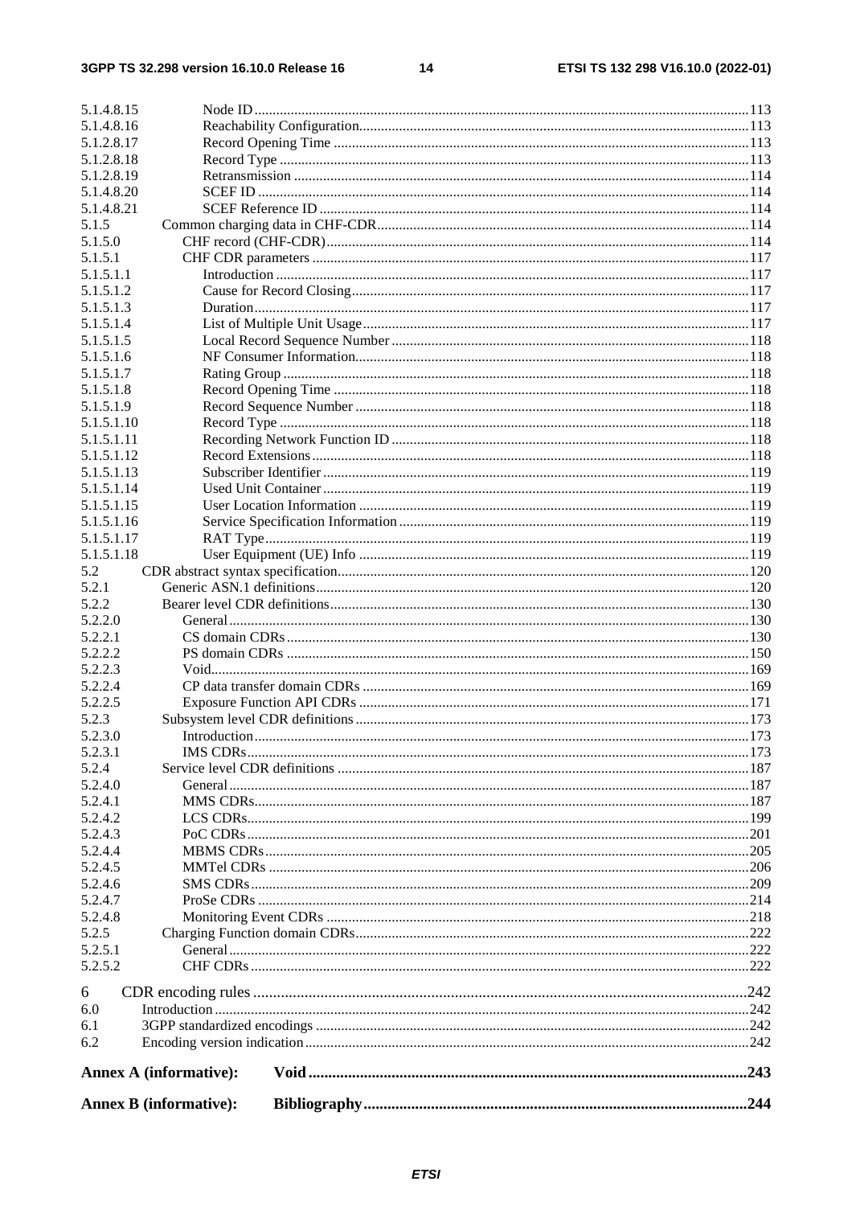5.1.4.8.15 Node ID .....113
5.1.4.8.16 Reachability Configuration .....113
5.1.2.8.17 Record Opening Time .....113
5.1.2.8.18 Record Type .....113
5.1.2.8.19 Retransmission .....114
5.1.4.8.20 SCEF ID .....114
5.1.4.8.21 SCEF Reference ID .....114
5.1.5 Common charging data in CHF-CDR .....114
5.1.5.0 CHF record (CHF-CDR) .....114
5.1.5.1 CHF CDR parameters .....117
5.1.5.1.1 Introduction .....117
5.1.5.1.2 Cause for Record Closing .....117
5.1.5.1.3 Duration .....117
5.1.5.1.4 List of Multiple Unit Usage .....117
5.1.5.1.5 Local Record Sequence Number .....118
5.1.5.1.6 NF Consumer Information .....118
5.1.5.1.7 Rating Group .....118
5.1.5.1.8 Record Opening Time .....118
5.1.5.1.9 Record Sequence Number .....118
5.1.5.1.10 Record Type .....118
5.1.5.1.11 Recording Network Function ID .....118
5.1.5.1.12 Record Extensions .....118
5.1.5.1.13 Subscriber Identifier .....119
5.1.5.1.14 Used Unit Container .....119
5.1.5.1.15 User Location Information .....119
5.1.5.1.16 Service Specification Information .....119
5.1.5.1.17 RAT Type .....119
5.1.5.1.18 User Equipment (UE) Info .....119
5.2 CDR abstract syntax specification .....120
5.2.1 Generic ASN.1 definitions .....120
5.2.2 Bearer level CDR definitions .....130
5.2.2.0 General .....130
5.2.2.1 CS domain CDRs .....130
5.2.2.2 PS domain CDRs .....150
5.2.2.3 Void .....169
5.2.2.4 CP data transfer domain CDRs .....169
5.2.2.5 Exposure Function API CDRs .....171
5.2.3 Subsystem level CDR definitions .....173
5.2.3.0 Introduction .....173
5.2.3.1 IMS CDRs .....173
5.2.4 Service level CDR definitions .....187
5.2.4.0 General .....187
5.2.4.1 MMS CDRs .....187
5.2.4.2 LCS CDRs .....199
5.2.4.3 PoC CDRs .....201
5.2.4.4 MBMS CDRs .....205
5.2.4.5 MMTel CDRs .....206
5.2.4.6 SMS CDRs .....209
5.2.4.7 ProSe CDRs .....214
5.2.4.8 Monitoring Event CDRs .....218
5.2.5 Charging Function domain CDRs .....222
5.2.5.1 General .....222
5.2.5.2 CHF CDRs .....222

6 CDR encoding rules .....242
6.0 Introduction .....242
6.1 3GPP standardized encodings .....242
6.2 Encoding version indication .....242

**Annex A (informative): Void .....243**

**Annex B (informative): Bibliography .....244**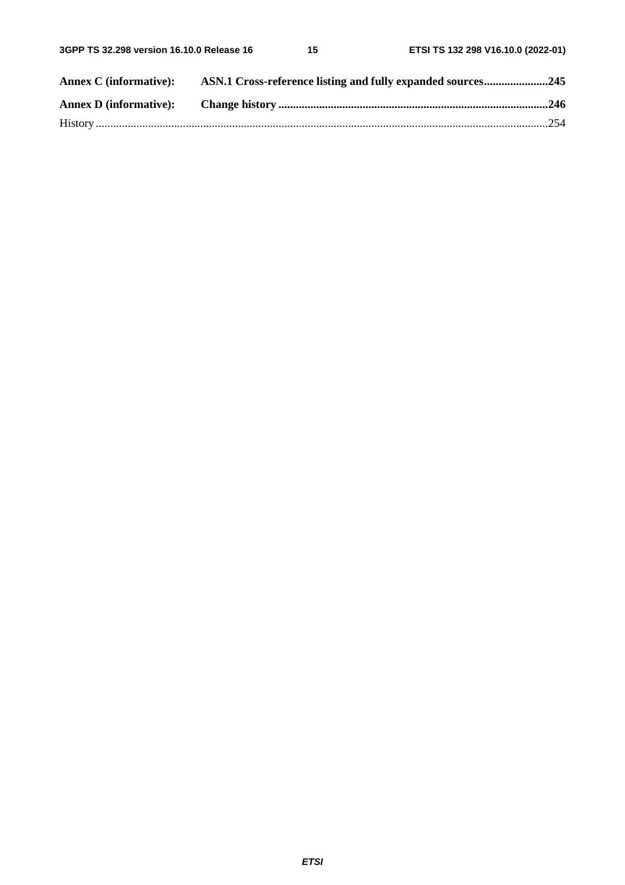**Annex C (informative): ASN.1 Cross-reference listing and fully expanded sources......................245**

**Annex D (informative): Change history ............................................................................................246**

History ..........................................................................................................................................................254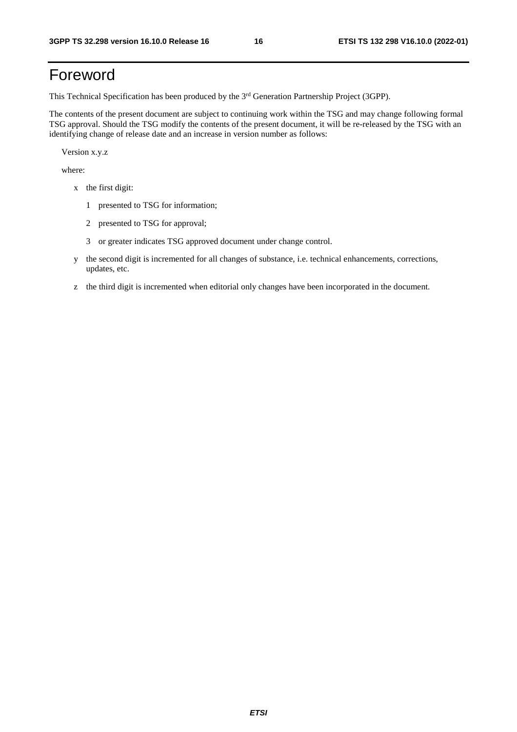# Foreword

This Technical Specification has been produced by the 3rd Generation Partnership Project (3GPP).

The contents of the present document are subject to continuing work within the TSG and may change following formal TSG approval. Should the TSG modify the contents of the present document, it will be re-released by the TSG with an identifying change of release date and an increase in version number as follows:

Version x.y.z

where:

- x the first digit:
  - 1 presented to TSG for information;
  - 2 presented to TSG for approval;
  - 3 or greater indicates TSG approved document under change control.
- y the second digit is incremented for all changes of substance, i.e. technical enhancements, corrections, updates, etc.
- z the third digit is incremented when editorial only changes have been incorporated in the document.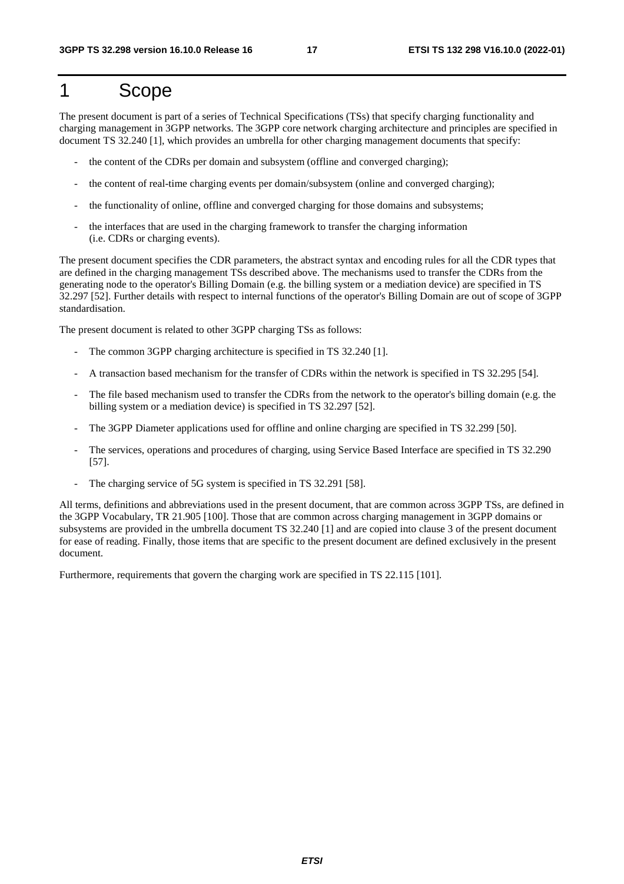# 1 Scope

The present document is part of a series of Technical Specifications (TSs) that specify charging functionality and charging management in 3GPP networks. The 3GPP core network charging architecture and principles are specified in document TS 32.240 [1], which provides an umbrella for other charging management documents that specify:

- the content of the CDRs per domain and subsystem (offline and converged charging);
- the content of real-time charging events per domain/subsystem (online and converged charging);
- the functionality of online, offline and converged charging for those domains and subsystems;
- the interfaces that are used in the charging framework to transfer the charging information (i.e. CDRs or charging events).

The present document specifies the CDR parameters, the abstract syntax and encoding rules for all the CDR types that are defined in the charging management TSs described above. The mechanisms used to transfer the CDRs from the generating node to the operator's Billing Domain (e.g. the billing system or a mediation device) are specified in TS 32.297 [52]. Further details with respect to internal functions of the operator's Billing Domain are out of scope of 3GPP standardisation.

The present document is related to other 3GPP charging TSs as follows:

- The common 3GPP charging architecture is specified in TS 32.240 [1].
- A transaction based mechanism for the transfer of CDRs within the network is specified in TS 32.295 [54].
- The file based mechanism used to transfer the CDRs from the network to the operator's billing domain (e.g. the billing system or a mediation device) is specified in TS 32.297 [52].
- The 3GPP Diameter applications used for offline and online charging are specified in TS 32.299 [50].
- The services, operations and procedures of charging, using Service Based Interface are specified in TS 32.290 [57].
- The charging service of 5G system is specified in TS 32.291 [58].

All terms, definitions and abbreviations used in the present document, that are common across 3GPP TSs, are defined in the 3GPP Vocabulary, TR 21.905 [100]. Those that are common across charging management in 3GPP domains or subsystems are provided in the umbrella document TS 32.240 [1] and are copied into clause 3 of the present document for ease of reading. Finally, those items that are specific to the present document are defined exclusively in the present document.

Furthermore, requirements that govern the charging work are specified in TS 22.115 [101].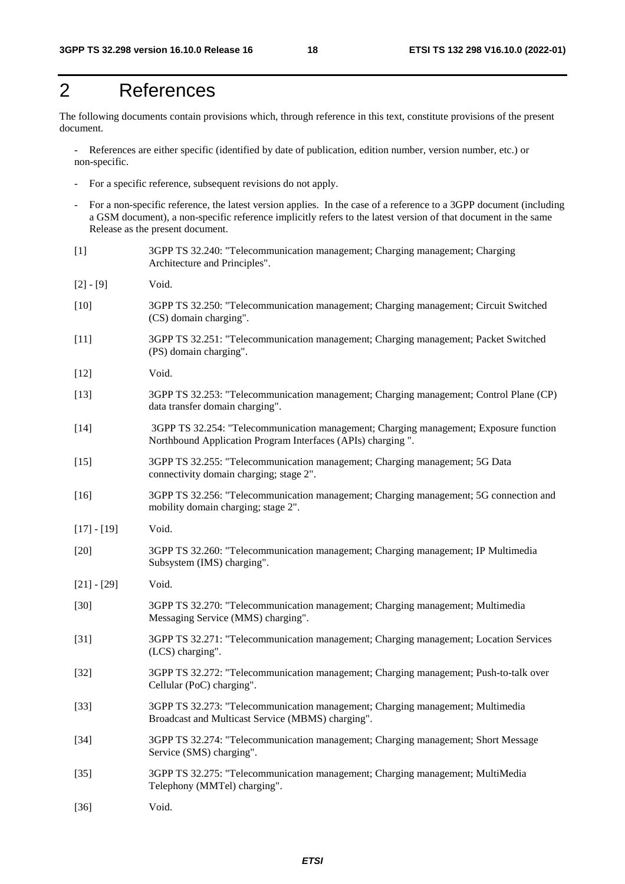# 2 References

The following documents contain provisions which, through reference in this text, constitute provisions of the present document.

- References are either specific (identified by date of publication, edition number, version number, etc.) or non-specific.
- For a specific reference, subsequent revisions do not apply.
- For a non-specific reference, the latest version applies. In the case of a reference to a 3GPP document (including a GSM document), a non-specific reference implicitly refers to the latest version of that document in the same Release as the present document.

[1] 3GPP TS 32.240: "Telecommunication management; Charging management; Charging Architecture and Principles".

[2] - [9] Void.

[10] 3GPP TS 32.250: "Telecommunication management; Charging management; Circuit Switched (CS) domain charging".

[11] 3GPP TS 32.251: "Telecommunication management; Charging management; Packet Switched (PS) domain charging".

[12] Void.

[13] 3GPP TS 32.253: "Telecommunication management; Charging management; Control Plane (CP) data transfer domain charging".

[14] 3GPP TS 32.254: "Telecommunication management; Charging management; Exposure function Northbound Application Program Interfaces (APIs) charging ".

[15] 3GPP TS 32.255: "Telecommunication management; Charging management; 5G Data connectivity domain charging; stage 2".

[16] 3GPP TS 32.256: "Telecommunication management; Charging management; 5G connection and mobility domain charging; stage 2".

[17] - [19] Void.

[20] 3GPP TS 32.260: "Telecommunication management; Charging management; IP Multimedia Subsystem (IMS) charging".

[21] - [29] Void.

[30] 3GPP TS 32.270: "Telecommunication management; Charging management; Multimedia Messaging Service (MMS) charging".

[31] 3GPP TS 32.271: "Telecommunication management; Charging management; Location Services (LCS) charging".

[32] 3GPP TS 32.272: "Telecommunication management; Charging management; Push-to-talk over Cellular (PoC) charging".

[33] 3GPP TS 32.273: "Telecommunication management; Charging management; Multimedia Broadcast and Multicast Service (MBMS) charging".

[34] 3GPP TS 32.274: "Telecommunication management; Charging management; Short Message Service (SMS) charging".

[35] 3GPP TS 32.275: "Telecommunication management; Charging management; MultiMedia Telephony (MMTel) charging".

[36] Void.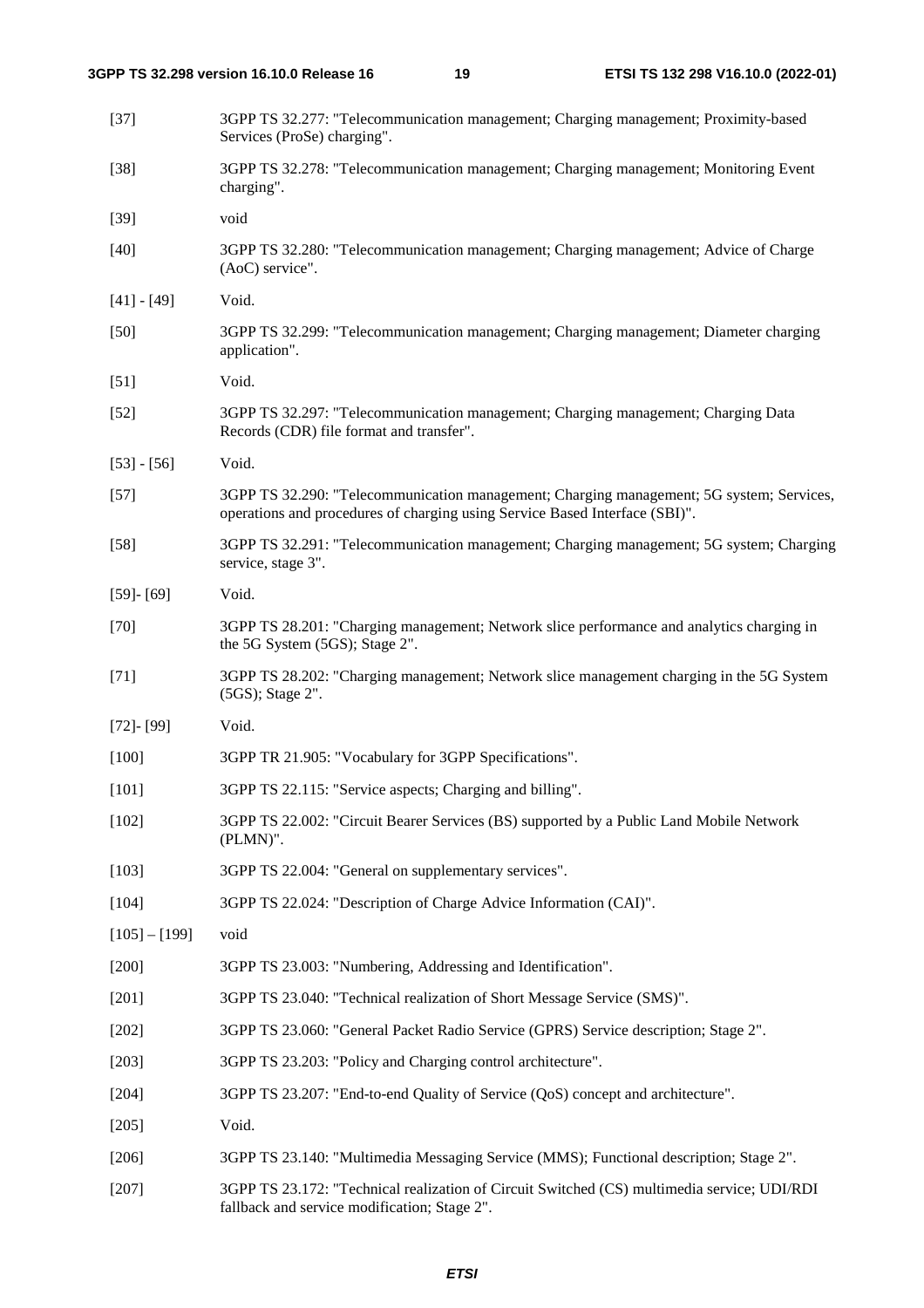[37] 3GPP TS 32.277: "Telecommunication management; Charging management; Proximity-based Services (ProSe) charging".

[38] 3GPP TS 32.278: "Telecommunication management; Charging management; Monitoring Event charging".

[39] void

[40] 3GPP TS 32.280: "Telecommunication management; Charging management; Advice of Charge (AoC) service".

[41] - [49] Void.

[50] 3GPP TS 32.299: "Telecommunication management; Charging management; Diameter charging application".

[51] Void.

[52] 3GPP TS 32.297: "Telecommunication management; Charging management; Charging Data Records (CDR) file format and transfer".

[53] - [56] Void.

[57] 3GPP TS 32.290: "Telecommunication management; Charging management; 5G system; Services, operations and procedures of charging using Service Based Interface (SBI)".

[58] 3GPP TS 32.291: "Telecommunication management; Charging management; 5G system; Charging service, stage 3".

[59]- [69] Void.

[70] 3GPP TS 28.201: "Charging management; Network slice performance and analytics charging in the 5G System (5GS); Stage 2".

[71] 3GPP TS 28.202: "Charging management; Network slice management charging in the 5G System (5GS); Stage 2".

[72]- [99] Void.

[100] 3GPP TR 21.905: "Vocabulary for 3GPP Specifications".

[101] 3GPP TS 22.115: "Service aspects; Charging and billing".

[102] 3GPP TS 22.002: "Circuit Bearer Services (BS) supported by a Public Land Mobile Network (PLMN)".

[103] 3GPP TS 22.004: "General on supplementary services".

[104] 3GPP TS 22.024: "Description of Charge Advice Information (CAI)".

[105] – [199] void

[200] 3GPP TS 23.003: "Numbering, Addressing and Identification".

[201] 3GPP TS 23.040: "Technical realization of Short Message Service (SMS)".

[202] 3GPP TS 23.060: "General Packet Radio Service (GPRS) Service description; Stage 2".

[203] 3GPP TS 23.203: "Policy and Charging control architecture".

[204] 3GPP TS 23.207: "End-to-end Quality of Service (QoS) concept and architecture".

[205] Void.

[206] 3GPP TS 23.140: "Multimedia Messaging Service (MMS); Functional description; Stage 2".

[207] 3GPP TS 23.172: "Technical realization of Circuit Switched (CS) multimedia service; UDI/RDI fallback and service modification; Stage 2".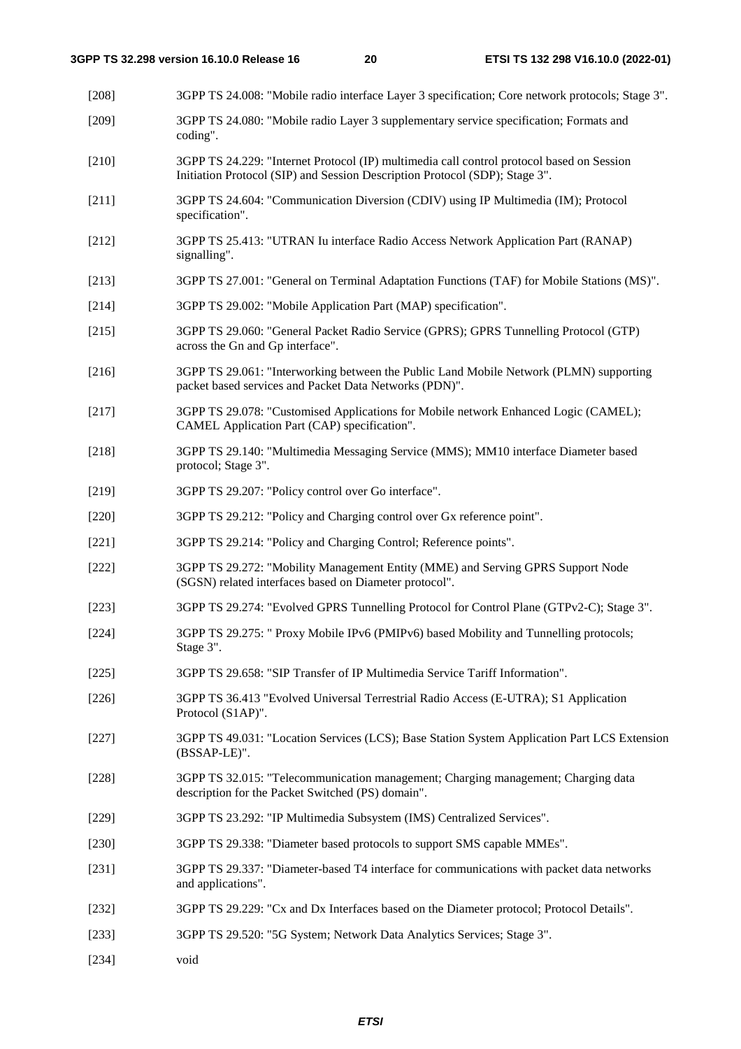[208] 3GPP TS 24.008: "Mobile radio interface Layer 3 specification; Core network protocols; Stage 3".

[209] 3GPP TS 24.080: "Mobile radio Layer 3 supplementary service specification; Formats and coding".

[210] 3GPP TS 24.229: "Internet Protocol (IP) multimedia call control protocol based on Session Initiation Protocol (SIP) and Session Description Protocol (SDP); Stage 3".

[211] 3GPP TS 24.604: "Communication Diversion (CDIV) using IP Multimedia (IM); Protocol specification".

[212] 3GPP TS 25.413: "UTRAN Iu interface Radio Access Network Application Part (RANAP) signalling".

[213] 3GPP TS 27.001: "General on Terminal Adaptation Functions (TAF) for Mobile Stations (MS)".

[214] 3GPP TS 29.002: "Mobile Application Part (MAP) specification".

[215] 3GPP TS 29.060: "General Packet Radio Service (GPRS); GPRS Tunnelling Protocol (GTP) across the Gn and Gp interface".

[216] 3GPP TS 29.061: "Interworking between the Public Land Mobile Network (PLMN) supporting packet based services and Packet Data Networks (PDN)".

[217] 3GPP TS 29.078: "Customised Applications for Mobile network Enhanced Logic (CAMEL); CAMEL Application Part (CAP) specification".

[218] 3GPP TS 29.140: "Multimedia Messaging Service (MMS); MM10 interface Diameter based protocol; Stage 3".

[219] 3GPP TS 29.207: "Policy control over Go interface".

[220] 3GPP TS 29.212: "Policy and Charging control over Gx reference point".

[221] 3GPP TS 29.214: "Policy and Charging Control; Reference points".

[222] 3GPP TS 29.272: "Mobility Management Entity (MME) and Serving GPRS Support Node (SGSN) related interfaces based on Diameter protocol".

[223] 3GPP TS 29.274: "Evolved GPRS Tunnelling Protocol for Control Plane (GTPv2-C); Stage 3".

[224] 3GPP TS 29.275: " Proxy Mobile IPv6 (PMIPv6) based Mobility and Tunnelling protocols; Stage 3".

[225] 3GPP TS 29.658: "SIP Transfer of IP Multimedia Service Tariff Information".

[226] 3GPP TS 36.413 "Evolved Universal Terrestrial Radio Access (E-UTRA); S1 Application Protocol (S1AP)".

[227] 3GPP TS 49.031: "Location Services (LCS); Base Station System Application Part LCS Extension (BSSAP-LE)".

[228] 3GPP TS 32.015: "Telecommunication management; Charging management; Charging data description for the Packet Switched (PS) domain".

[229] 3GPP TS 23.292: "IP Multimedia Subsystem (IMS) Centralized Services".

[230] 3GPP TS 29.338: "Diameter based protocols to support SMS capable MMEs".

[231] 3GPP TS 29.337: "Diameter-based T4 interface for communications with packet data networks and applications".

[232] 3GPP TS 29.229: "Cx and Dx Interfaces based on the Diameter protocol; Protocol Details".

[233] 3GPP TS 29.520: "5G System; Network Data Analytics Services; Stage 3".

[234] void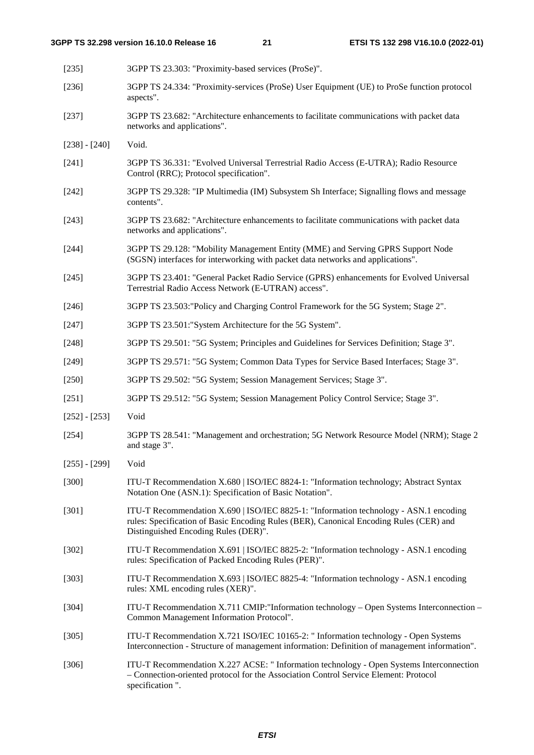[235] 3GPP TS 23.303: "Proximity-based services (ProSe)".

[236] 3GPP TS 24.334: "Proximity-services (ProSe) User Equipment (UE) to ProSe function protocol aspects".

[237] 3GPP TS 23.682: "Architecture enhancements to facilitate communications with packet data networks and applications".

[238] - [240] Void.

[241] 3GPP TS 36.331: "Evolved Universal Terrestrial Radio Access (E-UTRA); Radio Resource Control (RRC); Protocol specification".

[242] 3GPP TS 29.328: "IP Multimedia (IM) Subsystem Sh Interface; Signalling flows and message contents".

[243] 3GPP TS 23.682: "Architecture enhancements to facilitate communications with packet data networks and applications".

[244] 3GPP TS 29.128: "Mobility Management Entity (MME) and Serving GPRS Support Node (SGSN) interfaces for interworking with packet data networks and applications".

[245] 3GPP TS 23.401: "General Packet Radio Service (GPRS) enhancements for Evolved Universal Terrestrial Radio Access Network (E-UTRAN) access".

[246] 3GPP TS 23.503:"Policy and Charging Control Framework for the 5G System; Stage 2".

[247] 3GPP TS 23.501:"System Architecture for the 5G System".

[248] 3GPP TS 29.501: "5G System; Principles and Guidelines for Services Definition; Stage 3".

[249] 3GPP TS 29.571: "5G System; Common Data Types for Service Based Interfaces; Stage 3".

[250] 3GPP TS 29.502: "5G System; Session Management Services; Stage 3".

[251] 3GPP TS 29.512: "5G System; Session Management Policy Control Service; Stage 3".

[252] - [253] Void

[254] 3GPP TS 28.541: "Management and orchestration; 5G Network Resource Model (NRM); Stage 2 and stage 3".

[255] - [299] Void

[300] ITU-T Recommendation X.680 | ISO/IEC 8824-1: "Information technology; Abstract Syntax Notation One (ASN.1): Specification of Basic Notation".

[301] ITU-T Recommendation X.690 | ISO/IEC 8825-1: "Information technology - ASN.1 encoding rules: Specification of Basic Encoding Rules (BER), Canonical Encoding Rules (CER) and Distinguished Encoding Rules (DER)".

[302] ITU-T Recommendation X.691 | ISO/IEC 8825-2: "Information technology - ASN.1 encoding rules: Specification of Packed Encoding Rules (PER)".

[303] ITU-T Recommendation X.693 | ISO/IEC 8825-4: "Information technology - ASN.1 encoding rules: XML encoding rules (XER)".

[304] ITU-T Recommendation X.711 CMIP:"Information technology – Open Systems Interconnection – Common Management Information Protocol".

[305] ITU-T Recommendation X.721 ISO/IEC 10165-2: " Information technology - Open Systems Interconnection - Structure of management information: Definition of management information".

[306] ITU-T Recommendation X.227 ACSE: " Information technology - Open Systems Interconnection – Connection-oriented protocol for the Association Control Service Element: Protocol specification ".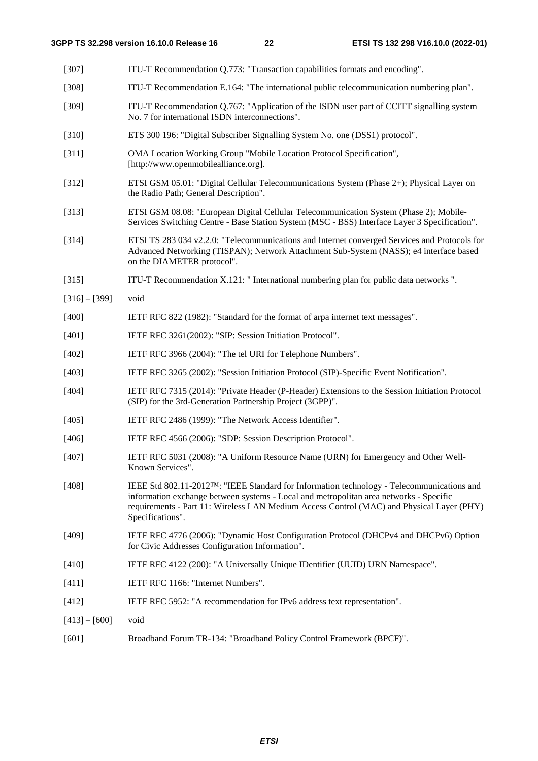[307] ITU-T Recommendation Q.773: "Transaction capabilities formats and encoding".

[308] ITU-T Recommendation E.164: "The international public telecommunication numbering plan".

[309] ITU-T Recommendation Q.767: "Application of the ISDN user part of CCITT signalling system No. 7 for international ISDN interconnections".

[310] ETS 300 196: "Digital Subscriber Signalling System No. one (DSS1) protocol".

[311] OMA Location Working Group "Mobile Location Protocol Specification", [http://www.openmobilealliance.org].

[312] ETSI GSM 05.01: "Digital Cellular Telecommunications System (Phase 2+); Physical Layer on the Radio Path; General Description".

[313] ETSI GSM 08.08: "European Digital Cellular Telecommunication System (Phase 2); Mobile-Services Switching Centre - Base Station System (MSC - BSS) Interface Layer 3 Specification".

[314] ETSI TS 283 034 v2.2.0: "Telecommunications and Internet converged Services and Protocols for Advanced Networking (TISPAN); Network Attachment Sub-System (NASS); e4 interface based on the DIAMETER protocol".

[315] ITU-T Recommendation X.121: " International numbering plan for public data networks ".

[316] – [399] void

[400] IETF RFC 822 (1982): "Standard for the format of arpa internet text messages".

[401] IETF RFC 3261(2002): "SIP: Session Initiation Protocol".

[402] IETF RFC 3966 (2004): "The tel URI for Telephone Numbers".

[403] IETF RFC 3265 (2002): "Session Initiation Protocol (SIP)-Specific Event Notification".

[404] IETF RFC 7315 (2014): "Private Header (P-Header) Extensions to the Session Initiation Protocol (SIP) for the 3rd-Generation Partnership Project (3GPP)".

[405] IETF RFC 2486 (1999): "The Network Access Identifier".

[406] IETF RFC 4566 (2006): "SDP: Session Description Protocol".

[407] IETF RFC 5031 (2008): "A Uniform Resource Name (URN) for Emergency and Other Well-Known Services".

[408] IEEE Std 802.11-2012™: "IEEE Standard for Information technology - Telecommunications and information exchange between systems - Local and metropolitan area networks - Specific requirements - Part 11: Wireless LAN Medium Access Control (MAC) and Physical Layer (PHY) Specifications".

[409] IETF RFC 4776 (2006): "Dynamic Host Configuration Protocol (DHCPv4 and DHCPv6) Option for Civic Addresses Configuration Information".

[410] IETF RFC 4122 (200): "A Universally Unique IDentifier (UUID) URN Namespace".

[411] IETF RFC 1166: "Internet Numbers".

[412] IETF RFC 5952: "A recommendation for IPv6 address text representation".

[413] – [600] void

[601] Broadband Forum TR-134: "Broadband Policy Control Framework (BPCF)".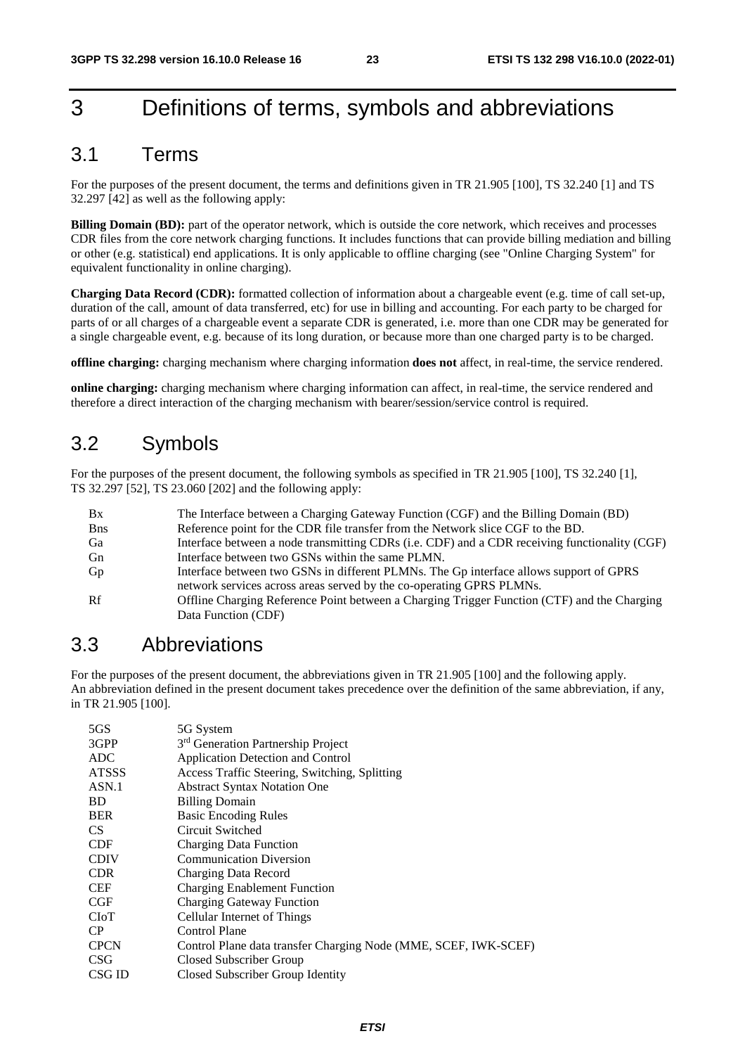# 3 Definitions of terms, symbols and abbreviations

## 3.1 Terms

For the purposes of the present document, the terms and definitions given in TR 21.905 [100], TS 32.240 [1] and TS 32.297 [42] as well as the following apply:

**Billing Domain (BD):** part of the operator network, which is outside the core network, which receives and processes CDR files from the core network charging functions. It includes functions that can provide billing mediation and billing or other (e.g. statistical) end applications. It is only applicable to offline charging (see "Online Charging System" for equivalent functionality in online charging).

**Charging Data Record (CDR):** formatted collection of information about a chargeable event (e.g. time of call set-up, duration of the call, amount of data transferred, etc) for use in billing and accounting. For each party to be charged for parts of or all charges of a chargeable event a separate CDR is generated, i.e. more than one CDR may be generated for a single chargeable event, e.g. because of its long duration, or because more than one charged party is to be charged.

**offline charging:** charging mechanism where charging information **does not** affect, in real-time, the service rendered.

**online charging:** charging mechanism where charging information can affect, in real-time, the service rendered and therefore a direct interaction of the charging mechanism with bearer/session/service control is required.

## 3.2 Symbols

For the purposes of the present document, the following symbols as specified in TR 21.905 [100], TS 32.240 [1], TS 32.297 [52], TS 23.060 [202] and the following apply:

| | |
|---|---|
| Bx | The Interface between a Charging Gateway Function (CGF) and the Billing Domain (BD) |
| Bns | Reference point for the CDR file transfer from the Network slice CGF to the BD. |
| Ga | Interface between a node transmitting CDRs (i.e. CDF) and a CDR receiving functionality (CGF) |
| Gn | Interface between two GSNs within the same PLMN. |
| Gp | Interface between two GSNs in different PLMNs. The Gp interface allows support of GPRS network services across areas served by the co-operating GPRS PLMNs. |
| Rf | Offline Charging Reference Point between a Charging Trigger Function (CTF) and the Charging Data Function (CDF) |

## 3.3 Abbreviations

For the purposes of the present document, the abbreviations given in TR 21.905 [100] and the following apply. An abbreviation defined in the present document takes precedence over the definition of the same abbreviation, if any, in TR 21.905 [100].

| | |
|---|---|
| 5GS | 5G System |
| 3GPP | 3rd Generation Partnership Project |
| ADC | Application Detection and Control |
| ATSSS | Access Traffic Steering, Switching, Splitting |
| ASN.1 | Abstract Syntax Notation One |
| BD | Billing Domain |
| BER | Basic Encoding Rules |
| CS | Circuit Switched |
| CDF | Charging Data Function |
| CDIV | Communication Diversion |
| CDR | Charging Data Record |
| CEF | Charging Enablement Function |
| CGF | Charging Gateway Function |
| CIoT | Cellular Internet of Things |
| CP | Control Plane |
| CPCN | Control Plane data transfer Charging Node (MME, SCEF, IWK-SCEF) |
| CSG | Closed Subscriber Group |
| CSG ID | Closed Subscriber Group Identity |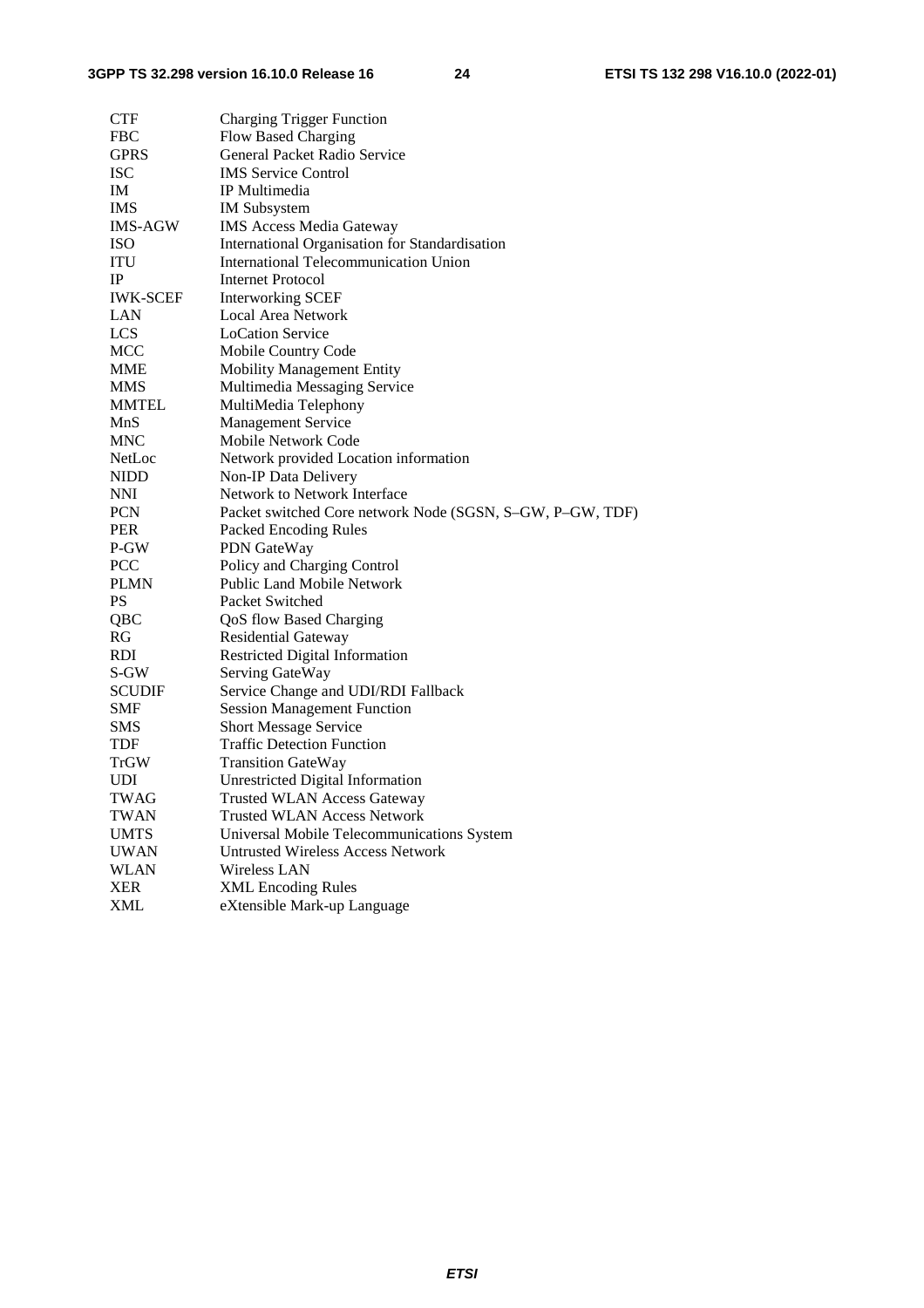CTF	Charging Trigger Function
FBC	Flow Based Charging
GPRS	General Packet Radio Service
ISC	IMS Service Control
IM	IP Multimedia
IMS	IM Subsystem
IMS-AGW	IMS Access Media Gateway
ISO	International Organisation for Standardisation
ITU	International Telecommunication Union
IP	Internet Protocol
IWK-SCEF	Interworking SCEF
LAN	Local Area Network
LCS	LoCation Service
MCC	Mobile Country Code
MME	Mobility Management Entity
MMS	Multimedia Messaging Service
MMTEL	MultiMedia Telephony
MnS	Management Service
MNC	Mobile Network Code
NetLoc	Network provided Location information
NIDD	Non-IP Data Delivery
NNI	Network to Network Interface
PCN	Packet switched Core network Node (SGSN, S–GW, P–GW, TDF)
PER	Packed Encoding Rules
P-GW	PDN GateWay
PCC	Policy and Charging Control
PLMN	Public Land Mobile Network
PS	Packet Switched
QBC	QoS flow Based Charging
RG	Residential Gateway
RDI	Restricted Digital Information
S-GW	Serving GateWay
SCUDIF	Service Change and UDI/RDI Fallback
SMF	Session Management Function
SMS	Short Message Service
TDF	Traffic Detection Function
TrGW	Transition GateWay
UDI	Unrestricted Digital Information
TWAG	Trusted WLAN Access Gateway
TWAN	Trusted WLAN Access Network
UMTS	Universal Mobile Telecommunications System
UWAN	Untrusted Wireless Access Network
WLAN	Wireless LAN
XER	XML Encoding Rules
XML	eXtensible Mark-up Language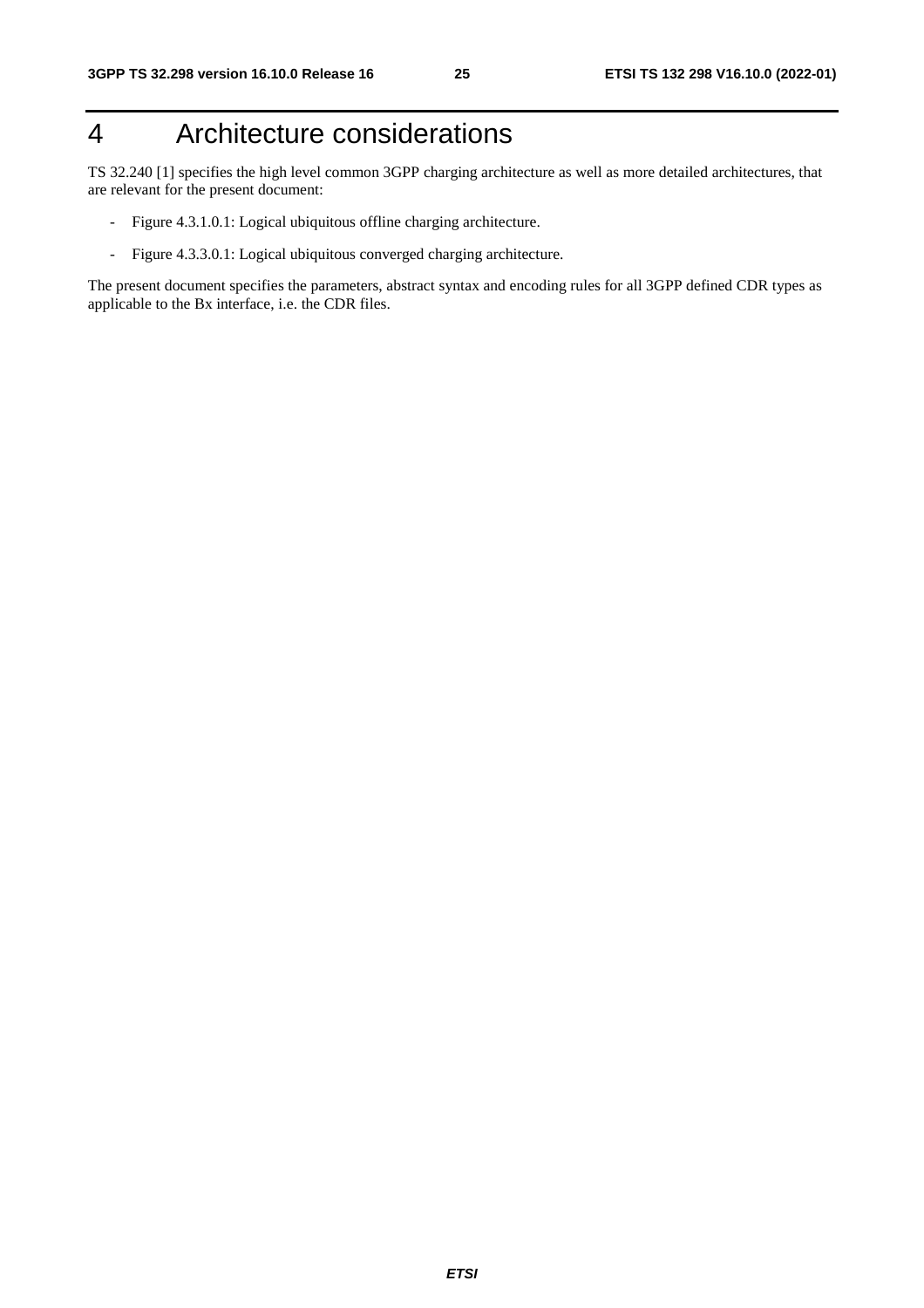# 4 Architecture considerations

TS 32.240 [1] specifies the high level common 3GPP charging architecture as well as more detailed architectures, that are relevant for the present document:

- Figure 4.3.1.0.1: Logical ubiquitous offline charging architecture.
- Figure 4.3.3.0.1: Logical ubiquitous converged charging architecture.

The present document specifies the parameters, abstract syntax and encoding rules for all 3GPP defined CDR types as applicable to the Bx interface, i.e. the CDR files.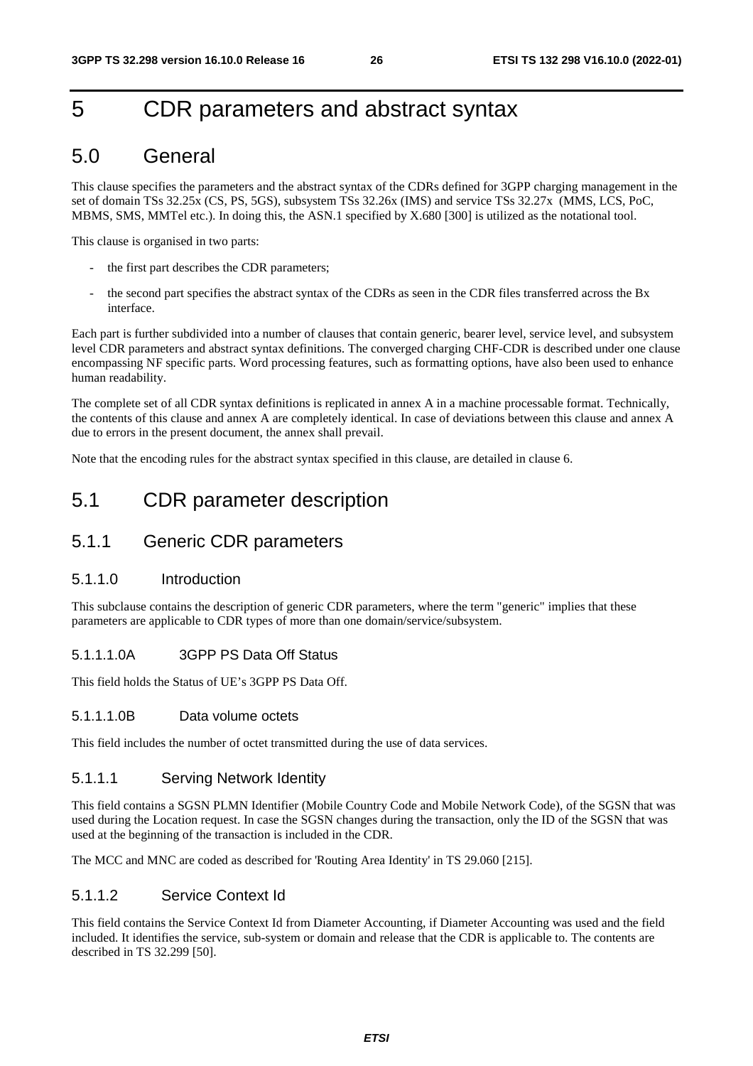# 5 CDR parameters and abstract syntax

## 5.0 General

This clause specifies the parameters and the abstract syntax of the CDRs defined for 3GPP charging management in the set of domain TSs 32.25x (CS, PS, 5GS), subsystem TSs 32.26x (IMS) and service TSs 32.27x (MMS, LCS, PoC, MBMS, SMS, MMTel etc.). In doing this, the ASN.1 specified by X.680 [300] is utilized as the notational tool.

This clause is organised in two parts:

- the first part describes the CDR parameters;
- the second part specifies the abstract syntax of the CDRs as seen in the CDR files transferred across the Bx interface.

Each part is further subdivided into a number of clauses that contain generic, bearer level, service level, and subsystem level CDR parameters and abstract syntax definitions. The converged charging CHF-CDR is described under one clause encompassing NF specific parts. Word processing features, such as formatting options, have also been used to enhance human readability.

The complete set of all CDR syntax definitions is replicated in annex A in a machine processable format. Technically, the contents of this clause and annex A are completely identical. In case of deviations between this clause and annex A due to errors in the present document, the annex shall prevail.

Note that the encoding rules for the abstract syntax specified in this clause, are detailed in clause 6.

## 5.1 CDR parameter description

### 5.1.1 Generic CDR parameters

#### 5.1.1.0 Introduction

This subclause contains the description of generic CDR parameters, where the term "generic" implies that these parameters are applicable to CDR types of more than one domain/service/subsystem.

#### 5.1.1.1.0A 3GPP PS Data Off Status

This field holds the Status of UE's 3GPP PS Data Off.

#### 5.1.1.1.0B Data volume octets

This field includes the number of octet transmitted during the use of data services.

#### 5.1.1.1 Serving Network Identity

This field contains a SGSN PLMN Identifier (Mobile Country Code and Mobile Network Code), of the SGSN that was used during the Location request. In case the SGSN changes during the transaction, only the ID of the SGSN that was used at the beginning of the transaction is included in the CDR.

The MCC and MNC are coded as described for 'Routing Area Identity' in TS 29.060 [215].

#### 5.1.1.2 Service Context Id

This field contains the Service Context Id from Diameter Accounting, if Diameter Accounting was used and the field included. It identifies the service, sub-system or domain and release that the CDR is applicable to. The contents are described in TS 32.299 [50].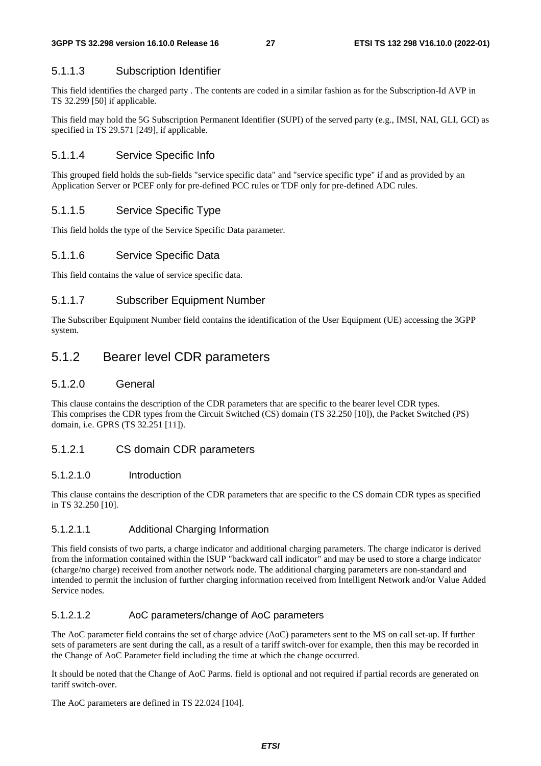#### 5.1.1.3 Subscription Identifier

This field identifies the charged party . The contents are coded in a similar fashion as for the Subscription-Id AVP in TS 32.299 [50] if applicable.

This field may hold the 5G Subscription Permanent Identifier (SUPI) of the served party (e.g., IMSI, NAI, GLI, GCI) as specified in TS 29.571 [249], if applicable.

#### 5.1.1.4 Service Specific Info

This grouped field holds the sub-fields "service specific data" and "service specific type" if and as provided by an Application Server or PCEF only for pre-defined PCC rules or TDF only for pre-defined ADC rules.

#### 5.1.1.5 Service Specific Type

This field holds the type of the Service Specific Data parameter.

#### 5.1.1.6 Service Specific Data

This field contains the value of service specific data.

#### 5.1.1.7 Subscriber Equipment Number

The Subscriber Equipment Number field contains the identification of the User Equipment (UE) accessing the 3GPP system.

### 5.1.2 Bearer level CDR parameters

#### 5.1.2.0 General

This clause contains the description of the CDR parameters that are specific to the bearer level CDR types. This comprises the CDR types from the Circuit Switched (CS) domain (TS 32.250 [10]), the Packet Switched (PS) domain, i.e. GPRS (TS 32.251 [11]).

#### 5.1.2.1 CS domain CDR parameters

##### 5.1.2.1.0 Introduction

This clause contains the description of the CDR parameters that are specific to the CS domain CDR types as specified in TS 32.250 [10].

##### 5.1.2.1.1 Additional Charging Information

This field consists of two parts, a charge indicator and additional charging parameters. The charge indicator is derived from the information contained within the ISUP "backward call indicator" and may be used to store a charge indicator (charge/no charge) received from another network node. The additional charging parameters are non-standard and intended to permit the inclusion of further charging information received from Intelligent Network and/or Value Added Service nodes.

##### 5.1.2.1.2 AoC parameters/change of AoC parameters

The AoC parameter field contains the set of charge advice (AoC) parameters sent to the MS on call set-up. If further sets of parameters are sent during the call, as a result of a tariff switch-over for example, then this may be recorded in the Change of AoC Parameter field including the time at which the change occurred.

It should be noted that the Change of AoC Parms. field is optional and not required if partial records are generated on tariff switch-over.

The AoC parameters are defined in TS 22.024 [104].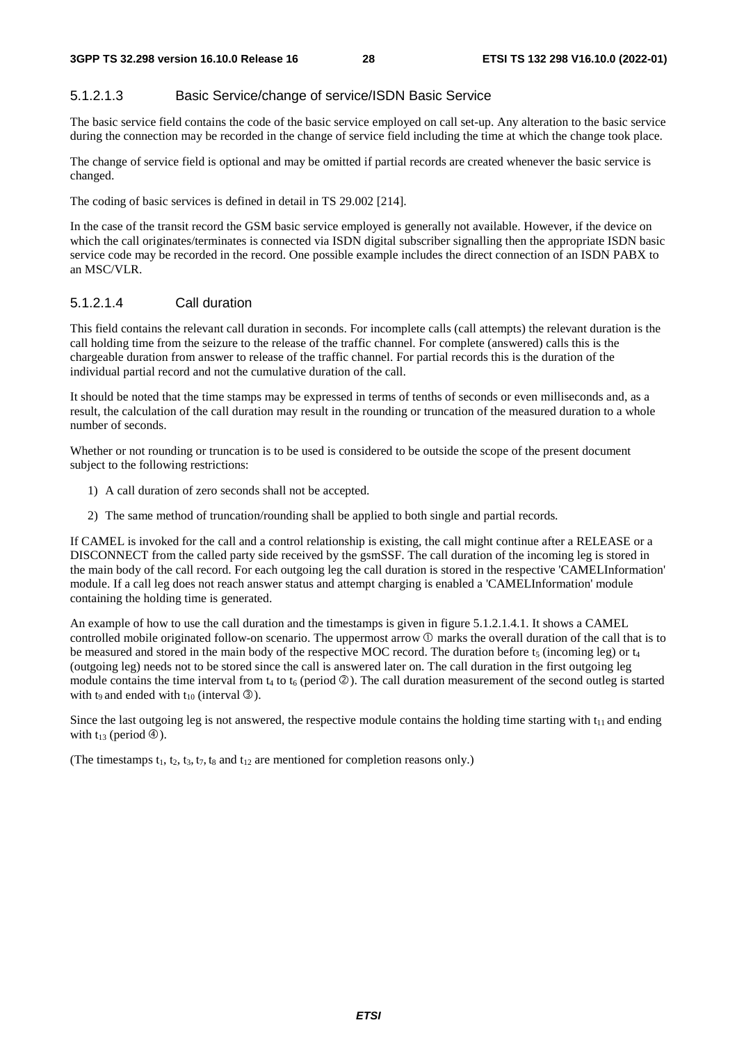#### 5.1.2.1.3 Basic Service/change of service/ISDN Basic Service

The basic service field contains the code of the basic service employed on call set-up. Any alteration to the basic service during the connection may be recorded in the change of service field including the time at which the change took place.

The change of service field is optional and may be omitted if partial records are created whenever the basic service is changed.

The coding of basic services is defined in detail in TS 29.002 [214].

In the case of the transit record the GSM basic service employed is generally not available. However, if the device on which the call originates/terminates is connected via ISDN digital subscriber signalling then the appropriate ISDN basic service code may be recorded in the record. One possible example includes the direct connection of an ISDN PABX to an MSC/VLR.

#### 5.1.2.1.4 Call duration

This field contains the relevant call duration in seconds. For incomplete calls (call attempts) the relevant duration is the call holding time from the seizure to the release of the traffic channel. For complete (answered) calls this is the chargeable duration from answer to release of the traffic channel. For partial records this is the duration of the individual partial record and not the cumulative duration of the call.

It should be noted that the time stamps may be expressed in terms of tenths of seconds or even milliseconds and, as a result, the calculation of the call duration may result in the rounding or truncation of the measured duration to a whole number of seconds.

Whether or not rounding or truncation is to be used is considered to be outside the scope of the present document subject to the following restrictions:

1) A call duration of zero seconds shall not be accepted.
2) The same method of truncation/rounding shall be applied to both single and partial records.

If CAMEL is invoked for the call and a control relationship is existing, the call might continue after a RELEASE or a DISCONNECT from the called party side received by the gsmSSF. The call duration of the incoming leg is stored in the main body of the call record. For each outgoing leg the call duration is stored in the respective 'CAMELInformation' module. If a call leg does not reach answer status and attempt charging is enabled a 'CAMELInformation' module containing the holding time is generated.

An example of how to use the call duration and the timestamps is given in figure 5.1.2.1.4.1. It shows a CAMEL controlled mobile originated follow-on scenario. The uppermost arrow ① marks the overall duration of the call that is to be measured and stored in the main body of the respective MOC record. The duration before $t_5$ (incoming leg) or $t_4$ (outgoing leg) needs not to be stored since the call is answered later on. The call duration in the first outgoing leg module contains the time interval from $t_4$ to $t_6$ (period ②). The call duration measurement of the second outleg is started with $t_9$ and ended with $t_{10}$ (interval ③).

Since the last outgoing leg is not answered, the respective module contains the holding time starting with $t_{11}$ and ending with $t_{13}$ (period ④).

(The timestamps $t_1$, $t_2$, $t_3$, $t_7$, $t_8$ and $t_{12}$ are mentioned for completion reasons only.)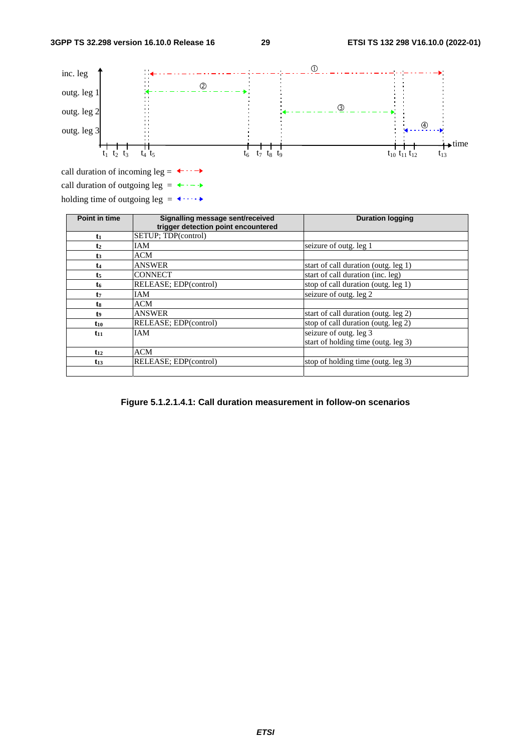inc. leg

outg. leg 1

outg. leg 2

outg. leg 3

①

②

③

④

$t_1$ $t_2$ $t_3$ $t_4$ $t_5$ $t_6$ $t_7$ $t_8$ $t_9$ $t_{10}$ $t_{11}$ $t_{12}$ $t_{13}$ time

call duration of incoming leg =

call duration of outgoing leg =

holding time of outgoing leg =

| Point in time | Signalling message sent/received trigger detection point encountered | Duration logging |
|---|---|---|
| $t_1$ | SETUP; TDP(control) | |
| $t_2$ | IAM | seizure of outg. leg 1 |
| $t_3$ | ACM | |
| $t_4$ | ANSWER | start of call duration (outg. leg 1) |
| $t_5$ | CONNECT | start of call duration (inc. leg) |
| $t_6$ | RELEASE; EDP(control) | stop of call duration (outg. leg 1) |
| $t_7$ | IAM | seizure of outg. leg 2 |
| $t_8$ | ACM | |
| $t_9$ | ANSWER | start of call duration (outg. leg 2) |
| $t_{10}$ | RELEASE; EDP(control) | stop of call duration (outg. leg 2) |
| $t_{11}$ | IAM | seizure of outg. leg 3<br>start of holding time (outg. leg 3) |
| $t_{12}$ | ACM | |
| $t_{13}$ | RELEASE; EDP(control) | stop of holding time (outg. leg 3) |
| | | |

**Figure 5.1.2.1.4.1: Call duration measurement in follow-on scenarios**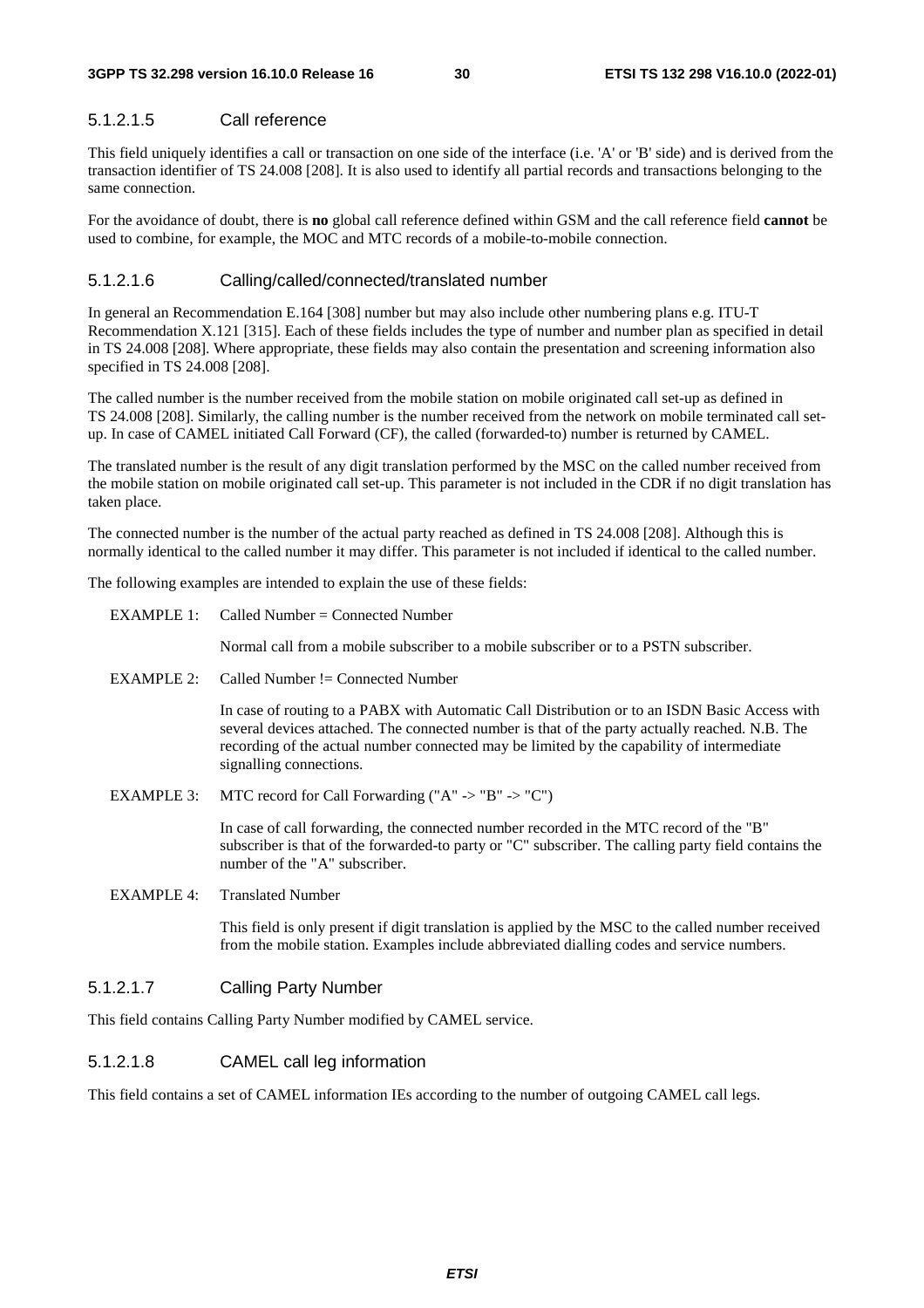#### 5.1.2.1.5 Call reference

This field uniquely identifies a call or transaction on one side of the interface (i.e. 'A' or 'B' side) and is derived from the transaction identifier of TS 24.008 [208]. It is also used to identify all partial records and transactions belonging to the same connection.

For the avoidance of doubt, there is **no** global call reference defined within GSM and the call reference field **cannot** be used to combine, for example, the MOC and MTC records of a mobile-to-mobile connection.

#### 5.1.2.1.6 Calling/called/connected/translated number

In general an Recommendation E.164 [308] number but may also include other numbering plans e.g. ITU-T Recommendation X.121 [315]. Each of these fields includes the type of number and number plan as specified in detail in TS 24.008 [208]. Where appropriate, these fields may also contain the presentation and screening information also specified in TS 24.008 [208].

The called number is the number received from the mobile station on mobile originated call set-up as defined in TS 24.008 [208]. Similarly, the calling number is the number received from the network on mobile terminated call set-up. In case of CAMEL initiated Call Forward (CF), the called (forwarded-to) number is returned by CAMEL.

The translated number is the result of any digit translation performed by the MSC on the called number received from the mobile station on mobile originated call set-up. This parameter is not included in the CDR if no digit translation has taken place.

The connected number is the number of the actual party reached as defined in TS 24.008 [208]. Although this is normally identical to the called number it may differ. This parameter is not included if identical to the called number.

The following examples are intended to explain the use of these fields:

EXAMPLE 1: Called Number = Connected Number

Normal call from a mobile subscriber to a mobile subscriber or to a PSTN subscriber.

EXAMPLE 2: Called Number != Connected Number

In case of routing to a PABX with Automatic Call Distribution or to an ISDN Basic Access with several devices attached. The connected number is that of the party actually reached. N.B. The recording of the actual number connected may be limited by the capability of intermediate signalling connections.

EXAMPLE 3: MTC record for Call Forwarding ("A" -> "B" -> "C")

In case of call forwarding, the connected number recorded in the MTC record of the "B" subscriber is that of the forwarded-to party or "C" subscriber. The calling party field contains the number of the "A" subscriber.

EXAMPLE 4: Translated Number

This field is only present if digit translation is applied by the MSC to the called number received from the mobile station. Examples include abbreviated dialling codes and service numbers.

#### 5.1.2.1.7 Calling Party Number

This field contains Calling Party Number modified by CAMEL service.

#### 5.1.2.1.8 CAMEL call leg information

This field contains a set of CAMEL information IEs according to the number of outgoing CAMEL call legs.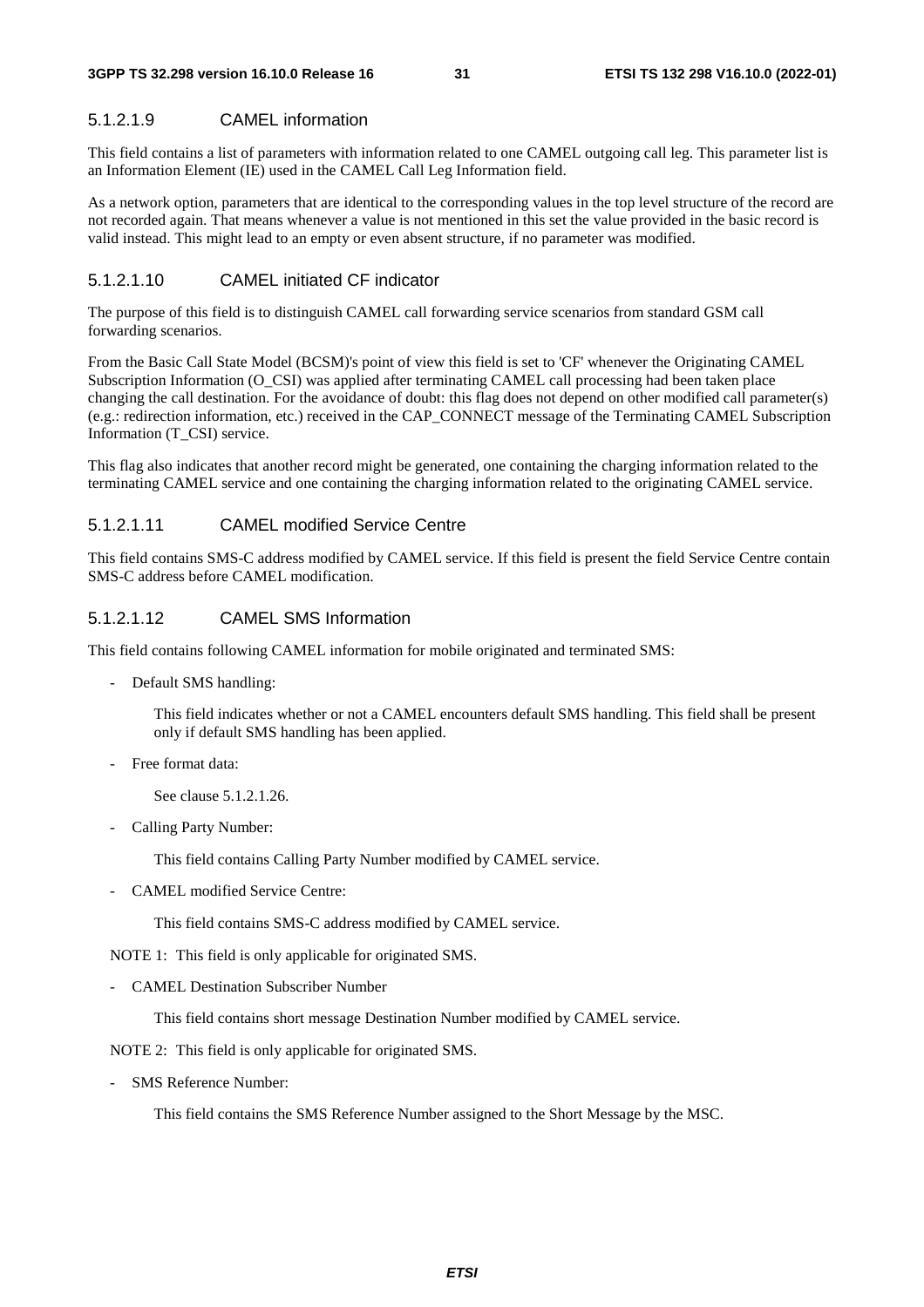#### 5.1.2.1.9 CAMEL information

This field contains a list of parameters with information related to one CAMEL outgoing call leg. This parameter list is an Information Element (IE) used in the CAMEL Call Leg Information field.

As a network option, parameters that are identical to the corresponding values in the top level structure of the record are not recorded again. That means whenever a value is not mentioned in this set the value provided in the basic record is valid instead. This might lead to an empty or even absent structure, if no parameter was modified.

#### 5.1.2.1.10 CAMEL initiated CF indicator

The purpose of this field is to distinguish CAMEL call forwarding service scenarios from standard GSM call forwarding scenarios.

From the Basic Call State Model (BCSM)'s point of view this field is set to 'CF' whenever the Originating CAMEL Subscription Information (O_CSI) was applied after terminating CAMEL call processing had been taken place changing the call destination. For the avoidance of doubt: this flag does not depend on other modified call parameter(s) (e.g.: redirection information, etc.) received in the CAP_CONNECT message of the Terminating CAMEL Subscription Information (T_CSI) service.

This flag also indicates that another record might be generated, one containing the charging information related to the terminating CAMEL service and one containing the charging information related to the originating CAMEL service.

#### 5.1.2.1.11 CAMEL modified Service Centre

This field contains SMS-C address modified by CAMEL service. If this field is present the field Service Centre contain SMS-C address before CAMEL modification.

#### 5.1.2.1.12 CAMEL SMS Information

This field contains following CAMEL information for mobile originated and terminated SMS:

- Default SMS handling:

  This field indicates whether or not a CAMEL encounters default SMS handling. This field shall be present only if default SMS handling has been applied.

- Free format data:

  See clause 5.1.2.1.26.

- Calling Party Number:

  This field contains Calling Party Number modified by CAMEL service.

- CAMEL modified Service Centre:

  This field contains SMS-C address modified by CAMEL service.

NOTE 1: This field is only applicable for originated SMS.

- CAMEL Destination Subscriber Number

  This field contains short message Destination Number modified by CAMEL service.

NOTE 2: This field is only applicable for originated SMS.

- SMS Reference Number:

  This field contains the SMS Reference Number assigned to the Short Message by the MSC.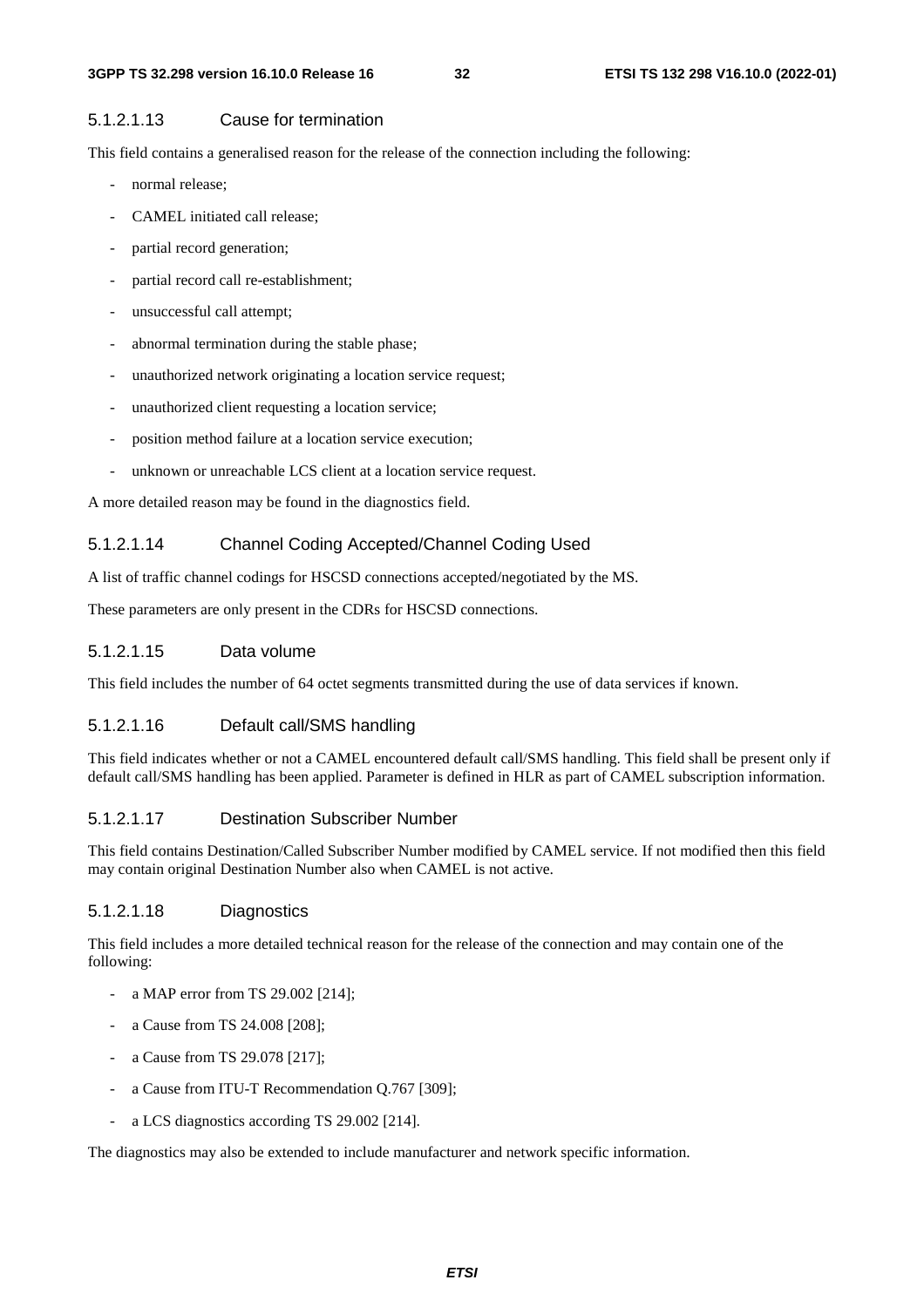#### 5.1.2.1.13 Cause for termination

This field contains a generalised reason for the release of the connection including the following:

- normal release;
- CAMEL initiated call release;
- partial record generation;
- partial record call re-establishment;
- unsuccessful call attempt;
- abnormal termination during the stable phase;
- unauthorized network originating a location service request;
- unauthorized client requesting a location service;
- position method failure at a location service execution;
- unknown or unreachable LCS client at a location service request.

A more detailed reason may be found in the diagnostics field.

#### 5.1.2.1.14 Channel Coding Accepted/Channel Coding Used

A list of traffic channel codings for HSCSD connections accepted/negotiated by the MS.

These parameters are only present in the CDRs for HSCSD connections.

#### 5.1.2.1.15 Data volume

This field includes the number of 64 octet segments transmitted during the use of data services if known.

#### 5.1.2.1.16 Default call/SMS handling

This field indicates whether or not a CAMEL encountered default call/SMS handling. This field shall be present only if default call/SMS handling has been applied. Parameter is defined in HLR as part of CAMEL subscription information.

#### 5.1.2.1.17 Destination Subscriber Number

This field contains Destination/Called Subscriber Number modified by CAMEL service. If not modified then this field may contain original Destination Number also when CAMEL is not active.

#### 5.1.2.1.18 Diagnostics

This field includes a more detailed technical reason for the release of the connection and may contain one of the following:

- a MAP error from TS 29.002 [214];
- a Cause from TS 24.008 [208];
- a Cause from TS 29.078 [217];
- a Cause from ITU-T Recommendation Q.767 [309];
- a LCS diagnostics according TS 29.002 [214].

The diagnostics may also be extended to include manufacturer and network specific information.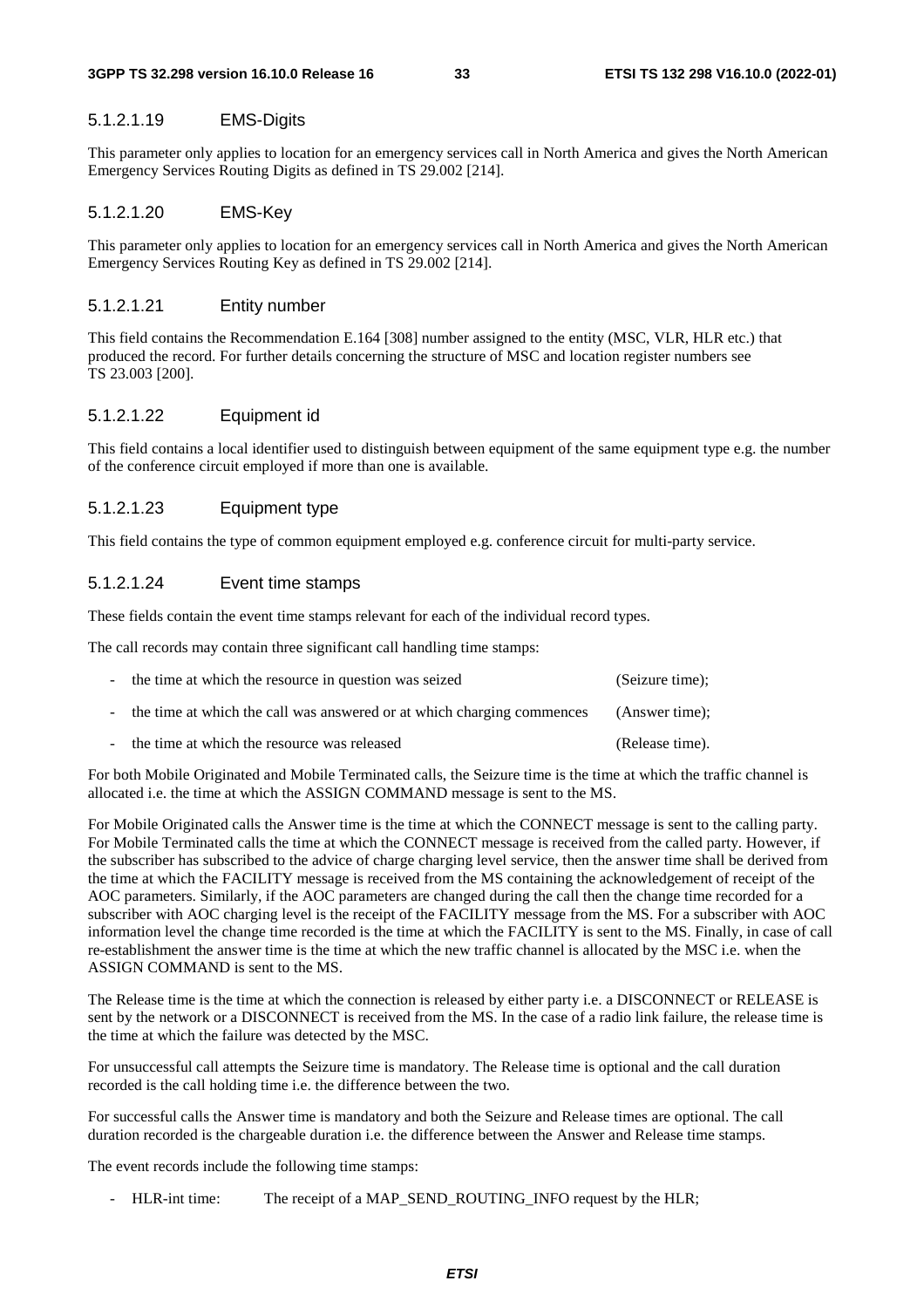#### 5.1.2.1.19 EMS-Digits

This parameter only applies to location for an emergency services call in North America and gives the North American Emergency Services Routing Digits as defined in TS 29.002 [214].

#### 5.1.2.1.20 EMS-Key

This parameter only applies to location for an emergency services call in North America and gives the North American Emergency Services Routing Key as defined in TS 29.002 [214].

#### 5.1.2.1.21 Entity number

This field contains the Recommendation E.164 [308] number assigned to the entity (MSC, VLR, HLR etc.) that produced the record. For further details concerning the structure of MSC and location register numbers see TS 23.003 [200].

#### 5.1.2.1.22 Equipment id

This field contains a local identifier used to distinguish between equipment of the same equipment type e.g. the number of the conference circuit employed if more than one is available.

#### 5.1.2.1.23 Equipment type

This field contains the type of common equipment employed e.g. conference circuit for multi-party service.

#### 5.1.2.1.24 Event time stamps

These fields contain the event time stamps relevant for each of the individual record types.

The call records may contain three significant call handling time stamps:

- the time at which the resource in question was seized (Seizure time);
- the time at which the call was answered or at which charging commences (Answer time);
- the time at which the resource was released (Release time).

For both Mobile Originated and Mobile Terminated calls, the Seizure time is the time at which the traffic channel is allocated i.e. the time at which the ASSIGN COMMAND message is sent to the MS.

For Mobile Originated calls the Answer time is the time at which the CONNECT message is sent to the calling party. For Mobile Terminated calls the time at which the CONNECT message is received from the called party. However, if the subscriber has subscribed to the advice of charge charging level service, then the answer time shall be derived from the time at which the FACILITY message is received from the MS containing the acknowledgement of receipt of the AOC parameters. Similarly, if the AOC parameters are changed during the call then the change time recorded for a subscriber with AOC charging level is the receipt of the FACILITY message from the MS. For a subscriber with AOC information level the change time recorded is the time at which the FACILITY is sent to the MS. Finally, in case of call re-establishment the answer time is the time at which the new traffic channel is allocated by the MSC i.e. when the ASSIGN COMMAND is sent to the MS.

The Release time is the time at which the connection is released by either party i.e. a DISCONNECT or RELEASE is sent by the network or a DISCONNECT is received from the MS. In the case of a radio link failure, the release time is the time at which the failure was detected by the MSC.

For unsuccessful call attempts the Seizure time is mandatory. The Release time is optional and the call duration recorded is the call holding time i.e. the difference between the two.

For successful calls the Answer time is mandatory and both the Seizure and Release times are optional. The call duration recorded is the chargeable duration i.e. the difference between the Answer and Release time stamps.

The event records include the following time stamps:

- HLR-int time: The receipt of a MAP_SEND_ROUTING_INFO request by the HLR;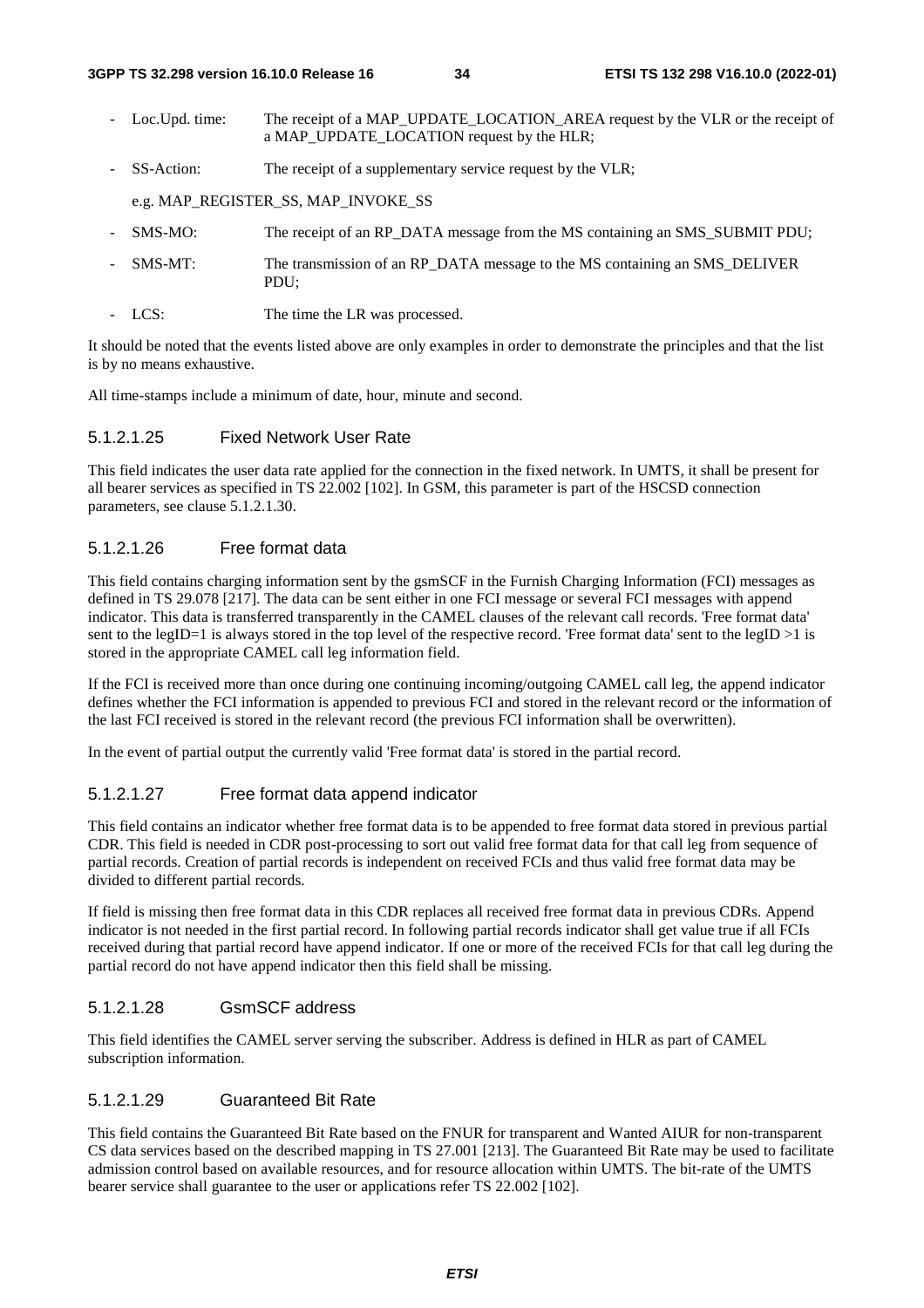- Loc.Upd. time: The receipt of a MAP_UPDATE_LOCATION_AREA request by the VLR or the receipt of a MAP_UPDATE_LOCATION request by the HLR;
- SS-Action: The receipt of a supplementary service request by the VLR;

  e.g. MAP_REGISTER_SS, MAP_INVOKE_SS
- SMS-MO: The receipt of an RP_DATA message from the MS containing an SMS_SUBMIT PDU;
- SMS-MT: The transmission of an RP_DATA message to the MS containing an SMS_DELIVER PDU;
- LCS: The time the LR was processed.

It should be noted that the events listed above are only examples in order to demonstrate the principles and that the list is by no means exhaustive.

All time-stamps include a minimum of date, hour, minute and second.

#### 5.1.2.1.25 Fixed Network User Rate

This field indicates the user data rate applied for the connection in the fixed network. In UMTS, it shall be present for all bearer services as specified in TS 22.002 [102]. In GSM, this parameter is part of the HSCSD connection parameters, see clause 5.1.2.1.30.

#### 5.1.2.1.26 Free format data

This field contains charging information sent by the gsmSCF in the Furnish Charging Information (FCI) messages as defined in TS 29.078 [217]. The data can be sent either in one FCI message or several FCI messages with append indicator. This data is transferred transparently in the CAMEL clauses of the relevant call records. 'Free format data' sent to the legID=1 is always stored in the top level of the respective record. 'Free format data' sent to the legID >1 is stored in the appropriate CAMEL call leg information field.

If the FCI is received more than once during one continuing incoming/outgoing CAMEL call leg, the append indicator defines whether the FCI information is appended to previous FCI and stored in the relevant record or the information of the last FCI received is stored in the relevant record (the previous FCI information shall be overwritten).

In the event of partial output the currently valid 'Free format data' is stored in the partial record.

#### 5.1.2.1.27 Free format data append indicator

This field contains an indicator whether free format data is to be appended to free format data stored in previous partial CDR. This field is needed in CDR post-processing to sort out valid free format data for that call leg from sequence of partial records. Creation of partial records is independent on received FCIs and thus valid free format data may be divided to different partial records.

If field is missing then free format data in this CDR replaces all received free format data in previous CDRs. Append indicator is not needed in the first partial record. In following partial records indicator shall get value true if all FCIs received during that partial record have append indicator. If one or more of the received FCIs for that call leg during the partial record do not have append indicator then this field shall be missing.

#### 5.1.2.1.28 GsmSCF address

This field identifies the CAMEL server serving the subscriber. Address is defined in HLR as part of CAMEL subscription information.

#### 5.1.2.1.29 Guaranteed Bit Rate

This field contains the Guaranteed Bit Rate based on the FNUR for transparent and Wanted AIUR for non-transparent CS data services based on the described mapping in TS 27.001 [213]. The Guaranteed Bit Rate may be used to facilitate admission control based on available resources, and for resource allocation within UMTS. The bit-rate of the UMTS bearer service shall guarantee to the user or applications refer TS 22.002 [102].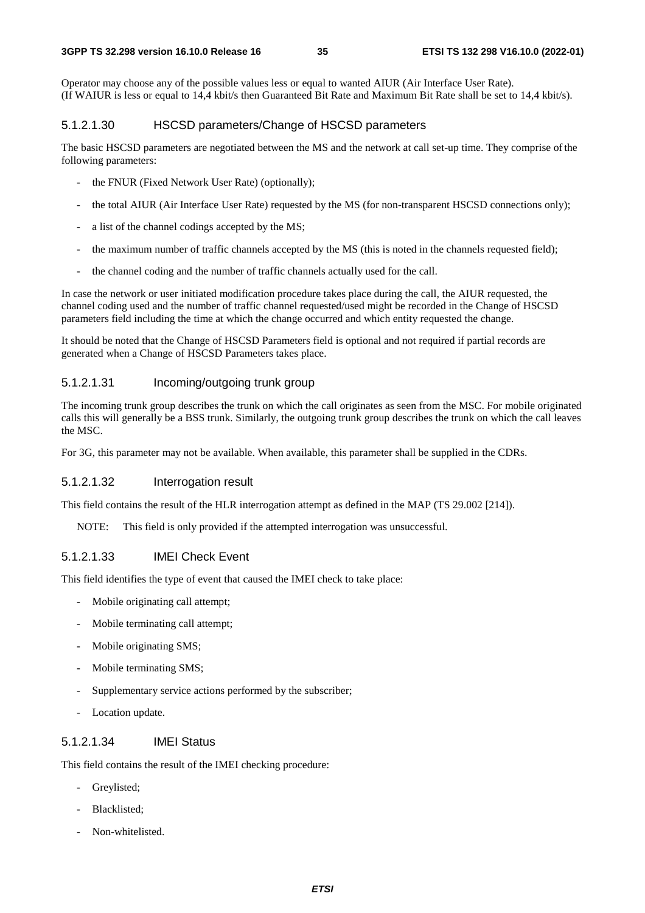Operator may choose any of the possible values less or equal to wanted AIUR (Air Interface User Rate).
(If WAIUR is less or equal to 14,4 kbit/s then Guaranteed Bit Rate and Maximum Bit Rate shall be set to 14,4 kbit/s).

#### 5.1.2.1.30 HSCSD parameters/Change of HSCSD parameters

The basic HSCSD parameters are negotiated between the MS and the network at call set-up time. They comprise of the following parameters:

- the FNUR (Fixed Network User Rate) (optionally);
- the total AIUR (Air Interface User Rate) requested by the MS (for non-transparent HSCSD connections only);
- a list of the channel codings accepted by the MS;
- the maximum number of traffic channels accepted by the MS (this is noted in the channels requested field);
- the channel coding and the number of traffic channels actually used for the call.

In case the network or user initiated modification procedure takes place during the call, the AIUR requested, the channel coding used and the number of traffic channel requested/used might be recorded in the Change of HSCSD parameters field including the time at which the change occurred and which entity requested the change.

It should be noted that the Change of HSCSD Parameters field is optional and not required if partial records are generated when a Change of HSCSD Parameters takes place.

#### 5.1.2.1.31 Incoming/outgoing trunk group

The incoming trunk group describes the trunk on which the call originates as seen from the MSC. For mobile originated calls this will generally be a BSS trunk. Similarly, the outgoing trunk group describes the trunk on which the call leaves the MSC.

For 3G, this parameter may not be available. When available, this parameter shall be supplied in the CDRs.

#### 5.1.2.1.32 Interrogation result

This field contains the result of the HLR interrogation attempt as defined in the MAP (TS 29.002 [214]).

NOTE: This field is only provided if the attempted interrogation was unsuccessful.

#### 5.1.2.1.33 IMEI Check Event

This field identifies the type of event that caused the IMEI check to take place:

- Mobile originating call attempt;
- Mobile terminating call attempt;
- Mobile originating SMS;
- Mobile terminating SMS;
- Supplementary service actions performed by the subscriber;
- Location update.

#### 5.1.2.1.34 IMEI Status

This field contains the result of the IMEI checking procedure:

- Greylisted;
- Blacklisted;
- Non-whitelisted.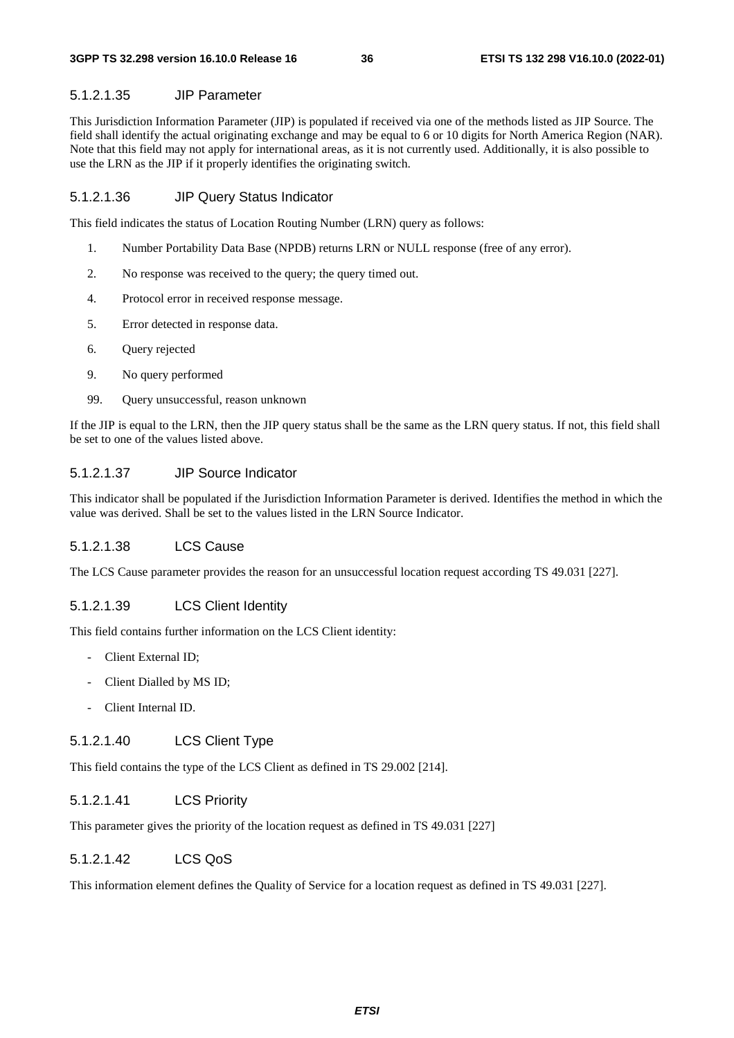#### 5.1.2.1.35 JIP Parameter

This Jurisdiction Information Parameter (JIP) is populated if received via one of the methods listed as JIP Source. The field shall identify the actual originating exchange and may be equal to 6 or 10 digits for North America Region (NAR). Note that this field may not apply for international areas, as it is not currently used. Additionally, it is also possible to use the LRN as the JIP if it properly identifies the originating switch.

#### 5.1.2.1.36 JIP Query Status Indicator

This field indicates the status of Location Routing Number (LRN) query as follows:

1. Number Portability Data Base (NPDB) returns LRN or NULL response (free of any error).
2. No response was received to the query; the query timed out.
4. Protocol error in received response message.
5. Error detected in response data.
6. Query rejected
9. No query performed
99. Query unsuccessful, reason unknown

If the JIP is equal to the LRN, then the JIP query status shall be the same as the LRN query status. If not, this field shall be set to one of the values listed above.

#### 5.1.2.1.37 JIP Source Indicator

This indicator shall be populated if the Jurisdiction Information Parameter is derived. Identifies the method in which the value was derived. Shall be set to the values listed in the LRN Source Indicator.

#### 5.1.2.1.38 LCS Cause

The LCS Cause parameter provides the reason for an unsuccessful location request according TS 49.031 [227].

#### 5.1.2.1.39 LCS Client Identity

This field contains further information on the LCS Client identity:

- Client External ID;
- Client Dialled by MS ID;
- Client Internal ID.

#### 5.1.2.1.40 LCS Client Type

This field contains the type of the LCS Client as defined in TS 29.002 [214].

#### 5.1.2.1.41 LCS Priority

This parameter gives the priority of the location request as defined in TS 49.031 [227]

#### 5.1.2.1.42 LCS QoS

This information element defines the Quality of Service for a location request as defined in TS 49.031 [227].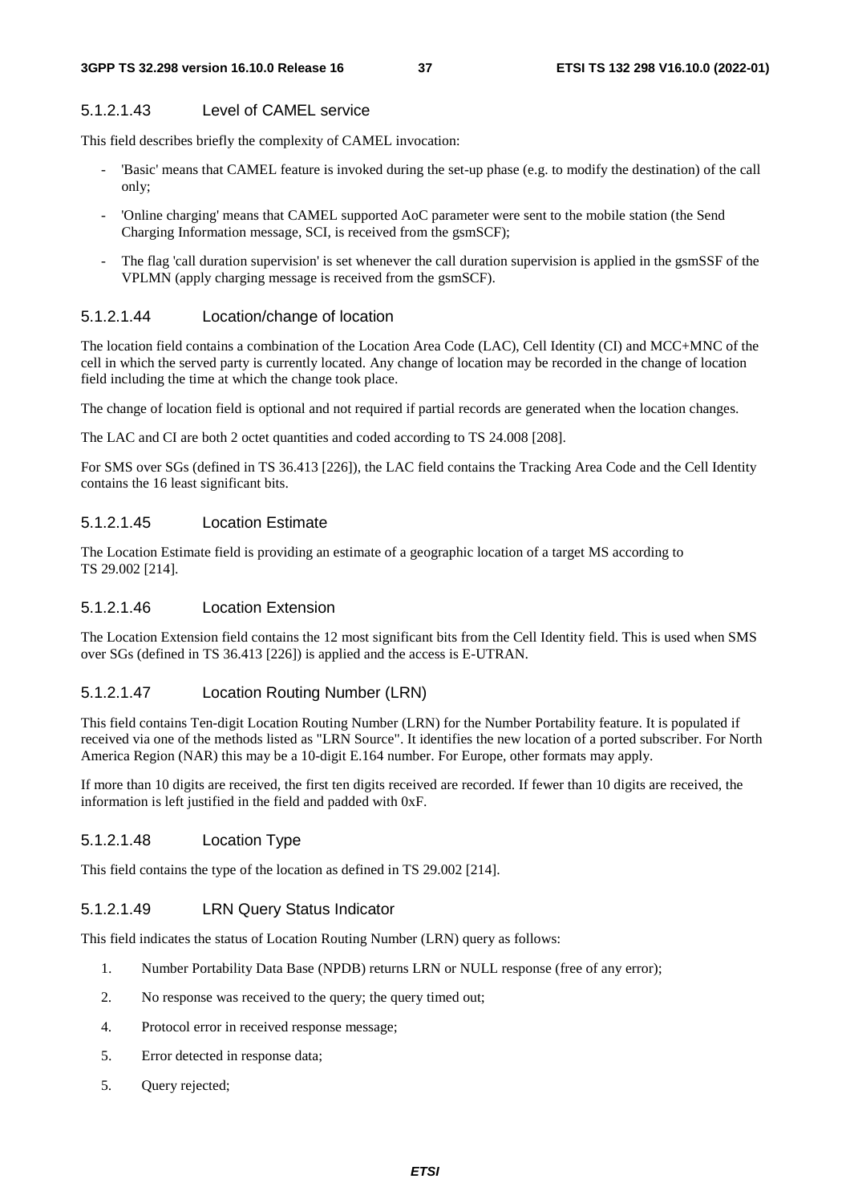#### 5.1.2.1.43 Level of CAMEL service

This field describes briefly the complexity of CAMEL invocation:

- 'Basic' means that CAMEL feature is invoked during the set-up phase (e.g. to modify the destination) of the call only;
- 'Online charging' means that CAMEL supported AoC parameter were sent to the mobile station (the Send Charging Information message, SCI, is received from the gsmSCF);
- The flag 'call duration supervision' is set whenever the call duration supervision is applied in the gsmSSF of the VPLMN (apply charging message is received from the gsmSCF).

#### 5.1.2.1.44 Location/change of location

The location field contains a combination of the Location Area Code (LAC), Cell Identity (CI) and MCC+MNC of the cell in which the served party is currently located. Any change of location may be recorded in the change of location field including the time at which the change took place.

The change of location field is optional and not required if partial records are generated when the location changes.

The LAC and CI are both 2 octet quantities and coded according to TS 24.008 [208].

For SMS over SGs (defined in TS 36.413 [226]), the LAC field contains the Tracking Area Code and the Cell Identity contains the 16 least significant bits.

#### 5.1.2.1.45 Location Estimate

The Location Estimate field is providing an estimate of a geographic location of a target MS according to TS 29.002 [214].

#### 5.1.2.1.46 Location Extension

The Location Extension field contains the 12 most significant bits from the Cell Identity field. This is used when SMS over SGs (defined in TS 36.413 [226]) is applied and the access is E-UTRAN.

#### 5.1.2.1.47 Location Routing Number (LRN)

This field contains Ten-digit Location Routing Number (LRN) for the Number Portability feature. It is populated if received via one of the methods listed as "LRN Source". It identifies the new location of a ported subscriber. For North America Region (NAR) this may be a 10-digit E.164 number. For Europe, other formats may apply.

If more than 10 digits are received, the first ten digits received are recorded. If fewer than 10 digits are received, the information is left justified in the field and padded with 0xF.

#### 5.1.2.1.48 Location Type

This field contains the type of the location as defined in TS 29.002 [214].

#### 5.1.2.1.49 LRN Query Status Indicator

This field indicates the status of Location Routing Number (LRN) query as follows:

1. Number Portability Data Base (NPDB) returns LRN or NULL response (free of any error);
2. No response was received to the query; the query timed out;
4. Protocol error in received response message;
5. Error detected in response data;
5. Query rejected;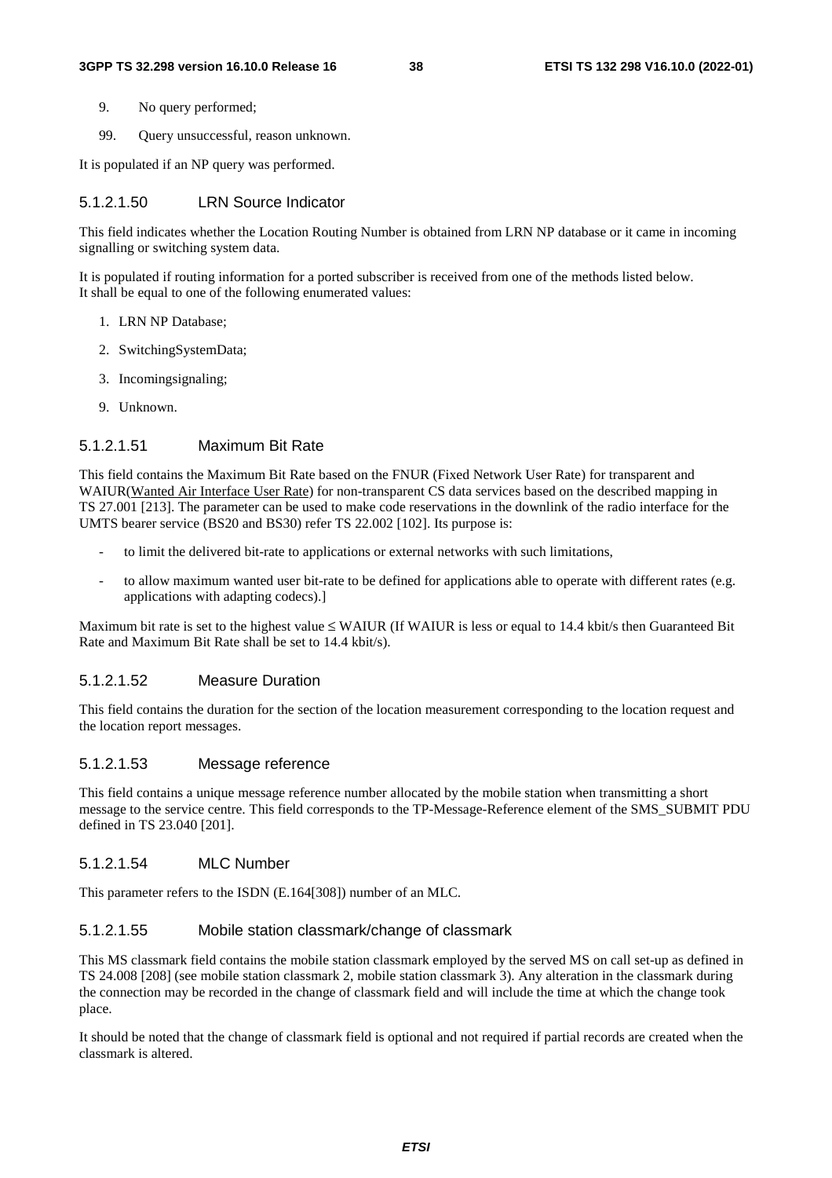9. No query performed;

99. Query unsuccessful, reason unknown.

It is populated if an NP query was performed.

#### 5.1.2.1.50 LRN Source Indicator

This field indicates whether the Location Routing Number is obtained from LRN NP database or it came in incoming signalling or switching system data.

It is populated if routing information for a ported subscriber is received from one of the methods listed below. It shall be equal to one of the following enumerated values:

1. LRN NP Database;
2. SwitchingSystemData;
3. Incomingsignaling;
9. Unknown.

#### 5.1.2.1.51 Maximum Bit Rate

This field contains the Maximum Bit Rate based on the FNUR (Fixed Network User Rate) for transparent and WAIUR(Wanted Air Interface User Rate) for non-transparent CS data services based on the described mapping in TS 27.001 [213]. The parameter can be used to make code reservations in the downlink of the radio interface for the UMTS bearer service (BS20 and BS30) refer TS 22.002 [102]. Its purpose is:

- to limit the delivered bit-rate to applications or external networks with such limitations,
- to allow maximum wanted user bit-rate to be defined for applications able to operate with different rates (e.g. applications with adapting codecs).]

Maximum bit rate is set to the highest value ≤ WAIUR (If WAIUR is less or equal to 14.4 kbit/s then Guaranteed Bit Rate and Maximum Bit Rate shall be set to 14.4 kbit/s).

#### 5.1.2.1.52 Measure Duration

This field contains the duration for the section of the location measurement corresponding to the location request and the location report messages.

#### 5.1.2.1.53 Message reference

This field contains a unique message reference number allocated by the mobile station when transmitting a short message to the service centre. This field corresponds to the TP-Message-Reference element of the SMS_SUBMIT PDU defined in TS 23.040 [201].

#### 5.1.2.1.54 MLC Number

This parameter refers to the ISDN (E.164[308]) number of an MLC.

#### 5.1.2.1.55 Mobile station classmark/change of classmark

This MS classmark field contains the mobile station classmark employed by the served MS on call set-up as defined in TS 24.008 [208] (see mobile station classmark 2, mobile station classmark 3). Any alteration in the classmark during the connection may be recorded in the change of classmark field and will include the time at which the change took place.

It should be noted that the change of classmark field is optional and not required if partial records are created when the classmark is altered.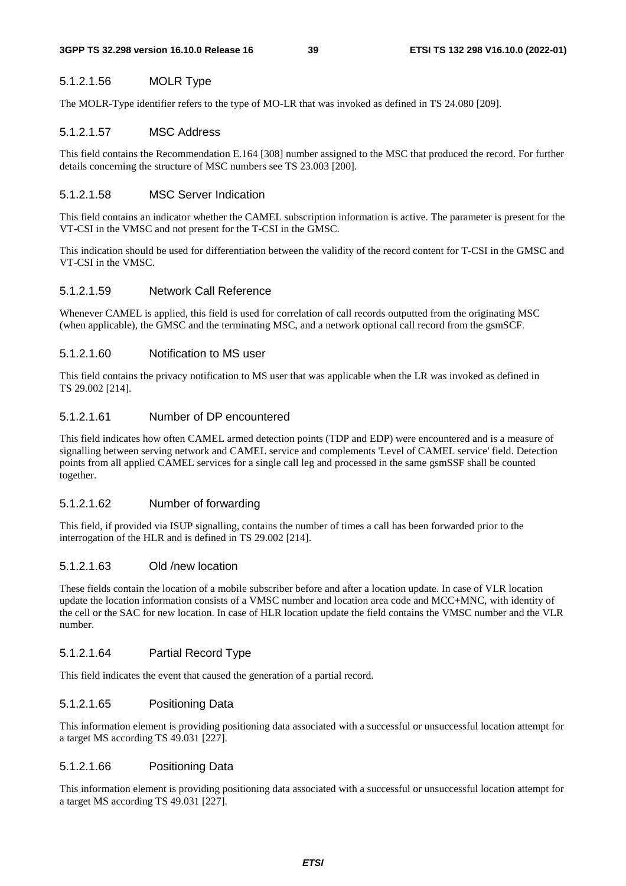#### 5.1.2.1.56 MOLR Type

The MOLR-Type identifier refers to the type of MO-LR that was invoked as defined in TS 24.080 [209].

#### 5.1.2.1.57 MSC Address

This field contains the Recommendation E.164 [308] number assigned to the MSC that produced the record. For further details concerning the structure of MSC numbers see TS 23.003 [200].

#### 5.1.2.1.58 MSC Server Indication

This field contains an indicator whether the CAMEL subscription information is active. The parameter is present for the VT-CSI in the VMSC and not present for the T-CSI in the GMSC.

This indication should be used for differentiation between the validity of the record content for T-CSI in the GMSC and VT-CSI in the VMSC.

#### 5.1.2.1.59 Network Call Reference

Whenever CAMEL is applied, this field is used for correlation of call records outputted from the originating MSC (when applicable), the GMSC and the terminating MSC, and a network optional call record from the gsmSCF.

#### 5.1.2.1.60 Notification to MS user

This field contains the privacy notification to MS user that was applicable when the LR was invoked as defined in TS 29.002 [214].

#### 5.1.2.1.61 Number of DP encountered

This field indicates how often CAMEL armed detection points (TDP and EDP) were encountered and is a measure of signalling between serving network and CAMEL service and complements 'Level of CAMEL service' field. Detection points from all applied CAMEL services for a single call leg and processed in the same gsmSSF shall be counted together.

#### 5.1.2.1.62 Number of forwarding

This field, if provided via ISUP signalling, contains the number of times a call has been forwarded prior to the interrogation of the HLR and is defined in TS 29.002 [214].

#### 5.1.2.1.63 Old /new location

These fields contain the location of a mobile subscriber before and after a location update. In case of VLR location update the location information consists of a VMSC number and location area code and MCC+MNC, with identity of the cell or the SAC for new location. In case of HLR location update the field contains the VMSC number and the VLR number.

#### 5.1.2.1.64 Partial Record Type

This field indicates the event that caused the generation of a partial record.

#### 5.1.2.1.65 Positioning Data

This information element is providing positioning data associated with a successful or unsuccessful location attempt for a target MS according TS 49.031 [227].

#### 5.1.2.1.66 Positioning Data

This information element is providing positioning data associated with a successful or unsuccessful location attempt for a target MS according TS 49.031 [227].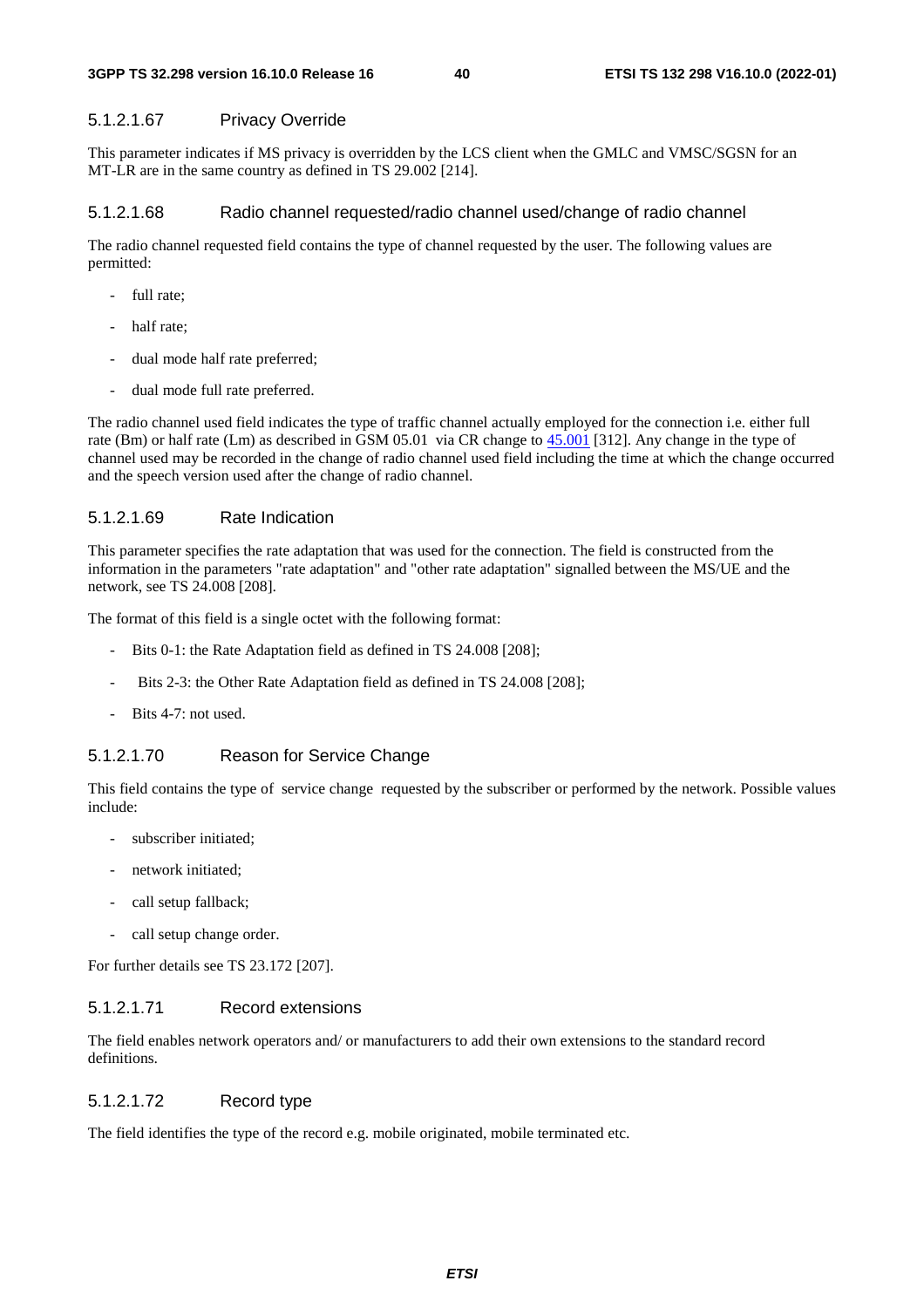#### 5.1.2.1.67 Privacy Override

This parameter indicates if MS privacy is overridden by the LCS client when the GMLC and VMSC/SGSN for an MT-LR are in the same country as defined in TS 29.002 [214].

#### 5.1.2.1.68 Radio channel requested/radio channel used/change of radio channel

The radio channel requested field contains the type of channel requested by the user. The following values are permitted:

- full rate;
- half rate;
- dual mode half rate preferred;
- dual mode full rate preferred.

The radio channel used field indicates the type of traffic channel actually employed for the connection i.e. either full rate (Bm) or half rate (Lm) as described in GSM 05.01 via CR change to 45.001 [312]. Any change in the type of channel used may be recorded in the change of radio channel used field including the time at which the change occurred and the speech version used after the change of radio channel.

#### 5.1.2.1.69 Rate Indication

This parameter specifies the rate adaptation that was used for the connection. The field is constructed from the information in the parameters "rate adaptation" and "other rate adaptation" signalled between the MS/UE and the network, see TS 24.008 [208].

The format of this field is a single octet with the following format:

- Bits 0-1: the Rate Adaptation field as defined in TS 24.008 [208];
- Bits 2-3: the Other Rate Adaptation field as defined in TS 24.008 [208];
- Bits 4-7: not used.

#### 5.1.2.1.70 Reason for Service Change

This field contains the type of service change requested by the subscriber or performed by the network. Possible values include:

- subscriber initiated;
- network initiated;
- call setup fallback;
- call setup change order.

For further details see TS 23.172 [207].

#### 5.1.2.1.71 Record extensions

The field enables network operators and/ or manufacturers to add their own extensions to the standard record definitions.

#### 5.1.2.1.72 Record type

The field identifies the type of the record e.g. mobile originated, mobile terminated etc.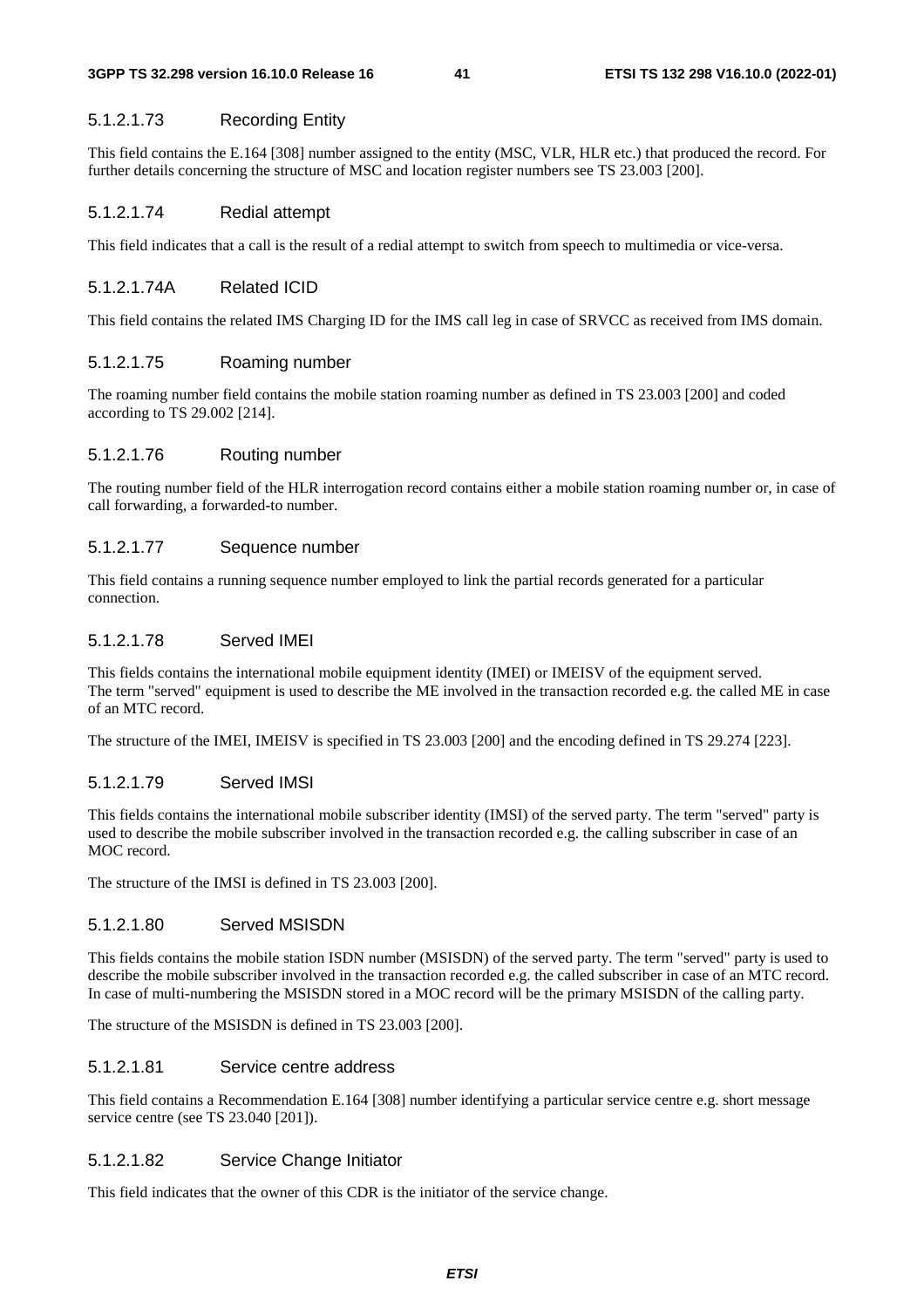#### 5.1.2.1.73 Recording Entity

This field contains the E.164 [308] number assigned to the entity (MSC, VLR, HLR etc.) that produced the record. For further details concerning the structure of MSC and location register numbers see TS 23.003 [200].

#### 5.1.2.1.74 Redial attempt

This field indicates that a call is the result of a redial attempt to switch from speech to multimedia or vice-versa.

#### 5.1.2.1.74A Related ICID

This field contains the related IMS Charging ID for the IMS call leg in case of SRVCC as received from IMS domain.

#### 5.1.2.1.75 Roaming number

The roaming number field contains the mobile station roaming number as defined in TS 23.003 [200] and coded according to TS 29.002 [214].

#### 5.1.2.1.76 Routing number

The routing number field of the HLR interrogation record contains either a mobile station roaming number or, in case of call forwarding, a forwarded-to number.

#### 5.1.2.1.77 Sequence number

This field contains a running sequence number employed to link the partial records generated for a particular connection.

#### 5.1.2.1.78 Served IMEI

This fields contains the international mobile equipment identity (IMEI) or IMEISV of the equipment served.
The term "served" equipment is used to describe the ME involved in the transaction recorded e.g. the called ME in case of an MTC record.

The structure of the IMEI, IMEISV is specified in TS 23.003 [200] and the encoding defined in TS 29.274 [223].

#### 5.1.2.1.79 Served IMSI

This fields contains the international mobile subscriber identity (IMSI) of the served party. The term "served" party is used to describe the mobile subscriber involved in the transaction recorded e.g. the calling subscriber in case of an MOC record.

The structure of the IMSI is defined in TS 23.003 [200].

#### 5.1.2.1.80 Served MSISDN

This fields contains the mobile station ISDN number (MSISDN) of the served party. The term "served" party is used to describe the mobile subscriber involved in the transaction recorded e.g. the called subscriber in case of an MTC record. In case of multi-numbering the MSISDN stored in a MOC record will be the primary MSISDN of the calling party.

The structure of the MSISDN is defined in TS 23.003 [200].

#### 5.1.2.1.81 Service centre address

This field contains a Recommendation E.164 [308] number identifying a particular service centre e.g. short message service centre (see TS 23.040 [201]).

#### 5.1.2.1.82 Service Change Initiator

This field indicates that the owner of this CDR is the initiator of the service change.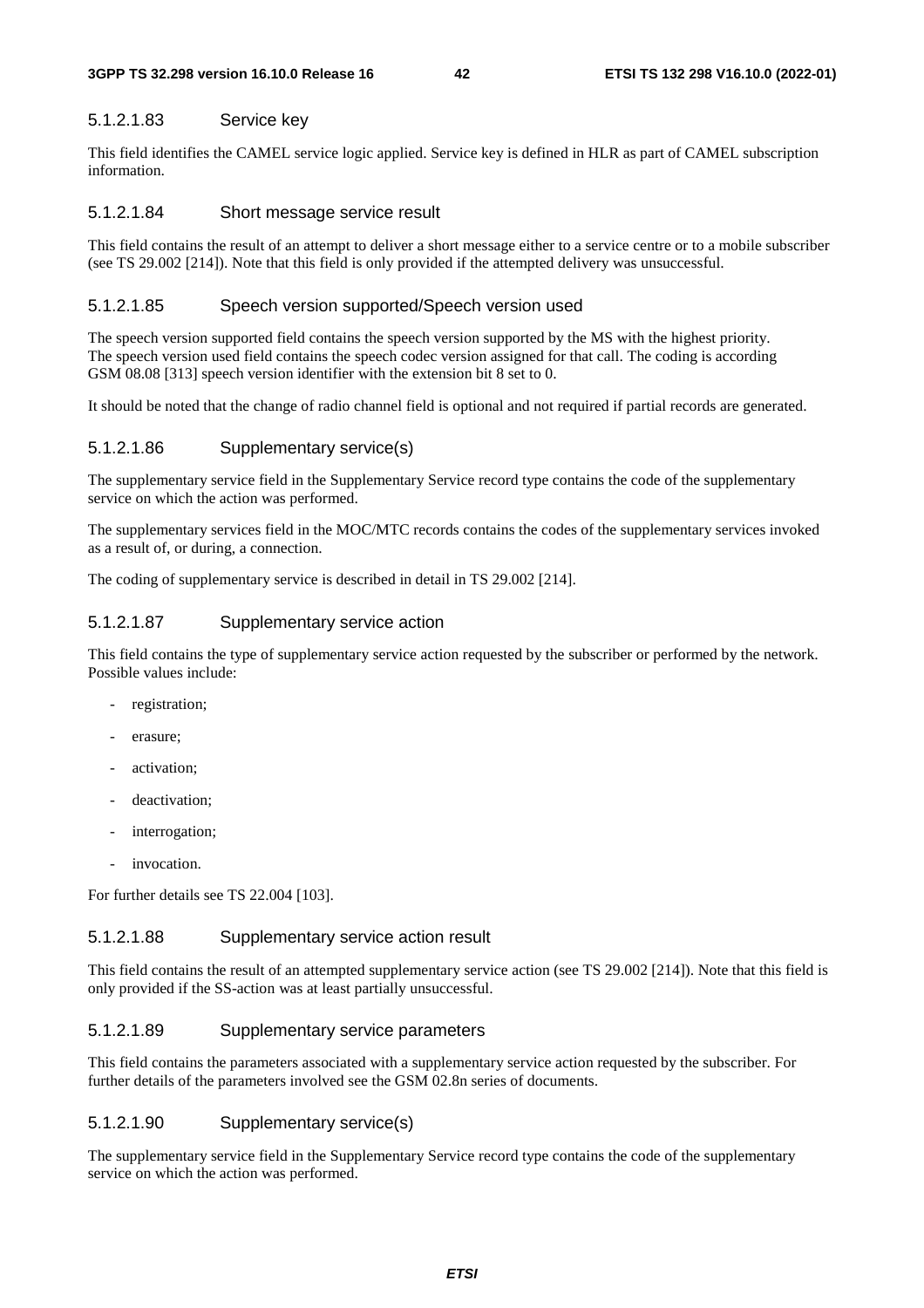#### 5.1.2.1.83 Service key

This field identifies the CAMEL service logic applied. Service key is defined in HLR as part of CAMEL subscription information.

#### 5.1.2.1.84 Short message service result

This field contains the result of an attempt to deliver a short message either to a service centre or to a mobile subscriber (see TS 29.002 [214]). Note that this field is only provided if the attempted delivery was unsuccessful.

#### 5.1.2.1.85 Speech version supported/Speech version used

The speech version supported field contains the speech version supported by the MS with the highest priority. The speech version used field contains the speech codec version assigned for that call. The coding is according GSM 08.08 [313] speech version identifier with the extension bit 8 set to 0.

It should be noted that the change of radio channel field is optional and not required if partial records are generated.

#### 5.1.2.1.86 Supplementary service(s)

The supplementary service field in the Supplementary Service record type contains the code of the supplementary service on which the action was performed.

The supplementary services field in the MOC/MTC records contains the codes of the supplementary services invoked as a result of, or during, a connection.

The coding of supplementary service is described in detail in TS 29.002 [214].

#### 5.1.2.1.87 Supplementary service action

This field contains the type of supplementary service action requested by the subscriber or performed by the network. Possible values include:

- registration;
- erasure;
- activation;
- deactivation;
- interrogation;
- invocation.

For further details see TS 22.004 [103].

#### 5.1.2.1.88 Supplementary service action result

This field contains the result of an attempted supplementary service action (see TS 29.002 [214]). Note that this field is only provided if the SS-action was at least partially unsuccessful.

#### 5.1.2.1.89 Supplementary service parameters

This field contains the parameters associated with a supplementary service action requested by the subscriber. For further details of the parameters involved see the GSM 02.8n series of documents.

#### 5.1.2.1.90 Supplementary service(s)

The supplementary service field in the Supplementary Service record type contains the code of the supplementary service on which the action was performed.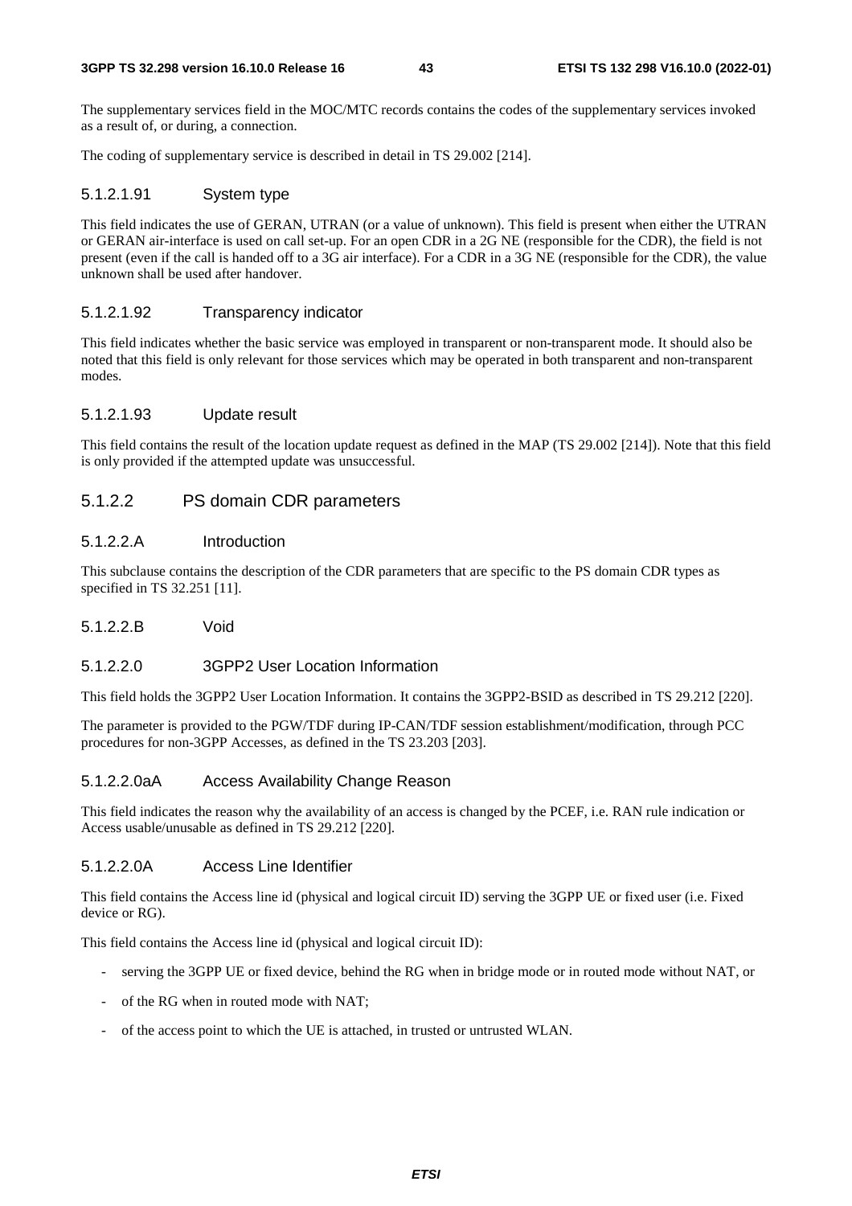The supplementary services field in the MOC/MTC records contains the codes of the supplementary services invoked as a result of, or during, a connection.

The coding of supplementary service is described in detail in TS 29.002 [214].

#### 5.1.2.1.91 System type

This field indicates the use of GERAN, UTRAN (or a value of unknown). This field is present when either the UTRAN or GERAN air-interface is used on call set-up. For an open CDR in a 2G NE (responsible for the CDR), the field is not present (even if the call is handed off to a 3G air interface). For a CDR in a 3G NE (responsible for the CDR), the value unknown shall be used after handover.

#### 5.1.2.1.92 Transparency indicator

This field indicates whether the basic service was employed in transparent or non-transparent mode. It should also be noted that this field is only relevant for those services which may be operated in both transparent and non-transparent modes.

#### 5.1.2.1.93 Update result

This field contains the result of the location update request as defined in the MAP (TS 29.002 [214]). Note that this field is only provided if the attempted update was unsuccessful.

### 5.1.2.2 PS domain CDR parameters

#### 5.1.2.2.A Introduction

This subclause contains the description of the CDR parameters that are specific to the PS domain CDR types as specified in TS 32.251 [11].

#### 5.1.2.2.B Void

#### 5.1.2.2.0 3GPP2 User Location Information

This field holds the 3GPP2 User Location Information. It contains the 3GPP2-BSID as described in TS 29.212 [220].

The parameter is provided to the PGW/TDF during IP-CAN/TDF session establishment/modification, through PCC procedures for non-3GPP Accesses, as defined in the TS 23.203 [203].

#### 5.1.2.2.0aA Access Availability Change Reason

This field indicates the reason why the availability of an access is changed by the PCEF, i.e. RAN rule indication or Access usable/unusable as defined in TS 29.212 [220].

#### 5.1.2.2.0A Access Line Identifier

This field contains the Access line id (physical and logical circuit ID) serving the 3GPP UE or fixed user (i.e. Fixed device or RG).

This field contains the Access line id (physical and logical circuit ID):

- serving the 3GPP UE or fixed device, behind the RG when in bridge mode or in routed mode without NAT, or
- of the RG when in routed mode with NAT;
- of the access point to which the UE is attached, in trusted or untrusted WLAN.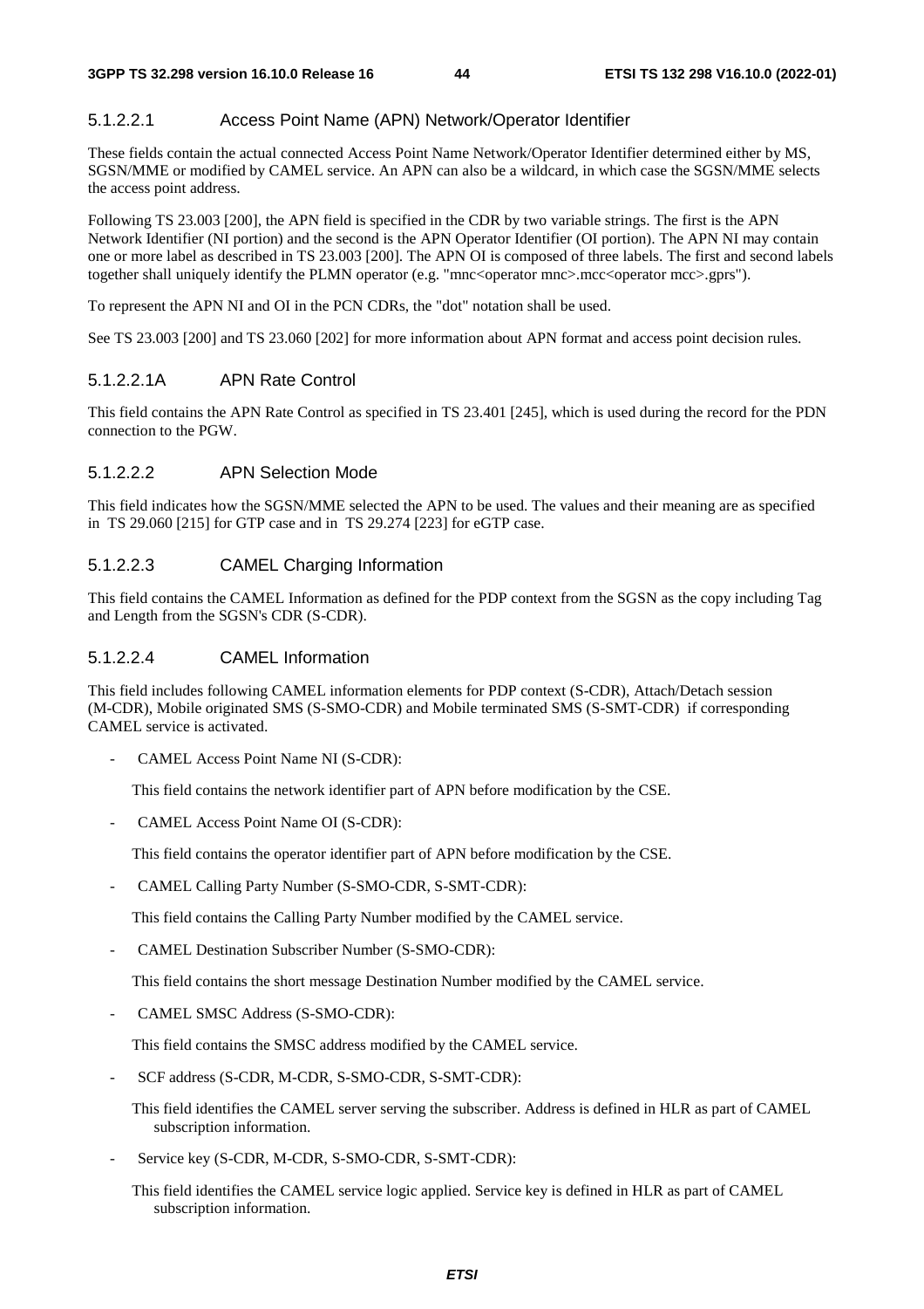#### 5.1.2.2.1 Access Point Name (APN) Network/Operator Identifier

These fields contain the actual connected Access Point Name Network/Operator Identifier determined either by MS, SGSN/MME or modified by CAMEL service. An APN can also be a wildcard, in which case the SGSN/MME selects the access point address.

Following TS 23.003 [200], the APN field is specified in the CDR by two variable strings. The first is the APN Network Identifier (NI portion) and the second is the APN Operator Identifier (OI portion). The APN NI may contain one or more label as described in TS 23.003 [200]. The APN OI is composed of three labels. The first and second labels together shall uniquely identify the PLMN operator (e.g. "mnc<operator mnc>.mcc<operator mcc>.gprs").

To represent the APN NI and OI in the PCN CDRs, the "dot" notation shall be used.

See TS 23.003 [200] and TS 23.060 [202] for more information about APN format and access point decision rules.

#### 5.1.2.2.1A APN Rate Control

This field contains the APN Rate Control as specified in TS 23.401 [245], which is used during the record for the PDN connection to the PGW.

#### 5.1.2.2.2 APN Selection Mode

This field indicates how the SGSN/MME selected the APN to be used. The values and their meaning are as specified in TS 29.060 [215] for GTP case and in TS 29.274 [223] for eGTP case.

#### 5.1.2.2.3 CAMEL Charging Information

This field contains the CAMEL Information as defined for the PDP context from the SGSN as the copy including Tag and Length from the SGSN's CDR (S-CDR).

#### 5.1.2.2.4 CAMEL Information

This field includes following CAMEL information elements for PDP context (S-CDR), Attach/Detach session (M-CDR), Mobile originated SMS (S-SMO-CDR) and Mobile terminated SMS (S-SMT-CDR) if corresponding CAMEL service is activated.

- CAMEL Access Point Name NI (S-CDR):

  This field contains the network identifier part of APN before modification by the CSE.

- CAMEL Access Point Name OI (S-CDR):

  This field contains the operator identifier part of APN before modification by the CSE.

- CAMEL Calling Party Number (S-SMO-CDR, S-SMT-CDR):

  This field contains the Calling Party Number modified by the CAMEL service.

- CAMEL Destination Subscriber Number (S-SMO-CDR):

  This field contains the short message Destination Number modified by the CAMEL service.

- CAMEL SMSC Address (S-SMO-CDR):

  This field contains the SMSC address modified by the CAMEL service.

- SCF address (S-CDR, M-CDR, S-SMO-CDR, S-SMT-CDR):

  This field identifies the CAMEL server serving the subscriber. Address is defined in HLR as part of CAMEL subscription information.

- Service key (S-CDR, M-CDR, S-SMO-CDR, S-SMT-CDR):

  This field identifies the CAMEL service logic applied. Service key is defined in HLR as part of CAMEL subscription information.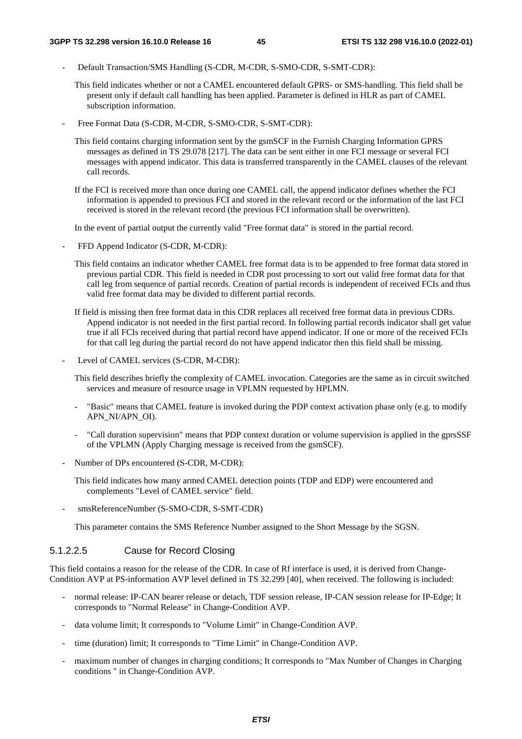- Default Transaction/SMS Handling (S-CDR, M-CDR, S-SMO-CDR, S-SMT-CDR):

  This field indicates whether or not a CAMEL encountered default GPRS- or SMS-handling. This field shall be present only if default call handling has been applied. Parameter is defined in HLR as part of CAMEL subscription information.

- Free Format Data (S-CDR, M-CDR, S-SMO-CDR, S-SMT-CDR):

  This field contains charging information sent by the gsmSCF in the Furnish Charging Information GPRS messages as defined in TS 29.078 [217]. The data can be sent either in one FCI message or several FCI messages with append indicator. This data is transferred transparently in the CAMEL clauses of the relevant call records.

  If the FCI is received more than once during one CAMEL call, the append indicator defines whether the FCI information is appended to previous FCI and stored in the relevant record or the information of the last FCI received is stored in the relevant record (the previous FCI information shall be overwritten).

  In the event of partial output the currently valid "Free format data" is stored in the partial record.

- FFD Append Indicator (S-CDR, M-CDR):

  This field contains an indicator whether CAMEL free format data is to be appended to free format data stored in previous partial CDR. This field is needed in CDR post processing to sort out valid free format data for that call leg from sequence of partial records. Creation of partial records is independent of received FCIs and thus valid free format data may be divided to different partial records.

  If field is missing then free format data in this CDR replaces all received free format data in previous CDRs. Append indicator is not needed in the first partial record. In following partial records indicator shall get value true if all FCIs received during that partial record have append indicator. If one or more of the received FCIs for that call leg during the partial record do not have append indicator then this field shall be missing.

- Level of CAMEL services (S-CDR, M-CDR):

  This field describes briefly the complexity of CAMEL invocation. Categories are the same as in circuit switched services and measure of resource usage in VPLMN requested by HPLMN.

  - "Basic" means that CAMEL feature is invoked during the PDP context activation phase only (e.g. to modify APN_NI/APN_OI).
  - "Call duration supervision" means that PDP context duration or volume supervision is applied in the gprsSSF of the VPLMN (Apply Charging message is received from the gsmSCF).

- Number of DPs encountered (S-CDR, M-CDR):

  This field indicates how many armed CAMEL detection points (TDP and EDP) were encountered and complements "Level of CAMEL service" field.

- smsReferenceNumber (S-SMO-CDR, S-SMT-CDR)

  This parameter contains the SMS Reference Number assigned to the Short Message by the SGSN.

#### 5.1.2.2.5 Cause for Record Closing

This field contains a reason for the release of the CDR. In case of Rf interface is used, it is derived from Change-Condition AVP at PS-information AVP level defined in TS 32.299 [40], when received. The following is included:

- normal release: IP-CAN bearer release or detach, TDF session release, IP-CAN session release for IP-Edge; It corresponds to "Normal Release" in Change-Condition AVP.
- data volume limit; It corresponds to "Volume Limit" in Change-Condition AVP.
- time (duration) limit; It corresponds to "Time Limit" in Change-Condition AVP.
- maximum number of changes in charging conditions; It corresponds to "Max Number of Changes in Charging conditions " in Change-Condition AVP.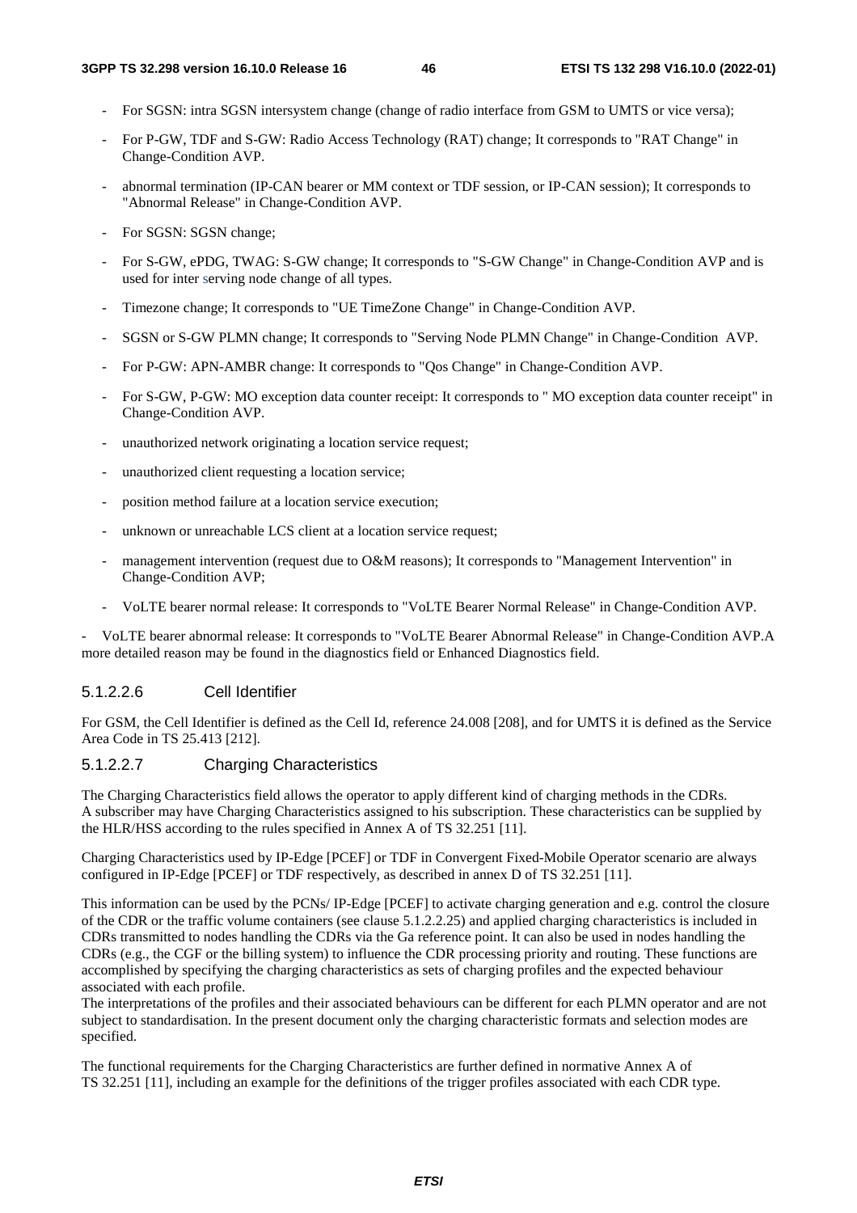- For SGSN: intra SGSN intersystem change (change of radio interface from GSM to UMTS or vice versa);
- For P-GW, TDF and S-GW: Radio Access Technology (RAT) change; It corresponds to "RAT Change" in Change-Condition AVP.
- abnormal termination (IP-CAN bearer or MM context or TDF session, or IP-CAN session); It corresponds to "Abnormal Release" in Change-Condition AVP.
- For SGSN: SGSN change;
- For S-GW, ePDG, TWAG: S-GW change; It corresponds to "S-GW Change" in Change-Condition AVP and is used for inter serving node change of all types.
- Timezone change; It corresponds to "UE TimeZone Change" in Change-Condition AVP.
- SGSN or S-GW PLMN change; It corresponds to "Serving Node PLMN Change" in Change-Condition AVP.
- For P-GW: APN-AMBR change: It corresponds to "Qos Change" in Change-Condition AVP.
- For S-GW, P-GW: MO exception data counter receipt: It corresponds to " MO exception data counter receipt" in Change-Condition AVP.
- unauthorized network originating a location service request;
- unauthorized client requesting a location service;
- position method failure at a location service execution;
- unknown or unreachable LCS client at a location service request;
- management intervention (request due to O&M reasons); It corresponds to "Management Intervention" in Change-Condition AVP;
- VoLTE bearer normal release: It corresponds to "VoLTE Bearer Normal Release" in Change-Condition AVP.
- VoLTE bearer abnormal release: It corresponds to "VoLTE Bearer Abnormal Release" in Change-Condition AVP.A more detailed reason may be found in the diagnostics field or Enhanced Diagnostics field.

#### 5.1.2.2.6 Cell Identifier

For GSM, the Cell Identifier is defined as the Cell Id, reference 24.008 [208], and for UMTS it is defined as the Service Area Code in TS 25.413 [212].

#### 5.1.2.2.7 Charging Characteristics

The Charging Characteristics field allows the operator to apply different kind of charging methods in the CDRs. A subscriber may have Charging Characteristics assigned to his subscription. These characteristics can be supplied by the HLR/HSS according to the rules specified in Annex A of TS 32.251 [11].

Charging Characteristics used by IP-Edge [PCEF] or TDF in Convergent Fixed-Mobile Operator scenario are always configured in IP-Edge [PCEF] or TDF respectively, as described in annex D of TS 32.251 [11].

This information can be used by the PCNs/ IP-Edge [PCEF] to activate charging generation and e.g. control the closure of the CDR or the traffic volume containers (see clause 5.1.2.2.25) and applied charging characteristics is included in CDRs transmitted to nodes handling the CDRs via the Ga reference point. It can also be used in nodes handling the CDRs (e.g., the CGF or the billing system) to influence the CDR processing priority and routing. These functions are accomplished by specifying the charging characteristics as sets of charging profiles and the expected behaviour associated with each profile.
The interpretations of the profiles and their associated behaviours can be different for each PLMN operator and are not subject to standardisation. In the present document only the charging characteristic formats and selection modes are specified.

The functional requirements for the Charging Characteristics are further defined in normative Annex A of TS 32.251 [11], including an example for the definitions of the trigger profiles associated with each CDR type.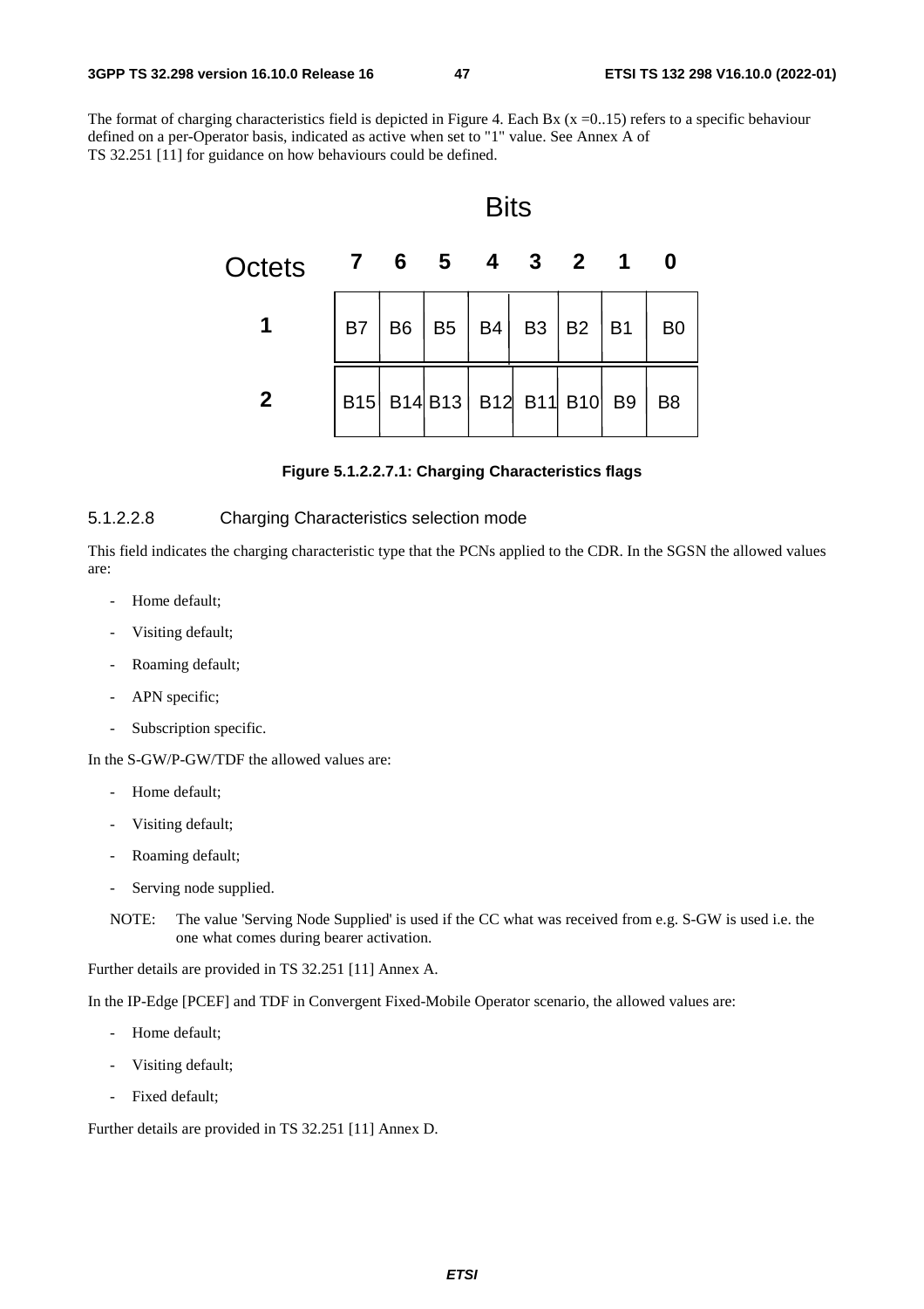The format of charging characteristics field is depicted in Figure 4. Each Bx (x =0..15) refers to a specific behaviour defined on a per-Operator basis, indicated as active when set to "1" value. See Annex A of TS 32.251 [11] for guidance on how behaviours could be defined.

| Octets | Bits 7 | 6 | 5 | 4 | 3 | 2 | 1 | 0 |
|---|---|---|---|---|---|---|---|---|
| 1 | B7 | B6 | B5 | B4 | B3 | B2 | B1 | B0 |
| 2 | B15 | B14 | B13 | B12 | B11 | B10 | B9 | B8 |

**Figure 5.1.2.2.7.1: Charging Characteristics flags**

#### 5.1.2.2.8 Charging Characteristics selection mode

This field indicates the charging characteristic type that the PCNs applied to the CDR. In the SGSN the allowed values are:

- Home default;
- Visiting default;
- Roaming default;
- APN specific;
- Subscription specific.

In the S-GW/P-GW/TDF the allowed values are:

- Home default;
- Visiting default;
- Roaming default;
- Serving node supplied.

NOTE: The value 'Serving Node Supplied' is used if the CC what was received from e.g. S-GW is used i.e. the one what comes during bearer activation.

Further details are provided in TS 32.251 [11] Annex A.

In the IP-Edge [PCEF] and TDF in Convergent Fixed-Mobile Operator scenario, the allowed values are:

- Home default;
- Visiting default;
- Fixed default;

Further details are provided in TS 32.251 [11] Annex D.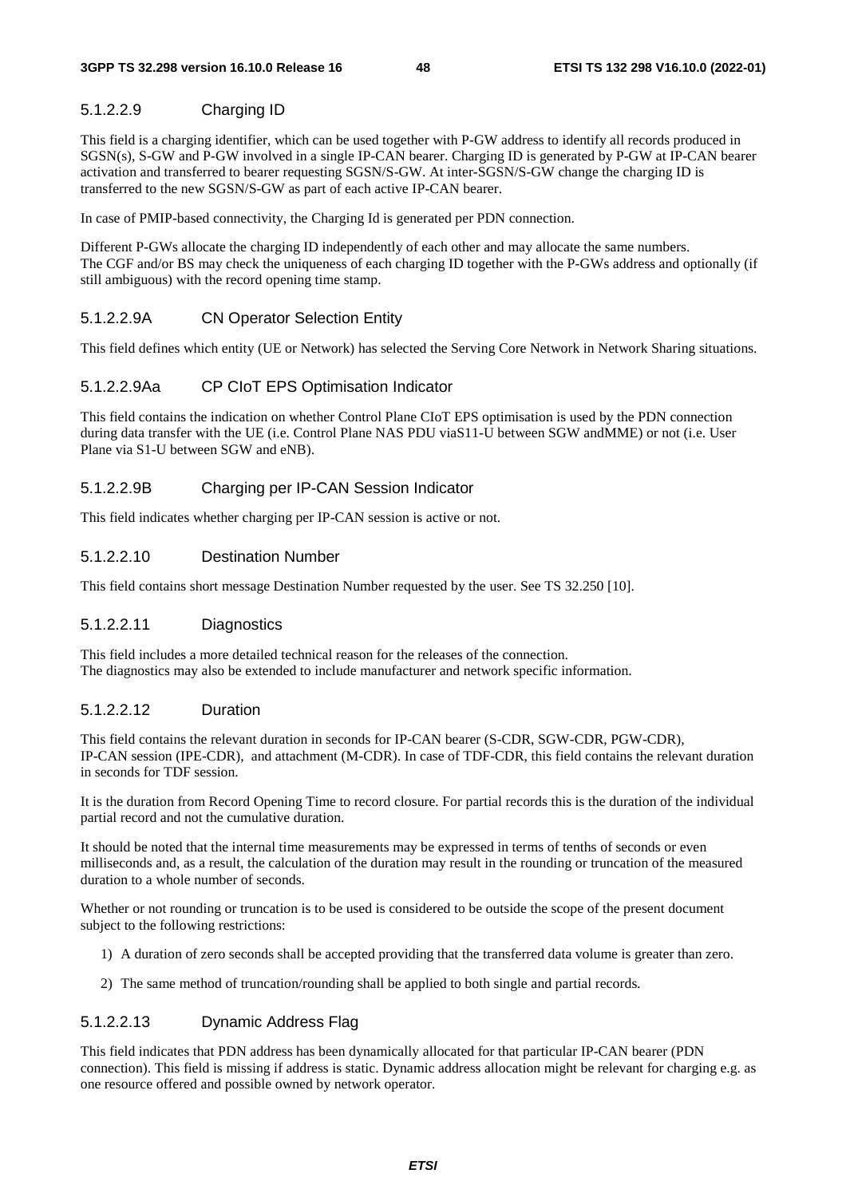#### 5.1.2.2.9 Charging ID

This field is a charging identifier, which can be used together with P-GW address to identify all records produced in SGSN(s), S-GW and P-GW involved in a single IP-CAN bearer. Charging ID is generated by P-GW at IP-CAN bearer activation and transferred to bearer requesting SGSN/S-GW. At inter-SGSN/S-GW change the charging ID is transferred to the new SGSN/S-GW as part of each active IP-CAN bearer.

In case of PMIP-based connectivity, the Charging Id is generated per PDN connection.

Different P-GWs allocate the charging ID independently of each other and may allocate the same numbers. The CGF and/or BS may check the uniqueness of each charging ID together with the P-GWs address and optionally (if still ambiguous) with the record opening time stamp.

#### 5.1.2.2.9A CN Operator Selection Entity

This field defines which entity (UE or Network) has selected the Serving Core Network in Network Sharing situations.

#### 5.1.2.2.9Aa CP CIoT EPS Optimisation Indicator

This field contains the indication on whether Control Plane CIoT EPS optimisation is used by the PDN connection during data transfer with the UE (i.e. Control Plane NAS PDU viaS11-U between SGW andMME) or not (i.e. User Plane via S1-U between SGW and eNB).

#### 5.1.2.2.9B Charging per IP-CAN Session Indicator

This field indicates whether charging per IP-CAN session is active or not.

#### 5.1.2.2.10 Destination Number

This field contains short message Destination Number requested by the user. See TS 32.250 [10].

#### 5.1.2.2.11 Diagnostics

This field includes a more detailed technical reason for the releases of the connection.
The diagnostics may also be extended to include manufacturer and network specific information.

#### 5.1.2.2.12 Duration

This field contains the relevant duration in seconds for IP-CAN bearer (S-CDR, SGW-CDR, PGW-CDR), IP-CAN session (IPE-CDR), and attachment (M-CDR). In case of TDF-CDR, this field contains the relevant duration in seconds for TDF session.

It is the duration from Record Opening Time to record closure. For partial records this is the duration of the individual partial record and not the cumulative duration.

It should be noted that the internal time measurements may be expressed in terms of tenths of seconds or even milliseconds and, as a result, the calculation of the duration may result in the rounding or truncation of the measured duration to a whole number of seconds.

Whether or not rounding or truncation is to be used is considered to be outside the scope of the present document subject to the following restrictions:

1) A duration of zero seconds shall be accepted providing that the transferred data volume is greater than zero.

2) The same method of truncation/rounding shall be applied to both single and partial records.

#### 5.1.2.2.13 Dynamic Address Flag

This field indicates that PDN address has been dynamically allocated for that particular IP-CAN bearer (PDN connection). This field is missing if address is static. Dynamic address allocation might be relevant for charging e.g. as one resource offered and possible owned by network operator.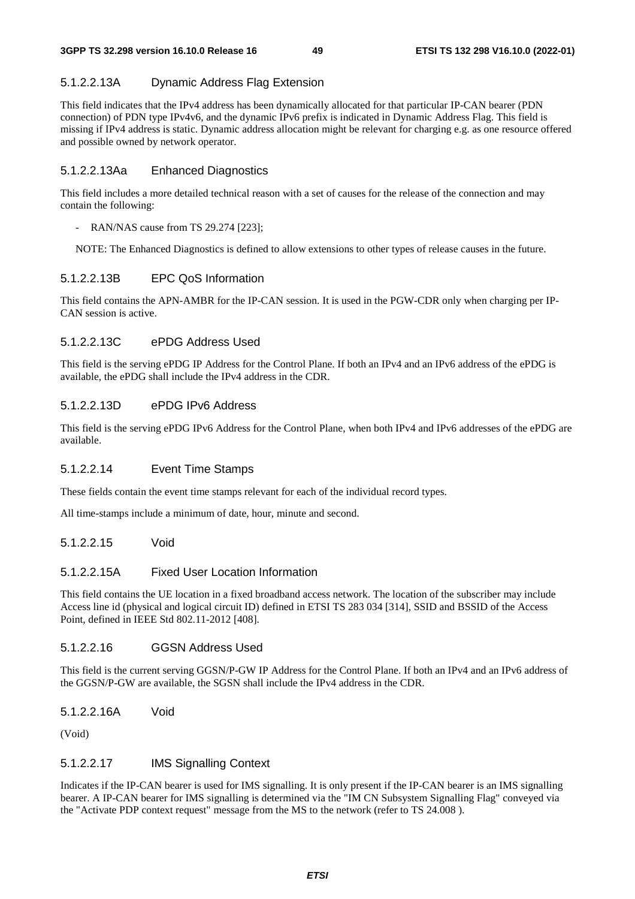#### 5.1.2.2.13A Dynamic Address Flag Extension

This field indicates that the IPv4 address has been dynamically allocated for that particular IP-CAN bearer (PDN connection) of PDN type IPv4v6, and the dynamic IPv6 prefix is indicated in Dynamic Address Flag. This field is missing if IPv4 address is static. Dynamic address allocation might be relevant for charging e.g. as one resource offered and possible owned by network operator.

#### 5.1.2.2.13Aa Enhanced Diagnostics

This field includes a more detailed technical reason with a set of causes for the release of the connection and may contain the following:

- RAN/NAS cause from TS 29.274 [223];

NOTE: The Enhanced Diagnostics is defined to allow extensions to other types of release causes in the future.

#### 5.1.2.2.13B EPC QoS Information

This field contains the APN-AMBR for the IP-CAN session. It is used in the PGW-CDR only when charging per IP-CAN session is active.

#### 5.1.2.2.13C ePDG Address Used

This field is the serving ePDG IP Address for the Control Plane. If both an IPv4 and an IPv6 address of the ePDG is available, the ePDG shall include the IPv4 address in the CDR.

#### 5.1.2.2.13D ePDG IPv6 Address

This field is the serving ePDG IPv6 Address for the Control Plane, when both IPv4 and IPv6 addresses of the ePDG are available.

#### 5.1.2.2.14 Event Time Stamps

These fields contain the event time stamps relevant for each of the individual record types.

All time-stamps include a minimum of date, hour, minute and second.

#### 5.1.2.2.15 Void

#### 5.1.2.2.15A Fixed User Location Information

This field contains the UE location in a fixed broadband access network. The location of the subscriber may include Access line id (physical and logical circuit ID) defined in ETSI TS 283 034 [314], SSID and BSSID of the Access Point, defined in IEEE Std 802.11-2012 [408].

#### 5.1.2.2.16 GGSN Address Used

This field is the current serving GGSN/P-GW IP Address for the Control Plane. If both an IPv4 and an IPv6 address of the GGSN/P-GW are available, the SGSN shall include the IPv4 address in the CDR.

#### 5.1.2.2.16A Void

(Void)

#### 5.1.2.2.17 IMS Signalling Context

Indicates if the IP-CAN bearer is used for IMS signalling. It is only present if the IP-CAN bearer is an IMS signalling bearer. A IP-CAN bearer for IMS signalling is determined via the "IM CN Subsystem Signalling Flag" conveyed via the "Activate PDP context request" message from the MS to the network (refer to TS 24.008 ).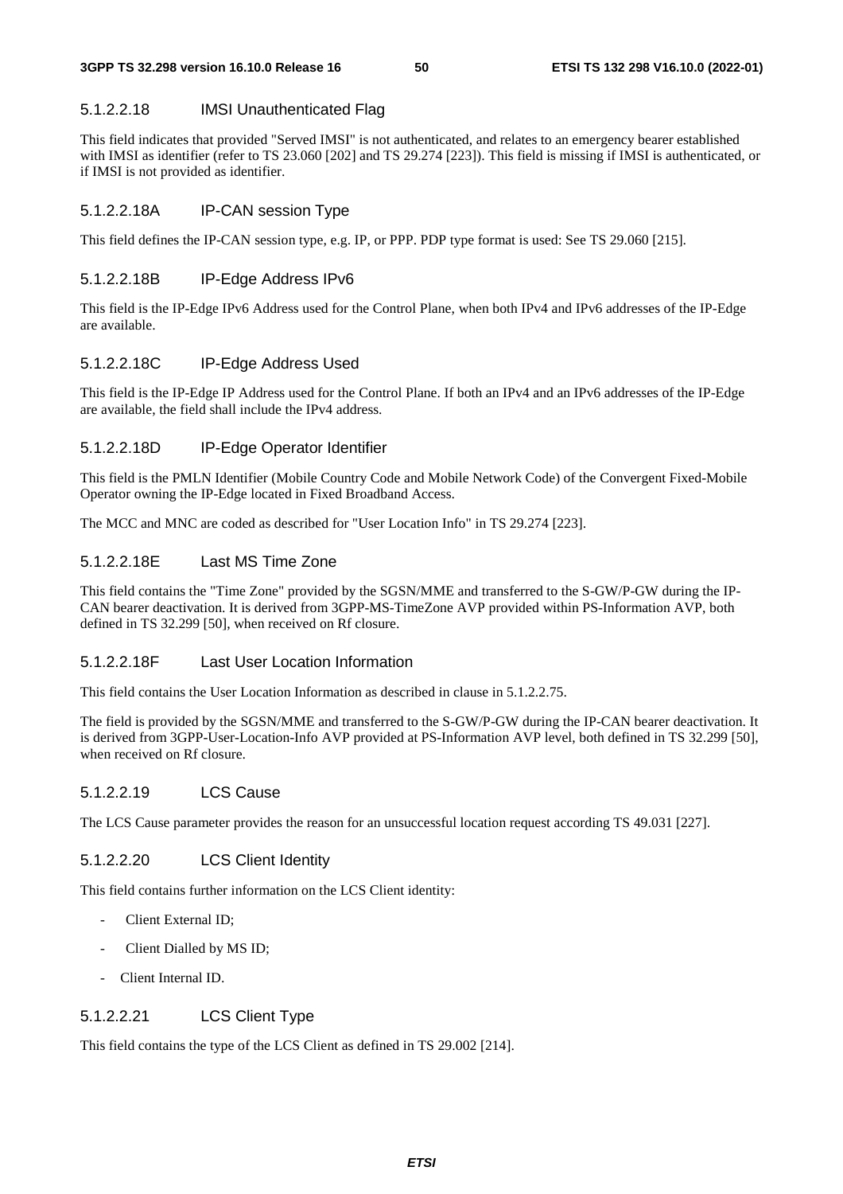#### 5.1.2.2.18 IMSI Unauthenticated Flag

This field indicates that provided "Served IMSI" is not authenticated, and relates to an emergency bearer established with IMSI as identifier (refer to TS 23.060 [202] and TS 29.274 [223]). This field is missing if IMSI is authenticated, or if IMSI is not provided as identifier.

#### 5.1.2.2.18A IP-CAN session Type

This field defines the IP-CAN session type, e.g. IP, or PPP. PDP type format is used: See TS 29.060 [215].

#### 5.1.2.2.18B IP-Edge Address IPv6

This field is the IP-Edge IPv6 Address used for the Control Plane, when both IPv4 and IPv6 addresses of the IP-Edge are available.

#### 5.1.2.2.18C IP-Edge Address Used

This field is the IP-Edge IP Address used for the Control Plane. If both an IPv4 and an IPv6 addresses of the IP-Edge are available, the field shall include the IPv4 address.

#### 5.1.2.2.18D IP-Edge Operator Identifier

This field is the PMLN Identifier (Mobile Country Code and Mobile Network Code) of the Convergent Fixed-Mobile Operator owning the IP-Edge located in Fixed Broadband Access.

The MCC and MNC are coded as described for "User Location Info" in TS 29.274 [223].

#### 5.1.2.2.18E Last MS Time Zone

This field contains the "Time Zone" provided by the SGSN/MME and transferred to the S-GW/P-GW during the IP-CAN bearer deactivation. It is derived from 3GPP-MS-TimeZone AVP provided within PS-Information AVP, both defined in TS 32.299 [50], when received on Rf closure.

#### 5.1.2.2.18F Last User Location Information

This field contains the User Location Information as described in clause in 5.1.2.2.75.

The field is provided by the SGSN/MME and transferred to the S-GW/P-GW during the IP-CAN bearer deactivation. It is derived from 3GPP-User-Location-Info AVP provided at PS-Information AVP level, both defined in TS 32.299 [50], when received on Rf closure.

#### 5.1.2.2.19 LCS Cause

The LCS Cause parameter provides the reason for an unsuccessful location request according TS 49.031 [227].

#### 5.1.2.2.20 LCS Client Identity

This field contains further information on the LCS Client identity:

- Client External ID;
- Client Dialled by MS ID;
- Client Internal ID.

#### 5.1.2.2.21 LCS Client Type

This field contains the type of the LCS Client as defined in TS 29.002 [214].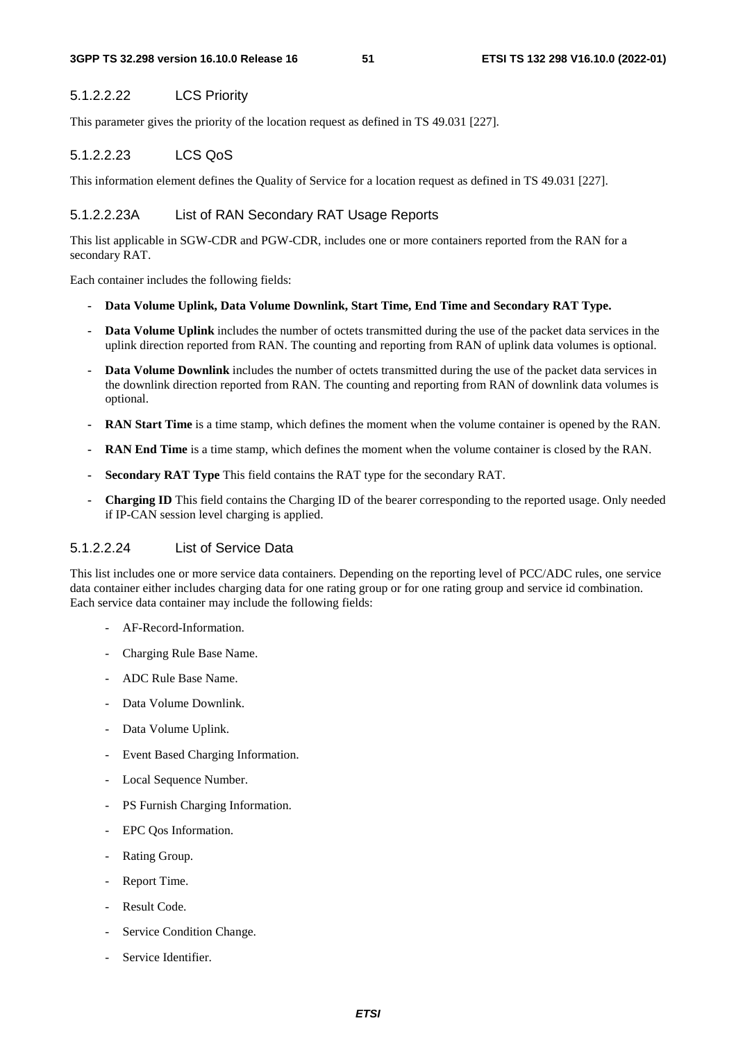#### 5.1.2.2.22 LCS Priority

This parameter gives the priority of the location request as defined in TS 49.031 [227].

#### 5.1.2.2.23 LCS QoS

This information element defines the Quality of Service for a location request as defined in TS 49.031 [227].

#### 5.1.2.2.23A List of RAN Secondary RAT Usage Reports

This list applicable in SGW-CDR and PGW-CDR, includes one or more containers reported from the RAN for a secondary RAT.

Each container includes the following fields:

- **Data Volume Uplink, Data Volume Downlink, Start Time, End Time and Secondary RAT Type.**
- **Data Volume Uplink** includes the number of octets transmitted during the use of the packet data services in the uplink direction reported from RAN. The counting and reporting from RAN of uplink data volumes is optional.
- **Data Volume Downlink** includes the number of octets transmitted during the use of the packet data services in the downlink direction reported from RAN. The counting and reporting from RAN of downlink data volumes is optional.
- **RAN Start Time** is a time stamp, which defines the moment when the volume container is opened by the RAN.
- **RAN End Time** is a time stamp, which defines the moment when the volume container is closed by the RAN.
- **Secondary RAT Type** This field contains the RAT type for the secondary RAT.
- **Charging ID** This field contains the Charging ID of the bearer corresponding to the reported usage. Only needed if IP-CAN session level charging is applied.

#### 5.1.2.2.24 List of Service Data

This list includes one or more service data containers. Depending on the reporting level of PCC/ADC rules, one service data container either includes charging data for one rating group or for one rating group and service id combination. Each service data container may include the following fields:

- AF-Record-Information.
- Charging Rule Base Name.
- ADC Rule Base Name.
- Data Volume Downlink.
- Data Volume Uplink.
- Event Based Charging Information.
- Local Sequence Number.
- PS Furnish Charging Information.
- EPC Qos Information.
- Rating Group.
- Report Time.
- Result Code.
- Service Condition Change.
- Service Identifier.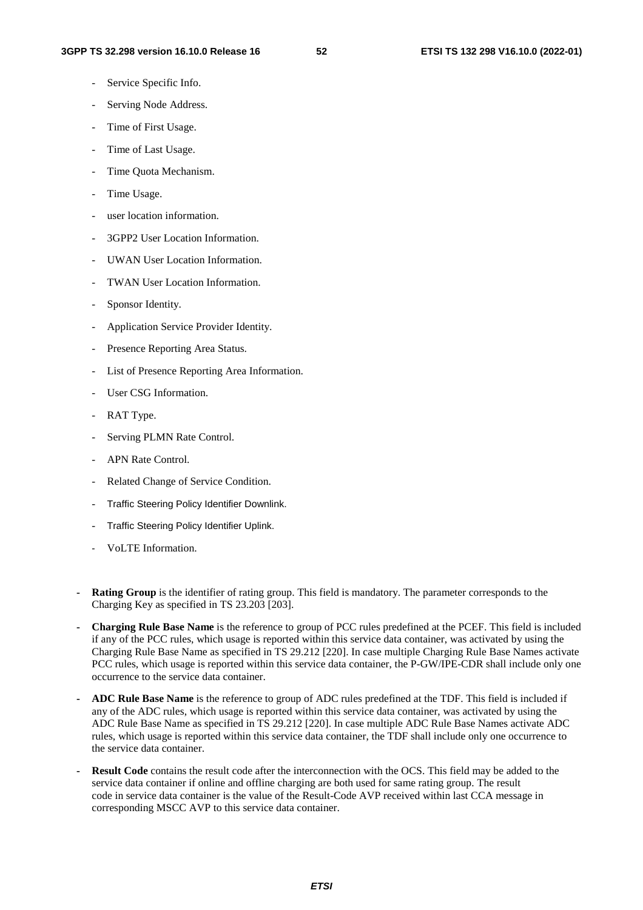- Service Specific Info.
- Serving Node Address.
- Time of First Usage.
- Time of Last Usage.
- Time Quota Mechanism.
- Time Usage.
- user location information.
- 3GPP2 User Location Information.
- UWAN User Location Information.
- TWAN User Location Information.
- Sponsor Identity.
- Application Service Provider Identity.
- Presence Reporting Area Status.
- List of Presence Reporting Area Information.
- User CSG Information.
- RAT Type.
- Serving PLMN Rate Control.
- APN Rate Control.
- Related Change of Service Condition.
- Traffic Steering Policy Identifier Downlink.
- Traffic Steering Policy Identifier Uplink.
- VoLTE Information.

- **Rating Group** is the identifier of rating group. This field is mandatory. The parameter corresponds to the Charging Key as specified in TS 23.203 [203].
- **Charging Rule Base Name** is the reference to group of PCC rules predefined at the PCEF. This field is included if any of the PCC rules, which usage is reported within this service data container, was activated by using the Charging Rule Base Name as specified in TS 29.212 [220]. In case multiple Charging Rule Base Names activate PCC rules, which usage is reported within this service data container, the P-GW/IPE-CDR shall include only one occurrence to the service data container.
- **ADC Rule Base Name** is the reference to group of ADC rules predefined at the TDF. This field is included if any of the ADC rules, which usage is reported within this service data container, was activated by using the ADC Rule Base Name as specified in TS 29.212 [220]. In case multiple ADC Rule Base Names activate ADC rules, which usage is reported within this service data container, the TDF shall include only one occurrence to the service data container.
- **Result Code** contains the result code after the interconnection with the OCS. This field may be added to the service data container if online and offline charging are both used for same rating group. The result code in service data container is the value of the Result-Code AVP received within last CCA message in corresponding MSCC AVP to this service data container.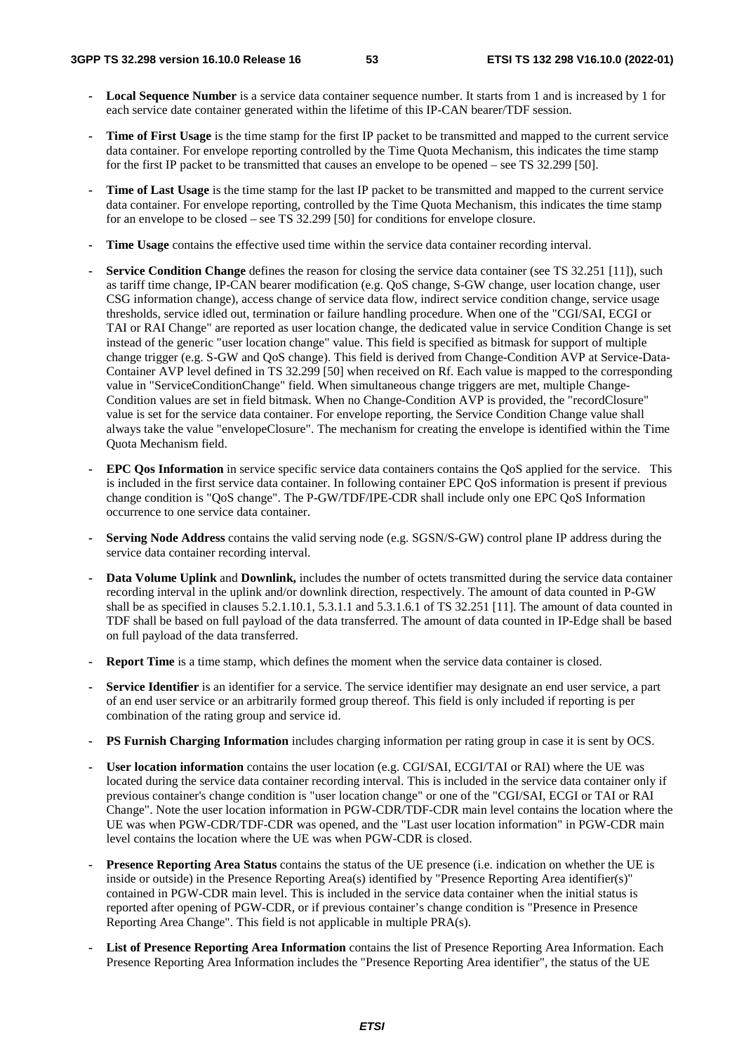- **Local Sequence Number** is a service data container sequence number. It starts from 1 and is increased by 1 for each service date container generated within the lifetime of this IP-CAN bearer/TDF session.

- **Time of First Usage** is the time stamp for the first IP packet to be transmitted and mapped to the current service data container. For envelope reporting controlled by the Time Quota Mechanism, this indicates the time stamp for the first IP packet to be transmitted that causes an envelope to be opened – see TS 32.299 [50].

- **Time of Last Usage** is the time stamp for the last IP packet to be transmitted and mapped to the current service data container. For envelope reporting, controlled by the Time Quota Mechanism, this indicates the time stamp for an envelope to be closed – see TS 32.299 [50] for conditions for envelope closure.

- **Time Usage** contains the effective used time within the service data container recording interval.

- **Service Condition Change** defines the reason for closing the service data container (see TS 32.251 [11]), such as tariff time change, IP-CAN bearer modification (e.g. QoS change, S-GW change, user location change, user CSG information change), access change of service data flow, indirect service condition change, service usage thresholds, service idled out, termination or failure handling procedure. When one of the "CGI/SAI, ECGI or TAI or RAI Change" are reported as user location change, the dedicated value in service Condition Change is set instead of the generic "user location change" value. This field is specified as bitmask for support of multiple change trigger (e.g. S-GW and QoS change). This field is derived from Change-Condition AVP at Service-Data-Container AVP level defined in TS 32.299 [50] when received on Rf. Each value is mapped to the corresponding value in "ServiceConditionChange" field. When simultaneous change triggers are met, multiple Change-Condition values are set in field bitmask. When no Change-Condition AVP is provided, the "recordClosure" value is set for the service data container. For envelope reporting, the Service Condition Change value shall always take the value "envelopeClosure". The mechanism for creating the envelope is identified within the Time Quota Mechanism field.

- **EPC Qos Information** in service specific service data containers contains the QoS applied for the service. This is included in the first service data container. In following container EPC QoS information is present if previous change condition is "QoS change". The P-GW/TDF/IPE-CDR shall include only one EPC QoS Information occurrence to one service data container.

- **Serving Node Address** contains the valid serving node (e.g. SGSN/S-GW) control plane IP address during the service data container recording interval.

- **Data Volume Uplink** and **Downlink,** includes the number of octets transmitted during the service data container recording interval in the uplink and/or downlink direction, respectively. The amount of data counted in P-GW shall be as specified in clauses 5.2.1.10.1, 5.3.1.1 and 5.3.1.6.1 of TS 32.251 [11]. The amount of data counted in TDF shall be based on full payload of the data transferred. The amount of data counted in IP-Edge shall be based on full payload of the data transferred.

- **Report Time** is a time stamp, which defines the moment when the service data container is closed.

- **Service Identifier** is an identifier for a service. The service identifier may designate an end user service, a part of an end user service or an arbitrarily formed group thereof. This field is only included if reporting is per combination of the rating group and service id.

- **PS Furnish Charging Information** includes charging information per rating group in case it is sent by OCS.

- **User location information** contains the user location (e.g. CGI/SAI, ECGI/TAI or RAI) where the UE was located during the service data container recording interval. This is included in the service data container only if previous container's change condition is "user location change" or one of the "CGI/SAI, ECGI or TAI or RAI Change". Note the user location information in PGW-CDR/TDF-CDR main level contains the location where the UE was when PGW-CDR/TDF-CDR was opened, and the "Last user location information" in PGW-CDR main level contains the location where the UE was when PGW-CDR is closed.

- **Presence Reporting Area Status** contains the status of the UE presence (i.e. indication on whether the UE is inside or outside) in the Presence Reporting Area(s) identified by "Presence Reporting Area identifier(s)" contained in PGW-CDR main level. This is included in the service data container when the initial status is reported after opening of PGW-CDR, or if previous container's change condition is "Presence in Presence Reporting Area Change". This field is not applicable in multiple PRA(s).

- **List of Presence Reporting Area Information** contains the list of Presence Reporting Area Information. Each Presence Reporting Area Information includes the "Presence Reporting Area identifier", the status of the UE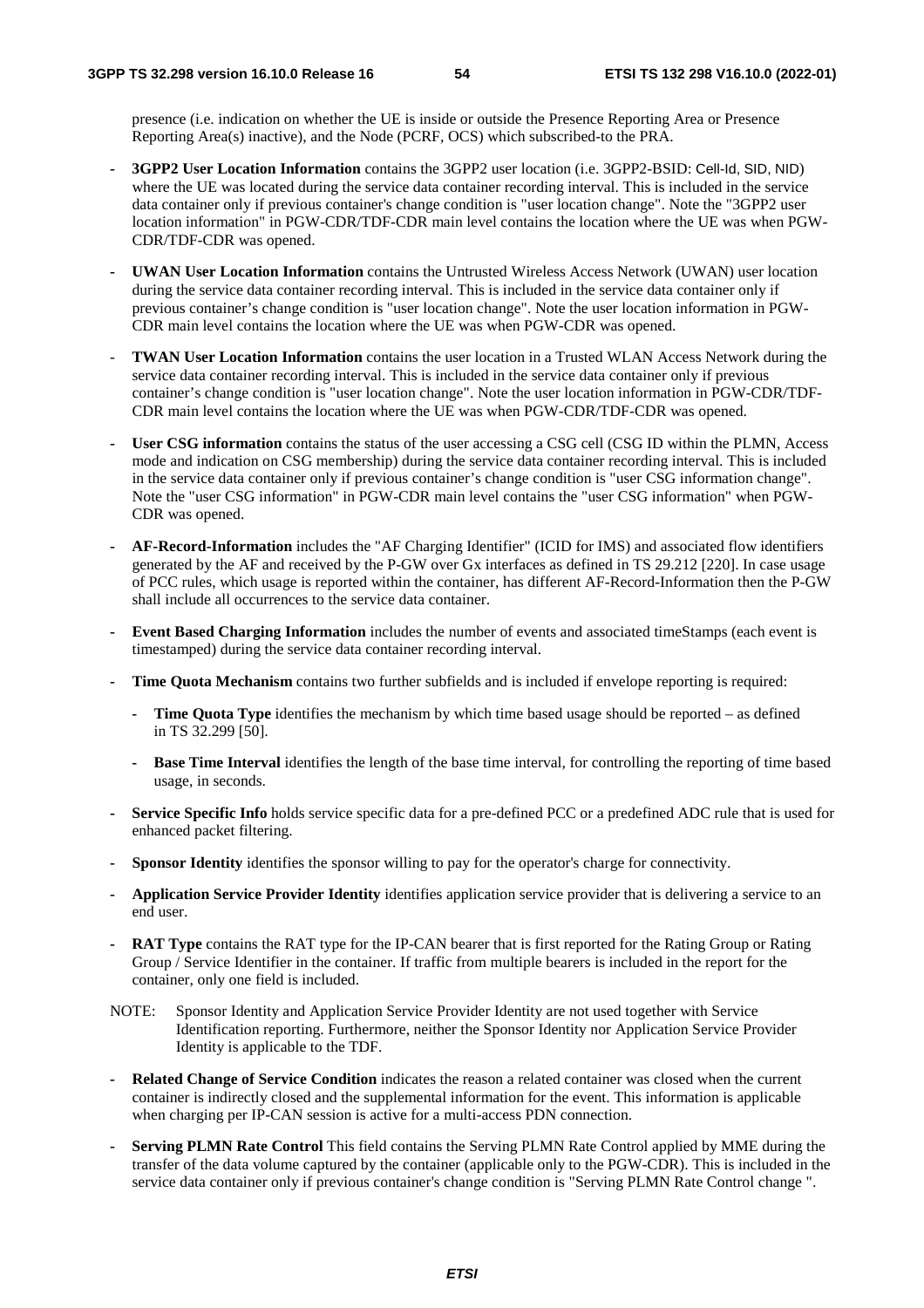presence (i.e. indication on whether the UE is inside or outside the Presence Reporting Area or Presence Reporting Area(s) inactive), and the Node (PCRF, OCS) which subscribed-to the PRA.

- **3GPP2 User Location Information** contains the 3GPP2 user location (i.e. 3GPP2-BSID: Cell-Id, SID, NID) where the UE was located during the service data container recording interval. This is included in the service data container only if previous container's change condition is "user location change". Note the "3GPP2 user location information" in PGW-CDR/TDF-CDR main level contains the location where the UE was when PGW-CDR/TDF-CDR was opened.
- **UWAN User Location Information** contains the Untrusted Wireless Access Network (UWAN) user location during the service data container recording interval. This is included in the service data container only if previous container's change condition is "user location change". Note the user location information in PGW-CDR main level contains the location where the UE was when PGW-CDR was opened.
- **TWAN User Location Information** contains the user location in a Trusted WLAN Access Network during the service data container recording interval. This is included in the service data container only if previous container's change condition is "user location change". Note the user location information in PGW-CDR/TDF-CDR main level contains the location where the UE was when PGW-CDR/TDF-CDR was opened.
- **User CSG information** contains the status of the user accessing a CSG cell (CSG ID within the PLMN, Access mode and indication on CSG membership) during the service data container recording interval. This is included in the service data container only if previous container's change condition is "user CSG information change". Note the "user CSG information" in PGW-CDR main level contains the "user CSG information" when PGW-CDR was opened.
- **AF-Record-Information** includes the "AF Charging Identifier" (ICID for IMS) and associated flow identifiers generated by the AF and received by the P-GW over Gx interfaces as defined in TS 29.212 [220]. In case usage of PCC rules, which usage is reported within the container, has different AF-Record-Information then the P-GW shall include all occurrences to the service data container.
- **Event Based Charging Information** includes the number of events and associated timeStamps (each event is timestamped) during the service data container recording interval.
- **Time Quota Mechanism** contains two further subfields and is included if envelope reporting is required:
  - **Time Quota Type** identifies the mechanism by which time based usage should be reported – as defined in TS 32.299 [50].
  - **Base Time Interval** identifies the length of the base time interval, for controlling the reporting of time based usage, in seconds.
- **Service Specific Info** holds service specific data for a pre-defined PCC or a predefined ADC rule that is used for enhanced packet filtering.
- **Sponsor Identity** identifies the sponsor willing to pay for the operator's charge for connectivity.
- **Application Service Provider Identity** identifies application service provider that is delivering a service to an end user.
- **RAT Type** contains the RAT type for the IP-CAN bearer that is first reported for the Rating Group or Rating Group / Service Identifier in the container. If traffic from multiple bearers is included in the report for the container, only one field is included.

NOTE: Sponsor Identity and Application Service Provider Identity are not used together with Service Identification reporting. Furthermore, neither the Sponsor Identity nor Application Service Provider Identity is applicable to the TDF.

- **Related Change of Service Condition** indicates the reason a related container was closed when the current container is indirectly closed and the supplemental information for the event. This information is applicable when charging per IP-CAN session is active for a multi-access PDN connection.
- **Serving PLMN Rate Control** This field contains the Serving PLMN Rate Control applied by MME during the transfer of the data volume captured by the container (applicable only to the PGW-CDR). This is included in the service data container only if previous container's change condition is "Serving PLMN Rate Control change ".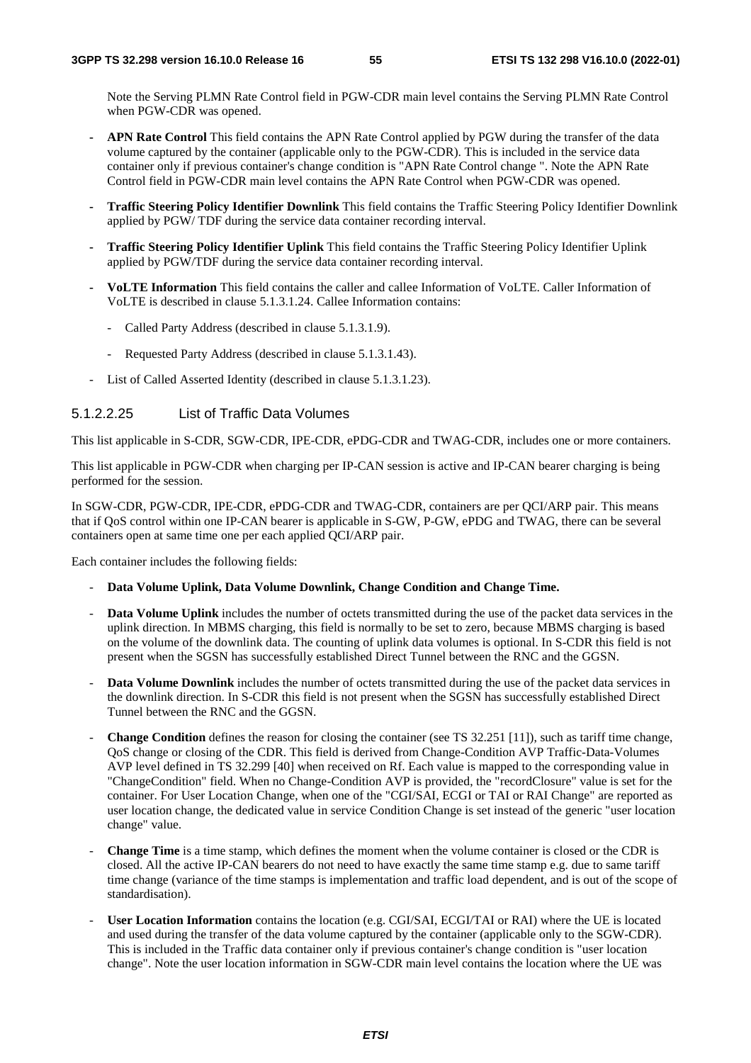Note the Serving PLMN Rate Control field in PGW-CDR main level contains the Serving PLMN Rate Control when PGW-CDR was opened.

- **APN Rate Control** This field contains the APN Rate Control applied by PGW during the transfer of the data volume captured by the container (applicable only to the PGW-CDR). This is included in the service data container only if previous container's change condition is "APN Rate Control change ". Note the APN Rate Control field in PGW-CDR main level contains the APN Rate Control when PGW-CDR was opened.
- **Traffic Steering Policy Identifier Downlink** This field contains the Traffic Steering Policy Identifier Downlink applied by PGW/ TDF during the service data container recording interval.
- **Traffic Steering Policy Identifier Uplink** This field contains the Traffic Steering Policy Identifier Uplink applied by PGW/TDF during the service data container recording interval.
- **VoLTE Information** This field contains the caller and callee Information of VoLTE. Caller Information of VoLTE is described in clause 5.1.3.1.24. Callee Information contains:
  - Called Party Address (described in clause 5.1.3.1.9).
  - Requested Party Address (described in clause 5.1.3.1.43).
- List of Called Asserted Identity (described in clause 5.1.3.1.23).

#### 5.1.2.2.25 List of Traffic Data Volumes

This list applicable in S-CDR, SGW-CDR, IPE-CDR, ePDG-CDR and TWAG-CDR, includes one or more containers.

This list applicable in PGW-CDR when charging per IP-CAN session is active and IP-CAN bearer charging is being performed for the session.

In SGW-CDR, PGW-CDR, IPE-CDR, ePDG-CDR and TWAG-CDR, containers are per QCI/ARP pair. This means that if QoS control within one IP-CAN bearer is applicable in S-GW, P-GW, ePDG and TWAG, there can be several containers open at same time one per each applied QCI/ARP pair.

Each container includes the following fields:

- **Data Volume Uplink, Data Volume Downlink, Change Condition and Change Time.**
- **Data Volume Uplink** includes the number of octets transmitted during the use of the packet data services in the uplink direction. In MBMS charging, this field is normally to be set to zero, because MBMS charging is based on the volume of the downlink data. The counting of uplink data volumes is optional. In S-CDR this field is not present when the SGSN has successfully established Direct Tunnel between the RNC and the GGSN.
- **Data Volume Downlink** includes the number of octets transmitted during the use of the packet data services in the downlink direction. In S-CDR this field is not present when the SGSN has successfully established Direct Tunnel between the RNC and the GGSN.
- **Change Condition** defines the reason for closing the container (see TS 32.251 [11]), such as tariff time change, QoS change or closing of the CDR. This field is derived from Change-Condition AVP Traffic-Data-Volumes AVP level defined in TS 32.299 [40] when received on Rf. Each value is mapped to the corresponding value in "ChangeCondition" field. When no Change-Condition AVP is provided, the "recordClosure" value is set for the container. For User Location Change, when one of the "CGI/SAI, ECGI or TAI or RAI Change" are reported as user location change, the dedicated value in service Condition Change is set instead of the generic "user location change" value.
- **Change Time** is a time stamp, which defines the moment when the volume container is closed or the CDR is closed. All the active IP-CAN bearers do not need to have exactly the same time stamp e.g. due to same tariff time change (variance of the time stamps is implementation and traffic load dependent, and is out of the scope of standardisation).
- **User Location Information** contains the location (e.g. CGI/SAI, ECGI/TAI or RAI) where the UE is located and used during the transfer of the data volume captured by the container (applicable only to the SGW-CDR). This is included in the Traffic data container only if previous container's change condition is "user location change". Note the user location information in SGW-CDR main level contains the location where the UE was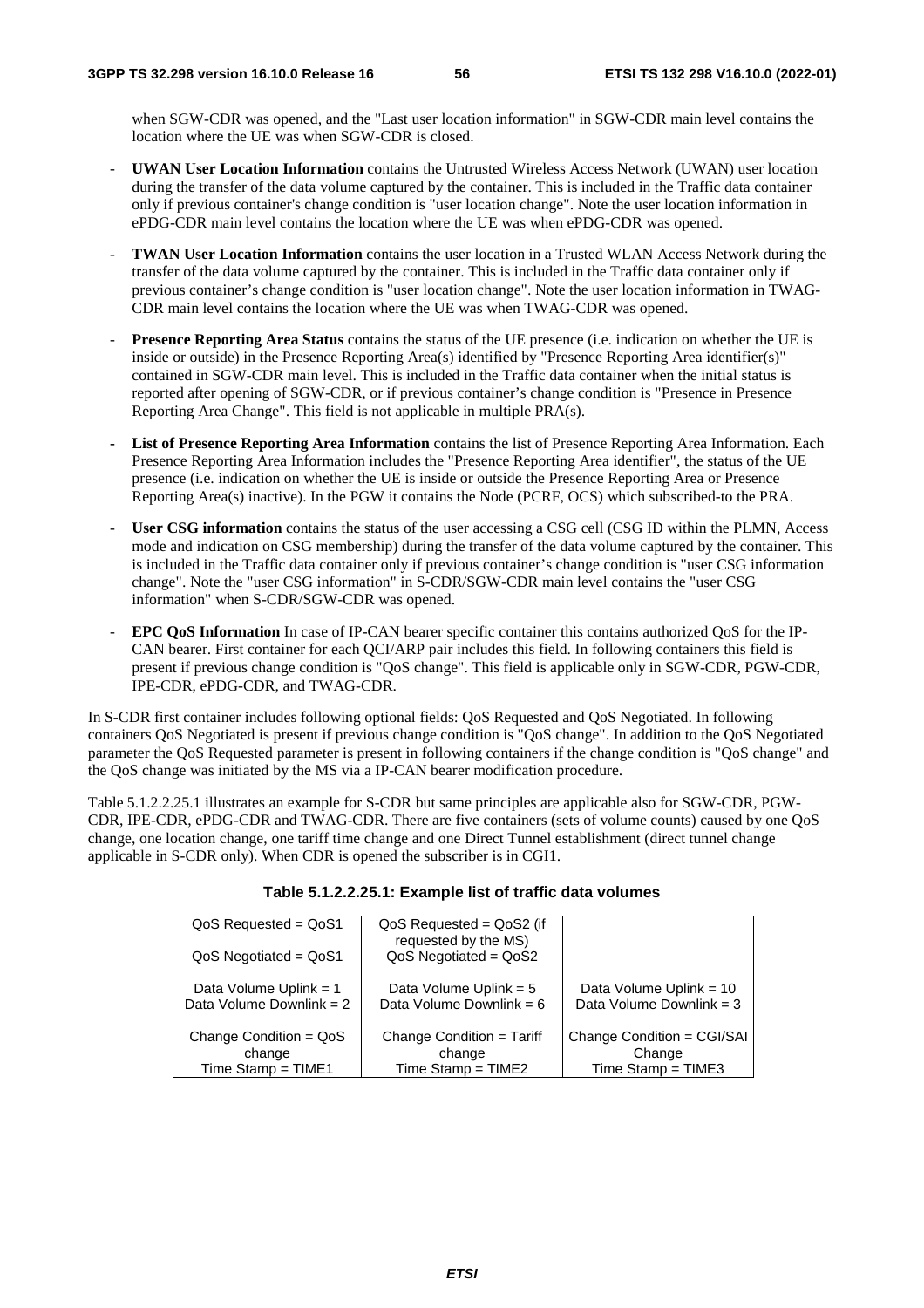when SGW-CDR was opened, and the "Last user location information" in SGW-CDR main level contains the location where the UE was when SGW-CDR is closed.

- **UWAN User Location Information** contains the Untrusted Wireless Access Network (UWAN) user location during the transfer of the data volume captured by the container. This is included in the Traffic data container only if previous container's change condition is "user location change". Note the user location information in ePDG-CDR main level contains the location where the UE was when ePDG-CDR was opened.
- **TWAN User Location Information** contains the user location in a Trusted WLAN Access Network during the transfer of the data volume captured by the container. This is included in the Traffic data container only if previous container's change condition is "user location change". Note the user location information in TWAG-CDR main level contains the location where the UE was when TWAG-CDR was opened.
- **Presence Reporting Area Status** contains the status of the UE presence (i.e. indication on whether the UE is inside or outside) in the Presence Reporting Area(s) identified by "Presence Reporting Area identifier(s)" contained in SGW-CDR main level. This is included in the Traffic data container when the initial status is reported after opening of SGW-CDR, or if previous container's change condition is "Presence in Presence Reporting Area Change". This field is not applicable in multiple PRA(s).
- **List of Presence Reporting Area Information** contains the list of Presence Reporting Area Information. Each Presence Reporting Area Information includes the "Presence Reporting Area identifier", the status of the UE presence (i.e. indication on whether the UE is inside or outside the Presence Reporting Area or Presence Reporting Area(s) inactive). In the PGW it contains the Node (PCRF, OCS) which subscribed-to the PRA.
- **User CSG information** contains the status of the user accessing a CSG cell (CSG ID within the PLMN, Access mode and indication on CSG membership) during the transfer of the data volume captured by the container. This is included in the Traffic data container only if previous container's change condition is "user CSG information change". Note the "user CSG information" in S-CDR/SGW-CDR main level contains the "user CSG information" when S-CDR/SGW-CDR was opened.
- **EPC QoS Information** In case of IP-CAN bearer specific container this contains authorized QoS for the IP-CAN bearer. First container for each QCI/ARP pair includes this field. In following containers this field is present if previous change condition is "QoS change". This field is applicable only in SGW-CDR, PGW-CDR, IPE-CDR, ePDG-CDR, and TWAG-CDR.

In S-CDR first container includes following optional fields: QoS Requested and QoS Negotiated. In following containers QoS Negotiated is present if previous change condition is "QoS change". In addition to the QoS Negotiated parameter the QoS Requested parameter is present in following containers if the change condition is "QoS change" and the QoS change was initiated by the MS via a IP-CAN bearer modification procedure.

Table 5.1.2.2.25.1 illustrates an example for S-CDR but same principles are applicable also for SGW-CDR, PGW-CDR, IPE-CDR, ePDG-CDR and TWAG-CDR. There are five containers (sets of volume counts) caused by one QoS change, one location change, one tariff time change and one Direct Tunnel establishment (direct tunnel change applicable in S-CDR only). When CDR is opened the subscriber is in CGI1.

**Table 5.1.2.2.25.1: Example list of traffic data volumes**

| | | |
|---|---|---|
| QoS Requested = QoS1<br>QoS Negotiated = QoS1 | QoS Requested = QoS2 (if requested by the MS)<br>QoS Negotiated = QoS2 | |
| Data Volume Uplink = 1<br>Data Volume Downlink = 2 | Data Volume Uplink = 5<br>Data Volume Downlink = 6 | Data Volume Uplink = 10<br>Data Volume Downlink = 3 |
| Change Condition = QoS change<br>Time Stamp = TIME1 | Change Condition = Tariff change<br>Time Stamp = TIME2 | Change Condition = CGI/SAI Change<br>Time Stamp = TIME3 |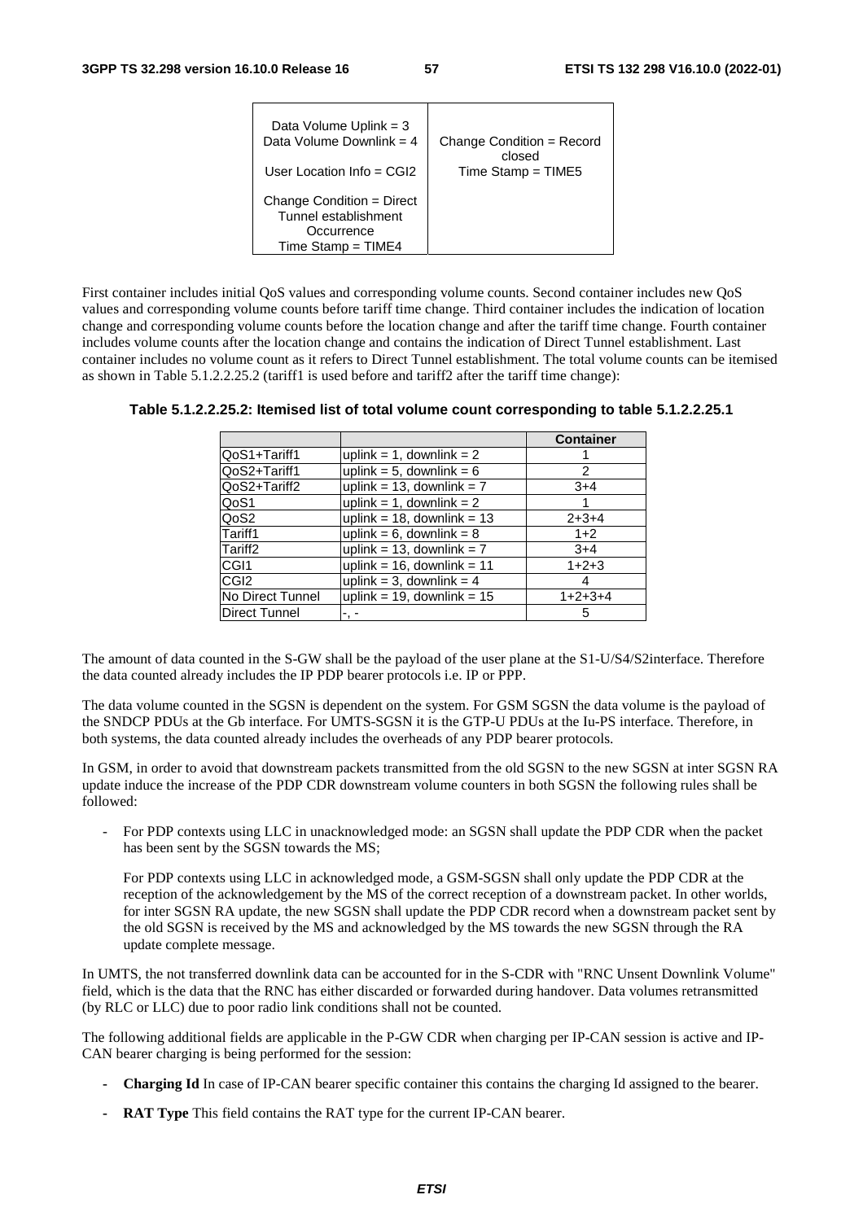| | |
|---|---|
| Data Volume Uplink = 3<br>Data Volume Downlink = 4<br><br>User Location Info = CGI2<br><br>Change Condition = Direct Tunnel establishment Occurrence<br>Time Stamp = TIME4 | Change Condition = Record closed<br>Time Stamp = TIME5 |

First container includes initial QoS values and corresponding volume counts. Second container includes new QoS values and corresponding volume counts before tariff time change. Third container includes the indication of location change and corresponding volume counts before the location change and after the tariff time change. Fourth container includes volume counts after the location change and contains the indication of Direct Tunnel establishment. Last container includes no volume count as it refers to Direct Tunnel establishment. The total volume counts can be itemised as shown in Table 5.1.2.2.25.2 (tariff1 is used before and tariff2 after the tariff time change):

**Table 5.1.2.2.25.2: Itemised list of total volume count corresponding to table 5.1.2.2.25.1**

| | | **Container** |
|---|---|---|
| QoS1+Tariff1 | uplink = 1, downlink = 2 | 1 |
| QoS2+Tariff1 | uplink = 5, downlink = 6 | 2 |
| QoS2+Tariff2 | uplink = 13, downlink = 7 | 3+4 |
| QoS1 | uplink = 1, downlink = 2 | 1 |
| QoS2 | uplink = 18, downlink = 13 | 2+3+4 |
| Tariff1 | uplink = 6, downlink = 8 | 1+2 |
| Tariff2 | uplink = 13, downlink = 7 | 3+4 |
| CGI1 | uplink = 16, downlink = 11 | 1+2+3 |
| CGI2 | uplink = 3, downlink = 4 | 4 |
| No Direct Tunnel | uplink = 19, downlink = 15 | 1+2+3+4 |
| Direct Tunnel | -, - | 5 |

The amount of data counted in the S-GW shall be the payload of the user plane at the S1-U/S4/S2interface. Therefore the data counted already includes the IP PDP bearer protocols i.e. IP or PPP.

The data volume counted in the SGSN is dependent on the system. For GSM SGSN the data volume is the payload of the SNDCP PDUs at the Gb interface. For UMTS-SGSN it is the GTP-U PDUs at the Iu-PS interface. Therefore, in both systems, the data counted already includes the overheads of any PDP bearer protocols.

In GSM, in order to avoid that downstream packets transmitted from the old SGSN to the new SGSN at inter SGSN RA update induce the increase of the PDP CDR downstream volume counters in both SGSN the following rules shall be followed:

- For PDP contexts using LLC in unacknowledged mode: an SGSN shall update the PDP CDR when the packet has been sent by the SGSN towards the MS;

  For PDP contexts using LLC in acknowledged mode, a GSM-SGSN shall only update the PDP CDR at the reception of the acknowledgement by the MS of the correct reception of a downstream packet. In other worlds, for inter SGSN RA update, the new SGSN shall update the PDP CDR record when a downstream packet sent by the old SGSN is received by the MS and acknowledged by the MS towards the new SGSN through the RA update complete message.

In UMTS, the not transferred downlink data can be accounted for in the S-CDR with "RNC Unsent Downlink Volume" field, which is the data that the RNC has either discarded or forwarded during handover. Data volumes retransmitted (by RLC or LLC) due to poor radio link conditions shall not be counted.

The following additional fields are applicable in the P-GW CDR when charging per IP-CAN session is active and IP-CAN bearer charging is being performed for the session:

- **Charging Id** In case of IP-CAN bearer specific container this contains the charging Id assigned to the bearer.
- **RAT Type** This field contains the RAT type for the current IP-CAN bearer.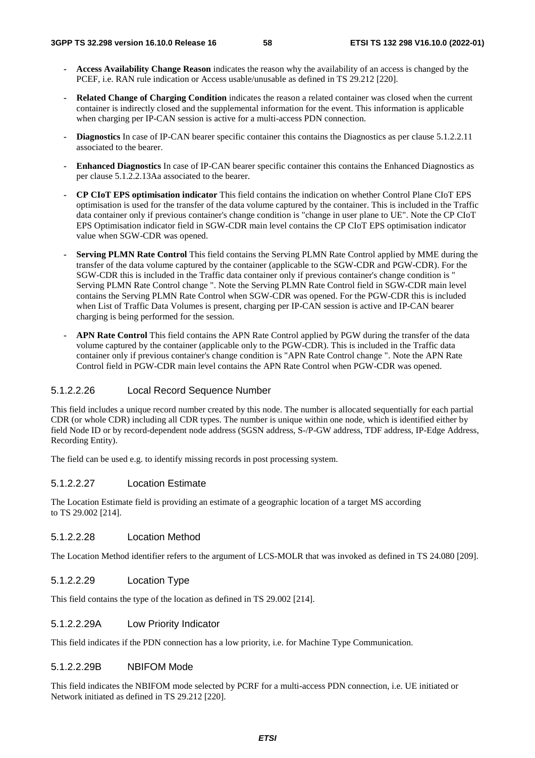- **Access Availability Change Reason** indicates the reason why the availability of an access is changed by the PCEF, i.e. RAN rule indication or Access usable/unusable as defined in TS 29.212 [220].
- **Related Change of Charging Condition** indicates the reason a related container was closed when the current container is indirectly closed and the supplemental information for the event. This information is applicable when charging per IP-CAN session is active for a multi-access PDN connection.
- **Diagnostics** In case of IP-CAN bearer specific container this contains the Diagnostics as per clause 5.1.2.2.11 associated to the bearer.
- **Enhanced Diagnostics** In case of IP-CAN bearer specific container this contains the Enhanced Diagnostics as per clause 5.1.2.2.13Aa associated to the bearer.
- **CP CIoT EPS optimisation indicator** This field contains the indication on whether Control Plane CIoT EPS optimisation is used for the transfer of the data volume captured by the container. This is included in the Traffic data container only if previous container's change condition is "change in user plane to UE". Note the CP CIoT EPS Optimisation indicator field in SGW-CDR main level contains the CP CIoT EPS optimisation indicator value when SGW-CDR was opened.
- **Serving PLMN Rate Control** This field contains the Serving PLMN Rate Control applied by MME during the transfer of the data volume captured by the container (applicable to the SGW-CDR and PGW-CDR). For the SGW-CDR this is included in the Traffic data container only if previous container's change condition is " Serving PLMN Rate Control change ". Note the Serving PLMN Rate Control field in SGW-CDR main level contains the Serving PLMN Rate Control when SGW-CDR was opened. For the PGW-CDR this is included when List of Traffic Data Volumes is present, charging per IP-CAN session is active and IP-CAN bearer charging is being performed for the session.
- **APN Rate Control** This field contains the APN Rate Control applied by PGW during the transfer of the data volume captured by the container (applicable only to the PGW-CDR). This is included in the Traffic data container only if previous container's change condition is "APN Rate Control change ". Note the APN Rate Control field in PGW-CDR main level contains the APN Rate Control when PGW-CDR was opened.

#### 5.1.2.2.26 Local Record Sequence Number

This field includes a unique record number created by this node. The number is allocated sequentially for each partial CDR (or whole CDR) including all CDR types. The number is unique within one node, which is identified either by field Node ID or by record-dependent node address (SGSN address, S-/P-GW address, TDF address, IP-Edge Address, Recording Entity).

The field can be used e.g. to identify missing records in post processing system.

#### 5.1.2.2.27 Location Estimate

The Location Estimate field is providing an estimate of a geographic location of a target MS according to TS 29.002 [214].

#### 5.1.2.2.28 Location Method

The Location Method identifier refers to the argument of LCS-MOLR that was invoked as defined in TS 24.080 [209].

#### 5.1.2.2.29 Location Type

This field contains the type of the location as defined in TS 29.002 [214].

#### 5.1.2.2.29A Low Priority Indicator

This field indicates if the PDN connection has a low priority, i.e. for Machine Type Communication.

#### 5.1.2.2.29B NBIFOM Mode

This field indicates the NBIFOM mode selected by PCRF for a multi-access PDN connection, i.e. UE initiated or Network initiated as defined in TS 29.212 [220].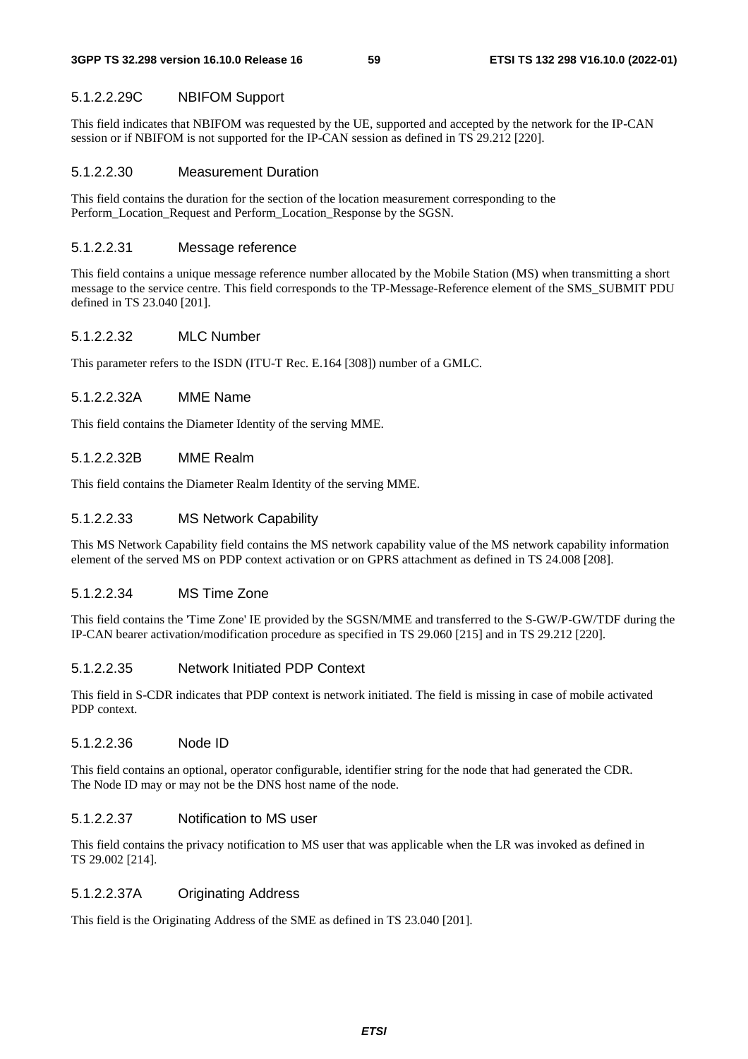#### 5.1.2.2.29C NBIFOM Support

This field indicates that NBIFOM was requested by the UE, supported and accepted by the network for the IP-CAN session or if NBIFOM is not supported for the IP-CAN session as defined in TS 29.212 [220].

#### 5.1.2.2.30 Measurement Duration

This field contains the duration for the section of the location measurement corresponding to the Perform_Location_Request and Perform_Location_Response by the SGSN.

#### 5.1.2.2.31 Message reference

This field contains a unique message reference number allocated by the Mobile Station (MS) when transmitting a short message to the service centre. This field corresponds to the TP-Message-Reference element of the SMS_SUBMIT PDU defined in TS 23.040 [201].

#### 5.1.2.2.32 MLC Number

This parameter refers to the ISDN (ITU-T Rec. E.164 [308]) number of a GMLC.

#### 5.1.2.2.32A MME Name

This field contains the Diameter Identity of the serving MME.

#### 5.1.2.2.32B MME Realm

This field contains the Diameter Realm Identity of the serving MME.

#### 5.1.2.2.33 MS Network Capability

This MS Network Capability field contains the MS network capability value of the MS network capability information element of the served MS on PDP context activation or on GPRS attachment as defined in TS 24.008 [208].

#### 5.1.2.2.34 MS Time Zone

This field contains the 'Time Zone' IE provided by the SGSN/MME and transferred to the S-GW/P-GW/TDF during the IP-CAN bearer activation/modification procedure as specified in TS 29.060 [215] and in TS 29.212 [220].

#### 5.1.2.2.35 Network Initiated PDP Context

This field in S-CDR indicates that PDP context is network initiated. The field is missing in case of mobile activated PDP context.

#### 5.1.2.2.36 Node ID

This field contains an optional, operator configurable, identifier string for the node that had generated the CDR. The Node ID may or may not be the DNS host name of the node.

#### 5.1.2.2.37 Notification to MS user

This field contains the privacy notification to MS user that was applicable when the LR was invoked as defined in TS 29.002 [214].

#### 5.1.2.2.37A Originating Address

This field is the Originating Address of the SME as defined in TS 23.040 [201].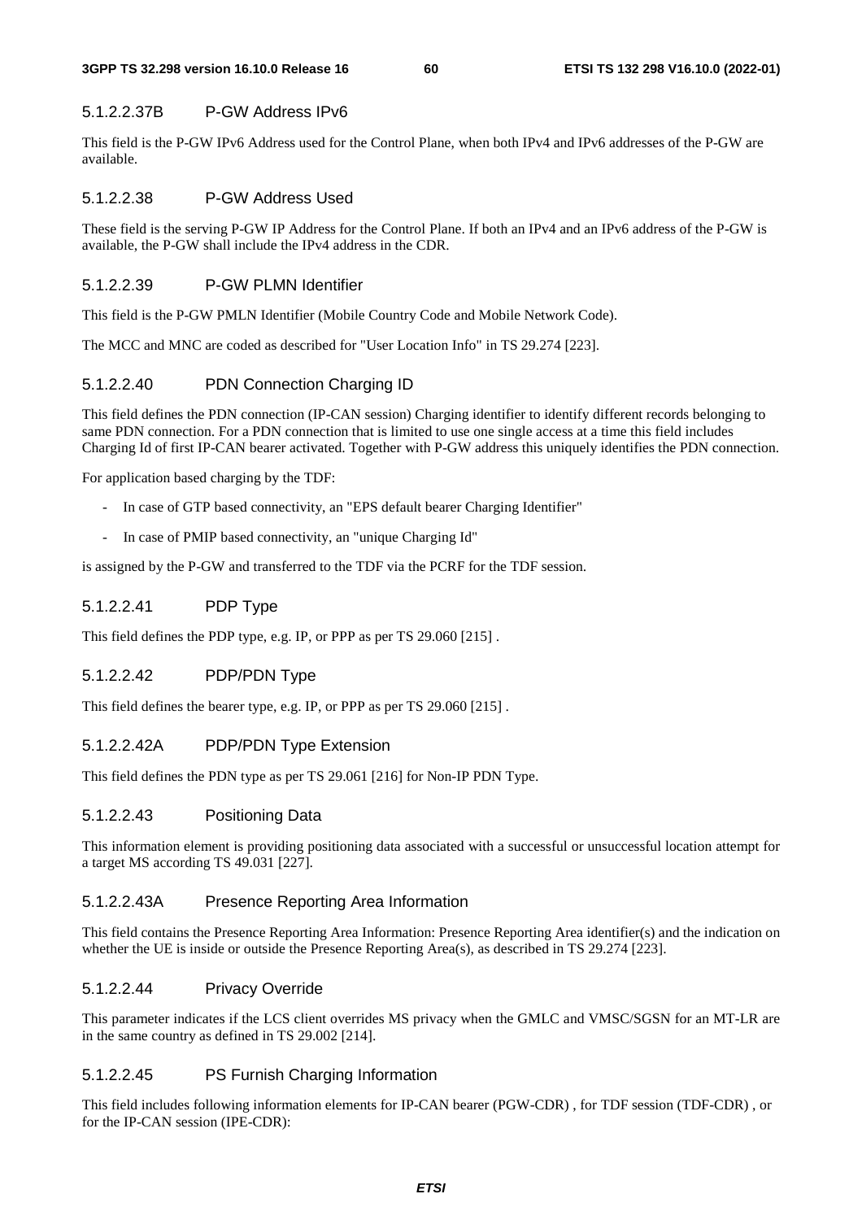#### 5.1.2.2.37B P-GW Address IPv6

This field is the P-GW IPv6 Address used for the Control Plane, when both IPv4 and IPv6 addresses of the P-GW are available.

#### 5.1.2.2.38 P-GW Address Used

These field is the serving P-GW IP Address for the Control Plane. If both an IPv4 and an IPv6 address of the P-GW is available, the P-GW shall include the IPv4 address in the CDR.

#### 5.1.2.2.39 P-GW PLMN Identifier

This field is the P-GW PMLN Identifier (Mobile Country Code and Mobile Network Code).

The MCC and MNC are coded as described for "User Location Info" in TS 29.274 [223].

#### 5.1.2.2.40 PDN Connection Charging ID

This field defines the PDN connection (IP-CAN session) Charging identifier to identify different records belonging to same PDN connection. For a PDN connection that is limited to use one single access at a time this field includes Charging Id of first IP-CAN bearer activated. Together with P-GW address this uniquely identifies the PDN connection.

For application based charging by the TDF:

- In case of GTP based connectivity, an "EPS default bearer Charging Identifier"
- In case of PMIP based connectivity, an "unique Charging Id"

is assigned by the P-GW and transferred to the TDF via the PCRF for the TDF session.

#### 5.1.2.2.41 PDP Type

This field defines the PDP type, e.g. IP, or PPP as per TS 29.060 [215] .

#### 5.1.2.2.42 PDP/PDN Type

This field defines the bearer type, e.g. IP, or PPP as per TS 29.060 [215] .

#### 5.1.2.2.42A PDP/PDN Type Extension

This field defines the PDN type as per TS 29.061 [216] for Non-IP PDN Type.

#### 5.1.2.2.43 Positioning Data

This information element is providing positioning data associated with a successful or unsuccessful location attempt for a target MS according TS 49.031 [227].

#### 5.1.2.2.43A Presence Reporting Area Information

This field contains the Presence Reporting Area Information: Presence Reporting Area identifier(s) and the indication on whether the UE is inside or outside the Presence Reporting Area(s), as described in TS 29.274 [223].

#### 5.1.2.2.44 Privacy Override

This parameter indicates if the LCS client overrides MS privacy when the GMLC and VMSC/SGSN for an MT-LR are in the same country as defined in TS 29.002 [214].

#### 5.1.2.2.45 PS Furnish Charging Information

This field includes following information elements for IP-CAN bearer (PGW-CDR) , for TDF session (TDF-CDR) , or for the IP-CAN session (IPE-CDR):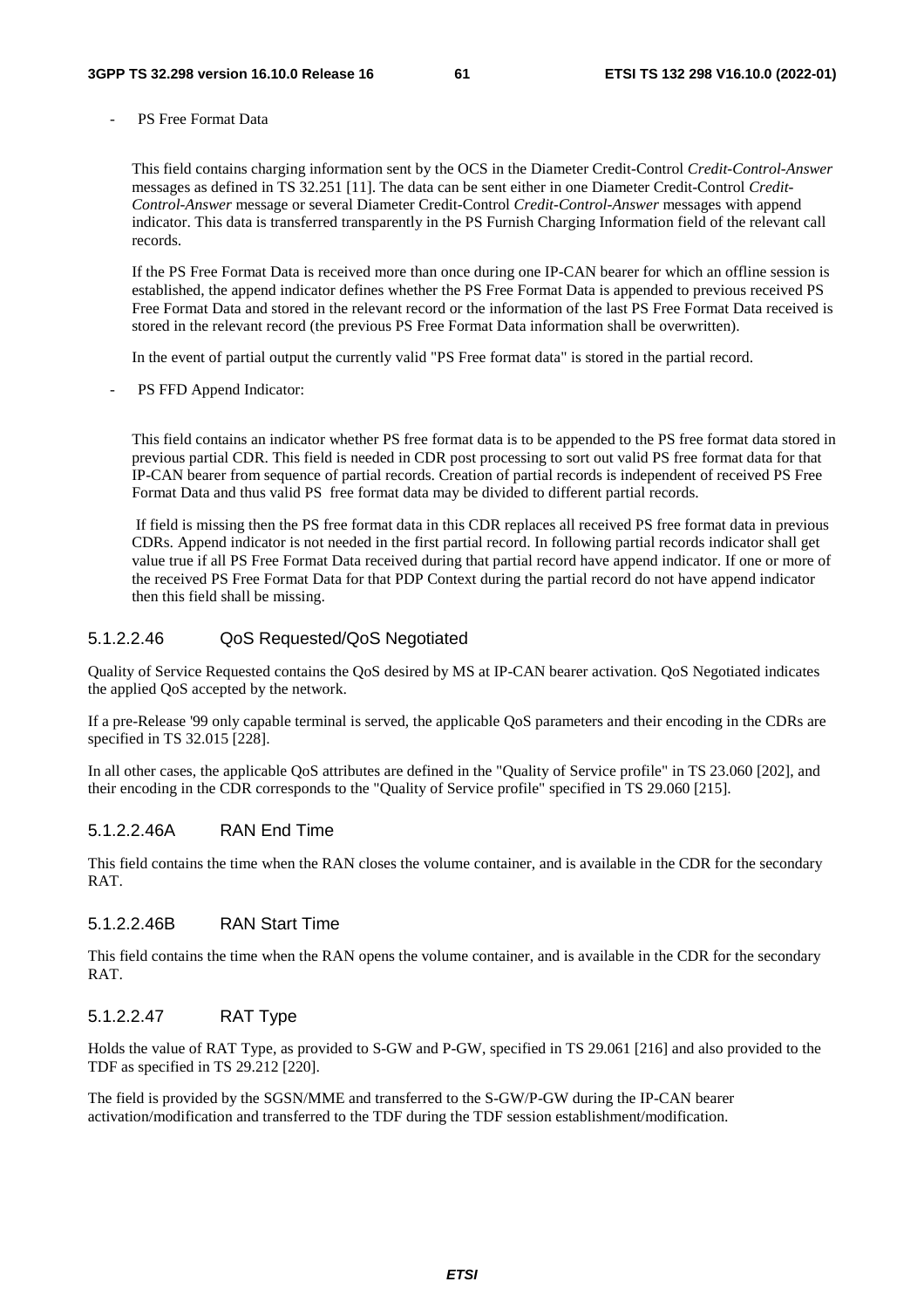- PS Free Format Data

  This field contains charging information sent by the OCS in the Diameter Credit-Control *Credit-Control-Answer* messages as defined in TS 32.251 [11]. The data can be sent either in one Diameter Credit-Control *Credit-Control-Answer* message or several Diameter Credit-Control *Credit-Control-Answer* messages with append indicator. This data is transferred transparently in the PS Furnish Charging Information field of the relevant call records.

  If the PS Free Format Data is received more than once during one IP-CAN bearer for which an offline session is established, the append indicator defines whether the PS Free Format Data is appended to previous received PS Free Format Data and stored in the relevant record or the information of the last PS Free Format Data received is stored in the relevant record (the previous PS Free Format Data information shall be overwritten).

  In the event of partial output the currently valid "PS Free format data" is stored in the partial record.

- PS FFD Append Indicator:

  This field contains an indicator whether PS free format data is to be appended to the PS free format data stored in previous partial CDR. This field is needed in CDR post processing to sort out valid PS free format data for that IP-CAN bearer from sequence of partial records. Creation of partial records is independent of received PS Free Format Data and thus valid PS free format data may be divided to different partial records.

  If field is missing then the PS free format data in this CDR replaces all received PS free format data in previous CDRs. Append indicator is not needed in the first partial record. In following partial records indicator shall get value true if all PS Free Format Data received during that partial record have append indicator. If one or more of the received PS Free Format Data for that PDP Context during the partial record do not have append indicator then this field shall be missing.

#### 5.1.2.2.46 QoS Requested/QoS Negotiated

Quality of Service Requested contains the QoS desired by MS at IP-CAN bearer activation. QoS Negotiated indicates the applied QoS accepted by the network.

If a pre-Release '99 only capable terminal is served, the applicable QoS parameters and their encoding in the CDRs are specified in TS 32.015 [228].

In all other cases, the applicable QoS attributes are defined in the "Quality of Service profile" in TS 23.060 [202], and their encoding in the CDR corresponds to the "Quality of Service profile" specified in TS 29.060 [215].

#### 5.1.2.2.46A RAN End Time

This field contains the time when the RAN closes the volume container, and is available in the CDR for the secondary RAT.

#### 5.1.2.2.46B RAN Start Time

This field contains the time when the RAN opens the volume container, and is available in the CDR for the secondary RAT.

#### 5.1.2.2.47 RAT Type

Holds the value of RAT Type, as provided to S-GW and P-GW, specified in TS 29.061 [216] and also provided to the TDF as specified in TS 29.212 [220].

The field is provided by the SGSN/MME and transferred to the S-GW/P-GW during the IP-CAN bearer activation/modification and transferred to the TDF during the TDF session establishment/modification.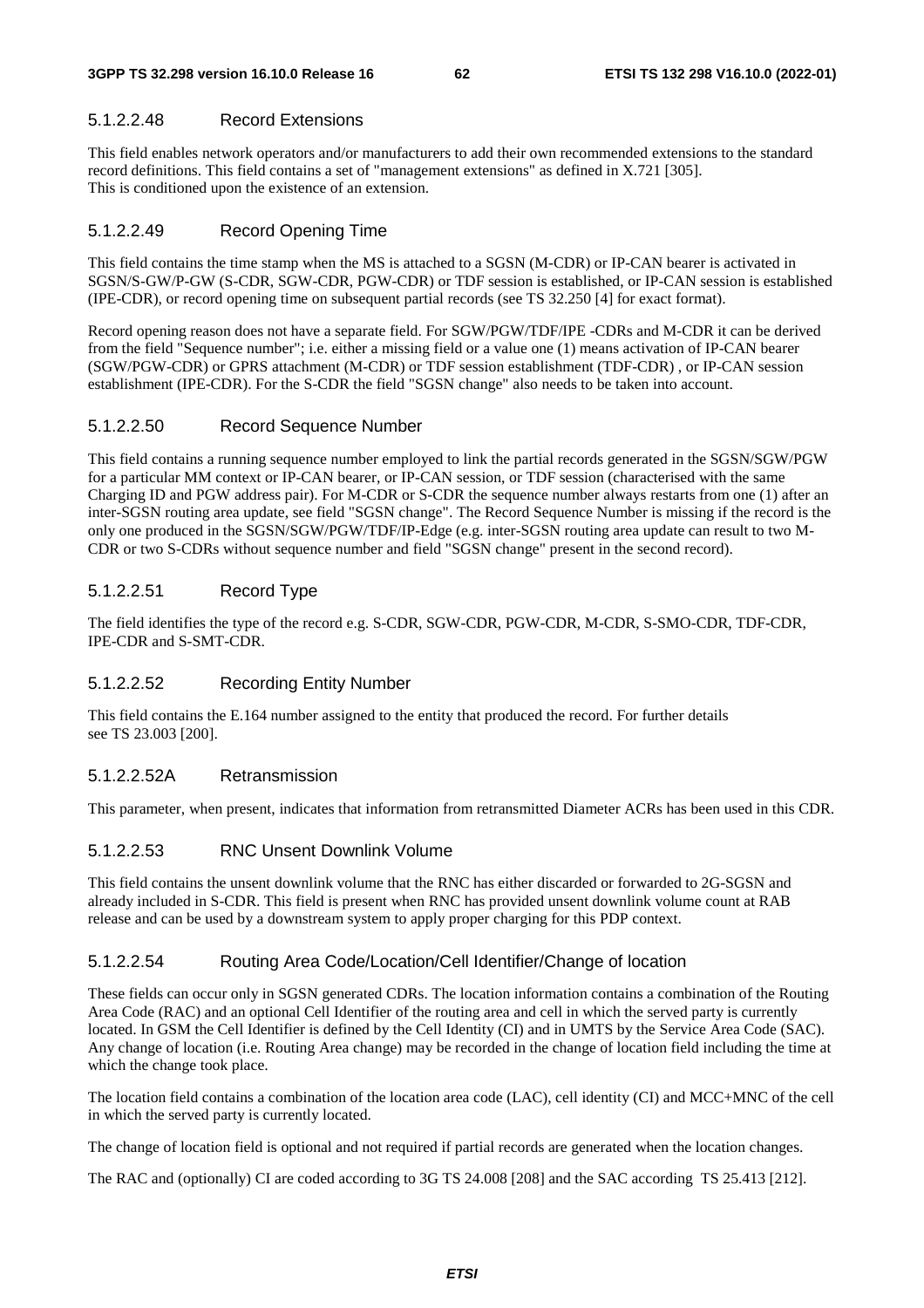#### 5.1.2.2.48 Record Extensions

This field enables network operators and/or manufacturers to add their own recommended extensions to the standard record definitions. This field contains a set of "management extensions" as defined in X.721 [305].
This is conditioned upon the existence of an extension.

#### 5.1.2.2.49 Record Opening Time

This field contains the time stamp when the MS is attached to a SGSN (M-CDR) or IP-CAN bearer is activated in SGSN/S-GW/P-GW (S-CDR, SGW-CDR, PGW-CDR) or TDF session is established, or IP-CAN session is established (IPE-CDR), or record opening time on subsequent partial records (see TS 32.250 [4] for exact format).

Record opening reason does not have a separate field. For SGW/PGW/TDF/IPE -CDRs and M-CDR it can be derived from the field "Sequence number"; i.e. either a missing field or a value one (1) means activation of IP-CAN bearer (SGW/PGW-CDR) or GPRS attachment (M-CDR) or TDF session establishment (TDF-CDR) , or IP-CAN session establishment (IPE-CDR). For the S-CDR the field "SGSN change" also needs to be taken into account.

#### 5.1.2.2.50 Record Sequence Number

This field contains a running sequence number employed to link the partial records generated in the SGSN/SGW/PGW for a particular MM context or IP-CAN bearer, or IP-CAN session, or TDF session (characterised with the same Charging ID and PGW address pair). For M-CDR or S-CDR the sequence number always restarts from one (1) after an inter-SGSN routing area update, see field "SGSN change". The Record Sequence Number is missing if the record is the only one produced in the SGSN/SGW/PGW/TDF/IP-Edge (e.g. inter-SGSN routing area update can result to two M-CDR or two S-CDRs without sequence number and field "SGSN change" present in the second record).

#### 5.1.2.2.51 Record Type

The field identifies the type of the record e.g. S-CDR, SGW-CDR, PGW-CDR, M-CDR, S-SMO-CDR, TDF-CDR, IPE-CDR and S-SMT-CDR.

#### 5.1.2.2.52 Recording Entity Number

This field contains the E.164 number assigned to the entity that produced the record. For further details see TS 23.003 [200].

#### 5.1.2.2.52A Retransmission

This parameter, when present, indicates that information from retransmitted Diameter ACRs has been used in this CDR.

#### 5.1.2.2.53 RNC Unsent Downlink Volume

This field contains the unsent downlink volume that the RNC has either discarded or forwarded to 2G-SGSN and already included in S-CDR. This field is present when RNC has provided unsent downlink volume count at RAB release and can be used by a downstream system to apply proper charging for this PDP context.

#### 5.1.2.2.54 Routing Area Code/Location/Cell Identifier/Change of location

These fields can occur only in SGSN generated CDRs. The location information contains a combination of the Routing Area Code (RAC) and an optional Cell Identifier of the routing area and cell in which the served party is currently located. In GSM the Cell Identifier is defined by the Cell Identity (CI) and in UMTS by the Service Area Code (SAC). Any change of location (i.e. Routing Area change) may be recorded in the change of location field including the time at which the change took place.

The location field contains a combination of the location area code (LAC), cell identity (CI) and MCC+MNC of the cell in which the served party is currently located.

The change of location field is optional and not required if partial records are generated when the location changes.

The RAC and (optionally) CI are coded according to 3G TS 24.008 [208] and the SAC according TS 25.413 [212].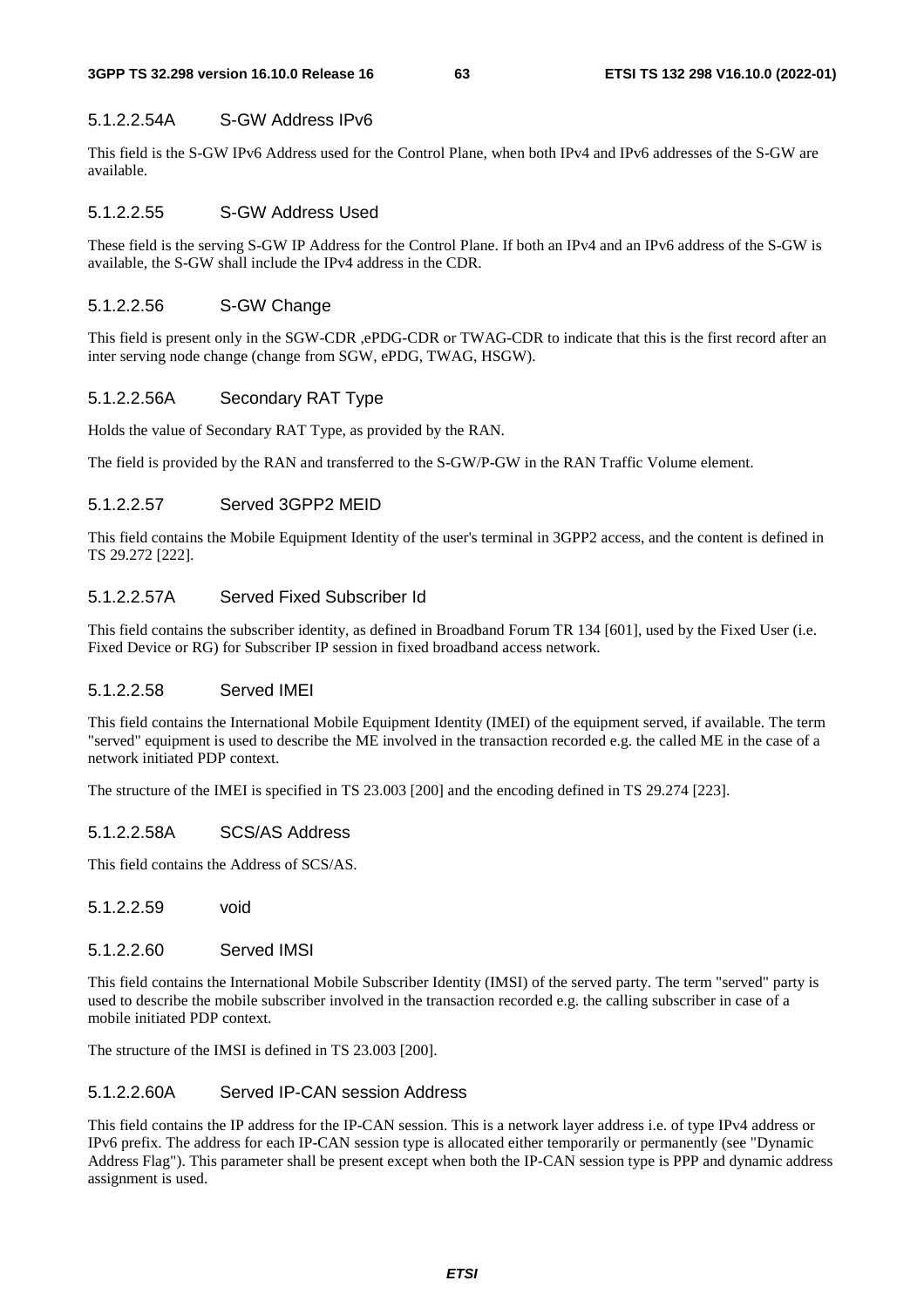#### 5.1.2.2.54A S-GW Address IPv6

This field is the S-GW IPv6 Address used for the Control Plane, when both IPv4 and IPv6 addresses of the S-GW are available.

#### 5.1.2.2.55 S-GW Address Used

These field is the serving S-GW IP Address for the Control Plane. If both an IPv4 and an IPv6 address of the S-GW is available, the S-GW shall include the IPv4 address in the CDR.

#### 5.1.2.2.56 S-GW Change

This field is present only in the SGW-CDR ,ePDG-CDR or TWAG-CDR to indicate that this is the first record after an inter serving node change (change from SGW, ePDG, TWAG, HSGW).

#### 5.1.2.2.56A Secondary RAT Type

Holds the value of Secondary RAT Type, as provided by the RAN.

The field is provided by the RAN and transferred to the S-GW/P-GW in the RAN Traffic Volume element.

#### 5.1.2.2.57 Served 3GPP2 MEID

This field contains the Mobile Equipment Identity of the user's terminal in 3GPP2 access, and the content is defined in TS 29.272 [222].

#### 5.1.2.2.57A Served Fixed Subscriber Id

This field contains the subscriber identity, as defined in Broadband Forum TR 134 [601], used by the Fixed User (i.e. Fixed Device or RG) for Subscriber IP session in fixed broadband access network.

#### 5.1.2.2.58 Served IMEI

This field contains the International Mobile Equipment Identity (IMEI) of the equipment served, if available. The term "served" equipment is used to describe the ME involved in the transaction recorded e.g. the called ME in the case of a network initiated PDP context.

The structure of the IMEI is specified in TS 23.003 [200] and the encoding defined in TS 29.274 [223].

#### 5.1.2.2.58A SCS/AS Address

This field contains the Address of SCS/AS.

#### 5.1.2.2.59 void

#### 5.1.2.2.60 Served IMSI

This field contains the International Mobile Subscriber Identity (IMSI) of the served party. The term "served" party is used to describe the mobile subscriber involved in the transaction recorded e.g. the calling subscriber in case of a mobile initiated PDP context.

The structure of the IMSI is defined in TS 23.003 [200].

#### 5.1.2.2.60A Served IP-CAN session Address

This field contains the IP address for the IP-CAN session. This is a network layer address i.e. of type IPv4 address or IPv6 prefix. The address for each IP-CAN session type is allocated either temporarily or permanently (see "Dynamic Address Flag"). This parameter shall be present except when both the IP-CAN session type is PPP and dynamic address assignment is used.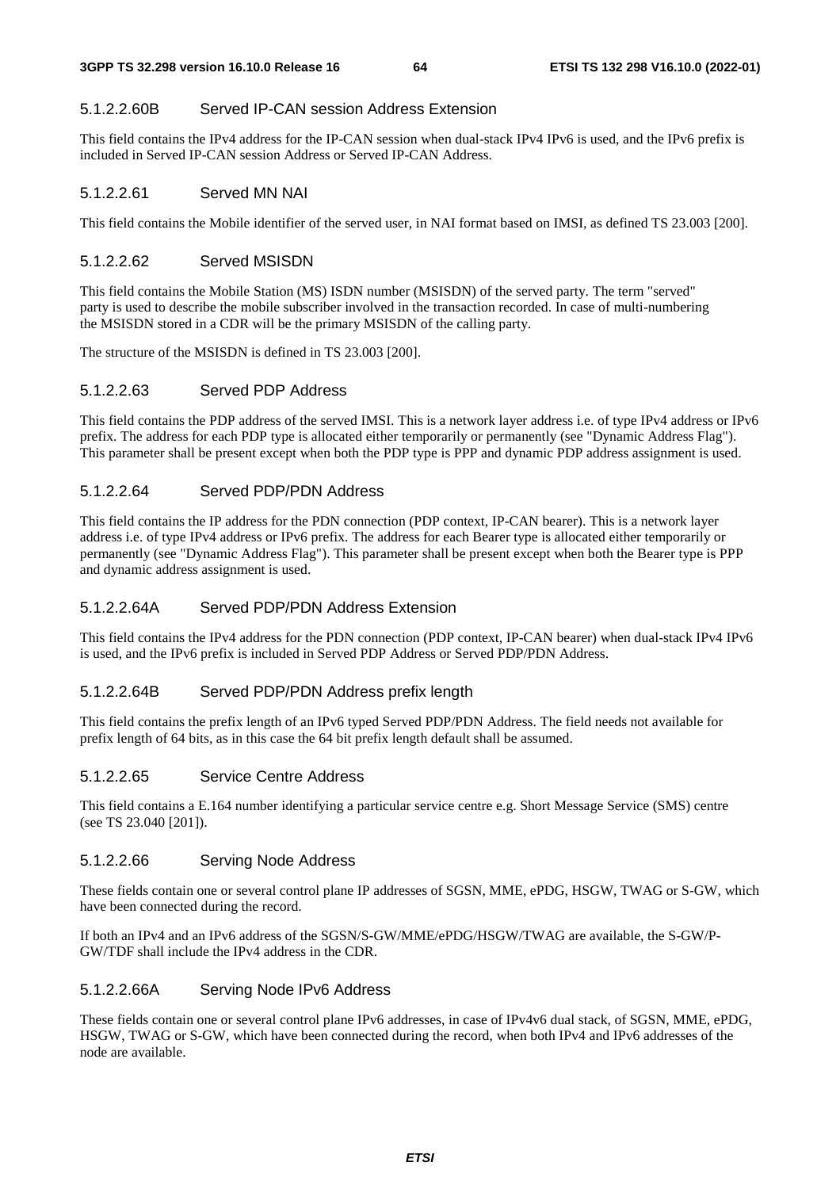#### 5.1.2.2.60B Served IP-CAN session Address Extension

This field contains the IPv4 address for the IP-CAN session when dual-stack IPv4 IPv6 is used, and the IPv6 prefix is included in Served IP-CAN session Address or Served IP-CAN Address.

#### 5.1.2.2.61 Served MN NAI

This field contains the Mobile identifier of the served user, in NAI format based on IMSI, as defined TS 23.003 [200].

#### 5.1.2.2.62 Served MSISDN

This field contains the Mobile Station (MS) ISDN number (MSISDN) of the served party. The term "served" party is used to describe the mobile subscriber involved in the transaction recorded. In case of multi-numbering the MSISDN stored in a CDR will be the primary MSISDN of the calling party.

The structure of the MSISDN is defined in TS 23.003 [200].

#### 5.1.2.2.63 Served PDP Address

This field contains the PDP address of the served IMSI. This is a network layer address i.e. of type IPv4 address or IPv6 prefix. The address for each PDP type is allocated either temporarily or permanently (see "Dynamic Address Flag"). This parameter shall be present except when both the PDP type is PPP and dynamic PDP address assignment is used.

#### 5.1.2.2.64 Served PDP/PDN Address

This field contains the IP address for the PDN connection (PDP context, IP-CAN bearer). This is a network layer address i.e. of type IPv4 address or IPv6 prefix. The address for each Bearer type is allocated either temporarily or permanently (see "Dynamic Address Flag"). This parameter shall be present except when both the Bearer type is PPP and dynamic address assignment is used.

#### 5.1.2.2.64A Served PDP/PDN Address Extension

This field contains the IPv4 address for the PDN connection (PDP context, IP-CAN bearer) when dual-stack IPv4 IPv6 is used, and the IPv6 prefix is included in Served PDP Address or Served PDP/PDN Address.

#### 5.1.2.2.64B Served PDP/PDN Address prefix length

This field contains the prefix length of an IPv6 typed Served PDP/PDN Address. The field needs not available for prefix length of 64 bits, as in this case the 64 bit prefix length default shall be assumed.

#### 5.1.2.2.65 Service Centre Address

This field contains a E.164 number identifying a particular service centre e.g. Short Message Service (SMS) centre (see TS 23.040 [201]).

#### 5.1.2.2.66 Serving Node Address

These fields contain one or several control plane IP addresses of SGSN, MME, ePDG, HSGW, TWAG or S-GW, which have been connected during the record.

If both an IPv4 and an IPv6 address of the SGSN/S-GW/MME/ePDG/HSGW/TWAG are available, the S-GW/P-GW/TDF shall include the IPv4 address in the CDR.

#### 5.1.2.2.66A Serving Node IPv6 Address

These fields contain one or several control plane IPv6 addresses, in case of IPv4v6 dual stack, of SGSN, MME, ePDG, HSGW, TWAG or S-GW, which have been connected during the record, when both IPv4 and IPv6 addresses of the node are available.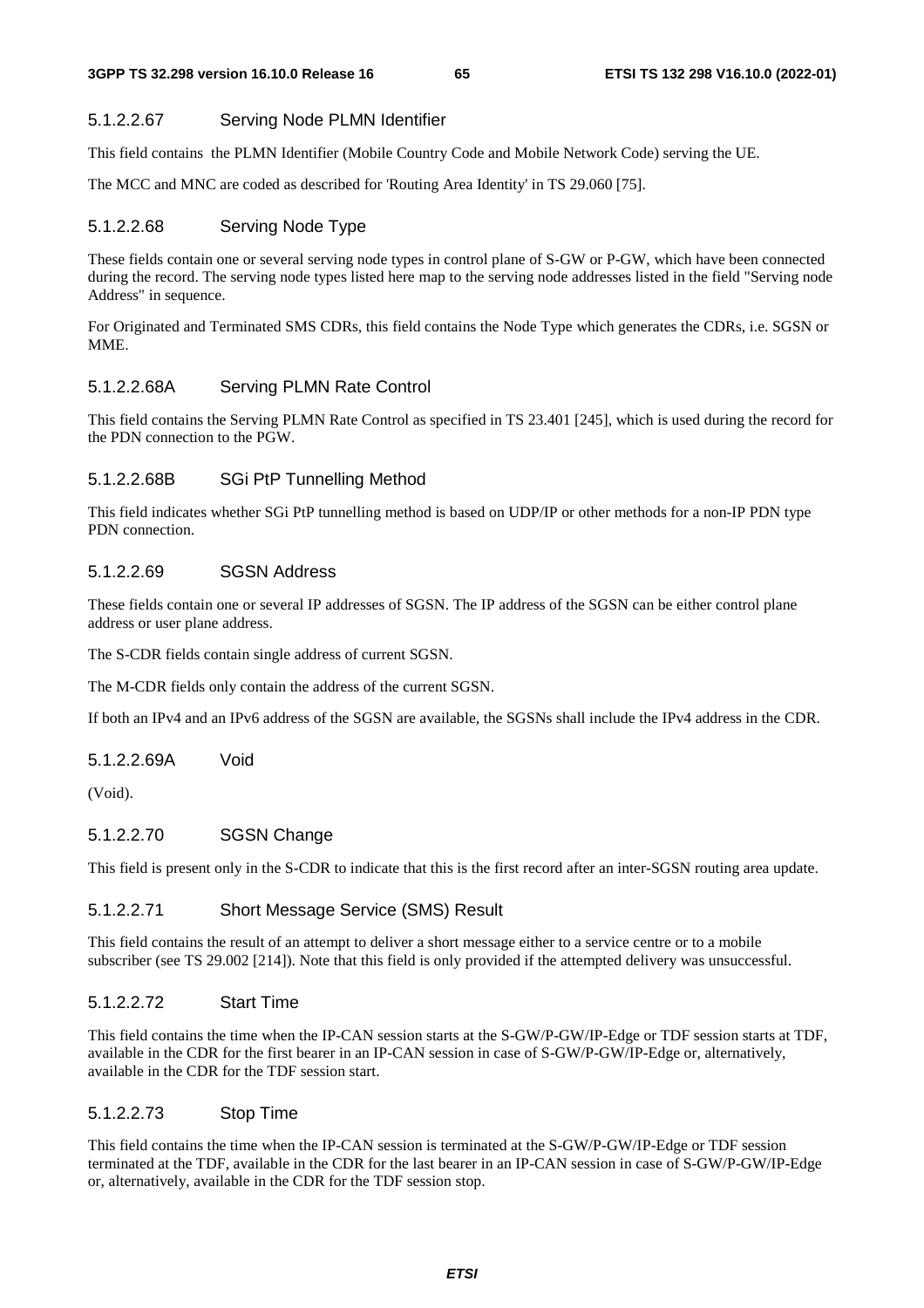#### 5.1.2.2.67 Serving Node PLMN Identifier

This field contains the PLMN Identifier (Mobile Country Code and Mobile Network Code) serving the UE.

The MCC and MNC are coded as described for 'Routing Area Identity' in TS 29.060 [75].

#### 5.1.2.2.68 Serving Node Type

These fields contain one or several serving node types in control plane of S-GW or P-GW, which have been connected during the record. The serving node types listed here map to the serving node addresses listed in the field "Serving node Address" in sequence.

For Originated and Terminated SMS CDRs, this field contains the Node Type which generates the CDRs, i.e. SGSN or MME.

#### 5.1.2.2.68A Serving PLMN Rate Control

This field contains the Serving PLMN Rate Control as specified in TS 23.401 [245], which is used during the record for the PDN connection to the PGW.

#### 5.1.2.2.68B SGi PtP Tunnelling Method

This field indicates whether SGi PtP tunnelling method is based on UDP/IP or other methods for a non-IP PDN type PDN connection.

#### 5.1.2.2.69 SGSN Address

These fields contain one or several IP addresses of SGSN. The IP address of the SGSN can be either control plane address or user plane address.

The S-CDR fields contain single address of current SGSN.

The M-CDR fields only contain the address of the current SGSN.

If both an IPv4 and an IPv6 address of the SGSN are available, the SGSNs shall include the IPv4 address in the CDR.

#### 5.1.2.2.69A Void

(Void).

#### 5.1.2.2.70 SGSN Change

This field is present only in the S-CDR to indicate that this is the first record after an inter-SGSN routing area update.

#### 5.1.2.2.71 Short Message Service (SMS) Result

This field contains the result of an attempt to deliver a short message either to a service centre or to a mobile subscriber (see TS 29.002 [214]). Note that this field is only provided if the attempted delivery was unsuccessful.

#### 5.1.2.2.72 Start Time

This field contains the time when the IP-CAN session starts at the S-GW/P-GW/IP-Edge or TDF session starts at TDF, available in the CDR for the first bearer in an IP-CAN session in case of S-GW/P-GW/IP-Edge or, alternatively, available in the CDR for the TDF session start.

#### 5.1.2.2.73 Stop Time

This field contains the time when the IP-CAN session is terminated at the S-GW/P-GW/IP-Edge or TDF session terminated at the TDF, available in the CDR for the last bearer in an IP-CAN session in case of S-GW/P-GW/IP-Edge or, alternatively, available in the CDR for the TDF session stop.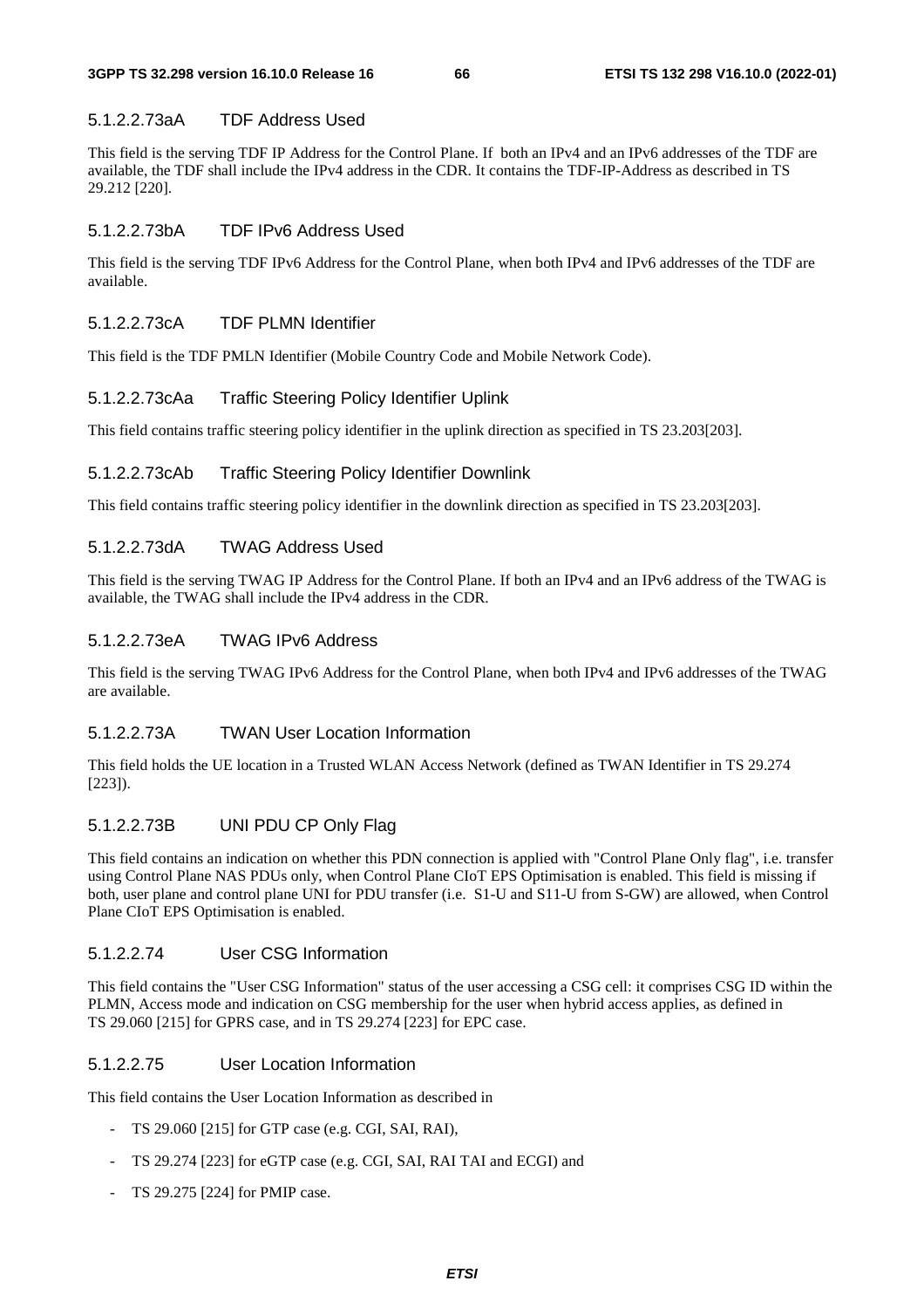#### 5.1.2.2.73aA TDF Address Used

This field is the serving TDF IP Address for the Control Plane. If both an IPv4 and an IPv6 addresses of the TDF are available, the TDF shall include the IPv4 address in the CDR. It contains the TDF-IP-Address as described in TS 29.212 [220].

#### 5.1.2.2.73bA TDF IPv6 Address Used

This field is the serving TDF IPv6 Address for the Control Plane, when both IPv4 and IPv6 addresses of the TDF are available.

#### 5.1.2.2.73cA TDF PLMN Identifier

This field is the TDF PMLN Identifier (Mobile Country Code and Mobile Network Code).

#### 5.1.2.2.73cAa Traffic Steering Policy Identifier Uplink

This field contains traffic steering policy identifier in the uplink direction as specified in TS 23.203[203].

#### 5.1.2.2.73cAb Traffic Steering Policy Identifier Downlink

This field contains traffic steering policy identifier in the downlink direction as specified in TS 23.203[203].

#### 5.1.2.2.73dA TWAG Address Used

This field is the serving TWAG IP Address for the Control Plane. If both an IPv4 and an IPv6 address of the TWAG is available, the TWAG shall include the IPv4 address in the CDR.

#### 5.1.2.2.73eA TWAG IPv6 Address

This field is the serving TWAG IPv6 Address for the Control Plane, when both IPv4 and IPv6 addresses of the TWAG are available.

#### 5.1.2.2.73A TWAN User Location Information

This field holds the UE location in a Trusted WLAN Access Network (defined as TWAN Identifier in TS 29.274 [223]).

#### 5.1.2.2.73B UNI PDU CP Only Flag

This field contains an indication on whether this PDN connection is applied with "Control Plane Only flag", i.e. transfer using Control Plane NAS PDUs only, when Control Plane CIoT EPS Optimisation is enabled. This field is missing if both, user plane and control plane UNI for PDU transfer (i.e. S1-U and S11-U from S-GW) are allowed, when Control Plane CIoT EPS Optimisation is enabled.

#### 5.1.2.2.74 User CSG Information

This field contains the "User CSG Information" status of the user accessing a CSG cell: it comprises CSG ID within the PLMN, Access mode and indication on CSG membership for the user when hybrid access applies, as defined in TS 29.060 [215] for GPRS case, and in TS 29.274 [223] for EPC case.

#### 5.1.2.2.75 User Location Information

This field contains the User Location Information as described in

- TS 29.060 [215] for GTP case (e.g. CGI, SAI, RAI),
- TS 29.274 [223] for eGTP case (e.g. CGI, SAI, RAI TAI and ECGI) and
- TS 29.275 [224] for PMIP case.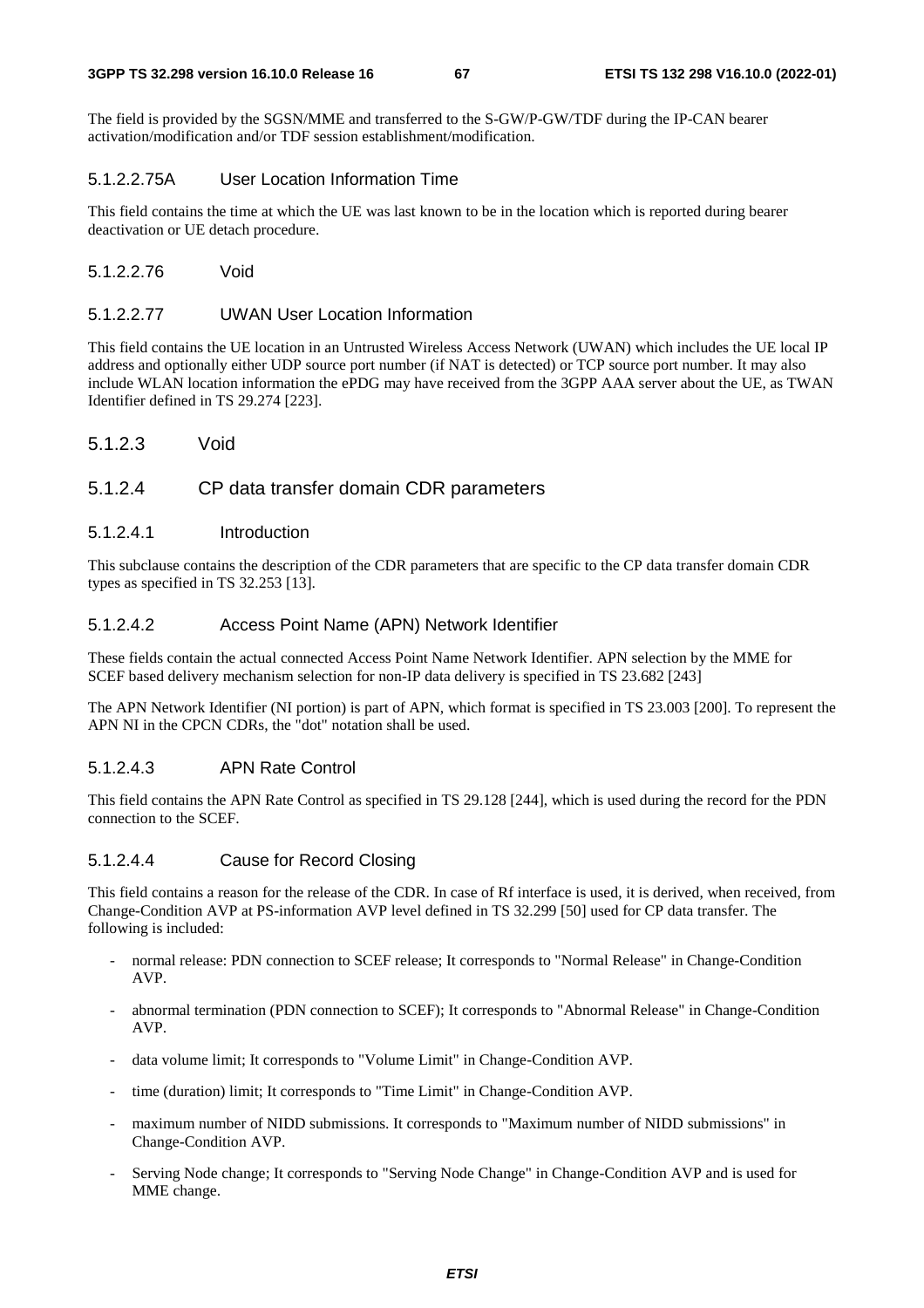The field is provided by the SGSN/MME and transferred to the S-GW/P-GW/TDF during the IP-CAN bearer activation/modification and/or TDF session establishment/modification.

##### 5.1.2.2.75A User Location Information Time

This field contains the time at which the UE was last known to be in the location which is reported during bearer deactivation or UE detach procedure.

##### 5.1.2.2.76 Void

##### 5.1.2.2.77 UWAN User Location Information

This field contains the UE location in an Untrusted Wireless Access Network (UWAN) which includes the UE local IP address and optionally either UDP source port number (if NAT is detected) or TCP source port number. It may also include WLAN location information the ePDG may have received from the 3GPP AAA server about the UE, as TWAN Identifier defined in TS 29.274 [223].

### 5.1.2.3 Void

### 5.1.2.4 CP data transfer domain CDR parameters

#### 5.1.2.4.1 Introduction

This subclause contains the description of the CDR parameters that are specific to the CP data transfer domain CDR types as specified in TS 32.253 [13].

#### 5.1.2.4.2 Access Point Name (APN) Network Identifier

These fields contain the actual connected Access Point Name Network Identifier. APN selection by the MME for SCEF based delivery mechanism selection for non-IP data delivery is specified in TS 23.682 [243]

The APN Network Identifier (NI portion) is part of APN, which format is specified in TS 23.003 [200]. To represent the APN NI in the CPCN CDRs, the "dot" notation shall be used.

#### 5.1.2.4.3 APN Rate Control

This field contains the APN Rate Control as specified in TS 29.128 [244], which is used during the record for the PDN connection to the SCEF.

#### 5.1.2.4.4 Cause for Record Closing

This field contains a reason for the release of the CDR. In case of Rf interface is used, it is derived, when received, from Change-Condition AVP at PS-information AVP level defined in TS 32.299 [50] used for CP data transfer. The following is included:

- normal release: PDN connection to SCEF release; It corresponds to "Normal Release" in Change-Condition AVP.
- abnormal termination (PDN connection to SCEF); It corresponds to "Abnormal Release" in Change-Condition AVP.
- data volume limit; It corresponds to "Volume Limit" in Change-Condition AVP.
- time (duration) limit; It corresponds to "Time Limit" in Change-Condition AVP.
- maximum number of NIDD submissions. It corresponds to "Maximum number of NIDD submissions" in Change-Condition AVP.
- Serving Node change; It corresponds to "Serving Node Change" in Change-Condition AVP and is used for MME change.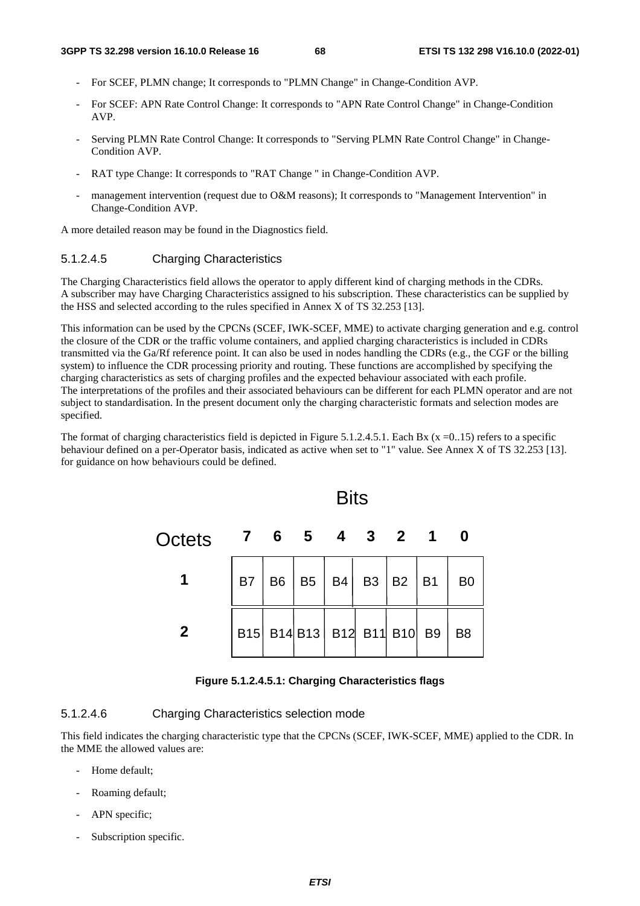- For SCEF, PLMN change; It corresponds to "PLMN Change" in Change-Condition AVP.
- For SCEF: APN Rate Control Change: It corresponds to "APN Rate Control Change" in Change-Condition AVP.
- Serving PLMN Rate Control Change: It corresponds to "Serving PLMN Rate Control Change" in Change-Condition AVP.
- RAT type Change: It corresponds to "RAT Change " in Change-Condition AVP.
- management intervention (request due to O&M reasons); It corresponds to "Management Intervention" in Change-Condition AVP.

A more detailed reason may be found in the Diagnostics field.

#### 5.1.2.4.5 Charging Characteristics

The Charging Characteristics field allows the operator to apply different kind of charging methods in the CDRs. A subscriber may have Charging Characteristics assigned to his subscription. These characteristics can be supplied by the HSS and selected according to the rules specified in Annex X of TS 32.253 [13].

This information can be used by the CPCNs (SCEF, IWK-SCEF, MME) to activate charging generation and e.g. control the closure of the CDR or the traffic volume containers, and applied charging characteristics is included in CDRs transmitted via the Ga/Rf reference point. It can also be used in nodes handling the CDRs (e.g., the CGF or the billing system) to influence the CDR processing priority and routing. These functions are accomplished by specifying the charging characteristics as sets of charging profiles and the expected behaviour associated with each profile. The interpretations of the profiles and their associated behaviours can be different for each PLMN operator and are not subject to standardisation. In the present document only the charging characteristic formats and selection modes are specified.

The format of charging characteristics field is depicted in Figure 5.1.2.4.5.1. Each Bx (x =0..15) refers to a specific behaviour defined on a per-Operator basis, indicated as active when set to "1" value. See Annex X of TS 32.253 [13]. for guidance on how behaviours could be defined.

| Octets | Bits 7 | 6 | 5 | 4 | 3 | 2 | 1 | 0 |
|---|---|---|---|---|---|---|---|---|
| 1 | B7 | B6 | B5 | B4 | B3 | B2 | B1 | B0 |
| 2 | B15 | B14 | B13 | B12 | B11 | B10 | B9 | B8 |

**Figure 5.1.2.4.5.1: Charging Characteristics flags**

#### 5.1.2.4.6 Charging Characteristics selection mode

This field indicates the charging characteristic type that the CPCNs (SCEF, IWK-SCEF, MME) applied to the CDR. In the MME the allowed values are:

- Home default;
- Roaming default;
- APN specific;
- Subscription specific.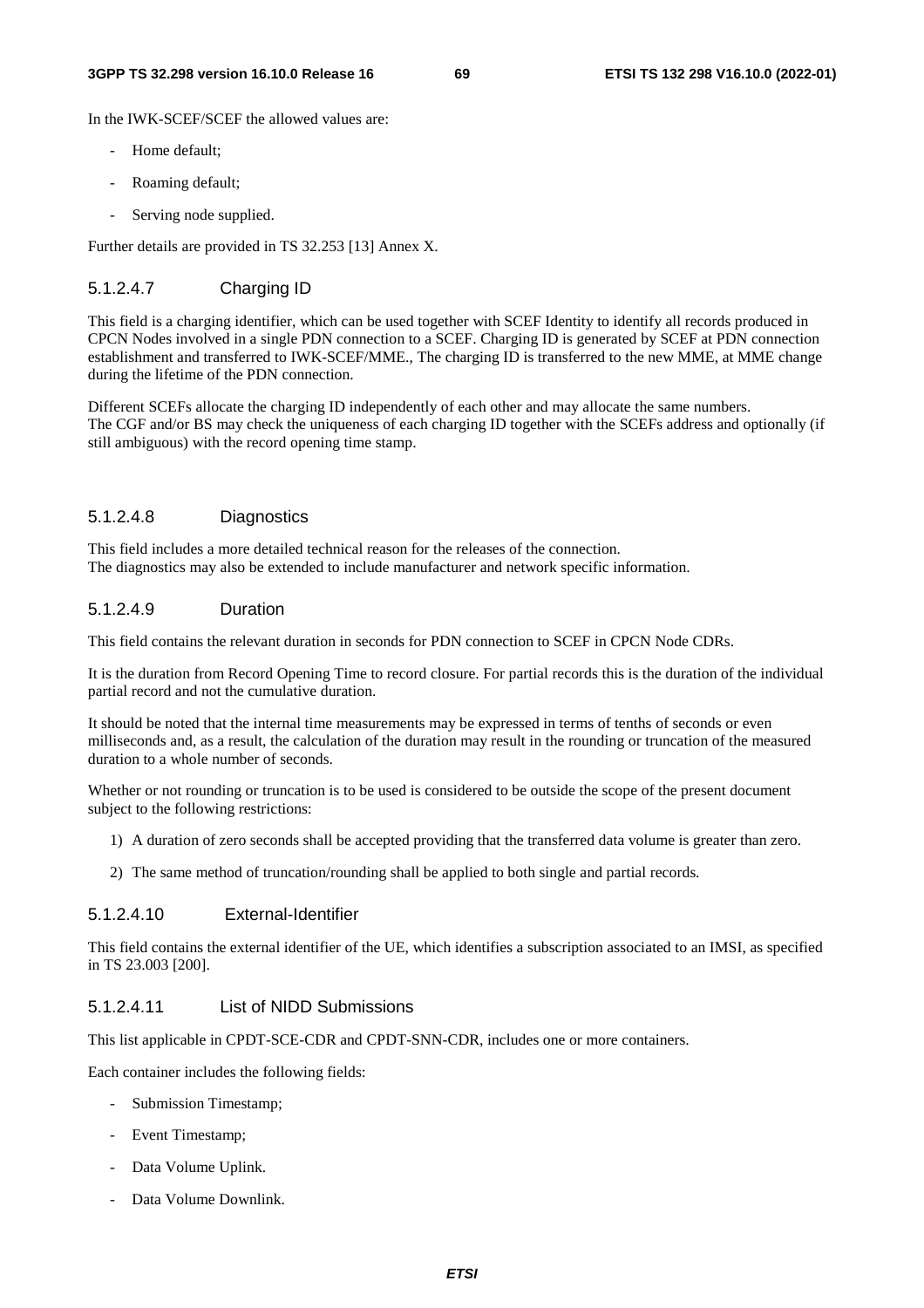In the IWK-SCEF/SCEF the allowed values are:

- Home default;
- Roaming default;
- Serving node supplied.

Further details are provided in TS 32.253 [13] Annex X.

#### 5.1.2.4.7 Charging ID

This field is a charging identifier, which can be used together with SCEF Identity to identify all records produced in CPCN Nodes involved in a single PDN connection to a SCEF. Charging ID is generated by SCEF at PDN connection establishment and transferred to IWK-SCEF/MME., The charging ID is transferred to the new MME, at MME change during the lifetime of the PDN connection.

Different SCEFs allocate the charging ID independently of each other and may allocate the same numbers.
The CGF and/or BS may check the uniqueness of each charging ID together with the SCEFs address and optionally (if still ambiguous) with the record opening time stamp.

#### 5.1.2.4.8 Diagnostics

This field includes a more detailed technical reason for the releases of the connection.
The diagnostics may also be extended to include manufacturer and network specific information.

#### 5.1.2.4.9 Duration

This field contains the relevant duration in seconds for PDN connection to SCEF in CPCN Node CDRs.

It is the duration from Record Opening Time to record closure. For partial records this is the duration of the individual partial record and not the cumulative duration.

It should be noted that the internal time measurements may be expressed in terms of tenths of seconds or even milliseconds and, as a result, the calculation of the duration may result in the rounding or truncation of the measured duration to a whole number of seconds.

Whether or not rounding or truncation is to be used is considered to be outside the scope of the present document subject to the following restrictions:

1) A duration of zero seconds shall be accepted providing that the transferred data volume is greater than zero.
2) The same method of truncation/rounding shall be applied to both single and partial records.

#### 5.1.2.4.10 External-Identifier

This field contains the external identifier of the UE, which identifies a subscription associated to an IMSI, as specified in TS 23.003 [200].

#### 5.1.2.4.11 List of NIDD Submissions

This list applicable in CPDT-SCE-CDR and CPDT-SNN-CDR, includes one or more containers.

Each container includes the following fields:

- Submission Timestamp;
- Event Timestamp;
- Data Volume Uplink.
- Data Volume Downlink.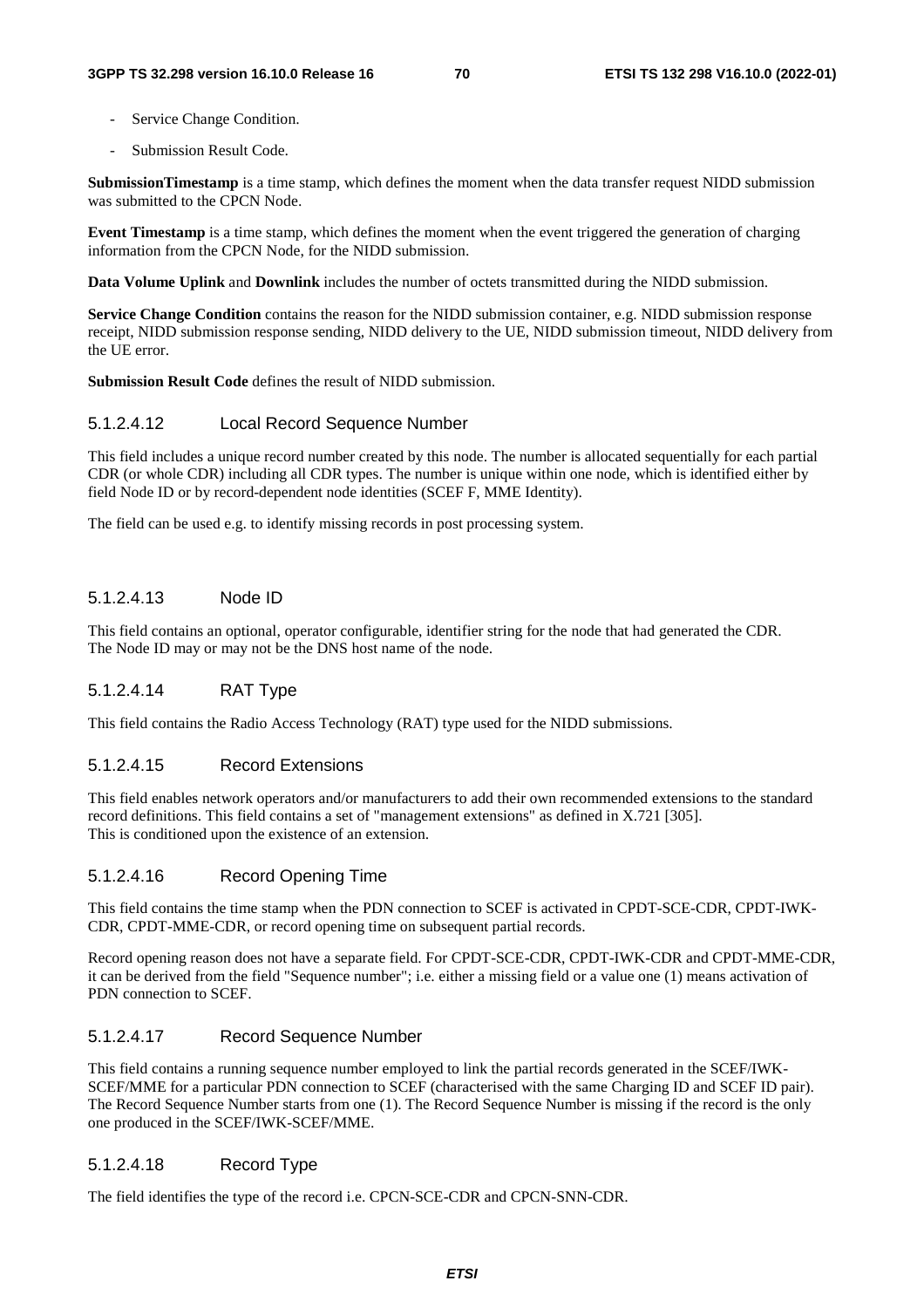- Service Change Condition.
- Submission Result Code.

**SubmissionTimestamp** is a time stamp, which defines the moment when the data transfer request NIDD submission was submitted to the CPCN Node.

**Event Timestamp** is a time stamp, which defines the moment when the event triggered the generation of charging information from the CPCN Node, for the NIDD submission.

**Data Volume Uplink** and **Downlink** includes the number of octets transmitted during the NIDD submission.

**Service Change Condition** contains the reason for the NIDD submission container, e.g. NIDD submission response receipt, NIDD submission response sending, NIDD delivery to the UE, NIDD submission timeout, NIDD delivery from the UE error.

**Submission Result Code** defines the result of NIDD submission.

#### 5.1.2.4.12 Local Record Sequence Number

This field includes a unique record number created by this node. The number is allocated sequentially for each partial CDR (or whole CDR) including all CDR types. The number is unique within one node, which is identified either by field Node ID or by record-dependent node identities (SCEF F, MME Identity).

The field can be used e.g. to identify missing records in post processing system.

#### 5.1.2.4.13 Node ID

This field contains an optional, operator configurable, identifier string for the node that had generated the CDR. The Node ID may or may not be the DNS host name of the node.

#### 5.1.2.4.14 RAT Type

This field contains the Radio Access Technology (RAT) type used for the NIDD submissions.

#### 5.1.2.4.15 Record Extensions

This field enables network operators and/or manufacturers to add their own recommended extensions to the standard record definitions. This field contains a set of "management extensions" as defined in X.721 [305]. This is conditioned upon the existence of an extension.

#### 5.1.2.4.16 Record Opening Time

This field contains the time stamp when the PDN connection to SCEF is activated in CPDT-SCE-CDR, CPDT-IWK-CDR, CPDT-MME-CDR, or record opening time on subsequent partial records.

Record opening reason does not have a separate field. For CPDT-SCE-CDR, CPDT-IWK-CDR and CPDT-MME-CDR, it can be derived from the field "Sequence number"; i.e. either a missing field or a value one (1) means activation of PDN connection to SCEF.

#### 5.1.2.4.17 Record Sequence Number

This field contains a running sequence number employed to link the partial records generated in the SCEF/IWK-SCEF/MME for a particular PDN connection to SCEF (characterised with the same Charging ID and SCEF ID pair). The Record Sequence Number starts from one (1). The Record Sequence Number is missing if the record is the only one produced in the SCEF/IWK-SCEF/MME.

#### 5.1.2.4.18 Record Type

The field identifies the type of the record i.e. CPCN-SCE-CDR and CPCN-SNN-CDR.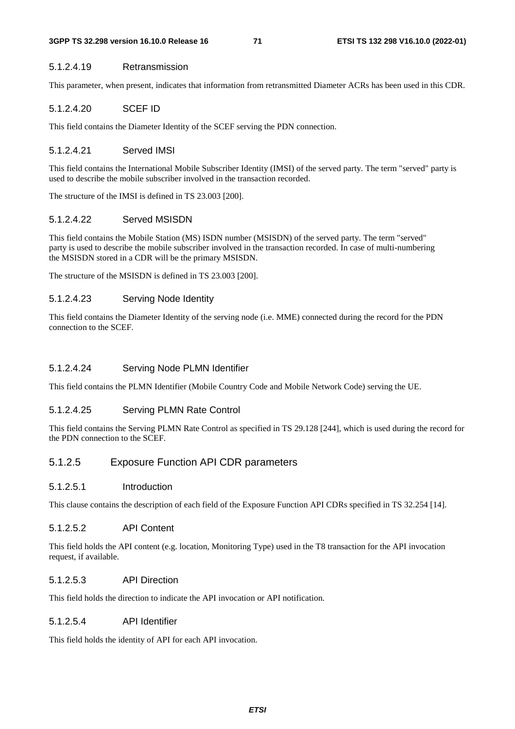##### 5.1.2.4.19 Retransmission

This parameter, when present, indicates that information from retransmitted Diameter ACRs has been used in this CDR.

##### 5.1.2.4.20 SCEF ID

This field contains the Diameter Identity of the SCEF serving the PDN connection.

##### 5.1.2.4.21 Served IMSI

This field contains the International Mobile Subscriber Identity (IMSI) of the served party. The term "served" party is used to describe the mobile subscriber involved in the transaction recorded.

The structure of the IMSI is defined in TS 23.003 [200].

##### 5.1.2.4.22 Served MSISDN

This field contains the Mobile Station (MS) ISDN number (MSISDN) of the served party. The term "served" party is used to describe the mobile subscriber involved in the transaction recorded. In case of multi-numbering the MSISDN stored in a CDR will be the primary MSISDN.

The structure of the MSISDN is defined in TS 23.003 [200].

##### 5.1.2.4.23 Serving Node Identity

This field contains the Diameter Identity of the serving node (i.e. MME) connected during the record for the PDN connection to the SCEF.

##### 5.1.2.4.24 Serving Node PLMN Identifier

This field contains the PLMN Identifier (Mobile Country Code and Mobile Network Code) serving the UE.

##### 5.1.2.4.25 Serving PLMN Rate Control

This field contains the Serving PLMN Rate Control as specified in TS 29.128 [244], which is used during the record for the PDN connection to the SCEF.

#### 5.1.2.5 Exposure Function API CDR parameters

##### 5.1.2.5.1 Introduction

This clause contains the description of each field of the Exposure Function API CDRs specified in TS 32.254 [14].

##### 5.1.2.5.2 API Content

This field holds the API content (e.g. location, Monitoring Type) used in the T8 transaction for the API invocation request, if available.

##### 5.1.2.5.3 API Direction

This field holds the direction to indicate the API invocation or API notification.

##### 5.1.2.5.4 API Identifier

This field holds the identity of API for each API invocation.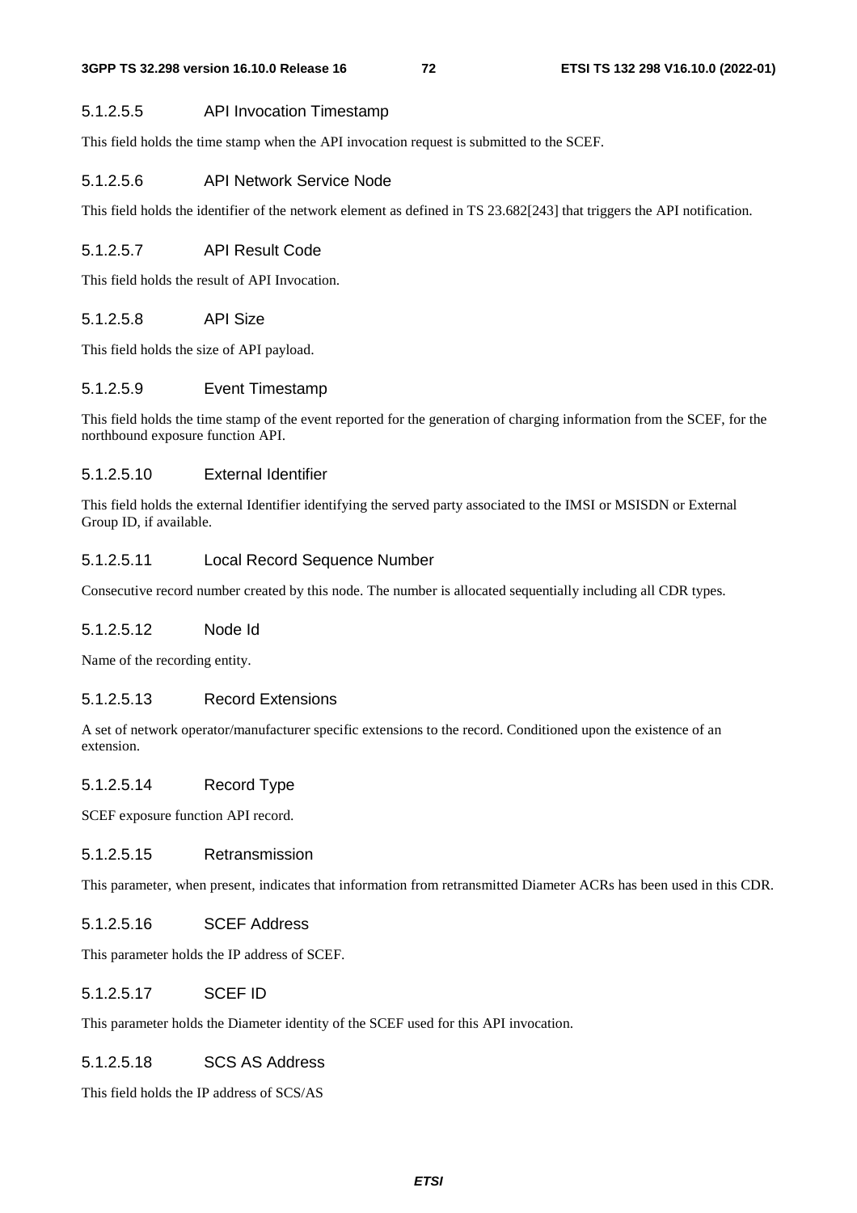#### 5.1.2.5.5 API Invocation Timestamp

This field holds the time stamp when the API invocation request is submitted to the SCEF.

#### 5.1.2.5.6 API Network Service Node

This field holds the identifier of the network element as defined in TS 23.682[243] that triggers the API notification.

#### 5.1.2.5.7 API Result Code

This field holds the result of API Invocation.

#### 5.1.2.5.8 API Size

This field holds the size of API payload.

#### 5.1.2.5.9 Event Timestamp

This field holds the time stamp of the event reported for the generation of charging information from the SCEF, for the northbound exposure function API.

#### 5.1.2.5.10 External Identifier

This field holds the external Identifier identifying the served party associated to the IMSI or MSISDN or External Group ID, if available.

#### 5.1.2.5.11 Local Record Sequence Number

Consecutive record number created by this node. The number is allocated sequentially including all CDR types.

#### 5.1.2.5.12 Node Id

Name of the recording entity.

#### 5.1.2.5.13 Record Extensions

A set of network operator/manufacturer specific extensions to the record. Conditioned upon the existence of an extension.

#### 5.1.2.5.14 Record Type

SCEF exposure function API record.

#### 5.1.2.5.15 Retransmission

This parameter, when present, indicates that information from retransmitted Diameter ACRs has been used in this CDR.

#### 5.1.2.5.16 SCEF Address

This parameter holds the IP address of SCEF.

#### 5.1.2.5.17 SCEF ID

This parameter holds the Diameter identity of the SCEF used for this API invocation.

#### 5.1.2.5.18 SCS AS Address

This field holds the IP address of SCS/AS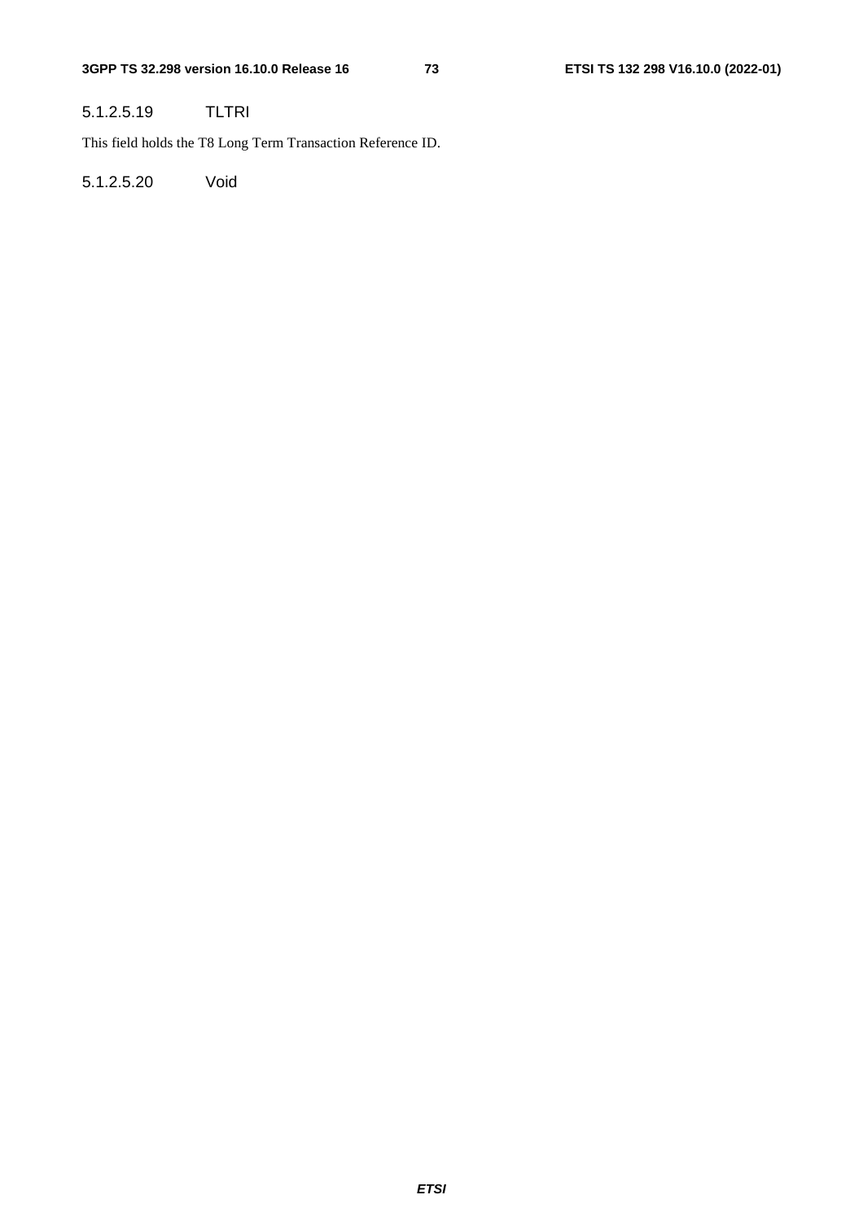##### 5.1.2.5.19 TLTRI

This field holds the T8 Long Term Transaction Reference ID.

##### 5.1.2.5.20 Void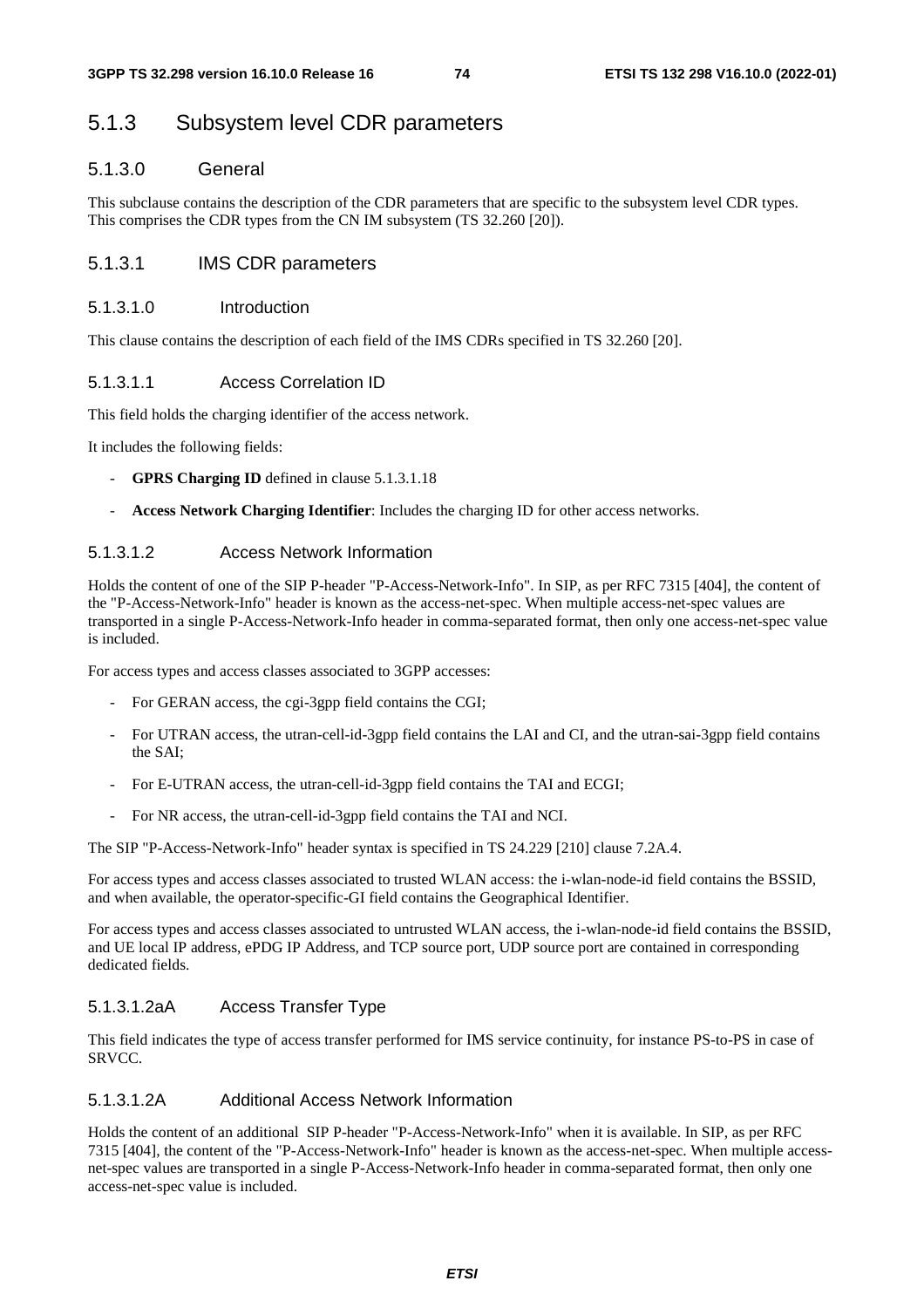## 5.1.3 Subsystem level CDR parameters

### 5.1.3.0 General

This subclause contains the description of the CDR parameters that are specific to the subsystem level CDR types. This comprises the CDR types from the CN IM subsystem (TS 32.260 [20]).

### 5.1.3.1 IMS CDR parameters

#### 5.1.3.1.0 Introduction

This clause contains the description of each field of the IMS CDRs specified in TS 32.260 [20].

#### 5.1.3.1.1 Access Correlation ID

This field holds the charging identifier of the access network.

It includes the following fields:

- **GPRS Charging ID** defined in clause 5.1.3.1.18
- **Access Network Charging Identifier**: Includes the charging ID for other access networks.

#### 5.1.3.1.2 Access Network Information

Holds the content of one of the SIP P-header "P-Access-Network-Info". In SIP, as per RFC 7315 [404], the content of the "P-Access-Network-Info" header is known as the access-net-spec. When multiple access-net-spec values are transported in a single P-Access-Network-Info header in comma-separated format, then only one access-net-spec value is included.

For access types and access classes associated to 3GPP accesses:

- For GERAN access, the cgi-3gpp field contains the CGI;
- For UTRAN access, the utran-cell-id-3gpp field contains the LAI and CI, and the utran-sai-3gpp field contains the SAI;
- For E-UTRAN access, the utran-cell-id-3gpp field contains the TAI and ECGI;
- For NR access, the utran-cell-id-3gpp field contains the TAI and NCI.

The SIP "P-Access-Network-Info" header syntax is specified in TS 24.229 [210] clause 7.2A.4.

For access types and access classes associated to trusted WLAN access: the i-wlan-node-id field contains the BSSID, and when available, the operator-specific-GI field contains the Geographical Identifier.

For access types and access classes associated to untrusted WLAN access, the i-wlan-node-id field contains the BSSID, and UE local IP address, ePDG IP Address, and TCP source port, UDP source port are contained in corresponding dedicated fields.

#### 5.1.3.1.2aA Access Transfer Type

This field indicates the type of access transfer performed for IMS service continuity, for instance PS-to-PS in case of SRVCC.

#### 5.1.3.1.2A Additional Access Network Information

Holds the content of an additional SIP P-header "P-Access-Network-Info" when it is available. In SIP, as per RFC 7315 [404], the content of the "P-Access-Network-Info" header is known as the access-net-spec. When multiple access-net-spec values are transported in a single P-Access-Network-Info header in comma-separated format, then only one access-net-spec value is included.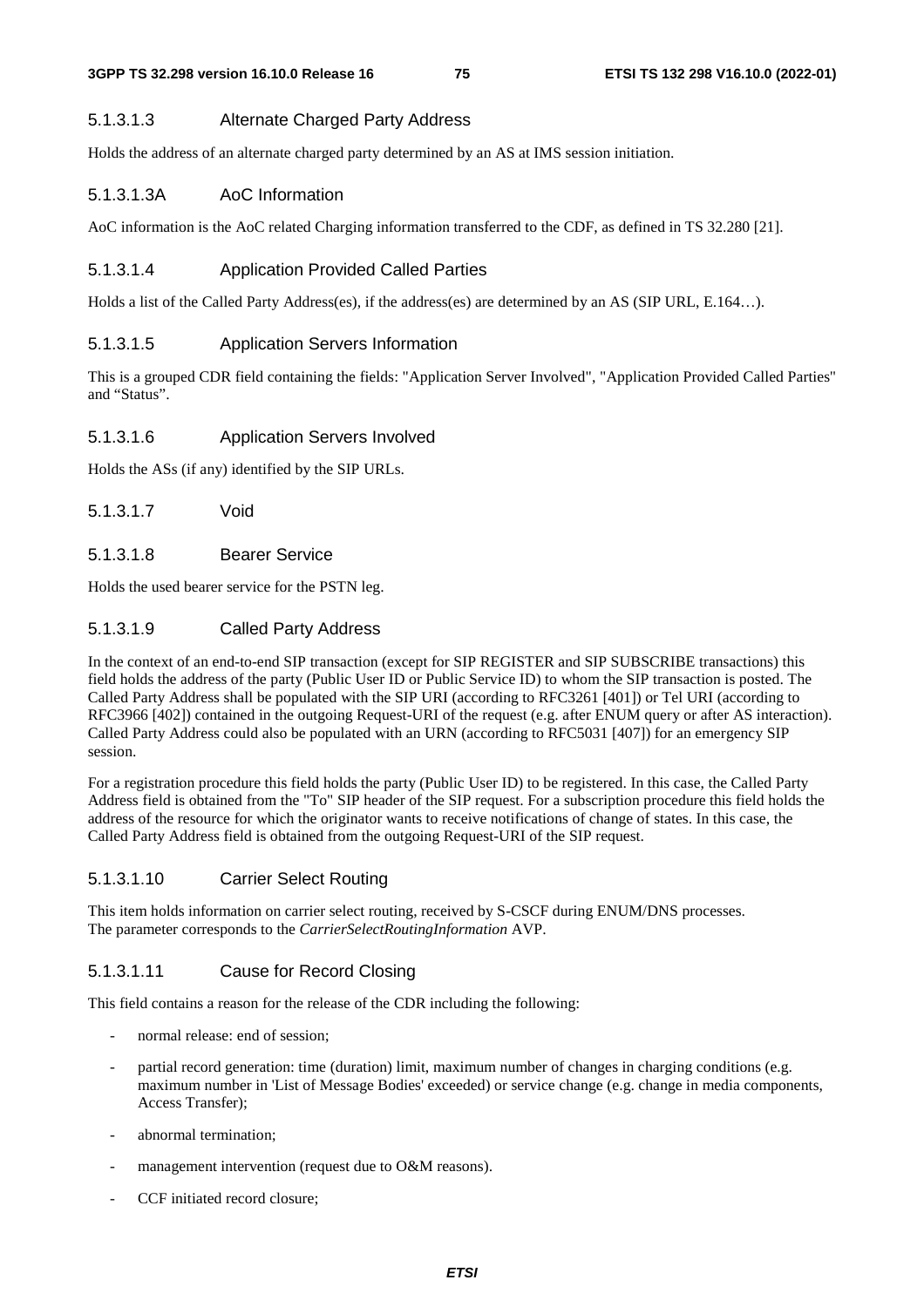#### 5.1.3.1.3 Alternate Charged Party Address

Holds the address of an alternate charged party determined by an AS at IMS session initiation.

#### 5.1.3.1.3A AoC Information

AoC information is the AoC related Charging information transferred to the CDF, as defined in TS 32.280 [21].

#### 5.1.3.1.4 Application Provided Called Parties

Holds a list of the Called Party Address(es), if the address(es) are determined by an AS (SIP URL, E.164…).

#### 5.1.3.1.5 Application Servers Information

This is a grouped CDR field containing the fields: "Application Server Involved", "Application Provided Called Parties" and "Status".

#### 5.1.3.1.6 Application Servers Involved

Holds the ASs (if any) identified by the SIP URLs.

#### 5.1.3.1.7 Void

#### 5.1.3.1.8 Bearer Service

Holds the used bearer service for the PSTN leg.

#### 5.1.3.1.9 Called Party Address

In the context of an end-to-end SIP transaction (except for SIP REGISTER and SIP SUBSCRIBE transactions) this field holds the address of the party (Public User ID or Public Service ID) to whom the SIP transaction is posted. The Called Party Address shall be populated with the SIP URI (according to RFC3261 [401]) or Tel URI (according to RFC3966 [402]) contained in the outgoing Request-URI of the request (e.g. after ENUM query or after AS interaction). Called Party Address could also be populated with an URN (according to RFC5031 [407]) for an emergency SIP session.

For a registration procedure this field holds the party (Public User ID) to be registered. In this case, the Called Party Address field is obtained from the "To" SIP header of the SIP request. For a subscription procedure this field holds the address of the resource for which the originator wants to receive notifications of change of states. In this case, the Called Party Address field is obtained from the outgoing Request-URI of the SIP request.

#### 5.1.3.1.10 Carrier Select Routing

This item holds information on carrier select routing, received by S-CSCF during ENUM/DNS processes. The parameter corresponds to the *CarrierSelectRoutingInformation* AVP.

#### 5.1.3.1.11 Cause for Record Closing

This field contains a reason for the release of the CDR including the following:

- normal release: end of session;
- partial record generation: time (duration) limit, maximum number of changes in charging conditions (e.g. maximum number in 'List of Message Bodies' exceeded) or service change (e.g. change in media components, Access Transfer);
- abnormal termination;
- management intervention (request due to O&M reasons).
- CCF initiated record closure;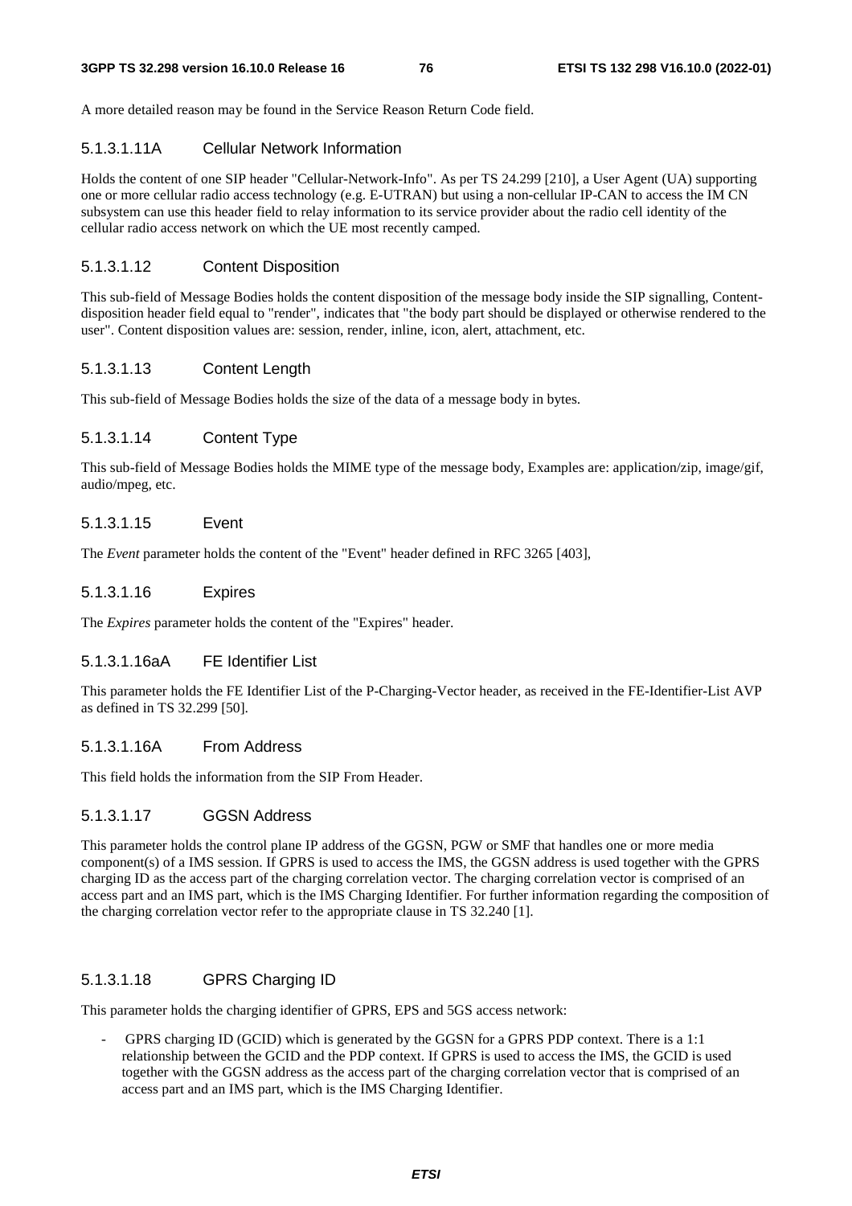A more detailed reason may be found in the Service Reason Return Code field.

#### 5.1.3.1.11A Cellular Network Information

Holds the content of one SIP header "Cellular-Network-Info". As per TS 24.299 [210], a User Agent (UA) supporting one or more cellular radio access technology (e.g. E-UTRAN) but using a non-cellular IP-CAN to access the IM CN subsystem can use this header field to relay information to its service provider about the radio cell identity of the cellular radio access network on which the UE most recently camped.

#### 5.1.3.1.12 Content Disposition

This sub-field of Message Bodies holds the content disposition of the message body inside the SIP signalling, Content-disposition header field equal to "render", indicates that "the body part should be displayed or otherwise rendered to the user". Content disposition values are: session, render, inline, icon, alert, attachment, etc.

#### 5.1.3.1.13 Content Length

This sub-field of Message Bodies holds the size of the data of a message body in bytes.

#### 5.1.3.1.14 Content Type

This sub-field of Message Bodies holds the MIME type of the message body, Examples are: application/zip, image/gif, audio/mpeg, etc.

#### 5.1.3.1.15 Event

The *Event* parameter holds the content of the "Event" header defined in RFC 3265 [403],

#### 5.1.3.1.16 Expires

The *Expires* parameter holds the content of the "Expires" header.

#### 5.1.3.1.16aA FE Identifier List

This parameter holds the FE Identifier List of the P-Charging-Vector header, as received in the FE-Identifier-List AVP as defined in TS 32.299 [50].

#### 5.1.3.1.16A From Address

This field holds the information from the SIP From Header.

#### 5.1.3.1.17 GGSN Address

This parameter holds the control plane IP address of the GGSN, PGW or SMF that handles one or more media component(s) of a IMS session. If GPRS is used to access the IMS, the GGSN address is used together with the GPRS charging ID as the access part of the charging correlation vector. The charging correlation vector is comprised of an access part and an IMS part, which is the IMS Charging Identifier. For further information regarding the composition of the charging correlation vector refer to the appropriate clause in TS 32.240 [1].

#### 5.1.3.1.18 GPRS Charging ID

This parameter holds the charging identifier of GPRS, EPS and 5GS access network:

- GPRS charging ID (GCID) which is generated by the GGSN for a GPRS PDP context. There is a 1:1 relationship between the GCID and the PDP context. If GPRS is used to access the IMS, the GCID is used together with the GGSN address as the access part of the charging correlation vector that is comprised of an access part and an IMS part, which is the IMS Charging Identifier.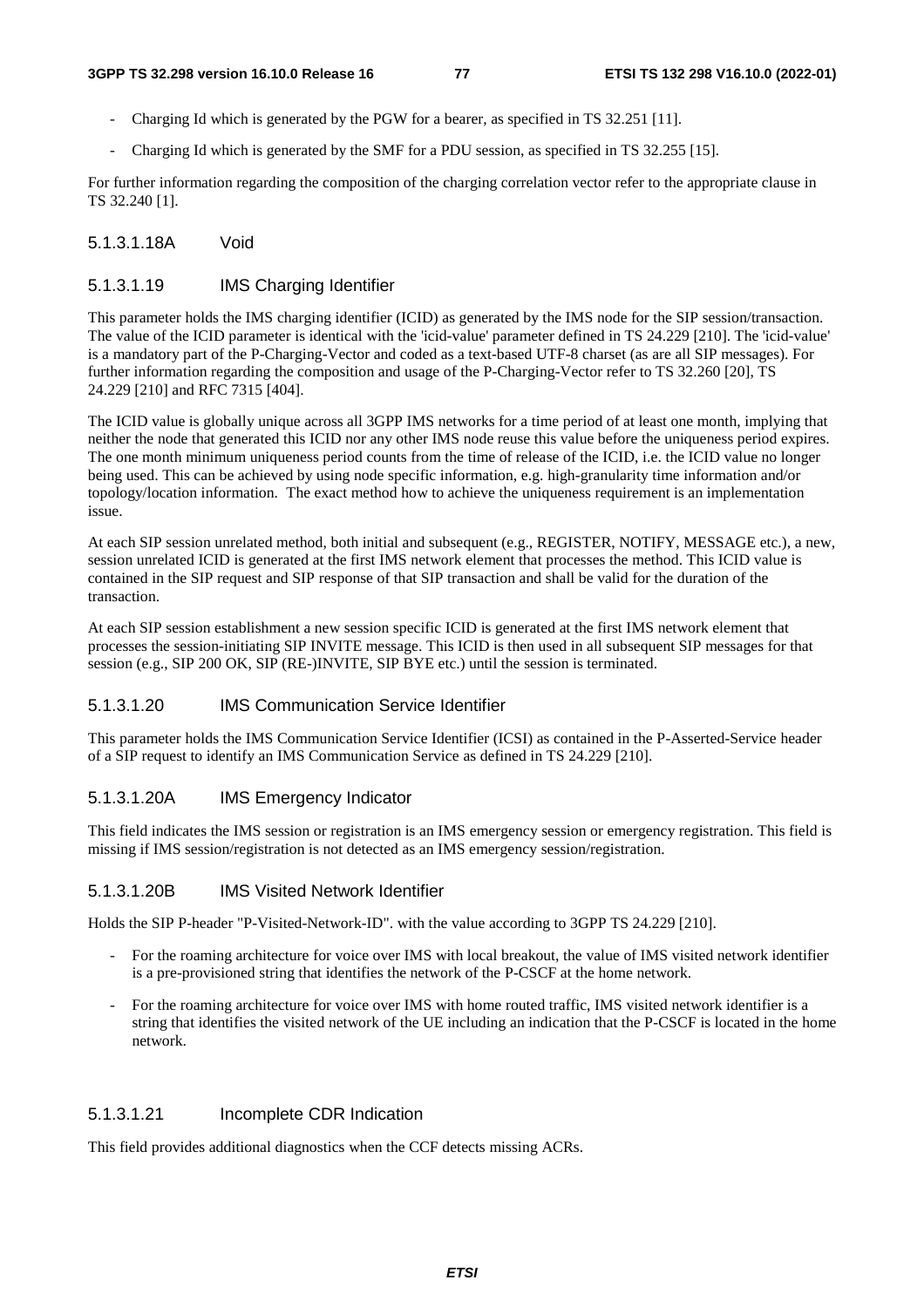- Charging Id which is generated by the PGW for a bearer, as specified in TS 32.251 [11].
- Charging Id which is generated by the SMF for a PDU session, as specified in TS 32.255 [15].

For further information regarding the composition of the charging correlation vector refer to the appropriate clause in TS 32.240 [1].

#### 5.1.3.1.18A Void

#### 5.1.3.1.19 IMS Charging Identifier

This parameter holds the IMS charging identifier (ICID) as generated by the IMS node for the SIP session/transaction. The value of the ICID parameter is identical with the 'icid-value' parameter defined in TS 24.229 [210]. The 'icid-value' is a mandatory part of the P-Charging-Vector and coded as a text-based UTF-8 charset (as are all SIP messages). For further information regarding the composition and usage of the P-Charging-Vector refer to TS 32.260 [20], TS 24.229 [210] and RFC 7315 [404].

The ICID value is globally unique across all 3GPP IMS networks for a time period of at least one month, implying that neither the node that generated this ICID nor any other IMS node reuse this value before the uniqueness period expires. The one month minimum uniqueness period counts from the time of release of the ICID, i.e. the ICID value no longer being used. This can be achieved by using node specific information, e.g. high-granularity time information and/or topology/location information. The exact method how to achieve the uniqueness requirement is an implementation issue.

At each SIP session unrelated method, both initial and subsequent (e.g., REGISTER, NOTIFY, MESSAGE etc.), a new, session unrelated ICID is generated at the first IMS network element that processes the method. This ICID value is contained in the SIP request and SIP response of that SIP transaction and shall be valid for the duration of the transaction.

At each SIP session establishment a new session specific ICID is generated at the first IMS network element that processes the session-initiating SIP INVITE message. This ICID is then used in all subsequent SIP messages for that session (e.g., SIP 200 OK, SIP (RE-)INVITE, SIP BYE etc.) until the session is terminated.

#### 5.1.3.1.20 IMS Communication Service Identifier

This parameter holds the IMS Communication Service Identifier (ICSI) as contained in the P-Asserted-Service header of a SIP request to identify an IMS Communication Service as defined in TS 24.229 [210].

#### 5.1.3.1.20A IMS Emergency Indicator

This field indicates the IMS session or registration is an IMS emergency session or emergency registration. This field is missing if IMS session/registration is not detected as an IMS emergency session/registration.

#### 5.1.3.1.20B IMS Visited Network Identifier

Holds the SIP P-header "P-Visited-Network-ID". with the value according to 3GPP TS 24.229 [210].

- For the roaming architecture for voice over IMS with local breakout, the value of IMS visited network identifier is a pre-provisioned string that identifies the network of the P-CSCF at the home network.
- For the roaming architecture for voice over IMS with home routed traffic, IMS visited network identifier is a string that identifies the visited network of the UE including an indication that the P-CSCF is located in the home network.

#### 5.1.3.1.21 Incomplete CDR Indication

This field provides additional diagnostics when the CCF detects missing ACRs.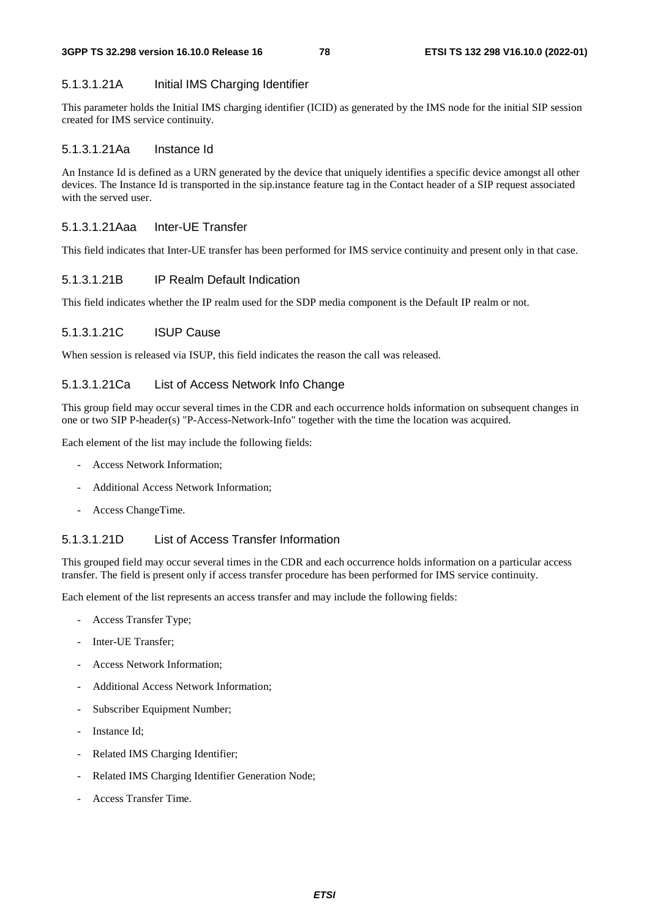#### 5.1.3.1.21A Initial IMS Charging Identifier

This parameter holds the Initial IMS charging identifier (ICID) as generated by the IMS node for the initial SIP session created for IMS service continuity.

#### 5.1.3.1.21Aa Instance Id

An Instance Id is defined as a URN generated by the device that uniquely identifies a specific device amongst all other devices. The Instance Id is transported in the sip.instance feature tag in the Contact header of a SIP request associated with the served user.

#### 5.1.3.1.21Aaa Inter-UE Transfer

This field indicates that Inter-UE transfer has been performed for IMS service continuity and present only in that case.

#### 5.1.3.1.21B IP Realm Default Indication

This field indicates whether the IP realm used for the SDP media component is the Default IP realm or not.

#### 5.1.3.1.21C ISUP Cause

When session is released via ISUP, this field indicates the reason the call was released.

#### 5.1.3.1.21Ca List of Access Network Info Change

This group field may occur several times in the CDR and each occurrence holds information on subsequent changes in one or two SIP P-header(s) "P-Access-Network-Info" together with the time the location was acquired.

Each element of the list may include the following fields:

- Access Network Information;
- Additional Access Network Information;
- Access ChangeTime.

#### 5.1.3.1.21D List of Access Transfer Information

This grouped field may occur several times in the CDR and each occurrence holds information on a particular access transfer. The field is present only if access transfer procedure has been performed for IMS service continuity.

Each element of the list represents an access transfer and may include the following fields:

- Access Transfer Type;
- Inter-UE Transfer;
- Access Network Information;
- Additional Access Network Information;
- Subscriber Equipment Number;
- Instance Id;
- Related IMS Charging Identifier;
- Related IMS Charging Identifier Generation Node;
- Access Transfer Time.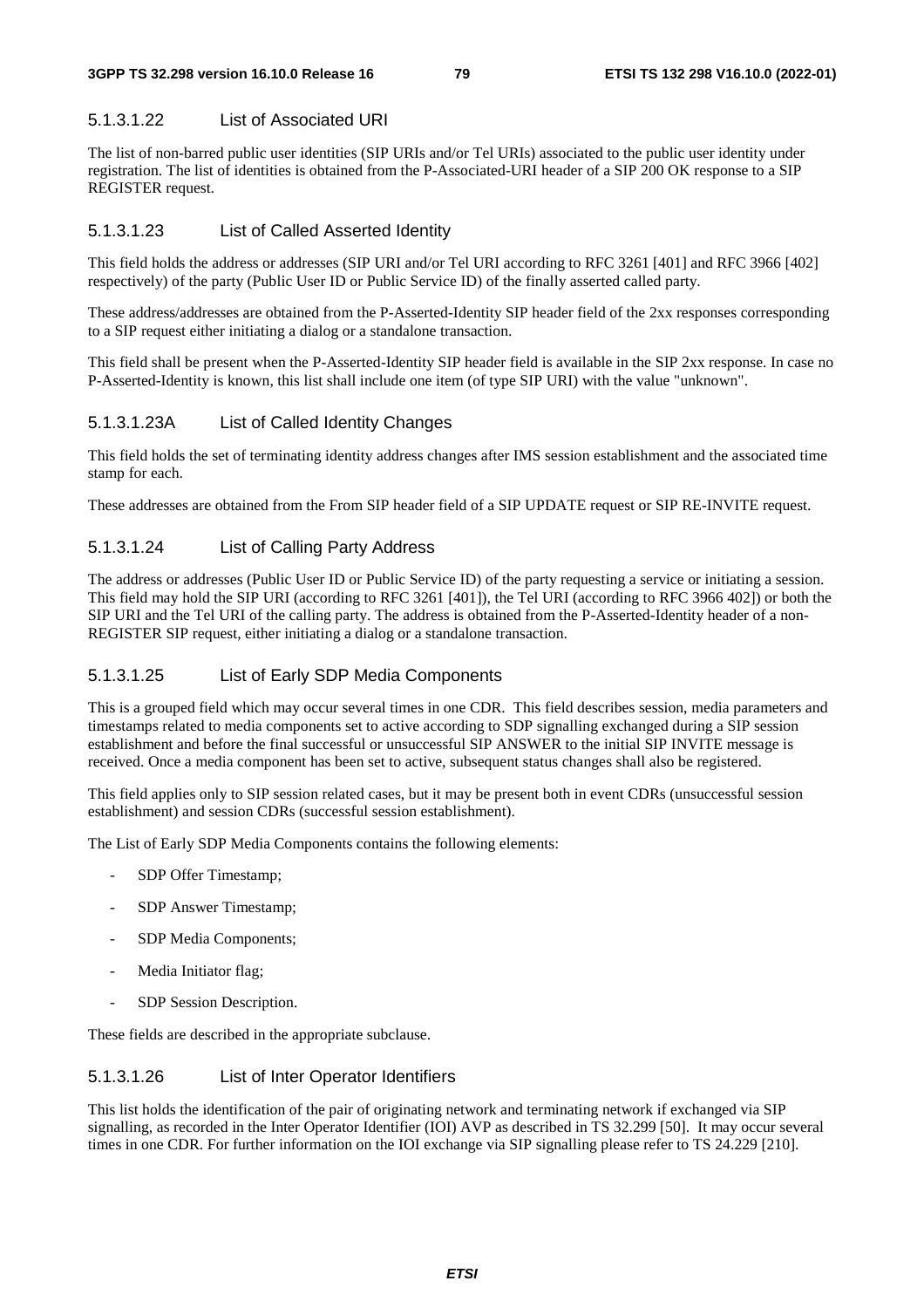#### 5.1.3.1.22 List of Associated URI

The list of non-barred public user identities (SIP URIs and/or Tel URIs) associated to the public user identity under registration. The list of identities is obtained from the P-Associated-URI header of a SIP 200 OK response to a SIP REGISTER request.

#### 5.1.3.1.23 List of Called Asserted Identity

This field holds the address or addresses (SIP URI and/or Tel URI according to RFC 3261 [401] and RFC 3966 [402] respectively) of the party (Public User ID or Public Service ID) of the finally asserted called party.

These address/addresses are obtained from the P-Asserted-Identity SIP header field of the 2xx responses corresponding to a SIP request either initiating a dialog or a standalone transaction.

This field shall be present when the P-Asserted-Identity SIP header field is available in the SIP 2xx response. In case no P-Asserted-Identity is known, this list shall include one item (of type SIP URI) with the value "unknown".

#### 5.1.3.1.23A List of Called Identity Changes

This field holds the set of terminating identity address changes after IMS session establishment and the associated time stamp for each.

These addresses are obtained from the From SIP header field of a SIP UPDATE request or SIP RE-INVITE request.

#### 5.1.3.1.24 List of Calling Party Address

The address or addresses (Public User ID or Public Service ID) of the party requesting a service or initiating a session. This field may hold the SIP URI (according to RFC 3261 [401]), the Tel URI (according to RFC 3966 402]) or both the SIP URI and the Tel URI of the calling party. The address is obtained from the P-Asserted-Identity header of a non-REGISTER SIP request, either initiating a dialog or a standalone transaction.

#### 5.1.3.1.25 List of Early SDP Media Components

This is a grouped field which may occur several times in one CDR. This field describes session, media parameters and timestamps related to media components set to active according to SDP signalling exchanged during a SIP session establishment and before the final successful or unsuccessful SIP ANSWER to the initial SIP INVITE message is received. Once a media component has been set to active, subsequent status changes shall also be registered.

This field applies only to SIP session related cases, but it may be present both in event CDRs (unsuccessful session establishment) and session CDRs (successful session establishment).

The List of Early SDP Media Components contains the following elements:

- SDP Offer Timestamp;
- SDP Answer Timestamp;
- SDP Media Components;
- Media Initiator flag;
- SDP Session Description.

These fields are described in the appropriate subclause.

#### 5.1.3.1.26 List of Inter Operator Identifiers

This list holds the identification of the pair of originating network and terminating network if exchanged via SIP signalling, as recorded in the Inter Operator Identifier (IOI) AVP as described in TS 32.299 [50]. It may occur several times in one CDR. For further information on the IOI exchange via SIP signalling please refer to TS 24.229 [210].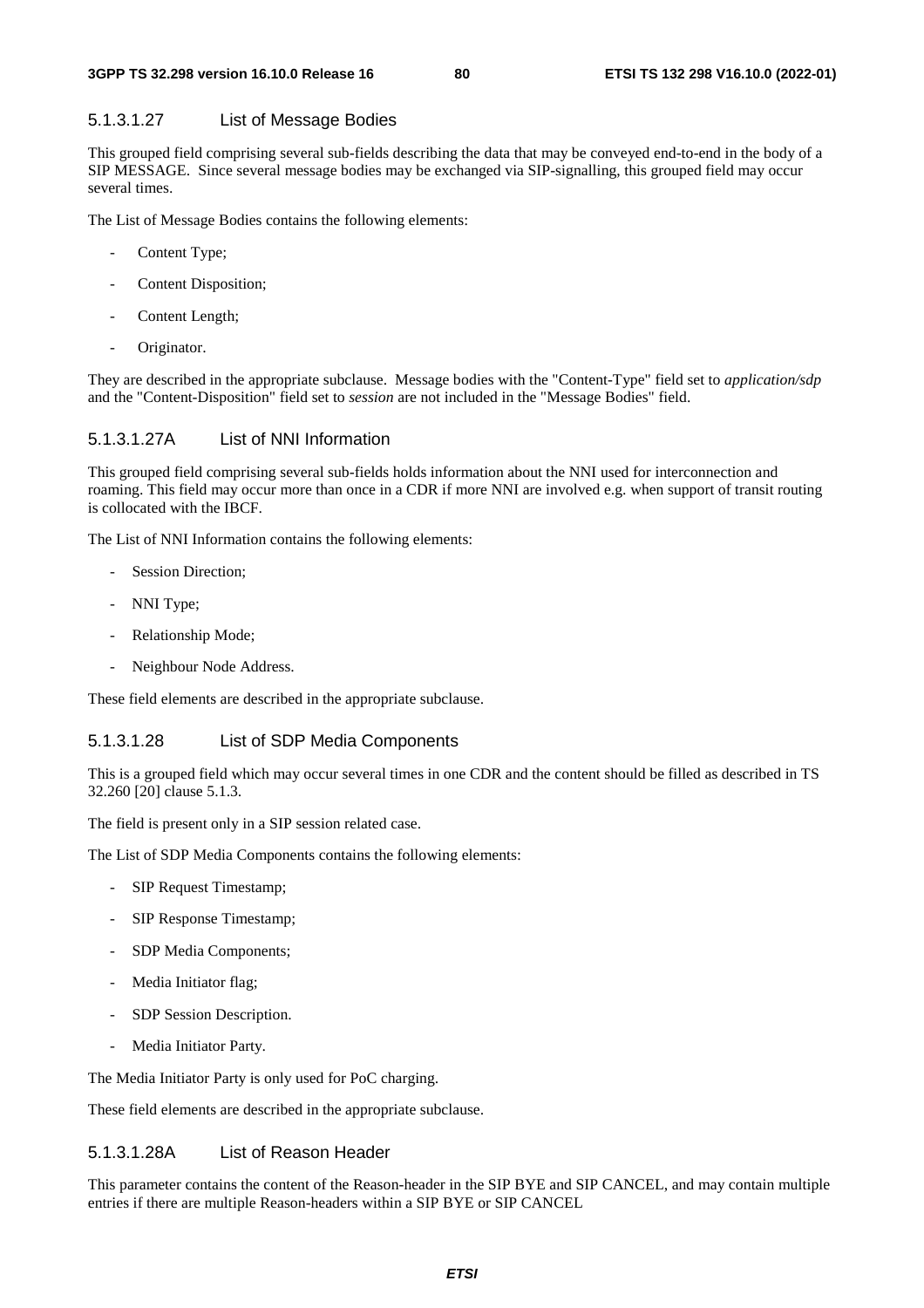#### 5.1.3.1.27 List of Message Bodies

This grouped field comprising several sub-fields describing the data that may be conveyed end-to-end in the body of a SIP MESSAGE. Since several message bodies may be exchanged via SIP-signalling, this grouped field may occur several times.

The List of Message Bodies contains the following elements:

- Content Type;
- Content Disposition;
- Content Length;
- Originator.

They are described in the appropriate subclause. Message bodies with the "Content-Type" field set to *application/sdp* and the "Content-Disposition" field set to *session* are not included in the "Message Bodies" field.

#### 5.1.3.1.27A List of NNI Information

This grouped field comprising several sub-fields holds information about the NNI used for interconnection and roaming. This field may occur more than once in a CDR if more NNI are involved e.g. when support of transit routing is collocated with the IBCF.

The List of NNI Information contains the following elements:

- Session Direction;
- NNI Type;
- Relationship Mode;
- Neighbour Node Address.

These field elements are described in the appropriate subclause.

#### 5.1.3.1.28 List of SDP Media Components

This is a grouped field which may occur several times in one CDR and the content should be filled as described in TS 32.260 [20] clause 5.1.3.

The field is present only in a SIP session related case.

The List of SDP Media Components contains the following elements:

- SIP Request Timestamp;
- SIP Response Timestamp;
- SDP Media Components;
- Media Initiator flag;
- SDP Session Description.
- Media Initiator Party.

The Media Initiator Party is only used for PoC charging.

These field elements are described in the appropriate subclause.

#### 5.1.3.1.28A List of Reason Header

This parameter contains the content of the Reason-header in the SIP BYE and SIP CANCEL, and may contain multiple entries if there are multiple Reason-headers within a SIP BYE or SIP CANCEL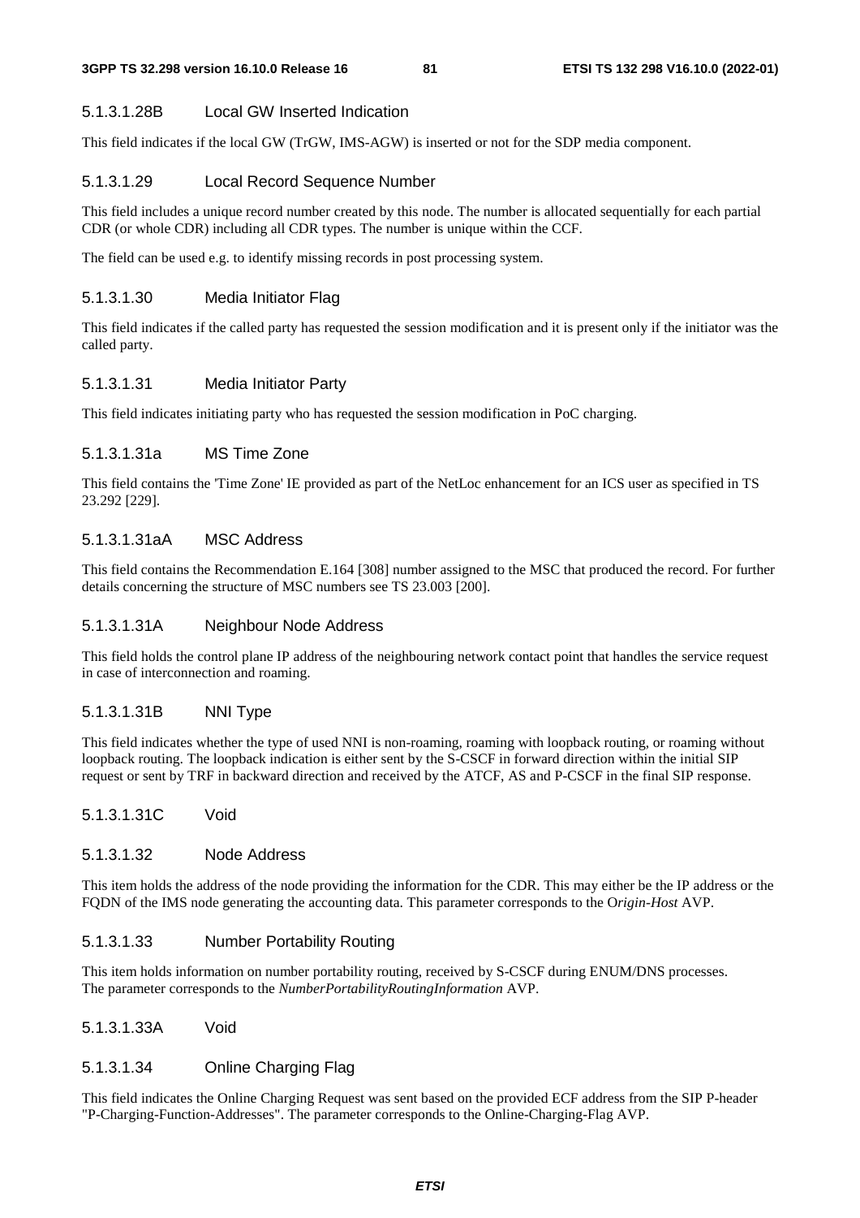#### 5.1.3.1.28B Local GW Inserted Indication

This field indicates if the local GW (TrGW, IMS-AGW) is inserted or not for the SDP media component.

#### 5.1.3.1.29 Local Record Sequence Number

This field includes a unique record number created by this node. The number is allocated sequentially for each partial CDR (or whole CDR) including all CDR types. The number is unique within the CCF.

The field can be used e.g. to identify missing records in post processing system.

#### 5.1.3.1.30 Media Initiator Flag

This field indicates if the called party has requested the session modification and it is present only if the initiator was the called party.

#### 5.1.3.1.31 Media Initiator Party

This field indicates initiating party who has requested the session modification in PoC charging.

#### 5.1.3.1.31a MS Time Zone

This field contains the 'Time Zone' IE provided as part of the NetLoc enhancement for an ICS user as specified in TS 23.292 [229].

#### 5.1.3.1.31aA MSC Address

This field contains the Recommendation E.164 [308] number assigned to the MSC that produced the record. For further details concerning the structure of MSC numbers see TS 23.003 [200].

#### 5.1.3.1.31A Neighbour Node Address

This field holds the control plane IP address of the neighbouring network contact point that handles the service request in case of interconnection and roaming.

#### 5.1.3.1.31B NNI Type

This field indicates whether the type of used NNI is non-roaming, roaming with loopback routing, or roaming without loopback routing. The loopback indication is either sent by the S-CSCF in forward direction within the initial SIP request or sent by TRF in backward direction and received by the ATCF, AS and P-CSCF in the final SIP response.

#### 5.1.3.1.31C Void

#### 5.1.3.1.32 Node Address

This item holds the address of the node providing the information for the CDR. This may either be the IP address or the FQDN of the IMS node generating the accounting data. This parameter corresponds to the O*rigin-Host* AVP.

#### 5.1.3.1.33 Number Portability Routing

This item holds information on number portability routing, received by S-CSCF during ENUM/DNS processes. The parameter corresponds to the *NumberPortabilityRoutingInformation* AVP.

#### 5.1.3.1.33A Void

#### 5.1.3.1.34 Online Charging Flag

This field indicates the Online Charging Request was sent based on the provided ECF address from the SIP P-header "P-Charging-Function-Addresses". The parameter corresponds to the Online-Charging-Flag AVP.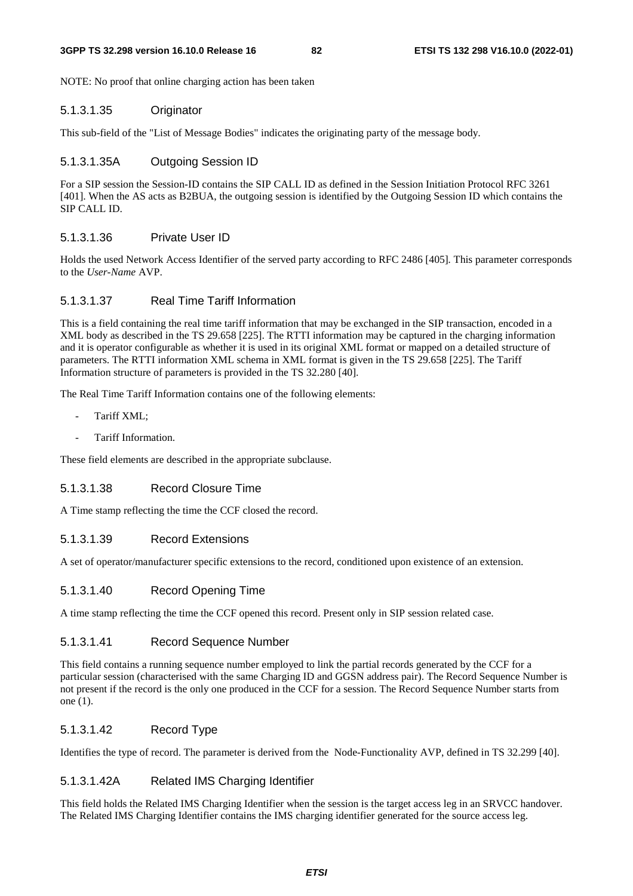NOTE: No proof that online charging action has been taken

#### 5.1.3.1.35 Originator

This sub-field of the "List of Message Bodies" indicates the originating party of the message body.

#### 5.1.3.1.35A Outgoing Session ID

For a SIP session the Session-ID contains the SIP CALL ID as defined in the Session Initiation Protocol RFC 3261 [401]. When the AS acts as B2BUA, the outgoing session is identified by the Outgoing Session ID which contains the SIP CALL ID.

#### 5.1.3.1.36 Private User ID

Holds the used Network Access Identifier of the served party according to RFC 2486 [405]. This parameter corresponds to the *User-Name* AVP.

#### 5.1.3.1.37 Real Time Tariff Information

This is a field containing the real time tariff information that may be exchanged in the SIP transaction, encoded in a XML body as described in the TS 29.658 [225]. The RTTI information may be captured in the charging information and it is operator configurable as whether it is used in its original XML format or mapped on a detailed structure of parameters. The RTTI information XML schema in XML format is given in the TS 29.658 [225]. The Tariff Information structure of parameters is provided in the TS 32.280 [40].

The Real Time Tariff Information contains one of the following elements:

- Tariff XML;
- Tariff Information.

These field elements are described in the appropriate subclause.

#### 5.1.3.1.38 Record Closure Time

A Time stamp reflecting the time the CCF closed the record.

#### 5.1.3.1.39 Record Extensions

A set of operator/manufacturer specific extensions to the record, conditioned upon existence of an extension.

#### 5.1.3.1.40 Record Opening Time

A time stamp reflecting the time the CCF opened this record. Present only in SIP session related case.

#### 5.1.3.1.41 Record Sequence Number

This field contains a running sequence number employed to link the partial records generated by the CCF for a particular session (characterised with the same Charging ID and GGSN address pair). The Record Sequence Number is not present if the record is the only one produced in the CCF for a session. The Record Sequence Number starts from one (1).

#### 5.1.3.1.42 Record Type

Identifies the type of record. The parameter is derived from the Node-Functionality AVP, defined in TS 32.299 [40].

#### 5.1.3.1.42A Related IMS Charging Identifier

This field holds the Related IMS Charging Identifier when the session is the target access leg in an SRVCC handover. The Related IMS Charging Identifier contains the IMS charging identifier generated for the source access leg.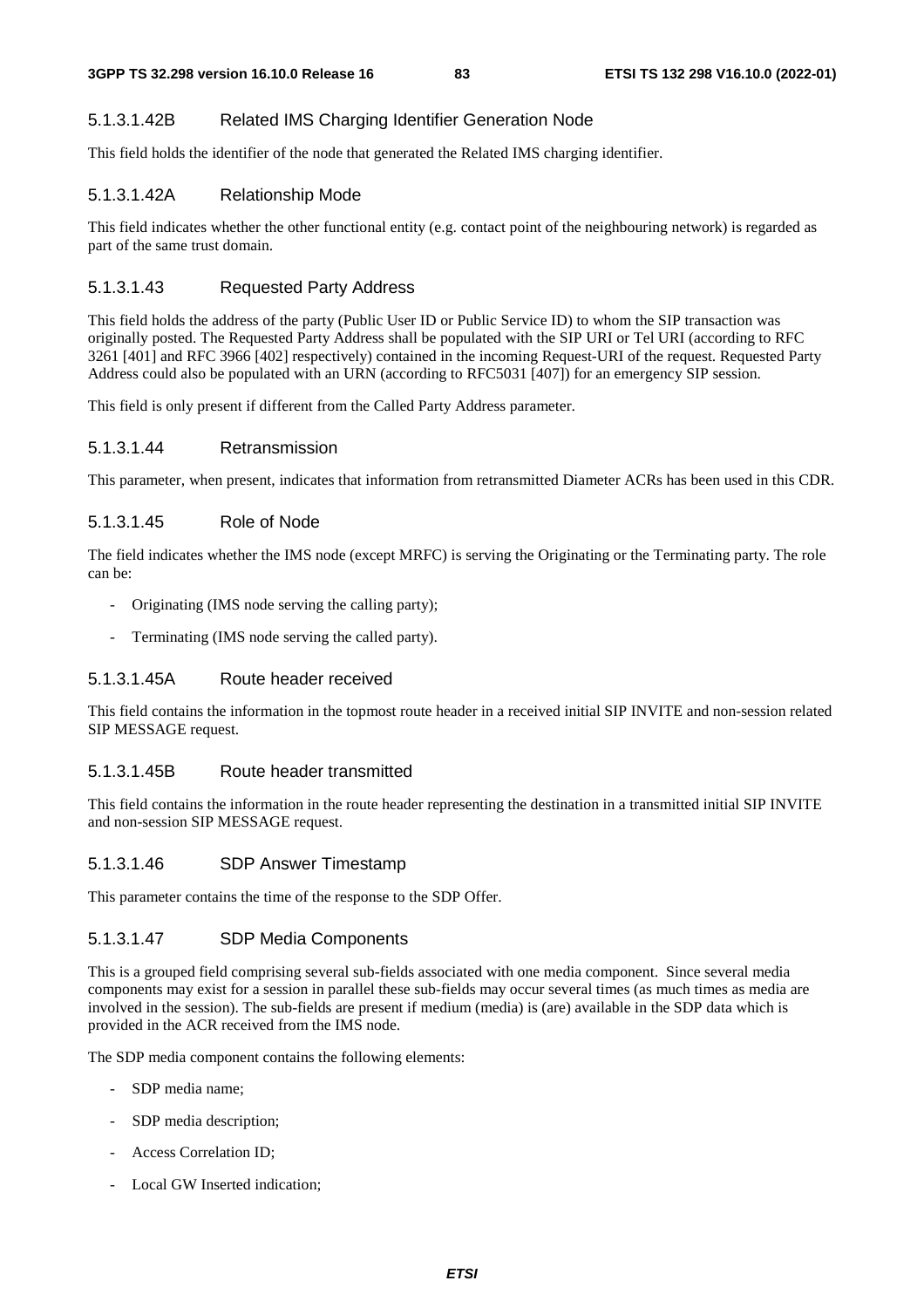#### 5.1.3.1.42B Related IMS Charging Identifier Generation Node

This field holds the identifier of the node that generated the Related IMS charging identifier.

#### 5.1.3.1.42A Relationship Mode

This field indicates whether the other functional entity (e.g. contact point of the neighbouring network) is regarded as part of the same trust domain.

#### 5.1.3.1.43 Requested Party Address

This field holds the address of the party (Public User ID or Public Service ID) to whom the SIP transaction was originally posted. The Requested Party Address shall be populated with the SIP URI or Tel URI (according to RFC 3261 [401] and RFC 3966 [402] respectively) contained in the incoming Request-URI of the request. Requested Party Address could also be populated with an URN (according to RFC5031 [407]) for an emergency SIP session.

This field is only present if different from the Called Party Address parameter.

#### 5.1.3.1.44 Retransmission

This parameter, when present, indicates that information from retransmitted Diameter ACRs has been used in this CDR.

#### 5.1.3.1.45 Role of Node

The field indicates whether the IMS node (except MRFC) is serving the Originating or the Terminating party. The role can be:

- Originating (IMS node serving the calling party);
- Terminating (IMS node serving the called party).

#### 5.1.3.1.45A Route header received

This field contains the information in the topmost route header in a received initial SIP INVITE and non-session related SIP MESSAGE request.

#### 5.1.3.1.45B Route header transmitted

This field contains the information in the route header representing the destination in a transmitted initial SIP INVITE and non-session SIP MESSAGE request.

#### 5.1.3.1.46 SDP Answer Timestamp

This parameter contains the time of the response to the SDP Offer.

#### 5.1.3.1.47 SDP Media Components

This is a grouped field comprising several sub-fields associated with one media component. Since several media components may exist for a session in parallel these sub-fields may occur several times (as much times as media are involved in the session). The sub-fields are present if medium (media) is (are) available in the SDP data which is provided in the ACR received from the IMS node.

The SDP media component contains the following elements:

- SDP media name;
- SDP media description;
- Access Correlation ID;
- Local GW Inserted indication;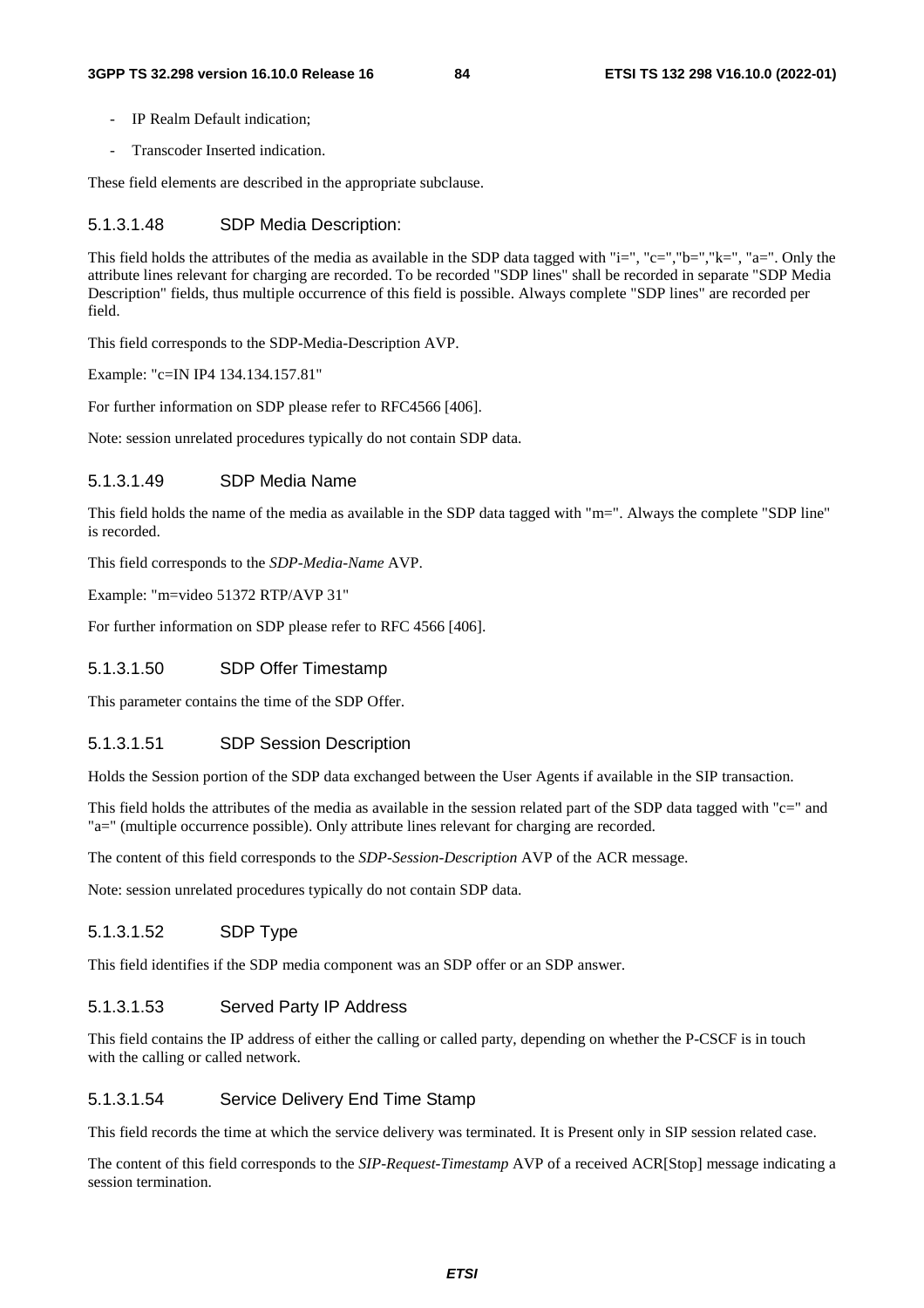- IP Realm Default indication;
- Transcoder Inserted indication.

These field elements are described in the appropriate subclause.

#### 5.1.3.1.48 SDP Media Description:

This field holds the attributes of the media as available in the SDP data tagged with "i=", "c=","b=","k=", "a=". Only the attribute lines relevant for charging are recorded. To be recorded "SDP lines" shall be recorded in separate "SDP Media Description" fields, thus multiple occurrence of this field is possible. Always complete "SDP lines" are recorded per field.

This field corresponds to the SDP-Media-Description AVP.

Example: "c=IN IP4 134.134.157.81"

For further information on SDP please refer to RFC4566 [406].

Note: session unrelated procedures typically do not contain SDP data.

#### 5.1.3.1.49 SDP Media Name

This field holds the name of the media as available in the SDP data tagged with "m=". Always the complete "SDP line" is recorded.

This field corresponds to the *SDP-Media-Name* AVP.

Example: "m=video 51372 RTP/AVP 31"

For further information on SDP please refer to RFC 4566 [406].

#### 5.1.3.1.50 SDP Offer Timestamp

This parameter contains the time of the SDP Offer.

#### 5.1.3.1.51 SDP Session Description

Holds the Session portion of the SDP data exchanged between the User Agents if available in the SIP transaction.

This field holds the attributes of the media as available in the session related part of the SDP data tagged with "c=" and "a=" (multiple occurrence possible). Only attribute lines relevant for charging are recorded.

The content of this field corresponds to the *SDP-Session-Description* AVP of the ACR message.

Note: session unrelated procedures typically do not contain SDP data.

#### 5.1.3.1.52 SDP Type

This field identifies if the SDP media component was an SDP offer or an SDP answer.

#### 5.1.3.1.53 Served Party IP Address

This field contains the IP address of either the calling or called party, depending on whether the P-CSCF is in touch with the calling or called network.

#### 5.1.3.1.54 Service Delivery End Time Stamp

This field records the time at which the service delivery was terminated. It is Present only in SIP session related case.

The content of this field corresponds to the *SIP-Request-Timestamp* AVP of a received ACR[Stop] message indicating a session termination.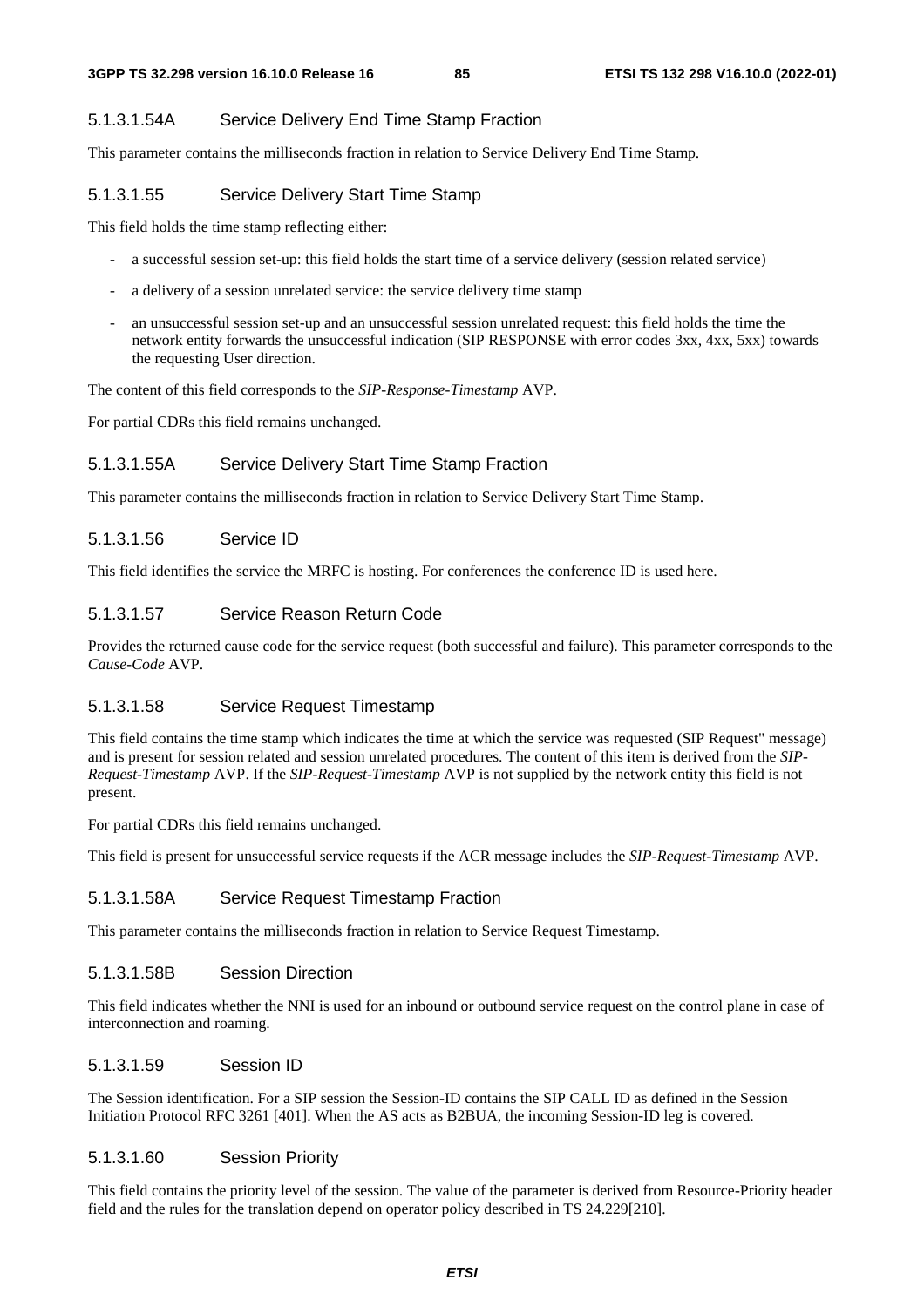#### 5.1.3.1.54A Service Delivery End Time Stamp Fraction

This parameter contains the milliseconds fraction in relation to Service Delivery End Time Stamp.

#### 5.1.3.1.55 Service Delivery Start Time Stamp

This field holds the time stamp reflecting either:

- a successful session set-up: this field holds the start time of a service delivery (session related service)
- a delivery of a session unrelated service: the service delivery time stamp
- an unsuccessful session set-up and an unsuccessful session unrelated request: this field holds the time the network entity forwards the unsuccessful indication (SIP RESPONSE with error codes 3xx, 4xx, 5xx) towards the requesting User direction.

The content of this field corresponds to the *SIP-Response-Timestamp* AVP.

For partial CDRs this field remains unchanged.

#### 5.1.3.1.55A Service Delivery Start Time Stamp Fraction

This parameter contains the milliseconds fraction in relation to Service Delivery Start Time Stamp.

#### 5.1.3.1.56 Service ID

This field identifies the service the MRFC is hosting. For conferences the conference ID is used here.

#### 5.1.3.1.57 Service Reason Return Code

Provides the returned cause code for the service request (both successful and failure). This parameter corresponds to the *Cause-Code* AVP.

#### 5.1.3.1.58 Service Request Timestamp

This field contains the time stamp which indicates the time at which the service was requested (SIP Request" message) and is present for session related and session unrelated procedures. The content of this item is derived from the *SIP-Request-Timestamp* AVP. If the *SIP-Request-Timestamp* AVP is not supplied by the network entity this field is not present.

For partial CDRs this field remains unchanged.

This field is present for unsuccessful service requests if the ACR message includes the *SIP-Request-Timestamp* AVP.

#### 5.1.3.1.58A Service Request Timestamp Fraction

This parameter contains the milliseconds fraction in relation to Service Request Timestamp.

#### 5.1.3.1.58B Session Direction

This field indicates whether the NNI is used for an inbound or outbound service request on the control plane in case of interconnection and roaming.

#### 5.1.3.1.59 Session ID

The Session identification. For a SIP session the Session-ID contains the SIP CALL ID as defined in the Session Initiation Protocol RFC 3261 [401]. When the AS acts as B2BUA, the incoming Session-ID leg is covered.

#### 5.1.3.1.60 Session Priority

This field contains the priority level of the session. The value of the parameter is derived from Resource-Priority header field and the rules for the translation depend on operator policy described in TS 24.229[210].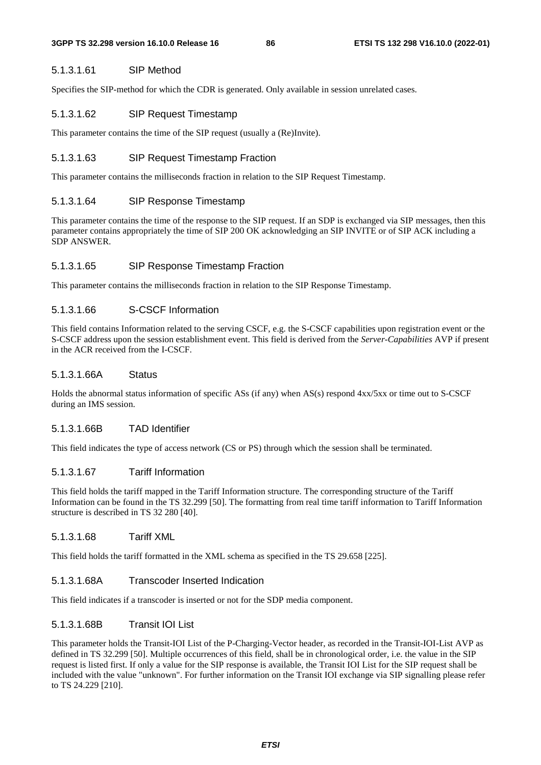#### 5.1.3.1.61 SIP Method

Specifies the SIP-method for which the CDR is generated. Only available in session unrelated cases.

#### 5.1.3.1.62 SIP Request Timestamp

This parameter contains the time of the SIP request (usually a (Re)Invite).

#### 5.1.3.1.63 SIP Request Timestamp Fraction

This parameter contains the milliseconds fraction in relation to the SIP Request Timestamp.

#### 5.1.3.1.64 SIP Response Timestamp

This parameter contains the time of the response to the SIP request. If an SDP is exchanged via SIP messages, then this parameter contains appropriately the time of SIP 200 OK acknowledging an SIP INVITE or of SIP ACK including a SDP ANSWER.

#### 5.1.3.1.65 SIP Response Timestamp Fraction

This parameter contains the milliseconds fraction in relation to the SIP Response Timestamp.

#### 5.1.3.1.66 S-CSCF Information

This field contains Information related to the serving CSCF, e.g. the S-CSCF capabilities upon registration event or the S-CSCF address upon the session establishment event. This field is derived from the *Server-Capabilities* AVP if present in the ACR received from the I-CSCF.

#### 5.1.3.1.66A Status

Holds the abnormal status information of specific ASs (if any) when AS(s) respond 4xx/5xx or time out to S-CSCF during an IMS session.

#### 5.1.3.1.66B TAD Identifier

This field indicates the type of access network (CS or PS) through which the session shall be terminated.

#### 5.1.3.1.67 Tariff Information

This field holds the tariff mapped in the Tariff Information structure. The corresponding structure of the Tariff Information can be found in the TS 32.299 [50]. The formatting from real time tariff information to Tariff Information structure is described in TS 32 280 [40].

#### 5.1.3.1.68 Tariff XML

This field holds the tariff formatted in the XML schema as specified in the TS 29.658 [225].

#### 5.1.3.1.68A Transcoder Inserted Indication

This field indicates if a transcoder is inserted or not for the SDP media component.

#### 5.1.3.1.68B Transit IOI List

This parameter holds the Transit-IOI List of the P-Charging-Vector header, as recorded in the Transit-IOI-List AVP as defined in TS 32.299 [50]. Multiple occurrences of this field, shall be in chronological order, i.e. the value in the SIP request is listed first. If only a value for the SIP response is available, the Transit IOI List for the SIP request shall be included with the value "unknown". For further information on the Transit IOI exchange via SIP signalling please refer to TS 24.229 [210].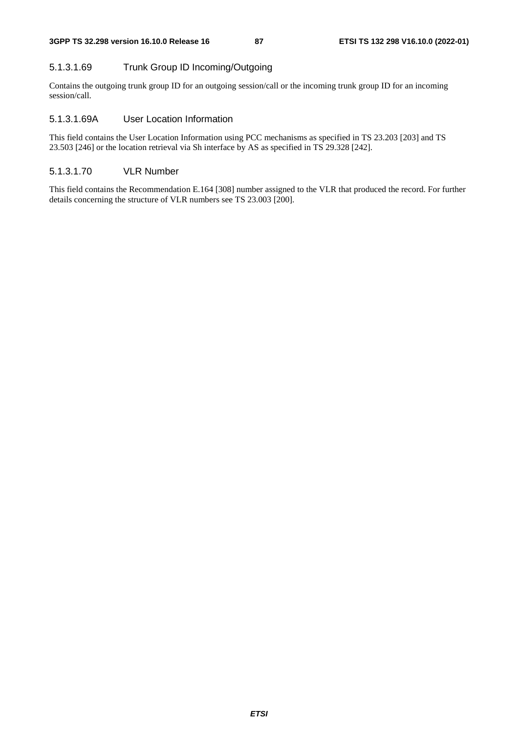#### 5.1.3.1.69 Trunk Group ID Incoming/Outgoing

Contains the outgoing trunk group ID for an outgoing session/call or the incoming trunk group ID for an incoming session/call.

#### 5.1.3.1.69A User Location Information

This field contains the User Location Information using PCC mechanisms as specified in TS 23.203 [203] and TS 23.503 [246] or the location retrieval via Sh interface by AS as specified in TS 29.328 [242].

#### 5.1.3.1.70 VLR Number

This field contains the Recommendation E.164 [308] number assigned to the VLR that produced the record. For further details concerning the structure of VLR numbers see TS 23.003 [200].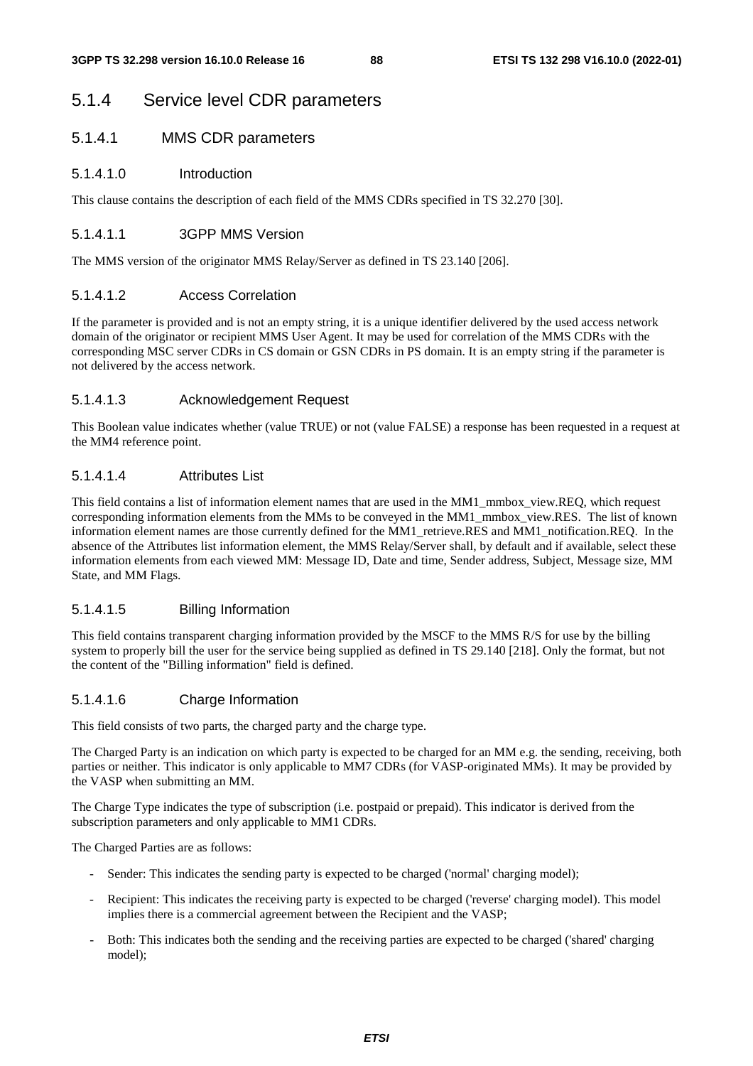## 5.1.4 Service level CDR parameters

### 5.1.4.1 MMS CDR parameters

#### 5.1.4.1.0 Introduction

This clause contains the description of each field of the MMS CDRs specified in TS 32.270 [30].

#### 5.1.4.1.1 3GPP MMS Version

The MMS version of the originator MMS Relay/Server as defined in TS 23.140 [206].

#### 5.1.4.1.2 Access Correlation

If the parameter is provided and is not an empty string, it is a unique identifier delivered by the used access network domain of the originator or recipient MMS User Agent. It may be used for correlation of the MMS CDRs with the corresponding MSC server CDRs in CS domain or GSN CDRs in PS domain. It is an empty string if the parameter is not delivered by the access network.

#### 5.1.4.1.3 Acknowledgement Request

This Boolean value indicates whether (value TRUE) or not (value FALSE) a response has been requested in a request at the MM4 reference point.

#### 5.1.4.1.4 Attributes List

This field contains a list of information element names that are used in the MM1_mmbox_view.REQ, which request corresponding information elements from the MMs to be conveyed in the MM1_mmbox_view.RES. The list of known information element names are those currently defined for the MM1_retrieve.RES and MM1_notification.REQ. In the absence of the Attributes list information element, the MMS Relay/Server shall, by default and if available, select these information elements from each viewed MM: Message ID, Date and time, Sender address, Subject, Message size, MM State, and MM Flags.

#### 5.1.4.1.5 Billing Information

This field contains transparent charging information provided by the MSCF to the MMS R/S for use by the billing system to properly bill the user for the service being supplied as defined in TS 29.140 [218]. Only the format, but not the content of the "Billing information" field is defined.

#### 5.1.4.1.6 Charge Information

This field consists of two parts, the charged party and the charge type.

The Charged Party is an indication on which party is expected to be charged for an MM e.g. the sending, receiving, both parties or neither. This indicator is only applicable to MM7 CDRs (for VASP-originated MMs). It may be provided by the VASP when submitting an MM.

The Charge Type indicates the type of subscription (i.e. postpaid or prepaid). This indicator is derived from the subscription parameters and only applicable to MM1 CDRs.

The Charged Parties are as follows:

- Sender: This indicates the sending party is expected to be charged ('normal' charging model);
- Recipient: This indicates the receiving party is expected to be charged ('reverse' charging model). This model implies there is a commercial agreement between the Recipient and the VASP;
- Both: This indicates both the sending and the receiving parties are expected to be charged ('shared' charging model);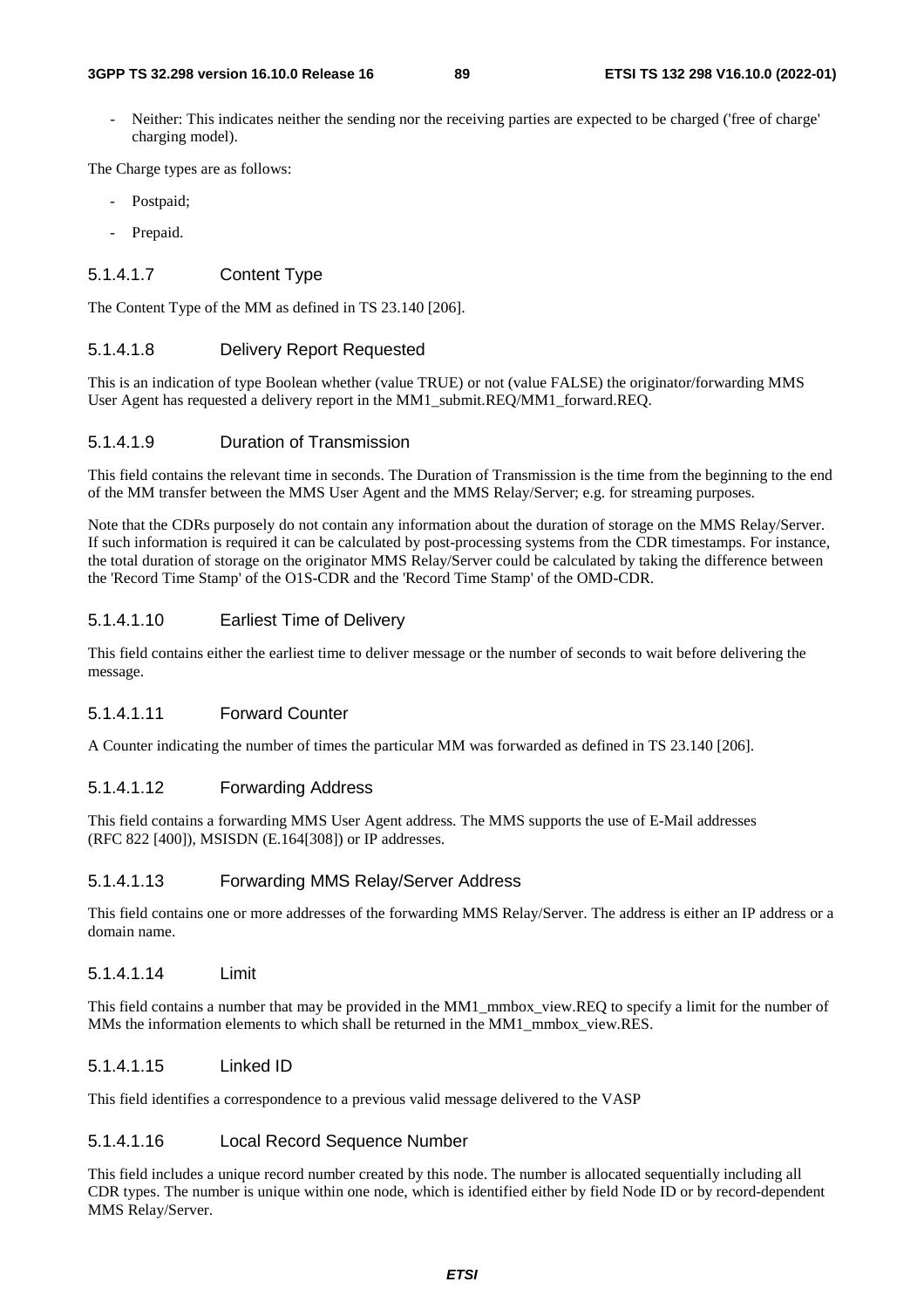- Neither: This indicates neither the sending nor the receiving parties are expected to be charged ('free of charge' charging model).

The Charge types are as follows:

- Postpaid;
- Prepaid.

##### 5.1.4.1.7 Content Type

The Content Type of the MM as defined in TS 23.140 [206].

##### 5.1.4.1.8 Delivery Report Requested

This is an indication of type Boolean whether (value TRUE) or not (value FALSE) the originator/forwarding MMS User Agent has requested a delivery report in the MM1_submit.REQ/MM1_forward.REQ.

##### 5.1.4.1.9 Duration of Transmission

This field contains the relevant time in seconds. The Duration of Transmission is the time from the beginning to the end of the MM transfer between the MMS User Agent and the MMS Relay/Server; e.g. for streaming purposes.

Note that the CDRs purposely do not contain any information about the duration of storage on the MMS Relay/Server. If such information is required it can be calculated by post-processing systems from the CDR timestamps. For instance, the total duration of storage on the originator MMS Relay/Server could be calculated by taking the difference between the 'Record Time Stamp' of the O1S-CDR and the 'Record Time Stamp' of the OMD-CDR.

##### 5.1.4.1.10 Earliest Time of Delivery

This field contains either the earliest time to deliver message or the number of seconds to wait before delivering the message.

##### 5.1.4.1.11 Forward Counter

A Counter indicating the number of times the particular MM was forwarded as defined in TS 23.140 [206].

##### 5.1.4.1.12 Forwarding Address

This field contains a forwarding MMS User Agent address. The MMS supports the use of E-Mail addresses (RFC 822 [400]), MSISDN (E.164[308]) or IP addresses.

##### 5.1.4.1.13 Forwarding MMS Relay/Server Address

This field contains one or more addresses of the forwarding MMS Relay/Server. The address is either an IP address or a domain name.

##### 5.1.4.1.14 Limit

This field contains a number that may be provided in the MM1_mmbox_view.REQ to specify a limit for the number of MMs the information elements to which shall be returned in the MM1_mmbox_view.RES.

##### 5.1.4.1.15 Linked ID

This field identifies a correspondence to a previous valid message delivered to the VASP

##### 5.1.4.1.16 Local Record Sequence Number

This field includes a unique record number created by this node. The number is allocated sequentially including all CDR types. The number is unique within one node, which is identified either by field Node ID or by record-dependent MMS Relay/Server.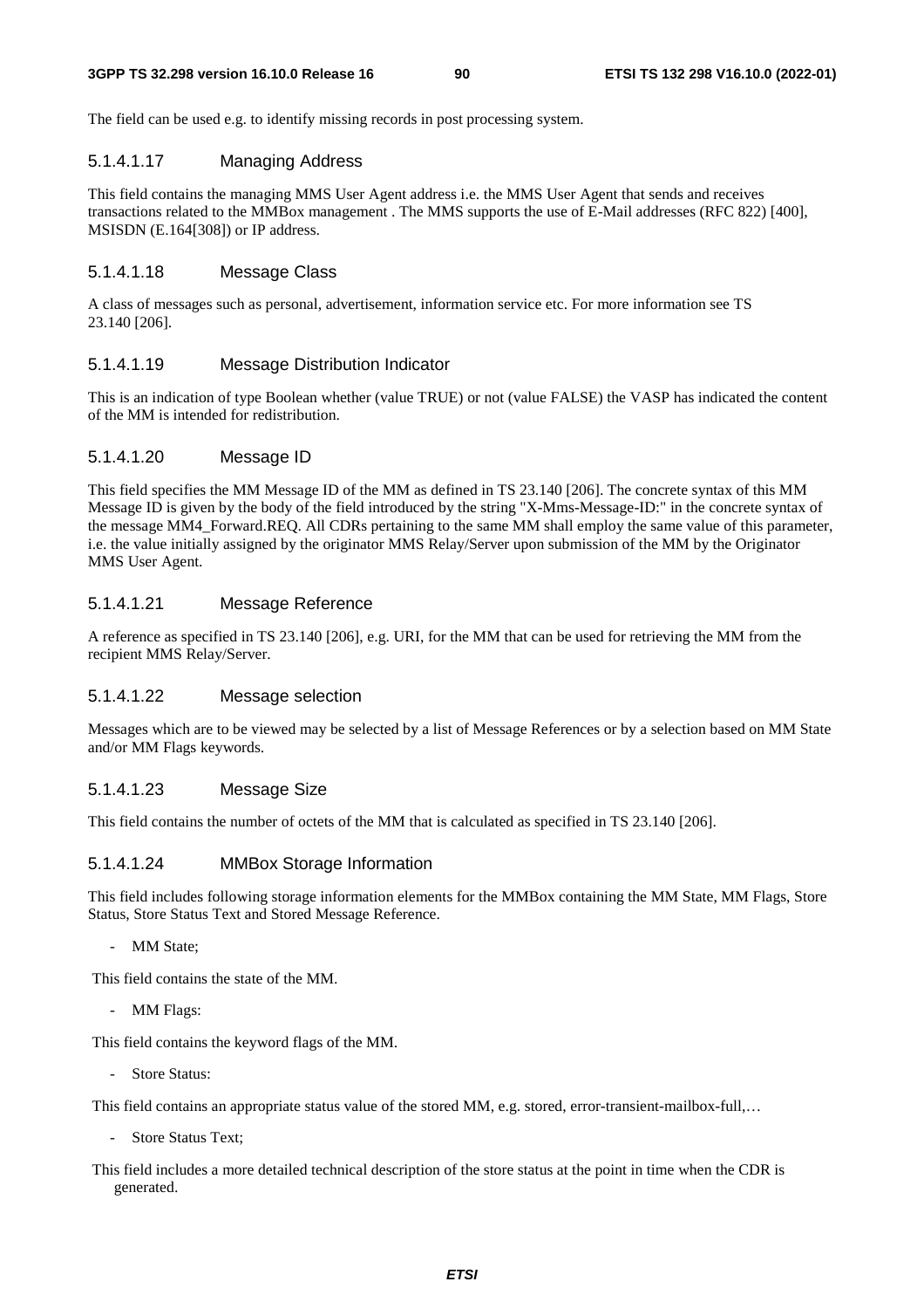The field can be used e.g. to identify missing records in post processing system.

#### 5.1.4.1.17 Managing Address

This field contains the managing MMS User Agent address i.e. the MMS User Agent that sends and receives transactions related to the MMBox management . The MMS supports the use of E-Mail addresses (RFC 822) [400], MSISDN (E.164[308]) or IP address.

#### 5.1.4.1.18 Message Class

A class of messages such as personal, advertisement, information service etc. For more information see TS 23.140 [206].

#### 5.1.4.1.19 Message Distribution Indicator

This is an indication of type Boolean whether (value TRUE) or not (value FALSE) the VASP has indicated the content of the MM is intended for redistribution.

#### 5.1.4.1.20 Message ID

This field specifies the MM Message ID of the MM as defined in TS 23.140 [206]. The concrete syntax of this MM Message ID is given by the body of the field introduced by the string "X-Mms-Message-ID:" in the concrete syntax of the message MM4_Forward.REQ. All CDRs pertaining to the same MM shall employ the same value of this parameter, i.e. the value initially assigned by the originator MMS Relay/Server upon submission of the MM by the Originator MMS User Agent.

#### 5.1.4.1.21 Message Reference

A reference as specified in TS 23.140 [206], e.g. URI, for the MM that can be used for retrieving the MM from the recipient MMS Relay/Server.

#### 5.1.4.1.22 Message selection

Messages which are to be viewed may be selected by a list of Message References or by a selection based on MM State and/or MM Flags keywords.

#### 5.1.4.1.23 Message Size

This field contains the number of octets of the MM that is calculated as specified in TS 23.140 [206].

#### 5.1.4.1.24 MMBox Storage Information

This field includes following storage information elements for the MMBox containing the MM State, MM Flags, Store Status, Store Status Text and Stored Message Reference.

- MM State;

This field contains the state of the MM.

- MM Flags:

This field contains the keyword flags of the MM.

- Store Status:

This field contains an appropriate status value of the stored MM, e.g. stored, error-transient-mailbox-full,…

- Store Status Text;

This field includes a more detailed technical description of the store status at the point in time when the CDR is generated.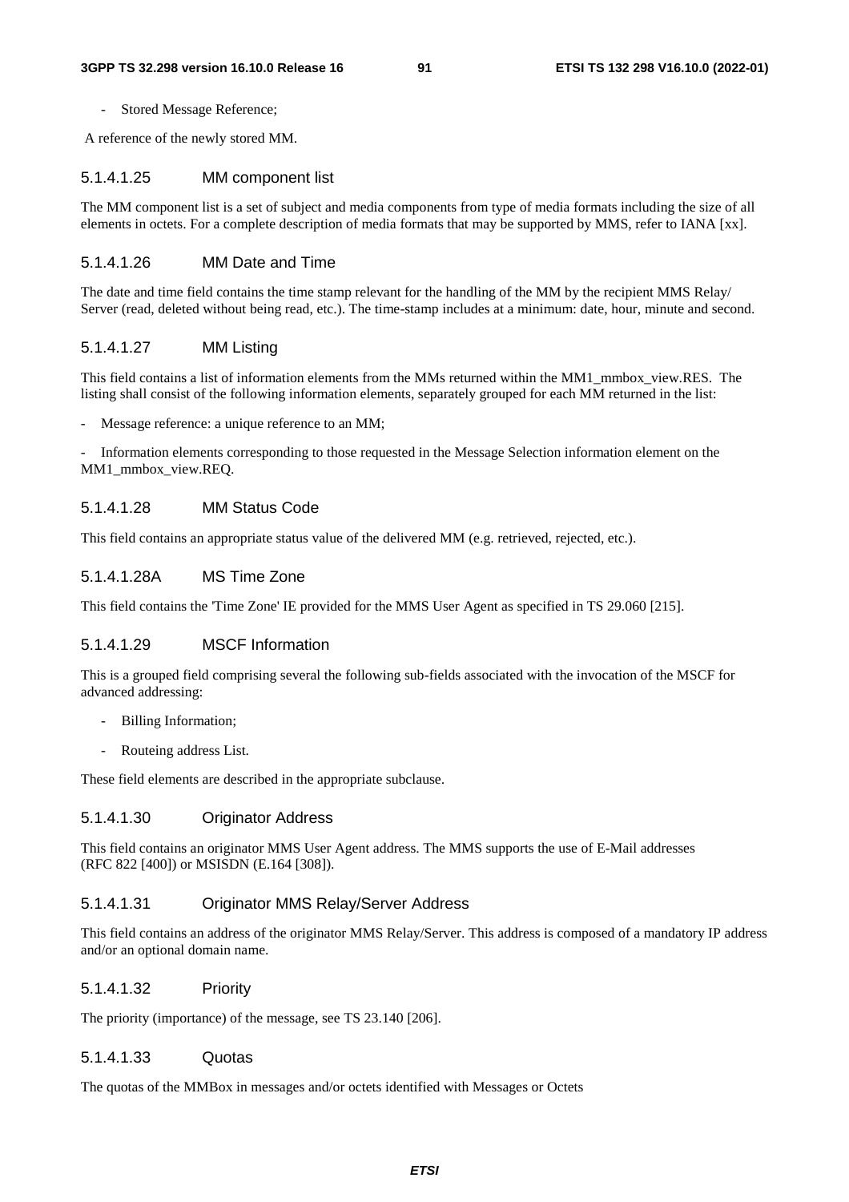- Stored Message Reference;

A reference of the newly stored MM.

#### 5.1.4.1.25 MM component list

The MM component list is a set of subject and media components from type of media formats including the size of all elements in octets. For a complete description of media formats that may be supported by MMS, refer to IANA [xx].

#### 5.1.4.1.26 MM Date and Time

The date and time field contains the time stamp relevant for the handling of the MM by the recipient MMS Relay/ Server (read, deleted without being read, etc.). The time-stamp includes at a minimum: date, hour, minute and second.

#### 5.1.4.1.27 MM Listing

This field contains a list of information elements from the MMs returned within the MM1_mmbox_view.RES. The listing shall consist of the following information elements, separately grouped for each MM returned in the list:

- Message reference: a unique reference to an MM;

- Information elements corresponding to those requested in the Message Selection information element on the MM1_mmbox_view.REQ.

#### 5.1.4.1.28 MM Status Code

This field contains an appropriate status value of the delivered MM (e.g. retrieved, rejected, etc.).

#### 5.1.4.1.28A MS Time Zone

This field contains the 'Time Zone' IE provided for the MMS User Agent as specified in TS 29.060 [215].

#### 5.1.4.1.29 MSCF Information

This is a grouped field comprising several the following sub-fields associated with the invocation of the MSCF for advanced addressing:

- Billing Information;
- Routeing address List.

These field elements are described in the appropriate subclause.

#### 5.1.4.1.30 Originator Address

This field contains an originator MMS User Agent address. The MMS supports the use of E-Mail addresses (RFC 822 [400]) or MSISDN (E.164 [308]).

#### 5.1.4.1.31 Originator MMS Relay/Server Address

This field contains an address of the originator MMS Relay/Server. This address is composed of a mandatory IP address and/or an optional domain name.

#### 5.1.4.1.32 Priority

The priority (importance) of the message, see TS 23.140 [206].

#### 5.1.4.1.33 Quotas

The quotas of the MMBox in messages and/or octets identified with Messages or Octets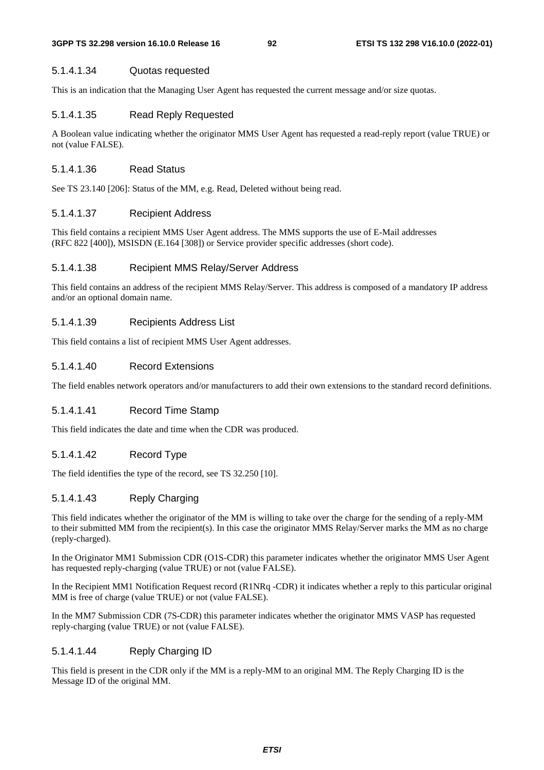#### 5.1.4.1.34 Quotas requested

This is an indication that the Managing User Agent has requested the current message and/or size quotas.

#### 5.1.4.1.35 Read Reply Requested

A Boolean value indicating whether the originator MMS User Agent has requested a read-reply report (value TRUE) or not (value FALSE).

#### 5.1.4.1.36 Read Status

See TS 23.140 [206]: Status of the MM, e.g. Read, Deleted without being read.

#### 5.1.4.1.37 Recipient Address

This field contains a recipient MMS User Agent address. The MMS supports the use of E-Mail addresses (RFC 822 [400]), MSISDN (E.164 [308]) or Service provider specific addresses (short code).

#### 5.1.4.1.38 Recipient MMS Relay/Server Address

This field contains an address of the recipient MMS Relay/Server. This address is composed of a mandatory IP address and/or an optional domain name.

#### 5.1.4.1.39 Recipients Address List

This field contains a list of recipient MMS User Agent addresses.

#### 5.1.4.1.40 Record Extensions

The field enables network operators and/or manufacturers to add their own extensions to the standard record definitions.

#### 5.1.4.1.41 Record Time Stamp

This field indicates the date and time when the CDR was produced.

#### 5.1.4.1.42 Record Type

The field identifies the type of the record, see TS 32.250 [10].

#### 5.1.4.1.43 Reply Charging

This field indicates whether the originator of the MM is willing to take over the charge for the sending of a reply-MM to their submitted MM from the recipient(s). In this case the originator MMS Relay/Server marks the MM as no charge (reply-charged).

In the Originator MM1 Submission CDR (O1S-CDR) this parameter indicates whether the originator MMS User Agent has requested reply-charging (value TRUE) or not (value FALSE).

In the Recipient MM1 Notification Request record (R1NRq -CDR) it indicates whether a reply to this particular original MM is free of charge (value TRUE) or not (value FALSE).

In the MM7 Submission CDR (7S-CDR) this parameter indicates whether the originator MMS VASP has requested reply-charging (value TRUE) or not (value FALSE).

#### 5.1.4.1.44 Reply Charging ID

This field is present in the CDR only if the MM is a reply-MM to an original MM. The Reply Charging ID is the Message ID of the original MM.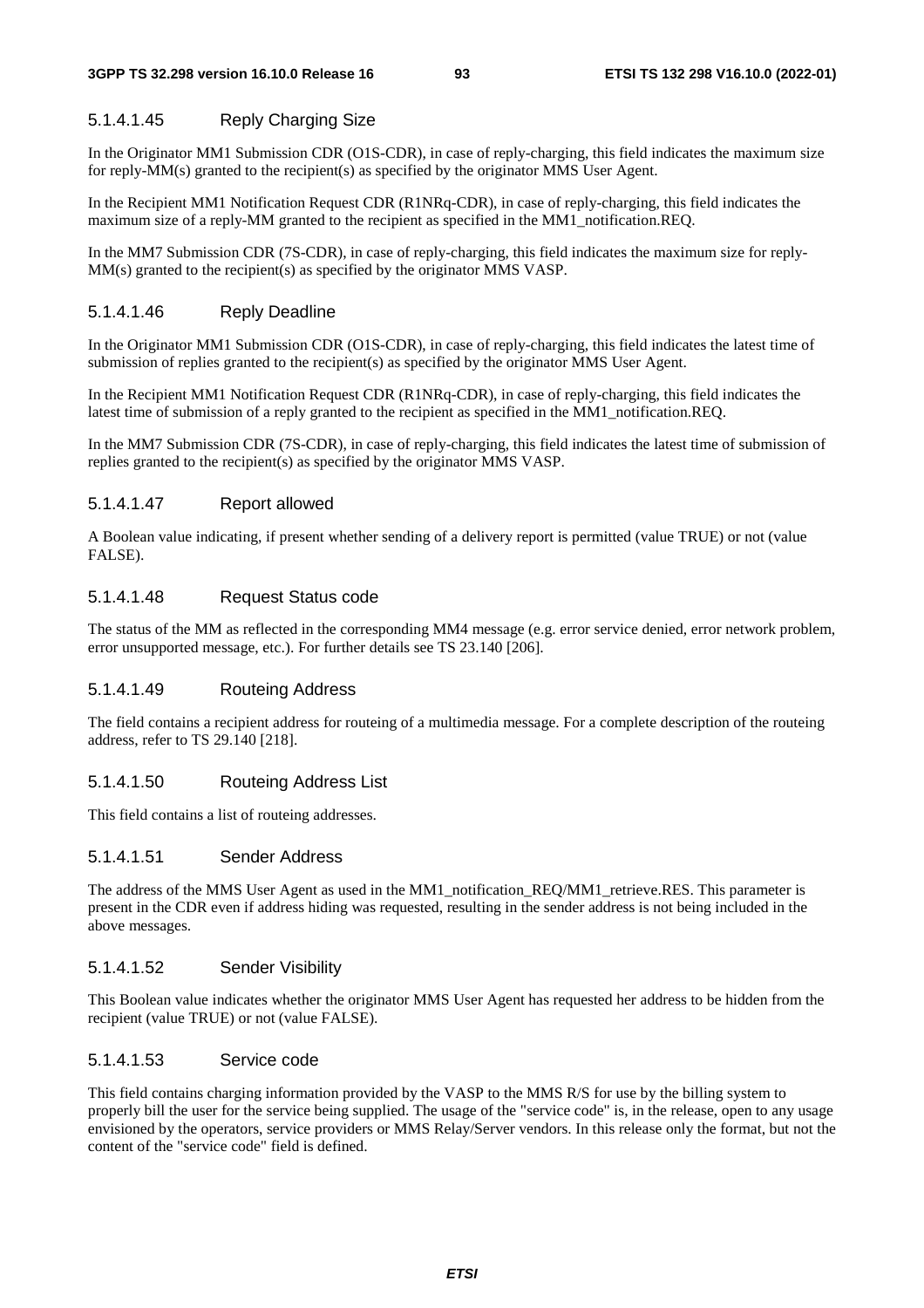#### 5.1.4.1.45 Reply Charging Size

In the Originator MM1 Submission CDR (O1S-CDR), in case of reply-charging, this field indicates the maximum size for reply-MM(s) granted to the recipient(s) as specified by the originator MMS User Agent.

In the Recipient MM1 Notification Request CDR (R1NRq-CDR), in case of reply-charging, this field indicates the maximum size of a reply-MM granted to the recipient as specified in the MM1_notification.REQ.

In the MM7 Submission CDR (7S-CDR), in case of reply-charging, this field indicates the maximum size for reply-MM(s) granted to the recipient(s) as specified by the originator MMS VASP.

#### 5.1.4.1.46 Reply Deadline

In the Originator MM1 Submission CDR (O1S-CDR), in case of reply-charging, this field indicates the latest time of submission of replies granted to the recipient(s) as specified by the originator MMS User Agent.

In the Recipient MM1 Notification Request CDR (R1NRq-CDR), in case of reply-charging, this field indicates the latest time of submission of a reply granted to the recipient as specified in the MM1_notification.REQ.

In the MM7 Submission CDR (7S-CDR), in case of reply-charging, this field indicates the latest time of submission of replies granted to the recipient(s) as specified by the originator MMS VASP.

#### 5.1.4.1.47 Report allowed

A Boolean value indicating, if present whether sending of a delivery report is permitted (value TRUE) or not (value FALSE).

#### 5.1.4.1.48 Request Status code

The status of the MM as reflected in the corresponding MM4 message (e.g. error service denied, error network problem, error unsupported message, etc.). For further details see TS 23.140 [206].

#### 5.1.4.1.49 Routeing Address

The field contains a recipient address for routeing of a multimedia message. For a complete description of the routeing address, refer to TS 29.140 [218].

#### 5.1.4.1.50 Routeing Address List

This field contains a list of routeing addresses.

#### 5.1.4.1.51 Sender Address

The address of the MMS User Agent as used in the MM1_notification_REQ/MM1_retrieve.RES. This parameter is present in the CDR even if address hiding was requested, resulting in the sender address is not being included in the above messages.

#### 5.1.4.1.52 Sender Visibility

This Boolean value indicates whether the originator MMS User Agent has requested her address to be hidden from the recipient (value TRUE) or not (value FALSE).

#### 5.1.4.1.53 Service code

This field contains charging information provided by the VASP to the MMS R/S for use by the billing system to properly bill the user for the service being supplied. The usage of the "service code" is, in the release, open to any usage envisioned by the operators, service providers or MMS Relay/Server vendors. In this release only the format, but not the content of the "service code" field is defined.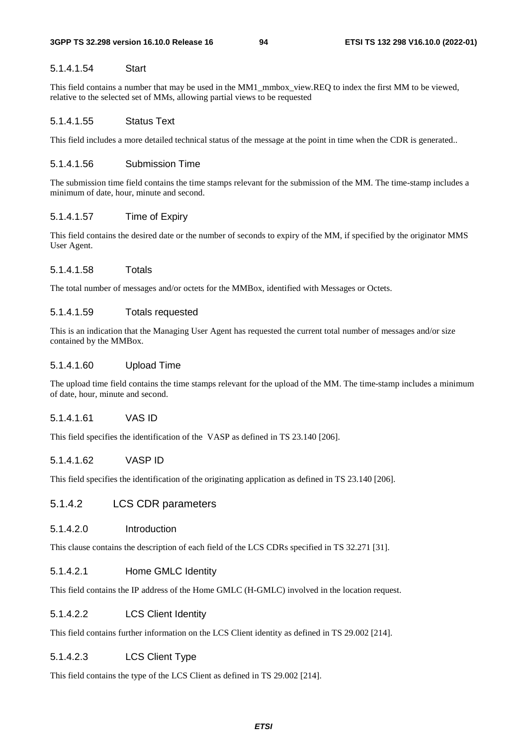#### 5.1.4.1.54 Start

This field contains a number that may be used in the MM1_mmbox_view.REQ to index the first MM to be viewed, relative to the selected set of MMs, allowing partial views to be requested

#### 5.1.4.1.55 Status Text

This field includes a more detailed technical status of the message at the point in time when the CDR is generated..

#### 5.1.4.1.56 Submission Time

The submission time field contains the time stamps relevant for the submission of the MM. The time-stamp includes a minimum of date, hour, minute and second.

#### 5.1.4.1.57 Time of Expiry

This field contains the desired date or the number of seconds to expiry of the MM, if specified by the originator MMS User Agent.

#### 5.1.4.1.58 Totals

The total number of messages and/or octets for the MMBox, identified with Messages or Octets.

#### 5.1.4.1.59 Totals requested

This is an indication that the Managing User Agent has requested the current total number of messages and/or size contained by the MMBox.

#### 5.1.4.1.60 Upload Time

The upload time field contains the time stamps relevant for the upload of the MM. The time-stamp includes a minimum of date, hour, minute and second.

#### 5.1.4.1.61 VAS ID

This field specifies the identification of the VASP as defined in TS 23.140 [206].

#### 5.1.4.1.62 VASP ID

This field specifies the identification of the originating application as defined in TS 23.140 [206].

### 5.1.4.2 LCS CDR parameters

#### 5.1.4.2.0 Introduction

This clause contains the description of each field of the LCS CDRs specified in TS 32.271 [31].

#### 5.1.4.2.1 Home GMLC Identity

This field contains the IP address of the Home GMLC (H-GMLC) involved in the location request.

#### 5.1.4.2.2 LCS Client Identity

This field contains further information on the LCS Client identity as defined in TS 29.002 [214].

#### 5.1.4.2.3 LCS Client Type

This field contains the type of the LCS Client as defined in TS 29.002 [214].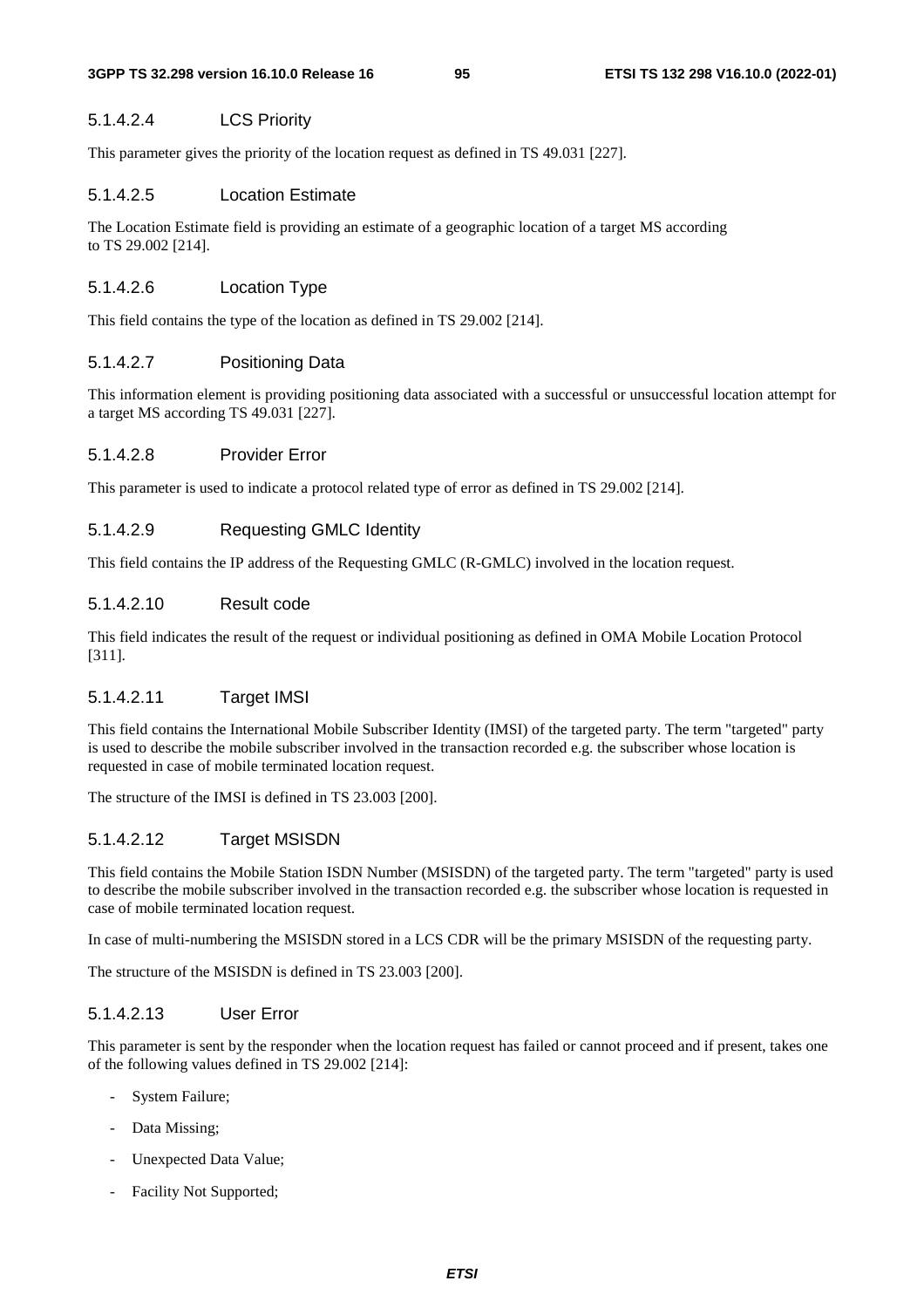#### 5.1.4.2.4 LCS Priority

This parameter gives the priority of the location request as defined in TS 49.031 [227].

#### 5.1.4.2.5 Location Estimate

The Location Estimate field is providing an estimate of a geographic location of a target MS according to TS 29.002 [214].

#### 5.1.4.2.6 Location Type

This field contains the type of the location as defined in TS 29.002 [214].

#### 5.1.4.2.7 Positioning Data

This information element is providing positioning data associated with a successful or unsuccessful location attempt for a target MS according TS 49.031 [227].

#### 5.1.4.2.8 Provider Error

This parameter is used to indicate a protocol related type of error as defined in TS 29.002 [214].

#### 5.1.4.2.9 Requesting GMLC Identity

This field contains the IP address of the Requesting GMLC (R-GMLC) involved in the location request.

#### 5.1.4.2.10 Result code

This field indicates the result of the request or individual positioning as defined in OMA Mobile Location Protocol [311].

#### 5.1.4.2.11 Target IMSI

This field contains the International Mobile Subscriber Identity (IMSI) of the targeted party. The term "targeted" party is used to describe the mobile subscriber involved in the transaction recorded e.g. the subscriber whose location is requested in case of mobile terminated location request.

The structure of the IMSI is defined in TS 23.003 [200].

#### 5.1.4.2.12 Target MSISDN

This field contains the Mobile Station ISDN Number (MSISDN) of the targeted party. The term "targeted" party is used to describe the mobile subscriber involved in the transaction recorded e.g. the subscriber whose location is requested in case of mobile terminated location request.

In case of multi-numbering the MSISDN stored in a LCS CDR will be the primary MSISDN of the requesting party.

The structure of the MSISDN is defined in TS 23.003 [200].

#### 5.1.4.2.13 User Error

This parameter is sent by the responder when the location request has failed or cannot proceed and if present, takes one of the following values defined in TS 29.002 [214]:

- System Failure;
- Data Missing;
- Unexpected Data Value;
- Facility Not Supported;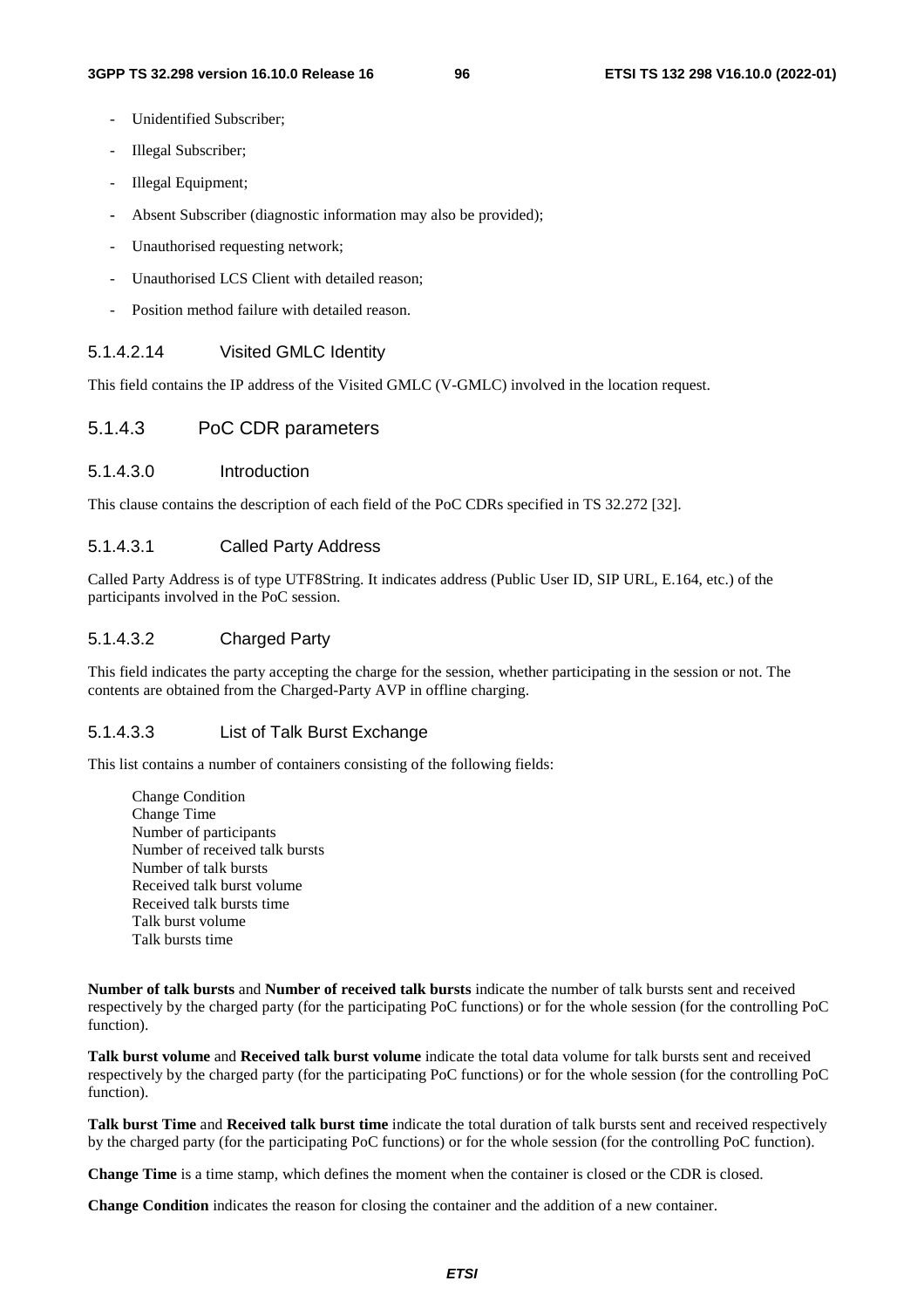- Unidentified Subscriber;
- Illegal Subscriber;
- Illegal Equipment;
- Absent Subscriber (diagnostic information may also be provided);
- Unauthorised requesting network;
- Unauthorised LCS Client with detailed reason;
- Position method failure with detailed reason.

#### 5.1.4.2.14 Visited GMLC Identity

This field contains the IP address of the Visited GMLC (V-GMLC) involved in the location request.

### 5.1.4.3 PoC CDR parameters

#### 5.1.4.3.0 Introduction

This clause contains the description of each field of the PoC CDRs specified in TS 32.272 [32].

#### 5.1.4.3.1 Called Party Address

Called Party Address is of type UTF8String. It indicates address (Public User ID, SIP URL, E.164, etc.) of the participants involved in the PoC session.

#### 5.1.4.3.2 Charged Party

This field indicates the party accepting the charge for the session, whether participating in the session or not. The contents are obtained from the Charged-Party AVP in offline charging.

#### 5.1.4.3.3 List of Talk Burst Exchange

This list contains a number of containers consisting of the following fields:

Change Condition
Change Time
Number of participants
Number of received talk bursts
Number of talk bursts
Received talk burst volume
Received talk bursts time
Talk burst volume
Talk bursts time

**Number of talk bursts** and **Number of received talk bursts** indicate the number of talk bursts sent and received respectively by the charged party (for the participating PoC functions) or for the whole session (for the controlling PoC function).

**Talk burst volume** and **Received talk burst volume** indicate the total data volume for talk bursts sent and received respectively by the charged party (for the participating PoC functions) or for the whole session (for the controlling PoC function).

**Talk burst Time** and **Received talk burst time** indicate the total duration of talk bursts sent and received respectively by the charged party (for the participating PoC functions) or for the whole session (for the controlling PoC function).

**Change Time** is a time stamp, which defines the moment when the container is closed or the CDR is closed.

**Change Condition** indicates the reason for closing the container and the addition of a new container.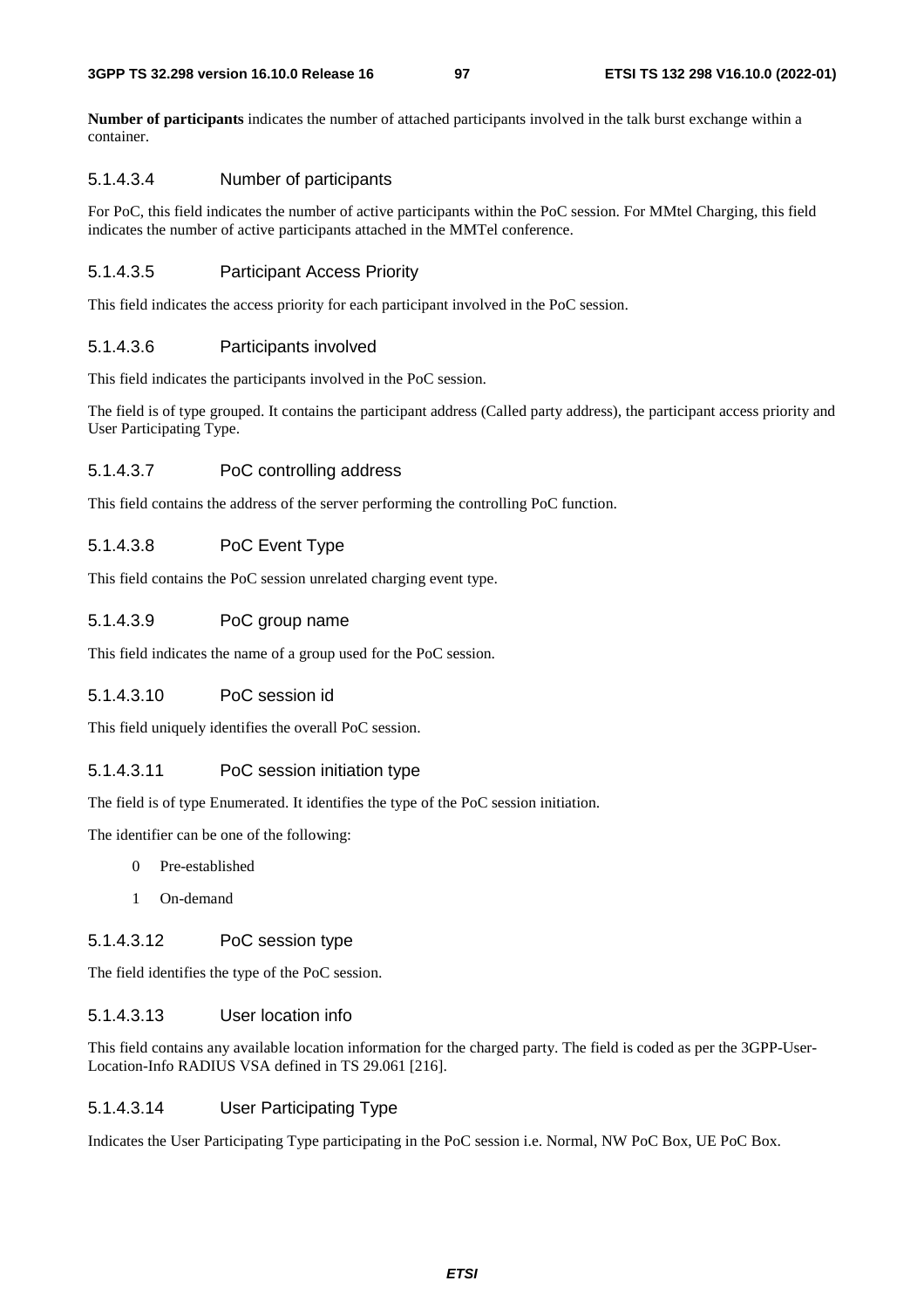**Number of participants** indicates the number of attached participants involved in the talk burst exchange within a container.

#### 5.1.4.3.4 Number of participants

For PoC, this field indicates the number of active participants within the PoC session. For MMtel Charging, this field indicates the number of active participants attached in the MMTel conference.

#### 5.1.4.3.5 Participant Access Priority

This field indicates the access priority for each participant involved in the PoC session.

#### 5.1.4.3.6 Participants involved

This field indicates the participants involved in the PoC session.

The field is of type grouped. It contains the participant address (Called party address), the participant access priority and User Participating Type.

#### 5.1.4.3.7 PoC controlling address

This field contains the address of the server performing the controlling PoC function.

#### 5.1.4.3.8 PoC Event Type

This field contains the PoC session unrelated charging event type.

#### 5.1.4.3.9 PoC group name

This field indicates the name of a group used for the PoC session.

#### 5.1.4.3.10 PoC session id

This field uniquely identifies the overall PoC session.

#### 5.1.4.3.11 PoC session initiation type

The field is of type Enumerated. It identifies the type of the PoC session initiation.

The identifier can be one of the following:

0 Pre-established

1 On-demand

#### 5.1.4.3.12 PoC session type

The field identifies the type of the PoC session.

#### 5.1.4.3.13 User location info

This field contains any available location information for the charged party. The field is coded as per the 3GPP-User-Location-Info RADIUS VSA defined in TS 29.061 [216].

#### 5.1.4.3.14 User Participating Type

Indicates the User Participating Type participating in the PoC session i.e. Normal, NW PoC Box, UE PoC Box.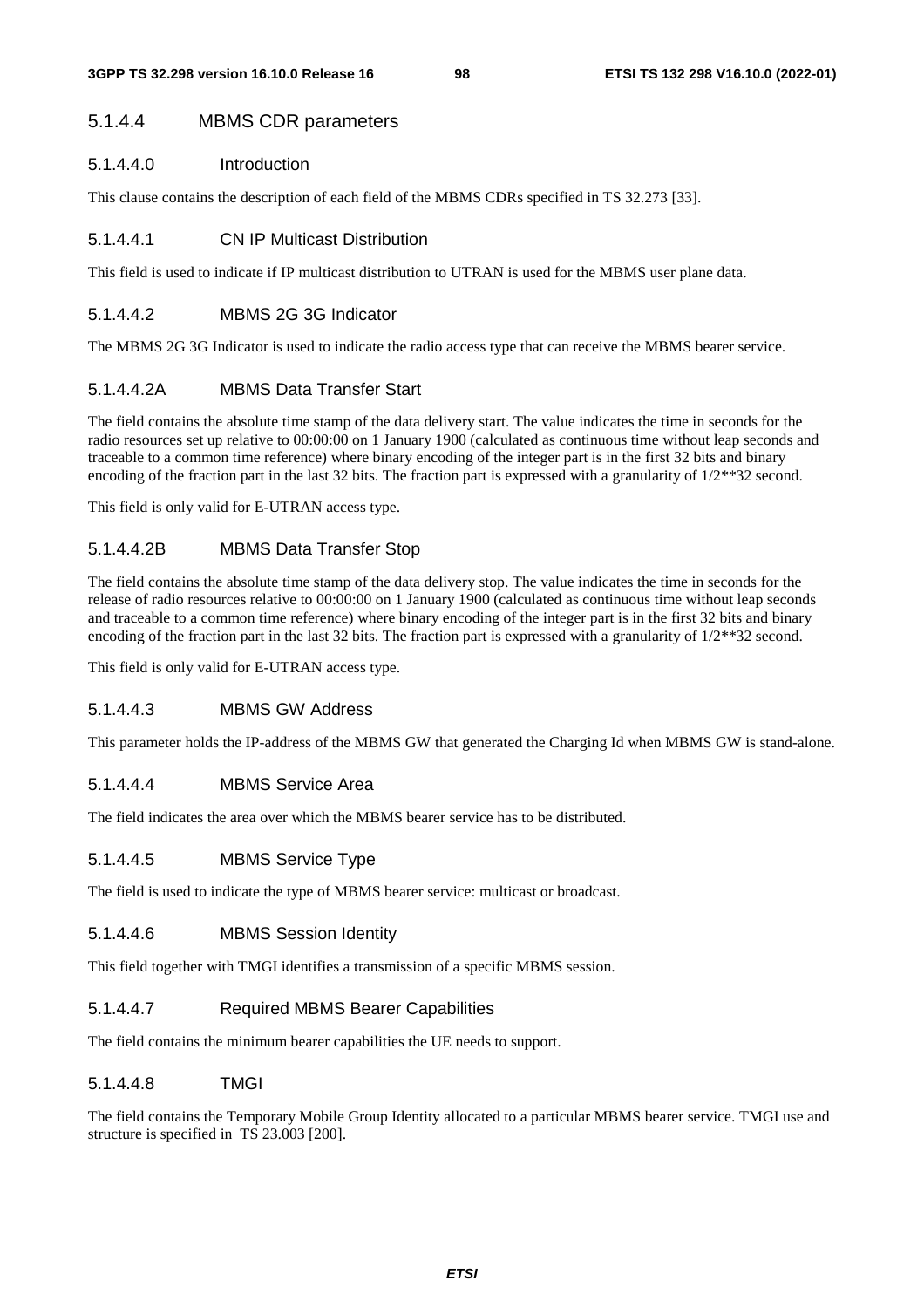#### 5.1.4.4 MBMS CDR parameters

##### 5.1.4.4.0 Introduction

This clause contains the description of each field of the MBMS CDRs specified in TS 32.273 [33].

##### 5.1.4.4.1 CN IP Multicast Distribution

This field is used to indicate if IP multicast distribution to UTRAN is used for the MBMS user plane data.

##### 5.1.4.4.2 MBMS 2G 3G Indicator

The MBMS 2G 3G Indicator is used to indicate the radio access type that can receive the MBMS bearer service.

##### 5.1.4.4.2A MBMS Data Transfer Start

The field contains the absolute time stamp of the data delivery start. The value indicates the time in seconds for the radio resources set up relative to 00:00:00 on 1 January 1900 (calculated as continuous time without leap seconds and traceable to a common time reference) where binary encoding of the integer part is in the first 32 bits and binary encoding of the fraction part in the last 32 bits. The fraction part is expressed with a granularity of 1/2**32 second.

This field is only valid for E-UTRAN access type.

##### 5.1.4.4.2B MBMS Data Transfer Stop

The field contains the absolute time stamp of the data delivery stop. The value indicates the time in seconds for the release of radio resources relative to 00:00:00 on 1 January 1900 (calculated as continuous time without leap seconds and traceable to a common time reference) where binary encoding of the integer part is in the first 32 bits and binary encoding of the fraction part in the last 32 bits. The fraction part is expressed with a granularity of 1/2**32 second.

This field is only valid for E-UTRAN access type.

##### 5.1.4.4.3 MBMS GW Address

This parameter holds the IP-address of the MBMS GW that generated the Charging Id when MBMS GW is stand-alone.

##### 5.1.4.4.4 MBMS Service Area

The field indicates the area over which the MBMS bearer service has to be distributed.

##### 5.1.4.4.5 MBMS Service Type

The field is used to indicate the type of MBMS bearer service: multicast or broadcast.

##### 5.1.4.4.6 MBMS Session Identity

This field together with TMGI identifies a transmission of a specific MBMS session.

##### 5.1.4.4.7 Required MBMS Bearer Capabilities

The field contains the minimum bearer capabilities the UE needs to support.

##### 5.1.4.4.8 TMGI

The field contains the Temporary Mobile Group Identity allocated to a particular MBMS bearer service. TMGI use and structure is specified in TS 23.003 [200].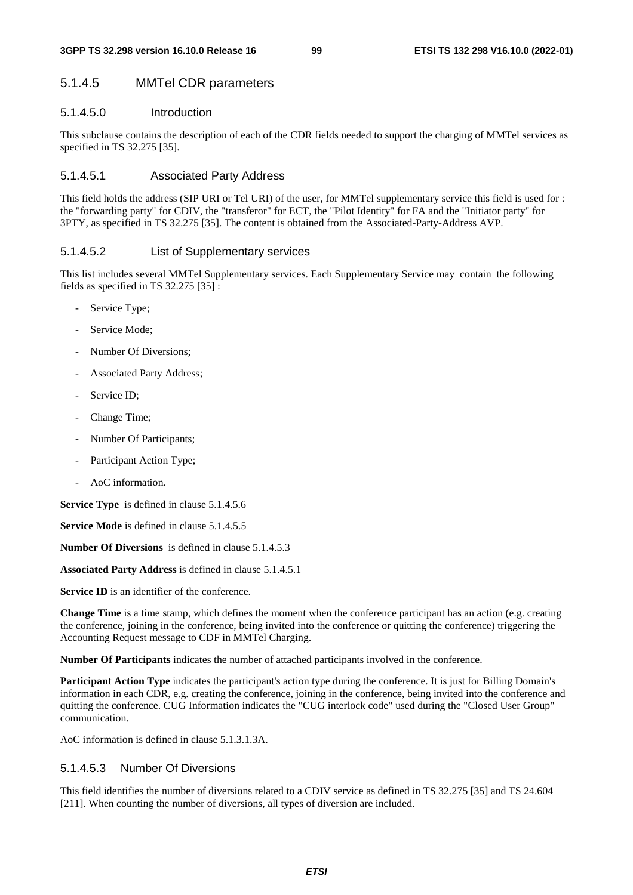#### 5.1.4.5 MMTel CDR parameters

##### 5.1.4.5.0 Introduction

This subclause contains the description of each of the CDR fields needed to support the charging of MMTel services as specified in TS 32.275 [35].

##### 5.1.4.5.1 Associated Party Address

This field holds the address (SIP URI or Tel URI) of the user, for MMTel supplementary service this field is used for : the "forwarding party" for CDIV, the "transferor" for ECT, the "Pilot Identity" for FA and the "Initiator party" for 3PTY, as specified in TS 32.275 [35]. The content is obtained from the Associated-Party-Address AVP.

##### 5.1.4.5.2 List of Supplementary services

This list includes several MMTel Supplementary services. Each Supplementary Service may contain the following fields as specified in TS 32.275 [35] :

- Service Type;
- Service Mode;
- Number Of Diversions;
- Associated Party Address;
- Service ID;
- Change Time;
- Number Of Participants;
- Participant Action Type;
- AoC information.

**Service Type** is defined in clause 5.1.4.5.6

**Service Mode** is defined in clause 5.1.4.5.5

**Number Of Diversions** is defined in clause 5.1.4.5.3

**Associated Party Address** is defined in clause 5.1.4.5.1

**Service ID** is an identifier of the conference.

**Change Time** is a time stamp, which defines the moment when the conference participant has an action (e.g. creating the conference, joining in the conference, being invited into the conference or quitting the conference) triggering the Accounting Request message to CDF in MMTel Charging.

**Number Of Participants** indicates the number of attached participants involved in the conference.

**Participant Action Type** indicates the participant's action type during the conference. It is just for Billing Domain's information in each CDR, e.g. creating the conference, joining in the conference, being invited into the conference and quitting the conference. CUG Information indicates the "CUG interlock code" used during the "Closed User Group" communication.

AoC information is defined in clause 5.1.3.1.3A.

##### 5.1.4.5.3 Number Of Diversions

This field identifies the number of diversions related to a CDIV service as defined in TS 32.275 [35] and TS 24.604 [211]. When counting the number of diversions, all types of diversion are included.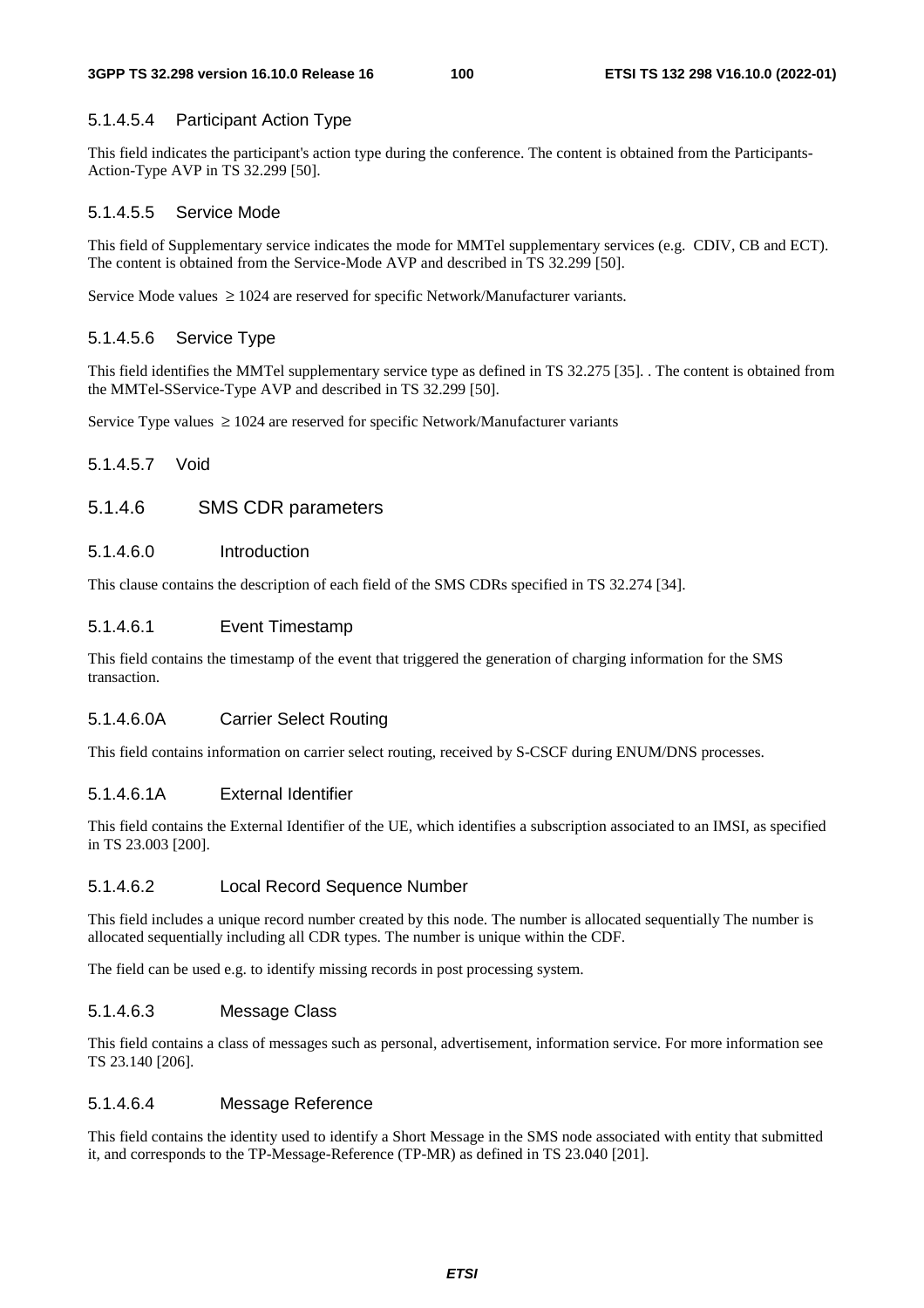#### 5.1.4.5.4 Participant Action Type

This field indicates the participant's action type during the conference. The content is obtained from the Participants-Action-Type AVP in TS 32.299 [50].

#### 5.1.4.5.5 Service Mode

This field of Supplementary service indicates the mode for MMTel supplementary services (e.g. CDIV, CB and ECT). The content is obtained from the Service-Mode AVP and described in TS 32.299 [50].

Service Mode values $\geq 1024$ are reserved for specific Network/Manufacturer variants.

#### 5.1.4.5.6 Service Type

This field identifies the MMTel supplementary service type as defined in TS 32.275 [35]. . The content is obtained from the MMTel-SService-Type AVP and described in TS 32.299 [50].

Service Type values $\geq 1024$ are reserved for specific Network/Manufacturer variants

#### 5.1.4.5.7 Void

### 5.1.4.6 SMS CDR parameters

#### 5.1.4.6.0 Introduction

This clause contains the description of each field of the SMS CDRs specified in TS 32.274 [34].

#### 5.1.4.6.1 Event Timestamp

This field contains the timestamp of the event that triggered the generation of charging information for the SMS transaction.

#### 5.1.4.6.0A Carrier Select Routing

This field contains information on carrier select routing, received by S-CSCF during ENUM/DNS processes.

#### 5.1.4.6.1A External Identifier

This field contains the External Identifier of the UE, which identifies a subscription associated to an IMSI, as specified in TS 23.003 [200].

#### 5.1.4.6.2 Local Record Sequence Number

This field includes a unique record number created by this node. The number is allocated sequentially The number is allocated sequentially including all CDR types. The number is unique within the CDF.

The field can be used e.g. to identify missing records in post processing system.

#### 5.1.4.6.3 Message Class

This field contains a class of messages such as personal, advertisement, information service. For more information see TS 23.140 [206].

#### 5.1.4.6.4 Message Reference

This field contains the identity used to identify a Short Message in the SMS node associated with entity that submitted it, and corresponds to the TP-Message-Reference (TP-MR) as defined in TS 23.040 [201].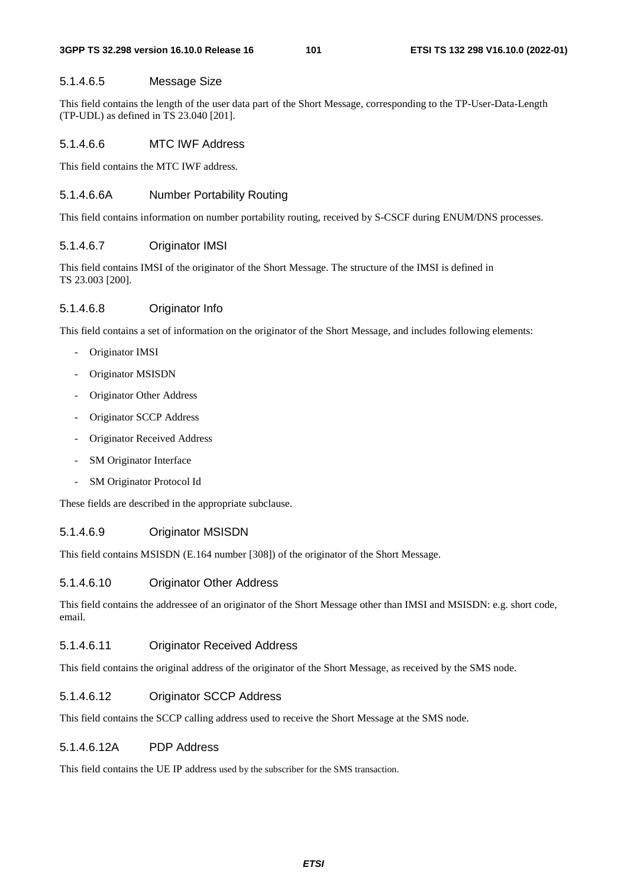##### 5.1.4.6.5 Message Size

This field contains the length of the user data part of the Short Message, corresponding to the TP-User-Data-Length (TP-UDL) as defined in TS 23.040 [201].

##### 5.1.4.6.6 MTC IWF Address

This field contains the MTC IWF address.

##### 5.1.4.6.6A Number Portability Routing

This field contains information on number portability routing, received by S-CSCF during ENUM/DNS processes.

##### 5.1.4.6.7 Originator IMSI

This field contains IMSI of the originator of the Short Message. The structure of the IMSI is defined in TS 23.003 [200].

##### 5.1.4.6.8 Originator Info

This field contains a set of information on the originator of the Short Message, and includes following elements:

- Originator IMSI
- Originator MSISDN
- Originator Other Address
- Originator SCCP Address
- Originator Received Address
- SM Originator Interface
- SM Originator Protocol Id

These fields are described in the appropriate subclause.

##### 5.1.4.6.9 Originator MSISDN

This field contains MSISDN (E.164 number [308]) of the originator of the Short Message.

##### 5.1.4.6.10 Originator Other Address

This field contains the addressee of an originator of the Short Message other than IMSI and MSISDN: e.g. short code, email.

##### 5.1.4.6.11 Originator Received Address

This field contains the original address of the originator of the Short Message, as received by the SMS node.

##### 5.1.4.6.12 Originator SCCP Address

This field contains the SCCP calling address used to receive the Short Message at the SMS node.

##### 5.1.4.6.12A PDP Address

This field contains the UE IP address used by the subscriber for the SMS transaction.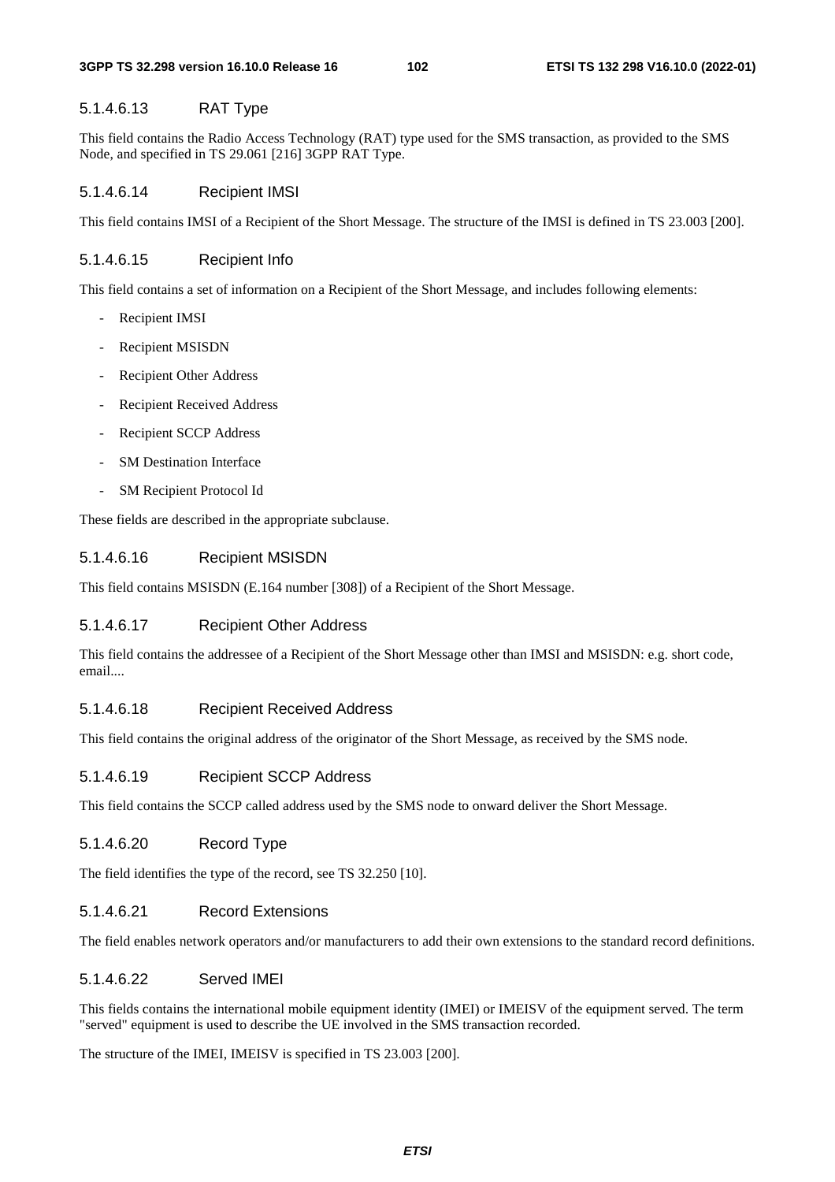#### 5.1.4.6.13 RAT Type

This field contains the Radio Access Technology (RAT) type used for the SMS transaction, as provided to the SMS Node, and specified in TS 29.061 [216] 3GPP RAT Type.

#### 5.1.4.6.14 Recipient IMSI

This field contains IMSI of a Recipient of the Short Message. The structure of the IMSI is defined in TS 23.003 [200].

#### 5.1.4.6.15 Recipient Info

This field contains a set of information on a Recipient of the Short Message, and includes following elements:

- Recipient IMSI
- Recipient MSISDN
- Recipient Other Address
- Recipient Received Address
- Recipient SCCP Address
- SM Destination Interface
- SM Recipient Protocol Id

These fields are described in the appropriate subclause.

#### 5.1.4.6.16 Recipient MSISDN

This field contains MSISDN (E.164 number [308]) of a Recipient of the Short Message.

#### 5.1.4.6.17 Recipient Other Address

This field contains the addressee of a Recipient of the Short Message other than IMSI and MSISDN: e.g. short code, email....

#### 5.1.4.6.18 Recipient Received Address

This field contains the original address of the originator of the Short Message, as received by the SMS node.

#### 5.1.4.6.19 Recipient SCCP Address

This field contains the SCCP called address used by the SMS node to onward deliver the Short Message.

#### 5.1.4.6.20 Record Type

The field identifies the type of the record, see TS 32.250 [10].

#### 5.1.4.6.21 Record Extensions

The field enables network operators and/or manufacturers to add their own extensions to the standard record definitions.

#### 5.1.4.6.22 Served IMEI

This fields contains the international mobile equipment identity (IMEI) or IMEISV of the equipment served. The term "served" equipment is used to describe the UE involved in the SMS transaction recorded.

The structure of the IMEI, IMEISV is specified in TS 23.003 [200].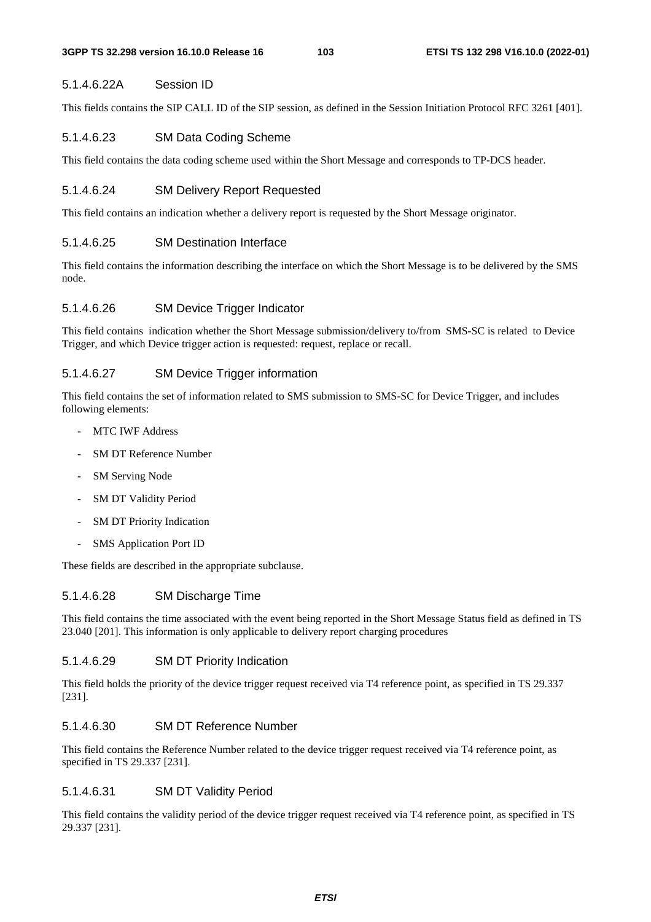#### 5.1.4.6.22A Session ID

This fields contains the SIP CALL ID of the SIP session, as defined in the Session Initiation Protocol RFC 3261 [401].

#### 5.1.4.6.23 SM Data Coding Scheme

This field contains the data coding scheme used within the Short Message and corresponds to TP-DCS header.

#### 5.1.4.6.24 SM Delivery Report Requested

This field contains an indication whether a delivery report is requested by the Short Message originator.

#### 5.1.4.6.25 SM Destination Interface

This field contains the information describing the interface on which the Short Message is to be delivered by the SMS node.

#### 5.1.4.6.26 SM Device Trigger Indicator

This field contains indication whether the Short Message submission/delivery to/from SMS-SC is related to Device Trigger, and which Device trigger action is requested: request, replace or recall.

#### 5.1.4.6.27 SM Device Trigger information

This field contains the set of information related to SMS submission to SMS-SC for Device Trigger, and includes following elements:

- MTC IWF Address
- SM DT Reference Number
- SM Serving Node
- SM DT Validity Period
- SM DT Priority Indication
- SMS Application Port ID

These fields are described in the appropriate subclause.

#### 5.1.4.6.28 SM Discharge Time

This field contains the time associated with the event being reported in the Short Message Status field as defined in TS 23.040 [201]. This information is only applicable to delivery report charging procedures

#### 5.1.4.6.29 SM DT Priority Indication

This field holds the priority of the device trigger request received via T4 reference point, as specified in TS 29.337 [231].

#### 5.1.4.6.30 SM DT Reference Number

This field contains the Reference Number related to the device trigger request received via T4 reference point, as specified in TS 29.337 [231].

#### 5.1.4.6.31 SM DT Validity Period

This field contains the validity period of the device trigger request received via T4 reference point, as specified in TS 29.337 [231].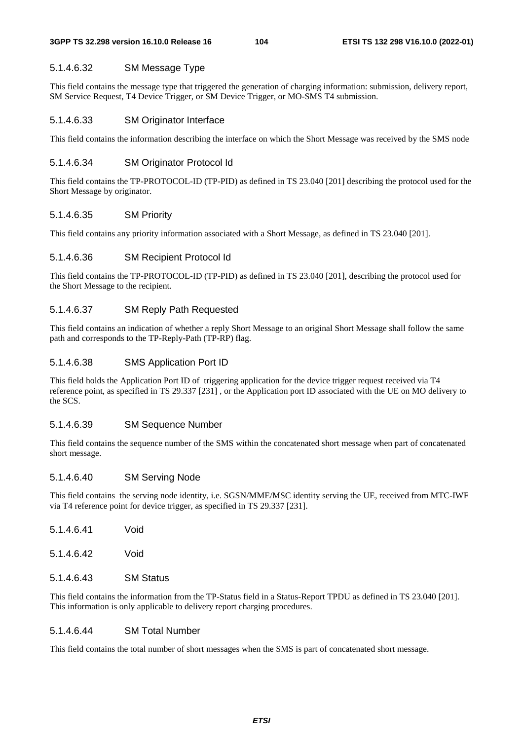#### 5.1.4.6.32 SM Message Type

This field contains the message type that triggered the generation of charging information: submission, delivery report, SM Service Request, T4 Device Trigger, or SM Device Trigger, or MO-SMS T4 submission.

#### 5.1.4.6.33 SM Originator Interface

This field contains the information describing the interface on which the Short Message was received by the SMS node

#### 5.1.4.6.34 SM Originator Protocol Id

This field contains the TP-PROTOCOL-ID (TP-PID) as defined in TS 23.040 [201] describing the protocol used for the Short Message by originator.

#### 5.1.4.6.35 SM Priority

This field contains any priority information associated with a Short Message, as defined in TS 23.040 [201].

#### 5.1.4.6.36 SM Recipient Protocol Id

This field contains the TP-PROTOCOL-ID (TP-PID) as defined in TS 23.040 [201], describing the protocol used for the Short Message to the recipient.

#### 5.1.4.6.37 SM Reply Path Requested

This field contains an indication of whether a reply Short Message to an original Short Message shall follow the same path and corresponds to the TP-Reply-Path (TP-RP) flag.

#### 5.1.4.6.38 SMS Application Port ID

This field holds the Application Port ID of triggering application for the device trigger request received via T4 reference point, as specified in TS 29.337 [231] , or the Application port ID associated with the UE on MO delivery to the SCS.

#### 5.1.4.6.39 SM Sequence Number

This field contains the sequence number of the SMS within the concatenated short message when part of concatenated short message.

#### 5.1.4.6.40 SM Serving Node

This field contains the serving node identity, i.e. SGSN/MME/MSC identity serving the UE, received from MTC-IWF via T4 reference point for device trigger, as specified in TS 29.337 [231].

#### 5.1.4.6.41 Void

#### 5.1.4.6.42 Void

#### 5.1.4.6.43 SM Status

This field contains the information from the TP-Status field in a Status-Report TPDU as defined in TS 23.040 [201]. This information is only applicable to delivery report charging procedures.

#### 5.1.4.6.44 SM Total Number

This field contains the total number of short messages when the SMS is part of concatenated short message.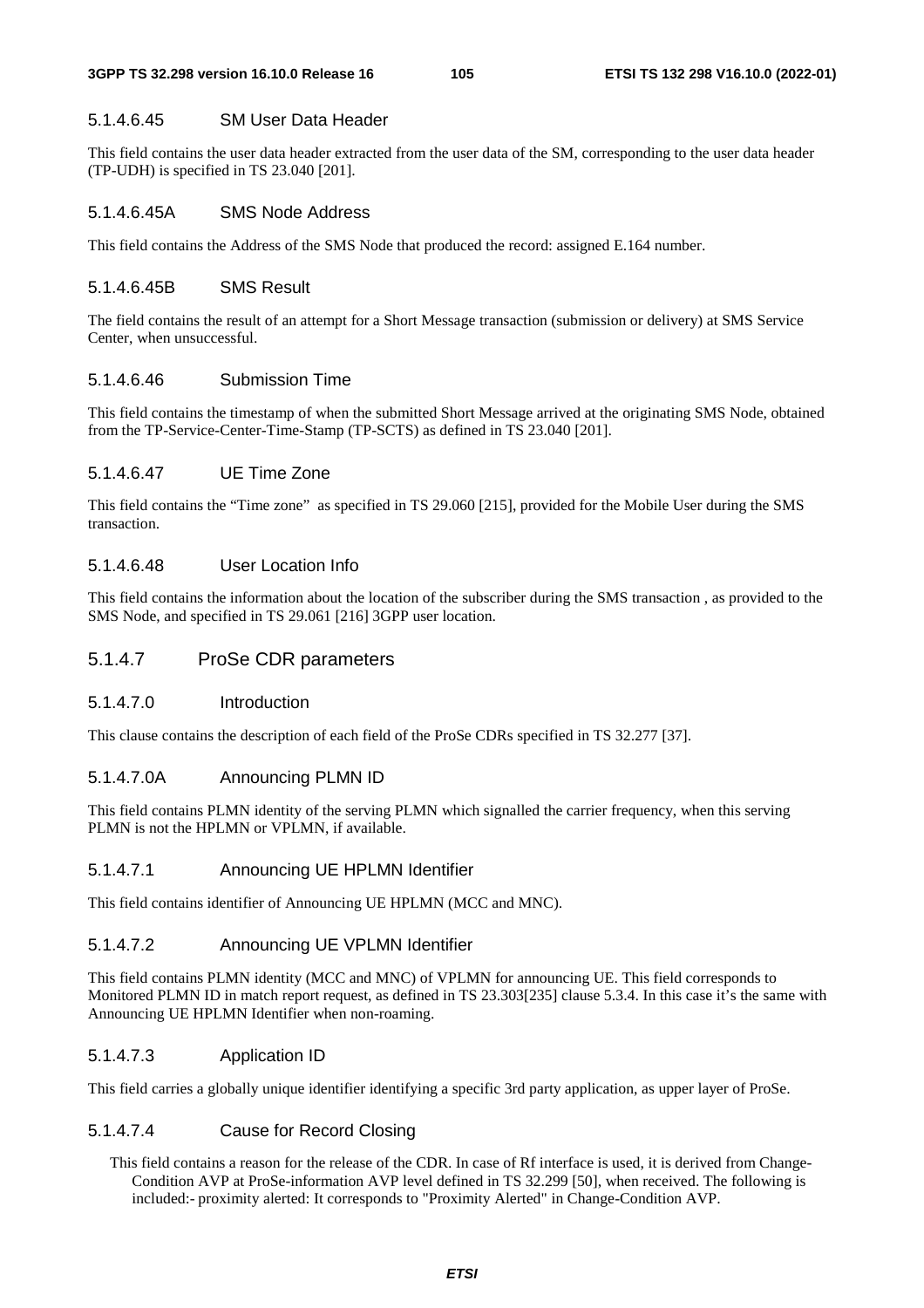#### 5.1.4.6.45 SM User Data Header

This field contains the user data header extracted from the user data of the SM, corresponding to the user data header (TP-UDH) is specified in TS 23.040 [201].

#### 5.1.4.6.45A SMS Node Address

This field contains the Address of the SMS Node that produced the record: assigned E.164 number.

#### 5.1.4.6.45B SMS Result

The field contains the result of an attempt for a Short Message transaction (submission or delivery) at SMS Service Center, when unsuccessful.

#### 5.1.4.6.46 Submission Time

This field contains the timestamp of when the submitted Short Message arrived at the originating SMS Node, obtained from the TP-Service-Center-Time-Stamp (TP-SCTS) as defined in TS 23.040 [201].

#### 5.1.4.6.47 UE Time Zone

This field contains the "Time zone" as specified in TS 29.060 [215], provided for the Mobile User during the SMS transaction.

#### 5.1.4.6.48 User Location Info

This field contains the information about the location of the subscriber during the SMS transaction , as provided to the SMS Node, and specified in TS 29.061 [216] 3GPP user location.

### 5.1.4.7 ProSe CDR parameters

#### 5.1.4.7.0 Introduction

This clause contains the description of each field of the ProSe CDRs specified in TS 32.277 [37].

#### 5.1.4.7.0A Announcing PLMN ID

This field contains PLMN identity of the serving PLMN which signalled the carrier frequency, when this serving PLMN is not the HPLMN or VPLMN, if available.

#### 5.1.4.7.1 Announcing UE HPLMN Identifier

This field contains identifier of Announcing UE HPLMN (MCC and MNC).

#### 5.1.4.7.2 Announcing UE VPLMN Identifier

This field contains PLMN identity (MCC and MNC) of VPLMN for announcing UE. This field corresponds to Monitored PLMN ID in match report request, as defined in TS 23.303[235] clause 5.3.4. In this case it's the same with Announcing UE HPLMN Identifier when non-roaming.

#### 5.1.4.7.3 Application ID

This field carries a globally unique identifier identifying a specific 3rd party application, as upper layer of ProSe.

#### 5.1.4.7.4 Cause for Record Closing

This field contains a reason for the release of the CDR. In case of Rf interface is used, it is derived from Change-Condition AVP at ProSe-information AVP level defined in TS 32.299 [50], when received. The following is included:- proximity alerted: It corresponds to "Proximity Alerted" in Change-Condition AVP.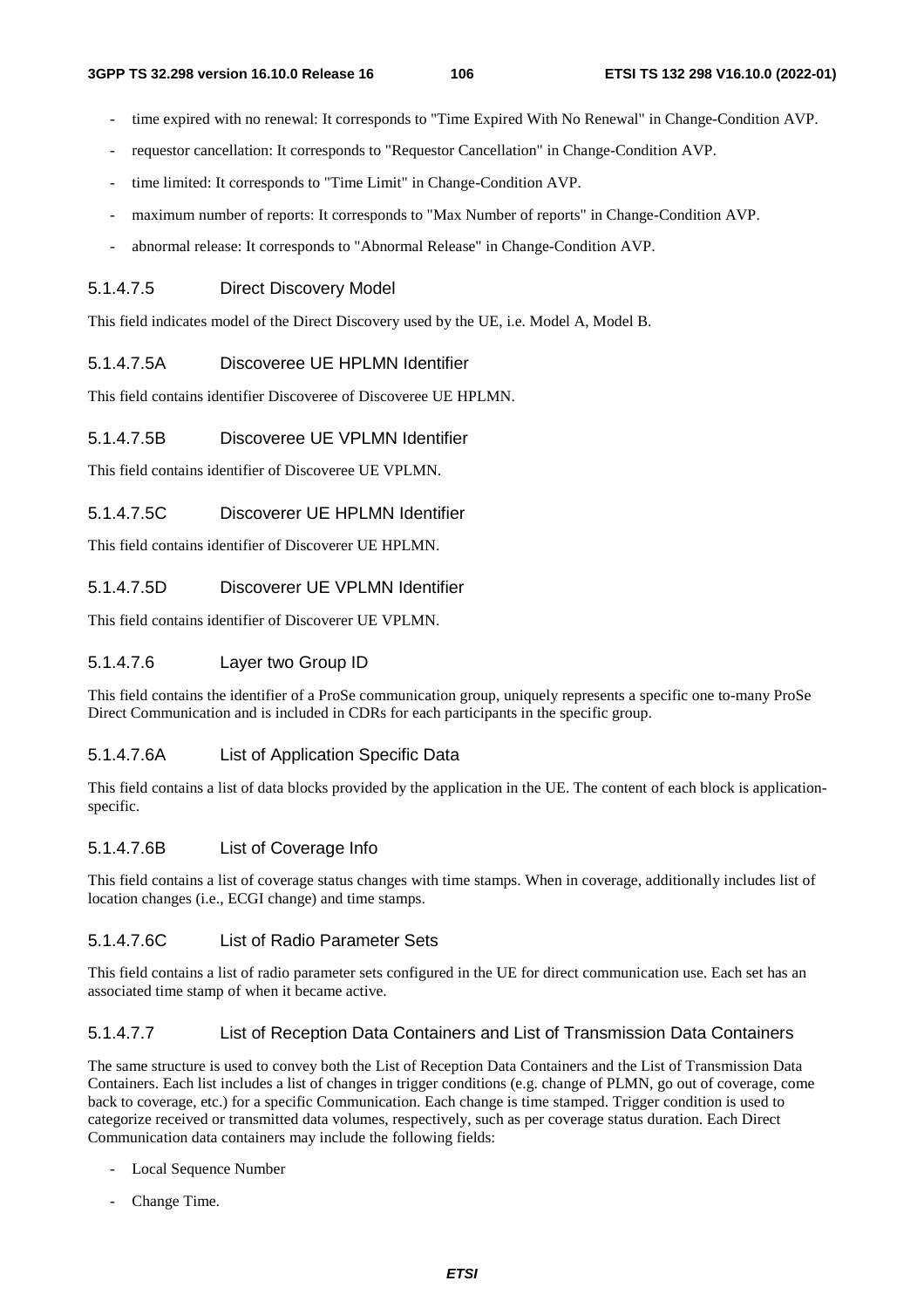- time expired with no renewal: It corresponds to "Time Expired With No Renewal" in Change-Condition AVP.
- requestor cancellation: It corresponds to "Requestor Cancellation" in Change-Condition AVP.
- time limited: It corresponds to "Time Limit" in Change-Condition AVP.
- maximum number of reports: It corresponds to "Max Number of reports" in Change-Condition AVP.
- abnormal release: It corresponds to "Abnormal Release" in Change-Condition AVP.

#### 5.1.4.7.5 Direct Discovery Model

This field indicates model of the Direct Discovery used by the UE, i.e. Model A, Model B.

#### 5.1.4.7.5A Discoveree UE HPLMN Identifier

This field contains identifier Discoveree of Discoveree UE HPLMN.

#### 5.1.4.7.5B Discoveree UE VPLMN Identifier

This field contains identifier of Discoveree UE VPLMN.

#### 5.1.4.7.5C Discoverer UE HPLMN Identifier

This field contains identifier of Discoverer UE HPLMN.

#### 5.1.4.7.5D Discoverer UE VPLMN Identifier

This field contains identifier of Discoverer UE VPLMN.

#### 5.1.4.7.6 Layer two Group ID

This field contains the identifier of a ProSe communication group, uniquely represents a specific one to-many ProSe Direct Communication and is included in CDRs for each participants in the specific group.

#### 5.1.4.7.6A List of Application Specific Data

This field contains a list of data blocks provided by the application in the UE. The content of each block is application-specific.

#### 5.1.4.7.6B List of Coverage Info

This field contains a list of coverage status changes with time stamps. When in coverage, additionally includes list of location changes (i.e., ECGI change) and time stamps.

#### 5.1.4.7.6C List of Radio Parameter Sets

This field contains a list of radio parameter sets configured in the UE for direct communication use. Each set has an associated time stamp of when it became active.

#### 5.1.4.7.7 List of Reception Data Containers and List of Transmission Data Containers

The same structure is used to convey both the List of Reception Data Containers and the List of Transmission Data Containers. Each list includes a list of changes in trigger conditions (e.g. change of PLMN, go out of coverage, come back to coverage, etc.) for a specific Communication. Each change is time stamped. Trigger condition is used to categorize received or transmitted data volumes, respectively, such as per coverage status duration. Each Direct Communication data containers may include the following fields:

- Local Sequence Number
- Change Time.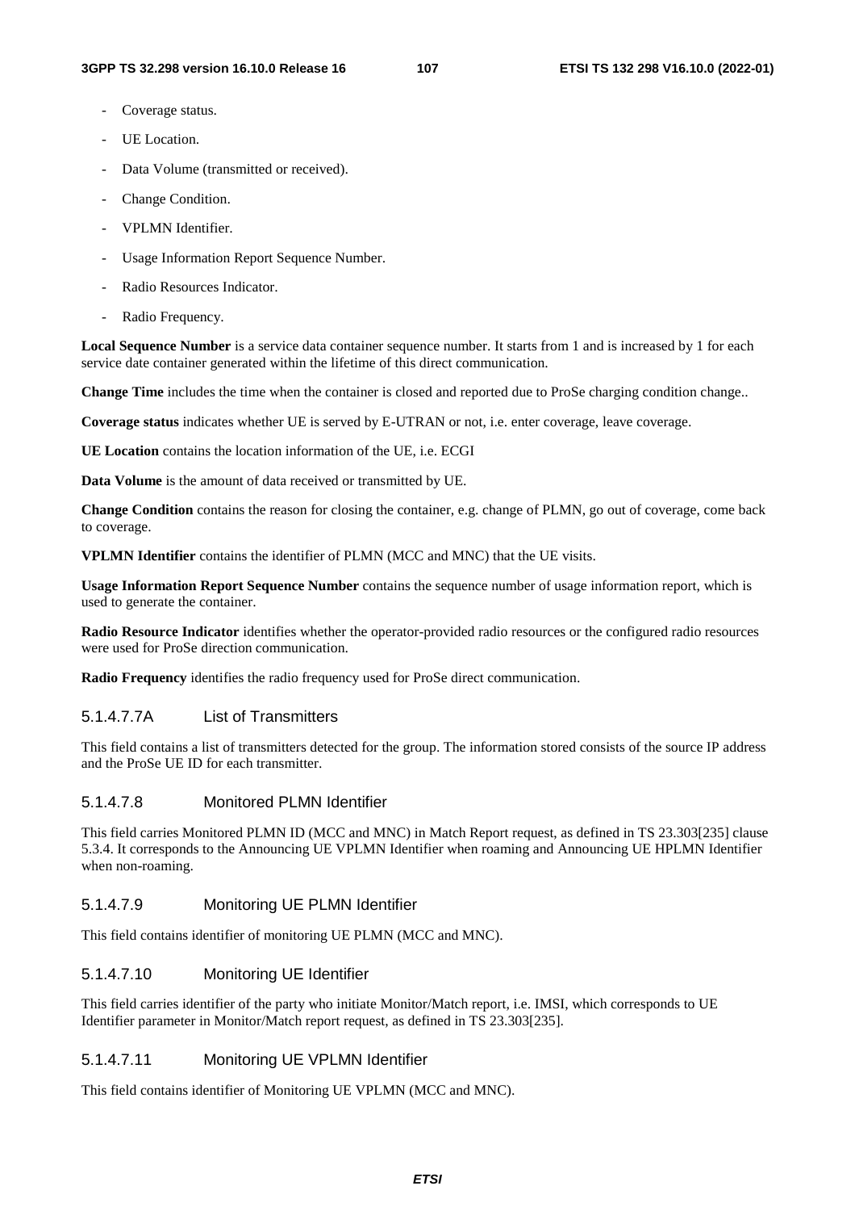- Coverage status.
- UE Location.
- Data Volume (transmitted or received).
- Change Condition.
- VPLMN Identifier.
- Usage Information Report Sequence Number.
- Radio Resources Indicator.
- Radio Frequency.

**Local Sequence Number** is a service data container sequence number. It starts from 1 and is increased by 1 for each service date container generated within the lifetime of this direct communication.

**Change Time** includes the time when the container is closed and reported due to ProSe charging condition change..

**Coverage status** indicates whether UE is served by E-UTRAN or not, i.e. enter coverage, leave coverage.

**UE Location** contains the location information of the UE, i.e. ECGI

**Data Volume** is the amount of data received or transmitted by UE.

**Change Condition** contains the reason for closing the container, e.g. change of PLMN, go out of coverage, come back to coverage.

**VPLMN Identifier** contains the identifier of PLMN (MCC and MNC) that the UE visits.

**Usage Information Report Sequence Number** contains the sequence number of usage information report, which is used to generate the container.

**Radio Resource Indicator** identifies whether the operator-provided radio resources or the configured radio resources were used for ProSe direction communication.

**Radio Frequency** identifies the radio frequency used for ProSe direct communication.

#### 5.1.4.7.7A List of Transmitters

This field contains a list of transmitters detected for the group. The information stored consists of the source IP address and the ProSe UE ID for each transmitter.

#### 5.1.4.7.8 Monitored PLMN Identifier

This field carries Monitored PLMN ID (MCC and MNC) in Match Report request, as defined in TS 23.303[235] clause 5.3.4. It corresponds to the Announcing UE VPLMN Identifier when roaming and Announcing UE HPLMN Identifier when non-roaming.

#### 5.1.4.7.9 Monitoring UE PLMN Identifier

This field contains identifier of monitoring UE PLMN (MCC and MNC).

#### 5.1.4.7.10 Monitoring UE Identifier

This field carries identifier of the party who initiate Monitor/Match report, i.e. IMSI, which corresponds to UE Identifier parameter in Monitor/Match report request, as defined in TS 23.303[235].

#### 5.1.4.7.11 Monitoring UE VPLMN Identifier

This field contains identifier of Monitoring UE VPLMN (MCC and MNC).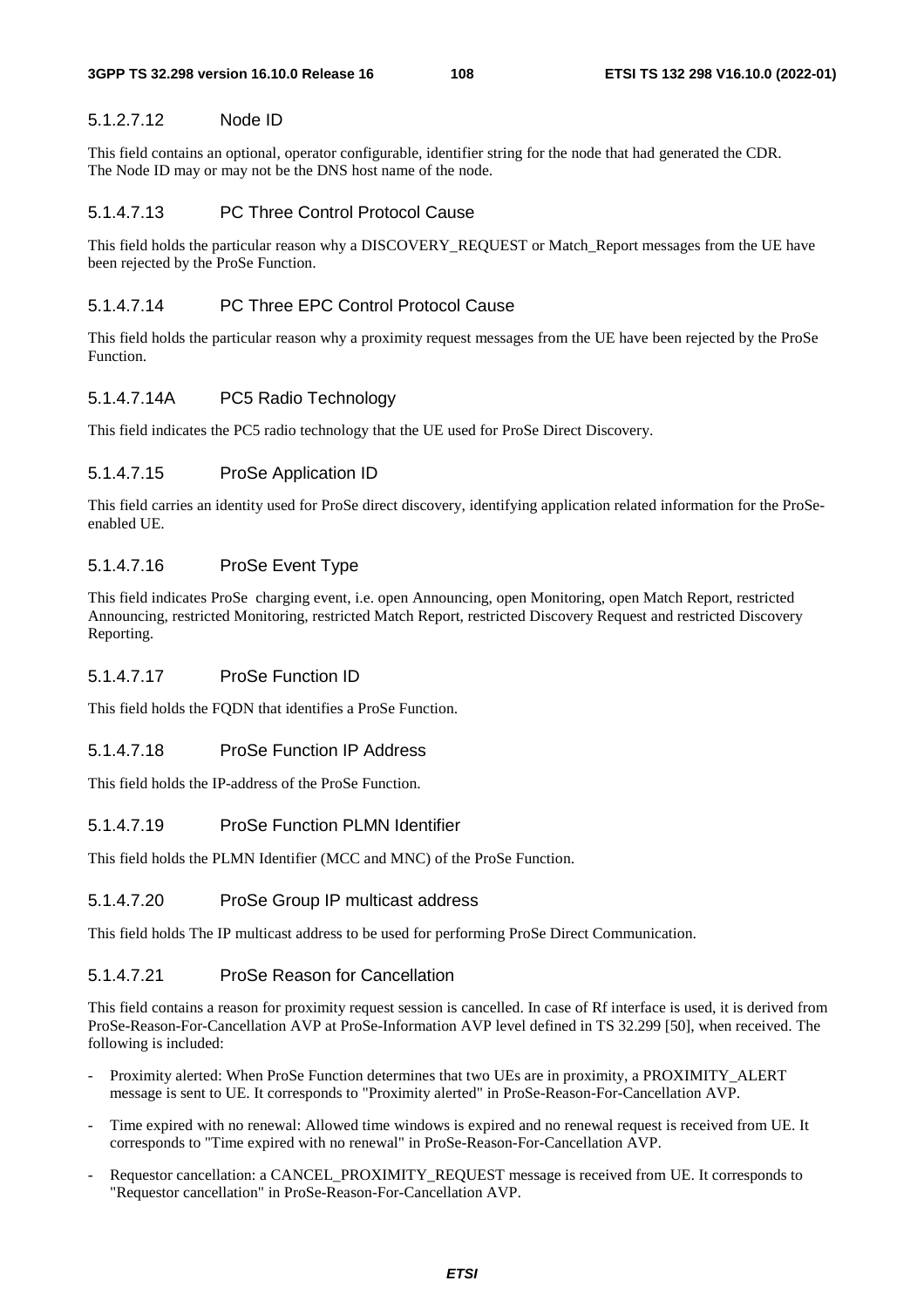#### 5.1.2.7.12 Node ID

This field contains an optional, operator configurable, identifier string for the node that had generated the CDR. The Node ID may or may not be the DNS host name of the node.

#### 5.1.4.7.13 PC Three Control Protocol Cause

This field holds the particular reason why a DISCOVERY_REQUEST or Match_Report messages from the UE have been rejected by the ProSe Function.

#### 5.1.4.7.14 PC Three EPC Control Protocol Cause

This field holds the particular reason why a proximity request messages from the UE have been rejected by the ProSe Function.

#### 5.1.4.7.14A PC5 Radio Technology

This field indicates the PC5 radio technology that the UE used for ProSe Direct Discovery.

#### 5.1.4.7.15 ProSe Application ID

This field carries an identity used for ProSe direct discovery, identifying application related information for the ProSe-enabled UE.

#### 5.1.4.7.16 ProSe Event Type

This field indicates ProSe charging event, i.e. open Announcing, open Monitoring, open Match Report, restricted Announcing, restricted Monitoring, restricted Match Report, restricted Discovery Request and restricted Discovery Reporting.

#### 5.1.4.7.17 ProSe Function ID

This field holds the FQDN that identifies a ProSe Function.

#### 5.1.4.7.18 ProSe Function IP Address

This field holds the IP-address of the ProSe Function.

#### 5.1.4.7.19 ProSe Function PLMN Identifier

This field holds the PLMN Identifier (MCC and MNC) of the ProSe Function.

#### 5.1.4.7.20 ProSe Group IP multicast address

This field holds The IP multicast address to be used for performing ProSe Direct Communication.

#### 5.1.4.7.21 ProSe Reason for Cancellation

This field contains a reason for proximity request session is cancelled. In case of Rf interface is used, it is derived from ProSe-Reason-For-Cancellation AVP at ProSe-Information AVP level defined in TS 32.299 [50], when received. The following is included:

- Proximity alerted: When ProSe Function determines that two UEs are in proximity, a PROXIMITY_ALERT message is sent to UE. It corresponds to "Proximity alerted" in ProSe-Reason-For-Cancellation AVP.
- Time expired with no renewal: Allowed time windows is expired and no renewal request is received from UE. It corresponds to "Time expired with no renewal" in ProSe-Reason-For-Cancellation AVP.
- Requestor cancellation: a CANCEL_PROXIMITY_REQUEST message is received from UE. It corresponds to "Requestor cancellation" in ProSe-Reason-For-Cancellation AVP.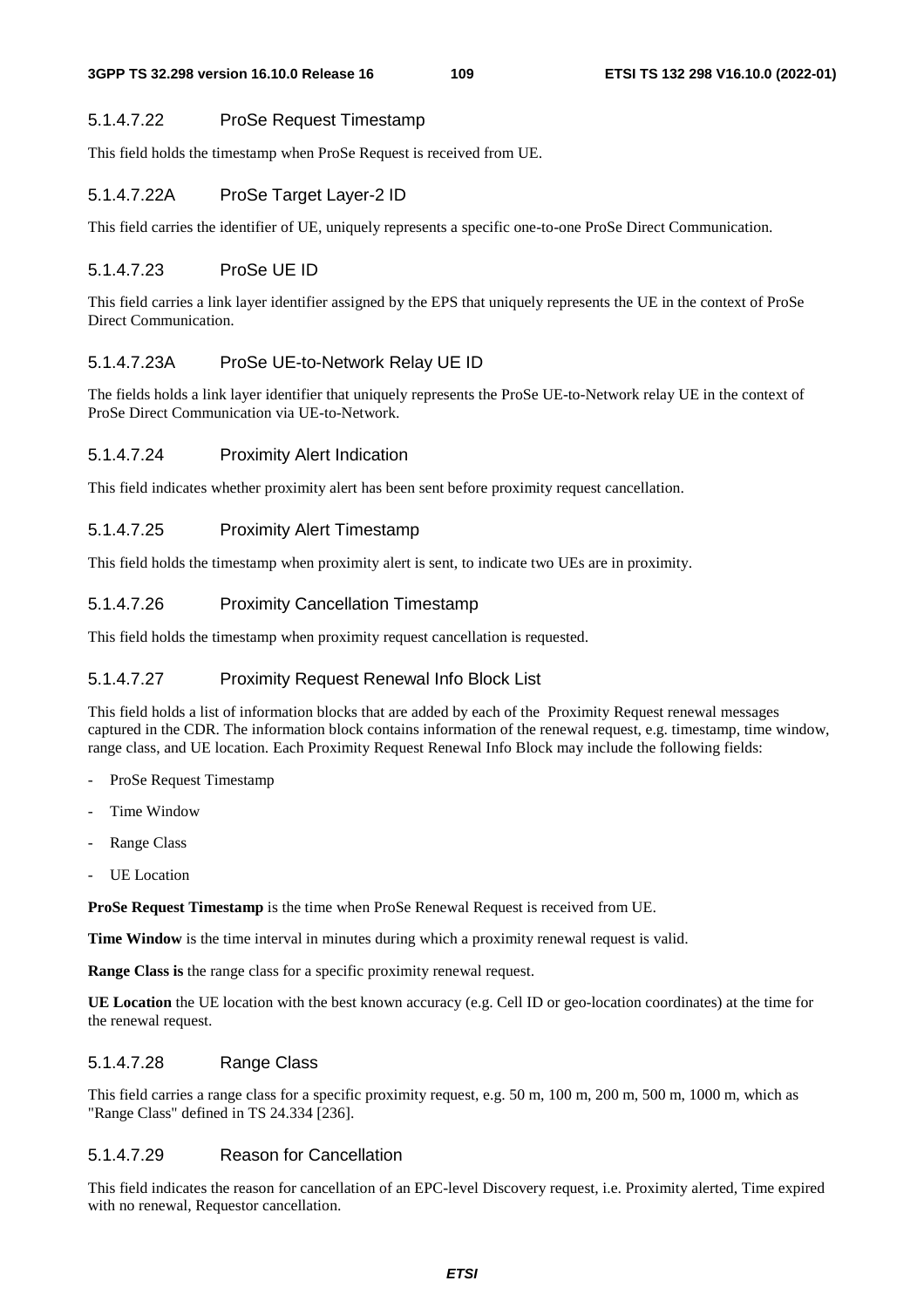#### 5.1.4.7.22 ProSe Request Timestamp

This field holds the timestamp when ProSe Request is received from UE.

#### 5.1.4.7.22A ProSe Target Layer-2 ID

This field carries the identifier of UE, uniquely represents a specific one-to-one ProSe Direct Communication.

#### 5.1.4.7.23 ProSe UE ID

This field carries a link layer identifier assigned by the EPS that uniquely represents the UE in the context of ProSe Direct Communication.

#### 5.1.4.7.23A ProSe UE-to-Network Relay UE ID

The fields holds a link layer identifier that uniquely represents the ProSe UE-to-Network relay UE in the context of ProSe Direct Communication via UE-to-Network.

#### 5.1.4.7.24 Proximity Alert Indication

This field indicates whether proximity alert has been sent before proximity request cancellation.

#### 5.1.4.7.25 Proximity Alert Timestamp

This field holds the timestamp when proximity alert is sent, to indicate two UEs are in proximity.

#### 5.1.4.7.26 Proximity Cancellation Timestamp

This field holds the timestamp when proximity request cancellation is requested.

#### 5.1.4.7.27 Proximity Request Renewal Info Block List

This field holds a list of information blocks that are added by each of the Proximity Request renewal messages captured in the CDR. The information block contains information of the renewal request, e.g. timestamp, time window, range class, and UE location. Each Proximity Request Renewal Info Block may include the following fields:

- ProSe Request Timestamp
- Time Window
- Range Class
- UE Location

**ProSe Request Timestamp** is the time when ProSe Renewal Request is received from UE.

**Time Window** is the time interval in minutes during which a proximity renewal request is valid.

**Range Class is** the range class for a specific proximity renewal request.

**UE Location** the UE location with the best known accuracy (e.g. Cell ID or geo-location coordinates) at the time for the renewal request.

#### 5.1.4.7.28 Range Class

This field carries a range class for a specific proximity request, e.g. 50 m, 100 m, 200 m, 500 m, 1000 m, which as "Range Class" defined in TS 24.334 [236].

#### 5.1.4.7.29 Reason for Cancellation

This field indicates the reason for cancellation of an EPC-level Discovery request, i.e. Proximity alerted, Time expired with no renewal, Requestor cancellation.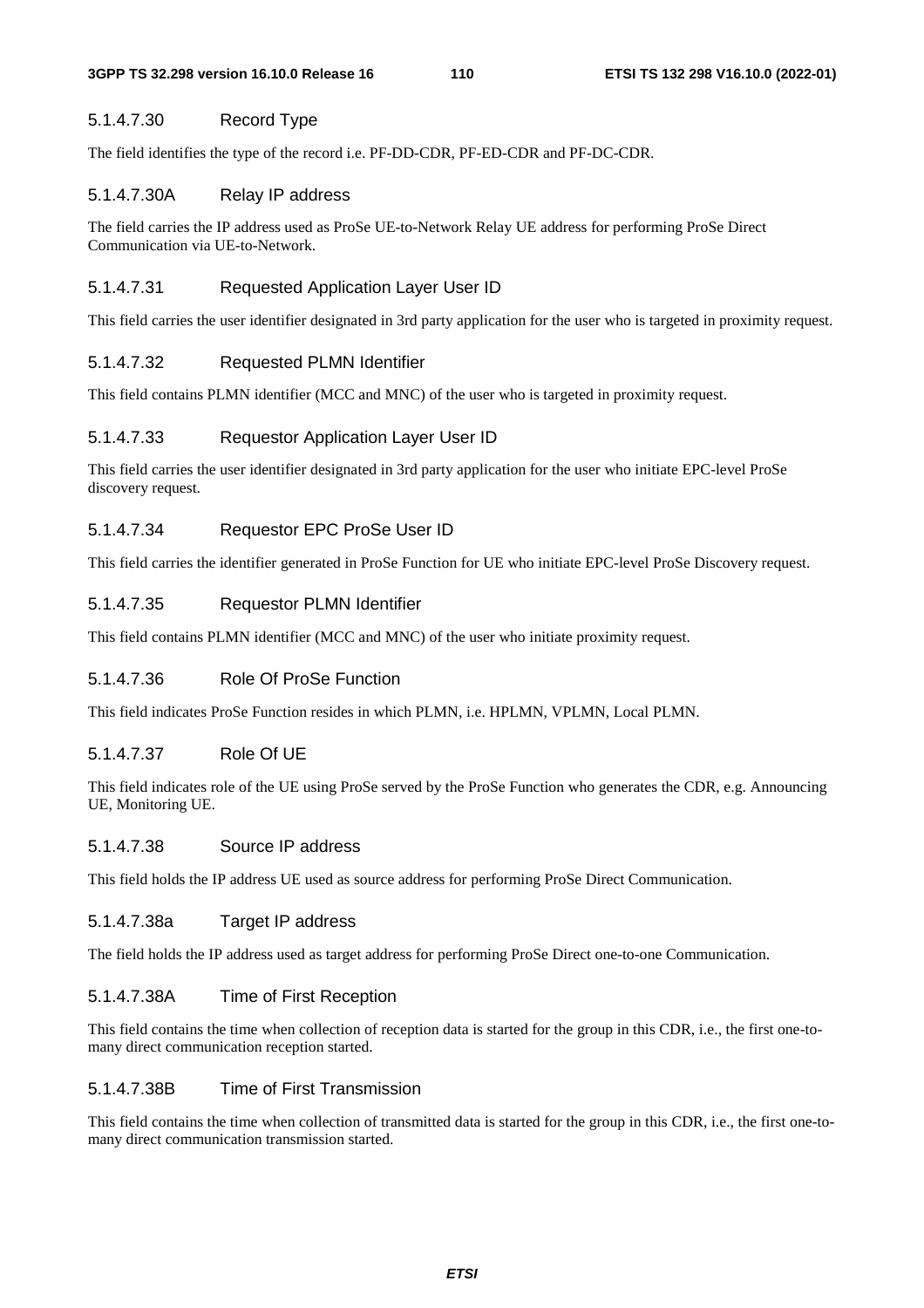#### 5.1.4.7.30 Record Type

The field identifies the type of the record i.e. PF-DD-CDR, PF-ED-CDR and PF-DC-CDR.

#### 5.1.4.7.30A Relay IP address

The field carries the IP address used as ProSe UE-to-Network Relay UE address for performing ProSe Direct Communication via UE-to-Network.

#### 5.1.4.7.31 Requested Application Layer User ID

This field carries the user identifier designated in 3rd party application for the user who is targeted in proximity request.

#### 5.1.4.7.32 Requested PLMN Identifier

This field contains PLMN identifier (MCC and MNC) of the user who is targeted in proximity request.

#### 5.1.4.7.33 Requestor Application Layer User ID

This field carries the user identifier designated in 3rd party application for the user who initiate EPC-level ProSe discovery request.

#### 5.1.4.7.34 Requestor EPC ProSe User ID

This field carries the identifier generated in ProSe Function for UE who initiate EPC-level ProSe Discovery request.

#### 5.1.4.7.35 Requestor PLMN Identifier

This field contains PLMN identifier (MCC and MNC) of the user who initiate proximity request.

#### 5.1.4.7.36 Role Of ProSe Function

This field indicates ProSe Function resides in which PLMN, i.e. HPLMN, VPLMN, Local PLMN.

#### 5.1.4.7.37 Role Of UE

This field indicates role of the UE using ProSe served by the ProSe Function who generates the CDR, e.g. Announcing UE, Monitoring UE.

#### 5.1.4.7.38 Source IP address

This field holds the IP address UE used as source address for performing ProSe Direct Communication.

#### 5.1.4.7.38a Target IP address

The field holds the IP address used as target address for performing ProSe Direct one-to-one Communication.

#### 5.1.4.7.38A Time of First Reception

This field contains the time when collection of reception data is started for the group in this CDR, i.e., the first one-to-many direct communication reception started.

#### 5.1.4.7.38B Time of First Transmission

This field contains the time when collection of transmitted data is started for the group in this CDR, i.e., the first one-to-many direct communication transmission started.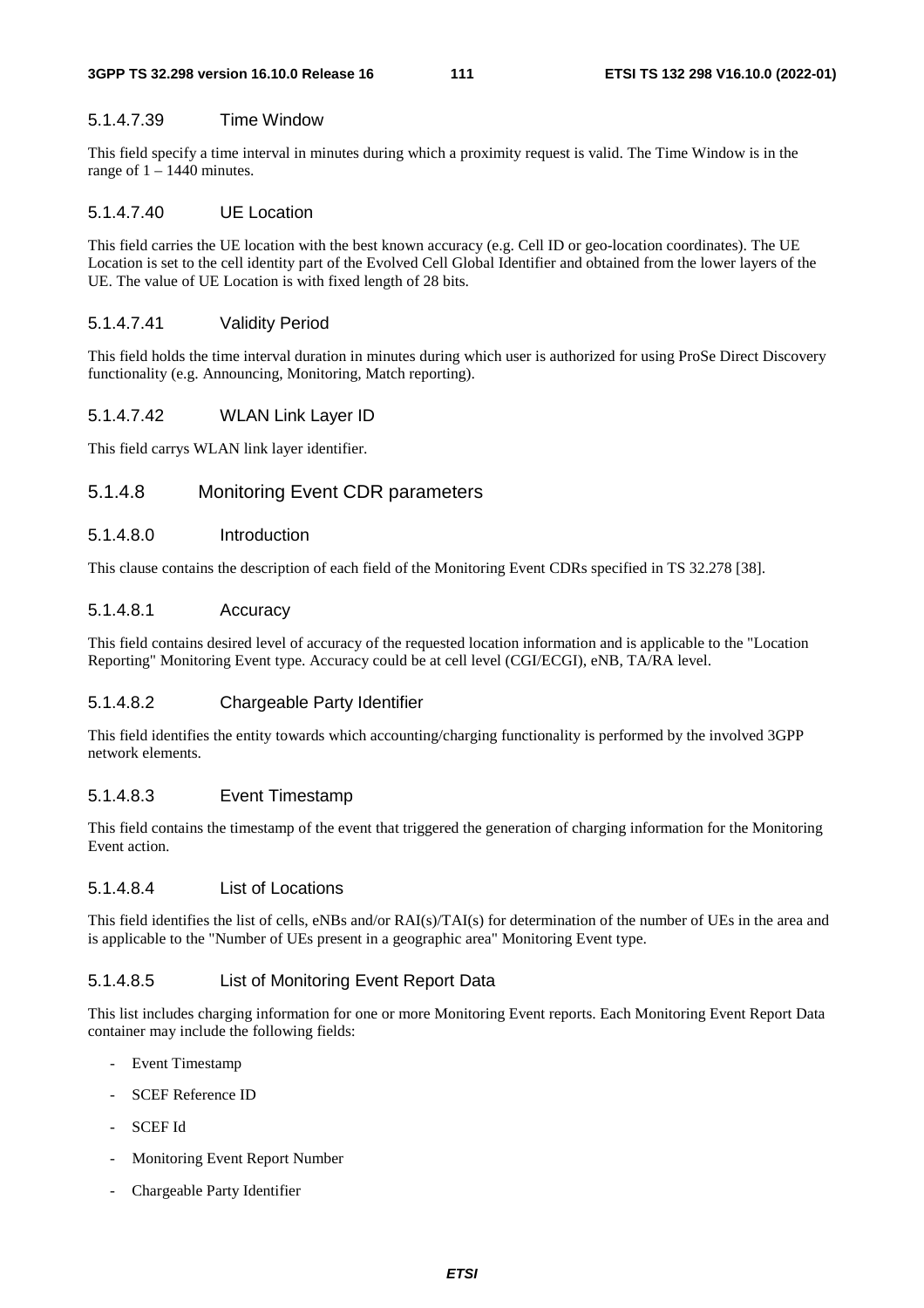#### 5.1.4.7.39 Time Window

This field specify a time interval in minutes during which a proximity request is valid. The Time Window is in the range of 1 – 1440 minutes.

#### 5.1.4.7.40 UE Location

This field carries the UE location with the best known accuracy (e.g. Cell ID or geo-location coordinates). The UE Location is set to the cell identity part of the Evolved Cell Global Identifier and obtained from the lower layers of the UE. The value of UE Location is with fixed length of 28 bits.

#### 5.1.4.7.41 Validity Period

This field holds the time interval duration in minutes during which user is authorized for using ProSe Direct Discovery functionality (e.g. Announcing, Monitoring, Match reporting).

#### 5.1.4.7.42 WLAN Link Layer ID

This field carrys WLAN link layer identifier.

### 5.1.4.8 Monitoring Event CDR parameters

#### 5.1.4.8.0 Introduction

This clause contains the description of each field of the Monitoring Event CDRs specified in TS 32.278 [38].

#### 5.1.4.8.1 Accuracy

This field contains desired level of accuracy of the requested location information and is applicable to the "Location Reporting" Monitoring Event type. Accuracy could be at cell level (CGI/ECGI), eNB, TA/RA level.

#### 5.1.4.8.2 Chargeable Party Identifier

This field identifies the entity towards which accounting/charging functionality is performed by the involved 3GPP network elements.

#### 5.1.4.8.3 Event Timestamp

This field contains the timestamp of the event that triggered the generation of charging information for the Monitoring Event action.

#### 5.1.4.8.4 List of Locations

This field identifies the list of cells, eNBs and/or RAI(s)/TAI(s) for determination of the number of UEs in the area and is applicable to the "Number of UEs present in a geographic area" Monitoring Event type.

#### 5.1.4.8.5 List of Monitoring Event Report Data

This list includes charging information for one or more Monitoring Event reports. Each Monitoring Event Report Data container may include the following fields:

- Event Timestamp
- SCEF Reference ID
- SCEF Id
- Monitoring Event Report Number
- Chargeable Party Identifier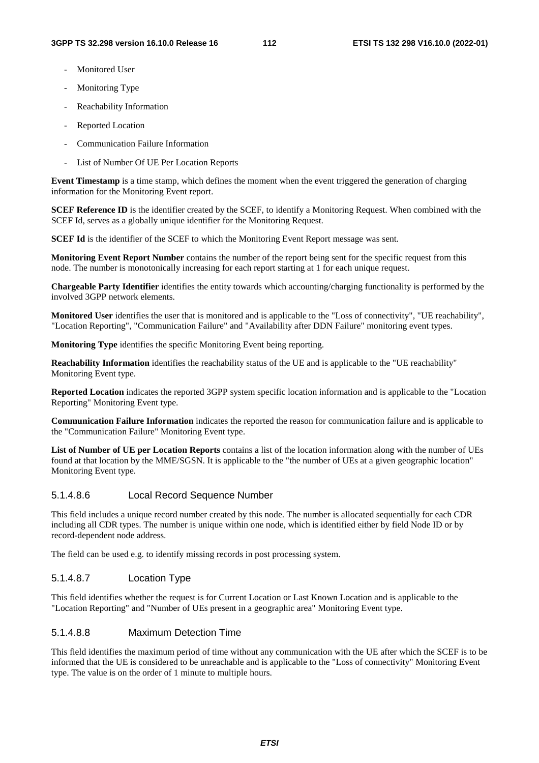- Monitored User
- Monitoring Type
- Reachability Information
- Reported Location
- Communication Failure Information
- List of Number Of UE Per Location Reports

**Event Timestamp** is a time stamp, which defines the moment when the event triggered the generation of charging information for the Monitoring Event report.

**SCEF Reference ID** is the identifier created by the SCEF, to identify a Monitoring Request. When combined with the SCEF Id, serves as a globally unique identifier for the Monitoring Request.

**SCEF Id** is the identifier of the SCEF to which the Monitoring Event Report message was sent.

**Monitoring Event Report Number** contains the number of the report being sent for the specific request from this node. The number is monotonically increasing for each report starting at 1 for each unique request.

**Chargeable Party Identifier** identifies the entity towards which accounting/charging functionality is performed by the involved 3GPP network elements.

**Monitored User** identifies the user that is monitored and is applicable to the "Loss of connectivity", "UE reachability", "Location Reporting", "Communication Failure" and "Availability after DDN Failure" monitoring event types.

**Monitoring Type** identifies the specific Monitoring Event being reporting.

**Reachability Information** identifies the reachability status of the UE and is applicable to the "UE reachability" Monitoring Event type.

**Reported Location** indicates the reported 3GPP system specific location information and is applicable to the "Location Reporting" Monitoring Event type.

**Communication Failure Information** indicates the reported the reason for communication failure and is applicable to the "Communication Failure" Monitoring Event type.

**List of Number of UE per Location Reports** contains a list of the location information along with the number of UEs found at that location by the MME/SGSN. It is applicable to the "the number of UEs at a given geographic location" Monitoring Event type.

#### 5.1.4.8.6 Local Record Sequence Number

This field includes a unique record number created by this node. The number is allocated sequentially for each CDR including all CDR types. The number is unique within one node, which is identified either by field Node ID or by record-dependent node address.

The field can be used e.g. to identify missing records in post processing system.

#### 5.1.4.8.7 Location Type

This field identifies whether the request is for Current Location or Last Known Location and is applicable to the "Location Reporting" and "Number of UEs present in a geographic area" Monitoring Event type.

#### 5.1.4.8.8 Maximum Detection Time

This field identifies the maximum period of time without any communication with the UE after which the SCEF is to be informed that the UE is considered to be unreachable and is applicable to the "Loss of connectivity" Monitoring Event type. The value is on the order of 1 minute to multiple hours.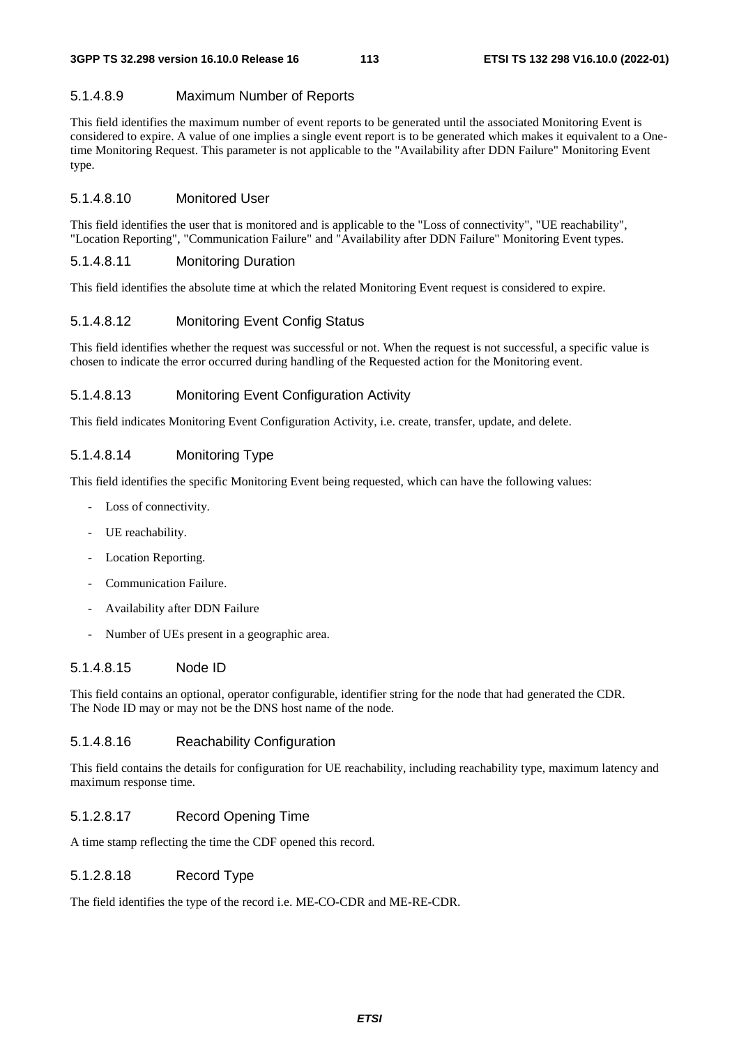#### 5.1.4.8.9 Maximum Number of Reports

This field identifies the maximum number of event reports to be generated until the associated Monitoring Event is considered to expire. A value of one implies a single event report is to be generated which makes it equivalent to a One-time Monitoring Request. This parameter is not applicable to the "Availability after DDN Failure" Monitoring Event type.

#### 5.1.4.8.10 Monitored User

This field identifies the user that is monitored and is applicable to the "Loss of connectivity", "UE reachability", "Location Reporting", "Communication Failure" and "Availability after DDN Failure" Monitoring Event types.

#### 5.1.4.8.11 Monitoring Duration

This field identifies the absolute time at which the related Monitoring Event request is considered to expire.

#### 5.1.4.8.12 Monitoring Event Config Status

This field identifies whether the request was successful or not. When the request is not successful, a specific value is chosen to indicate the error occurred during handling of the Requested action for the Monitoring event.

#### 5.1.4.8.13 Monitoring Event Configuration Activity

This field indicates Monitoring Event Configuration Activity, i.e. create, transfer, update, and delete.

#### 5.1.4.8.14 Monitoring Type

This field identifies the specific Monitoring Event being requested, which can have the following values:

- Loss of connectivity.
- UE reachability.
- Location Reporting.
- Communication Failure.
- Availability after DDN Failure
- Number of UEs present in a geographic area.

#### 5.1.4.8.15 Node ID

This field contains an optional, operator configurable, identifier string for the node that had generated the CDR. The Node ID may or may not be the DNS host name of the node.

#### 5.1.4.8.16 Reachability Configuration

This field contains the details for configuration for UE reachability, including reachability type, maximum latency and maximum response time.

#### 5.1.2.8.17 Record Opening Time

A time stamp reflecting the time the CDF opened this record.

#### 5.1.2.8.18 Record Type

The field identifies the type of the record i.e. ME-CO-CDR and ME-RE-CDR.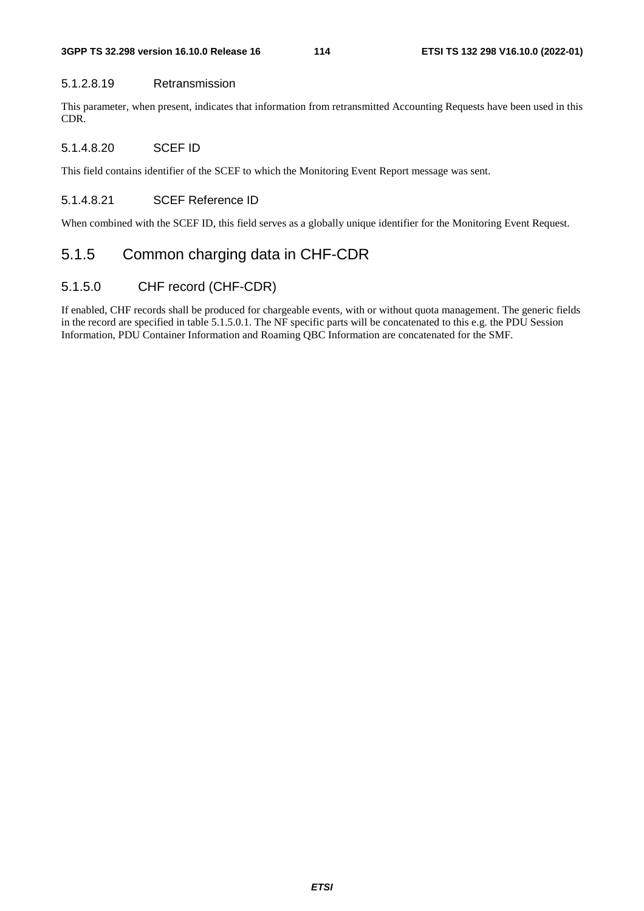#### 5.1.2.8.19 Retransmission

This parameter, when present, indicates that information from retransmitted Accounting Requests have been used in this CDR.

#### 5.1.4.8.20 SCEF ID

This field contains identifier of the SCEF to which the Monitoring Event Report message was sent.

#### 5.1.4.8.21 SCEF Reference ID

When combined with the SCEF ID, this field serves as a globally unique identifier for the Monitoring Event Request.

### 5.1.5 Common charging data in CHF-CDR

#### 5.1.5.0 CHF record (CHF-CDR)

If enabled, CHF records shall be produced for chargeable events, with or without quota management. The generic fields in the record are specified in table 5.1.5.0.1. The NF specific parts will be concatenated to this e.g. the PDU Session Information, PDU Container Information and Roaming QBC Information are concatenated for the SMF.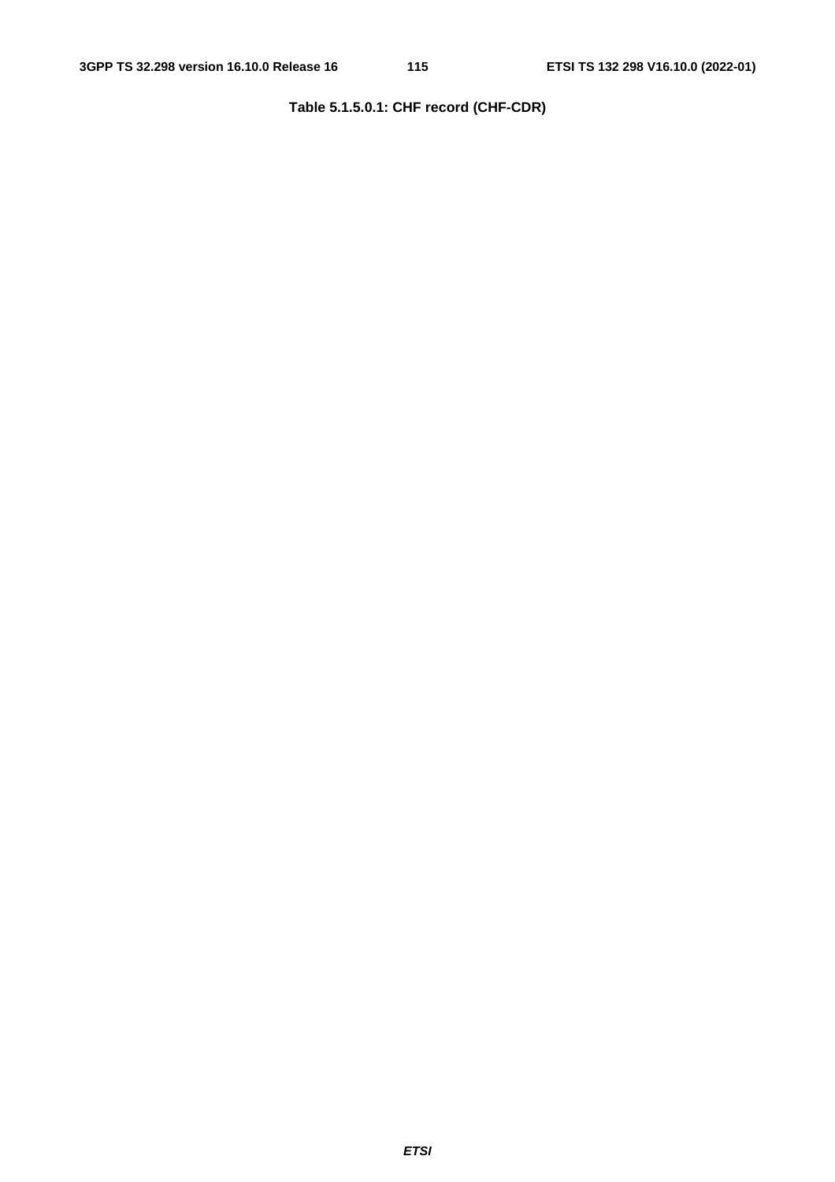**Table 5.1.5.0.1: CHF record (CHF-CDR)**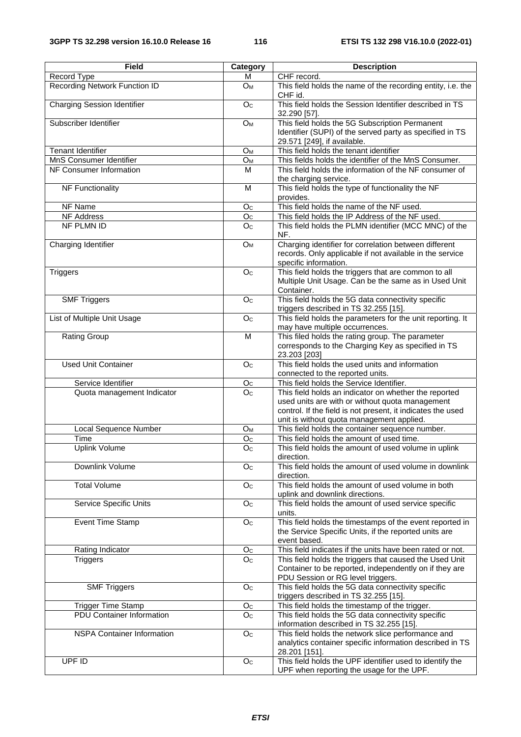| Field | Category | Description |
| --- | --- | --- |
| Record Type | M | CHF record. |
| Recording Network Function ID | $O_M$ | This field holds the name of the recording entity, i.e. the CHF id. |
| Charging Session Identifier | $O_C$ | This field holds the Session Identifier described in TS 32.290 [57]. |
| Subscriber Identifier | $O_M$ | This field holds the 5G Subscription Permanent Identifier (SUPI) of the served party as specified in TS 29.571 [249], if available. |
| Tenant Identifier | $O_M$ | This field holds the tenant identifier |
| MnS Consumer Identifier | $O_M$ | This fields holds the identifier of the MnS Consumer. |
| NF Consumer Information | M | This field holds the information of the NF consumer of the charging service. |
| NF Functionality | M | This field holds the type of functionality the NF provides. |
| NF Name | $O_C$ | This field holds the name of the NF used. |
| NF Address | $O_C$ | This field holds the IP Address of the NF used. |
| NF PLMN ID | $O_C$ | This field holds the PLMN identifier (MCC MNC) of the NF. |
| Charging Identifier | $O_M$ | Charging identifier for correlation between different records. Only applicable if not available in the service specific information. |
| Triggers | $O_C$ | This field holds the triggers that are common to all Multiple Unit Usage. Can be the same as in Used Unit Container. |
| SMF Triggers | $O_C$ | This field holds the 5G data connectivity specific triggers described in TS 32.255 [15]. |
| List of Multiple Unit Usage | $O_C$ | This field holds the parameters for the unit reporting. It may have multiple occurrences. |
| Rating Group | M | This filed holds the rating group. The parameter corresponds to the Charging Key as specified in TS 23.203 [203] |
| Used Unit Container | $O_C$ | This field holds the used units and information connected to the reported units. |
| Service Identifier | $O_C$ | This field holds the Service Identifier. |
| Quota management Indicator | $O_C$ | This field holds an indicator on whether the reported used units are with or without quota management control. If the field is not present, it indicates the used unit is without quota management applied. |
| Local Sequence Number | $O_M$ | This field holds the container sequence number. |
| Time | $O_C$ | This field holds the amount of used time. |
| Uplink Volume | $O_C$ | This field holds the amount of used volume in uplink direction. |
| Downlink Volume | $O_C$ | This field holds the amount of used volume in downlink direction. |
| Total Volume | $O_C$ | This field holds the amount of used volume in both uplink and downlink directions. |
| Service Specific Units | $O_C$ | This field holds the amount of used service specific units. |
| Event Time Stamp | $O_C$ | This field holds the timestamps of the event reported in the Service Specific Units, if the reported units are event based. |
| Rating Indicator | $O_C$ | This field indicates if the units have been rated or not. |
| Triggers | $O_C$ | This field holds the triggers that caused the Used Unit Container to be reported, independently on if they are PDU Session or RG level triggers. |
| SMF Triggers | $O_C$ | This field holds the 5G data connectivity specific triggers described in TS 32.255 [15]. |
| Trigger Time Stamp | $O_C$ | This field holds the timestamp of the trigger. |
| PDU Container Information | $O_C$ | This field holds the 5G data connectivity specific information described in TS 32.255 [15]. |
| NSPA Container Information | $O_C$ | This field holds the network slice performance and analytics container specific information described in TS 28.201 [151]. |
| UPF ID | $O_C$ | This field holds the UPF identifier used to identify the UPF when reporting the usage for the UPF. |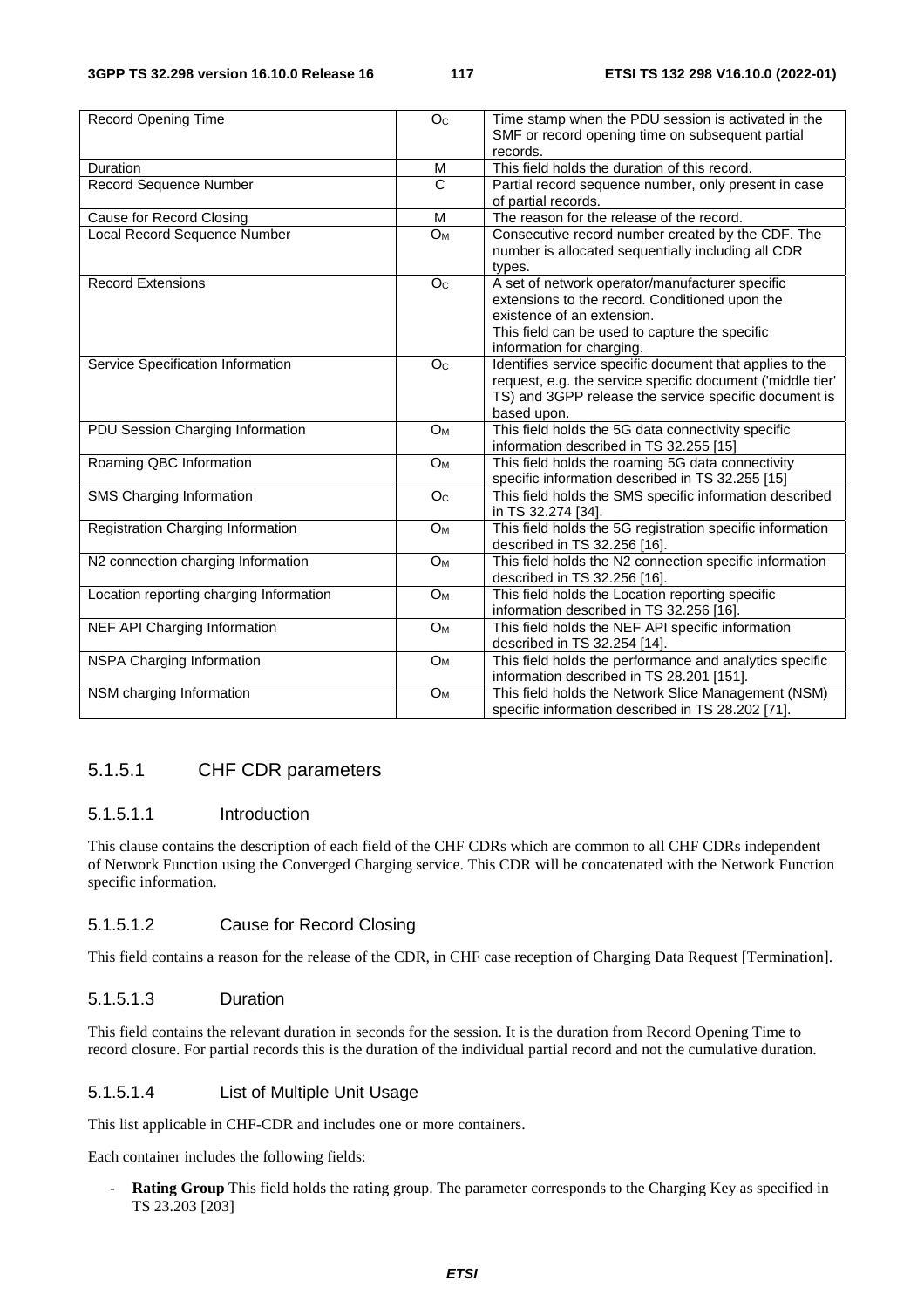| Record Opening Time | $O_C$ | Time stamp when the PDU session is activated in the SMF or record opening time on subsequent partial records. |
|---|---|---|
| Duration | M | This field holds the duration of this record. |
| Record Sequence Number | C | Partial record sequence number, only present in case of partial records. |
| Cause for Record Closing | M | The reason for the release of the record. |
| Local Record Sequence Number | $O_M$ | Consecutive record number created by the CDF. The number is allocated sequentially including all CDR types. |
| Record Extensions | $O_C$ | A set of network operator/manufacturer specific extensions to the record. Conditioned upon the existence of an extension.<br>This field can be used to capture the specific information for charging. |
| Service Specification Information | $O_C$ | Identifies service specific document that applies to the request, e.g. the service specific document ('middle tier' TS) and 3GPP release the service specific document is based upon. |
| PDU Session Charging Information | $O_M$ | This field holds the 5G data connectivity specific information described in TS 32.255 [15] |
| Roaming QBC Information | $O_M$ | This field holds the roaming 5G data connectivity specific information described in TS 32.255 [15] |
| SMS Charging Information | $O_C$ | This field holds the SMS specific information described in TS 32.274 [34]. |
| Registration Charging Information | $O_M$ | This field holds the 5G registration specific information described in TS 32.256 [16]. |
| N2 connection charging Information | $O_M$ | This field holds the N2 connection specific information described in TS 32.256 [16]. |
| Location reporting charging Information | $O_M$ | This field holds the Location reporting specific information described in TS 32.256 [16]. |
| NEF API Charging Information | $O_M$ | This field holds the NEF API specific information described in TS 32.254 [14]. |
| NSPA Charging Information | $O_M$ | This field holds the performance and analytics specific information described in TS 28.201 [151]. |
| NSM charging Information | $O_M$ | This field holds the Network Slice Management (NSM) specific information described in TS 28.202 [71]. |

### 5.1.5.1 CHF CDR parameters

#### 5.1.5.1.1 Introduction

This clause contains the description of each field of the CHF CDRs which are common to all CHF CDRs independent of Network Function using the Converged Charging service. This CDR will be concatenated with the Network Function specific information.

#### 5.1.5.1.2 Cause for Record Closing

This field contains a reason for the release of the CDR, in CHF case reception of Charging Data Request [Termination].

#### 5.1.5.1.3 Duration

This field contains the relevant duration in seconds for the session. It is the duration from Record Opening Time to record closure. For partial records this is the duration of the individual partial record and not the cumulative duration.

#### 5.1.5.1.4 List of Multiple Unit Usage

This list applicable in CHF-CDR and includes one or more containers.

Each container includes the following fields:

- **Rating Group** This field holds the rating group. The parameter corresponds to the Charging Key as specified in TS 23.203 [203]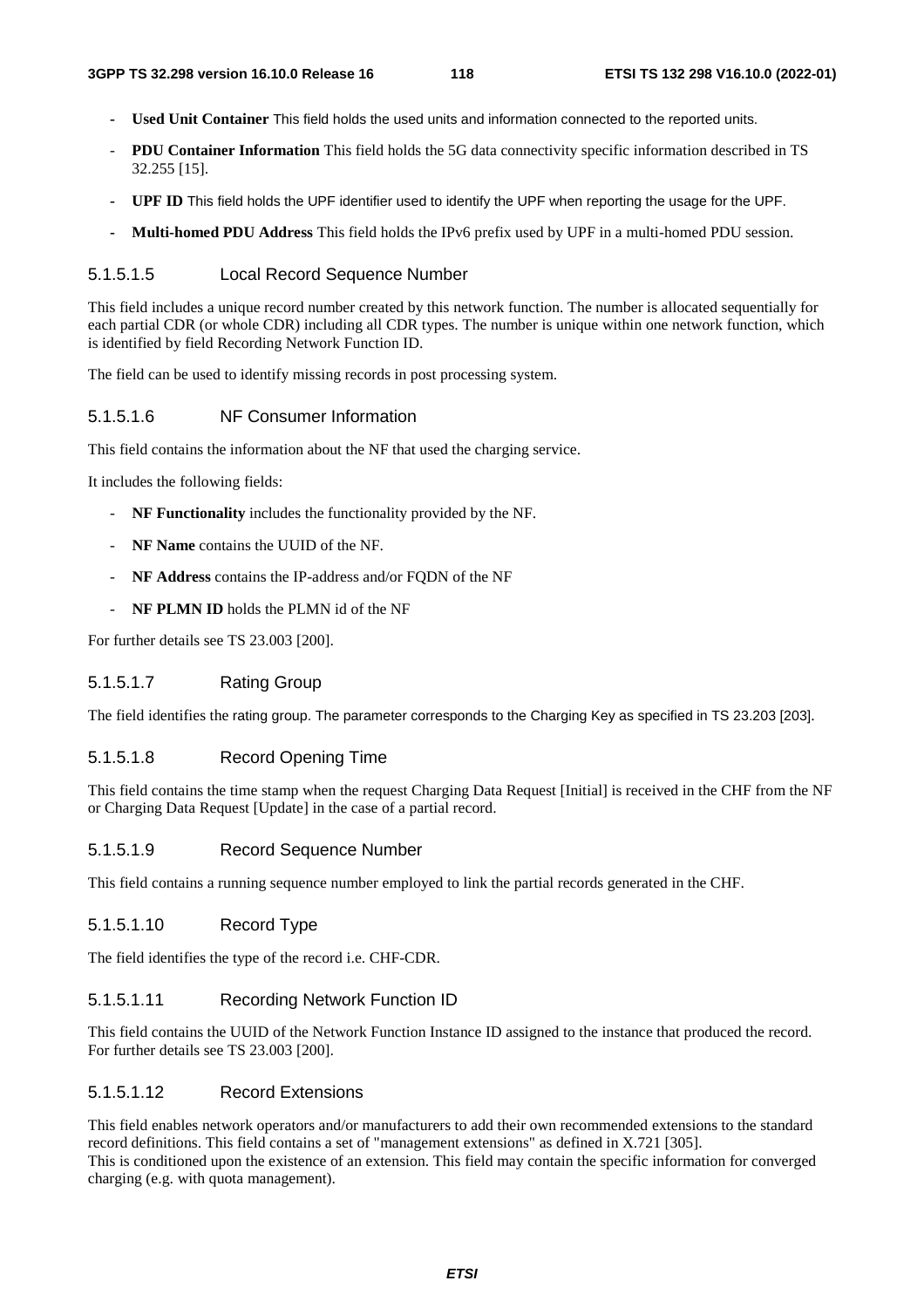- **Used Unit Container** This field holds the used units and information connected to the reported units.
- **PDU Container Information** This field holds the 5G data connectivity specific information described in TS 32.255 [15].
- **UPF ID** This field holds the UPF identifier used to identify the UPF when reporting the usage for the UPF.
- **Multi-homed PDU Address** This field holds the IPv6 prefix used by UPF in a multi-homed PDU session.

#### 5.1.5.1.5 Local Record Sequence Number

This field includes a unique record number created by this network function. The number is allocated sequentially for each partial CDR (or whole CDR) including all CDR types. The number is unique within one network function, which is identified by field Recording Network Function ID.

The field can be used to identify missing records in post processing system.

#### 5.1.5.1.6 NF Consumer Information

This field contains the information about the NF that used the charging service.

It includes the following fields:

- **NF Functionality** includes the functionality provided by the NF.
- **NF Name** contains the UUID of the NF.
- **NF Address** contains the IP-address and/or FQDN of the NF
- **NF PLMN ID** holds the PLMN id of the NF

For further details see TS 23.003 [200].

#### 5.1.5.1.7 Rating Group

The field identifies the rating group. The parameter corresponds to the Charging Key as specified in TS 23.203 [203].

#### 5.1.5.1.8 Record Opening Time

This field contains the time stamp when the request Charging Data Request [Initial] is received in the CHF from the NF or Charging Data Request [Update] in the case of a partial record.

#### 5.1.5.1.9 Record Sequence Number

This field contains a running sequence number employed to link the partial records generated in the CHF.

#### 5.1.5.1.10 Record Type

The field identifies the type of the record i.e. CHF-CDR.

#### 5.1.5.1.11 Recording Network Function ID

This field contains the UUID of the Network Function Instance ID assigned to the instance that produced the record. For further details see TS 23.003 [200].

#### 5.1.5.1.12 Record Extensions

This field enables network operators and/or manufacturers to add their own recommended extensions to the standard record definitions. This field contains a set of "management extensions" as defined in X.721 [305].
This is conditioned upon the existence of an extension. This field may contain the specific information for converged charging (e.g. with quota management).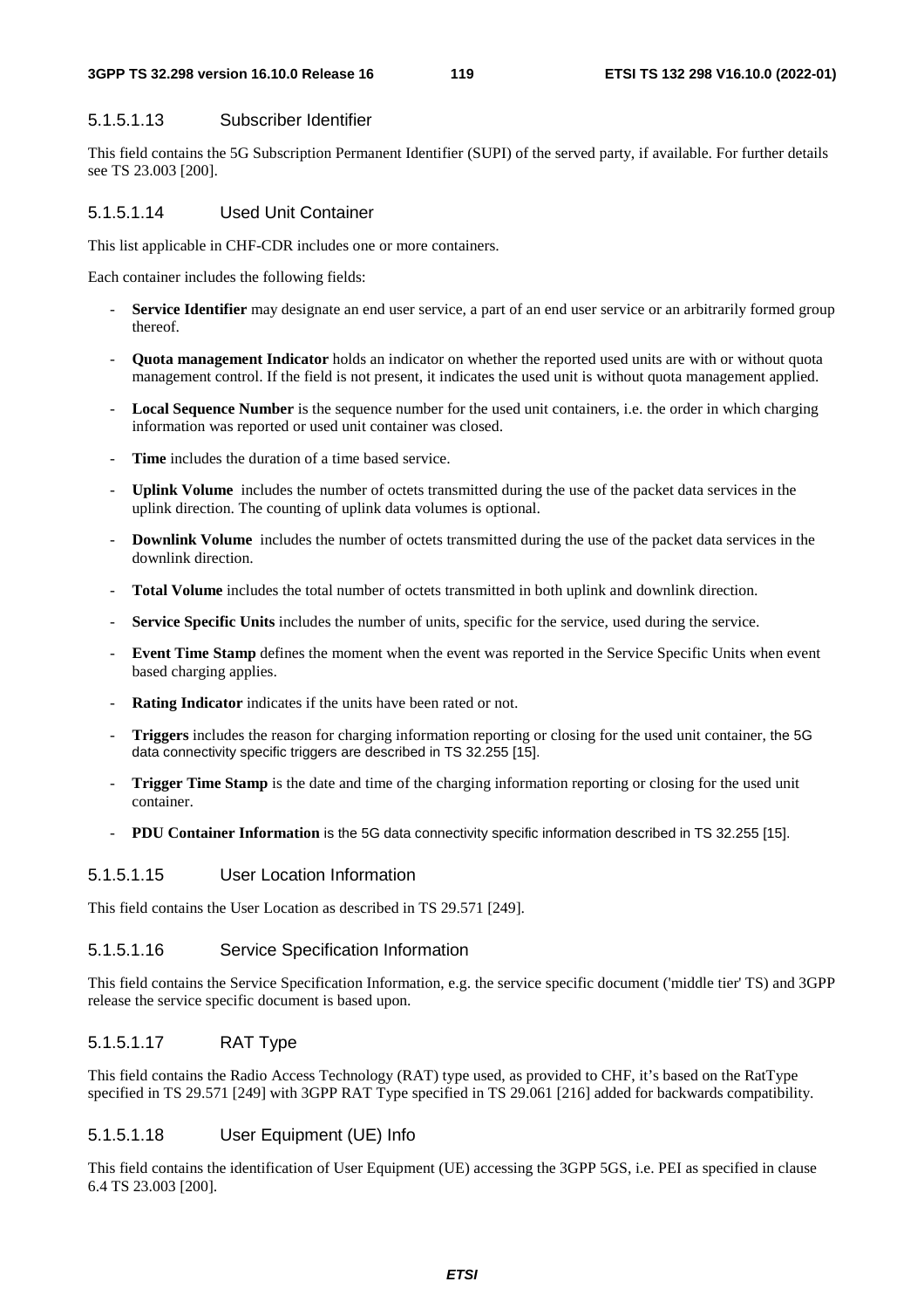#### 5.1.5.1.13 Subscriber Identifier

This field contains the 5G Subscription Permanent Identifier (SUPI) of the served party, if available. For further details see TS 23.003 [200].

#### 5.1.5.1.14 Used Unit Container

This list applicable in CHF-CDR includes one or more containers.

Each container includes the following fields:

- **Service Identifier** may designate an end user service, a part of an end user service or an arbitrarily formed group thereof.
- **Quota management Indicator** holds an indicator on whether the reported used units are with or without quota management control. If the field is not present, it indicates the used unit is without quota management applied.
- **Local Sequence Number** is the sequence number for the used unit containers, i.e. the order in which charging information was reported or used unit container was closed.
- **Time** includes the duration of a time based service.
- **Uplink Volume** includes the number of octets transmitted during the use of the packet data services in the uplink direction. The counting of uplink data volumes is optional.
- **Downlink Volume** includes the number of octets transmitted during the use of the packet data services in the downlink direction.
- **Total Volume** includes the total number of octets transmitted in both uplink and downlink direction.
- **Service Specific Units** includes the number of units, specific for the service, used during the service.
- **Event Time Stamp** defines the moment when the event was reported in the Service Specific Units when event based charging applies.
- **Rating Indicator** indicates if the units have been rated or not.
- **Triggers** includes the reason for charging information reporting or closing for the used unit container, the 5G data connectivity specific triggers are described in TS 32.255 [15].
- **Trigger Time Stamp** is the date and time of the charging information reporting or closing for the used unit container.
- **PDU Container Information** is the 5G data connectivity specific information described in TS 32.255 [15].

#### 5.1.5.1.15 User Location Information

This field contains the User Location as described in TS 29.571 [249].

#### 5.1.5.1.16 Service Specification Information

This field contains the Service Specification Information, e.g. the service specific document ('middle tier' TS) and 3GPP release the service specific document is based upon.

#### 5.1.5.1.17 RAT Type

This field contains the Radio Access Technology (RAT) type used, as provided to CHF, it's based on the RatType specified in TS 29.571 [249] with 3GPP RAT Type specified in TS 29.061 [216] added for backwards compatibility.

#### 5.1.5.1.18 User Equipment (UE) Info

This field contains the identification of User Equipment (UE) accessing the 3GPP 5GS, i.e. PEI as specified in clause 6.4 TS 23.003 [200].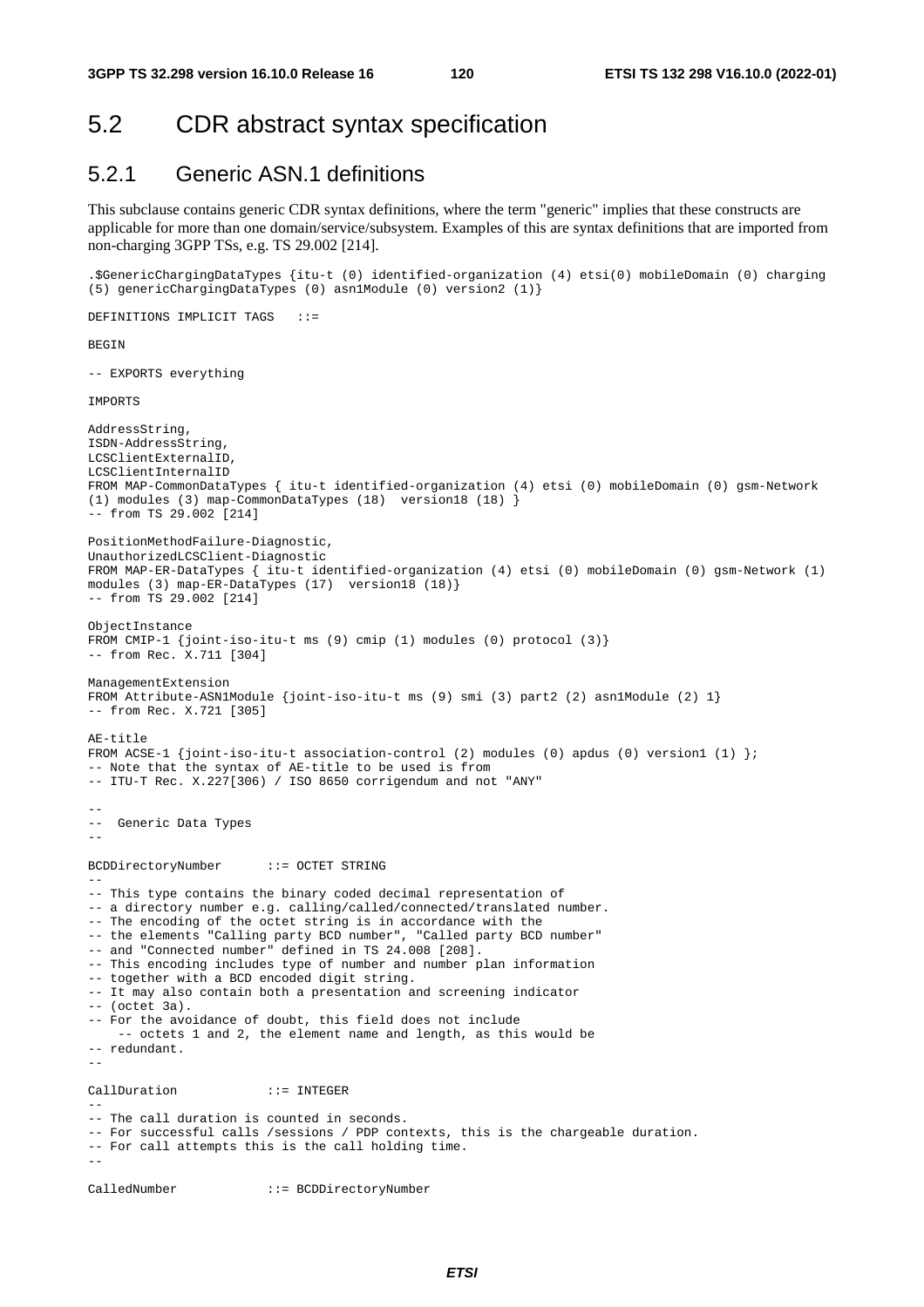## 5.2 CDR abstract syntax specification

### 5.2.1 Generic ASN.1 definitions

This subclause contains generic CDR syntax definitions, where the term "generic" implies that these constructs are applicable for more than one domain/service/subsystem. Examples of this are syntax definitions that are imported from non-charging 3GPP TSs, e.g. TS 29.002 [214].

```
.$GenericChargingDataTypes {itu-t (0) identified-organization (4) etsi(0) mobileDomain (0) charging
(5) genericChargingDataTypes (0) asn1Module (0) version2 (1)}

DEFINITIONS IMPLICIT TAGS   ::=

BEGIN

-- EXPORTS everything

IMPORTS

AddressString,
ISDN-AddressString,
LCSClientExternalID,
LCSClientInternalID
FROM MAP-CommonDataTypes { itu-t identified-organization (4) etsi (0) mobileDomain (0) gsm-Network
(1) modules (3) map-CommonDataTypes (18)  version18 (18) }
-- from TS 29.002 [214]

PositionMethodFailure-Diagnostic,
UnauthorizedLCSClient-Diagnostic
FROM MAP-ER-DataTypes { itu-t identified-organization (4) etsi (0) mobileDomain (0) gsm-Network (1)
modules (3) map-ER-DataTypes (17)  version18 (18)}
-- from TS 29.002 [214]

ObjectInstance
FROM CMIP-1 {joint-iso-itu-t ms (9) cmip (1) modules (0) protocol (3)}
-- from Rec. X.711 [304]

ManagementExtension
FROM Attribute-ASN1Module {joint-iso-itu-t ms (9) smi (3) part2 (2) asn1Module (2) 1}
-- from Rec. X.721 [305]

AE-title
FROM ACSE-1 {joint-iso-itu-t association-control (2) modules (0) apdus (0) version1 (1) };
-- Note that the syntax of AE-title to be used is from
-- ITU-T Rec. X.227[306) / ISO 8650 corrigendum and not "ANY"

--
--  Generic Data Types
--

BCDDirectoryNumber      ::= OCTET STRING
--
-- This type contains the binary coded decimal representation of
-- a directory number e.g. calling/called/connected/translated number.
-- The encoding of the octet string is in accordance with the
-- the elements "Calling party BCD number", "Called party BCD number"
-- and "Connected number" defined in TS 24.008 [208].
-- This encoding includes type of number and number plan information
-- together with a BCD encoded digit string.
-- It may also contain both a presentation and screening indicator
-- (octet 3a).
-- For the avoidance of doubt, this field does not include
    -- octets 1 and 2, the element name and length, as this would be
-- redundant.
--

CallDuration            ::= INTEGER
--
-- The call duration is counted in seconds.
-- For successful calls /sessions / PDP contexts, this is the chargeable duration.
-- For call attempts this is the call holding time.
--

CalledNumber            ::= BCDDirectoryNumber
```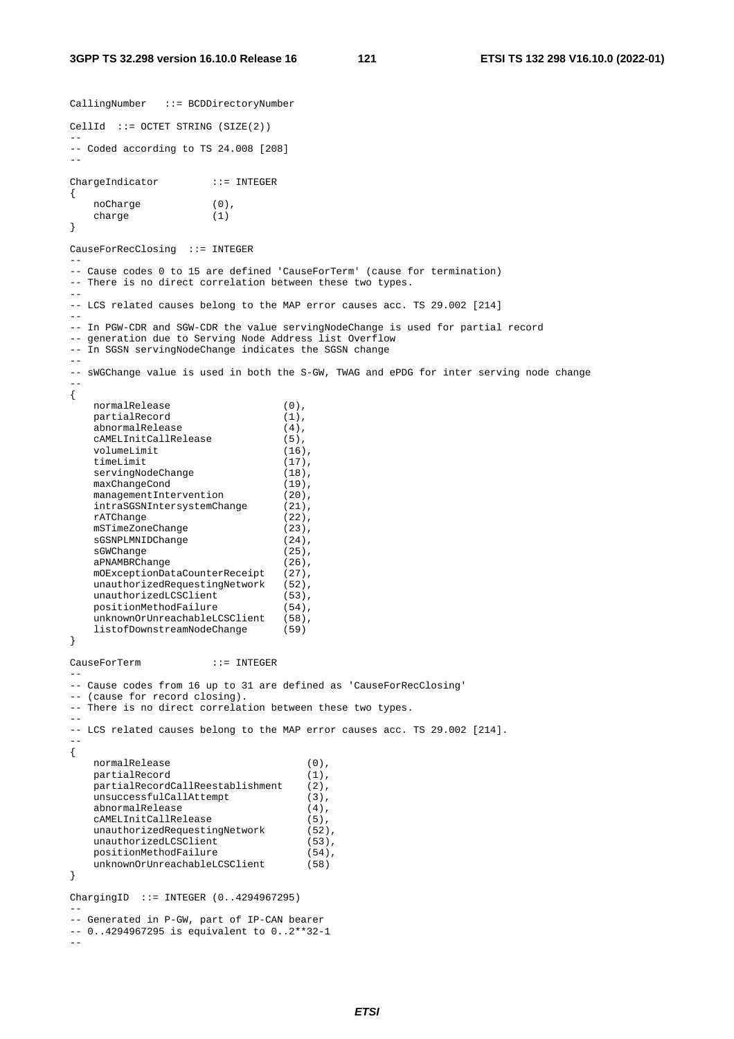```
CallingNumber   ::= BCDDirectoryNumber

CellId  ::= OCTET STRING (SIZE(2))
--
-- Coded according to TS 24.008 [208]
--

ChargeIndicator         ::= INTEGER
{
    noCharge            (0),
    charge              (1)
}

CauseForRecClosing  ::= INTEGER
--
-- Cause codes 0 to 15 are defined 'CauseForTerm' (cause for termination)
-- There is no direct correlation between these two types.
--
-- LCS related causes belong to the MAP error causes acc. TS 29.002 [214]
--
-- In PGW-CDR and SGW-CDR the value servingNodeChange is used for partial record
-- generation due to Serving Node Address list Overflow
-- In SGSN servingNodeChange indicates the SGSN change
--
-- sWGChange value is used in both the S-GW, TWAG and ePDG for inter serving node change
--
{
    normalRelease                   (0),
    partialRecord                   (1),
    abnormalRelease                 (4),
    cAMELInitCallRelease            (5),
    volumeLimit                     (16),
    timeLimit                       (17),
    servingNodeChange               (18),
    maxChangeCond                   (19),
    managementIntervention          (20),
    intraSGSNIntersystemChange      (21),
    rATChange                       (22),
    mSTimeZoneChange                (23),
    sGSNPLMNIDChange                (24),
    sGWChange                       (25),
    aPNAMBRChange                   (26),
    mOExceptionDataCounterReceipt   (27),
    unauthorizedRequestingNetwork   (52),
    unauthorizedLCSClient           (53),
    positionMethodFailure           (54),
    unknownOrUnreachableLCSClient   (58),
    listofDownstreamNodeChange      (59)
}

CauseForTerm            ::= INTEGER
--
-- Cause codes from 16 up to 31 are defined as 'CauseForRecClosing'
-- (cause for record closing).
-- There is no direct correlation between these two types.
--
-- LCS related causes belong to the MAP error causes acc. TS 29.002 [214].
--
{
    normalRelease                       (0),
    partialRecord                       (1),
    partialRecordCallReestablishment    (2),
    unsuccessfulCallAttempt             (3),
    abnormalRelease                     (4),
    cAMELInitCallRelease                (5),
    unauthorizedRequestingNetwork       (52),
    unauthorizedLCSClient               (53),
    positionMethodFailure               (54),
    unknownOrUnreachableLCSClient       (58)
}

ChargingID  ::= INTEGER (0..4294967295)
--
-- Generated in P-GW, part of IP-CAN bearer
-- 0..4294967295 is equivalent to 0..2**32-1
--
```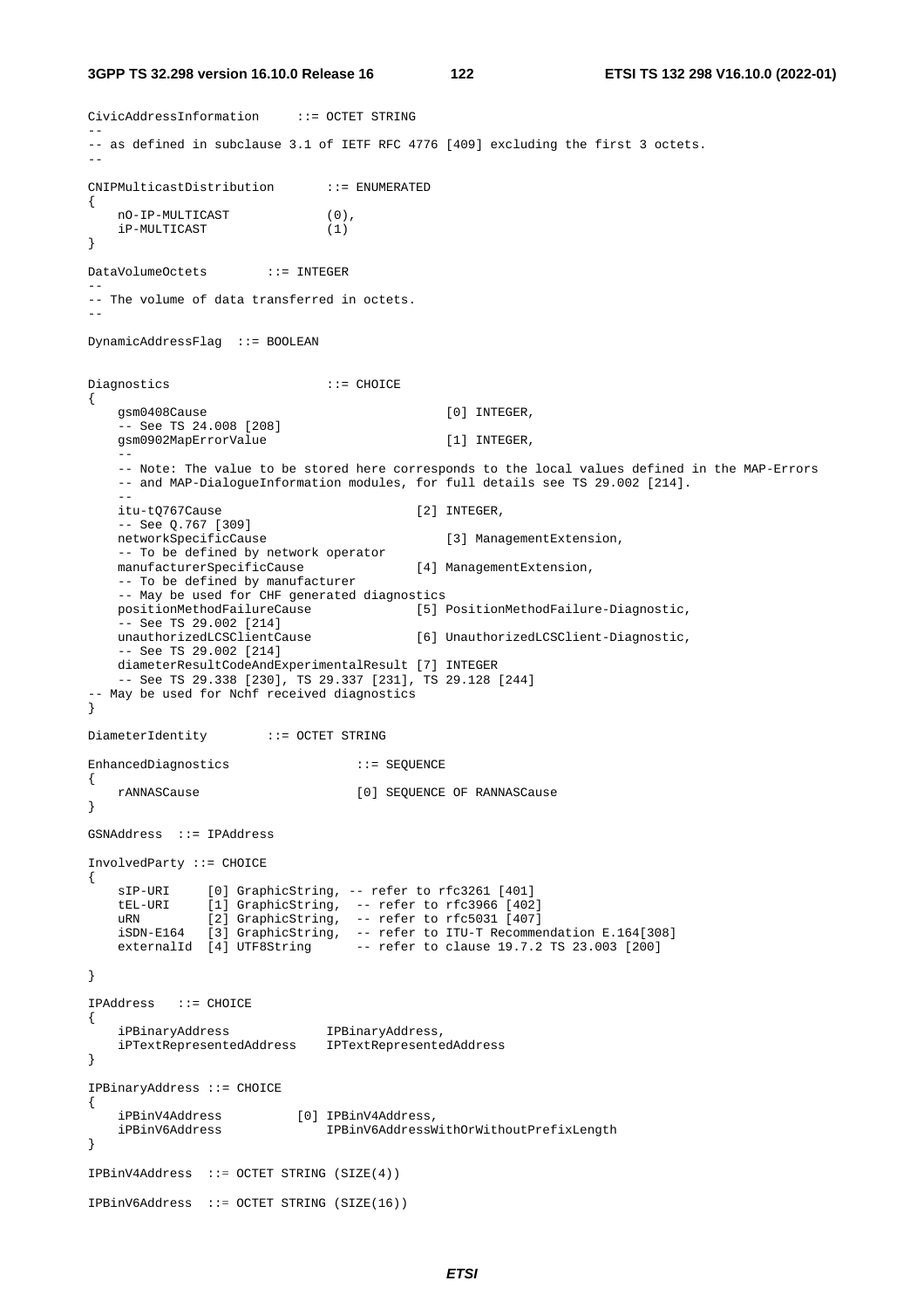```
CivicAddressInformation     ::= OCTET STRING
--
-- as defined in subclause 3.1 of IETF RFC 4776 [409] excluding the first 3 octets.
--

CNIPMulticastDistribution       ::= ENUMERATED
{
    nO-IP-MULTICAST             (0),
    iP-MULTICAST                (1)
}

DataVolumeOctets        ::= INTEGER
--
-- The volume of data transferred in octets.
--

DynamicAddressFlag  ::= BOOLEAN


Diagnostics                     ::= CHOICE
{
    gsm0408Cause                                [0] INTEGER,
    -- See TS 24.008 [208]
    gsm0902MapErrorValue                        [1] INTEGER,
    --
    -- Note: The value to be stored here corresponds to the local values defined in the MAP-Errors
    -- and MAP-DialogueInformation modules, for full details see TS 29.002 [214].
    --
    itu-tQ767Cause                          [2] INTEGER,
    -- See Q.767 [309]
    networkSpecificCause                        [3] ManagementExtension,
    -- To be defined by network operator
    manufacturerSpecificCause               [4] ManagementExtension,
    -- To be defined by manufacturer
    -- May be used for CHF generated diagnostics
    positionMethodFailureCause              [5] PositionMethodFailure-Diagnostic,
    -- See TS 29.002 [214]
    unauthorizedLCSClientCause              [6] UnauthorizedLCSClient-Diagnostic,
    -- See TS 29.002 [214]
    diameterResultCodeAndExperimentalResult [7] INTEGER
    -- See TS 29.338 [230], TS 29.337 [231], TS 29.128 [244]
-- May be used for Nchf received diagnostics
}

DiameterIdentity        ::= OCTET STRING

EnhancedDiagnostics                 ::= SEQUENCE
{
    rANNASCause                     [0] SEQUENCE OF RANNASCause
}

GSNAddress  ::= IPAddress

InvolvedParty ::= CHOICE
{
    sIP-URI     [0] GraphicString, -- refer to rfc3261 [401]
    tEL-URI     [1] GraphicString,  -- refer to rfc3966 [402]
    uRN         [2] GraphicString,  -- refer to rfc5031 [407]
    iSDN-E164   [3] GraphicString,  -- refer to ITU-T Recommendation E.164[308]
    externalId  [4] UTF8String      -- refer to clause 19.7.2 TS 23.003 [200]

}

IPAddress   ::= CHOICE
{
    iPBinaryAddress             IPBinaryAddress,
    iPTextRepresentedAddress    IPTextRepresentedAddress
}

IPBinaryAddress ::= CHOICE
{
    iPBinV4Address          [0] IPBinV4Address,
    iPBinV6Address              IPBinV6AddressWithOrWithoutPrefixLength
}

IPBinV4Address  ::= OCTET STRING (SIZE(4))

IPBinV6Address  ::= OCTET STRING (SIZE(16))
```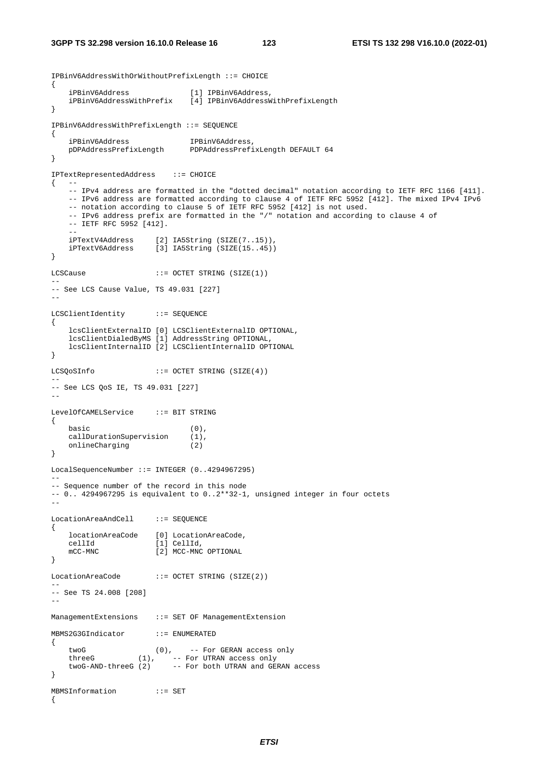```
IPBinV6AddressWithOrWithoutPrefixLength ::= CHOICE
{
    iPBinV6Address              [1] IPBinV6Address,
    iPBinV6AddressWithPrefix    [4] IPBinV6AddressWithPrefixLength
}

IPBinV6AddressWithPrefixLength ::= SEQUENCE
{
    iPBinV6Address              IPBinV6Address,
    pDPAddressPrefixLength      PDPAddressPrefixLength DEFAULT 64
}

IPTextRepresentedAddress    ::= CHOICE
{   --
    -- IPv4 address are formatted in the "dotted decimal" notation according to IETF RFC 1166 [411].
    -- IPv6 address are formatted according to clause 4 of IETF RFC 5952 [412]. The mixed IPv4 IPv6
    -- notation according to clause 5 of IETF RFC 5952 [412] is not used.
    -- IPv6 address prefix are formatted in the "/" notation and according to clause 4 of
    -- IETF RFC 5952 [412].
    --
    iPTextV4Address     [2] IA5String (SIZE(7..15)),
    iPTextV6Address     [3] IA5String (SIZE(15..45))
}

LCSCause                ::= OCTET STRING (SIZE(1))
--
-- See LCS Cause Value, TS 49.031 [227]
--

LCSClientIdentity       ::= SEQUENCE
{
    lcsClientExternalID [0] LCSClientExternalID OPTIONAL,
    lcsClientDialedByMS [1] AddressString OPTIONAL,
    lcsClientInternalID [2] LCSClientInternalID OPTIONAL
}

LCSQoSInfo              ::= OCTET STRING (SIZE(4))
--
-- See LCS QoS IE, TS 49.031 [227]
--

LevelOfCAMELService     ::= BIT STRING
{
    basic                       (0),
    callDurationSupervision     (1),
    onlineCharging              (2)
}

LocalSequenceNumber ::= INTEGER (0..4294967295)
--
-- Sequence number of the record in this node
-- 0.. 4294967295 is equivalent to 0..2**32-1, unsigned integer in four octets
--

LocationAreaAndCell     ::= SEQUENCE
{
    locationAreaCode    [0] LocationAreaCode,
    cellId              [1] CellId,
    mCC-MNC             [2] MCC-MNC OPTIONAL
}

LocationAreaCode        ::= OCTET STRING (SIZE(2))
--
-- See TS 24.008 [208]
--

ManagementExtensions    ::= SET OF ManagementExtension

MBMS2G3GIndicator       ::= ENUMERATED
{
    twoG                (0),    -- For GERAN access only
    threeG          (1),    -- For UTRAN access only
    twoG-AND-threeG (2)     -- For both UTRAN and GERAN access
}

MBMSInformation         ::= SET
{
```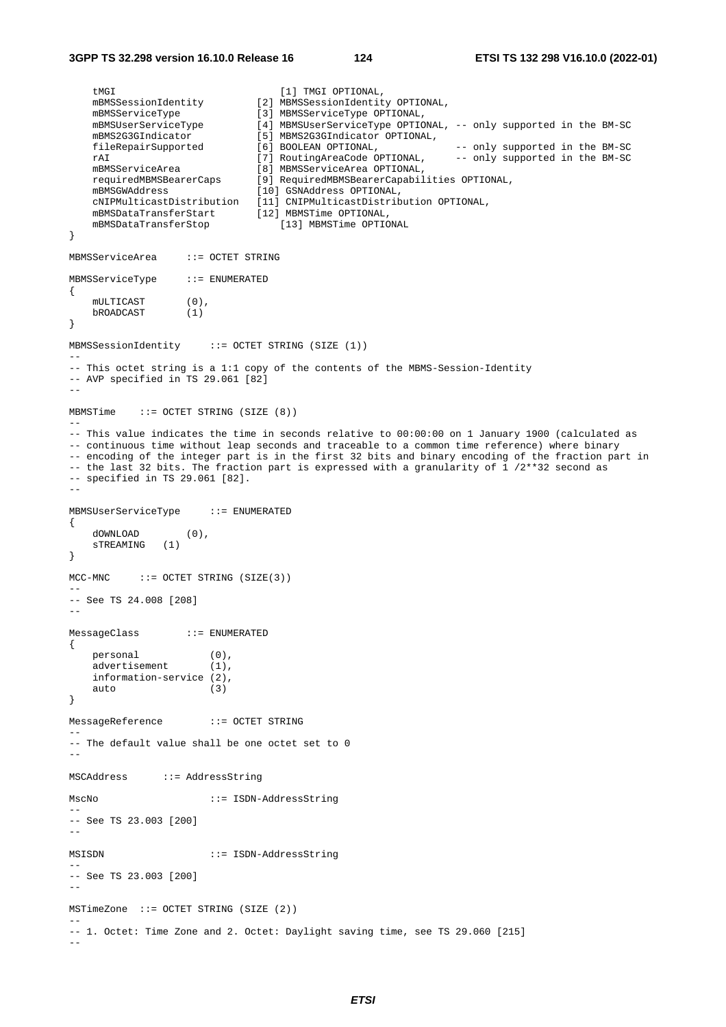```
    tMGI                            [1] TMGI OPTIONAL,
    mBMSSessionIdentity         [2] MBMSSessionIdentity OPTIONAL,
    mBMSServiceType             [3] MBMSServiceType OPTIONAL,
    mBMSUserServiceType         [4] MBMSUserServiceType OPTIONAL, -- only supported in the BM-SC
    mBMS2G3GIndicator           [5] MBMS2G3GIndicator OPTIONAL,
    fileRepairSupported         [6] BOOLEAN OPTIONAL,            -- only supported in the BM-SC
    rAI                         [7] RoutingAreaCode OPTIONAL,     -- only supported in the BM-SC
    mBMSServiceArea             [8] MBMSServiceArea OPTIONAL,
    requiredMBMSBearerCaps      [9] RequiredMBMSBearerCapabilities OPTIONAL,
    mBMSGWAddress               [10] GSNAddress OPTIONAL,
    cNIPMulticastDistribution   [11] CNIPMulticastDistribution OPTIONAL,
    mBMSDataTransferStart       [12] MBMSTime OPTIONAL,
    mBMSDataTransferStop            [13] MBMSTime OPTIONAL
}

MBMSServiceArea     ::= OCTET STRING

MBMSServiceType     ::= ENUMERATED
{
    mULTICAST       (0),
    bROADCAST       (1)
}

MBMSSessionIdentity     ::= OCTET STRING (SIZE (1))
--
-- This octet string is a 1:1 copy of the contents of the MBMS-Session-Identity
-- AVP specified in TS 29.061 [82]
--

MBMSTime    ::= OCTET STRING (SIZE (8))
--
-- This value indicates the time in seconds relative to 00:00:00 on 1 January 1900 (calculated as
-- continuous time without leap seconds and traceable to a common time reference) where binary
-- encoding of the integer part is in the first 32 bits and binary encoding of the fraction part in
-- the last 32 bits. The fraction part is expressed with a granularity of 1 /2**32 second as
-- specified in TS 29.061 [82].
--

MBMSUserServiceType     ::= ENUMERATED
{
    dOWNLOAD        (0),
    sTREAMING   (1)
}

MCC-MNC     ::= OCTET STRING (SIZE(3))
--
-- See TS 24.008 [208]
--

MessageClass        ::= ENUMERATED
{
    personal            (0),
    advertisement       (1),
    information-service (2),
    auto                (3)
}

MessageReference        ::= OCTET STRING
--
-- The default value shall be one octet set to 0
--

MSCAddress      ::= AddressString

MscNo                   ::= ISDN-AddressString
--
-- See TS 23.003 [200]
--

MSISDN                  ::= ISDN-AddressString
--
-- See TS 23.003 [200]
--

MSTimeZone  ::= OCTET STRING (SIZE (2))
--
-- 1. Octet: Time Zone and 2. Octet: Daylight saving time, see TS 29.060 [215]
--
```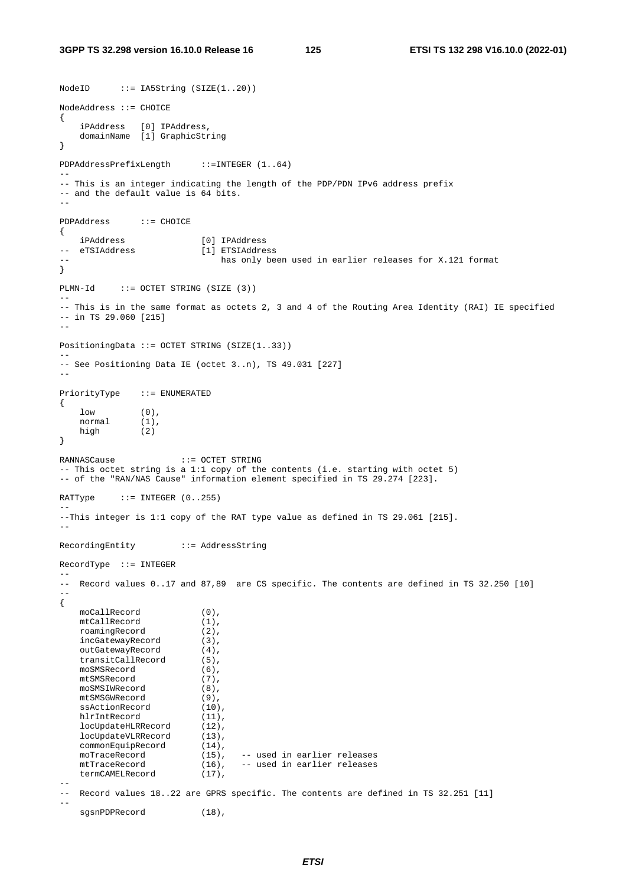```
NodeID      ::= IA5String (SIZE(1..20))

NodeAddress ::= CHOICE
{
    iPAddress   [0] IPAddress,
    domainName  [1] GraphicString
}

PDPAddressPrefixLength      ::=INTEGER (1..64)
--
-- This is an integer indicating the length of the PDP/PDN IPv6 address prefix
-- and the default value is 64 bits.
--

PDPAddress      ::= CHOICE
{
    iPAddress               [0] IPAddress
--  eTSIAddress             [1] ETSIAddress
--                              has only been used in earlier releases for X.121 format
}

PLMN-Id     ::= OCTET STRING (SIZE (3))
--
-- This is in the same format as octets 2, 3 and 4 of the Routing Area Identity (RAI) IE specified
-- in TS 29.060 [215]
--

PositioningData ::= OCTET STRING (SIZE(1..33))
--
-- See Positioning Data IE (octet 3..n), TS 49.031 [227]
--

PriorityType    ::= ENUMERATED
{
    low         (0),
    normal      (1),
    high        (2)
}

RANNASCause             ::= OCTET STRING
-- This octet string is a 1:1 copy of the contents (i.e. starting with octet 5)
-- of the "RAN/NAS Cause" information element specified in TS 29.274 [223].

RATType     ::= INTEGER (0..255)
--
--This integer is 1:1 copy of the RAT type value as defined in TS 29.061 [215].
--

RecordingEntity         ::= AddressString

RecordType  ::= INTEGER
--
--  Record values 0..17 and 87,89  are CS specific. The contents are defined in TS 32.250 [10]
--
{
    moCallRecord            (0),
    mtCallRecord            (1),
    roamingRecord           (2),
    incGatewayRecord        (3),
    outGatewayRecord        (4),
    transitCallRecord       (5),
    moSMSRecord             (6),
    mtSMSRecord             (7),
    moSMSIWRecord           (8),
    mtSMSGWRecord           (9),
    ssActionRecord          (10),
    hlrIntRecord            (11),
    locUpdateHLRRecord      (12),
    locUpdateVLRRecord      (13),
    commonEquipRecord       (14),
    moTraceRecord           (15),   -- used in earlier releases
    mtTraceRecord           (16),   -- used in earlier releases
    termCAMELRecord         (17),
--
--  Record values 18..22 are GPRS specific. The contents are defined in TS 32.251 [11]
--
    sgsnPDPRecord           (18),
```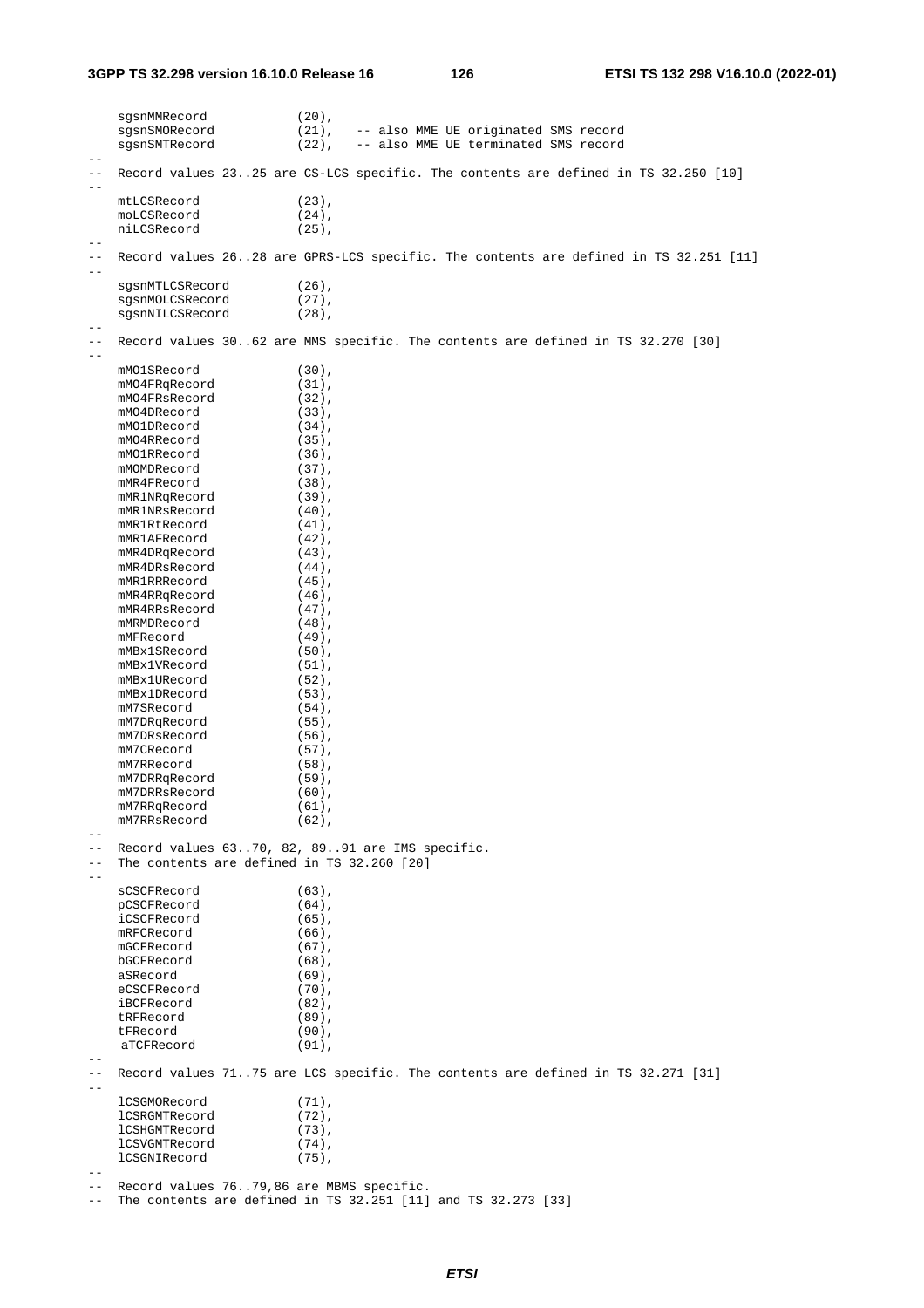```
    sgsnMMRecord            (20),
    sgsnSMORecord           (21),   -- also MME UE originated SMS record
    sgsnSMTRecord           (22),   -- also MME UE terminated SMS record
--
--  Record values 23..25 are CS-LCS specific. The contents are defined in TS 32.250 [10]
--
    mtLCSRecord             (23),
    moLCSRecord             (24),
    niLCSRecord             (25),
--
--  Record values 26..28 are GPRS-LCS specific. The contents are defined in TS 32.251 [11]
--
    sgsnMTLCSRecord         (26),
    sgsnMOLCSRecord         (27),
    sgsnNILCSRecord         (28),
--
--  Record values 30..62 are MMS specific. The contents are defined in TS 32.270 [30]
--
    mMO1SRecord             (30),
    mMO4FRqRecord           (31),
    mMO4FRsRecord           (32),
    mMO4DRecord             (33),
    mMO1DRecord             (34),
    mMO4RRecord             (35),
    mMO1RRecord             (36),
    mMOMDRecord             (37),
    mMR4FRecord             (38),
    mMR1NRqRecord           (39),
    mMR1NRsRecord           (40),
    mMR1RtRecord            (41),
    mMR1AFRecord            (42),
    mMR4DRqRecord           (43),
    mMR4DRsRecord           (44),
    mMR1RRRecord            (45),
    mMR4RRqRecord           (46),
    mMR4RRsRecord           (47),
    mMRMDRecord             (48),
    mMFRecord               (49),
    mMBx1SRecord            (50),
    mMBx1VRecord            (51),
    mMBx1URecord            (52),
    mMBx1DRecord            (53),
    mM7SRecord              (54),
    mM7DRqRecord            (55),
    mM7DRsRecord            (56),
    mM7CRecord              (57),
    mM7RRecord              (58),
    mM7DRRqRecord           (59),
    mM7DRRsRecord           (60),
    mM7RRqRecord            (61),
    mM7RRsRecord            (62),
--
--  Record values 63..70, 82, 89..91 are IMS specific.
--  The contents are defined in TS 32.260 [20]
--
    sCSCFRecord             (63),
    pCSCFRecord             (64),
    iCSCFRecord             (65),
    mRFCRecord              (66),
    mGCFRecord              (67),
    bGCFRecord              (68),
    aSRecord                (69),
    eCSCFRecord             (70),
    iBCFRecord              (82),
    tRFRecord               (89),
    tFRecord                (90),
     aTCFRecord             (91),
--
--  Record values 71..75 are LCS specific. The contents are defined in TS 32.271 [31]
--
    lCSGMORecord            (71),
    lCSRGMTRecord           (72),
    lCSHGMTRecord           (73),
    lCSVGMTRecord           (74),
    lCSGNIRecord            (75),
--
--  Record values 76..79,86 are MBMS specific.
--  The contents are defined in TS 32.251 [11] and TS 32.273 [33]
```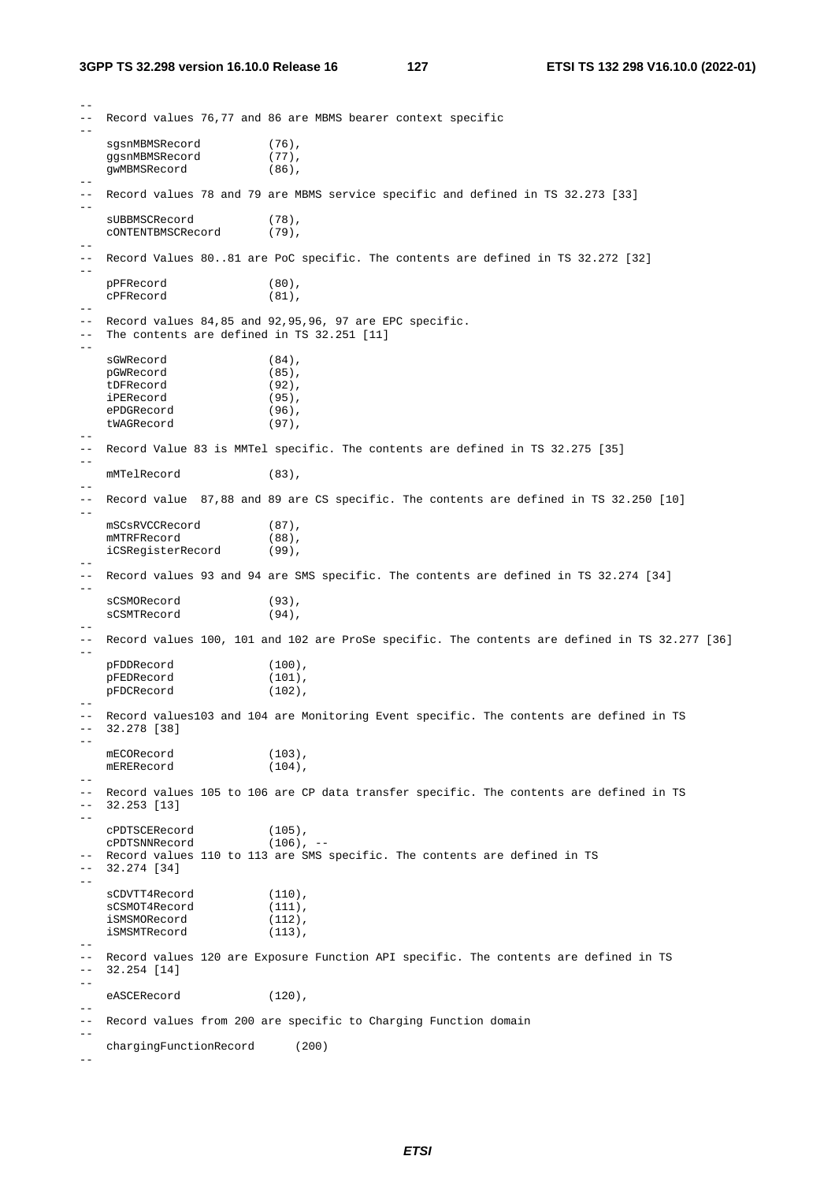```
--
-- Record values 76,77 and 86 are MBMS bearer context specific
--
    sgsnMBMSRecord          (76),
    ggsnMBMSRecord          (77),
    gwMBMSRecord            (86),
--
-- Record values 78 and 79 are MBMS service specific and defined in TS 32.273 [33]
--
    sUBBMSCRecord           (78),
    cONTENTBMSCRecord       (79),
--
-- Record Values 80..81 are PoC specific. The contents are defined in TS 32.272 [32]
--
    pPFRecord               (80),
    cPFRecord               (81),
--
-- Record values 84,85 and 92,95,96, 97 are EPC specific.
-- The contents are defined in TS 32.251 [11]
--
    sGWRecord               (84),
    pGWRecord               (85),
    tDFRecord               (92),
    iPERecord               (95),
    ePDGRecord              (96),
    tWAGRecord              (97),
--
-- Record Value 83 is MMTel specific. The contents are defined in TS 32.275 [35]
--
    mMTelRecord             (83),
--
-- Record value  87,88 and 89 are CS specific. The contents are defined in TS 32.250 [10]
--
    mSCsRVCCRecord          (87),
    mMTRFRecord             (88),
    iCSRegisterRecord       (99),
--
-- Record values 93 and 94 are SMS specific. The contents are defined in TS 32.274 [34]
--
    sCSMORecord             (93),
    sCSMTRecord             (94),
--
-- Record values 100, 101 and 102 are ProSe specific. The contents are defined in TS 32.277 [36]
--
    pFDDRecord              (100),
    pFEDRecord              (101),
    pFDCRecord              (102),
--
-- Record values103 and 104 are Monitoring Event specific. The contents are defined in TS
-- 32.278 [38]
--
    mECORecord              (103),
    mERERecord              (104),
--
-- Record values 105 to 106 are CP data transfer specific. The contents are defined in TS
-- 32.253 [13]
--
    cPDTSCERecord           (105),
    cPDTSNNRecord           (106), --
-- Record values 110 to 113 are SMS specific. The contents are defined in TS
-- 32.274 [34]
--
    sCDVTT4Record           (110),
    sCSMOT4Record           (111),
    iSMSMORecord            (112),
    iSMSMTRecord            (113),
--
-- Record values 120 are Exposure Function API specific. The contents are defined in TS
-- 32.254 [14]
--
    eASCERecord             (120),
--
-- Record values from 200 are specific to Charging Function domain
--
    chargingFunctionRecord      (200)
--
```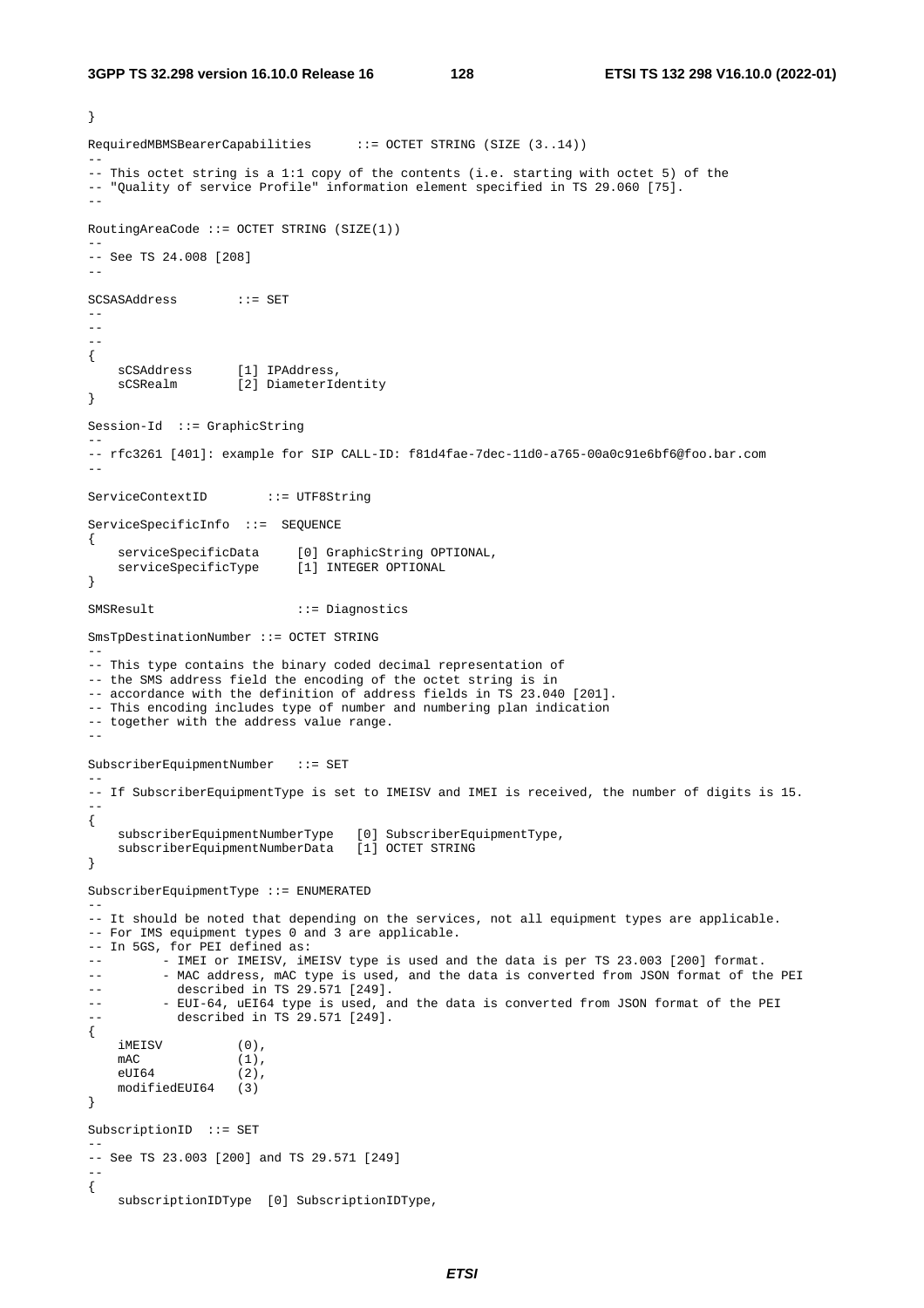```
}

RequiredMBMSBearerCapabilities      ::= OCTET STRING (SIZE (3..14))
--
-- This octet string is a 1:1 copy of the contents (i.e. starting with octet 5) of the
-- "Quality of service Profile" information element specified in TS 29.060 [75].
--

RoutingAreaCode ::= OCTET STRING (SIZE(1))
--
-- See TS 24.008 [208]
--

SCSASAddress        ::= SET
--
--
--
{
    sCSAddress      [1] IPAddress,
    sCSRealm        [2] DiameterIdentity
}

Session-Id  ::= GraphicString
--
-- rfc3261 [401]: example for SIP CALL-ID: f81d4fae-7dec-11d0-a765-00a0c91e6bf6@foo.bar.com
--

ServiceContextID        ::= UTF8String

ServiceSpecificInfo  ::=  SEQUENCE
{
    serviceSpecificData     [0] GraphicString OPTIONAL,
    serviceSpecificType     [1] INTEGER OPTIONAL
}

SMSResult                   ::= Diagnostics

SmsTpDestinationNumber ::= OCTET STRING
--
-- This type contains the binary coded decimal representation of
-- the SMS address field the encoding of the octet string is in
-- accordance with the definition of address fields in TS 23.040 [201].
-- This encoding includes type of number and numbering plan indication
-- together with the address value range.
--

SubscriberEquipmentNumber   ::= SET
--
-- If SubscriberEquipmentType is set to IMEISV and IMEI is received, the number of digits is 15.
--
{
    subscriberEquipmentNumberType   [0] SubscriberEquipmentType,
    subscriberEquipmentNumberData   [1] OCTET STRING
}

SubscriberEquipmentType ::= ENUMERATED
--
-- It should be noted that depending on the services, not all equipment types are applicable.
-- For IMS equipment types 0 and 3 are applicable.
-- In 5GS, for PEI defined as:
--        - IMEI or IMEISV, iMEISV type is used and the data is per TS 23.003 [200] format.
--        - MAC address, mAC type is used, and the data is converted from JSON format of the PEI
--          described in TS 29.571 [249].
--        - EUI-64, uEI64 type is used, and the data is converted from JSON format of the PEI
--          described in TS 29.571 [249].
{
    iMEISV          (0),
    mAC             (1),
    eUI64           (2),
    modifiedEUI64   (3)
}

SubscriptionID  ::= SET
--
-- See TS 23.003 [200] and TS 29.571 [249]
--
{
    subscriptionIDType  [0] SubscriptionIDType,
```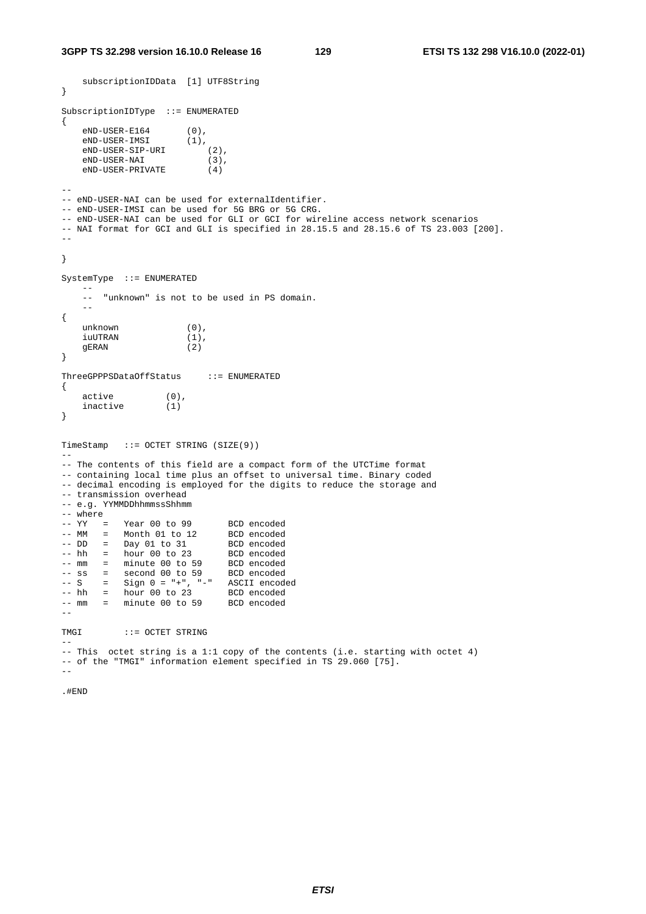```
    subscriptionIDData  [1] UTF8String
}

SubscriptionIDType  ::= ENUMERATED
{
    eND-USER-E164       (0),
    eND-USER-IMSI       (1),
    eND-USER-SIP-URI        (2),
    eND-USER-NAI            (3),
    eND-USER-PRIVATE        (4)

--
-- eND-USER-NAI can be used for externalIdentifier.
-- eND-USER-IMSI can be used for 5G BRG or 5G CRG.
-- eND-USER-NAI can be used for GLI or GCI for wireline access network scenarios
-- NAI format for GCI and GLI is specified in 28.15.5 and 28.15.6 of TS 23.003 [200].
--

}

SystemType  ::= ENUMERATED
    --
    --  "unknown" is not to be used in PS domain.
    --
{
    unknown             (0),
    iuUTRAN             (1),
    gERAN               (2)
}

ThreeGPPPSDataOffStatus     ::= ENUMERATED
{
    active          (0),
    inactive        (1)
}

TimeStamp   ::= OCTET STRING (SIZE(9))
--
-- The contents of this field are a compact form of the UTCTime format
-- containing local time plus an offset to universal time. Binary coded
-- decimal encoding is employed for the digits to reduce the storage and
-- transmission overhead
-- e.g. YYMMDDhhmmssShhmm
-- where
-- YY   =   Year 00 to 99       BCD encoded
-- MM   =   Month 01 to 12      BCD encoded
-- DD   =   Day 01 to 31        BCD encoded
-- hh   =   hour 00 to 23       BCD encoded
-- mm   =   minute 00 to 59     BCD encoded
-- ss   =   second 00 to 59     BCD encoded
-- S    =   Sign 0 = "+", "-"   ASCII encoded
-- hh   =   hour 00 to 23       BCD encoded
-- mm   =   minute 00 to 59     BCD encoded
--

TMGI        ::= OCTET STRING
--
-- This  octet string is a 1:1 copy of the contents (i.e. starting with octet 4)
-- of the "TMGI" information element specified in TS 29.060 [75].
--

.#END
```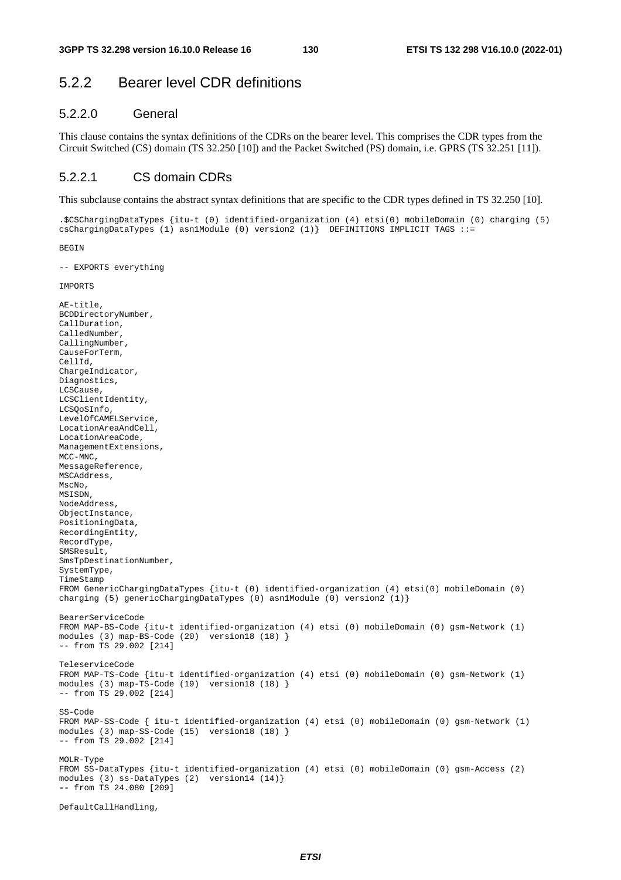## 5.2.2 Bearer level CDR definitions

### 5.2.2.0 General

This clause contains the syntax definitions of the CDRs on the bearer level. This comprises the CDR types from the Circuit Switched (CS) domain (TS 32.250 [10]) and the Packet Switched (PS) domain, i.e. GPRS (TS 32.251 [11]).

### 5.2.2.1 CS domain CDRs

This subclause contains the abstract syntax definitions that are specific to the CDR types defined in TS 32.250 [10].

```
.$CSChargingDataTypes {itu-t (0) identified-organization (4) etsi(0) mobileDomain (0) charging (5)
csChargingDataTypes (1) asn1Module (0) version2 (1)}  DEFINITIONS IMPLICIT TAGS ::=

BEGIN

-- EXPORTS everything

IMPORTS

AE-title,
BCDDirectoryNumber,
CallDuration,
CalledNumber,
CallingNumber,
CauseForTerm,
CellId,
ChargeIndicator,
Diagnostics,
LCSCause,
LCSClientIdentity,
LCSQoSInfo,
LevelOfCAMELService,
LocationAreaAndCell,
LocationAreaCode,
ManagementExtensions,
MCC-MNC,
MessageReference,
MSCAddress,
MscNo,
MSISDN,
NodeAddress,
ObjectInstance,
PositioningData,
RecordingEntity,
RecordType,
SMSResult,
SmsTpDestinationNumber,
SystemType,
TimeStamp
FROM GenericChargingDataTypes {itu-t (0) identified-organization (4) etsi(0) mobileDomain (0)
charging (5) genericChargingDataTypes (0) asn1Module (0) version2 (1)}

BearerServiceCode
FROM MAP-BS-Code {itu-t identified-organization (4) etsi (0) mobileDomain (0) gsm-Network (1)
modules (3) map-BS-Code (20)  version18 (18) }
-- from TS 29.002 [214]

TeleserviceCode
FROM MAP-TS-Code {itu-t identified-organization (4) etsi (0) mobileDomain (0) gsm-Network (1)
modules (3) map-TS-Code (19)  version18 (18) }
-- from TS 29.002 [214]

SS-Code
FROM MAP-SS-Code { itu-t identified-organization (4) etsi (0) mobileDomain (0) gsm-Network (1)
modules (3) map-SS-Code (15)  version18 (18) }
-- from TS 29.002 [214]

MOLR-Type
FROM SS-DataTypes {itu-t identified-organization (4) etsi (0) mobileDomain (0) gsm-Access (2)
modules (3) ss-DataTypes (2)  version14 (14)}
-- from TS 24.080 [209]

DefaultCallHandling,
```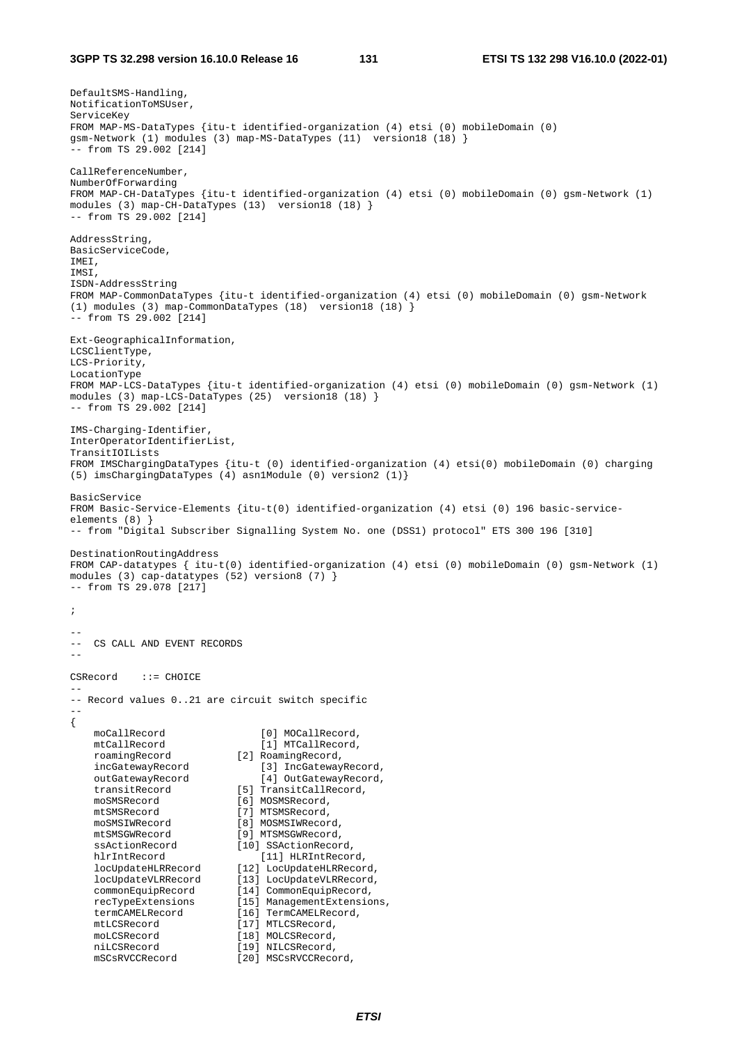```
DefaultSMS-Handling,
NotificationToMSUser,
ServiceKey
FROM MAP-MS-DataTypes {itu-t identified-organization (4) etsi (0) mobileDomain (0)
gsm-Network (1) modules (3) map-MS-DataTypes (11)  version18 (18) }
-- from TS 29.002 [214]

CallReferenceNumber,
NumberOfForwarding
FROM MAP-CH-DataTypes {itu-t identified-organization (4) etsi (0) mobileDomain (0) gsm-Network (1)
modules (3) map-CH-DataTypes (13)  version18 (18) }
-- from TS 29.002 [214]

AddressString,
BasicServiceCode,
IMEI,
IMSI,
ISDN-AddressString
FROM MAP-CommonDataTypes {itu-t identified-organization (4) etsi (0) mobileDomain (0) gsm-Network
(1) modules (3) map-CommonDataTypes (18)  version18 (18) }
-- from TS 29.002 [214]

Ext-GeographicalInformation,
LCSClientType,
LCS-Priority,
LocationType
FROM MAP-LCS-DataTypes {itu-t identified-organization (4) etsi (0) mobileDomain (0) gsm-Network (1)
modules (3) map-LCS-DataTypes (25)  version18 (18) }
-- from TS 29.002 [214]

IMS-Charging-Identifier,
InterOperatorIdentifierList,
TransitIOILists
FROM IMSChargingDataTypes {itu-t (0) identified-organization (4) etsi(0) mobileDomain (0) charging
(5) imsChargingDataTypes (4) asn1Module (0) version2 (1)}

BasicService
FROM Basic-Service-Elements {itu-t(0) identified-organization (4) etsi (0) 196 basic-service-
elements (8) }
-- from "Digital Subscriber Signalling System No. one (DSS1) protocol" ETS 300 196 [310]

DestinationRoutingAddress
FROM CAP-datatypes { itu-t(0) identified-organization (4) etsi (0) mobileDomain (0) gsm-Network (1)
modules (3) cap-datatypes (52) version8 (7) }
-- from TS 29.078 [217]

;

--
--  CS CALL AND EVENT RECORDS
--

CSRecord    ::= CHOICE
--
-- Record values 0..21 are circuit switch specific
--
{
    moCallRecord                [0] MOCallRecord,
    mtCallRecord                [1] MTCallRecord,
    roamingRecord           [2] RoamingRecord,
    incGatewayRecord            [3] IncGatewayRecord,
    outGatewayRecord            [4] OutGatewayRecord,
    transitRecord           [5] TransitCallRecord,
    moSMSRecord             [6] MOSMSRecord,
    mtSMSRecord             [7] MTSMSRecord,
    moSMSIWRecord           [8] MOSMSIWRecord,
    mtSMSGWRecord           [9] MTSMSGWRecord,
    ssActionRecord          [10] SSActionRecord,
    hlrIntRecord                [11] HLRIntRecord,
    locUpdateHLRRecord      [12] LocUpdateHLRRecord,
    locUpdateVLRRecord      [13] LocUpdateVLRRecord,
    commonEquipRecord       [14] CommonEquipRecord,
    recTypeExtensions       [15] ManagementExtensions,
    termCAMELRecord         [16] TermCAMELRecord,
    mtLCSRecord             [17] MTLCSRecord,
    moLCSRecord             [18] MOLCSRecord,
    niLCSRecord             [19] NILCSRecord,
    mSCsRVCCRecord          [20] MSCsRVCCRecord,
```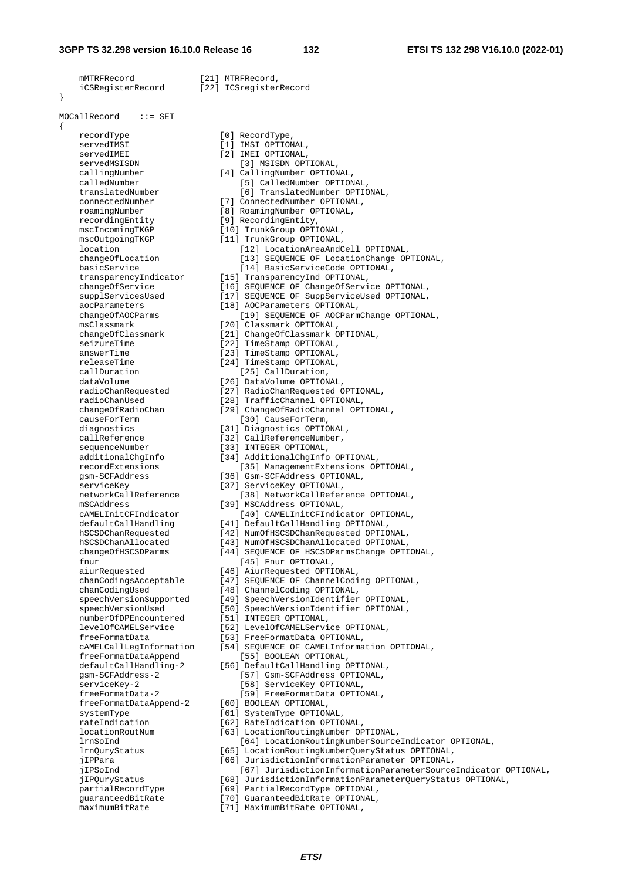```
    mMTRFRecord              [21] MTRFRecord,
    iCSRegisterRecord        [22] ICSregisterRecord
}

MOCallRecord    ::= SET
{
    recordType                  [0] RecordType,
    servedIMSI                  [1] IMSI OPTIONAL,
    servedIMEI                  [2] IMEI OPTIONAL,
    servedMSISDN                [3] MSISDN OPTIONAL,
    callingNumber               [4] CallingNumber OPTIONAL,
    calledNumber                [5] CalledNumber OPTIONAL,
    translatedNumber            [6] TranslatedNumber OPTIONAL,
    connectedNumber             [7] ConnectedNumber OPTIONAL,
    roamingNumber               [8] RoamingNumber OPTIONAL,
    recordingEntity             [9] RecordingEntity,
    mscIncomingTKGP             [10] TrunkGroup OPTIONAL,
    mscOutgoingTKGP             [11] TrunkGroup OPTIONAL,
    location                    [12] LocationAreaAndCell OPTIONAL,
    changeOfLocation            [13] SEQUENCE OF LocationChange OPTIONAL,
    basicService                [14] BasicServiceCode OPTIONAL,
    transparencyIndicator       [15] TransparencyInd OPTIONAL,
    changeOfService             [16] SEQUENCE OF ChangeOfService OPTIONAL,
    supplServicesUsed           [17] SEQUENCE OF SuppServiceUsed OPTIONAL,
    aocParameters               [18] AOCParameters OPTIONAL,
    changeOfAOCParms            [19] SEQUENCE OF AOCParmChange OPTIONAL,
    msClassmark                 [20] Classmark OPTIONAL,
    changeOfClassmark           [21] ChangeOfClassmark OPTIONAL,
    seizureTime                 [22] TimeStamp OPTIONAL,
    answerTime                  [23] TimeStamp OPTIONAL,
    releaseTime                 [24] TimeStamp OPTIONAL,
    callDuration                [25] CallDuration,
    dataVolume                  [26] DataVolume OPTIONAL,
    radioChanRequested          [27] RadioChanRequested OPTIONAL,
    radioChanUsed               [28] TrafficChannel OPTIONAL,
    changeOfRadioChan           [29] ChangeOfRadioChannel OPTIONAL,
    causeForTerm                [30] CauseForTerm,
    diagnostics                 [31] Diagnostics OPTIONAL,
    callReference               [32] CallReferenceNumber,
    sequenceNumber              [33] INTEGER OPTIONAL,
    additionalChgInfo           [34] AdditionalChgInfo OPTIONAL,
    recordExtensions            [35] ManagementExtensions OPTIONAL,
    gsm-SCFAddress              [36] Gsm-SCFAddress OPTIONAL,
    serviceKey                  [37] ServiceKey OPTIONAL,
    networkCallReference        [38] NetworkCallReference OPTIONAL,
    mSCAddress                  [39] MSCAddress OPTIONAL,
    cAMELInitCFIndicator        [40] CAMELInitCFIndicator OPTIONAL,
    defaultCallHandling         [41] DefaultCallHandling OPTIONAL,
    hSCSDChanRequested          [42] NumOfHSCSDChanRequested OPTIONAL,
    hSCSDChanAllocated          [43] NumOfHSCSDChanAllocated OPTIONAL,
    changeOfHSCSDParms          [44] SEQUENCE OF HSCSDParmsChange OPTIONAL,
    fnur                        [45] Fnur OPTIONAL,
    aiurRequested               [46] AiurRequested OPTIONAL,
    chanCodingsAcceptable       [47] SEQUENCE OF ChannelCoding OPTIONAL,
    chanCodingUsed              [48] ChannelCoding OPTIONAL,
    speechVersionSupported      [49] SpeechVersionIdentifier OPTIONAL,
    speechVersionUsed           [50] SpeechVersionIdentifier OPTIONAL,
    numberOfDPEncountered       [51] INTEGER OPTIONAL,
    levelOfCAMELService         [52] LevelOfCAMELService OPTIONAL,
    freeFormatData              [53] FreeFormatData OPTIONAL,
    cAMELCallLegInformation     [54] SEQUENCE OF CAMELInformation OPTIONAL,
    freeFormatDataAppend        [55] BOOLEAN OPTIONAL,
    defaultCallHandling-2       [56] DefaultCallHandling OPTIONAL,
    gsm-SCFAddress-2            [57] Gsm-SCFAddress OPTIONAL,
    serviceKey-2                [58] ServiceKey OPTIONAL,
    freeFormatData-2            [59] FreeFormatData OPTIONAL,
    freeFormatDataAppend-2      [60] BOOLEAN OPTIONAL,
    systemType                  [61] SystemType OPTIONAL,
    rateIndication              [62] RateIndication OPTIONAL,
    locationRoutNum             [63] LocationRoutingNumber OPTIONAL,
    lrnSoInd                    [64] LocationRoutingNumberSourceIndicator OPTIONAL,
    lrnQuryStatus               [65] LocationRoutingNumberQueryStatus OPTIONAL,
    jIPPara                     [66] JurisdictionInformationParameter OPTIONAL,
    jIPSoInd                    [67] JurisdictionInformationParameterSourceIndicator OPTIONAL,
    jIPQuryStatus               [68] JurisdictionInformationParameterQueryStatus OPTIONAL,
    partialRecordType           [69] PartialRecordType OPTIONAL,
    guaranteedBitRate           [70] GuaranteedBitRate OPTIONAL,
    maximumBitRate              [71] MaximumBitRate OPTIONAL,
```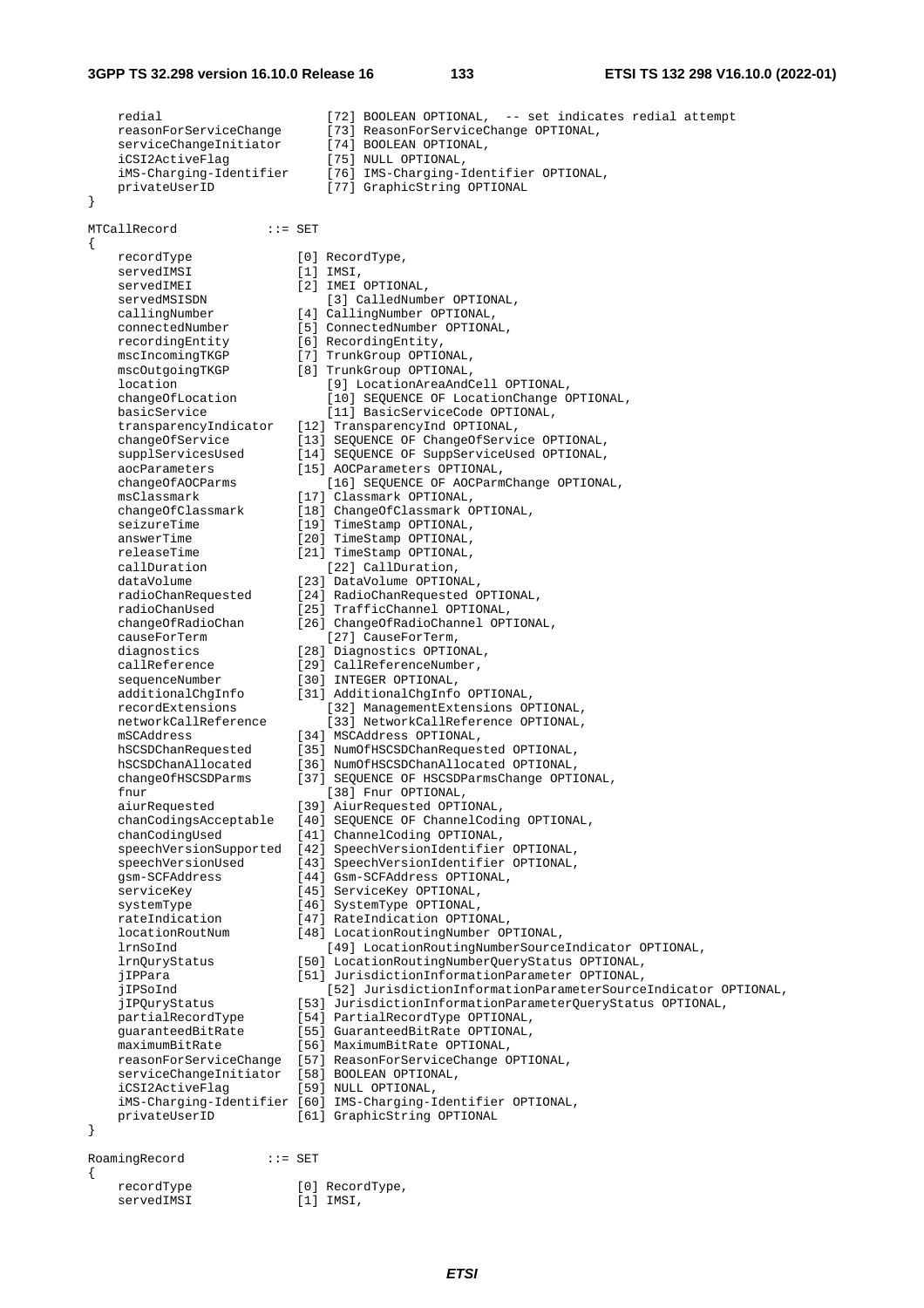```
    redial                      [72] BOOLEAN OPTIONAL,  -- set indicates redial attempt
    reasonForServiceChange      [73] ReasonForServiceChange OPTIONAL,
    serviceChangeInitiator      [74] BOOLEAN OPTIONAL,
    iCSI2ActiveFlag             [75] NULL OPTIONAL,
    iMS-Charging-Identifier     [76] IMS-Charging-Identifier OPTIONAL,
    privateUserID               [77] GraphicString OPTIONAL
}

MTCallRecord            ::= SET
{
    recordType              [0] RecordType,
    servedIMSI              [1] IMSI,
    servedIMEI              [2] IMEI OPTIONAL,
    servedMSISDN                [3] CalledNumber OPTIONAL,
    callingNumber           [4] CallingNumber OPTIONAL,
    connectedNumber         [5] ConnectedNumber OPTIONAL,
    recordingEntity         [6] RecordingEntity,
    mscIncomingTKGP         [7] TrunkGroup OPTIONAL,
    mscOutgoingTKGP         [8] TrunkGroup OPTIONAL,
    location                    [9] LocationAreaAndCell OPTIONAL,
    changeOfLocation            [10] SEQUENCE OF LocationChange OPTIONAL,
    basicService                [11] BasicServiceCode OPTIONAL,
    transparencyIndicator   [12] TransparencyInd OPTIONAL,
    changeOfService         [13] SEQUENCE OF ChangeOfService OPTIONAL,
    supplServicesUsed       [14] SEQUENCE OF SuppServiceUsed OPTIONAL,
    aocParameters           [15] AOCParameters OPTIONAL,
    changeOfAOCParms            [16] SEQUENCE OF AOCParmChange OPTIONAL,
    msClassmark             [17] Classmark OPTIONAL,
    changeOfClassmark       [18] ChangeOfClassmark OPTIONAL,
    seizureTime             [19] TimeStamp OPTIONAL,
    answerTime              [20] TimeStamp OPTIONAL,
    releaseTime             [21] TimeStamp OPTIONAL,
    callDuration                [22] CallDuration,
    dataVolume              [23] DataVolume OPTIONAL,
    radioChanRequested      [24] RadioChanRequested OPTIONAL,
    radioChanUsed           [25] TrafficChannel OPTIONAL,
    changeOfRadioChan       [26] ChangeOfRadioChannel OPTIONAL,
    causeForTerm                [27] CauseForTerm,
    diagnostics             [28] Diagnostics OPTIONAL,
    callReference           [29] CallReferenceNumber,
    sequenceNumber          [30] INTEGER OPTIONAL,
    additionalChgInfo       [31] AdditionalChgInfo OPTIONAL,
    recordExtensions            [32] ManagementExtensions OPTIONAL,
    networkCallReference        [33] NetworkCallReference OPTIONAL,
    mSCAddress              [34] MSCAddress OPTIONAL,
    hSCSDChanRequested      [35] NumOfHSCSDChanRequested OPTIONAL,
    hSCSDChanAllocated      [36] NumOfHSCSDChanAllocated OPTIONAL,
    changeOfHSCSDParms      [37] SEQUENCE OF HSCSDParmsChange OPTIONAL,
    fnur                        [38] Fnur OPTIONAL,
    aiurRequested           [39] AiurRequested OPTIONAL,
    chanCodingsAcceptable   [40] SEQUENCE OF ChannelCoding OPTIONAL,
    chanCodingUsed          [41] ChannelCoding OPTIONAL,
    speechVersionSupported  [42] SpeechVersionIdentifier OPTIONAL,
    speechVersionUsed       [43] SpeechVersionIdentifier OPTIONAL,
    gsm-SCFAddress          [44] Gsm-SCFAddress OPTIONAL,
    serviceKey              [45] ServiceKey OPTIONAL,
    systemType              [46] SystemType OPTIONAL,
    rateIndication          [47] RateIndication OPTIONAL,
    locationRoutNum         [48] LocationRoutingNumber OPTIONAL,
    lrnSoInd                    [49] LocationRoutingNumberSourceIndicator OPTIONAL,
    lrnQuryStatus           [50] LocationRoutingNumberQueryStatus OPTIONAL,
    jIPPara                 [51] JurisdictionInformationParameter OPTIONAL,
    jIPSoInd                    [52] JurisdictionInformationParameterSourceIndicator OPTIONAL,
    jIPQuryStatus           [53] JurisdictionInformationParameterQueryStatus OPTIONAL,
    partialRecordType       [54] PartialRecordType OPTIONAL,
    guaranteedBitRate       [55] GuaranteedBitRate OPTIONAL,
    maximumBitRate          [56] MaximumBitRate OPTIONAL,
    reasonForServiceChange  [57] ReasonForServiceChange OPTIONAL,
    serviceChangeInitiator  [58] BOOLEAN OPTIONAL,
    iCSI2ActiveFlag         [59] NULL OPTIONAL,
    iMS-Charging-Identifier [60] IMS-Charging-Identifier OPTIONAL,
    privateUserID           [61] GraphicString OPTIONAL
}

RoamingRecord           ::= SET
{
    recordType              [0] RecordType,
    servedIMSI              [1] IMSI,
```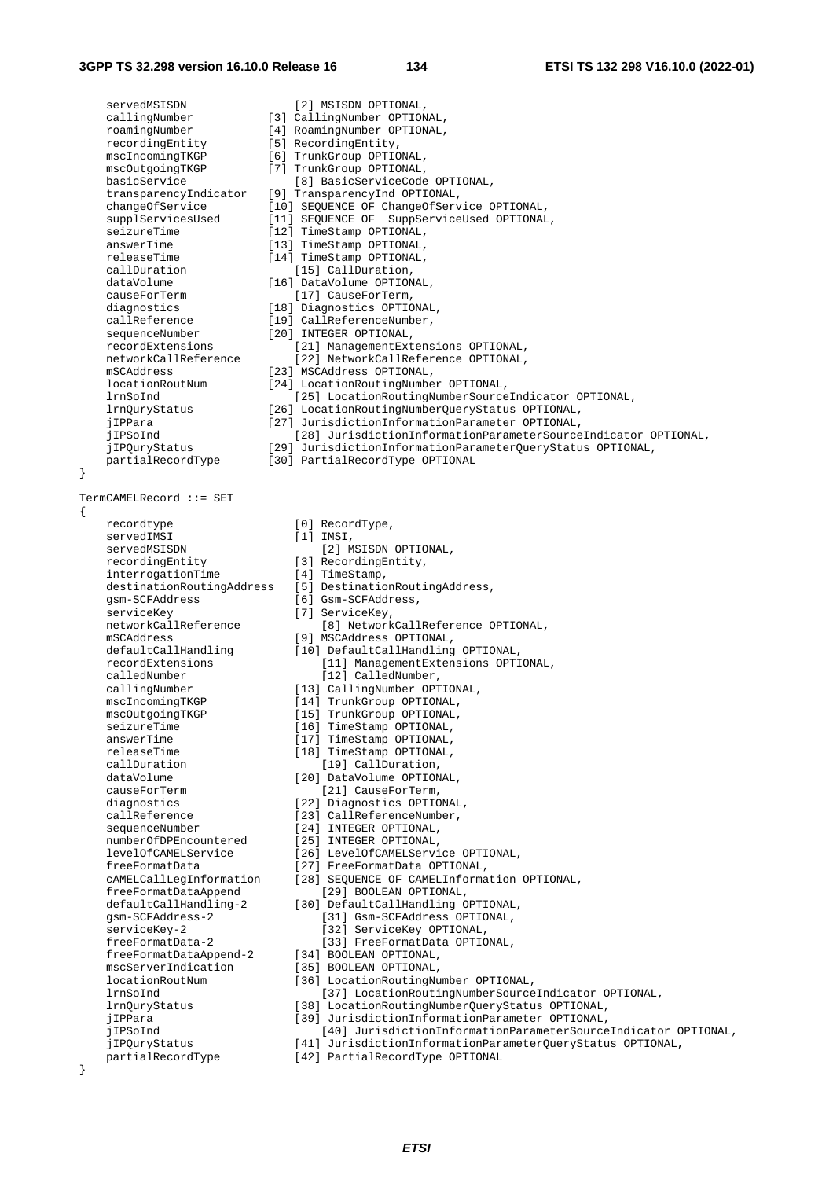```
    servedMSISDN                [2] MSISDN OPTIONAL,
    callingNumber               [3] CallingNumber OPTIONAL,
    roamingNumber               [4] RoamingNumber OPTIONAL,
    recordingEntity             [5] RecordingEntity,
    mscIncomingTKGP             [6] TrunkGroup OPTIONAL,
    mscOutgoingTKGP             [7] TrunkGroup OPTIONAL,
    basicService                [8] BasicServiceCode OPTIONAL,
    transparencyIndicator       [9] TransparencyInd OPTIONAL,
    changeOfService             [10] SEQUENCE OF ChangeOfService OPTIONAL,
    supplServicesUsed           [11] SEQUENCE OF  SuppServiceUsed OPTIONAL,
    seizureTime                 [12] TimeStamp OPTIONAL,
    answerTime                  [13] TimeStamp OPTIONAL,
    releaseTime                 [14] TimeStamp OPTIONAL,
    callDuration                [15] CallDuration,
    dataVolume                  [16] DataVolume OPTIONAL,
    causeForTerm                [17] CauseForTerm,
    diagnostics                 [18] Diagnostics OPTIONAL,
    callReference               [19] CallReferenceNumber,
    sequenceNumber              [20] INTEGER OPTIONAL,
    recordExtensions            [21] ManagementExtensions OPTIONAL,
    networkCallReference        [22] NetworkCallReference OPTIONAL,
    mSCAddress                  [23] MSCAddress OPTIONAL,
    locationRoutNum             [24] LocationRoutingNumber OPTIONAL,
    lrnSoInd                    [25] LocationRoutingNumberSourceIndicator OPTIONAL,
    lrnQuryStatus               [26] LocationRoutingNumberQueryStatus OPTIONAL,
    jIPPara                     [27] JurisdictionInformationParameter OPTIONAL,
    jIPSoInd                    [28] JurisdictionInformationParameterSourceIndicator OPTIONAL,
    jIPQuryStatus               [29] JurisdictionInformationParameterQueryStatus OPTIONAL,
    partialRecordType           [30] PartialRecordType OPTIONAL
}

TermCAMELRecord ::= SET
{
    recordtype                  [0] RecordType,
    servedIMSI                  [1] IMSI,
    servedMSISDN                [2] MSISDN OPTIONAL,
    recordingEntity             [3] RecordingEntity,
    interrogationTime           [4] TimeStamp,
    destinationRoutingAddress   [5] DestinationRoutingAddress,
    gsm-SCFAddress              [6] Gsm-SCFAddress,
    serviceKey                  [7] ServiceKey,
    networkCallReference        [8] NetworkCallReference OPTIONAL,
    mSCAddress                  [9] MSCAddress OPTIONAL,
    defaultCallHandling         [10] DefaultCallHandling OPTIONAL,
    recordExtensions            [11] ManagementExtensions OPTIONAL,
    calledNumber                [12] CalledNumber,
    callingNumber               [13] CallingNumber OPTIONAL,
    mscIncomingTKGP             [14] TrunkGroup OPTIONAL,
    mscOutgoingTKGP             [15] TrunkGroup OPTIONAL,
    seizureTime                 [16] TimeStamp OPTIONAL,
    answerTime                  [17] TimeStamp OPTIONAL,
    releaseTime                 [18] TimeStamp OPTIONAL,
    callDuration                [19] CallDuration,
    dataVolume                  [20] DataVolume OPTIONAL,
    causeForTerm                [21] CauseForTerm,
    diagnostics                 [22] Diagnostics OPTIONAL,
    callReference               [23] CallReferenceNumber,
    sequenceNumber              [24] INTEGER OPTIONAL,
    numberOfDPEncountered       [25] INTEGER OPTIONAL,
    levelOfCAMELService         [26] LevelOfCAMELService OPTIONAL,
    freeFormatData              [27] FreeFormatData OPTIONAL,
    cAMELCallLegInformation     [28] SEQUENCE OF CAMELInformation OPTIONAL,
    freeFormatDataAppend        [29] BOOLEAN OPTIONAL,
    defaultCallHandling-2       [30] DefaultCallHandling OPTIONAL,
    gsm-SCFAddress-2            [31] Gsm-SCFAddress OPTIONAL,
    serviceKey-2                [32] ServiceKey OPTIONAL,
    freeFormatData-2            [33] FreeFormatData OPTIONAL,
    freeFormatDataAppend-2      [34] BOOLEAN OPTIONAL,
    mscServerIndication         [35] BOOLEAN OPTIONAL,
    locationRoutNum             [36] LocationRoutingNumber OPTIONAL,
    lrnSoInd                    [37] LocationRoutingNumberSourceIndicator OPTIONAL,
    lrnQuryStatus               [38] LocationRoutingNumberQueryStatus OPTIONAL,
    jIPPara                     [39] JurisdictionInformationParameter OPTIONAL,
    jIPSoInd                    [40] JurisdictionInformationParameterSourceIndicator OPTIONAL,
    jIPQuryStatus               [41] JurisdictionInformationParameterQueryStatus OPTIONAL,
    partialRecordType           [42] PartialRecordType OPTIONAL
}
```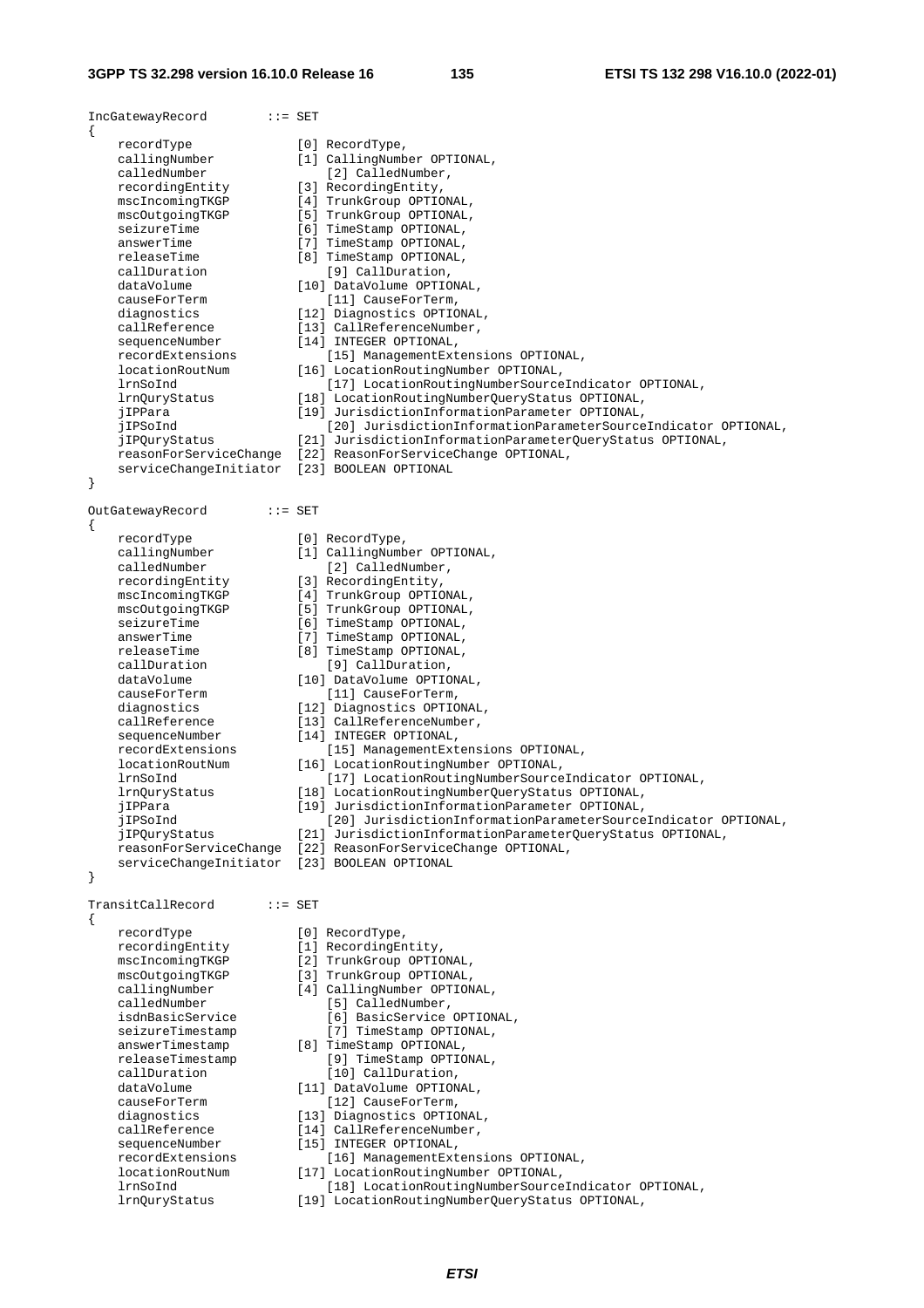```
IncGatewayRecord        ::= SET
{
    recordType              [0] RecordType,
    callingNumber           [1] CallingNumber OPTIONAL,
    calledNumber                [2] CalledNumber,
    recordingEntity         [3] RecordingEntity,
    mscIncomingTKGP         [4] TrunkGroup OPTIONAL,
    mscOutgoingTKGP         [5] TrunkGroup OPTIONAL,
    seizureTime             [6] TimeStamp OPTIONAL,
    answerTime              [7] TimeStamp OPTIONAL,
    releaseTime             [8] TimeStamp OPTIONAL,
    callDuration                [9] CallDuration,
    dataVolume              [10] DataVolume OPTIONAL,
    causeForTerm                [11] CauseForTerm,
    diagnostics             [12] Diagnostics OPTIONAL,
    callReference           [13] CallReferenceNumber,
    sequenceNumber          [14] INTEGER OPTIONAL,
    recordExtensions            [15] ManagementExtensions OPTIONAL,
    locationRoutNum         [16] LocationRoutingNumber OPTIONAL,
    lrnSoInd                    [17] LocationRoutingNumberSourceIndicator OPTIONAL,
    lrnQuryStatus           [18] LocationRoutingNumberQueryStatus OPTIONAL,
    jIPPara                 [19] JurisdictionInformationParameter OPTIONAL,
    jIPSoInd                    [20] JurisdictionInformationParameterSourceIndicator OPTIONAL,
    jIPQuryStatus           [21] JurisdictionInformationParameterQueryStatus OPTIONAL,
    reasonForServiceChange  [22] ReasonForServiceChange OPTIONAL,
    serviceChangeInitiator  [23] BOOLEAN OPTIONAL
}

OutGatewayRecord        ::= SET
{
    recordType              [0] RecordType,
    callingNumber           [1] CallingNumber OPTIONAL,
    calledNumber                [2] CalledNumber,
    recordingEntity         [3] RecordingEntity,
    mscIncomingTKGP         [4] TrunkGroup OPTIONAL,
    mscOutgoingTKGP         [5] TrunkGroup OPTIONAL,
    seizureTime             [6] TimeStamp OPTIONAL,
    answerTime              [7] TimeStamp OPTIONAL,
    releaseTime             [8] TimeStamp OPTIONAL,
    callDuration                [9] CallDuration,
    dataVolume              [10] DataVolume OPTIONAL,
    causeForTerm                [11] CauseForTerm,
    diagnostics             [12] Diagnostics OPTIONAL,
    callReference           [13] CallReferenceNumber,
    sequenceNumber          [14] INTEGER OPTIONAL,
    recordExtensions            [15] ManagementExtensions OPTIONAL,
    locationRoutNum         [16] LocationRoutingNumber OPTIONAL,
    lrnSoInd                    [17] LocationRoutingNumberSourceIndicator OPTIONAL,
    lrnQuryStatus           [18] LocationRoutingNumberQueryStatus OPTIONAL,
    jIPPara                 [19] JurisdictionInformationParameter OPTIONAL,
    jIPSoInd                    [20] JurisdictionInformationParameterSourceIndicator OPTIONAL,
    jIPQuryStatus           [21] JurisdictionInformationParameterQueryStatus OPTIONAL,
    reasonForServiceChange  [22] ReasonForServiceChange OPTIONAL,
    serviceChangeInitiator  [23] BOOLEAN OPTIONAL
}

TransitCallRecord       ::= SET
{
    recordType              [0] RecordType,
    recordingEntity         [1] RecordingEntity,
    mscIncomingTKGP         [2] TrunkGroup OPTIONAL,
    mscOutgoingTKGP         [3] TrunkGroup OPTIONAL,
    callingNumber           [4] CallingNumber OPTIONAL,
    calledNumber                [5] CalledNumber,
    isdnBasicService            [6] BasicService OPTIONAL,
    seizureTimestamp            [7] TimeStamp OPTIONAL,
    answerTimestamp         [8] TimeStamp OPTIONAL,
    releaseTimestamp            [9] TimeStamp OPTIONAL,
    callDuration                [10] CallDuration,
    dataVolume              [11] DataVolume OPTIONAL,
    causeForTerm                [12] CauseForTerm,
    diagnostics             [13] Diagnostics OPTIONAL,
    callReference           [14] CallReferenceNumber,
    sequenceNumber          [15] INTEGER OPTIONAL,
    recordExtensions            [16] ManagementExtensions OPTIONAL,
    locationRoutNum         [17] LocationRoutingNumber OPTIONAL,
    lrnSoInd                    [18] LocationRoutingNumberSourceIndicator OPTIONAL,
    lrnQuryStatus           [19] LocationRoutingNumberQueryStatus OPTIONAL,
```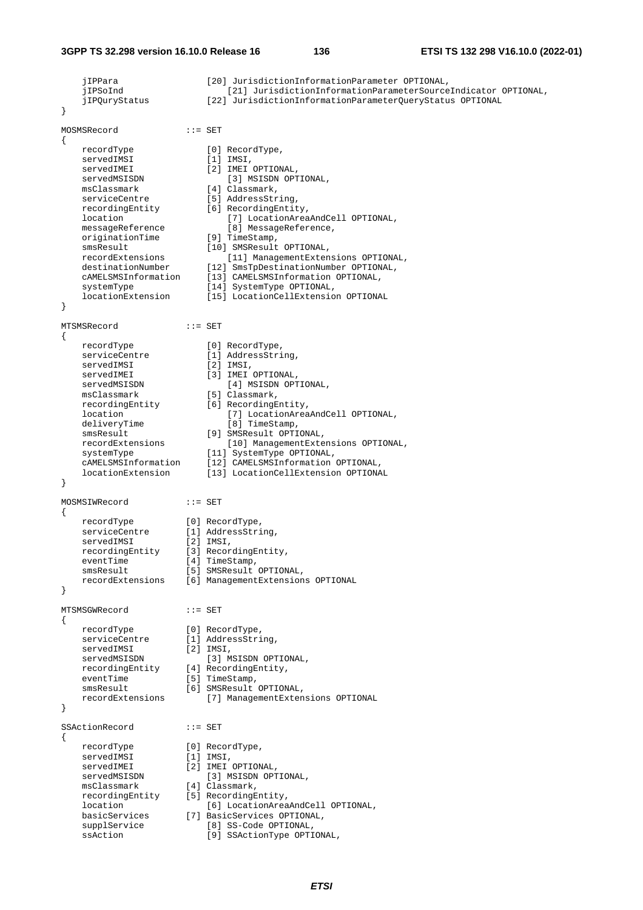```
    jIPPara                 [20] JurisdictionInformationParameter OPTIONAL,
    jIPSoInd                    [21] JurisdictionInformationParameterSourceIndicator OPTIONAL,
    jIPQuryStatus           [22] JurisdictionInformationParameterQueryStatus OPTIONAL
}

MOSMSRecord             ::= SET
{
    recordType              [0] RecordType,
    servedIMSI              [1] IMSI,
    servedIMEI              [2] IMEI OPTIONAL,
    servedMSISDN                [3] MSISDN OPTIONAL,
    msClassmark             [4] Classmark,
    serviceCentre           [5] AddressString,
    recordingEntity         [6] RecordingEntity,
    location                    [7] LocationAreaAndCell OPTIONAL,
    messageReference            [8] MessageReference,
    originationTime         [9] TimeStamp,
    smsResult               [10] SMSResult OPTIONAL,
    recordExtensions            [11] ManagementExtensions OPTIONAL,
    destinationNumber       [12] SmsTpDestinationNumber OPTIONAL,
    cAMELSMSInformation     [13] CAMELSMSInformation OPTIONAL,
    systemType              [14] SystemType OPTIONAL,
    locationExtension       [15] LocationCellExtension OPTIONAL
}

MTSMSRecord             ::= SET
{
    recordType              [0] RecordType,
    serviceCentre           [1] AddressString,
    servedIMSI              [2] IMSI,
    servedIMEI              [3] IMEI OPTIONAL,
    servedMSISDN                [4] MSISDN OPTIONAL,
    msClassmark             [5] Classmark,
    recordingEntity         [6] RecordingEntity,
    location                    [7] LocationAreaAndCell OPTIONAL,
    deliveryTime                [8] TimeStamp,
    smsResult               [9] SMSResult OPTIONAL,
    recordExtensions            [10] ManagementExtensions OPTIONAL,
    systemType              [11] SystemType OPTIONAL,
    cAMELSMSInformation     [12] CAMELSMSInformation OPTIONAL,
    locationExtension       [13] LocationCellExtension OPTIONAL
}

MOSMSIWRecord           ::= SET
{
    recordType          [0] RecordType,
    serviceCentre       [1] AddressString,
    servedIMSI          [2] IMSI,
    recordingEntity     [3] RecordingEntity,
    eventTime           [4] TimeStamp,
    smsResult           [5] SMSResult OPTIONAL,
    recordExtensions    [6] ManagementExtensions OPTIONAL
}

MTSMSGWRecord           ::= SET
{
    recordType          [0] RecordType,
    serviceCentre       [1] AddressString,
    servedIMSI          [2] IMSI,
    servedMSISDN            [3] MSISDN OPTIONAL,
    recordingEntity     [4] RecordingEntity,
    eventTime           [5] TimeStamp,
    smsResult           [6] SMSResult OPTIONAL,
    recordExtensions        [7] ManagementExtensions OPTIONAL
}

SSActionRecord          ::= SET
{
    recordType          [0] RecordType,
    servedIMSI          [1] IMSI,
    servedIMEI          [2] IMEI OPTIONAL,
    servedMSISDN            [3] MSISDN OPTIONAL,
    msClassmark         [4] Classmark,
    recordingEntity     [5] RecordingEntity,
    location                [6] LocationAreaAndCell OPTIONAL,
    basicServices       [7] BasicServices OPTIONAL,
    supplService            [8] SS-Code OPTIONAL,
    ssAction                [9] SSActionType OPTIONAL,
```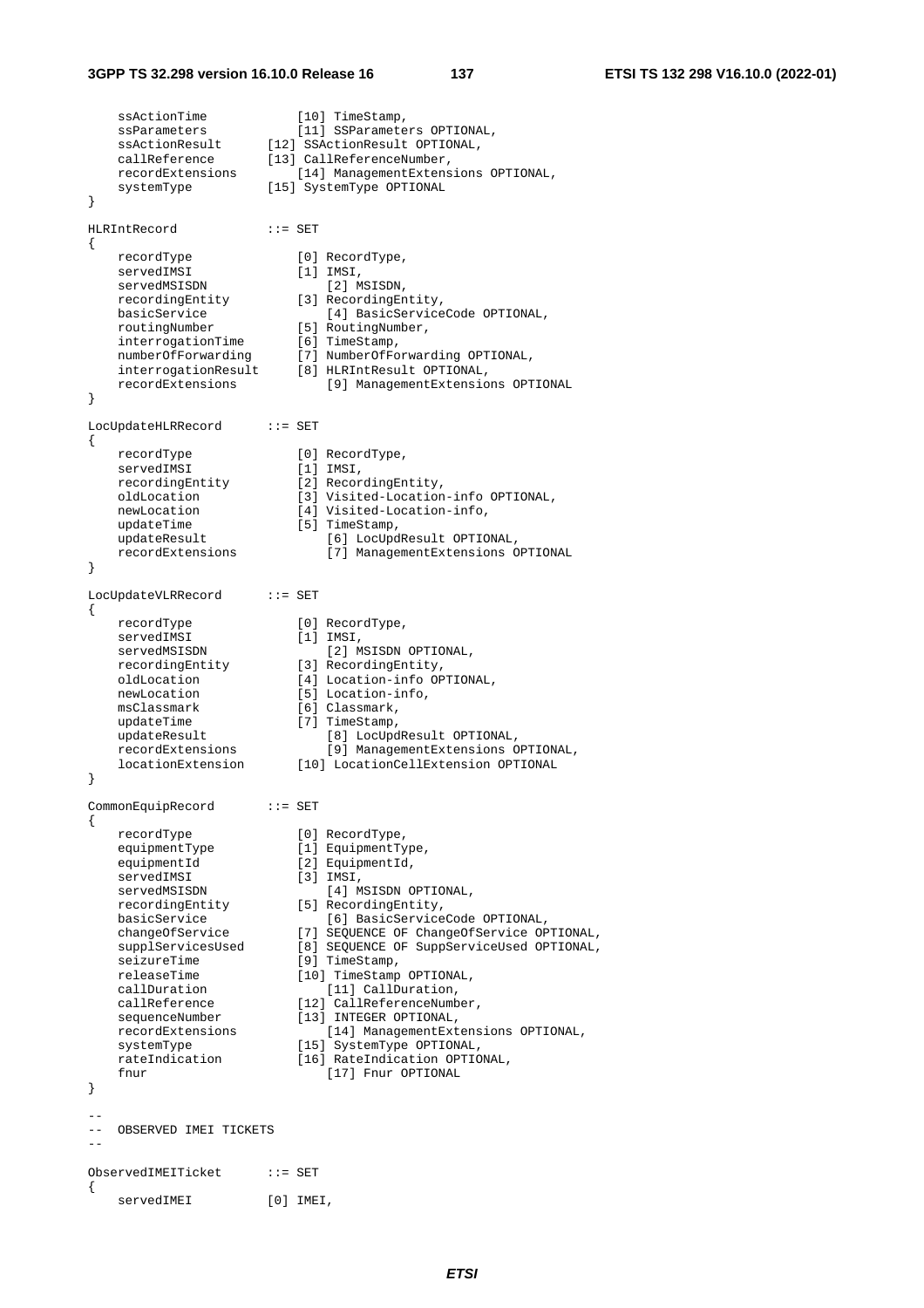```
    ssActionTime            [10] TimeStamp,
    ssParameters            [11] SSParameters OPTIONAL,
    ssActionResult          [12] SSActionResult OPTIONAL,
    callReference           [13] CallReferenceNumber,
    recordExtensions        [14] ManagementExtensions OPTIONAL,
    systemType              [15] SystemType OPTIONAL
}

HLRIntRecord            ::= SET
{
    recordType              [0] RecordType,
    servedIMSI              [1] IMSI,
    servedMSISDN            [2] MSISDN,
    recordingEntity         [3] RecordingEntity,
    basicService            [4] BasicServiceCode OPTIONAL,
    routingNumber           [5] RoutingNumber,
    interrogationTime       [6] TimeStamp,
    numberOfForwarding      [7] NumberOfForwarding OPTIONAL,
    interrogationResult     [8] HLRIntResult OPTIONAL,
    recordExtensions        [9] ManagementExtensions OPTIONAL
}

LocUpdateHLRRecord      ::= SET
{
    recordType              [0] RecordType,
    servedIMSI              [1] IMSI,
    recordingEntity         [2] RecordingEntity,
    oldLocation             [3] Visited-Location-info OPTIONAL,
    newLocation             [4] Visited-Location-info,
    updateTime              [5] TimeStamp,
    updateResult            [6] LocUpdResult OPTIONAL,
    recordExtensions        [7] ManagementExtensions OPTIONAL
}

LocUpdateVLRRecord      ::= SET
{
    recordType              [0] RecordType,
    servedIMSI              [1] IMSI,
    servedMSISDN            [2] MSISDN OPTIONAL,
    recordingEntity         [3] RecordingEntity,
    oldLocation             [4] Location-info OPTIONAL,
    newLocation             [5] Location-info,
    msClassmark             [6] Classmark,
    updateTime              [7] TimeStamp,
    updateResult            [8] LocUpdResult OPTIONAL,
    recordExtensions        [9] ManagementExtensions OPTIONAL,
    locationExtension       [10] LocationCellExtension OPTIONAL
}

CommonEquipRecord       ::= SET
{
    recordType              [0] RecordType,
    equipmentType           [1] EquipmentType,
    equipmentId             [2] EquipmentId,
    servedIMSI              [3] IMSI,
    servedMSISDN            [4] MSISDN OPTIONAL,
    recordingEntity         [5] RecordingEntity,
    basicService            [6] BasicServiceCode OPTIONAL,
    changeOfService         [7] SEQUENCE OF ChangeOfService OPTIONAL,
    supplServicesUsed       [8] SEQUENCE OF SuppServiceUsed OPTIONAL,
    seizureTime             [9] TimeStamp,
    releaseTime             [10] TimeStamp OPTIONAL,
    callDuration            [11] CallDuration,
    callReference           [12] CallReferenceNumber,
    sequenceNumber          [13] INTEGER OPTIONAL,
    recordExtensions        [14] ManagementExtensions OPTIONAL,
    systemType              [15] SystemType OPTIONAL,
    rateIndication          [16] RateIndication OPTIONAL,
    fnur                    [17] Fnur OPTIONAL
}

--
--  OBSERVED IMEI TICKETS
--

ObservedIMEITicket      ::= SET
{
    servedIMEI          [0] IMEI,
```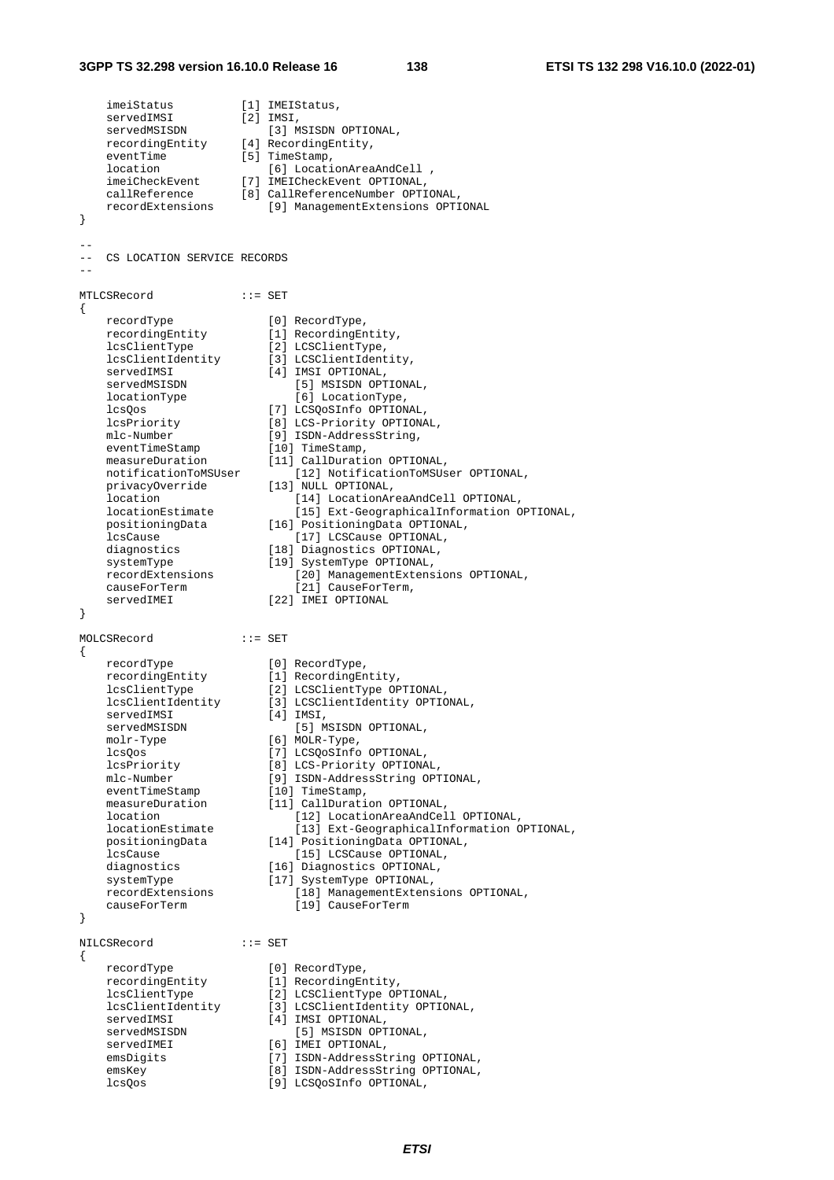```
    imeiStatus          [1] IMEIStatus,
    servedIMSI          [2] IMSI,
    servedMSISDN            [3] MSISDN OPTIONAL,
    recordingEntity     [4] RecordingEntity,
    eventTime           [5] TimeStamp,
    location                [6] LocationAreaAndCell ,
    imeiCheckEvent      [7] IMEICheckEvent OPTIONAL,
    callReference       [8] CallReferenceNumber OPTIONAL,
    recordExtensions        [9] ManagementExtensions OPTIONAL
}

--
-- CS LOCATION SERVICE RECORDS
--

MTLCSRecord             ::= SET
{
    recordType              [0] RecordType,
    recordingEntity         [1] RecordingEntity,
    lcsClientType           [2] LCSClientType,
    lcsClientIdentity       [3] LCSClientIdentity,
    servedIMSI              [4] IMSI OPTIONAL,
    servedMSISDN                [5] MSISDN OPTIONAL,
    locationType                [6] LocationType,
    lcsQos                  [7] LCSQoSInfo OPTIONAL,
    lcsPriority             [8] LCS-Priority OPTIONAL,
    mlc-Number              [9] ISDN-AddressString,
    eventTimeStamp          [10] TimeStamp,
    measureDuration         [11] CallDuration OPTIONAL,
    notificationToMSUser        [12] NotificationToMSUser OPTIONAL,
    privacyOverride         [13] NULL OPTIONAL,
    location                    [14] LocationAreaAndCell OPTIONAL,
    locationEstimate            [15] Ext-GeographicalInformation OPTIONAL,
    positioningData         [16] PositioningData OPTIONAL,
    lcsCause                    [17] LCSCause OPTIONAL,
    diagnostics             [18] Diagnostics OPTIONAL,
    systemType              [19] SystemType OPTIONAL,
    recordExtensions            [20] ManagementExtensions OPTIONAL,
    causeForTerm                [21] CauseForTerm,
    servedIMEI              [22] IMEI OPTIONAL
}

MOLCSRecord             ::= SET
{
    recordType              [0] RecordType,
    recordingEntity         [1] RecordingEntity,
    lcsClientType           [2] LCSClientType OPTIONAL,
    lcsClientIdentity       [3] LCSClientIdentity OPTIONAL,
    servedIMSI              [4] IMSI,
    servedMSISDN                [5] MSISDN OPTIONAL,
    molr-Type               [6] MOLR-Type,
    lcsQos                  [7] LCSQoSInfo OPTIONAL,
    lcsPriority             [8] LCS-Priority OPTIONAL,
    mlc-Number              [9] ISDN-AddressString OPTIONAL,
    eventTimeStamp          [10] TimeStamp,
    measureDuration         [11] CallDuration OPTIONAL,
    location                    [12] LocationAreaAndCell OPTIONAL,
    locationEstimate            [13] Ext-GeographicalInformation OPTIONAL,
    positioningData         [14] PositioningData OPTIONAL,
    lcsCause                    [15] LCSCause OPTIONAL,
    diagnostics             [16] Diagnostics OPTIONAL,
    systemType              [17] SystemType OPTIONAL,
    recordExtensions            [18] ManagementExtensions OPTIONAL,
    causeForTerm                [19] CauseForTerm
}

NILCSRecord             ::= SET
{
    recordType              [0] RecordType,
    recordingEntity         [1] RecordingEntity,
    lcsClientType           [2] LCSClientType OPTIONAL,
    lcsClientIdentity       [3] LCSClientIdentity OPTIONAL,
    servedIMSI              [4] IMSI OPTIONAL,
    servedMSISDN                [5] MSISDN OPTIONAL,
    servedIMEI              [6] IMEI OPTIONAL,
    emsDigits               [7] ISDN-AddressString OPTIONAL,
    emsKey                  [8] ISDN-AddressString OPTIONAL,
    lcsQos                  [9] LCSQoSInfo OPTIONAL,
```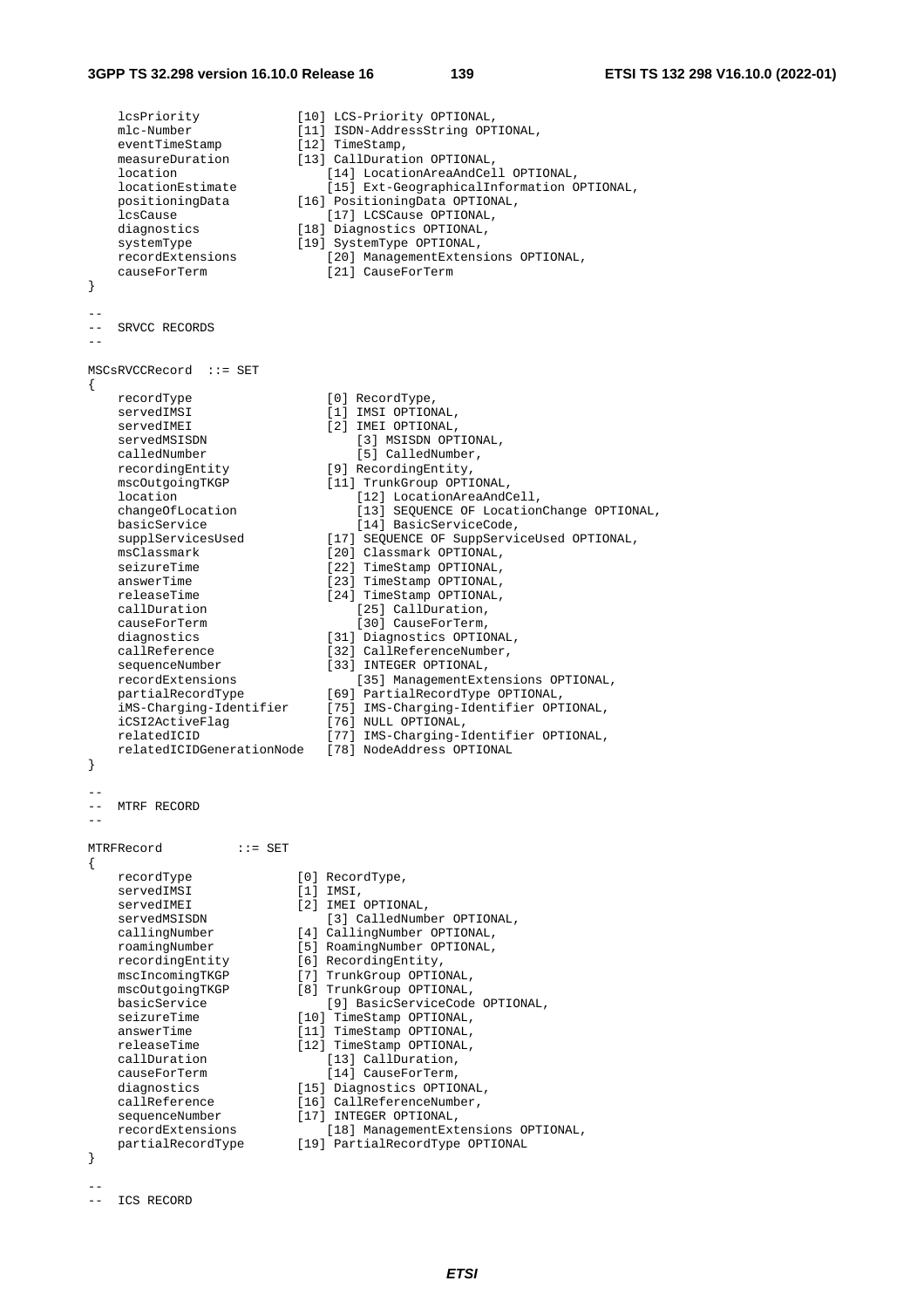```
    lcsPriority             [10] LCS-Priority OPTIONAL,
    mlc-Number              [11] ISDN-AddressString OPTIONAL,
    eventTimeStamp          [12] TimeStamp,
    measureDuration         [13] CallDuration OPTIONAL,
    location                [14] LocationAreaAndCell OPTIONAL,
    locationEstimate        [15] Ext-GeographicalInformation OPTIONAL,
    positioningData         [16] PositioningData OPTIONAL,
    lcsCause                [17] LCSCause OPTIONAL,
    diagnostics             [18] Diagnostics OPTIONAL,
    systemType              [19] SystemType OPTIONAL,
    recordExtensions        [20] ManagementExtensions OPTIONAL,
    causeForTerm            [21] CauseForTerm
}

--
-- SRVCC RECORDS
--

MSCsRVCCRecord  ::= SET
{
    recordType                  [0] RecordType,
    servedIMSI                  [1] IMSI OPTIONAL,
    servedIMEI                  [2] IMEI OPTIONAL,
    servedMSISDN                [3] MSISDN OPTIONAL,
    calledNumber                [5] CalledNumber,
    recordingEntity             [9] RecordingEntity,
    mscOutgoingTKGP             [11] TrunkGroup OPTIONAL,
    location                    [12] LocationAreaAndCell,
    changeOfLocation            [13] SEQUENCE OF LocationChange OPTIONAL,
    basicService                [14] BasicServiceCode,
    supplServicesUsed           [17] SEQUENCE OF SuppServiceUsed OPTIONAL,
    msClassmark                 [20] Classmark OPTIONAL,
    seizureTime                 [22] TimeStamp OPTIONAL,
    answerTime                  [23] TimeStamp OPTIONAL,
    releaseTime                 [24] TimeStamp OPTIONAL,
    callDuration                [25] CallDuration,
    causeForTerm                [30] CauseForTerm,
    diagnostics                 [31] Diagnostics OPTIONAL,
    callReference               [32] CallReferenceNumber,
    sequenceNumber              [33] INTEGER OPTIONAL,
    recordExtensions            [35] ManagementExtensions OPTIONAL,
    partialRecordType           [69] PartialRecordType OPTIONAL,
    iMS-Charging-Identifier     [75] IMS-Charging-Identifier OPTIONAL,
    iCSI2ActiveFlag             [76] NULL OPTIONAL,
    relatedICID                 [77] IMS-Charging-Identifier OPTIONAL,
    relatedICIDGenerationNode   [78] NodeAddress OPTIONAL
}

--
-- MTRF RECORD
--

MTRFRecord          ::= SET
{
    recordType              [0] RecordType,
    servedIMSI              [1] IMSI,
    servedIMEI              [2] IMEI OPTIONAL,
    servedMSISDN            [3] CalledNumber OPTIONAL,
    callingNumber           [4] CallingNumber OPTIONAL,
    roamingNumber           [5] RoamingNumber OPTIONAL,
    recordingEntity         [6] RecordingEntity,
    mscIncomingTKGP         [7] TrunkGroup OPTIONAL,
    mscOutgoingTKGP         [8] TrunkGroup OPTIONAL,
    basicService            [9] BasicServiceCode OPTIONAL,
    seizureTime             [10] TimeStamp OPTIONAL,
    answerTime              [11] TimeStamp OPTIONAL,
    releaseTime             [12] TimeStamp OPTIONAL,
    callDuration            [13] CallDuration,
    causeForTerm            [14] CauseForTerm,
    diagnostics             [15] Diagnostics OPTIONAL,
    callReference           [16] CallReferenceNumber,
    sequenceNumber          [17] INTEGER OPTIONAL,
    recordExtensions        [18] ManagementExtensions OPTIONAL,
    partialRecordType       [19] PartialRecordType OPTIONAL
}

--
-- ICS RECORD
```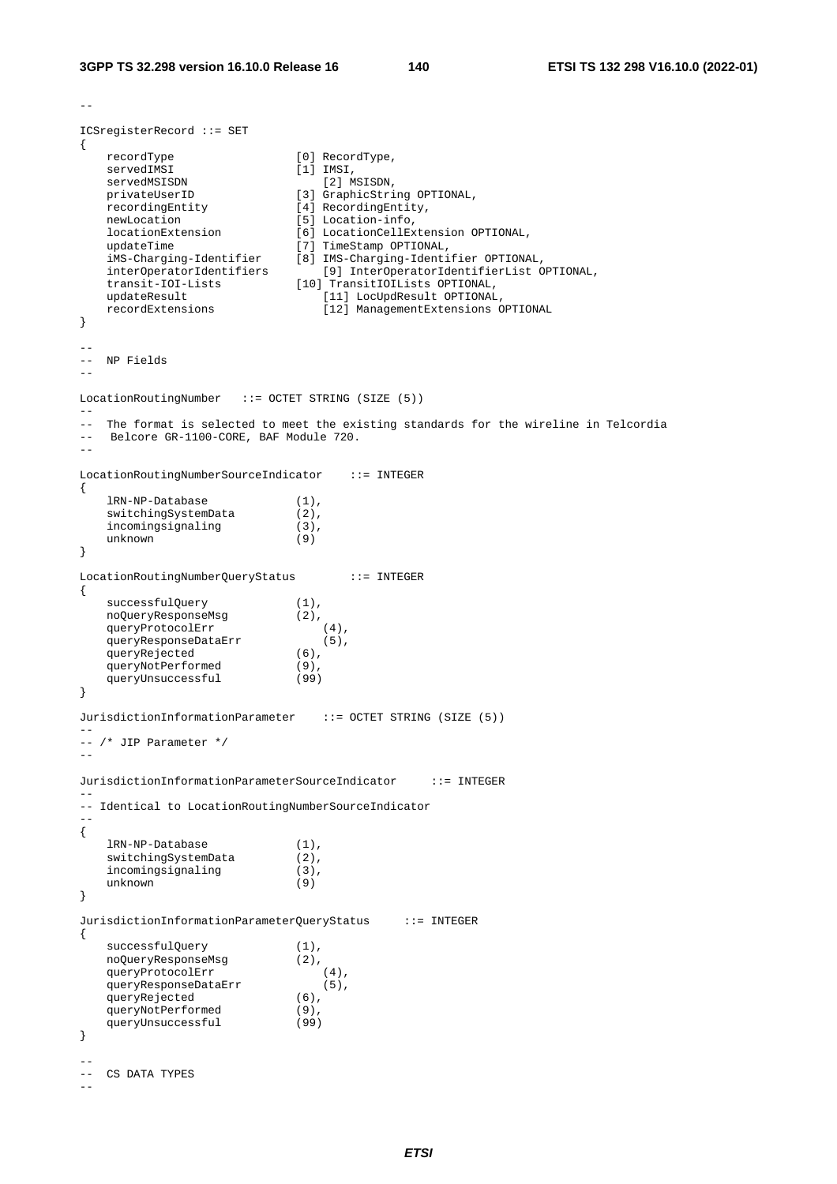```
--

ICSregisterRecord ::= SET
{
    recordType                  [0] RecordType,
    servedIMSI                  [1] IMSI,
    servedMSISDN                    [2] MSISDN,
    privateUserID               [3] GraphicString OPTIONAL,
    recordingEntity             [4] RecordingEntity,
    newLocation                 [5] Location-info,
    locationExtension           [6] LocationCellExtension OPTIONAL,
    updateTime                  [7] TimeStamp OPTIONAL,
    iMS-Charging-Identifier     [8] IMS-Charging-Identifier OPTIONAL,
    interOperatorIdentifiers        [9] InterOperatorIdentifierList OPTIONAL,
    transit-IOI-Lists           [10] TransitIOILists OPTIONAL,
    updateResult                    [11] LocUpdResult OPTIONAL,
    recordExtensions                [12] ManagementExtensions OPTIONAL
}

--
--  NP Fields
--

LocationRoutingNumber   ::= OCTET STRING (SIZE (5))
--
--  The format is selected to meet the existing standards for the wireline in Telcordia
--   Belcore GR-1100-CORE, BAF Module 720.
--

LocationRoutingNumberSourceIndicator    ::= INTEGER
{
    lRN-NP-Database             (1),
    switchingSystemData         (2),
    incomingsignaling           (3),
    unknown                     (9)
}

LocationRoutingNumberQueryStatus        ::= INTEGER
{
    successfulQuery             (1),
    noQueryResponseMsg          (2),
    queryProtocolErr                (4),
    queryResponseDataErr            (5),
    queryRejected               (6),
    queryNotPerformed           (9),
    queryUnsuccessful           (99)
}

JurisdictionInformationParameter    ::= OCTET STRING (SIZE (5))
--
-- /* JIP Parameter */
--

JurisdictionInformationParameterSourceIndicator     ::= INTEGER
--
-- Identical to LocationRoutingNumberSourceIndicator
--
{
    lRN-NP-Database             (1),
    switchingSystemData         (2),
    incomingsignaling           (3),
    unknown                     (9)
}

JurisdictionInformationParameterQueryStatus     ::= INTEGER
{
    successfulQuery             (1),
    noQueryResponseMsg          (2),
    queryProtocolErr                (4),
    queryResponseDataErr            (5),
    queryRejected               (6),
    queryNotPerformed           (9),
    queryUnsuccessful           (99)
}

--
--  CS DATA TYPES
--
```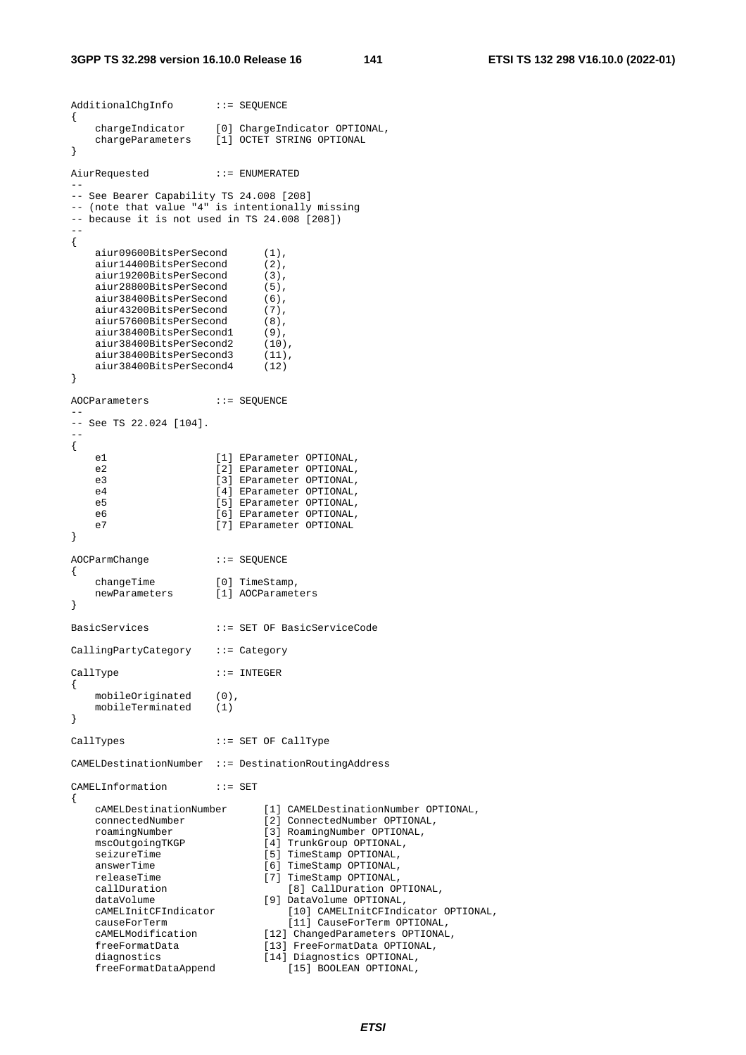```
AdditionalChgInfo       ::= SEQUENCE
{
    chargeIndicator     [0] ChargeIndicator OPTIONAL,
    chargeParameters    [1] OCTET STRING OPTIONAL
}

AiurRequested           ::= ENUMERATED
--
-- See Bearer Capability TS 24.008 [208]
-- (note that value "4" is intentionally missing
-- because it is not used in TS 24.008 [208])
--
{
    aiur09600BitsPerSecond      (1),
    aiur14400BitsPerSecond      (2),
    aiur19200BitsPerSecond      (3),
    aiur28800BitsPerSecond      (5),
    aiur38400BitsPerSecond      (6),
    aiur43200BitsPerSecond      (7),
    aiur57600BitsPerSecond      (8),
    aiur38400BitsPerSecond1     (9),
    aiur38400BitsPerSecond2     (10),
    aiur38400BitsPerSecond3     (11),
    aiur38400BitsPerSecond4     (12)
}

AOCParameters           ::= SEQUENCE
--
-- See TS 22.024 [104].
--
{
    e1                  [1] EParameter OPTIONAL,
    e2                  [2] EParameter OPTIONAL,
    e3                  [3] EParameter OPTIONAL,
    e4                  [4] EParameter OPTIONAL,
    e5                  [5] EParameter OPTIONAL,
    e6                  [6] EParameter OPTIONAL,
    e7                  [7] EParameter OPTIONAL
}

AOCParmChange           ::= SEQUENCE
{
    changeTime          [0] TimeStamp,
    newParameters       [1] AOCParameters
}

BasicServices           ::= SET OF BasicServiceCode

CallingPartyCategory    ::= Category

CallType                ::= INTEGER
{
    mobileOriginated    (0),
    mobileTerminated    (1)
}

CallTypes               ::= SET OF CallType

CAMELDestinationNumber  ::= DestinationRoutingAddress

CAMELInformation        ::= SET
{
    cAMELDestinationNumber      [1] CAMELDestinationNumber OPTIONAL,
    connectedNumber             [2] ConnectedNumber OPTIONAL,
    roamingNumber               [3] RoamingNumber OPTIONAL,
    mscOutgoingTKGP             [4] TrunkGroup OPTIONAL,
    seizureTime                 [5] TimeStamp OPTIONAL,
    answerTime                  [6] TimeStamp OPTIONAL,
    releaseTime                 [7] TimeStamp OPTIONAL,
    callDuration                    [8] CallDuration OPTIONAL,
    dataVolume                  [9] DataVolume OPTIONAL,
    cAMELInitCFIndicator            [10] CAMELInitCFIndicator OPTIONAL,
    causeForTerm                    [11] CauseForTerm OPTIONAL,
    cAMELModification           [12] ChangedParameters OPTIONAL,
    freeFormatData              [13] FreeFormatData OPTIONAL,
    diagnostics                 [14] Diagnostics OPTIONAL,
    freeFormatDataAppend            [15] BOOLEAN OPTIONAL,
```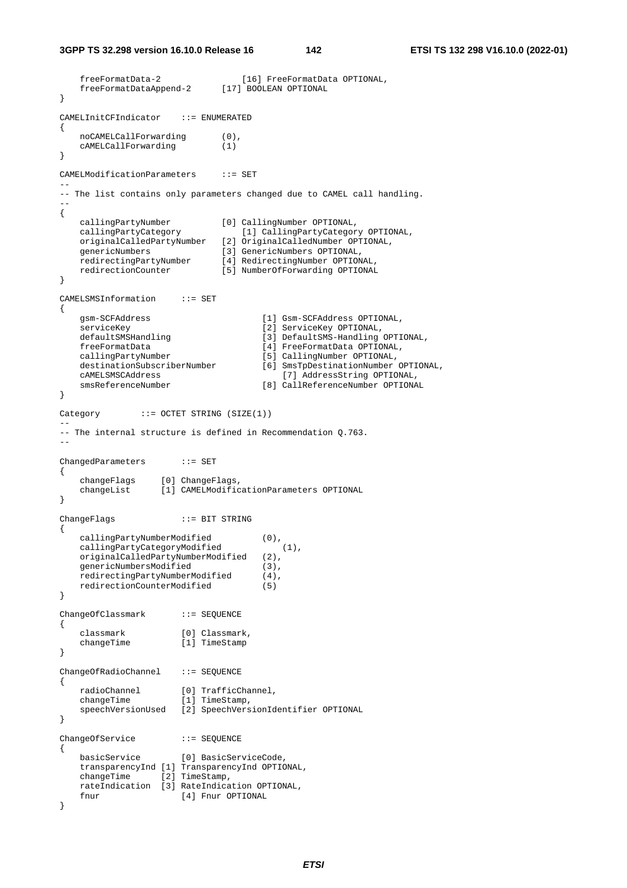```
    freeFormatData-2                [16] FreeFormatData OPTIONAL,
    freeFormatDataAppend-2      [17] BOOLEAN OPTIONAL
}

CAMELInitCFIndicator    ::= ENUMERATED
{
    noCAMELCallForwarding       (0),
    cAMELCallForwarding         (1)
}

CAMELModificationParameters     ::= SET
--
-- The list contains only parameters changed due to CAMEL call handling.
--
{
    callingPartyNumber          [0] CallingNumber OPTIONAL,
    callingPartyCategory            [1] CallingPartyCategory OPTIONAL,
    originalCalledPartyNumber   [2] OriginalCalledNumber OPTIONAL,
    genericNumbers              [3] GenericNumbers OPTIONAL,
    redirectingPartyNumber      [4] RedirectingNumber OPTIONAL,
    redirectionCounter          [5] NumberOfForwarding OPTIONAL
}

CAMELSMSInformation     ::= SET
{
    gsm-SCFAddress                      [1] Gsm-SCFAddress OPTIONAL,
    serviceKey                          [2] ServiceKey OPTIONAL,
    defaultSMSHandling                  [3] DefaultSMS-Handling OPTIONAL,
    freeFormatData                      [4] FreeFormatData OPTIONAL,
    callingPartyNumber                  [5] CallingNumber OPTIONAL,
    destinationSubscriberNumber         [6] SmsTpDestinationNumber OPTIONAL,
    cAMELSMSCAddress                        [7] AddressString OPTIONAL,
    smsReferenceNumber                  [8] CallReferenceNumber OPTIONAL
}

Category        ::= OCTET STRING (SIZE(1))
--
-- The internal structure is defined in Recommendation Q.763.
--

ChangedParameters       ::= SET
{
    changeFlags     [0] ChangeFlags,
    changeList      [1] CAMELModificationParameters OPTIONAL
}

ChangeFlags             ::= BIT STRING
{
    callingPartyNumberModified          (0),
    callingPartyCategoryModified            (1),
    originalCalledPartyNumberModified   (2),
    genericNumbersModified              (3),
    redirectingPartyNumberModified      (4),
    redirectionCounterModified          (5)
}

ChangeOfClassmark       ::= SEQUENCE
{
    classmark           [0] Classmark,
    changeTime          [1] TimeStamp
}

ChangeOfRadioChannel    ::= SEQUENCE
{
    radioChannel        [0] TrafficChannel,
    changeTime          [1] TimeStamp,
    speechVersionUsed   [2] SpeechVersionIdentifier OPTIONAL
}

ChangeOfService         ::= SEQUENCE
{
    basicService        [0] BasicServiceCode,
    transparencyInd [1] TransparencyInd OPTIONAL,
    changeTime      [2] TimeStamp,
    rateIndication  [3] RateIndication OPTIONAL,
    fnur                [4] Fnur OPTIONAL
}
```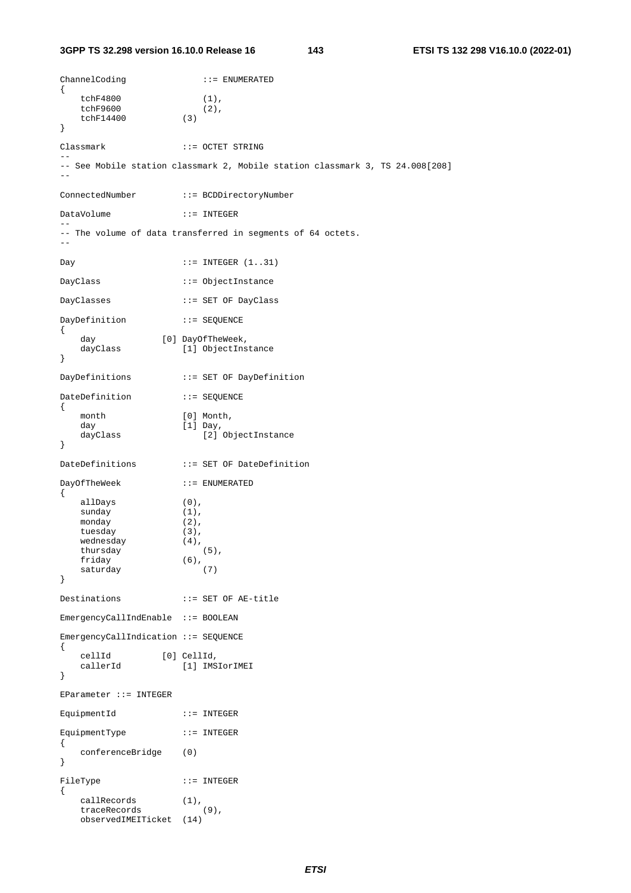```
ChannelCoding               ::= ENUMERATED
{
    tchF4800                (1),
    tchF9600                (2),
    tchF14400           (3)
}

Classmark               ::= OCTET STRING
--
-- See Mobile station classmark 2, Mobile station classmark 3, TS 24.008[208]
--

ConnectedNumber         ::= BCDDirectoryNumber

DataVolume              ::= INTEGER
--
-- The volume of data transferred in segments of 64 octets.
--

Day                     ::= INTEGER (1..31)

DayClass                ::= ObjectInstance

DayClasses              ::= SET OF DayClass

DayDefinition           ::= SEQUENCE
{
    day             [0] DayOfTheWeek,
    dayClass            [1] ObjectInstance
}

DayDefinitions          ::= SET OF DayDefinition

DateDefinition          ::= SEQUENCE
{
    month               [0] Month,
    day                 [1] Day,
    dayClass                [2] ObjectInstance
}

DateDefinitions         ::= SET OF DateDefinition

DayOfTheWeek            ::= ENUMERATED
{
    allDays             (0),
    sunday              (1),
    monday              (2),
    tuesday             (3),
    wednesday           (4),
    thursday                (5),
    friday              (6),
    saturday                (7)
}

Destinations            ::= SET OF AE-title

EmergencyCallIndEnable  ::= BOOLEAN

EmergencyCallIndication ::= SEQUENCE
{
    cellId          [0] CellId,
    callerId            [1] IMSIorIMEI
}

EParameter ::= INTEGER

EquipmentId             ::= INTEGER

EquipmentType           ::= INTEGER
{
    conferenceBridge    (0)
}

FileType                ::= INTEGER
{
    callRecords         (1),
    traceRecords            (9),
    observedIMEITicket  (14)
```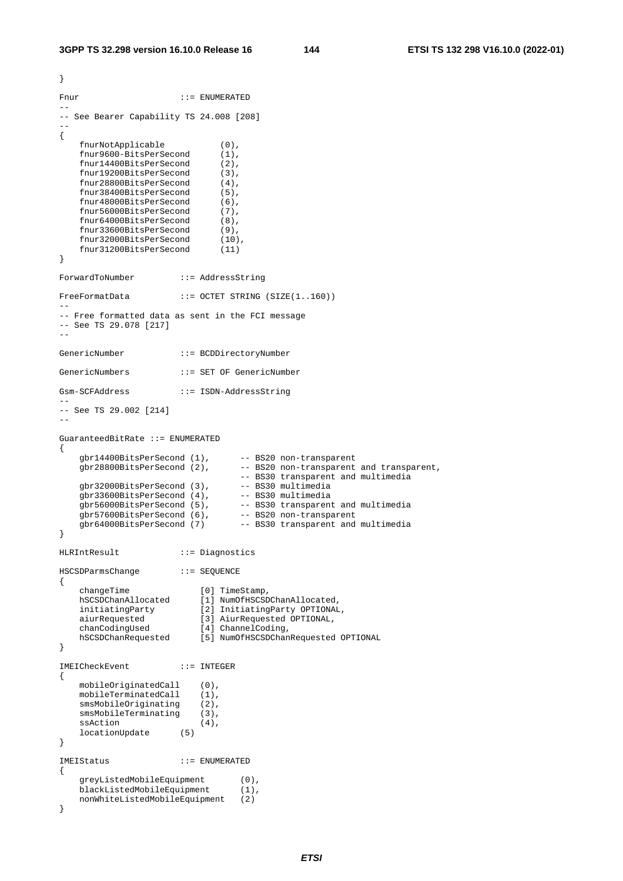```
}

Fnur                    ::= ENUMERATED
--
-- See Bearer Capability TS 24.008 [208]
--
{
    fnurNotApplicable           (0),
    fnur9600-BitsPerSecond      (1),
    fnur14400BitsPerSecond      (2),
    fnur19200BitsPerSecond      (3),
    fnur28800BitsPerSecond      (4),
    fnur38400BitsPerSecond      (5),
    fnur48000BitsPerSecond      (6),
    fnur56000BitsPerSecond      (7),
    fnur64000BitsPerSecond      (8),
    fnur33600BitsPerSecond      (9),
    fnur32000BitsPerSecond      (10),
    fnur31200BitsPerSecond      (11)
}

ForwardToNumber         ::= AddressString

FreeFormatData          ::= OCTET STRING (SIZE(1..160))
--
-- Free formatted data as sent in the FCI message
-- See TS 29.078 [217]
--

GenericNumber           ::= BCDDirectoryNumber

GenericNumbers          ::= SET OF GenericNumber

Gsm-SCFAddress          ::= ISDN-AddressString
--
-- See TS 29.002 [214]
--

GuaranteedBitRate ::= ENUMERATED
{
    gbr14400BitsPerSecond (1),      -- BS20 non-transparent
    gbr28800BitsPerSecond (2),      -- BS20 non-transparent and transparent,
                                    -- BS30 transparent and multimedia
    gbr32000BitsPerSecond (3),      -- BS30 multimedia
    gbr33600BitsPerSecond (4),      -- BS30 multimedia
    gbr56000BitsPerSecond (5),      -- BS30 transparent and multimedia
    gbr57600BitsPerSecond (6),      -- BS20 non-transparent
    gbr64000BitsPerSecond (7)       -- BS30 transparent and multimedia
}

HLRIntResult            ::= Diagnostics

HSCSDParmsChange        ::= SEQUENCE
{
    changeTime              [0] TimeStamp,
    hSCSDChanAllocated      [1] NumOfHSCSDChanAllocated,
    initiatingParty         [2] InitiatingParty OPTIONAL,
    aiurRequested           [3] AiurRequested OPTIONAL,
    chanCodingUsed          [4] ChannelCoding,
    hSCSDChanRequested      [5] NumOfHSCSDChanRequested OPTIONAL
}

IMEICheckEvent          ::= INTEGER
{
    mobileOriginatedCall    (0),
    mobileTerminatedCall    (1),
    smsMobileOriginating    (2),
    smsMobileTerminating    (3),
    ssAction                (4),
    locationUpdate      (5)
}

IMEIStatus              ::= ENUMERATED
{
    greyListedMobileEquipment       (0),
    blackListedMobileEquipment      (1),
    nonWhiteListedMobileEquipment   (2)
}
```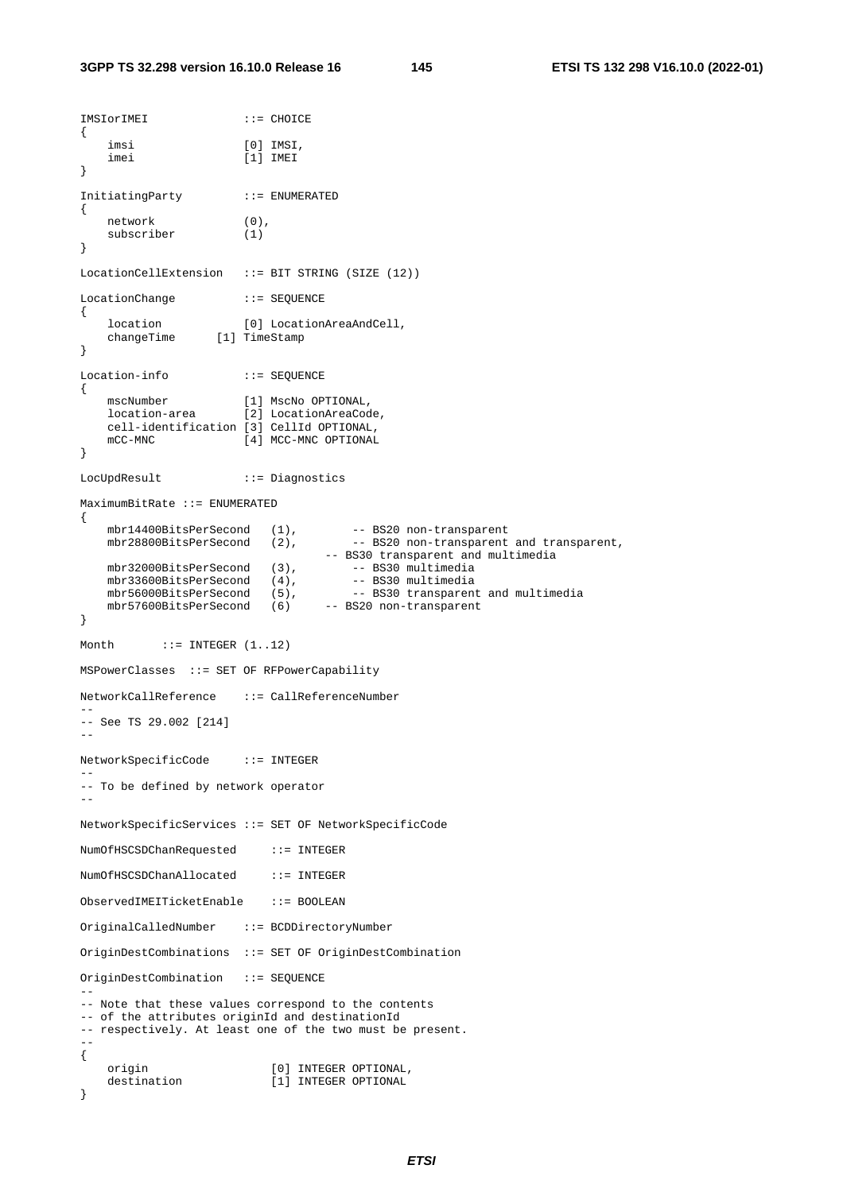```
IMSIorIMEI              ::= CHOICE
{
    imsi                [0] IMSI,
    imei                [1] IMEI
}

InitiatingParty         ::= ENUMERATED
{
    network             (0),
    subscriber          (1)
}

LocationCellExtension   ::= BIT STRING (SIZE (12))

LocationChange          ::= SEQUENCE
{
    location            [0] LocationAreaAndCell,
    changeTime      [1] TimeStamp
}

Location-info           ::= SEQUENCE
{
    mscNumber           [1] MscNo OPTIONAL,
    location-area       [2] LocationAreaCode,
    cell-identification [3] CellId OPTIONAL,
    mCC-MNC             [4] MCC-MNC OPTIONAL
}

LocUpdResult            ::= Diagnostics

MaximumBitRate ::= ENUMERATED
{
    mbr14400BitsPerSecond   (1),        -- BS20 non-transparent
    mbr28800BitsPerSecond   (2),        -- BS20 non-transparent and transparent,
                                    -- BS30 transparent and multimedia
    mbr32000BitsPerSecond   (3),        -- BS30 multimedia
    mbr33600BitsPerSecond   (4),        -- BS30 multimedia
    mbr56000BitsPerSecond   (5),        -- BS30 transparent and multimedia
    mbr57600BitsPerSecond   (6)     -- BS20 non-transparent
}

Month       ::= INTEGER (1..12)

MSPowerClasses  ::= SET OF RFPowerCapability

NetworkCallReference    ::= CallReferenceNumber
--
-- See TS 29.002 [214]
--

NetworkSpecificCode     ::= INTEGER
--
-- To be defined by network operator
--

NetworkSpecificServices ::= SET OF NetworkSpecificCode

NumOfHSCSDChanRequested     ::= INTEGER

NumOfHSCSDChanAllocated     ::= INTEGER

ObservedIMEITicketEnable    ::= BOOLEAN

OriginalCalledNumber    ::= BCDDirectoryNumber

OriginDestCombinations  ::= SET OF OriginDestCombination

OriginDestCombination   ::= SEQUENCE
--
-- Note that these values correspond to the contents
-- of the attributes originId and destinationId
-- respectively. At least one of the two must be present.
--
{
    origin                  [0] INTEGER OPTIONAL,
    destination             [1] INTEGER OPTIONAL
}
```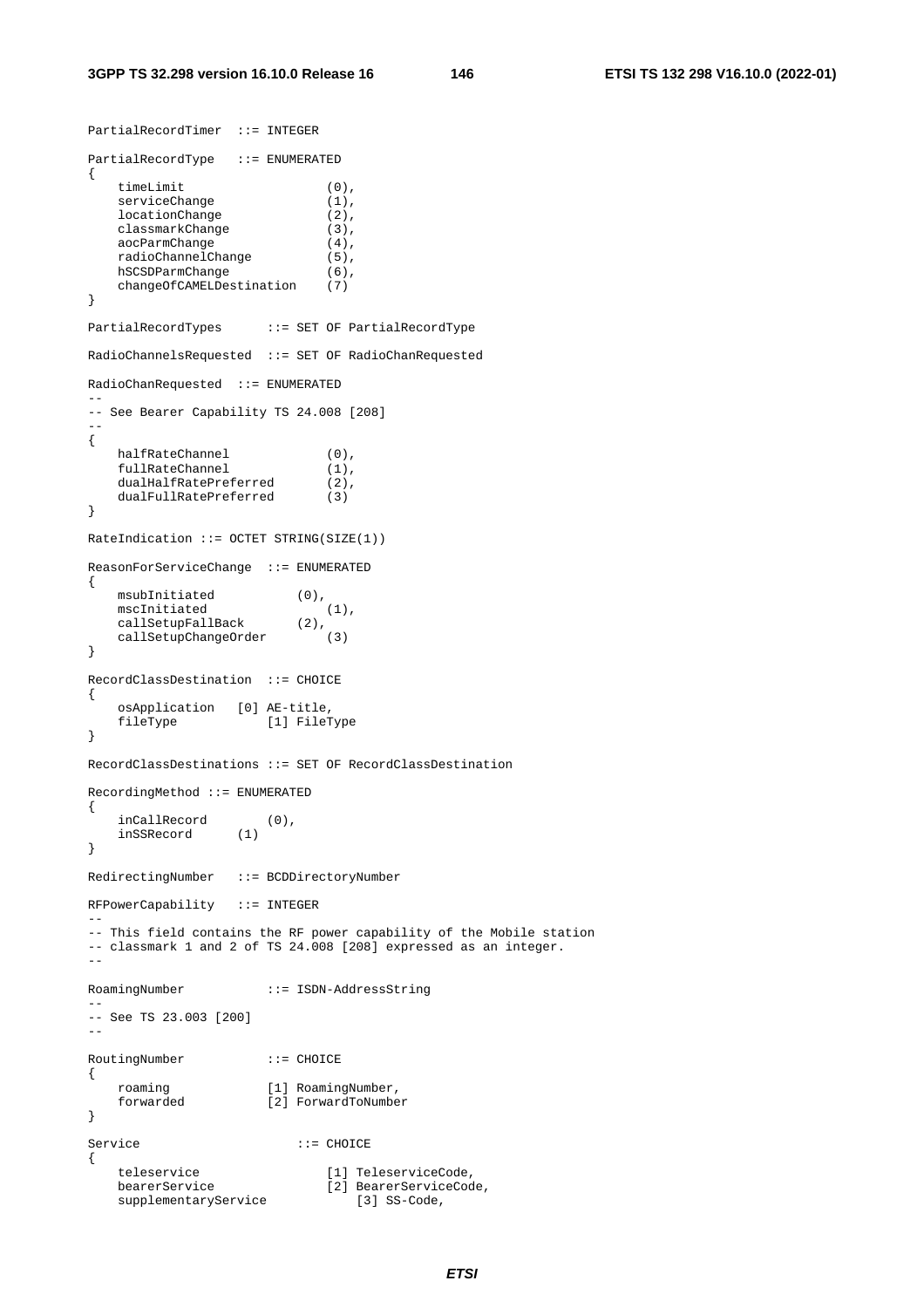```
PartialRecordTimer  ::= INTEGER

PartialRecordType   ::= ENUMERATED
{
    timeLimit                   (0),
    serviceChange               (1),
    locationChange              (2),
    classmarkChange             (3),
    aocParmChange               (4),
    radioChannelChange          (5),
    hSCSDParmChange             (6),
    changeOfCAMELDestination    (7)
}

PartialRecordTypes      ::= SET OF PartialRecordType

RadioChannelsRequested  ::= SET OF RadioChanRequested

RadioChanRequested  ::= ENUMERATED
--
-- See Bearer Capability TS 24.008 [208]
--
{
    halfRateChannel             (0),
    fullRateChannel             (1),
    dualHalfRatePreferred       (2),
    dualFullRatePreferred       (3)
}

RateIndication ::= OCTET STRING(SIZE(1))

ReasonForServiceChange  ::= ENUMERATED
{
    msubInitiated           (0),
    mscInitiated                (1),
    callSetupFallBack       (2),
    callSetupChangeOrder        (3)
}

RecordClassDestination  ::= CHOICE
{
    osApplication   [0] AE-title,
    fileType            [1] FileType
}

RecordClassDestinations ::= SET OF RecordClassDestination

RecordingMethod ::= ENUMERATED
{
    inCallRecord        (0),
    inSSRecord      (1)
}

RedirectingNumber   ::= BCDDirectoryNumber

RFPowerCapability   ::= INTEGER
--
-- This field contains the RF power capability of the Mobile station
-- classmark 1 and 2 of TS 24.008 [208] expressed as an integer.
--

RoamingNumber           ::= ISDN-AddressString
--
-- See TS 23.003 [200]
--

RoutingNumber           ::= CHOICE
{
    roaming             [1] RoamingNumber,
    forwarded           [2] ForwardToNumber
}

Service                     ::= CHOICE
{
    teleservice                 [1] TeleserviceCode,
    bearerService               [2] BearerServiceCode,
    supplementaryService            [3] SS-Code,
```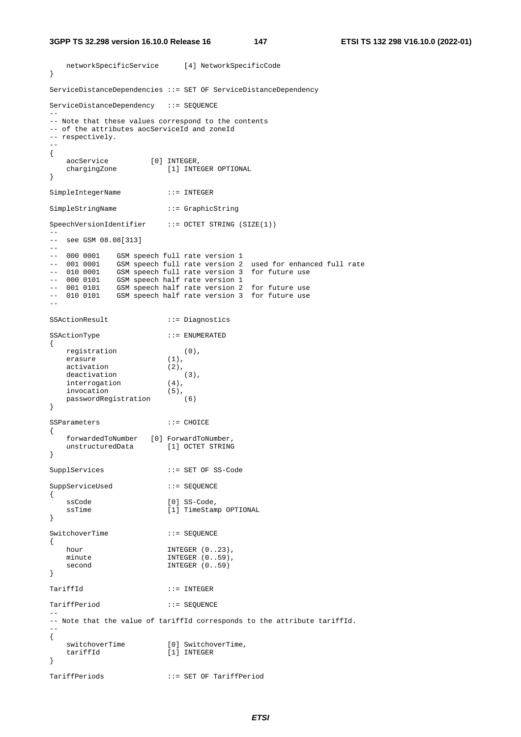```
    networkSpecificService      [4] NetworkSpecificCode
}

ServiceDistanceDependencies ::= SET OF ServiceDistanceDependency

ServiceDistanceDependency   ::= SEQUENCE
--
-- Note that these values correspond to the contents
-- of the attributes aocServiceId and zoneId
-- respectively.
--
{
    aocService          [0] INTEGER,
    chargingZone            [1] INTEGER OPTIONAL
}

SimpleIntegerName           ::= INTEGER

SimpleStringName            ::= GraphicString

SpeechVersionIdentifier     ::= OCTET STRING (SIZE(1))
--
--  see GSM 08.08[313]
--
--  000 0001    GSM speech full rate version 1
--  001 0001    GSM speech full rate version 2  used for enhanced full rate
--  010 0001    GSM speech full rate version 3  for future use
--  000 0101    GSM speech half rate version 1
--  001 0101    GSM speech half rate version 2  for future use
--  010 0101    GSM speech half rate version 3  for future use
--

SSActionResult              ::= Diagnostics

SSActionType                ::= ENUMERATED
{
    registration                (0),
    erasure                 (1),
    activation              (2),
    deactivation                (3),
    interrogation           (4),
    invocation              (5),
    passwordRegistration        (6)
}

SSParameters                ::= CHOICE
{
    forwardedToNumber   [0] ForwardToNumber,
    unstructuredData        [1] OCTET STRING
}

SupplServices               ::= SET OF SS-Code

SuppServiceUsed             ::= SEQUENCE
{
    ssCode                  [0] SS-Code,
    ssTime                  [1] TimeStamp OPTIONAL
}

SwitchoverTime              ::= SEQUENCE
{
    hour                    INTEGER (0..23),
    minute                  INTEGER (0..59),
    second                  INTEGER (0..59)
}

TariffId                    ::= INTEGER

TariffPeriod                ::= SEQUENCE
--
-- Note that the value of tariffId corresponds to the attribute tariffId.
--
{
    switchoverTime          [0] SwitchoverTime,
    tariffId                [1] INTEGER
}

TariffPeriods               ::= SET OF TariffPeriod
```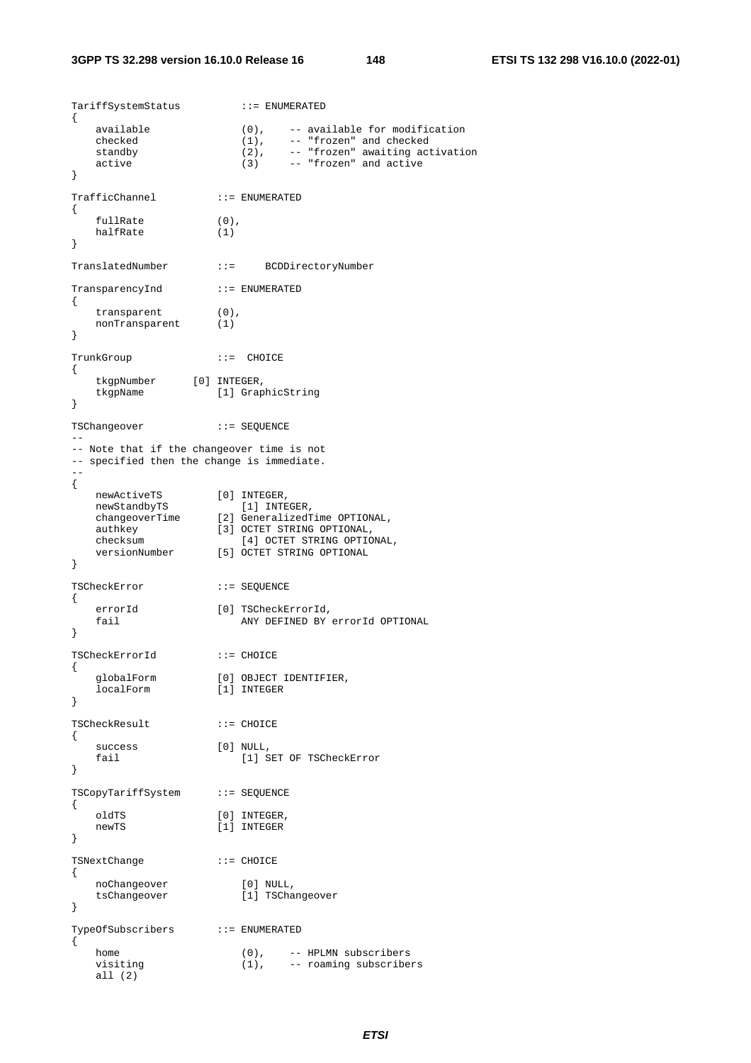```
TariffSystemStatus          ::= ENUMERATED
{
    available               (0),    -- available for modification
    checked                 (1),    -- "frozen" and checked
    standby                 (2),    -- "frozen" awaiting activation
    active                  (3)     -- "frozen" and active
}

TrafficChannel          ::= ENUMERATED
{
    fullRate            (0),
    halfRate            (1)
}

TranslatedNumber        ::=     BCDDirectoryNumber

TransparencyInd         ::= ENUMERATED
{
    transparent         (0),
    nonTransparent      (1)
}

TrunkGroup              ::=  CHOICE
{
    tkgpNumber      [0] INTEGER,
    tkgpName            [1] GraphicString
}

TSChangeover            ::= SEQUENCE
--
-- Note that if the changeover time is not
-- specified then the change is immediate.
--
{
    newActiveTS         [0] INTEGER,
    newStandbyTS            [1] INTEGER,
    changeoverTime      [2] GeneralizedTime OPTIONAL,
    authkey             [3] OCTET STRING OPTIONAL,
    checksum                [4] OCTET STRING OPTIONAL,
    versionNumber       [5] OCTET STRING OPTIONAL
}

TSCheckError            ::= SEQUENCE
{
    errorId             [0] TSCheckErrorId,
    fail                    ANY DEFINED BY errorId OPTIONAL
}

TSCheckErrorId          ::= CHOICE
{
    globalForm          [0] OBJECT IDENTIFIER,
    localForm           [1] INTEGER
}

TSCheckResult           ::= CHOICE
{
    success             [0] NULL,
    fail                    [1] SET OF TSCheckError
}

TSCopyTariffSystem      ::= SEQUENCE
{
    oldTS               [0] INTEGER,
    newTS               [1] INTEGER
}

TSNextChange            ::= CHOICE
{
    noChangeover            [0] NULL,
    tsChangeover            [1] TSChangeover
}

TypeOfSubscribers       ::= ENUMERATED
{
    home                    (0),    -- HPLMN subscribers
    visiting                (1),    -- roaming subscribers
    all (2)
```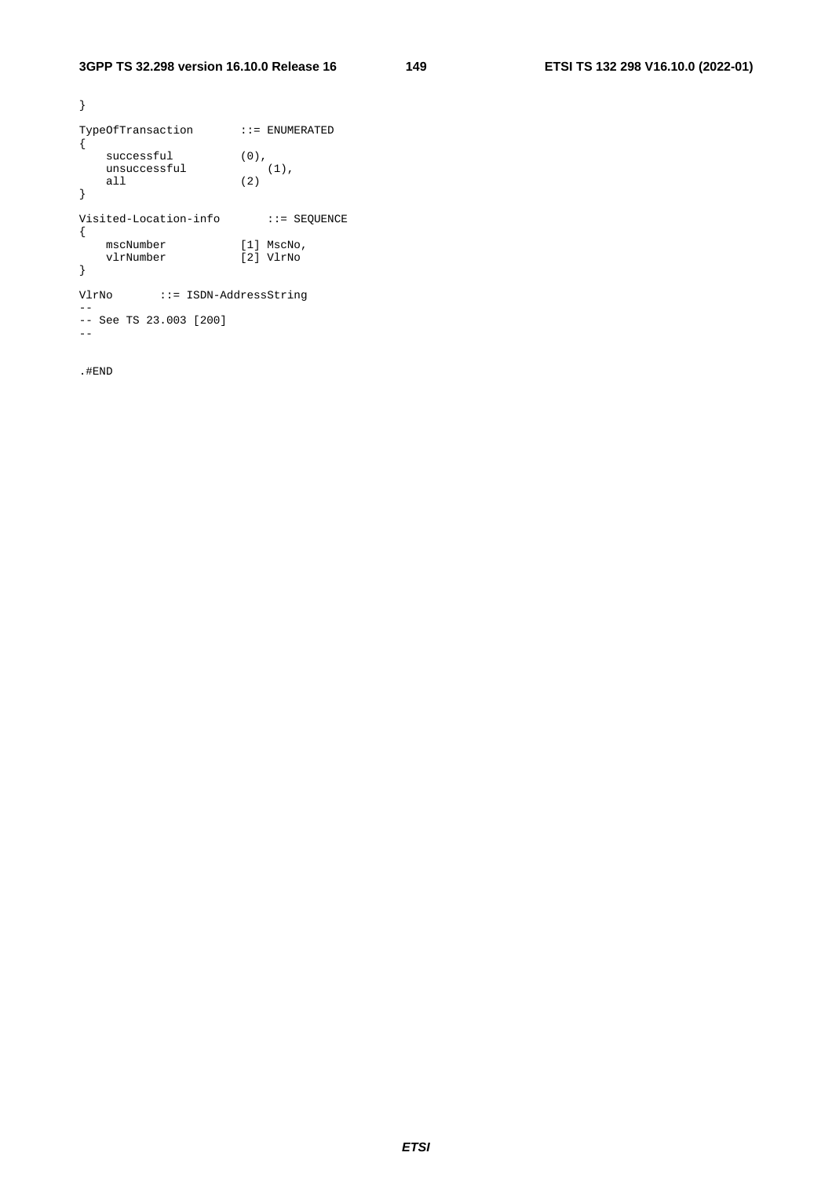```
}

TypeOfTransaction       ::= ENUMERATED
{
    successful          (0),
    unsuccessful            (1),
    all                 (2)
}

Visited-Location-info       ::= SEQUENCE
{
    mscNumber           [1] MscNo,
    vlrNumber           [2] VlrNo
}

VlrNo       ::= ISDN-AddressString
--
-- See TS 23.003 [200]
--

.#END
```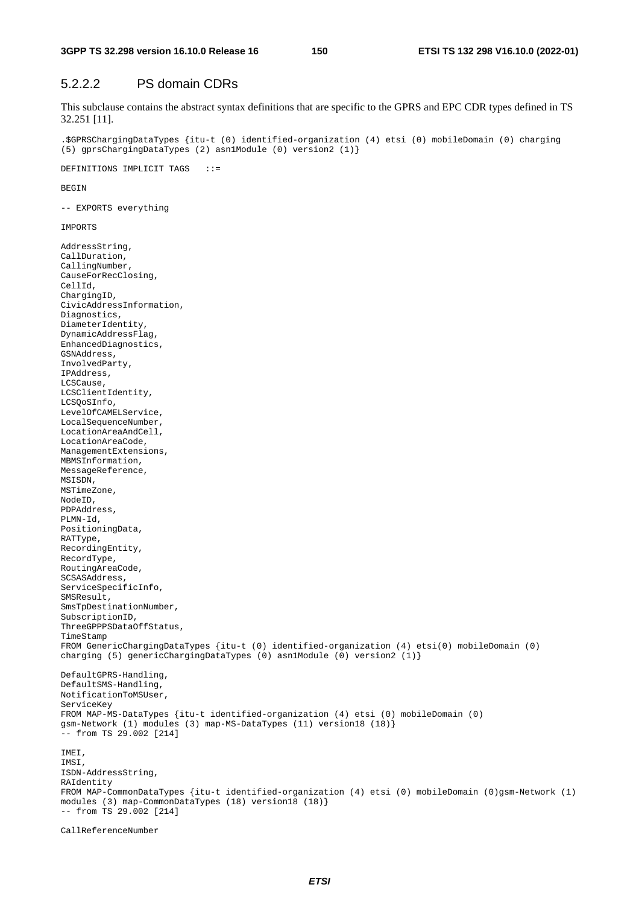### 5.2.2.2 PS domain CDRs

This subclause contains the abstract syntax definitions that are specific to the GPRS and EPC CDR types defined in TS 32.251 [11].

```
.$GPRSChargingDataTypes {itu-t (0) identified-organization (4) etsi (0) mobileDomain (0) charging
(5) gprsChargingDataTypes (2) asn1Module (0) version2 (1)}

DEFINITIONS IMPLICIT TAGS   ::=

BEGIN

-- EXPORTS everything

IMPORTS

AddressString,
CallDuration,
CallingNumber,
CauseForRecClosing,
CellId,
ChargingID,
CivicAddressInformation,
Diagnostics,
DiameterIdentity,
DynamicAddressFlag,
EnhancedDiagnostics,
GSNAddress,
InvolvedParty,
IPAddress,
LCSCause,
LCSClientIdentity,
LCSQoSInfo,
LevelOfCAMELService,
LocalSequenceNumber,
LocationAreaAndCell,
LocationAreaCode,
ManagementExtensions,
MBMSInformation,
MessageReference,
MSISDN,
MSTimeZone,
NodeID,
PDPAddress,
PLMN-Id,
PositioningData,
RATType,
RecordingEntity,
RecordType,
RoutingAreaCode,
SCSASAddress,
ServiceSpecificInfo,
SMSResult,
SmsTpDestinationNumber,
SubscriptionID,
ThreeGPPPSDataOffStatus,
TimeStamp
FROM GenericChargingDataTypes {itu-t (0) identified-organization (4) etsi(0) mobileDomain (0)
charging (5) genericChargingDataTypes (0) asn1Module (0) version2 (1)}

DefaultGPRS-Handling,
DefaultSMS-Handling,
NotificationToMSUser,
ServiceKey
FROM MAP-MS-DataTypes {itu-t identified-organization (4) etsi (0) mobileDomain (0)
gsm-Network (1) modules (3) map-MS-DataTypes (11) version18 (18)}
-- from TS 29.002 [214]

IMEI,
IMSI,
ISDN-AddressString,
RAIdentity
FROM MAP-CommonDataTypes {itu-t identified-organization (4) etsi (0) mobileDomain (0)gsm-Network (1)
modules (3) map-CommonDataTypes (18) version18 (18)}
-- from TS 29.002 [214]

CallReferenceNumber
```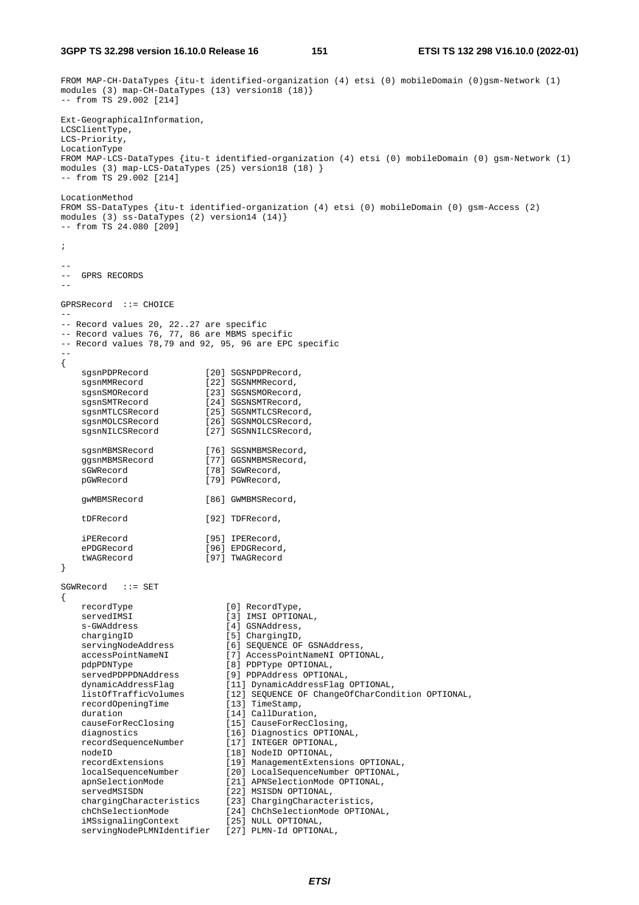```
FROM MAP-CH-DataTypes {itu-t identified-organization (4) etsi (0) mobileDomain (0)gsm-Network (1)
modules (3) map-CH-DataTypes (13) version18 (18)}
-- from TS 29.002 [214]

Ext-GeographicalInformation,
LCSClientType,
LCS-Priority,
LocationType
FROM MAP-LCS-DataTypes {itu-t identified-organization (4) etsi (0) mobileDomain (0) gsm-Network (1)
modules (3) map-LCS-DataTypes (25) version18 (18) }
-- from TS 29.002 [214]

LocationMethod
FROM SS-DataTypes {itu-t identified-organization (4) etsi (0) mobileDomain (0) gsm-Access (2)
modules (3) ss-DataTypes (2) version14 (14)}
-- from TS 24.080 [209]

;

--
--  GPRS RECORDS
--

GPRSRecord  ::= CHOICE
--
-- Record values 20, 22..27 are specific
-- Record values 76, 77, 86 are MBMS specific
-- Record values 78,79 and 92, 95, 96 are EPC specific
--
{
    sgsnPDPRecord           [20] SGSNPDPRecord,
    sgsnMMRecord            [22] SGSNMMRecord,
    sgsnSMORecord           [23] SGSNSMORecord,
    sgsnSMTRecord           [24] SGSNSMTRecord,
    sgsnMTLCSRecord         [25] SGSNMTLCSRecord,
    sgsnMOLCSRecord         [26] SGSNMOLCSRecord,
    sgsnNILCSRecord         [27] SGSNNILCSRecord,

    sgsnMBMSRecord          [76] SGSNMBMSRecord,
    ggsnMBMSRecord          [77] GGSNMBMSRecord,
    sGWRecord               [78] SGWRecord,
    pGWRecord               [79] PGWRecord,

    gwMBMSRecord            [86] GWMBMSRecord,

    tDFRecord               [92] TDFRecord,

    iPERecord               [95] IPERecord,
    ePDGRecord              [96] EPDGRecord,
    tWAGRecord              [97] TWAGRecord
}

SGWRecord   ::= SET
{
    recordType                  [0] RecordType,
    servedIMSI                  [3] IMSI OPTIONAL,
    s-GWAddress                 [4] GSNAddress,
    chargingID                  [5] ChargingID,
    servingNodeAddress          [6] SEQUENCE OF GSNAddress,
    accessPointNameNI           [7] AccessPointNameNI OPTIONAL,
    pdpPDNType                  [8] PDPType OPTIONAL,
    servedPDPPDNAddress         [9] PDPAddress OPTIONAL,
    dynamicAddressFlag          [11] DynamicAddressFlag OPTIONAL,
    listOfTrafficVolumes        [12] SEQUENCE OF ChangeOfCharCondition OPTIONAL,
    recordOpeningTime           [13] TimeStamp,
    duration                    [14] CallDuration,
    causeForRecClosing          [15] CauseForRecClosing,
    diagnostics                 [16] Diagnostics OPTIONAL,
    recordSequenceNumber        [17] INTEGER OPTIONAL,
    nodeID                      [18] NodeID OPTIONAL,
    recordExtensions            [19] ManagementExtensions OPTIONAL,
    localSequenceNumber         [20] LocalSequenceNumber OPTIONAL,
    apnSelectionMode            [21] APNSelectionMode OPTIONAL,
    servedMSISDN                [22] MSISDN OPTIONAL,
    chargingCharacteristics     [23] ChargingCharacteristics,
    chChSelectionMode           [24] ChChSelectionMode OPTIONAL,
    iMSsignalingContext         [25] NULL OPTIONAL,
    servingNodePLMNIdentifier   [27] PLMN-Id OPTIONAL,
```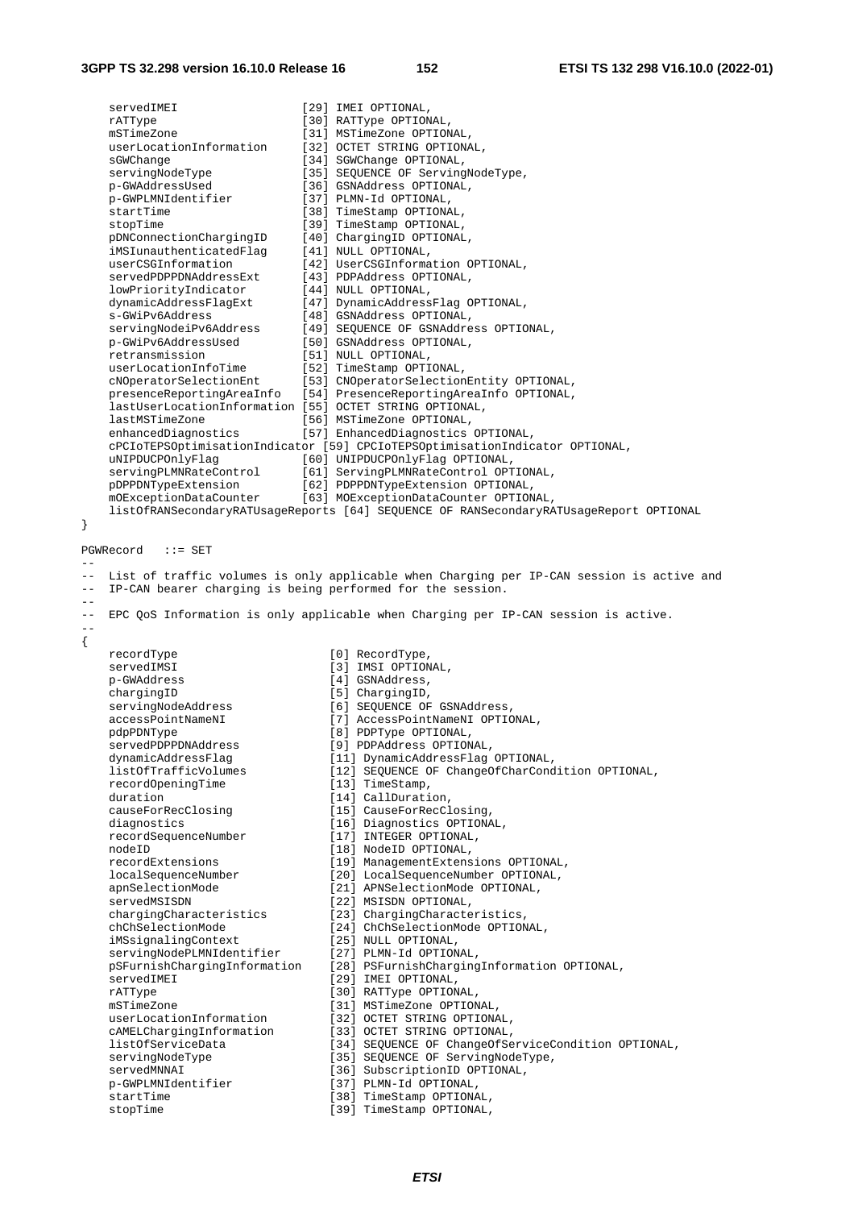```
    servedIMEI                  [29] IMEI OPTIONAL,
    rATType                     [30] RATType OPTIONAL,
    mSTimeZone                  [31] MSTimeZone OPTIONAL,
    userLocationInformation     [32] OCTET STRING OPTIONAL,
    sGWChange                   [34] SGWChange OPTIONAL,
    servingNodeType             [35] SEQUENCE OF ServingNodeType,
    p-GWAddressUsed             [36] GSNAddress OPTIONAL,
    p-GWPLMNIdentifier          [37] PLMN-Id OPTIONAL,
    startTime                   [38] TimeStamp OPTIONAL,
    stopTime                    [39] TimeStamp OPTIONAL,
    pDNConnectionChargingID     [40] ChargingID OPTIONAL,
    iMSIunauthenticatedFlag     [41] NULL OPTIONAL,
    userCSGInformation          [42] UserCSGInformation OPTIONAL,
    servedPDPPDNAddressExt      [43] PDPAddress OPTIONAL,
    lowPriorityIndicator        [44] NULL OPTIONAL,
    dynamicAddressFlagExt       [47] DynamicAddressFlag OPTIONAL,
    s-GWiPv6Address             [48] GSNAddress OPTIONAL,
    servingNodeiPv6Address      [49] SEQUENCE OF GSNAddress OPTIONAL,
    p-GWiPv6AddressUsed         [50] GSNAddress OPTIONAL,
    retransmission              [51] NULL OPTIONAL,
    userLocationInfoTime        [52] TimeStamp OPTIONAL,
    cNOperatorSelectionEnt      [53] CNOperatorSelectionEntity OPTIONAL,
    presenceReportingAreaInfo   [54] PresenceReportingAreaInfo OPTIONAL,
    lastUserLocationInformation [55] OCTET STRING OPTIONAL,
    lastMSTimeZone              [56] MSTimeZone OPTIONAL,
    enhancedDiagnostics         [57] EnhancedDiagnostics OPTIONAL,
    cPCIoTEPSOptimisationIndicator [59] CPCIoTEPSOptimisationIndicator OPTIONAL,
    uNIPDUCPOnlyFlag            [60] UNIPDUCPOnlyFlag OPTIONAL,
    servingPLMNRateControl      [61] ServingPLMNRateControl OPTIONAL,
    pDPPDNTypeExtension         [62] PDPPDNTypeExtension OPTIONAL,
    mOExceptionDataCounter      [63] MOExceptionDataCounter OPTIONAL,
    listOfRANSecondaryRATUsageReports [64] SEQUENCE OF RANSecondaryRATUsageReport OPTIONAL
}

PGWRecord   ::= SET
--
-- List of traffic volumes is only applicable when Charging per IP-CAN session is active and
-- IP-CAN bearer charging is being performed for the session.
--
-- EPC QoS Information is only applicable when Charging per IP-CAN session is active.
--
{
    recordType                      [0] RecordType,
    servedIMSI                      [3] IMSI OPTIONAL,
    p-GWAddress                     [4] GSNAddress,
    chargingID                      [5] ChargingID,
    servingNodeAddress              [6] SEQUENCE OF GSNAddress,
    accessPointNameNI               [7] AccessPointNameNI OPTIONAL,
    pdpPDNType                      [8] PDPType OPTIONAL,
    servedPDPPDNAddress             [9] PDPAddress OPTIONAL,
    dynamicAddressFlag              [11] DynamicAddressFlag OPTIONAL,
    listOfTrafficVolumes            [12] SEQUENCE OF ChangeOfCharCondition OPTIONAL,
    recordOpeningTime               [13] TimeStamp,
    duration                        [14] CallDuration,
    causeForRecClosing              [15] CauseForRecClosing,
    diagnostics                     [16] Diagnostics OPTIONAL,
    recordSequenceNumber            [17] INTEGER OPTIONAL,
    nodeID                          [18] NodeID OPTIONAL,
    recordExtensions                [19] ManagementExtensions OPTIONAL,
    localSequenceNumber             [20] LocalSequenceNumber OPTIONAL,
    apnSelectionMode                [21] APNSelectionMode OPTIONAL,
    servedMSISDN                    [22] MSISDN OPTIONAL,
    chargingCharacteristics         [23] ChargingCharacteristics,
    chChSelectionMode               [24] ChChSelectionMode OPTIONAL,
    iMSsignalingContext             [25] NULL OPTIONAL,
    servingNodePLMNIdentifier       [27] PLMN-Id OPTIONAL,
    pSFurnishChargingInformation    [28] PSFurnishChargingInformation OPTIONAL,
    servedIMEI                      [29] IMEI OPTIONAL,
    rATType                         [30] RATType OPTIONAL,
    mSTimeZone                      [31] MSTimeZone OPTIONAL,
    userLocationInformation         [32] OCTET STRING OPTIONAL,
    cAMELChargingInformation        [33] OCTET STRING OPTIONAL,
    listOfServiceData               [34] SEQUENCE OF ChangeOfServiceCondition OPTIONAL,
    servingNodeType                 [35] SEQUENCE OF ServingNodeType,
    servedMNNAI                     [36] SubscriptionID OPTIONAL,
    p-GWPLMNIdentifier              [37] PLMN-Id OPTIONAL,
    startTime                       [38] TimeStamp OPTIONAL,
    stopTime                        [39] TimeStamp OPTIONAL,
```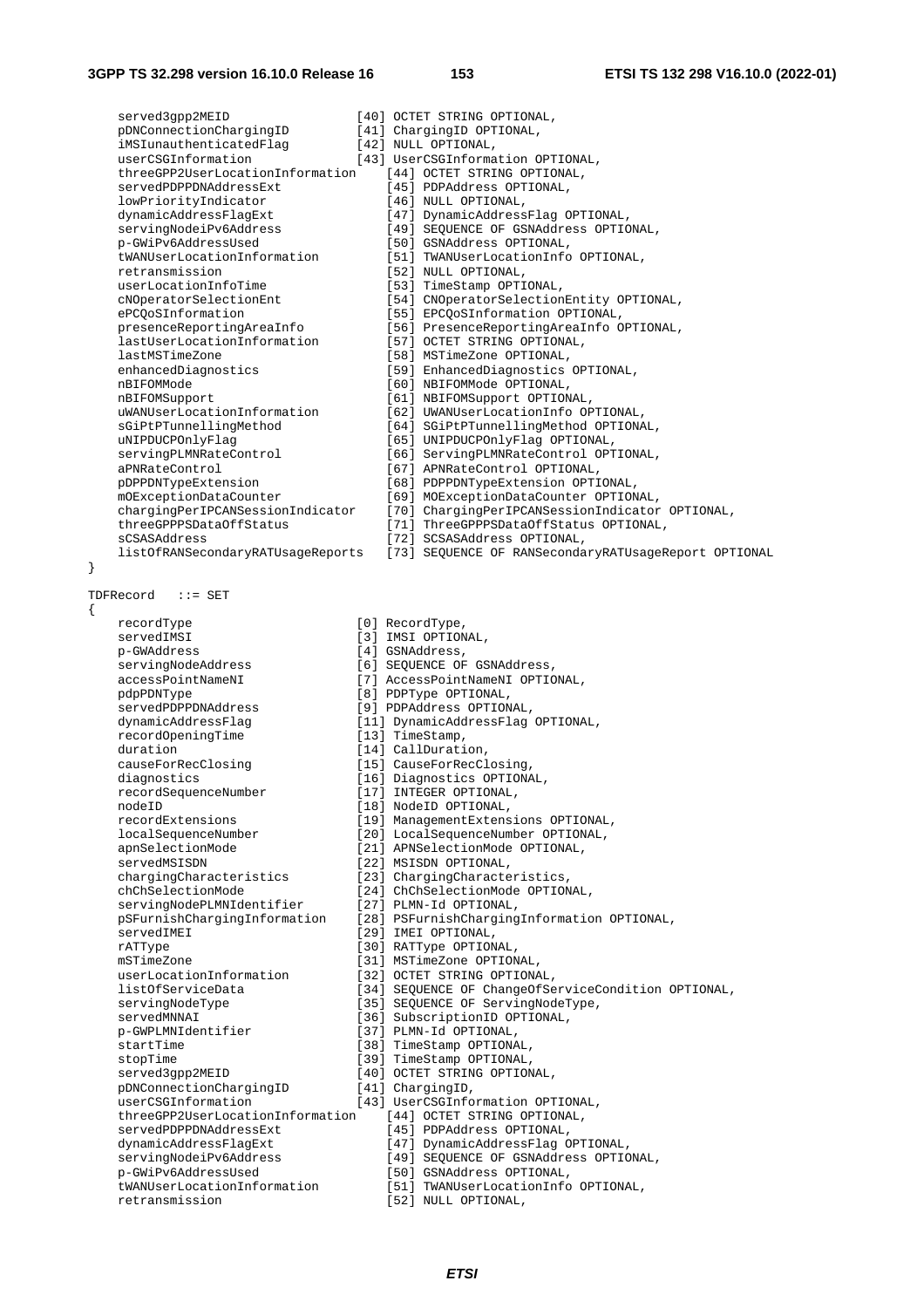```
    served3gpp2MEID                  [40] OCTET STRING OPTIONAL,
    pDNConnectionChargingID          [41] ChargingID OPTIONAL,
    iMSIunauthenticatedFlag          [42] NULL OPTIONAL,
    userCSGInformation               [43] UserCSGInformation OPTIONAL,
    threeGPP2UserLocationInformation    [44] OCTET STRING OPTIONAL,
    servedPDPPDNAddressExt              [45] PDPAddress OPTIONAL,
    lowPriorityIndicator                [46] NULL OPTIONAL,
    dynamicAddressFlagExt               [47] DynamicAddressFlag OPTIONAL,
    servingNodeiPv6Address              [49] SEQUENCE OF GSNAddress OPTIONAL,
    p-GWiPv6AddressUsed                 [50] GSNAddress OPTIONAL,
    tWANUserLocationInformation         [51] TWANUserLocationInfo OPTIONAL,
    retransmission                      [52] NULL OPTIONAL,
    userLocationInfoTime                [53] TimeStamp OPTIONAL,
    cNOperatorSelectionEnt              [54] CNOperatorSelectionEntity OPTIONAL,
    ePCQoSInformation                   [55] EPCQoSInformation OPTIONAL,
    presenceReportingAreaInfo           [56] PresenceReportingAreaInfo OPTIONAL,
    lastUserLocationInformation         [57] OCTET STRING OPTIONAL,
    lastMSTimeZone                      [58] MSTimeZone OPTIONAL,
    enhancedDiagnostics                 [59] EnhancedDiagnostics OPTIONAL,
    nBIFOMMode                          [60] NBIFOMMode OPTIONAL,
    nBIFOMSupport                       [61] NBIFOMSupport OPTIONAL,
    uWANUserLocationInformation         [62] UWANUserLocationInfo OPTIONAL,
    sGiPtPTunnellingMethod              [64] SGiPtPTunnellingMethod OPTIONAL,
    uNIPDUCPOnlyFlag                    [65] UNIPDUCPOnlyFlag OPTIONAL,
    servingPLMNRateControl              [66] ServingPLMNRateControl OPTIONAL,
    aPNRateControl                      [67] APNRateControl OPTIONAL,
    pDPPDNTypeExtension                 [68] PDPPDNTypeExtension OPTIONAL,
    mOExceptionDataCounter              [69] MOExceptionDataCounter OPTIONAL,
    chargingPerIPCANSessionIndicator    [70] ChargingPerIPCANSessionIndicator OPTIONAL,
    threeGPPPSDataOffStatus             [71] ThreeGPPPSDataOffStatus OPTIONAL,
    sCSASAddress                        [72] SCSASAddress OPTIONAL,
    listOfRANSecondaryRATUsageReports   [73] SEQUENCE OF RANSecondaryRATUsageReport OPTIONAL
}

TDFRecord   ::= SET
{
    recordType                      [0] RecordType,
    servedIMSI                      [3] IMSI OPTIONAL,
    p-GWAddress                     [4] GSNAddress,
    servingNodeAddress              [6] SEQUENCE OF GSNAddress,
    accessPointNameNI               [7] AccessPointNameNI OPTIONAL,
    pdpPDNType                      [8] PDPType OPTIONAL,
    servedPDPPDNAddress             [9] PDPAddress OPTIONAL,
    dynamicAddressFlag              [11] DynamicAddressFlag OPTIONAL,
    recordOpeningTime               [13] TimeStamp,
    duration                        [14] CallDuration,
    causeForRecClosing              [15] CauseForRecClosing,
    diagnostics                     [16] Diagnostics OPTIONAL,
    recordSequenceNumber            [17] INTEGER OPTIONAL,
    nodeID                          [18] NodeID OPTIONAL,
    recordExtensions                [19] ManagementExtensions OPTIONAL,
    localSequenceNumber             [20] LocalSequenceNumber OPTIONAL,
    apnSelectionMode                [21] APNSelectionMode OPTIONAL,
    servedMSISDN                    [22] MSISDN OPTIONAL,
    chargingCharacteristics         [23] ChargingCharacteristics,
    chChSelectionMode               [24] ChChSelectionMode OPTIONAL,
    servingNodePLMNIdentifier       [27] PLMN-Id OPTIONAL,
    pSFurnishChargingInformation    [28] PSFurnishChargingInformation OPTIONAL,
    servedIMEI                      [29] IMEI OPTIONAL,
    rATType                         [30] RATType OPTIONAL,
    mSTimeZone                      [31] MSTimeZone OPTIONAL,
    userLocationInformation         [32] OCTET STRING OPTIONAL,
    listOfServiceData               [34] SEQUENCE OF ChangeOfServiceCondition OPTIONAL,
    servingNodeType                 [35] SEQUENCE OF ServingNodeType,
    servedMNNAI                     [36] SubscriptionID OPTIONAL,
    p-GWPLMNIdentifier              [37] PLMN-Id OPTIONAL,
    startTime                       [38] TimeStamp OPTIONAL,
    stopTime                        [39] TimeStamp OPTIONAL,
    served3gpp2MEID                 [40] OCTET STRING OPTIONAL,
    pDNConnectionChargingID         [41] ChargingID,
    userCSGInformation              [43] UserCSGInformation OPTIONAL,
    threeGPP2UserLocationInformation    [44] OCTET STRING OPTIONAL,
    servedPDPPDNAddressExt              [45] PDPAddress OPTIONAL,
    dynamicAddressFlagExt               [47] DynamicAddressFlag OPTIONAL,
    servingNodeiPv6Address              [49] SEQUENCE OF GSNAddress OPTIONAL,
    p-GWiPv6AddressUsed                 [50] GSNAddress OPTIONAL,
    tWANUserLocationInformation         [51] TWANUserLocationInfo OPTIONAL,
    retransmission                      [52] NULL OPTIONAL,
```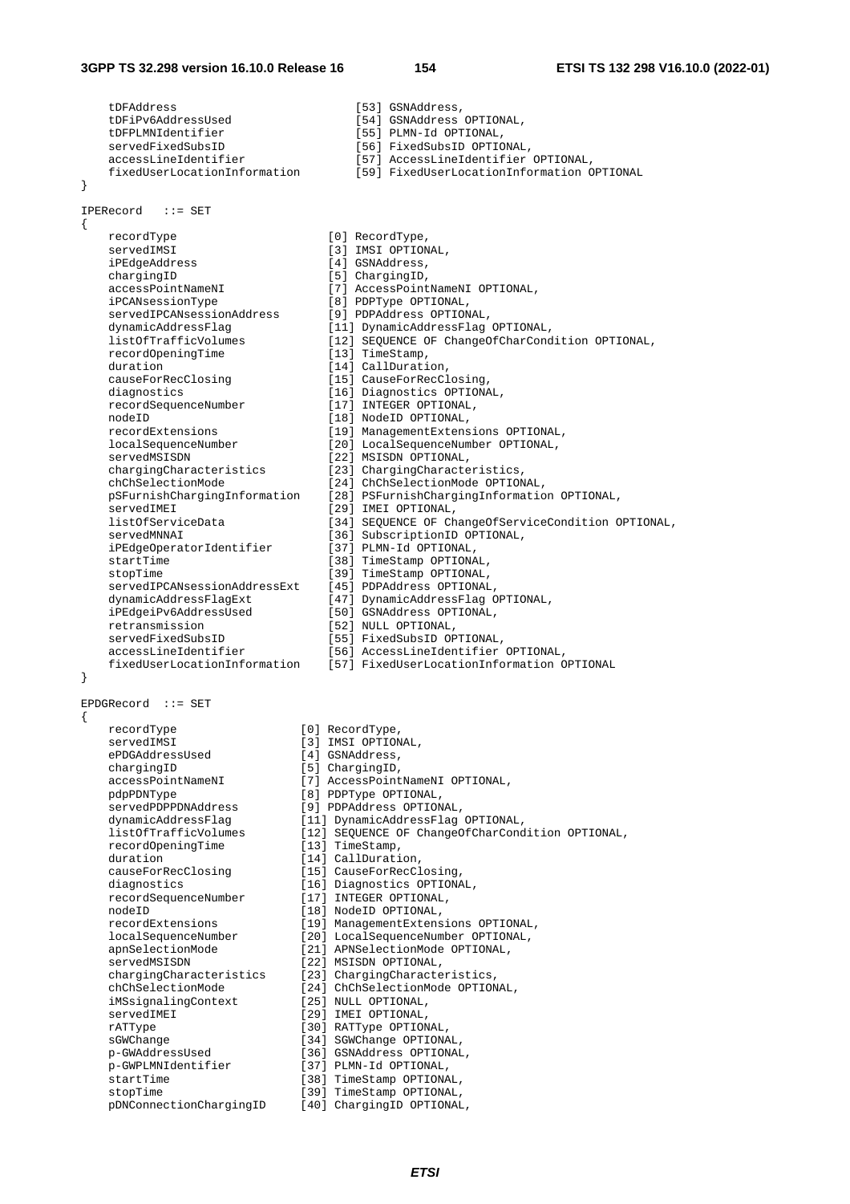```
    tDFAddress                          [53] GSNAddress,
    tDFiPv6AddressUsed                  [54] GSNAddress OPTIONAL,
    tDFPLMNIdentifier                   [55] PLMN-Id OPTIONAL,
    servedFixedSubsID                   [56] FixedSubsID OPTIONAL,
    accessLineIdentifier                [57] AccessLineIdentifier OPTIONAL,
    fixedUserLocationInformation        [59] FixedUserLocationInformation OPTIONAL
}

IPERecord   ::= SET
{
    recordType                      [0] RecordType,
    servedIMSI                      [3] IMSI OPTIONAL,
    iPEdgeAddress                   [4] GSNAddress,
    chargingID                      [5] ChargingID,
    accessPointNameNI               [7] AccessPointNameNI OPTIONAL,
    iPCANsessionType                [8] PDPType OPTIONAL,
    servedIPCANsessionAddress       [9] PDPAddress OPTIONAL,
    dynamicAddressFlag              [11] DynamicAddressFlag OPTIONAL,
    listOfTrafficVolumes            [12] SEQUENCE OF ChangeOfCharCondition OPTIONAL,
    recordOpeningTime               [13] TimeStamp,
    duration                        [14] CallDuration,
    causeForRecClosing              [15] CauseForRecClosing,
    diagnostics                     [16] Diagnostics OPTIONAL,
    recordSequenceNumber            [17] INTEGER OPTIONAL,
    nodeID                          [18] NodeID OPTIONAL,
    recordExtensions                [19] ManagementExtensions OPTIONAL,
    localSequenceNumber             [20] LocalSequenceNumber OPTIONAL,
    servedMSISDN                    [22] MSISDN OPTIONAL,
    chargingCharacteristics         [23] ChargingCharacteristics,
    chChSelectionMode               [24] ChChSelectionMode OPTIONAL,
    pSFurnishChargingInformation    [28] PSFurnishChargingInformation OPTIONAL,
    servedIMEI                      [29] IMEI OPTIONAL,
    listOfServiceData               [34] SEQUENCE OF ChangeOfServiceCondition OPTIONAL,
    servedMNNAI                     [36] SubscriptionID OPTIONAL,
    iPEdgeOperatorIdentifier        [37] PLMN-Id OPTIONAL,
    startTime                       [38] TimeStamp OPTIONAL,
    stopTime                        [39] TimeStamp OPTIONAL,
    servedIPCANsessionAddressExt    [45] PDPAddress OPTIONAL,
    dynamicAddressFlagExt           [47] DynamicAddressFlag OPTIONAL,
    iPEdgeiPv6AddressUsed           [50] GSNAddress OPTIONAL,
    retransmission                  [52] NULL OPTIONAL,
    servedFixedSubsID               [55] FixedSubsID OPTIONAL,
    accessLineIdentifier            [56] AccessLineIdentifier OPTIONAL,
    fixedUserLocationInformation    [57] FixedUserLocationInformation OPTIONAL
}

EPDGRecord  ::= SET
{
    recordType                  [0] RecordType,
    servedIMSI                  [3] IMSI OPTIONAL,
    ePDGAddressUsed             [4] GSNAddress,
    chargingID                  [5] ChargingID,
    accessPointNameNI           [7] AccessPointNameNI OPTIONAL,
    pdpPDNType                  [8] PDPType OPTIONAL,
    servedPDPPDNAddress         [9] PDPAddress OPTIONAL,
    dynamicAddressFlag          [11] DynamicAddressFlag OPTIONAL,
    listOfTrafficVolumes        [12] SEQUENCE OF ChangeOfCharCondition OPTIONAL,
    recordOpeningTime           [13] TimeStamp,
    duration                    [14] CallDuration,
    causeForRecClosing          [15] CauseForRecClosing,
    diagnostics                 [16] Diagnostics OPTIONAL,
    recordSequenceNumber        [17] INTEGER OPTIONAL,
    nodeID                      [18] NodeID OPTIONAL,
    recordExtensions            [19] ManagementExtensions OPTIONAL,
    localSequenceNumber         [20] LocalSequenceNumber OPTIONAL,
    apnSelectionMode            [21] APNSelectionMode OPTIONAL,
    servedMSISDN                [22] MSISDN OPTIONAL,
    chargingCharacteristics     [23] ChargingCharacteristics,
    chChSelectionMode           [24] ChChSelectionMode OPTIONAL,
    iMSsignalingContext         [25] NULL OPTIONAL,
    servedIMEI                  [29] IMEI OPTIONAL,
    rATType                     [30] RATType OPTIONAL,
    sGWChange                   [34] SGWChange OPTIONAL,
    p-GWAddressUsed             [36] GSNAddress OPTIONAL,
    p-GWPLMNIdentifier          [37] PLMN-Id OPTIONAL,
    startTime                   [38] TimeStamp OPTIONAL,
    stopTime                    [39] TimeStamp OPTIONAL,
    pDNConnectionChargingID     [40] ChargingID OPTIONAL,
```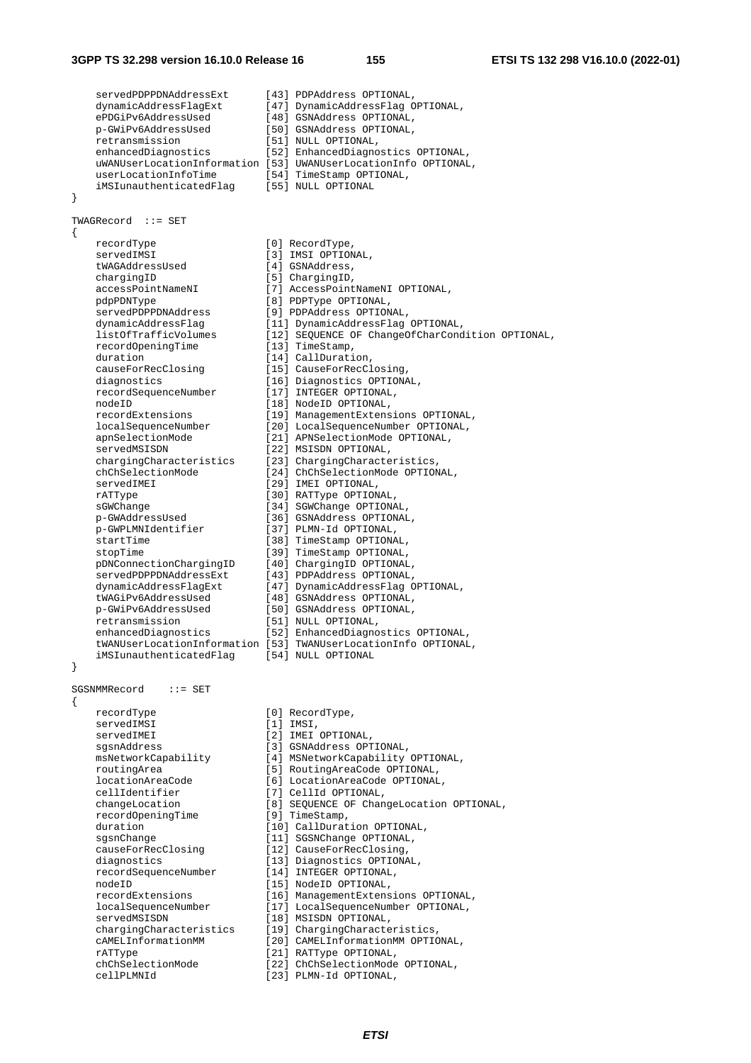```
    servedPDPPDNAddressExt      [43] PDPAddress OPTIONAL,
    dynamicAddressFlagExt       [47] DynamicAddressFlag OPTIONAL,
    ePDGiPv6AddressUsed         [48] GSNAddress OPTIONAL,
    p-GWiPv6AddressUsed         [50] GSNAddress OPTIONAL,
    retransmission              [51] NULL OPTIONAL,
    enhancedDiagnostics         [52] EnhancedDiagnostics OPTIONAL,
    uWANUserLocationInformation [53] UWANUserLocationInfo OPTIONAL,
    userLocationInfoTime        [54] TimeStamp OPTIONAL,
    iMSIunauthenticatedFlag     [55] NULL OPTIONAL
}

TWAGRecord  ::= SET
{
    recordType                  [0] RecordType,
    servedIMSI                  [3] IMSI OPTIONAL,
    tWAGAddressUsed             [4] GSNAddress,
    chargingID                  [5] ChargingID,
    accessPointNameNI           [7] AccessPointNameNI OPTIONAL,
    pdpPDNType                  [8] PDPType OPTIONAL,
    servedPDPPDNAddress         [9] PDPAddress OPTIONAL,
    dynamicAddressFlag          [11] DynamicAddressFlag OPTIONAL,
    listOfTrafficVolumes        [12] SEQUENCE OF ChangeOfCharCondition OPTIONAL,
    recordOpeningTime           [13] TimeStamp,
    duration                    [14] CallDuration,
    causeForRecClosing          [15] CauseForRecClosing,
    diagnostics                 [16] Diagnostics OPTIONAL,
    recordSequenceNumber        [17] INTEGER OPTIONAL,
    nodeID                      [18] NodeID OPTIONAL,
    recordExtensions            [19] ManagementExtensions OPTIONAL,
    localSequenceNumber         [20] LocalSequenceNumber OPTIONAL,
    apnSelectionMode            [21] APNSelectionMode OPTIONAL,
    servedMSISDN                [22] MSISDN OPTIONAL,
    chargingCharacteristics     [23] ChargingCharacteristics,
    chChSelectionMode           [24] ChChSelectionMode OPTIONAL,
    servedIMEI                  [29] IMEI OPTIONAL,
    rATType                     [30] RATType OPTIONAL,
    sGWChange                   [34] SGWChange OPTIONAL,
    p-GWAddressUsed             [36] GSNAddress OPTIONAL,
    p-GWPLMNIdentifier          [37] PLMN-Id OPTIONAL,
    startTime                   [38] TimeStamp OPTIONAL,
    stopTime                    [39] TimeStamp OPTIONAL,
    pDNConnectionChargingID     [40] ChargingID OPTIONAL,
    servedPDPPDNAddressExt      [43] PDPAddress OPTIONAL,
    dynamicAddressFlagExt       [47] DynamicAddressFlag OPTIONAL,
    tWAGiPv6AddressUsed         [48] GSNAddress OPTIONAL,
    p-GWiPv6AddressUsed         [50] GSNAddress OPTIONAL,
    retransmission              [51] NULL OPTIONAL,
    enhancedDiagnostics         [52] EnhancedDiagnostics OPTIONAL,
    tWANUserLocationInformation [53] TWANUserLocationInfo OPTIONAL,
    iMSIunauthenticatedFlag     [54] NULL OPTIONAL
}

SGSNMMRecord    ::= SET
{
    recordType                  [0] RecordType,
    servedIMSI                  [1] IMSI,
    servedIMEI                  [2] IMEI OPTIONAL,
    sgsnAddress                 [3] GSNAddress OPTIONAL,
    msNetworkCapability         [4] MSNetworkCapability OPTIONAL,
    routingArea                 [5] RoutingAreaCode OPTIONAL,
    locationAreaCode            [6] LocationAreaCode OPTIONAL,
    cellIdentifier              [7] CellId OPTIONAL,
    changeLocation              [8] SEQUENCE OF ChangeLocation OPTIONAL,
    recordOpeningTime           [9] TimeStamp,
    duration                    [10] CallDuration OPTIONAL,
    sgsnChange                  [11] SGSNChange OPTIONAL,
    causeForRecClosing          [12] CauseForRecClosing,
    diagnostics                 [13] Diagnostics OPTIONAL,
    recordSequenceNumber        [14] INTEGER OPTIONAL,
    nodeID                      [15] NodeID OPTIONAL,
    recordExtensions            [16] ManagementExtensions OPTIONAL,
    localSequenceNumber         [17] LocalSequenceNumber OPTIONAL,
    servedMSISDN                [18] MSISDN OPTIONAL,
    chargingCharacteristics     [19] ChargingCharacteristics,
    cAMELInformationMM          [20] CAMELInformationMM OPTIONAL,
    rATType                     [21] RATType OPTIONAL,
    chChSelectionMode           [22] ChChSelectionMode OPTIONAL,
    cellPLMNId                  [23] PLMN-Id OPTIONAL,
```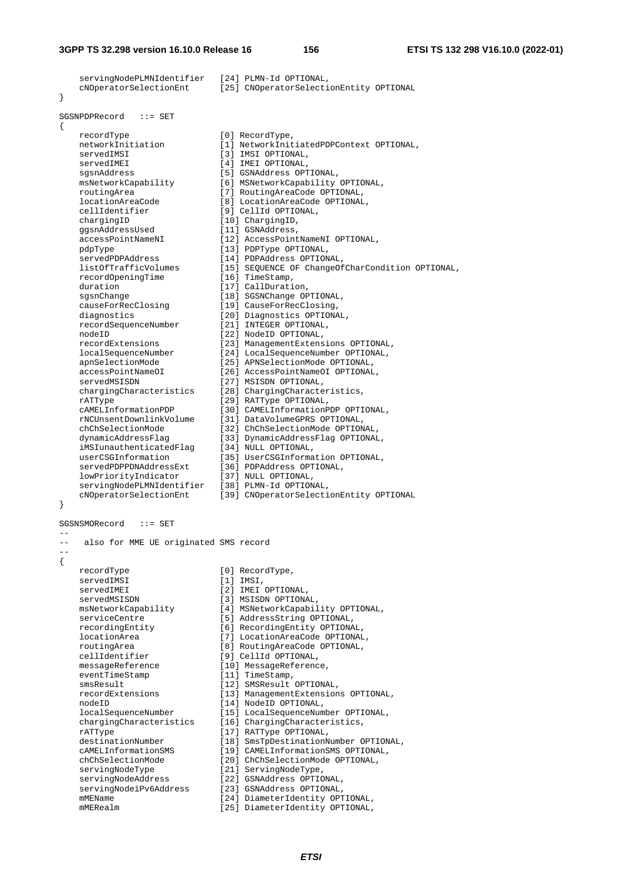```
    servingNodePLMNIdentifier   [24] PLMN-Id OPTIONAL,
    cNOperatorSelectionEnt      [25] CNOperatorSelectionEntity OPTIONAL
}

SGSNPDPRecord   ::= SET
{
    recordType                  [0] RecordType,
    networkInitiation           [1] NetworkInitiatedPDPContext OPTIONAL,
    servedIMSI                  [3] IMSI OPTIONAL,
    servedIMEI                  [4] IMEI OPTIONAL,
    sgsnAddress                 [5] GSNAddress OPTIONAL,
    msNetworkCapability         [6] MSNetworkCapability OPTIONAL,
    routingArea                 [7] RoutingAreaCode OPTIONAL,
    locationAreaCode            [8] LocationAreaCode OPTIONAL,
    cellIdentifier              [9] CellId OPTIONAL,
    chargingID                  [10] ChargingID,
    ggsnAddressUsed             [11] GSNAddress,
    accessPointNameNI           [12] AccessPointNameNI OPTIONAL,
    pdpType                     [13] PDPType OPTIONAL,
    servedPDPAddress            [14] PDPAddress OPTIONAL,
    listOfTrafficVolumes        [15] SEQUENCE OF ChangeOfCharCondition OPTIONAL,
    recordOpeningTime           [16] TimeStamp,
    duration                    [17] CallDuration,
    sgsnChange                  [18] SGSNChange OPTIONAL,
    causeForRecClosing          [19] CauseForRecClosing,
    diagnostics                 [20] Diagnostics OPTIONAL,
    recordSequenceNumber        [21] INTEGER OPTIONAL,
    nodeID                      [22] NodeID OPTIONAL,
    recordExtensions            [23] ManagementExtensions OPTIONAL,
    localSequenceNumber         [24] LocalSequenceNumber OPTIONAL,
    apnSelectionMode            [25] APNSelectionMode OPTIONAL,
    accessPointNameOI           [26] AccessPointNameOI OPTIONAL,
    servedMSISDN                [27] MSISDN OPTIONAL,
    chargingCharacteristics     [28] ChargingCharacteristics,
    rATType                     [29] RATType OPTIONAL,
    cAMELInformationPDP         [30] CAMELInformationPDP OPTIONAL,
    rNCUnsentDownlinkVolume     [31] DataVolumeGPRS OPTIONAL,
    chChSelectionMode           [32] ChChSelectionMode OPTIONAL,
    dynamicAddressFlag          [33] DynamicAddressFlag OPTIONAL,
    iMSIunauthenticatedFlag     [34] NULL OPTIONAL,
    userCSGInformation          [35] UserCSGInformation OPTIONAL,
    servedPDPPDNAddressExt      [36] PDPAddress OPTIONAL,
    lowPriorityIndicator        [37] NULL OPTIONAL,
    servingNodePLMNIdentifier   [38] PLMN-Id OPTIONAL,
    cNOperatorSelectionEnt      [39] CNOperatorSelectionEntity OPTIONAL
}

SGSNSMORecord   ::= SET
--
--   also for MME UE originated SMS record
--
{
    recordType                  [0] RecordType,
    servedIMSI                  [1] IMSI,
    servedIMEI                  [2] IMEI OPTIONAL,
    servedMSISDN                [3] MSISDN OPTIONAL,
    msNetworkCapability         [4] MSNetworkCapability OPTIONAL,
    serviceCentre               [5] AddressString OPTIONAL,
    recordingEntity             [6] RecordingEntity OPTIONAL,
    locationArea                [7] LocationAreaCode OPTIONAL,
    routingArea                 [8] RoutingAreaCode OPTIONAL,
    cellIdentifier              [9] CellId OPTIONAL,
    messageReference            [10] MessageReference,
    eventTimeStamp              [11] TimeStamp,
    smsResult                   [12] SMSResult OPTIONAL,
    recordExtensions            [13] ManagementExtensions OPTIONAL,
    nodeID                      [14] NodeID OPTIONAL,
    localSequenceNumber         [15] LocalSequenceNumber OPTIONAL,
    chargingCharacteristics     [16] ChargingCharacteristics,
    rATType                     [17] RATType OPTIONAL,
    destinationNumber           [18] SmsTpDestinationNumber OPTIONAL,
    cAMELInformationSMS         [19] CAMELInformationSMS OPTIONAL,
    chChSelectionMode           [20] ChChSelectionMode OPTIONAL,
    servingNodeType             [21] ServingNodeType,
    servingNodeAddress          [22] GSNAddress OPTIONAL,
    servingNodeiPv6Address      [23] GSNAddress OPTIONAL,
    mMEName                     [24] DiameterIdentity OPTIONAL,
    mMERealm                    [25] DiameterIdentity OPTIONAL,
```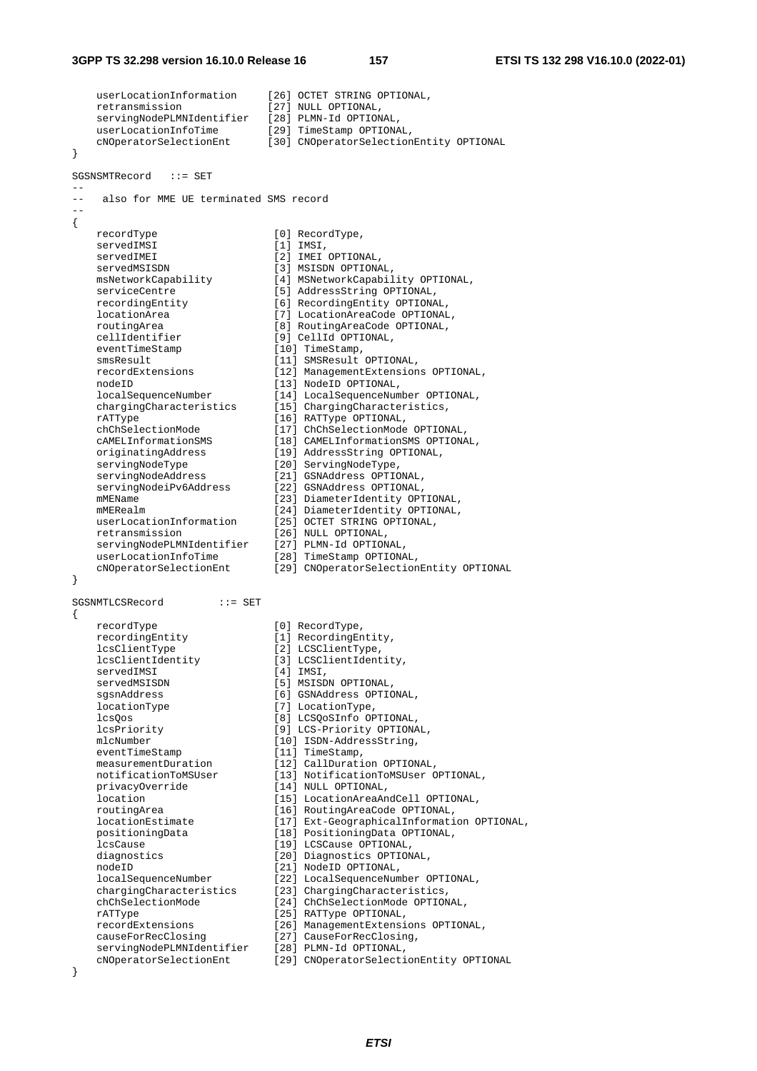```
    userLocationInformation     [26] OCTET STRING OPTIONAL,
    retransmission              [27] NULL OPTIONAL,
    servingNodePLMNIdentifier   [28] PLMN-Id OPTIONAL,
    userLocationInfoTime        [29] TimeStamp OPTIONAL,
    cNOperatorSelectionEnt      [30] CNOperatorSelectionEntity OPTIONAL
}

SGSNSMTRecord   ::= SET
--
--   also for MME UE terminated SMS record
--
{
    recordType                  [0] RecordType,
    servedIMSI                  [1] IMSI,
    servedIMEI                  [2] IMEI OPTIONAL,
    servedMSISDN                [3] MSISDN OPTIONAL,
    msNetworkCapability         [4] MSNetworkCapability OPTIONAL,
    serviceCentre               [5] AddressString OPTIONAL,
    recordingEntity             [6] RecordingEntity OPTIONAL,
    locationArea                [7] LocationAreaCode OPTIONAL,
    routingArea                 [8] RoutingAreaCode OPTIONAL,
    cellIdentifier              [9] CellId OPTIONAL,
    eventTimeStamp              [10] TimeStamp,
    smsResult                   [11] SMSResult OPTIONAL,
    recordExtensions            [12] ManagementExtensions OPTIONAL,
    nodeID                      [13] NodeID OPTIONAL,
    localSequenceNumber         [14] LocalSequenceNumber OPTIONAL,
    chargingCharacteristics     [15] ChargingCharacteristics,
    rATType                     [16] RATType OPTIONAL,
    chChSelectionMode           [17] ChChSelectionMode OPTIONAL,
    cAMELInformationSMS         [18] CAMELInformationSMS OPTIONAL,
    originatingAddress          [19] AddressString OPTIONAL,
    servingNodeType             [20] ServingNodeType,
    servingNodeAddress          [21] GSNAddress OPTIONAL,
    servingNodeiPv6Address      [22] GSNAddress OPTIONAL,
    mMEName                     [23] DiameterIdentity OPTIONAL,
    mMERealm                    [24] DiameterIdentity OPTIONAL,
    userLocationInformation     [25] OCTET STRING OPTIONAL,
    retransmission              [26] NULL OPTIONAL,
    servingNodePLMNIdentifier   [27] PLMN-Id OPTIONAL,
    userLocationInfoTime        [28] TimeStamp OPTIONAL,
    cNOperatorSelectionEnt      [29] CNOperatorSelectionEntity OPTIONAL
}

SGSNMTLCSRecord         ::= SET
{
    recordType                  [0] RecordType,
    recordingEntity             [1] RecordingEntity,
    lcsClientType               [2] LCSClientType,
    lcsClientIdentity           [3] LCSClientIdentity,
    servedIMSI                  [4] IMSI,
    servedMSISDN                [5] MSISDN OPTIONAL,
    sgsnAddress                 [6] GSNAddress OPTIONAL,
    locationType                [7] LocationType,
    lcsQos                      [8] LCSQoSInfo OPTIONAL,
    lcsPriority                 [9] LCS-Priority OPTIONAL,
    mlcNumber                   [10] ISDN-AddressString,
    eventTimeStamp              [11] TimeStamp,
    measurementDuration         [12] CallDuration OPTIONAL,
    notificationToMSUser        [13] NotificationToMSUser OPTIONAL,
    privacyOverride             [14] NULL OPTIONAL,
    location                    [15] LocationAreaAndCell OPTIONAL,
    routingArea                 [16] RoutingAreaCode OPTIONAL,
    locationEstimate            [17] Ext-GeographicalInformation OPTIONAL,
    positioningData             [18] PositioningData OPTIONAL,
    lcsCause                    [19] LCSCause OPTIONAL,
    diagnostics                 [20] Diagnostics OPTIONAL,
    nodeID                      [21] NodeID OPTIONAL,
    localSequenceNumber         [22] LocalSequenceNumber OPTIONAL,
    chargingCharacteristics     [23] ChargingCharacteristics,
    chChSelectionMode           [24] ChChSelectionMode OPTIONAL,
    rATType                     [25] RATType OPTIONAL,
    recordExtensions            [26] ManagementExtensions OPTIONAL,
    causeForRecClosing          [27] CauseForRecClosing,
    servingNodePLMNIdentifier   [28] PLMN-Id OPTIONAL,
    cNOperatorSelectionEnt      [29] CNOperatorSelectionEntity OPTIONAL
}
```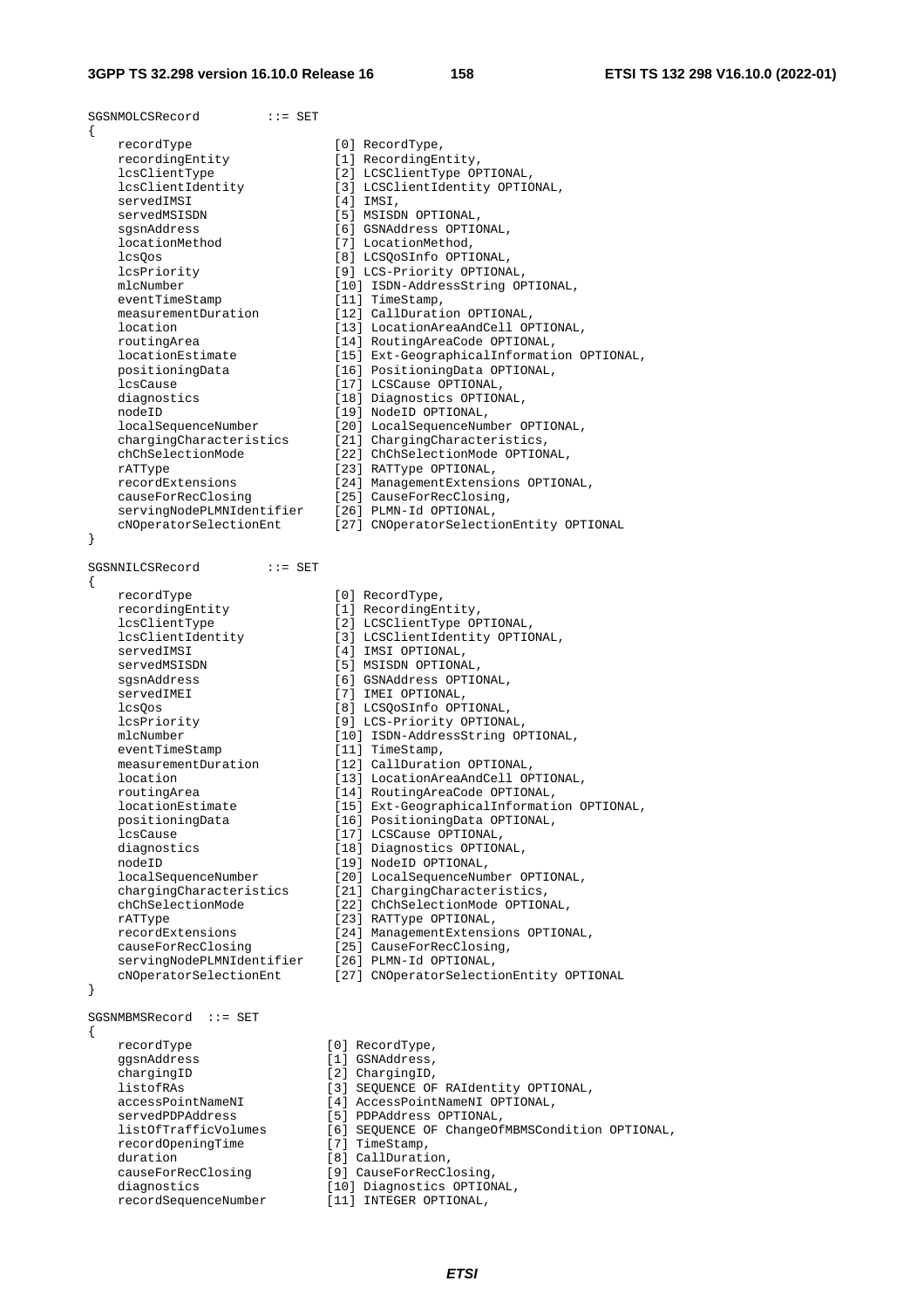```
SGSNMOLCSRecord         ::= SET
{
    recordType                  [0] RecordType,
    recordingEntity             [1] RecordingEntity,
    lcsClientType               [2] LCSClientType OPTIONAL,
    lcsClientIdentity           [3] LCSClientIdentity OPTIONAL,
    servedIMSI                  [4] IMSI,
    servedMSISDN                [5] MSISDN OPTIONAL,
    sgsnAddress                 [6] GSNAddress OPTIONAL,
    locationMethod              [7] LocationMethod,
    lcsQos                      [8] LCSQoSInfo OPTIONAL,
    lcsPriority                 [9] LCS-Priority OPTIONAL,
    mlcNumber                   [10] ISDN-AddressString OPTIONAL,
    eventTimeStamp              [11] TimeStamp,
    measurementDuration         [12] CallDuration OPTIONAL,
    location                    [13] LocationAreaAndCell OPTIONAL,
    routingArea                 [14] RoutingAreaCode OPTIONAL,
    locationEstimate            [15] Ext-GeographicalInformation OPTIONAL,
    positioningData             [16] PositioningData OPTIONAL,
    lcsCause                    [17] LCSCause OPTIONAL,
    diagnostics                 [18] Diagnostics OPTIONAL,
    nodeID                      [19] NodeID OPTIONAL,
    localSequenceNumber         [20] LocalSequenceNumber OPTIONAL,
    chargingCharacteristics     [21] ChargingCharacteristics,
    chChSelectionMode           [22] ChChSelectionMode OPTIONAL,
    rATType                     [23] RATType OPTIONAL,
    recordExtensions            [24] ManagementExtensions OPTIONAL,
    causeForRecClosing          [25] CauseForRecClosing,
    servingNodePLMNIdentifier   [26] PLMN-Id OPTIONAL,
    cNOperatorSelectionEnt      [27] CNOperatorSelectionEntity OPTIONAL
}

SGSNNILCSRecord         ::= SET
{
    recordType                  [0] RecordType,
    recordingEntity             [1] RecordingEntity,
    lcsClientType               [2] LCSClientType OPTIONAL,
    lcsClientIdentity           [3] LCSClientIdentity OPTIONAL,
    servedIMSI                  [4] IMSI OPTIONAL,
    servedMSISDN                [5] MSISDN OPTIONAL,
    sgsnAddress                 [6] GSNAddress OPTIONAL,
    servedIMEI                  [7] IMEI OPTIONAL,
    lcsQos                      [8] LCSQoSInfo OPTIONAL,
    lcsPriority                 [9] LCS-Priority OPTIONAL,
    mlcNumber                   [10] ISDN-AddressString OPTIONAL,
    eventTimeStamp              [11] TimeStamp,
    measurementDuration         [12] CallDuration OPTIONAL,
    location                    [13] LocationAreaAndCell OPTIONAL,
    routingArea                 [14] RoutingAreaCode OPTIONAL,
    locationEstimate            [15] Ext-GeographicalInformation OPTIONAL,
    positioningData             [16] PositioningData OPTIONAL,
    lcsCause                    [17] LCSCause OPTIONAL,
    diagnostics                 [18] Diagnostics OPTIONAL,
    nodeID                      [19] NodeID OPTIONAL,
    localSequenceNumber         [20] LocalSequenceNumber OPTIONAL,
    chargingCharacteristics     [21] ChargingCharacteristics,
    chChSelectionMode           [22] ChChSelectionMode OPTIONAL,
    rATType                     [23] RATType OPTIONAL,
    recordExtensions            [24] ManagementExtensions OPTIONAL,
    causeForRecClosing          [25] CauseForRecClosing,
    servingNodePLMNIdentifier   [26] PLMN-Id OPTIONAL,
    cNOperatorSelectionEnt      [27] CNOperatorSelectionEntity OPTIONAL
}

SGSNMBMSRecord  ::= SET
{
    recordType                  [0] RecordType,
    ggsnAddress                 [1] GSNAddress,
    chargingID                  [2] ChargingID,
    listofRAs                   [3] SEQUENCE OF RAIdentity OPTIONAL,
    accessPointNameNI           [4] AccessPointNameNI OPTIONAL,
    servedPDPAddress            [5] PDPAddress OPTIONAL,
    listOfTrafficVolumes        [6] SEQUENCE OF ChangeOfMBMSCondition OPTIONAL,
    recordOpeningTime           [7] TimeStamp,
    duration                    [8] CallDuration,
    causeForRecClosing          [9] CauseForRecClosing,
    diagnostics                 [10] Diagnostics OPTIONAL,
    recordSequenceNumber        [11] INTEGER OPTIONAL,
```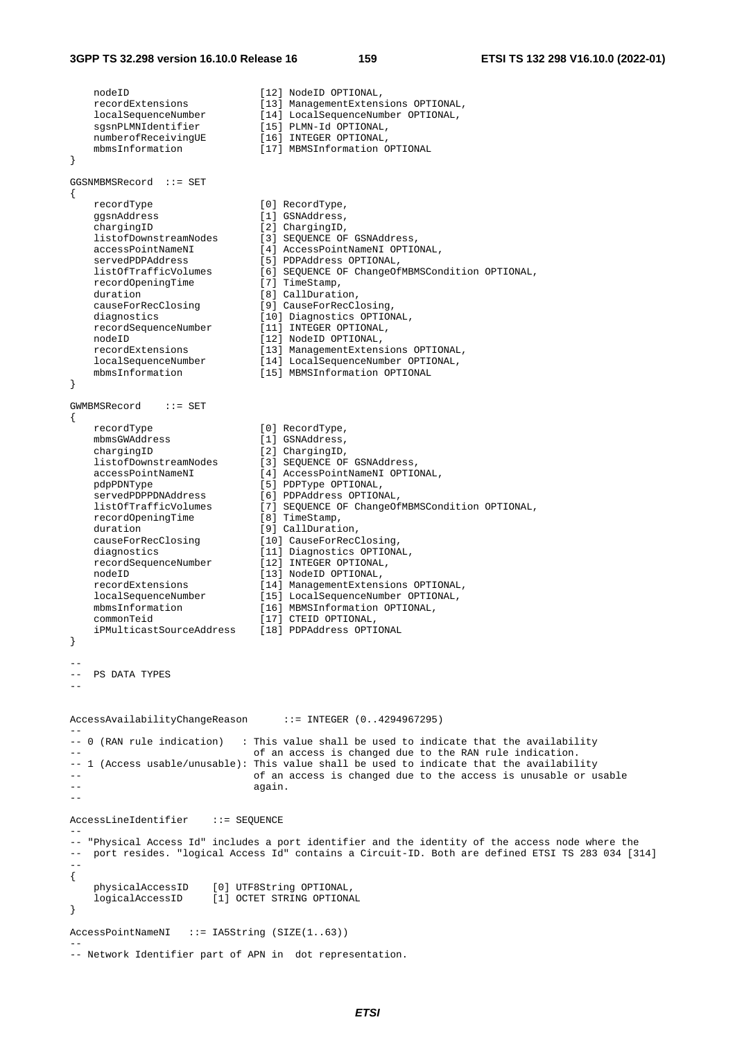```
    nodeID                      [12] NodeID OPTIONAL,
    recordExtensions            [13] ManagementExtensions OPTIONAL,
    localSequenceNumber         [14] LocalSequenceNumber OPTIONAL,
    sgsnPLMNIdentifier          [15] PLMN-Id OPTIONAL,
    numberofReceivingUE         [16] INTEGER OPTIONAL,
    mbmsInformation             [17] MBMSInformation OPTIONAL
}

GGSNMBMSRecord  ::= SET
{
    recordType                  [0] RecordType,
    ggsnAddress                 [1] GSNAddress,
    chargingID                  [2] ChargingID,
    listofDownstreamNodes       [3] SEQUENCE OF GSNAddress,
    accessPointNameNI           [4] AccessPointNameNI OPTIONAL,
    servedPDPAddress            [5] PDPAddress OPTIONAL,
    listOfTrafficVolumes        [6] SEQUENCE OF ChangeOfMBMSCondition OPTIONAL,
    recordOpeningTime           [7] TimeStamp,
    duration                    [8] CallDuration,
    causeForRecClosing          [9] CauseForRecClosing,
    diagnostics                 [10] Diagnostics OPTIONAL,
    recordSequenceNumber        [11] INTEGER OPTIONAL,
    nodeID                      [12] NodeID OPTIONAL,
    recordExtensions            [13] ManagementExtensions OPTIONAL,
    localSequenceNumber         [14] LocalSequenceNumber OPTIONAL,
    mbmsInformation             [15] MBMSInformation OPTIONAL
}

GWMBMSRecord    ::= SET
{
    recordType                  [0] RecordType,
    mbmsGWAddress               [1] GSNAddress,
    chargingID                  [2] ChargingID,
    listofDownstreamNodes       [3] SEQUENCE OF GSNAddress,
    accessPointNameNI           [4] AccessPointNameNI OPTIONAL,
    pdpPDNType                  [5] PDPType OPTIONAL,
    servedPDPPDNAddress         [6] PDPAddress OPTIONAL,
    listOfTrafficVolumes        [7] SEQUENCE OF ChangeOfMBMSCondition OPTIONAL,
    recordOpeningTime           [8] TimeStamp,
    duration                    [9] CallDuration,
    causeForRecClosing          [10] CauseForRecClosing,
    diagnostics                 [11] Diagnostics OPTIONAL,
    recordSequenceNumber        [12] INTEGER OPTIONAL,
    nodeID                      [13] NodeID OPTIONAL,
    recordExtensions            [14] ManagementExtensions OPTIONAL,
    localSequenceNumber         [15] LocalSequenceNumber OPTIONAL,
    mbmsInformation             [16] MBMSInformation OPTIONAL,
    commonTeid                  [17] CTEID OPTIONAL,
    iPMulticastSourceAddress    [18] PDPAddress OPTIONAL
}

--
--  PS DATA TYPES
--


AccessAvailabilityChangeReason      ::= INTEGER (0..4294967295)
--
-- 0 (RAN rule indication)   : This value shall be used to indicate that the availability
--                              of an access is changed due to the RAN rule indication.
-- 1 (Access usable/unusable): This value shall be used to indicate that the availability
--                              of an access is changed due to the access is unusable or usable
--                              again.
--

AccessLineIdentifier    ::= SEQUENCE
--
-- "Physical Access Id" includes a port identifier and the identity of the access node where the
--  port resides. "logical Access Id" contains a Circuit-ID. Both are defined ETSI TS 283 034 [314]
--
{
    physicalAccessID    [0] UTF8String OPTIONAL,
    logicalAccessID     [1] OCTET STRING OPTIONAL
}

AccessPointNameNI   ::= IA5String (SIZE(1..63))
--
-- Network Identifier part of APN in  dot representation.
```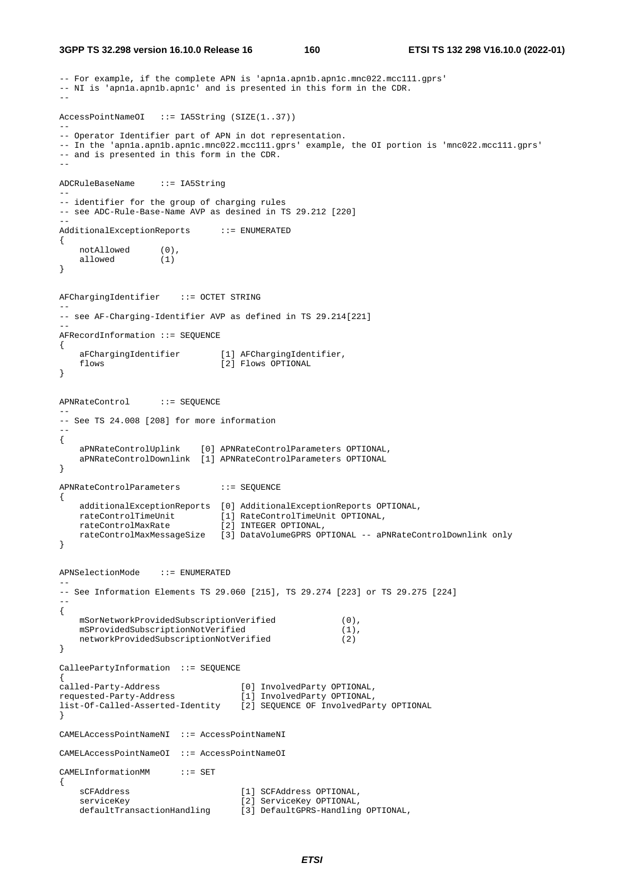```
-- For example, if the complete APN is 'apn1a.apn1b.apn1c.mnc022.mcc111.gprs'
-- NI is 'apn1a.apn1b.apn1c' and is presented in this form in the CDR.
--

AccessPointNameOI   ::= IA5String (SIZE(1..37))
--
-- Operator Identifier part of APN in dot representation.
-- In the 'apn1a.apn1b.apn1c.mnc022.mcc111.gprs' example, the OI portion is 'mnc022.mcc111.gprs'
-- and is presented in this form in the CDR.
--

ADCRuleBaseName     ::= IA5String
--
-- identifier for the group of charging rules
-- see ADC-Rule-Base-Name AVP as desined in TS 29.212 [220]
--
AdditionalExceptionReports      ::= ENUMERATED
{
    notAllowed      (0),
    allowed         (1)
}


AFChargingIdentifier    ::= OCTET STRING
--
-- see AF-Charging-Identifier AVP as defined in TS 29.214[221]
--
AFRecordInformation ::= SEQUENCE
{
    aFChargingIdentifier        [1] AFChargingIdentifier,
    flows                       [2] Flows OPTIONAL
}


APNRateControl      ::= SEQUENCE
--
-- See TS 24.008 [208] for more information
--
{
    aPNRateControlUplink    [0] APNRateControlParameters OPTIONAL,
    aPNRateControlDownlink  [1] APNRateControlParameters OPTIONAL
}

APNRateControlParameters        ::= SEQUENCE
{
    additionalExceptionReports  [0] AdditionalExceptionReports OPTIONAL,
    rateControlTimeUnit         [1] RateControlTimeUnit OPTIONAL,
    rateControlMaxRate          [2] INTEGER OPTIONAL,
    rateControlMaxMessageSize   [3] DataVolumeGPRS OPTIONAL -- aPNRateControlDownlink only
}


APNSelectionMode    ::= ENUMERATED
--
-- See Information Elements TS 29.060 [215], TS 29.274 [223] or TS 29.275 [224]
--
{
    mSorNetworkProvidedSubscriptionVerified             (0),
    mSProvidedSubscriptionNotVerified                   (1),
    networkProvidedSubscriptionNotVerified              (2)
}

CalleePartyInformation  ::= SEQUENCE
{
called-Party-Address                [0] InvolvedParty OPTIONAL,
requested-Party-Address             [1] InvolvedParty OPTIONAL,
list-Of-Called-Asserted-Identity    [2] SEQUENCE OF InvolvedParty OPTIONAL
}

CAMELAccessPointNameNI  ::= AccessPointNameNI

CAMELAccessPointNameOI  ::= AccessPointNameOI

CAMELInformationMM      ::= SET
{
    sCFAddress                      [1] SCFAddress OPTIONAL,
    serviceKey                      [2] ServiceKey OPTIONAL,
    defaultTransactionHandling      [3] DefaultGPRS-Handling OPTIONAL,
```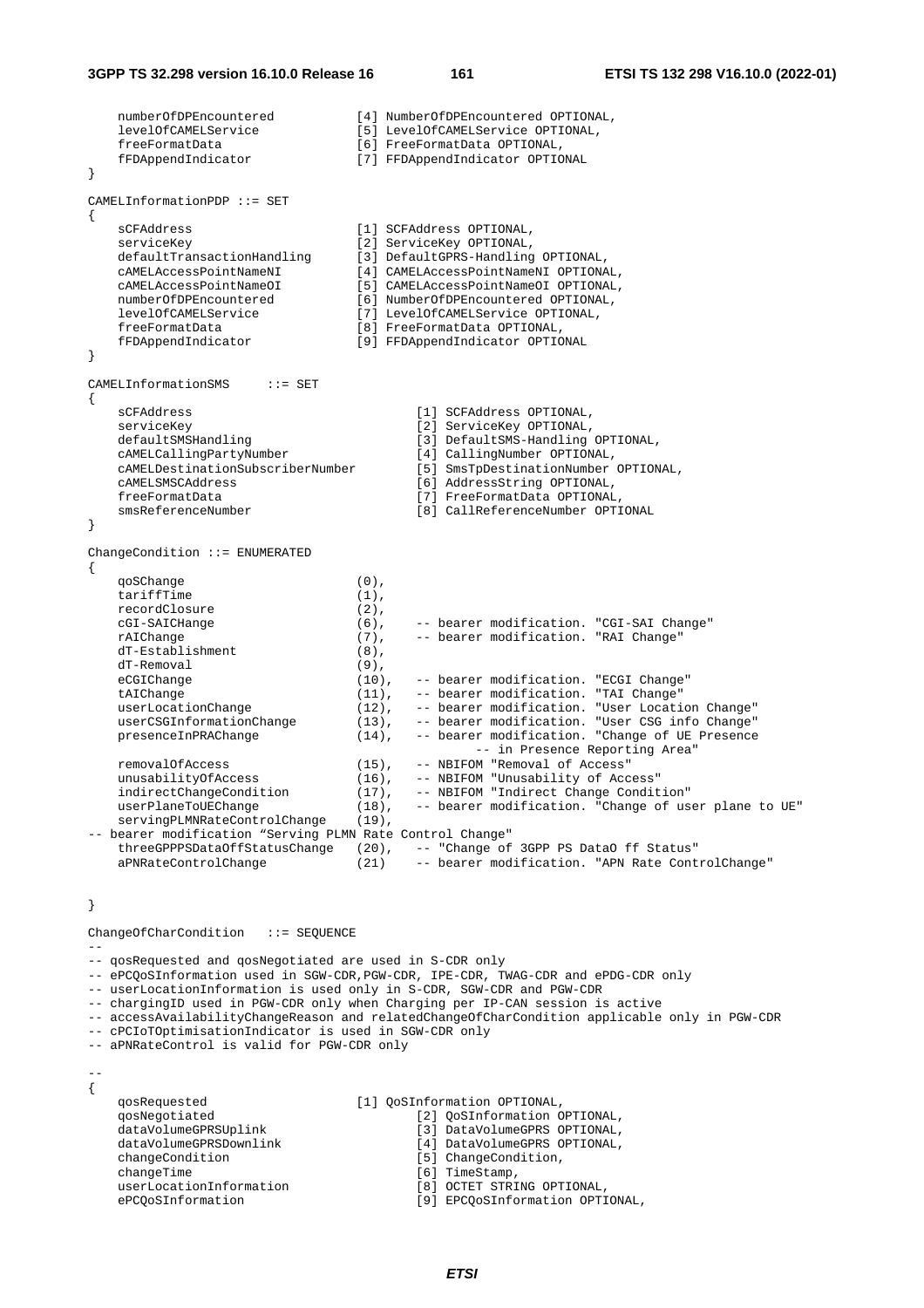```
    numberOfDPEncountered           [4] NumberOfDPEncountered OPTIONAL,
    levelOfCAMELService             [5] LevelOfCAMELService OPTIONAL,
    freeFormatData                  [6] FreeFormatData OPTIONAL,
    fFDAppendIndicator              [7] FFDAppendIndicator OPTIONAL
}

CAMELInformationPDP ::= SET
{
    sCFAddress                      [1] SCFAddress OPTIONAL,
    serviceKey                      [2] ServiceKey OPTIONAL,
    defaultTransactionHandling      [3] DefaultGPRS-Handling OPTIONAL,
    cAMELAccessPointNameNI          [4] CAMELAccessPointNameNI OPTIONAL,
    cAMELAccessPointNameOI          [5] CAMELAccessPointNameOI OPTIONAL,
    numberOfDPEncountered           [6] NumberOfDPEncountered OPTIONAL,
    levelOfCAMELService             [7] LevelOfCAMELService OPTIONAL,
    freeFormatData                  [8] FreeFormatData OPTIONAL,
    fFDAppendIndicator              [9] FFDAppendIndicator OPTIONAL
}

CAMELInformationSMS     ::= SET
{
    sCFAddress                              [1] SCFAddress OPTIONAL,
    serviceKey                              [2] ServiceKey OPTIONAL,
    defaultSMSHandling                      [3] DefaultSMS-Handling OPTIONAL,
    cAMELCallingPartyNumber                 [4] CallingNumber OPTIONAL,
    cAMELDestinationSubscriberNumber        [5] SmsTpDestinationNumber OPTIONAL,
    cAMELSMSCAddress                        [6] AddressString OPTIONAL,
    freeFormatData                          [7] FreeFormatData OPTIONAL,
    smsReferenceNumber                      [8] CallReferenceNumber OPTIONAL
}

ChangeCondition ::= ENUMERATED
{
    qoSChange                       (0),
    tariffTime                      (1),
    recordClosure                   (2),
    cGI-SAICHange                   (6),    -- bearer modification. "CGI-SAI Change"
    rAIChange                       (7),    -- bearer modification. "RAI Change"
    dT-Establishment                (8),
    dT-Removal                      (9),
    eCGIChange                      (10),   -- bearer modification. "ECGI Change"
    tAIChange                       (11),   -- bearer modification. "TAI Change"
    userLocationChange              (12),   -- bearer modification. "User Location Change"
    userCSGInformationChange        (13),   -- bearer modification. "User CSG info Change"
    presenceInPRAChange             (14),   -- bearer modification. "Change of UE Presence
                                                    -- in Presence Reporting Area"
    removalOfAccess                 (15),   -- NBIFOM "Removal of Access"
    unusabilityOfAccess             (16),   -- NBIFOM "Unusability of Access"
    indirectChangeCondition         (17),   -- NBIFOM "Indirect Change Condition"
    userPlaneToUEChange             (18),   -- bearer modification. "Change of user plane to UE"
    servingPLMNRateControlChange    (19),
-- bearer modification "Serving PLMN Rate Control Change"
    threeGPPPSDataOffStatusChange   (20),   -- "Change of 3GPP PS DataO ff Status"
    aPNRateControlChange            (21)    -- bearer modification. "APN Rate ControlChange"


}

ChangeOfCharCondition   ::= SEQUENCE
--
-- qosRequested and qosNegotiated are used in S-CDR only
-- ePCQoSInformation used in SGW-CDR,PGW-CDR, IPE-CDR, TWAG-CDR and ePDG-CDR only
-- userLocationInformation is used only in S-CDR, SGW-CDR and PGW-CDR
-- chargingID used in PGW-CDR only when Charging per IP-CAN session is active
-- accessAvailabilityChangeReason and relatedChangeOfCharCondition applicable only in PGW-CDR
-- cPCIoTOptimisationIndicator is used in SGW-CDR only
-- aPNRateControl is valid for PGW-CDR only

--
{
    qosRequested                    [1] QoSInformation OPTIONAL,
    qosNegotiated                           [2] QoSInformation OPTIONAL,
    dataVolumeGPRSUplink                    [3] DataVolumeGPRS OPTIONAL,
    dataVolumeGPRSDownlink                  [4] DataVolumeGPRS OPTIONAL,
    changeCondition                         [5] ChangeCondition,
    changeTime                              [6] TimeStamp,
    userLocationInformation                 [8] OCTET STRING OPTIONAL,
    ePCQoSInformation                       [9] EPCQoSInformation OPTIONAL,
```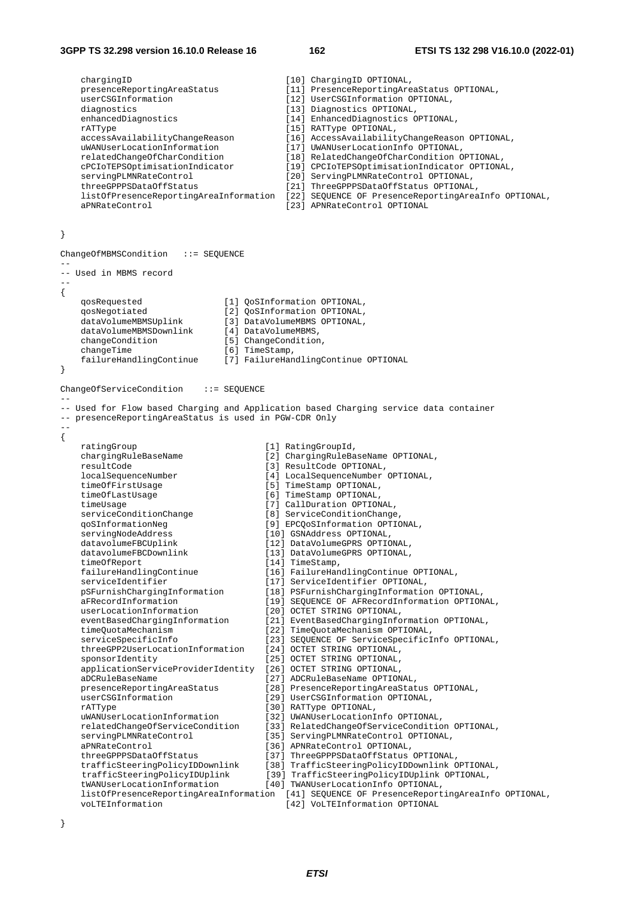```
    chargingID                              [10] ChargingID OPTIONAL,
    presenceReportingAreaStatus             [11] PresenceReportingAreaStatus OPTIONAL,
    userCSGInformation                      [12] UserCSGInformation OPTIONAL,
    diagnostics                             [13] Diagnostics OPTIONAL,
    enhancedDiagnostics                     [14] EnhancedDiagnostics OPTIONAL,
    rATType                                 [15] RATType OPTIONAL,
    accessAvailabilityChangeReason          [16] AccessAvailabilityChangeReason OPTIONAL,
    uWANUserLocationInformation             [17] UWANUserLocationInfo OPTIONAL,
    relatedChangeOfCharCondition            [18] RelatedChangeOfCharCondition OPTIONAL,
    cPCIoTEPSOptimisationIndicator          [19] CPCIoTEPSOptimisationIndicator OPTIONAL,
    servingPLMNRateControl                  [20] ServingPLMNRateControl OPTIONAL,
    threeGPPPSDataOffStatus                 [21] ThreeGPPPSDataOffStatus OPTIONAL,
    listOfPresenceReportingAreaInformation  [22] SEQUENCE OF PresenceReportingAreaInfo OPTIONAL,
    aPNRateControl                          [23] APNRateControl OPTIONAL


}

ChangeOfMBMSCondition   ::= SEQUENCE
--
-- Used in MBMS record
--
{
    qosRequested                [1] QoSInformation OPTIONAL,
    qosNegotiated               [2] QoSInformation OPTIONAL,
    dataVolumeMBMSUplink        [3] DataVolumeMBMS OPTIONAL,
    dataVolumeMBMSDownlink      [4] DataVolumeMBMS,
    changeCondition             [5] ChangeCondition,
    changeTime                  [6] TimeStamp,
    failureHandlingContinue     [7] FailureHandlingContinue OPTIONAL
}

ChangeOfServiceCondition    ::= SEQUENCE
--
-- Used for Flow based Charging and Application based Charging service data container
-- presenceReportingAreaStatus is used in PGW-CDR Only
--
{
    ratingGroup                         [1] RatingGroupId,
    chargingRuleBaseName                [2] ChargingRuleBaseName OPTIONAL,
    resultCode                          [3] ResultCode OPTIONAL,
    localSequenceNumber                 [4] LocalSequenceNumber OPTIONAL,
    timeOfFirstUsage                    [5] TimeStamp OPTIONAL,
    timeOfLastUsage                     [6] TimeStamp OPTIONAL,
    timeUsage                           [7] CallDuration OPTIONAL,
    serviceConditionChange              [8] ServiceConditionChange,
    qoSInformationNeg                   [9] EPCQoSInformation OPTIONAL,
    servingNodeAddress                  [10] GSNAddress OPTIONAL,
    datavolumeFBCUplink                 [12] DataVolumeGPRS OPTIONAL,
    datavolumeFBCDownlink               [13] DataVolumeGPRS OPTIONAL,
    timeOfReport                        [14] TimeStamp,
    failureHandlingContinue             [16] FailureHandlingContinue OPTIONAL,
    serviceIdentifier                   [17] ServiceIdentifier OPTIONAL,
    pSFurnishChargingInformation        [18] PSFurnishChargingInformation OPTIONAL,
    aFRecordInformation                 [19] SEQUENCE OF AFRecordInformation OPTIONAL,
    userLocationInformation             [20] OCTET STRING OPTIONAL,
    eventBasedChargingInformation       [21] EventBasedChargingInformation OPTIONAL,
    timeQuotaMechanism                  [22] TimeQuotaMechanism OPTIONAL,
    serviceSpecificInfo                 [23] SEQUENCE OF ServiceSpecificInfo OPTIONAL,
    threeGPP2UserLocationInformation    [24] OCTET STRING OPTIONAL,
    sponsorIdentity                     [25] OCTET STRING OPTIONAL,
    applicationServiceProviderIdentity  [26] OCTET STRING OPTIONAL,
    aDCRuleBaseName                     [27] ADCRuleBaseName OPTIONAL,
    presenceReportingAreaStatus         [28] PresenceReportingAreaStatus OPTIONAL,
    userCSGInformation                  [29] UserCSGInformation OPTIONAL,
    rATType                             [30] RATType OPTIONAL,
    uWANUserLocationInformation         [32] UWANUserLocationInfo OPTIONAL,
    relatedChangeOfServiceCondition     [33] RelatedChangeOfServiceCondition OPTIONAL,
    servingPLMNRateControl              [35] ServingPLMNRateControl OPTIONAL,
    aPNRateControl                      [36] APNRateControl OPTIONAL,
    threeGPPPSDataOffStatus             [37] ThreeGPPPSDataOffStatus OPTIONAL,
    trafficSteeringPolicyIDDownlink     [38] TrafficSteeringPolicyIDDownlink OPTIONAL,
    trafficSteeringPolicyIDUplink       [39] TrafficSteeringPolicyIDUplink OPTIONAL,
    tWANUserLocationInformation         [40] TWANUserLocationInfo OPTIONAL,
    listOfPresenceReportingAreaInformation  [41] SEQUENCE OF PresenceReportingAreaInfo OPTIONAL,
    voLTEInformation                        [42] VoLTEInformation OPTIONAL

}
```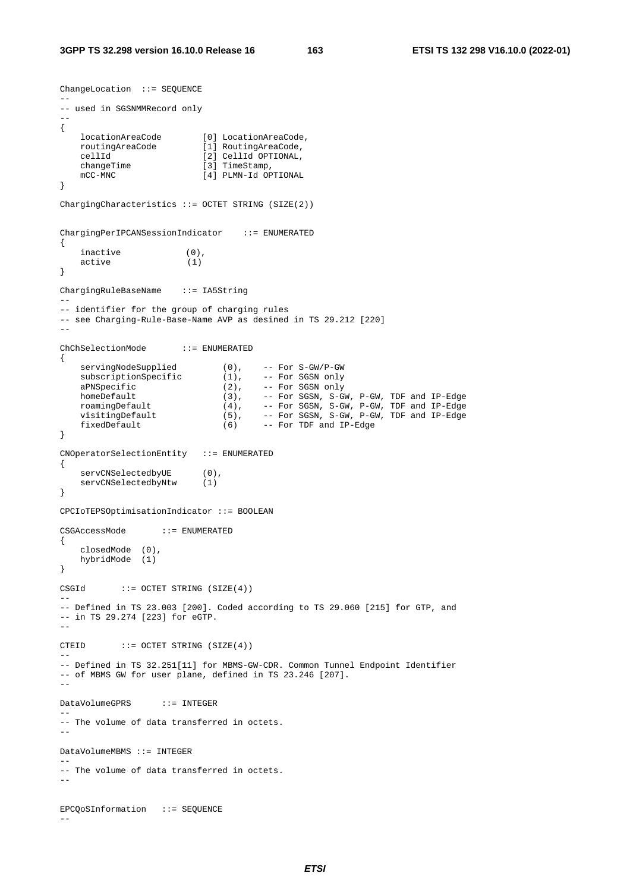```
ChangeLocation  ::= SEQUENCE
--
-- used in SGSNMMRecord only
--
{
    locationAreaCode        [0] LocationAreaCode,
    routingAreaCode         [1] RoutingAreaCode,
    cellId                  [2] CellId OPTIONAL,
    changeTime              [3] TimeStamp,
    mCC-MNC                 [4] PLMN-Id OPTIONAL
}

ChargingCharacteristics ::= OCTET STRING (SIZE(2))


ChargingPerIPCANSessionIndicator    ::= ENUMERATED
{
    inactive            (0),
    active              (1)
}

ChargingRuleBaseName    ::= IA5String
--
-- identifier for the group of charging rules
-- see Charging-Rule-Base-Name AVP as desined in TS 29.212 [220]
--

ChChSelectionMode       ::= ENUMERATED
{
    servingNodeSupplied         (0),    -- For S-GW/P-GW
    subscriptionSpecific        (1),    -- For SGSN only
    aPNSpecific                 (2),    -- For SGSN only
    homeDefault                 (3),    -- For SGSN, S-GW, P-GW, TDF and IP-Edge
    roamingDefault              (4),    -- For SGSN, S-GW, P-GW, TDF and IP-Edge
    visitingDefault             (5),    -- For SGSN, S-GW, P-GW, TDF and IP-Edge
    fixedDefault                (6)     -- For TDF and IP-Edge
}

CNOperatorSelectionEntity   ::= ENUMERATED
{
    servCNSelectedbyUE      (0),
    servCNSelectedbyNtw     (1)
}

CPCIoTEPSOptimisationIndicator ::= BOOLEAN

CSGAccessMode       ::= ENUMERATED
{
    closedMode  (0),
    hybridMode  (1)
}

CSGId       ::= OCTET STRING (SIZE(4))
--
-- Defined in TS 23.003 [200]. Coded according to TS 29.060 [215] for GTP, and
-- in TS 29.274 [223] for eGTP.
--

CTEID       ::= OCTET STRING (SIZE(4))
--
-- Defined in TS 32.251[11] for MBMS-GW-CDR. Common Tunnel Endpoint Identifier
-- of MBMS GW for user plane, defined in TS 23.246 [207].
--

DataVolumeGPRS      ::= INTEGER
--
-- The volume of data transferred in octets.
--

DataVolumeMBMS ::= INTEGER
--
-- The volume of data transferred in octets.
--


EPCQoSInformation   ::= SEQUENCE
--
```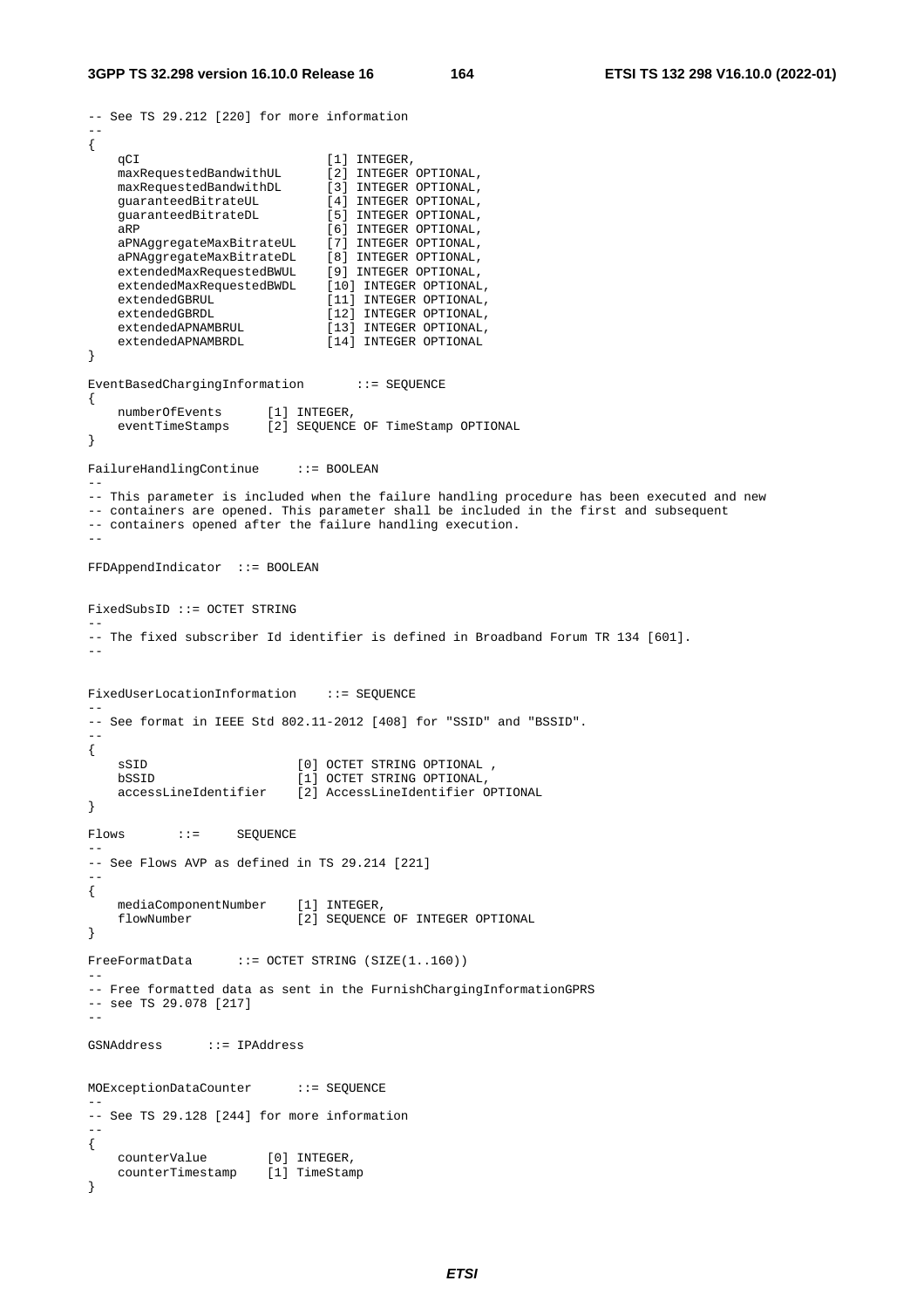```
-- See TS 29.212 [220] for more information
--
{
    qCI                         [1] INTEGER,
    maxRequestedBandwithUL      [2] INTEGER OPTIONAL,
    maxRequestedBandwithDL      [3] INTEGER OPTIONAL,
    guaranteedBitrateUL         [4] INTEGER OPTIONAL,
    guaranteedBitrateDL         [5] INTEGER OPTIONAL,
    aRP                         [6] INTEGER OPTIONAL,
    aPNAggregateMaxBitrateUL    [7] INTEGER OPTIONAL,
    aPNAggregateMaxBitrateDL    [8] INTEGER OPTIONAL,
    extendedMaxRequestedBWUL    [9] INTEGER OPTIONAL,
    extendedMaxRequestedBWDL    [10] INTEGER OPTIONAL,
    extendedGBRUL               [11] INTEGER OPTIONAL,
    extendedGBRDL               [12] INTEGER OPTIONAL,
    extendedAPNAMBRUL           [13] INTEGER OPTIONAL,
    extendedAPNAMBRDL           [14] INTEGER OPTIONAL
}

EventBasedChargingInformation       ::= SEQUENCE
{
    numberOfEvents      [1] INTEGER,
    eventTimeStamps     [2] SEQUENCE OF TimeStamp OPTIONAL
}

FailureHandlingContinue     ::= BOOLEAN
--
-- This parameter is included when the failure handling procedure has been executed and new
-- containers are opened. This parameter shall be included in the first and subsequent
-- containers opened after the failure handling execution.
--

FFDAppendIndicator  ::= BOOLEAN


FixedSubsID ::= OCTET STRING
--
-- The fixed subscriber Id identifier is defined in Broadband Forum TR 134 [601].
--


FixedUserLocationInformation    ::= SEQUENCE
--
-- See format in IEEE Std 802.11-2012 [408] for "SSID" and "BSSID".
--
{
    sSID                    [0] OCTET STRING OPTIONAL ,
    bSSID                   [1] OCTET STRING OPTIONAL,
    accessLineIdentifier    [2] AccessLineIdentifier OPTIONAL
}

Flows       ::=     SEQUENCE
--
-- See Flows AVP as defined in TS 29.214 [221]
--
{
    mediaComponentNumber    [1] INTEGER,
    flowNumber              [2] SEQUENCE OF INTEGER OPTIONAL
}

FreeFormatData      ::= OCTET STRING (SIZE(1..160))
--
-- Free formatted data as sent in the FurnishChargingInformationGPRS
-- see TS 29.078 [217]
--

GSNAddress      ::= IPAddress


MOExceptionDataCounter      ::= SEQUENCE
--
-- See TS 29.128 [244] for more information
--
{
    counterValue        [0] INTEGER,
    counterTimestamp    [1] TimeStamp
}
```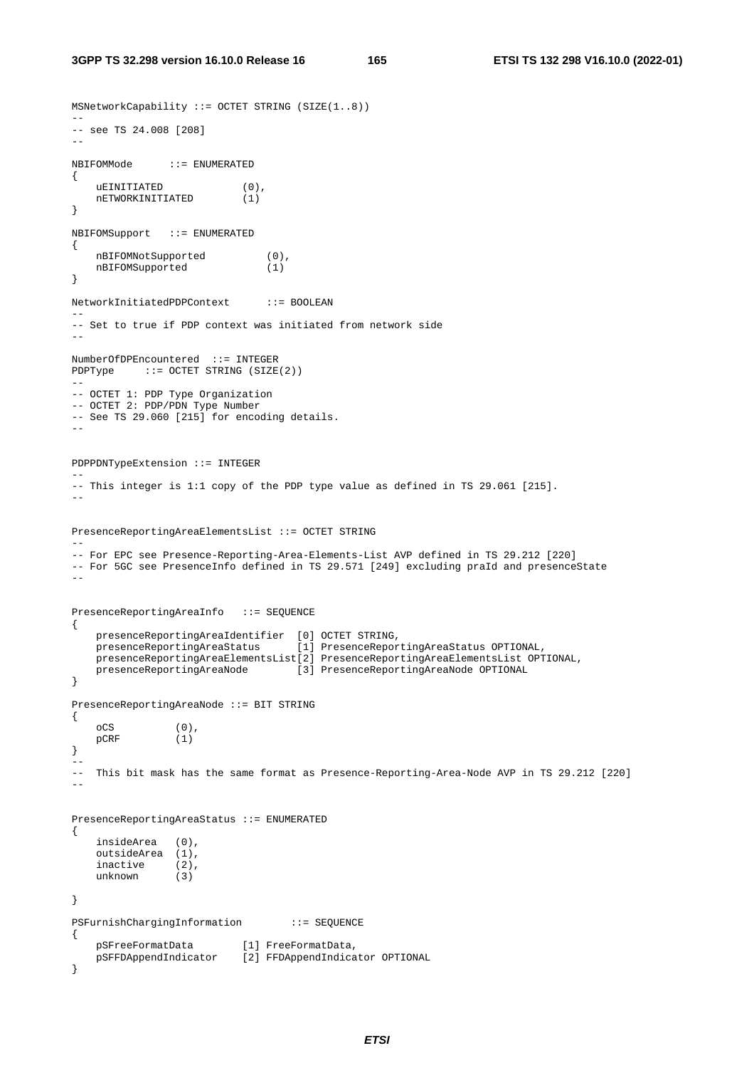```
MSNetworkCapability ::= OCTET STRING (SIZE(1..8))
--
-- see TS 24.008 [208]
--

NBIFOMMode      ::= ENUMERATED
{
    uEINITIATED             (0),
    nETWORKINITIATED        (1)
}

NBIFOMSupport   ::= ENUMERATED
{
    nBIFOMNotSupported          (0),
    nBIFOMSupported             (1)
}

NetworkInitiatedPDPContext      ::= BOOLEAN
--
-- Set to true if PDP context was initiated from network side
--

NumberOfDPEncountered  ::= INTEGER
PDPType     ::= OCTET STRING (SIZE(2))
--
-- OCTET 1: PDP Type Organization
-- OCTET 2: PDP/PDN Type Number
-- See TS 29.060 [215] for encoding details.
--


PDPPDNTypeExtension ::= INTEGER
--
-- This integer is 1:1 copy of the PDP type value as defined in TS 29.061 [215].
--


PresenceReportingAreaElementsList ::= OCTET STRING
--
-- For EPC see Presence-Reporting-Area-Elements-List AVP defined in TS 29.212 [220]
-- For 5GC see PresenceInfo defined in TS 29.571 [249] excluding praId and presenceState
--


PresenceReportingAreaInfo   ::= SEQUENCE
{
    presenceReportingAreaIdentifier  [0] OCTET STRING,
    presenceReportingAreaStatus      [1] PresenceReportingAreaStatus OPTIONAL,
    presenceReportingAreaElementsList[2] PresenceReportingAreaElementsList OPTIONAL,
    presenceReportingAreaNode        [3] PresenceReportingAreaNode OPTIONAL
}

PresenceReportingAreaNode ::= BIT STRING
{
    oCS          (0),
    pCRF         (1)
}
--
--  This bit mask has the same format as Presence-Reporting-Area-Node AVP in TS 29.212 [220]
--


PresenceReportingAreaStatus ::= ENUMERATED
{
    insideArea   (0),
    outsideArea  (1),
    inactive     (2),
    unknown      (3)

}

PSFurnishChargingInformation        ::= SEQUENCE
{
    pSFreeFormatData        [1] FreeFormatData,
    pSFFDAppendIndicator    [2] FFDAppendIndicator OPTIONAL
}
```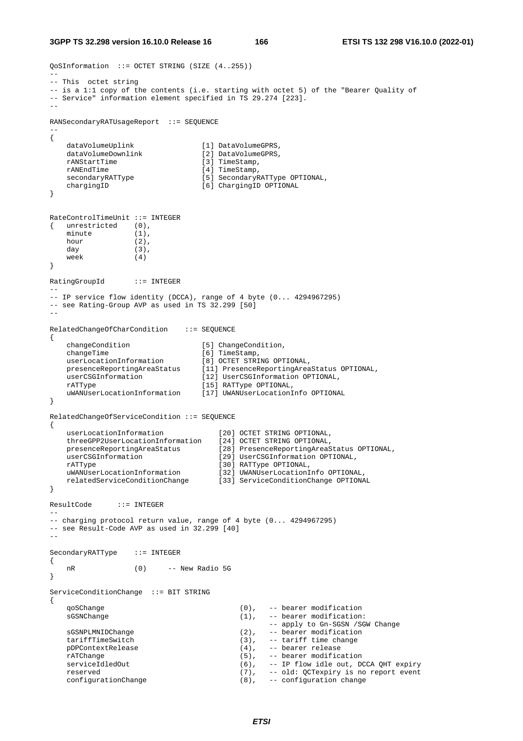```
QoSInformation ::= OCTET STRING (SIZE (4..255))
--
-- This octet string
-- is a 1:1 copy of the contents (i.e. starting with octet 5) of the "Bearer Quality of
-- Service" information element specified in TS 29.274 [223].
--

RANSecondaryRATUsageReport ::= SEQUENCE
--
{
    dataVolumeUplink                [1] DataVolumeGPRS,
    dataVolumeDownlink              [2] DataVolumeGPRS,
    rANStartTime                    [3] TimeStamp,
    rANEndTime                      [4] TimeStamp,
    secondaryRATType                [5] SecondaryRATType OPTIONAL,
    chargingID                      [6] ChargingID OPTIONAL
}


RateControlTimeUnit ::= INTEGER
{   unrestricted    (0),
    minute          (1),
    hour            (2),
    day             (3),
    week            (4)
}

RatingGroupId       ::= INTEGER
--
-- IP service flow identity (DCCA), range of 4 byte (0... 4294967295)
-- see Rating-Group AVP as used in TS 32.299 [50]
--

RelatedChangeOfCharCondition    ::= SEQUENCE
{
    changeCondition                 [5] ChangeCondition,
    changeTime                      [6] TimeStamp,
    userLocationInformation         [8] OCTET STRING OPTIONAL,
    presenceReportingAreaStatus     [11] PresenceReportingAreaStatus OPTIONAL,
    userCSGInformation              [12] UserCSGInformation OPTIONAL,
    rATType                         [15] RATType OPTIONAL,
    uWANUserLocationInformation     [17] UWANUserLocationInfo OPTIONAL
}

RelatedChangeOfServiceCondition ::= SEQUENCE
{
    userLocationInformation             [20] OCTET STRING OPTIONAL,
    threeGPP2UserLocationInformation    [24] OCTET STRING OPTIONAL,
    presenceReportingAreaStatus         [28] PresenceReportingAreaStatus OPTIONAL,
    userCSGInformation                  [29] UserCSGInformation OPTIONAL,
    rATType                             [30] RATType OPTIONAL,
    uWANUserLocationInformation         [32] UWANUserLocationInfo OPTIONAL,
    relatedServiceConditionChange       [33] ServiceConditionChange OPTIONAL
}

ResultCode      ::= INTEGER
--
-- charging protocol return value, range of 4 byte (0... 4294967295)
-- see Result-Code AVP as used in 32.299 [40]
--

SecondaryRATType    ::= INTEGER
{
    nR              (0)     -- New Radio 5G
}

ServiceConditionChange  ::= BIT STRING
{
    qoSChange                               (0),   -- bearer modification
    sGSNChange                              (1),   -- bearer modification:
                                                   -- apply to Gn-SGSN /SGW Change
    sGSNPLMNIDChange                        (2),   -- bearer modification
    tariffTimeSwitch                        (3),   -- tariff time change
    pDPContextRelease                       (4),   -- bearer release
    rATChange                               (5),   -- bearer modification
    serviceIdledOut                         (6),   -- IP flow idle out, DCCA QHT expiry
    reserved                                (7),   -- old: QCTexpiry is no report event
    configurationChange                     (8),   -- configuration change
```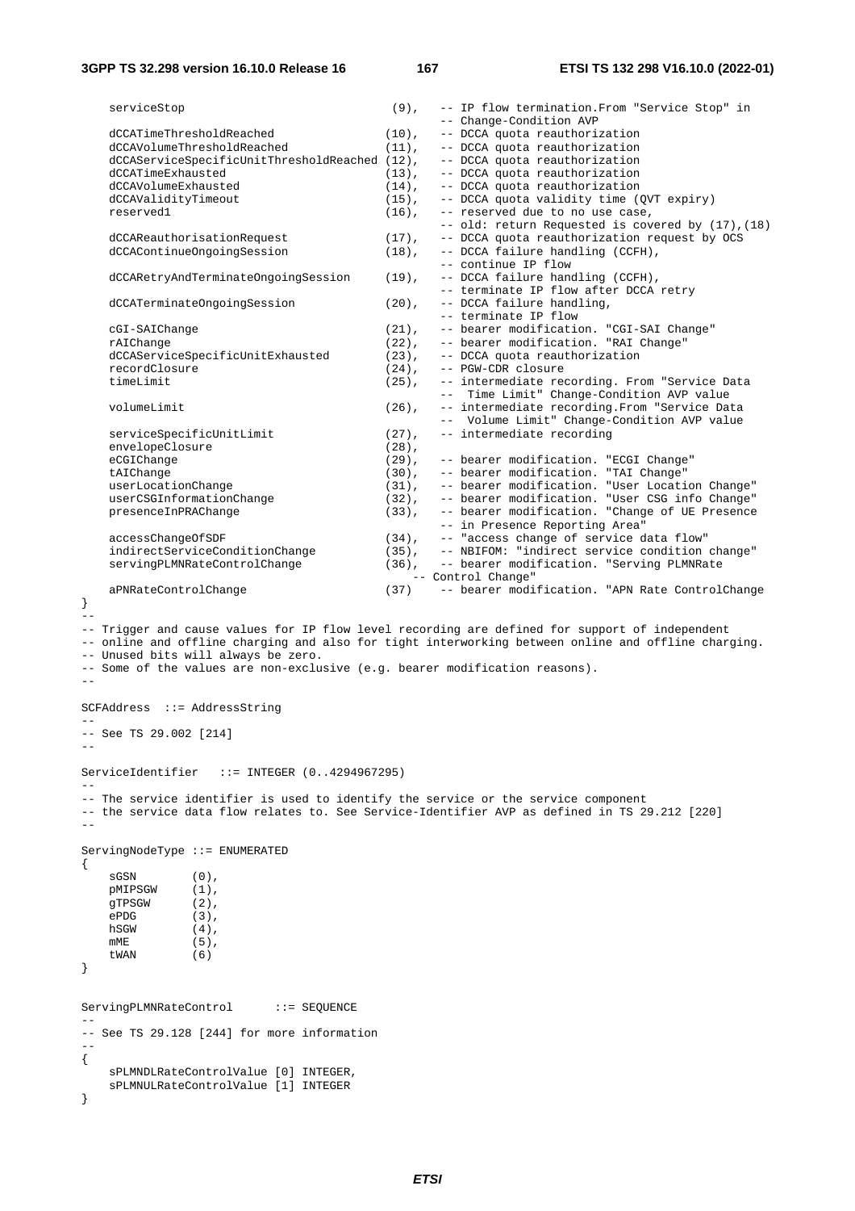```
    serviceStop                              (9),   -- IP flow termination.From "Service Stop" in
                                                    -- Change-Condition AVP
    dCCATimeThresholdReached                (10),   -- DCCA quota reauthorization
    dCCAVolumeThresholdReached              (11),   -- DCCA quota reauthorization
    dCCAServiceSpecificUnitThresholdReached (12),   -- DCCA quota reauthorization
    dCCATimeExhausted                       (13),   -- DCCA quota reauthorization
    dCCAVolumeExhausted                     (14),   -- DCCA quota reauthorization
    dCCAValidityTimeout                     (15),   -- DCCA quota validity time (QVT expiry)
    reserved1                               (16),   -- reserved due to no use case,
                                                    -- old: return Requested is covered by (17),(18)
    dCCAReauthorisationRequest              (17),   -- DCCA quota reauthorization request by OCS
    dCCAContinueOngoingSession              (18),   -- DCCA failure handling (CCFH),
                                                    -- continue IP flow
    dCCARetryAndTerminateOngoingSession     (19),   -- DCCA failure handling (CCFH),
                                                    -- terminate IP flow after DCCA retry
    dCCATerminateOngoingSession             (20),   -- DCCA failure handling,
                                                    -- terminate IP flow
    cGI-SAIChange                           (21),   -- bearer modification. "CGI-SAI Change"
    rAIChange                               (22),   -- bearer modification. "RAI Change"
    dCCAServiceSpecificUnitExhausted        (23),   -- DCCA quota reauthorization
    recordClosure                           (24),   -- PGW-CDR closure
    timeLimit                               (25),   -- intermediate recording. From "Service Data
                                                    --  Time Limit" Change-Condition AVP value
    volumeLimit                             (26),   -- intermediate recording.From "Service Data
                                                    --  Volume Limit" Change-Condition AVP value
    serviceSpecificUnitLimit                (27),   -- intermediate recording
    envelopeClosure                         (28),
    eCGIChange                              (29),   -- bearer modification. "ECGI Change"
    tAIChange                               (30),   -- bearer modification. "TAI Change"
    userLocationChange                      (31),   -- bearer modification. "User Location Change"
    userCSGInformationChange                (32),   -- bearer modification. "User CSG info Change"
    presenceInPRAChange                     (33),   -- bearer modification. "Change of UE Presence
                                                    -- in Presence Reporting Area"
    accessChangeOfSDF                       (34),   -- "access change of service data flow"
    indirectServiceConditionChange          (35),   -- NBIFOM: "indirect service condition change"
    servingPLMNRateControlChange            (36),   -- bearer modification. "Serving PLMNRate
                                                  -- Control Change"
    aPNRateControlChange                    (37)    -- bearer modification. "APN Rate ControlChange
}
--
-- Trigger and cause values for IP flow level recording are defined for support of independent
-- online and offline charging and also for tight interworking between online and offline charging.
-- Unused bits will always be zero.
-- Some of the values are non-exclusive (e.g. bearer modification reasons).
--

SCFAddress  ::= AddressString
--
-- See TS 29.002 [214]
--

ServiceIdentifier   ::= INTEGER (0..4294967295)
--
-- The service identifier is used to identify the service or the service component
-- the service data flow relates to. See Service-Identifier AVP as defined in TS 29.212 [220]
--

ServingNodeType ::= ENUMERATED
{
    sGSN        (0),
    pMIPSGW     (1),
    gTPSGW      (2),
    ePDG        (3),
    hSGW        (4),
    mME         (5),
    tWAN        (6)
}


ServingPLMNRateControl      ::= SEQUENCE
--
-- See TS 29.128 [244] for more information
--
{
    sPLMNDLRateControlValue [0] INTEGER,
    sPLMNULRateControlValue [1] INTEGER
}
```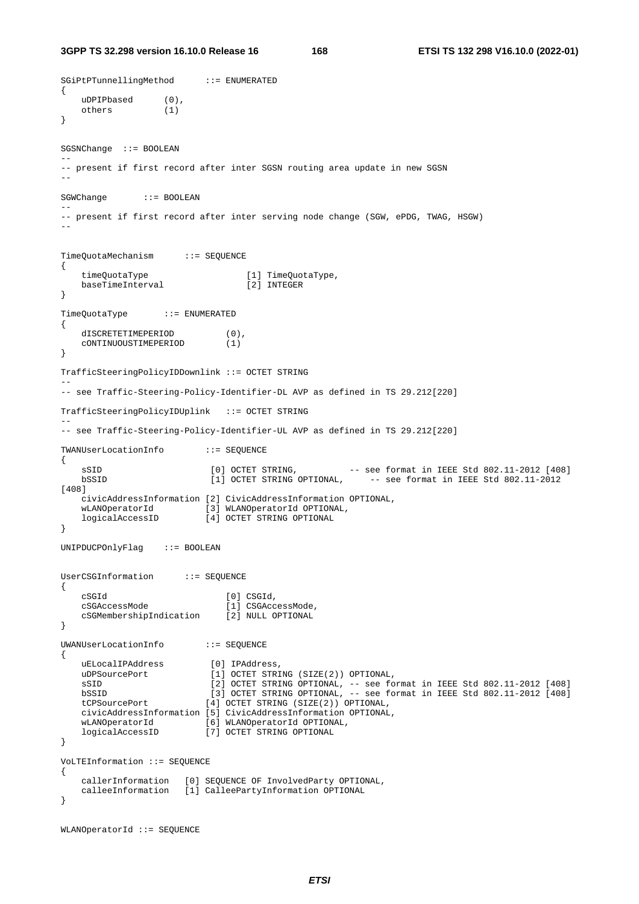```
SGiPtPTunnellingMethod      ::= ENUMERATED
{
    uDPIPbased      (0),
    others          (1)
}


SGSNChange  ::= BOOLEAN
--
-- present if first record after inter SGSN routing area update in new SGSN
--

SGWChange       ::= BOOLEAN
--
-- present if first record after inter serving node change (SGW, ePDG, TWAG, HSGW)
--


TimeQuotaMechanism      ::= SEQUENCE
{
    timeQuotaType                   [1] TimeQuotaType,
    baseTimeInterval                [2] INTEGER
}

TimeQuotaType       ::= ENUMERATED
{
    dISCRETETIMEPERIOD          (0),
    cONTINUOUSTIMEPERIOD        (1)
}

TrafficSteeringPolicyIDDownlink ::= OCTET STRING
--
-- see Traffic-Steering-Policy-Identifier-DL AVP as defined in TS 29.212[220]

TrafficSteeringPolicyIDUplink   ::= OCTET STRING
--
-- see Traffic-Steering-Policy-Identifier-UL AVP as defined in TS 29.212[220]

TWANUserLocationInfo        ::= SEQUENCE
{
    sSID                    [0] OCTET STRING,          -- see format in IEEE Std 802.11-2012 [408]
    bSSID                   [1] OCTET STRING OPTIONAL,     -- see format in IEEE Std 802.11-2012
[408]
    civicAddressInformation [2] CivicAddressInformation OPTIONAL,
    wLANOperatorId          [3] WLANOperatorId OPTIONAL,
    logicalAccessID         [4] OCTET STRING OPTIONAL
}

UNIPDUCPOnlyFlag    ::= BOOLEAN


UserCSGInformation      ::= SEQUENCE
{
    cSGId                       [0] CSGId,
    cSGAccessMode               [1] CSGAccessMode,
    cSGMembershipIndication     [2] NULL OPTIONAL
}

UWANUserLocationInfo        ::= SEQUENCE
{
    uELocalIPAddress         [0] IPAddress,
    uDPSourcePort            [1] OCTET STRING (SIZE(2)) OPTIONAL,
    sSID                     [2] OCTET STRING OPTIONAL, -- see format in IEEE Std 802.11-2012 [408]
    bSSID                    [3] OCTET STRING OPTIONAL, -- see format in IEEE Std 802.11-2012 [408]
    tCPSourcePort           [4] OCTET STRING (SIZE(2)) OPTIONAL,
    civicAddressInformation [5] CivicAddressInformation OPTIONAL,
    wLANOperatorId          [6] WLANOperatorId OPTIONAL,
    logicalAccessID         [7] OCTET STRING OPTIONAL
}

VoLTEInformation ::= SEQUENCE
{
    callerInformation   [0] SEQUENCE OF InvolvedParty OPTIONAL,
    calleeInformation   [1] CalleePartyInformation OPTIONAL
}


WLANOperatorId ::= SEQUENCE
```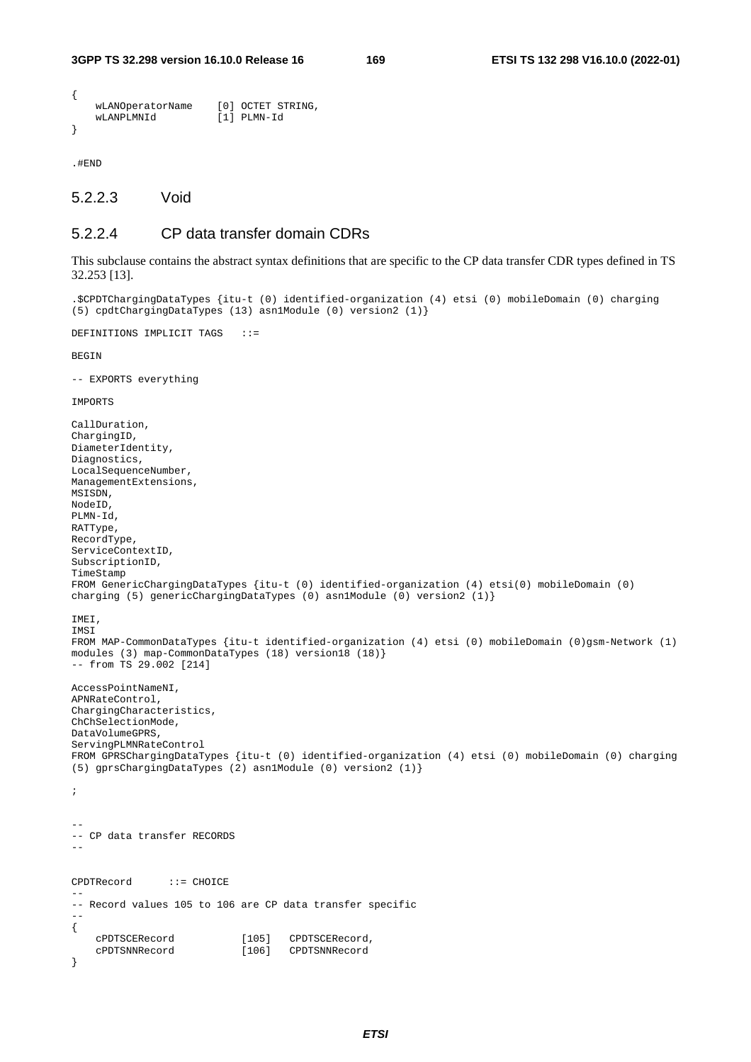```
{
    wLANOperatorName    [0] OCTET STRING,
    wLANPLMNId          [1] PLMN-Id
}

.#END
```

#### 5.2.2.3 Void

#### 5.2.2.4 CP data transfer domain CDRs

This subclause contains the abstract syntax definitions that are specific to the CP data transfer CDR types defined in TS 32.253 [13].

```
.$CPDTChargingDataTypes {itu-t (0) identified-organization (4) etsi (0) mobileDomain (0) charging
(5) cpdtChargingDataTypes (13) asn1Module (0) version2 (1)}

DEFINITIONS IMPLICIT TAGS   ::=

BEGIN

-- EXPORTS everything

IMPORTS

CallDuration,
ChargingID,
DiameterIdentity,
Diagnostics,
LocalSequenceNumber,
ManagementExtensions,
MSISDN,
NodeID,
PLMN-Id,
RATType,
RecordType,
ServiceContextID,
SubscriptionID,
TimeStamp
FROM GenericChargingDataTypes {itu-t (0) identified-organization (4) etsi(0) mobileDomain (0)
charging (5) genericChargingDataTypes (0) asn1Module (0) version2 (1)}

IMEI,
IMSI
FROM MAP-CommonDataTypes {itu-t identified-organization (4) etsi (0) mobileDomain (0)gsm-Network (1)
modules (3) map-CommonDataTypes (18) version18 (18)}
-- from TS 29.002 [214]

AccessPointNameNI,
APNRateControl,
ChargingCharacteristics,
ChChSelectionMode,
DataVolumeGPRS,
ServingPLMNRateControl
FROM GPRSChargingDataTypes {itu-t (0) identified-organization (4) etsi (0) mobileDomain (0) charging
(5) gprsChargingDataTypes (2) asn1Module (0) version2 (1)}

;


--
-- CP data transfer RECORDS
--

CPDTRecord      ::= CHOICE
--
-- Record values 105 to 106 are CP data transfer specific
--
{
    cPDTSCERecord           [105]   CPDTSCERecord,
    cPDTSNNRecord           [106]   CPDTSNNRecord
}
```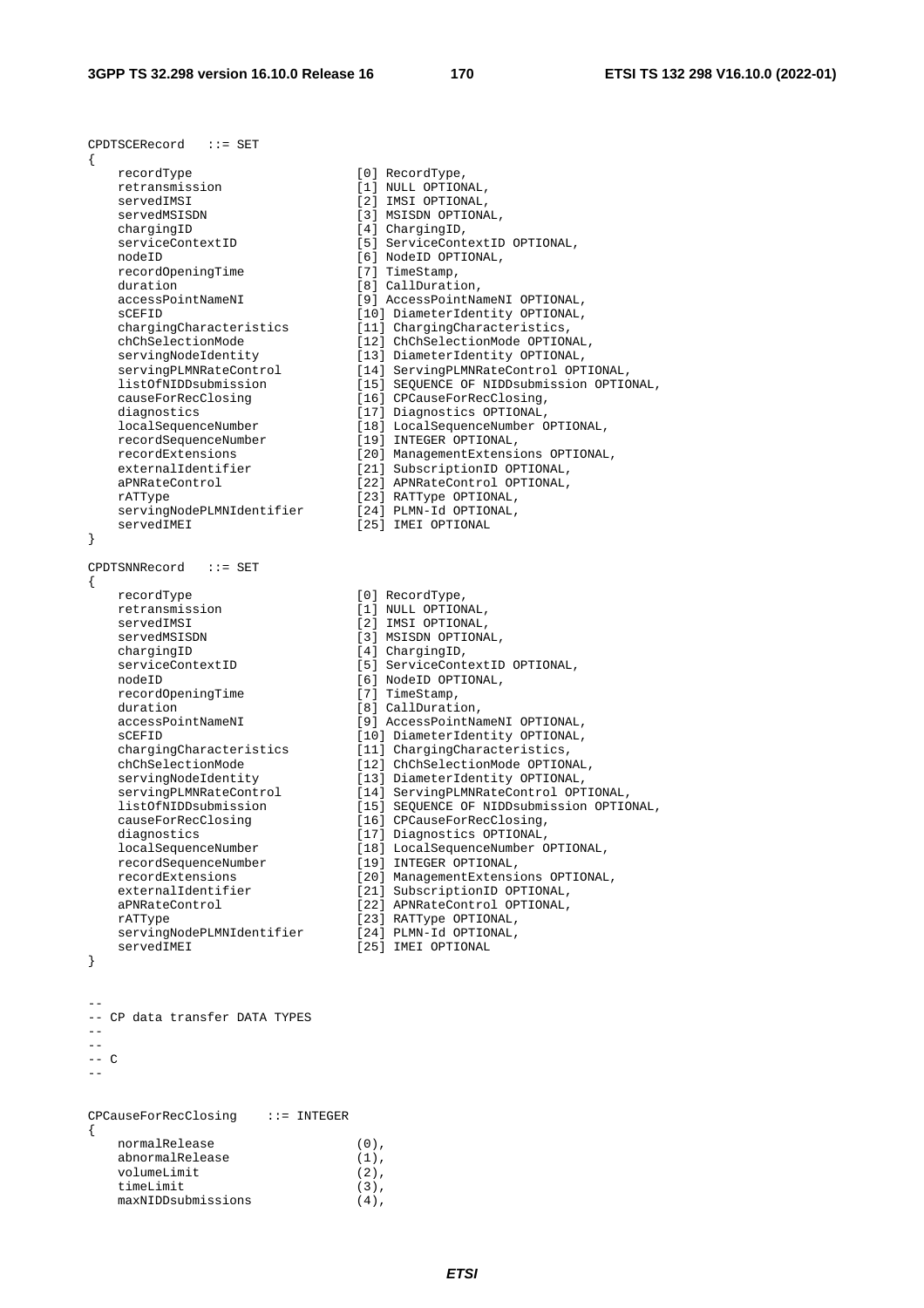```
CPDTSCERecord   ::= SET
{
    recordType                      [0] RecordType,
    retransmission                  [1] NULL OPTIONAL,
    servedIMSI                      [2] IMSI OPTIONAL,
    servedMSISDN                    [3] MSISDN OPTIONAL,
    chargingID                      [4] ChargingID,
    serviceContextID                [5] ServiceContextID OPTIONAL,
    nodeID                          [6] NodeID OPTIONAL,
    recordOpeningTime               [7] TimeStamp,
    duration                        [8] CallDuration,
    accessPointNameNI               [9] AccessPointNameNI OPTIONAL,
    sCEFID                          [10] DiameterIdentity OPTIONAL,
    chargingCharacteristics         [11] ChargingCharacteristics,
    chChSelectionMode               [12] ChChSelectionMode OPTIONAL,
    servingNodeIdentity             [13] DiameterIdentity OPTIONAL,
    servingPLMNRateControl          [14] ServingPLMNRateControl OPTIONAL,
    listOfNIDDsubmission            [15] SEQUENCE OF NIDDsubmission OPTIONAL,
    causeForRecClosing              [16] CPCauseForRecClosing,
    diagnostics                     [17] Diagnostics OPTIONAL,
    localSequenceNumber             [18] LocalSequenceNumber OPTIONAL,
    recordSequenceNumber            [19] INTEGER OPTIONAL,
    recordExtensions                [20] ManagementExtensions OPTIONAL,
    externalIdentifier              [21] SubscriptionID OPTIONAL,
    aPNRateControl                  [22] APNRateControl OPTIONAL,
    rATType                         [23] RATType OPTIONAL,
    servingNodePLMNIdentifier       [24] PLMN-Id OPTIONAL,
    servedIMEI                      [25] IMEI OPTIONAL
}

CPDTSNNRecord   ::= SET
{
    recordType                      [0] RecordType,
    retransmission                  [1] NULL OPTIONAL,
    servedIMSI                      [2] IMSI OPTIONAL,
    servedMSISDN                    [3] MSISDN OPTIONAL,
    chargingID                      [4] ChargingID,
    serviceContextID                [5] ServiceContextID OPTIONAL,
    nodeID                          [6] NodeID OPTIONAL,
    recordOpeningTime               [7] TimeStamp,
    duration                        [8] CallDuration,
    accessPointNameNI               [9] AccessPointNameNI OPTIONAL,
    sCEFID                          [10] DiameterIdentity OPTIONAL,
    chargingCharacteristics         [11] ChargingCharacteristics,
    chChSelectionMode               [12] ChChSelectionMode OPTIONAL,
    servingNodeIdentity             [13] DiameterIdentity OPTIONAL,
    servingPLMNRateControl          [14] ServingPLMNRateControl OPTIONAL,
    listOfNIDDsubmission            [15] SEQUENCE OF NIDDsubmission OPTIONAL,
    causeForRecClosing              [16] CPCauseForRecClosing,
    diagnostics                     [17] Diagnostics OPTIONAL,
    localSequenceNumber             [18] LocalSequenceNumber OPTIONAL,
    recordSequenceNumber            [19] INTEGER OPTIONAL,
    recordExtensions                [20] ManagementExtensions OPTIONAL,
    externalIdentifier              [21] SubscriptionID OPTIONAL,
    aPNRateControl                  [22] APNRateControl OPTIONAL,
    rATType                         [23] RATType OPTIONAL,
    servingNodePLMNIdentifier       [24] PLMN-Id OPTIONAL,
    servedIMEI                      [25] IMEI OPTIONAL
}


--
-- CP data transfer DATA TYPES
--
--
-- C
--


CPCauseForRecClosing    ::= INTEGER
{
    normalRelease                   (0),
    abnormalRelease                 (1),
    volumeLimit                     (2),
    timeLimit                       (3),
    maxNIDDsubmissions              (4),
```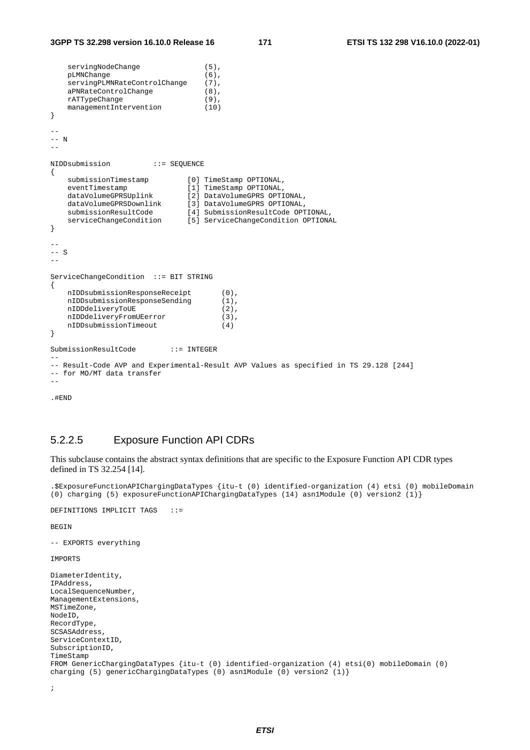```
    servingNodeChange               (5),
    pLMNChange                      (6),
    servingPLMNRateControlChange    (7),
    aPNRateControlChange            (8),
    rATTypeChange                   (9),
    managementIntervention          (10)
}

--
-- N
--

NIDDsubmission          ::= SEQUENCE
{
    submissionTimestamp         [0] TimeStamp OPTIONAL,
    eventTimestamp              [1] TimeStamp OPTIONAL,
    dataVolumeGPRSUplink        [2] DataVolumeGPRS OPTIONAL,
    dataVolumeGPRSDownlink      [3] DataVolumeGPRS OPTIONAL,
    submissionResultCode        [4] SubmissionResultCode OPTIONAL,
    serviceChangeCondition      [5] ServiceChangeCondition OPTIONAL
}

--
-- S
--

ServiceChangeCondition  ::= BIT STRING
{
    nIDDsubmissionResponseReceipt       (0),
    nIDDsubmissionResponseSending       (1),
    nIDDdeliveryToUE                    (2),
    nIDDdeliveryFromUEerror             (3),
    nIDDsubmissionTimeout               (4)
}

SubmissionResultCode        ::= INTEGER
--
-- Result-Code AVP and Experimental-Result AVP Values as specified in TS 29.128 [244]
-- for MO/MT data transfer
--

.#END
```

### 5.2.2.5 Exposure Function API CDRs

This subclause contains the abstract syntax definitions that are specific to the Exposure Function API CDR types defined in TS 32.254 [14].

```
.$ExposureFunctionAPIChargingDataTypes {itu-t (0) identified-organization (4) etsi (0) mobileDomain
(0) charging (5) exposureFunctionAPIChargingDataTypes (14) asn1Module (0) version2 (1)}

DEFINITIONS IMPLICIT TAGS   ::=

BEGIN

-- EXPORTS everything

IMPORTS

DiameterIdentity,
IPAddress,
LocalSequenceNumber,
ManagementExtensions,
MSTimeZone,
NodeID,
RecordType,
SCSASAddress,
ServiceContextID,
SubscriptionID,
TimeStamp
FROM GenericChargingDataTypes {itu-t (0) identified-organization (4) etsi(0) mobileDomain (0)
charging (5) genericChargingDataTypes (0) asn1Module (0) version2 (1)}

;
```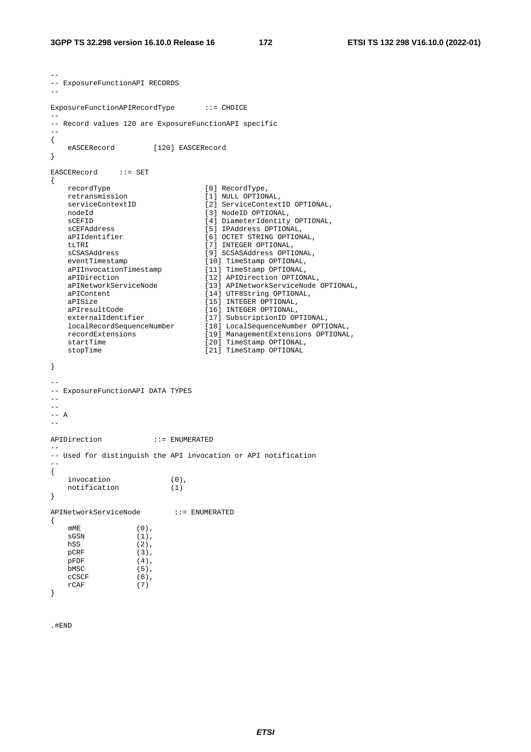```
--
-- ExposureFunctionAPI RECORDS
--

ExposureFunctionAPIRecordType       ::= CHOICE
--
-- Record values 120 are ExposureFunctionAPI specific
--
{
    eASCERecord         [120] EASCERecord
}

EASCERecord     ::= SET
{
    recordType                      [0] RecordType,
    retransmission                  [1] NULL OPTIONAL,
    serviceContextID                [2] ServiceContextID OPTIONAL,
    nodeId                          [3] NodeID OPTIONAL,
    sCEFID                          [4] DiameterIdentity OPTIONAL,
    sCEFAddress                     [5] IPAddress OPTIONAL,
    aPIIdentifier                   [6] OCTET STRING OPTIONAL,
    tLTRI                           [7] INTEGER OPTIONAL,
    sCSASAddress                    [9] SCSASAddress OPTIONAL,
    eventTimestamp                  [10] TimeStamp OPTIONAL,
    aPIInvocationTimestamp          [11] TimeStamp OPTIONAL,
    aPIDirection                    [12] APIDirection OPTIONAL,
    aPINetworkServiceNode           [13] APINetworkServiceNode OPTIONAL,
    aPIContent                      [14] UTF8String OPTIONAL,
    aPISize                         [15] INTEGER OPTIONAL,
    aPIresultCode                   [16] INTEGER OPTIONAL,
    externalIdentifier              [17] SubscriptionID OPTIONAL,
    localRecordSequenceNumber       [18] LocalSequenceNumber OPTIONAL,
    recordExtensions                [19] ManagementExtensions OPTIONAL,
    startTime                       [20] TimeStamp OPTIONAL,
    stopTime                        [21] TimeStamp OPTIONAL

}

--
-- ExposureFunctionAPI DATA TYPES
--
--
-- A
--

APIDirection            ::= ENUMERATED
--
-- Used for distinguish the API invocation or API notification
--
{
    invocation              (0),
    notification            (1)
}

APINetworkServiceNode        ::= ENUMERATED
{
    mME             (0),
    sGSN            (1),
    hSS             (2),
    pCRF            (3),
    pFDF            (4),
    bMSC            (5),
    cCSCF           (6),
    rCAF            (7)
}


.#END
```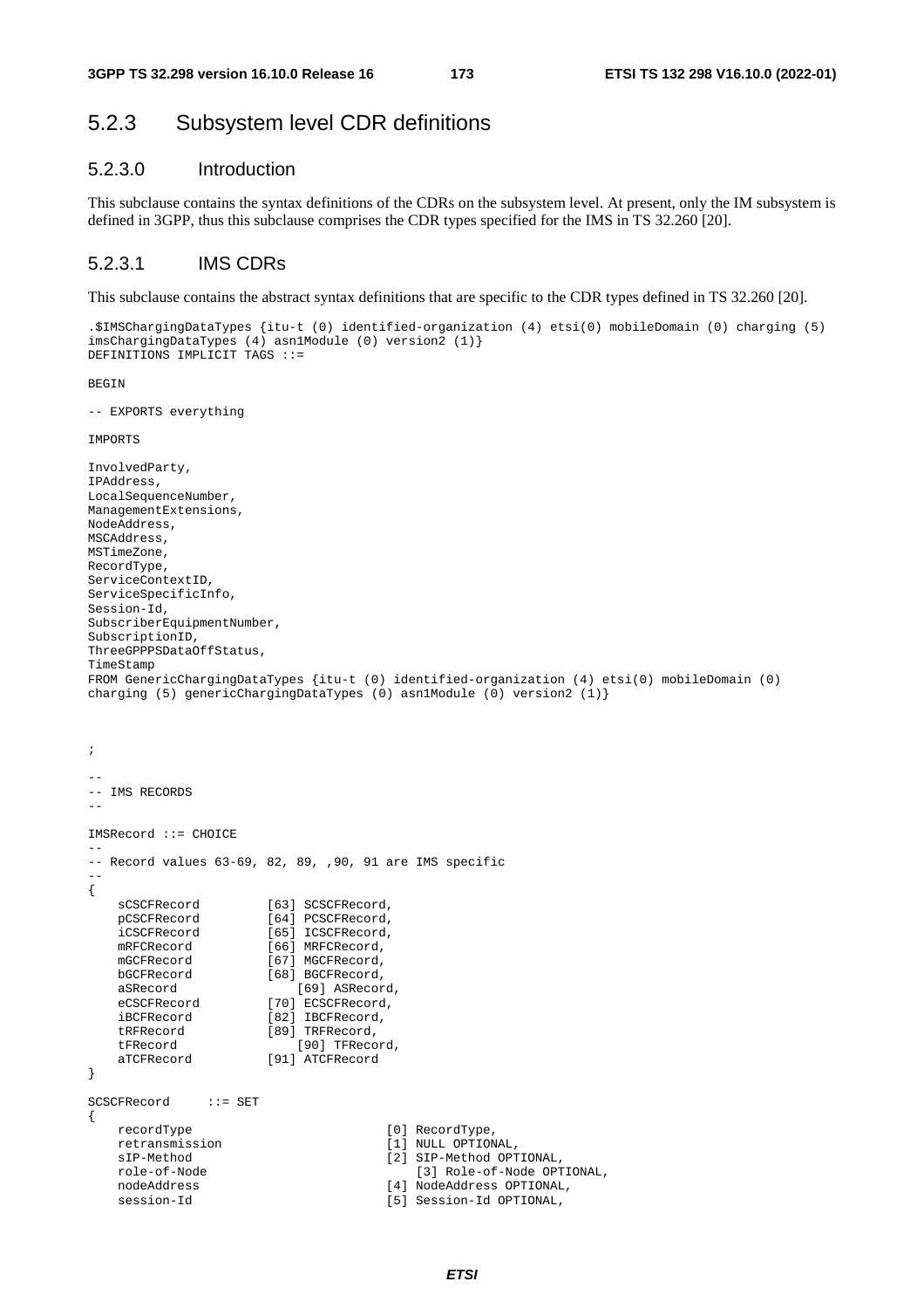## 5.2.3 Subsystem level CDR definitions

### 5.2.3.0 Introduction

This subclause contains the syntax definitions of the CDRs on the subsystem level. At present, only the IM subsystem is defined in 3GPP, thus this subclause comprises the CDR types specified for the IMS in TS 32.260 [20].

### 5.2.3.1 IMS CDRs

This subclause contains the abstract syntax definitions that are specific to the CDR types defined in TS 32.260 [20].

```
.$IMSChargingDataTypes {itu-t (0) identified-organization (4) etsi(0) mobileDomain (0) charging (5) 
imsChargingDataTypes (4) asn1Module (0) version2 (1)}
DEFINITIONS IMPLICIT TAGS ::=

BEGIN

-- EXPORTS everything

IMPORTS

InvolvedParty,
IPAddress,
LocalSequenceNumber,
ManagementExtensions,
NodeAddress,
MSCAddress,
MSTimeZone,
RecordType,
ServiceContextID,
ServiceSpecificInfo,
Session-Id,
SubscriberEquipmentNumber,
SubscriptionID,
ThreeGPPPSDataOffStatus,
TimeStamp
FROM GenericChargingDataTypes {itu-t (0) identified-organization (4) etsi(0) mobileDomain (0) 
charging (5) genericChargingDataTypes (0) asn1Module (0) version2 (1)}



;

--
-- IMS RECORDS
--

IMSRecord ::= CHOICE
--
-- Record values 63-69, 82, 89, ,90, 91 are IMS specific
--
{
    sCSCFRecord         [63] SCSCFRecord,
    pCSCFRecord         [64] PCSCFRecord,
    iCSCFRecord         [65] ICSCFRecord,
    mRFCRecord          [66] MRFCRecord,
    mGCFRecord          [67] MGCFRecord,
    bGCFRecord          [68] BGCFRecord,
    aSRecord                [69] ASRecord,
    eCSCFRecord         [70] ECSCFRecord,
    iBCFRecord          [82] IBCFRecord,
    tRFRecord           [89] TRFRecord,
    tFRecord                [90] TFRecord,
    aTCFRecord          [91] ATCFRecord
}

SCSCFRecord     ::= SET
{
    recordType                          [0] RecordType,
    retransmission                      [1] NULL OPTIONAL,
    sIP-Method                          [2] SIP-Method OPTIONAL,
    role-of-Node                            [3] Role-of-Node OPTIONAL,
    nodeAddress                         [4] NodeAddress OPTIONAL,
    session-Id                          [5] Session-Id OPTIONAL,
```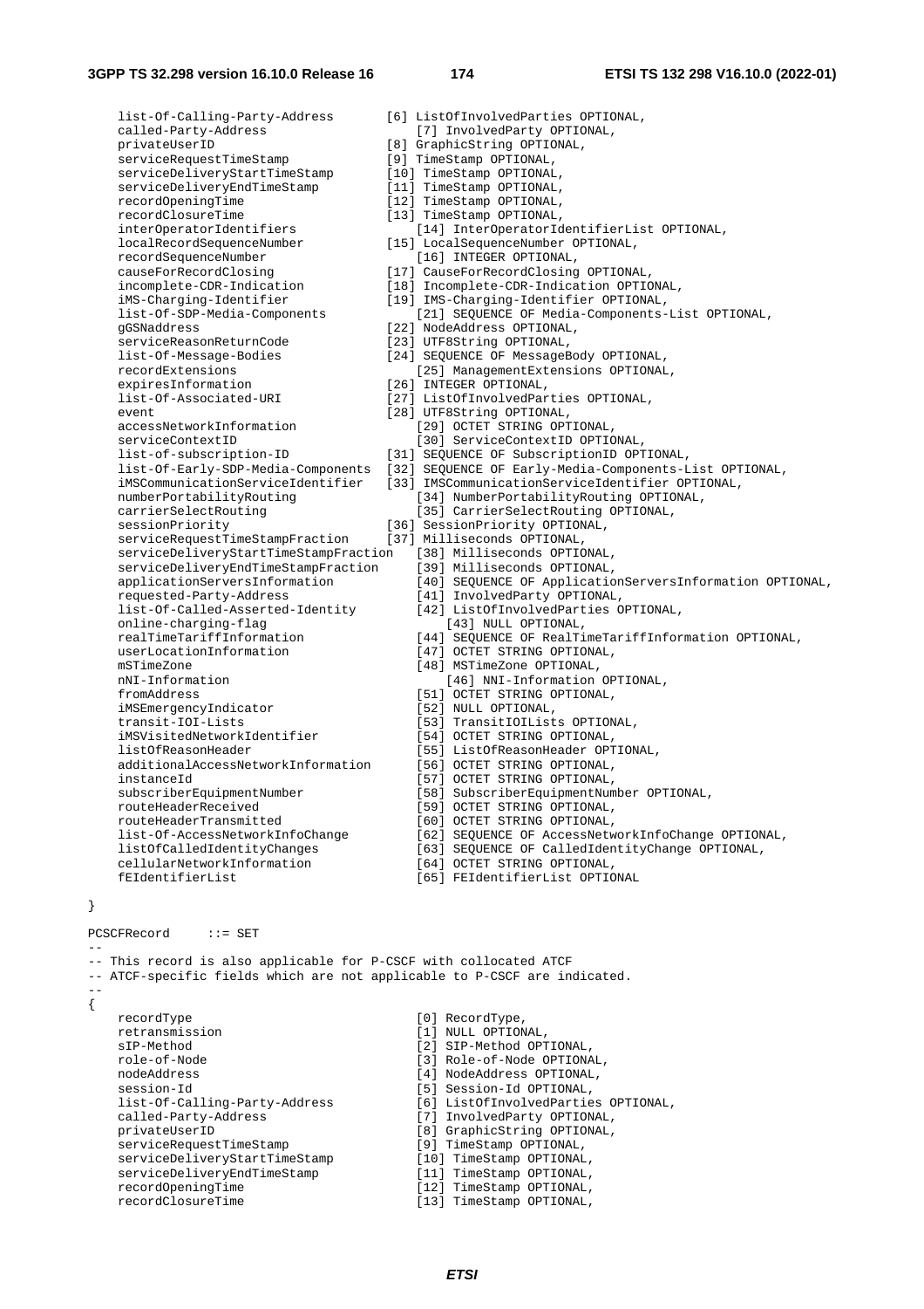```
    list-Of-Calling-Party-Address       [6] ListOfInvolvedParties OPTIONAL,
    called-Party-Address                    [7] InvolvedParty OPTIONAL,
    privateUserID                       [8] GraphicString OPTIONAL,
    serviceRequestTimeStamp             [9] TimeStamp OPTIONAL,
    serviceDeliveryStartTimeStamp       [10] TimeStamp OPTIONAL,
    serviceDeliveryEndTimeStamp         [11] TimeStamp OPTIONAL,
    recordOpeningTime                   [12] TimeStamp OPTIONAL,
    recordClosureTime                   [13] TimeStamp OPTIONAL,
    interOperatorIdentifiers                [14] InterOperatorIdentifierList OPTIONAL,
    localRecordSequenceNumber           [15] LocalSequenceNumber OPTIONAL,
    recordSequenceNumber                    [16] INTEGER OPTIONAL,
    causeForRecordClosing               [17] CauseForRecordClosing OPTIONAL,
    incomplete-CDR-Indication           [18] Incomplete-CDR-Indication OPTIONAL,
    iMS-Charging-Identifier             [19] IMS-Charging-Identifier OPTIONAL,
    list-Of-SDP-Media-Components            [21] SEQUENCE OF Media-Components-List OPTIONAL,
    gGSNaddress                         [22] NodeAddress OPTIONAL,
    serviceReasonReturnCode             [23] UTF8String OPTIONAL,
    list-Of-Message-Bodies              [24] SEQUENCE OF MessageBody OPTIONAL,
    recordExtensions                        [25] ManagementExtensions OPTIONAL,
    expiresInformation                  [26] INTEGER OPTIONAL,
    list-Of-Associated-URI              [27] ListOfInvolvedParties OPTIONAL,
    event                               [28] UTF8String OPTIONAL,
    accessNetworkInformation                [29] OCTET STRING OPTIONAL,
    serviceContextID                        [30] ServiceContextID OPTIONAL,
    list-of-subscription-ID             [31] SEQUENCE OF SubscriptionID OPTIONAL,
    list-Of-Early-SDP-Media-Components  [32] SEQUENCE OF Early-Media-Components-List OPTIONAL,
    iMSCommunicationServiceIdentifier   [33] IMSCommunicationServiceIdentifier OPTIONAL,
    numberPortabilityRouting                [34] NumberPortabilityRouting OPTIONAL,
    carrierSelectRouting                    [35] CarrierSelectRouting OPTIONAL,
    sessionPriority                     [36] SessionPriority OPTIONAL,
    serviceRequestTimeStampFraction     [37] Milliseconds OPTIONAL,
    serviceDeliveryStartTimeStampFraction   [38] Milliseconds OPTIONAL,
    serviceDeliveryEndTimeStampFraction     [39] Milliseconds OPTIONAL,
    applicationServersInformation           [40] SEQUENCE OF ApplicationServersInformation OPTIONAL,
    requested-Party-Address                 [41] InvolvedParty OPTIONAL,
    list-Of-Called-Asserted-Identity        [42] ListOfInvolvedParties OPTIONAL,
    online-charging-flag                        [43] NULL OPTIONAL,
    realTimeTariffInformation               [44] SEQUENCE OF RealTimeTariffInformation OPTIONAL,
    userLocationInformation                 [47] OCTET STRING OPTIONAL,
    mSTimeZone                              [48] MSTimeZone OPTIONAL,
    nNI-Information                             [46] NNI-Information OPTIONAL,
    fromAddress                             [51] OCTET STRING OPTIONAL,
    iMSEmergencyIndicator                   [52] NULL OPTIONAL,
    transit-IOI-Lists                       [53] TransitIOILists OPTIONAL,
    iMSVisitedNetworkIdentifier             [54] OCTET STRING OPTIONAL,
    listOfReasonHeader                      [55] ListOfReasonHeader OPTIONAL,
    additionalAccessNetworkInformation      [56] OCTET STRING OPTIONAL,
    instanceId                              [57] OCTET STRING OPTIONAL,
    subscriberEquipmentNumber               [58] SubscriberEquipmentNumber OPTIONAL,
    routeHeaderReceived                     [59] OCTET STRING OPTIONAL,
    routeHeaderTransmitted                  [60] OCTET STRING OPTIONAL,
    list-Of-AccessNetworkInfoChange         [62] SEQUENCE OF AccessNetworkInfoChange OPTIONAL,
    listOfCalledIdentityChanges             [63] SEQUENCE OF CalledIdentityChange OPTIONAL,
    cellularNetworkInformation              [64] OCTET STRING OPTIONAL,
    fEIdentifierList                        [65] FEIdentifierList OPTIONAL

}

PCSCFRecord     ::= SET
--
-- This record is also applicable for P-CSCF with collocated ATCF
-- ATCF-specific fields which are not applicable to P-CSCF are indicated.
--
{
    recordType                              [0] RecordType,
    retransmission                          [1] NULL OPTIONAL,
    sIP-Method                              [2] SIP-Method OPTIONAL,
    role-of-Node                            [3] Role-of-Node OPTIONAL,
    nodeAddress                             [4] NodeAddress OPTIONAL,
    session-Id                              [5] Session-Id OPTIONAL,
    list-Of-Calling-Party-Address           [6] ListOfInvolvedParties OPTIONAL,
    called-Party-Address                    [7] InvolvedParty OPTIONAL,
    privateUserID                           [8] GraphicString OPTIONAL,
    serviceRequestTimeStamp                 [9] TimeStamp OPTIONAL,
    serviceDeliveryStartTimeStamp           [10] TimeStamp OPTIONAL,
    serviceDeliveryEndTimeStamp             [11] TimeStamp OPTIONAL,
    recordOpeningTime                       [12] TimeStamp OPTIONAL,
    recordClosureTime                       [13] TimeStamp OPTIONAL,
```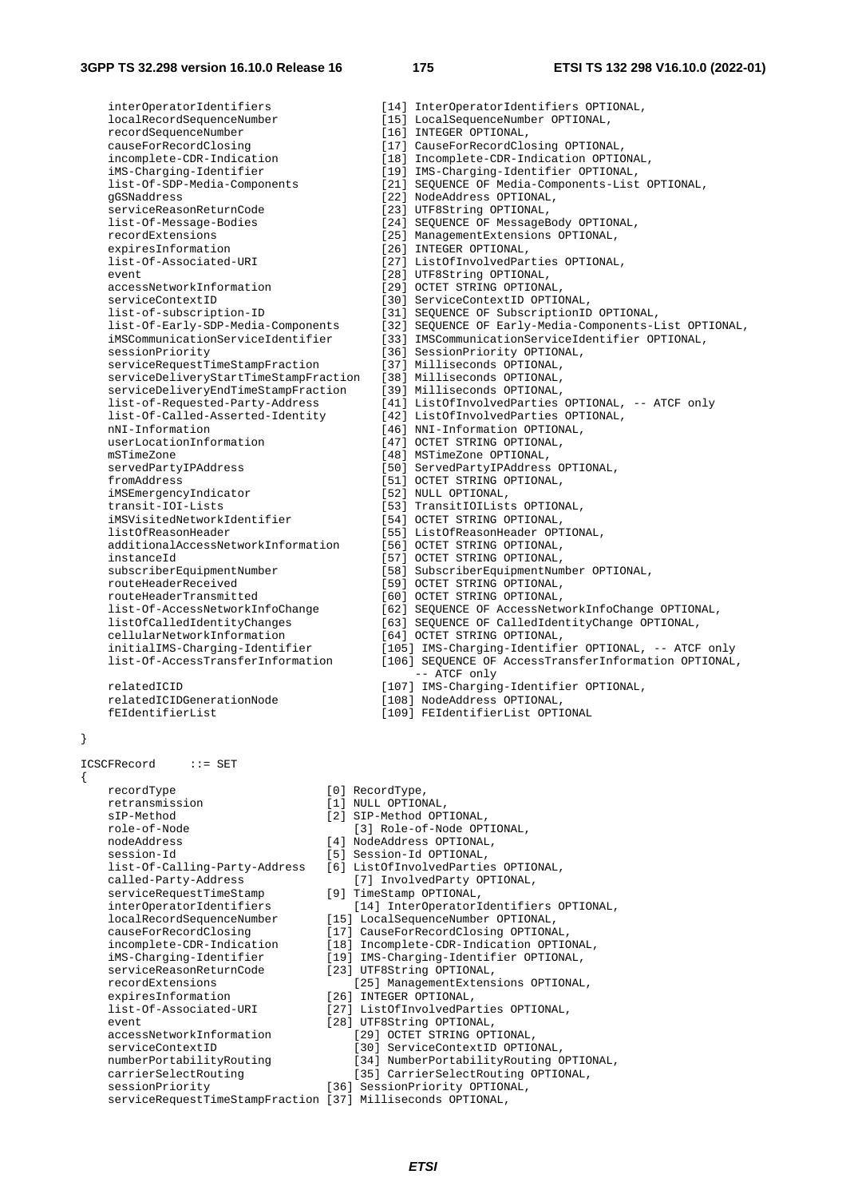```
    interOperatorIdentifiers              [14] InterOperatorIdentifiers OPTIONAL,
    localRecordSequenceNumber             [15] LocalSequenceNumber OPTIONAL,
    recordSequenceNumber                  [16] INTEGER OPTIONAL,
    causeForRecordClosing                 [17] CauseForRecordClosing OPTIONAL,
    incomplete-CDR-Indication             [18] Incomplete-CDR-Indication OPTIONAL,
    iMS-Charging-Identifier               [19] IMS-Charging-Identifier OPTIONAL,
    list-Of-SDP-Media-Components          [21] SEQUENCE OF Media-Components-List OPTIONAL,
    gGSNaddress                           [22] NodeAddress OPTIONAL,
    serviceReasonReturnCode               [23] UTF8String OPTIONAL,
    list-Of-Message-Bodies                [24] SEQUENCE OF MessageBody OPTIONAL,
    recordExtensions                      [25] ManagementExtensions OPTIONAL,
    expiresInformation                    [26] INTEGER OPTIONAL,
    list-Of-Associated-URI                [27] ListOfInvolvedParties OPTIONAL,
    event                                 [28] UTF8String OPTIONAL,
    accessNetworkInformation              [29] OCTET STRING OPTIONAL,
    serviceContextID                      [30] ServiceContextID OPTIONAL,
    list-of-subscription-ID               [31] SEQUENCE OF SubscriptionID OPTIONAL,
    list-Of-Early-SDP-Media-Components    [32] SEQUENCE OF Early-Media-Components-List OPTIONAL,
    iMSCommunicationServiceIdentifier     [33] IMSCommunicationServiceIdentifier OPTIONAL,
    sessionPriority                       [36] SessionPriority OPTIONAL,
    serviceRequestTimeStampFraction       [37] Milliseconds OPTIONAL,
    serviceDeliveryStartTimeStampFraction [38] Milliseconds OPTIONAL,
    serviceDeliveryEndTimeStampFraction   [39] Milliseconds OPTIONAL,
    list-of-Requested-Party-Address       [41] ListOfInvolvedParties OPTIONAL, -- ATCF only
    list-Of-Called-Asserted-Identity      [42] ListOfInvolvedParties OPTIONAL,
    nNI-Information                       [46] NNI-Information OPTIONAL,
    userLocationInformation               [47] OCTET STRING OPTIONAL,
    mSTimeZone                            [48] MSTimeZone OPTIONAL,
    servedPartyIPAddress                  [50] ServedPartyIPAddress OPTIONAL,
    fromAddress                           [51] OCTET STRING OPTIONAL,
    iMSEmergencyIndicator                 [52] NULL OPTIONAL,
    transit-IOI-Lists                     [53] TransitIOILists OPTIONAL,
    iMSVisitedNetworkIdentifier           [54] OCTET STRING OPTIONAL,
    listOfReasonHeader                    [55] ListOfReasonHeader OPTIONAL,
    additionalAccessNetworkInformation    [56] OCTET STRING OPTIONAL,
    instanceId                            [57] OCTET STRING OPTIONAL,
    subscriberEquipmentNumber             [58] SubscriberEquipmentNumber OPTIONAL,
    routeHeaderReceived                   [59] OCTET STRING OPTIONAL,
    routeHeaderTransmitted                [60] OCTET STRING OPTIONAL,
    list-Of-AccessNetworkInfoChange       [62] SEQUENCE OF AccessNetworkInfoChange OPTIONAL,
    listOfCalledIdentityChanges           [63] SEQUENCE OF CalledIdentityChange OPTIONAL,
    cellularNetworkInformation            [64] OCTET STRING OPTIONAL,
    initialIMS-Charging-Identifier        [105] IMS-Charging-Identifier OPTIONAL, -- ATCF only
    list-Of-AccessTransferInformation     [106] SEQUENCE OF AccessTransferInformation OPTIONAL,
                                              -- ATCF only
    relatedICID                           [107] IMS-Charging-Identifier OPTIONAL,
    relatedICIDGenerationNode             [108] NodeAddress OPTIONAL,
    fEIdentifierList                      [109] FEIdentifierList OPTIONAL

}

ICSCFRecord     ::= SET
{
    recordType                      [0] RecordType,
    retransmission                  [1] NULL OPTIONAL,
    sIP-Method                      [2] SIP-Method OPTIONAL,
    role-of-Node                        [3] Role-of-Node OPTIONAL,
    nodeAddress                     [4] NodeAddress OPTIONAL,
    session-Id                      [5] Session-Id OPTIONAL,
    list-Of-Calling-Party-Address   [6] ListOfInvolvedParties OPTIONAL,
    called-Party-Address                [7] InvolvedParty OPTIONAL,
    serviceRequestTimeStamp         [9] TimeStamp OPTIONAL,
    interOperatorIdentifiers            [14] InterOperatorIdentifiers OPTIONAL,
    localRecordSequenceNumber       [15] LocalSequenceNumber OPTIONAL,
    causeForRecordClosing           [17] CauseForRecordClosing OPTIONAL,
    incomplete-CDR-Indication       [18] Incomplete-CDR-Indication OPTIONAL,
    iMS-Charging-Identifier         [19] IMS-Charging-Identifier OPTIONAL,
    serviceReasonReturnCode         [23] UTF8String OPTIONAL,
    recordExtensions                    [25] ManagementExtensions OPTIONAL,
    expiresInformation              [26] INTEGER OPTIONAL,
    list-Of-Associated-URI          [27] ListOfInvolvedParties OPTIONAL,
    event                           [28] UTF8String OPTIONAL,
    accessNetworkInformation            [29] OCTET STRING OPTIONAL,
    serviceContextID                    [30] ServiceContextID OPTIONAL,
    numberPortabilityRouting            [34] NumberPortabilityRouting OPTIONAL,
    carrierSelectRouting                [35] CarrierSelectRouting OPTIONAL,
    sessionPriority                 [36] SessionPriority OPTIONAL,
    serviceRequestTimeStampFraction [37] Milliseconds OPTIONAL,
```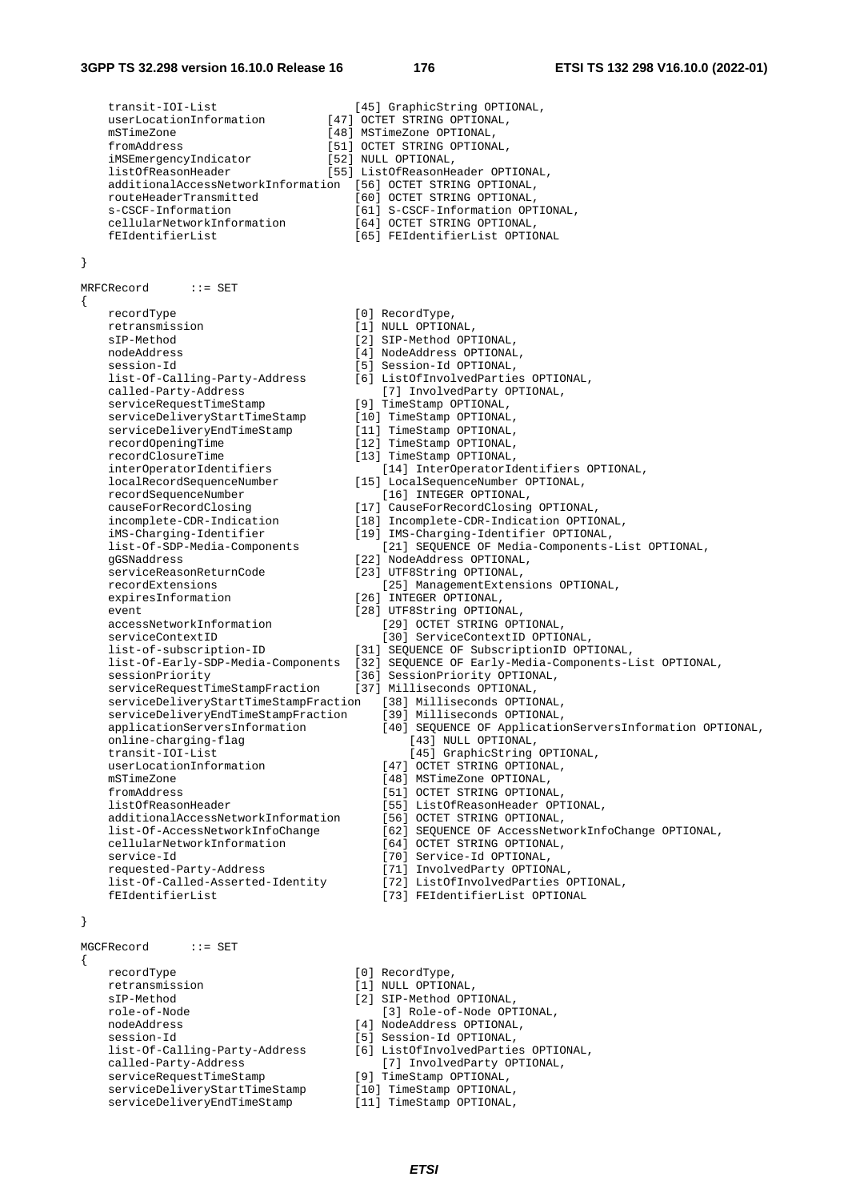```
    transit-IOI-List                    [45] GraphicString OPTIONAL,
    userLocationInformation          [47] OCTET STRING OPTIONAL,
    mSTimeZone                       [48] MSTimeZone OPTIONAL,
    fromAddress                      [51] OCTET STRING OPTIONAL,
    iMSEmergencyIndicator            [52] NULL OPTIONAL,
    listOfReasonHeader               [55] ListOfReasonHeader OPTIONAL,
    additionalAccessNetworkInformation  [56] OCTET STRING OPTIONAL,
    routeHeaderTransmitted              [60] OCTET STRING OPTIONAL,
    s-CSCF-Information                  [61] S-CSCF-Information OPTIONAL,
    cellularNetworkInformation          [64] OCTET STRING OPTIONAL,
    fEIdentifierList                    [65] FEIdentifierList OPTIONAL

}

MRFCRecord      ::= SET
{
    recordType                          [0] RecordType,
    retransmission                      [1] NULL OPTIONAL,
    sIP-Method                          [2] SIP-Method OPTIONAL,
    nodeAddress                         [4] NodeAddress OPTIONAL,
    session-Id                          [5] Session-Id OPTIONAL,
    list-Of-Calling-Party-Address       [6] ListOfInvolvedParties OPTIONAL,
    called-Party-Address                    [7] InvolvedParty OPTIONAL,
    serviceRequestTimeStamp             [9] TimeStamp OPTIONAL,
    serviceDeliveryStartTimeStamp       [10] TimeStamp OPTIONAL,
    serviceDeliveryEndTimeStamp         [11] TimeStamp OPTIONAL,
    recordOpeningTime                   [12] TimeStamp OPTIONAL,
    recordClosureTime                   [13] TimeStamp OPTIONAL,
    interOperatorIdentifiers                [14] InterOperatorIdentifiers OPTIONAL,
    localRecordSequenceNumber           [15] LocalSequenceNumber OPTIONAL,
    recordSequenceNumber                    [16] INTEGER OPTIONAL,
    causeForRecordClosing               [17] CauseForRecordClosing OPTIONAL,
    incomplete-CDR-Indication           [18] Incomplete-CDR-Indication OPTIONAL,
    iMS-Charging-Identifier             [19] IMS-Charging-Identifier OPTIONAL,
    list-Of-SDP-Media-Components            [21] SEQUENCE OF Media-Components-List OPTIONAL,
    gGSNaddress                         [22] NodeAddress OPTIONAL,
    serviceReasonReturnCode             [23] UTF8String OPTIONAL,
    recordExtensions                        [25] ManagementExtensions OPTIONAL,
    expiresInformation                  [26] INTEGER OPTIONAL,
    event                               [28] UTF8String OPTIONAL,
    accessNetworkInformation                [29] OCTET STRING OPTIONAL,
    serviceContextID                        [30] ServiceContextID OPTIONAL,
    list-of-subscription-ID             [31] SEQUENCE OF SubscriptionID OPTIONAL,
    list-Of-Early-SDP-Media-Components  [32] SEQUENCE OF Early-Media-Components-List OPTIONAL,
    sessionPriority                     [36] SessionPriority OPTIONAL,
    serviceRequestTimeStampFraction     [37] Milliseconds OPTIONAL,
    serviceDeliveryStartTimeStampFraction   [38] Milliseconds OPTIONAL,
    serviceDeliveryEndTimeStampFraction     [39] Milliseconds OPTIONAL,
    applicationServersInformation           [40] SEQUENCE OF ApplicationServersInformation OPTIONAL,
    online-charging-flag                        [43] NULL OPTIONAL,
    transit-IOI-List                            [45] GraphicString OPTIONAL,
    userLocationInformation                 [47] OCTET STRING OPTIONAL,
    mSTimeZone                              [48] MSTimeZone OPTIONAL,
    fromAddress                             [51] OCTET STRING OPTIONAL,
    listOfReasonHeader                      [55] ListOfReasonHeader OPTIONAL,
    additionalAccessNetworkInformation      [56] OCTET STRING OPTIONAL,
    list-Of-AccessNetworkInfoChange         [62] SEQUENCE OF AccessNetworkInfoChange OPTIONAL,
    cellularNetworkInformation              [64] OCTET STRING OPTIONAL,
    service-Id                              [70] Service-Id OPTIONAL,
    requested-Party-Address                 [71] InvolvedParty OPTIONAL,
    list-Of-Called-Asserted-Identity        [72] ListOfInvolvedParties OPTIONAL,
    fEIdentifierList                        [73] FEIdentifierList OPTIONAL

}

MGCFRecord      ::= SET
{
    recordType                          [0] RecordType,
    retransmission                      [1] NULL OPTIONAL,
    sIP-Method                          [2] SIP-Method OPTIONAL,
    role-of-Node                            [3] Role-of-Node OPTIONAL,
    nodeAddress                         [4] NodeAddress OPTIONAL,
    session-Id                          [5] Session-Id OPTIONAL,
    list-Of-Calling-Party-Address       [6] ListOfInvolvedParties OPTIONAL,
    called-Party-Address                    [7] InvolvedParty OPTIONAL,
    serviceRequestTimeStamp             [9] TimeStamp OPTIONAL,
    serviceDeliveryStartTimeStamp       [10] TimeStamp OPTIONAL,
    serviceDeliveryEndTimeStamp         [11] TimeStamp OPTIONAL,
```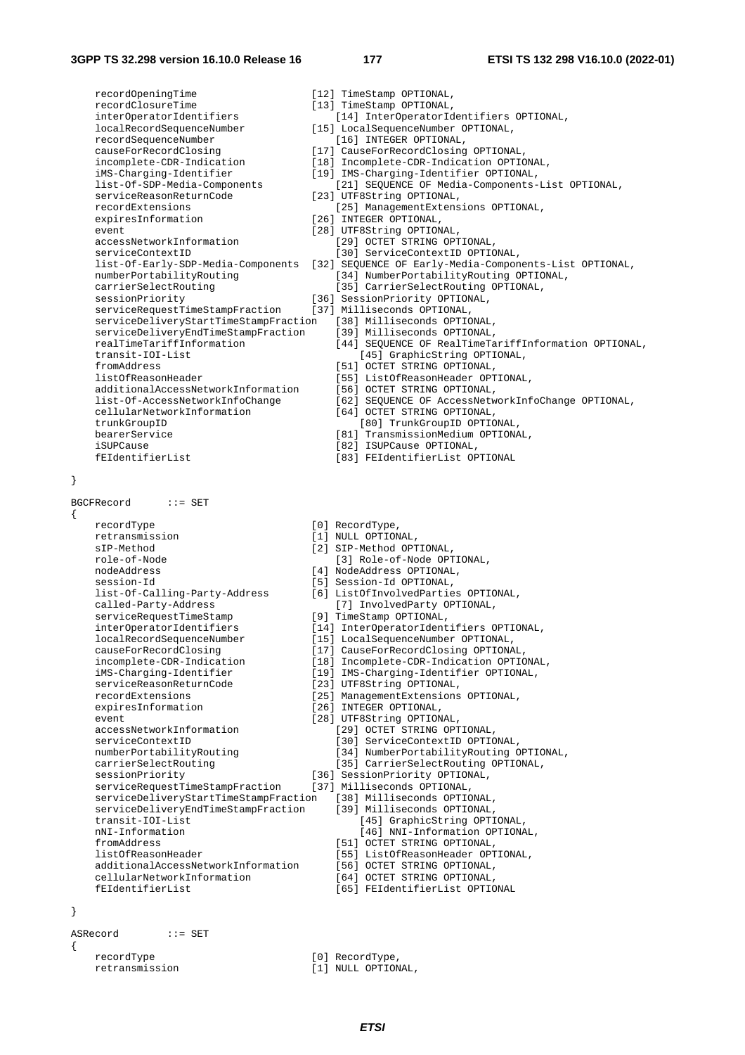```
    recordOpeningTime                   [12] TimeStamp OPTIONAL,
    recordClosureTime                   [13] TimeStamp OPTIONAL,
    interOperatorIdentifiers            [14] InterOperatorIdentifiers OPTIONAL,
    localRecordSequenceNumber           [15] LocalSequenceNumber OPTIONAL,
    recordSequenceNumber                [16] INTEGER OPTIONAL,
    causeForRecordClosing               [17] CauseForRecordClosing OPTIONAL,
    incomplete-CDR-Indication           [18] Incomplete-CDR-Indication OPTIONAL,
    iMS-Charging-Identifier             [19] IMS-Charging-Identifier OPTIONAL,
    list-Of-SDP-Media-Components        [21] SEQUENCE OF Media-Components-List OPTIONAL,
    serviceReasonReturnCode             [23] UTF8String OPTIONAL,
    recordExtensions                    [25] ManagementExtensions OPTIONAL,
    expiresInformation                  [26] INTEGER OPTIONAL,
    event                               [28] UTF8String OPTIONAL,
    accessNetworkInformation            [29] OCTET STRING OPTIONAL,
    serviceContextID                    [30] ServiceContextID OPTIONAL,
    list-Of-Early-SDP-Media-Components  [32] SEQUENCE OF Early-Media-Components-List OPTIONAL,
    numberPortabilityRouting            [34] NumberPortabilityRouting OPTIONAL,
    carrierSelectRouting                [35] CarrierSelectRouting OPTIONAL,
    sessionPriority                     [36] SessionPriority OPTIONAL,
    serviceRequestTimeStampFraction     [37] Milliseconds OPTIONAL,
    serviceDeliveryStartTimeStampFraction   [38] Milliseconds OPTIONAL,
    serviceDeliveryEndTimeStampFraction     [39] Milliseconds OPTIONAL,
    realTimeTariffInformation           [44] SEQUENCE OF RealTimeTariffInformation OPTIONAL,
    transit-IOI-List                    [45] GraphicString OPTIONAL,
    fromAddress                         [51] OCTET STRING OPTIONAL,
    listOfReasonHeader                  [55] ListOfReasonHeader OPTIONAL,
    additionalAccessNetworkInformation  [56] OCTET STRING OPTIONAL,
    list-Of-AccessNetworkInfoChange     [62] SEQUENCE OF AccessNetworkInfoChange OPTIONAL,
    cellularNetworkInformation          [64] OCTET STRING OPTIONAL,
    trunkGroupID                        [80] TrunkGroupID OPTIONAL,
    bearerService                       [81] TransmissionMedium OPTIONAL,
    iSUPCause                           [82] ISUPCause OPTIONAL,
    fEIdentifierList                    [83] FEIdentifierList OPTIONAL

}

BGCFRecord      ::= SET
{
    recordType                          [0] RecordType,
    retransmission                      [1] NULL OPTIONAL,
    sIP-Method                          [2] SIP-Method OPTIONAL,
    role-of-Node                        [3] Role-of-Node OPTIONAL,
    nodeAddress                         [4] NodeAddress OPTIONAL,
    session-Id                          [5] Session-Id OPTIONAL,
    list-Of-Calling-Party-Address       [6] ListOfInvolvedParties OPTIONAL,
    called-Party-Address                [7] InvolvedParty OPTIONAL,
    serviceRequestTimeStamp             [9] TimeStamp OPTIONAL,
    interOperatorIdentifiers            [14] InterOperatorIdentifiers OPTIONAL,
    localRecordSequenceNumber           [15] LocalSequenceNumber OPTIONAL,
    causeForRecordClosing               [17] CauseForRecordClosing OPTIONAL,
    incomplete-CDR-Indication           [18] Incomplete-CDR-Indication OPTIONAL,
    iMS-Charging-Identifier             [19] IMS-Charging-Identifier OPTIONAL,
    serviceReasonReturnCode             [23] UTF8String OPTIONAL,
    recordExtensions                    [25] ManagementExtensions OPTIONAL,
    expiresInformation                  [26] INTEGER OPTIONAL,
    event                               [28] UTF8String OPTIONAL,
    accessNetworkInformation            [29] OCTET STRING OPTIONAL,
    serviceContextID                    [30] ServiceContextID OPTIONAL,
    numberPortabilityRouting            [34] NumberPortabilityRouting OPTIONAL,
    carrierSelectRouting                [35] CarrierSelectRouting OPTIONAL,
    sessionPriority                     [36] SessionPriority OPTIONAL,
    serviceRequestTimeStampFraction     [37] Milliseconds OPTIONAL,
    serviceDeliveryStartTimeStampFraction   [38] Milliseconds OPTIONAL,
    serviceDeliveryEndTimeStampFraction     [39] Milliseconds OPTIONAL,
    transit-IOI-List                    [45] GraphicString OPTIONAL,
    nNI-Information                     [46] NNI-Information OPTIONAL,
    fromAddress                         [51] OCTET STRING OPTIONAL,
    listOfReasonHeader                  [55] ListOfReasonHeader OPTIONAL,
    additionalAccessNetworkInformation  [56] OCTET STRING OPTIONAL,
    cellularNetworkInformation          [64] OCTET STRING OPTIONAL,
    fEIdentifierList                    [65] FEIdentifierList OPTIONAL

}

ASRecord        ::= SET
{
    recordType                          [0] RecordType,
    retransmission                      [1] NULL OPTIONAL,
```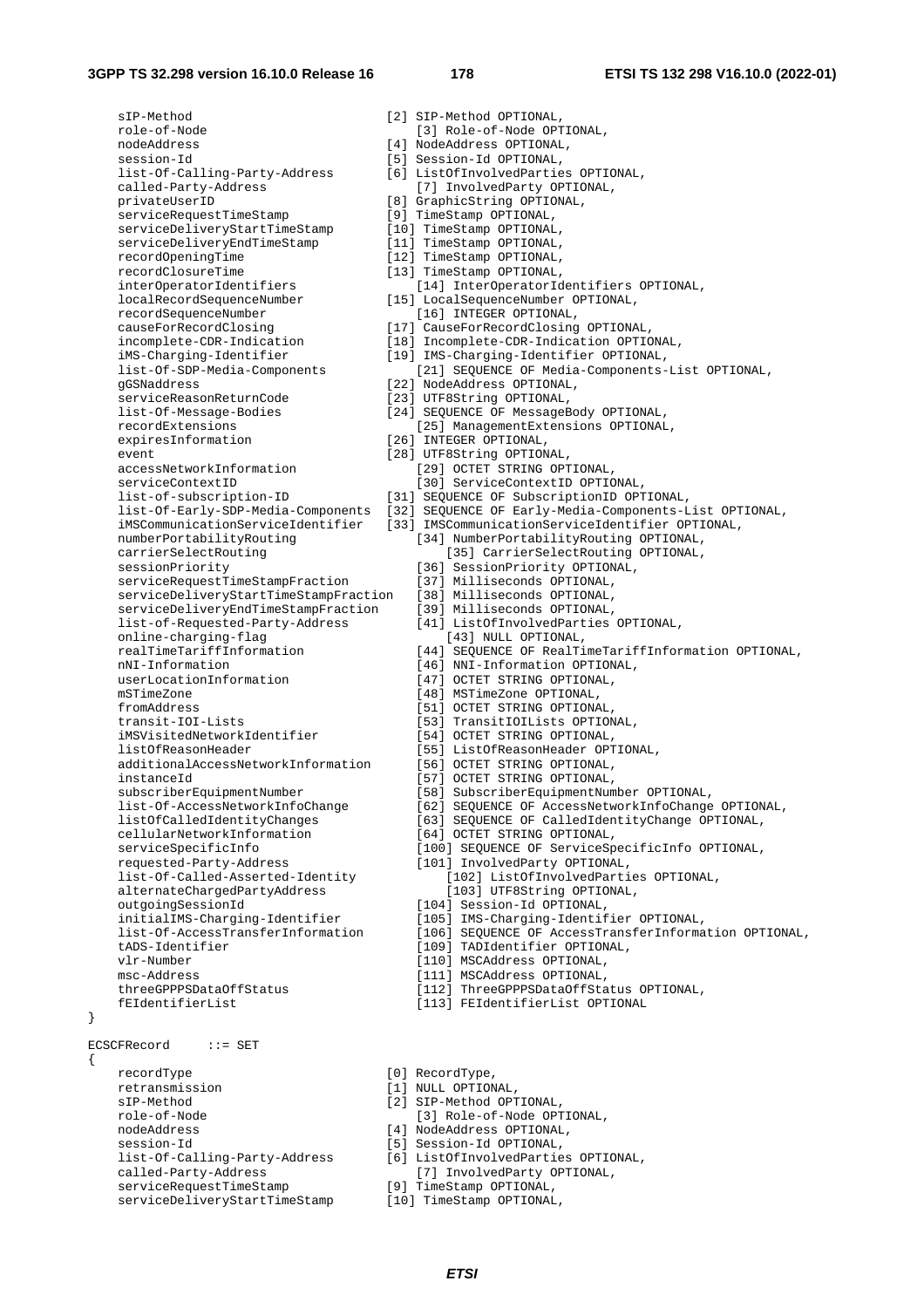```
    sIP-Method                          [2] SIP-Method OPTIONAL,
    role-of-Node                            [3] Role-of-Node OPTIONAL,
    nodeAddress                         [4] NodeAddress OPTIONAL,
    session-Id                          [5] Session-Id OPTIONAL,
    list-Of-Calling-Party-Address       [6] ListOfInvolvedParties OPTIONAL,
    called-Party-Address                    [7] InvolvedParty OPTIONAL,
    privateUserID                       [8] GraphicString OPTIONAL,
    serviceRequestTimeStamp             [9] TimeStamp OPTIONAL,
    serviceDeliveryStartTimeStamp       [10] TimeStamp OPTIONAL,
    serviceDeliveryEndTimeStamp         [11] TimeStamp OPTIONAL,
    recordOpeningTime                   [12] TimeStamp OPTIONAL,
    recordClosureTime                   [13] TimeStamp OPTIONAL,
    interOperatorIdentifiers                [14] InterOperatorIdentifiers OPTIONAL,
    localRecordSequenceNumber           [15] LocalSequenceNumber OPTIONAL,
    recordSequenceNumber                    [16] INTEGER OPTIONAL,
    causeForRecordClosing               [17] CauseForRecordClosing OPTIONAL,
    incomplete-CDR-Indication           [18] Incomplete-CDR-Indication OPTIONAL,
    iMS-Charging-Identifier             [19] IMS-Charging-Identifier OPTIONAL,
    list-Of-SDP-Media-Components            [21] SEQUENCE OF Media-Components-List OPTIONAL,
    gGSNaddress                         [22] NodeAddress OPTIONAL,
    serviceReasonReturnCode             [23] UTF8String OPTIONAL,
    list-Of-Message-Bodies              [24] SEQUENCE OF MessageBody OPTIONAL,
    recordExtensions                        [25] ManagementExtensions OPTIONAL,
    expiresInformation                  [26] INTEGER OPTIONAL,
    event                               [28] UTF8String OPTIONAL,
    accessNetworkInformation                [29] OCTET STRING OPTIONAL,
    serviceContextID                        [30] ServiceContextID OPTIONAL,
    list-of-subscription-ID             [31] SEQUENCE OF SubscriptionID OPTIONAL,
    list-Of-Early-SDP-Media-Components  [32] SEQUENCE OF Early-Media-Components-List OPTIONAL,
    iMSCommunicationServiceIdentifier   [33] IMSCommunicationServiceIdentifier OPTIONAL,
    numberPortabilityRouting                [34] NumberPortabilityRouting OPTIONAL,
    carrierSelectRouting                        [35] CarrierSelectRouting OPTIONAL,
    sessionPriority                         [36] SessionPriority OPTIONAL,
    serviceRequestTimeStampFraction         [37] Milliseconds OPTIONAL,
    serviceDeliveryStartTimeStampFraction   [38] Milliseconds OPTIONAL,
    serviceDeliveryEndTimeStampFraction     [39] Milliseconds OPTIONAL,
    list-of-Requested-Party-Address         [41] ListOfInvolvedParties OPTIONAL,
    online-charging-flag                        [43] NULL OPTIONAL,
    realTimeTariffInformation               [44] SEQUENCE OF RealTimeTariffInformation OPTIONAL,
    nNI-Information                         [46] NNI-Information OPTIONAL,
    userLocationInformation                 [47] OCTET STRING OPTIONAL,
    mSTimeZone                              [48] MSTimeZone OPTIONAL,
    fromAddress                             [51] OCTET STRING OPTIONAL,
    transit-IOI-Lists                       [53] TransitIOILists OPTIONAL,
    iMSVisitedNetworkIdentifier             [54] OCTET STRING OPTIONAL,
    listOfReasonHeader                      [55] ListOfReasonHeader OPTIONAL,
    additionalAccessNetworkInformation      [56] OCTET STRING OPTIONAL,
    instanceId                              [57] OCTET STRING OPTIONAL,
    subscriberEquipmentNumber               [58] SubscriberEquipmentNumber OPTIONAL,
    list-Of-AccessNetworkInfoChange         [62] SEQUENCE OF AccessNetworkInfoChange OPTIONAL,
    listOfCalledIdentityChanges             [63] SEQUENCE OF CalledIdentityChange OPTIONAL,
    cellularNetworkInformation              [64] OCTET STRING OPTIONAL,
    serviceSpecificInfo                     [100] SEQUENCE OF ServiceSpecificInfo OPTIONAL,
    requested-Party-Address                 [101] InvolvedParty OPTIONAL,
    list-Of-Called-Asserted-Identity            [102] ListOfInvolvedParties OPTIONAL,
    alternateChargedPartyAddress                [103] UTF8String OPTIONAL,
    outgoingSessionId                       [104] Session-Id OPTIONAL,
    initialIMS-Charging-Identifier          [105] IMS-Charging-Identifier OPTIONAL,
    list-Of-AccessTransferInformation       [106] SEQUENCE OF AccessTransferInformation OPTIONAL,
    tADS-Identifier                         [109] TADIdentifier OPTIONAL,
    vlr-Number                              [110] MSCAddress OPTIONAL,
    msc-Address                             [111] MSCAddress OPTIONAL,
    threeGPPPSDataOffStatus                 [112] ThreeGPPPSDataOffStatus OPTIONAL,
    fEIdentifierList                        [113] FEIdentifierList OPTIONAL
}

ECSCFRecord     ::= SET
{
    recordType                          [0] RecordType,
    retransmission                      [1] NULL OPTIONAL,
    sIP-Method                          [2] SIP-Method OPTIONAL,
    role-of-Node                            [3] Role-of-Node OPTIONAL,
    nodeAddress                         [4] NodeAddress OPTIONAL,
    session-Id                          [5] Session-Id OPTIONAL,
    list-Of-Calling-Party-Address       [6] ListOfInvolvedParties OPTIONAL,
    called-Party-Address                    [7] InvolvedParty OPTIONAL,
    serviceRequestTimeStamp             [9] TimeStamp OPTIONAL,
    serviceDeliveryStartTimeStamp       [10] TimeStamp OPTIONAL,
```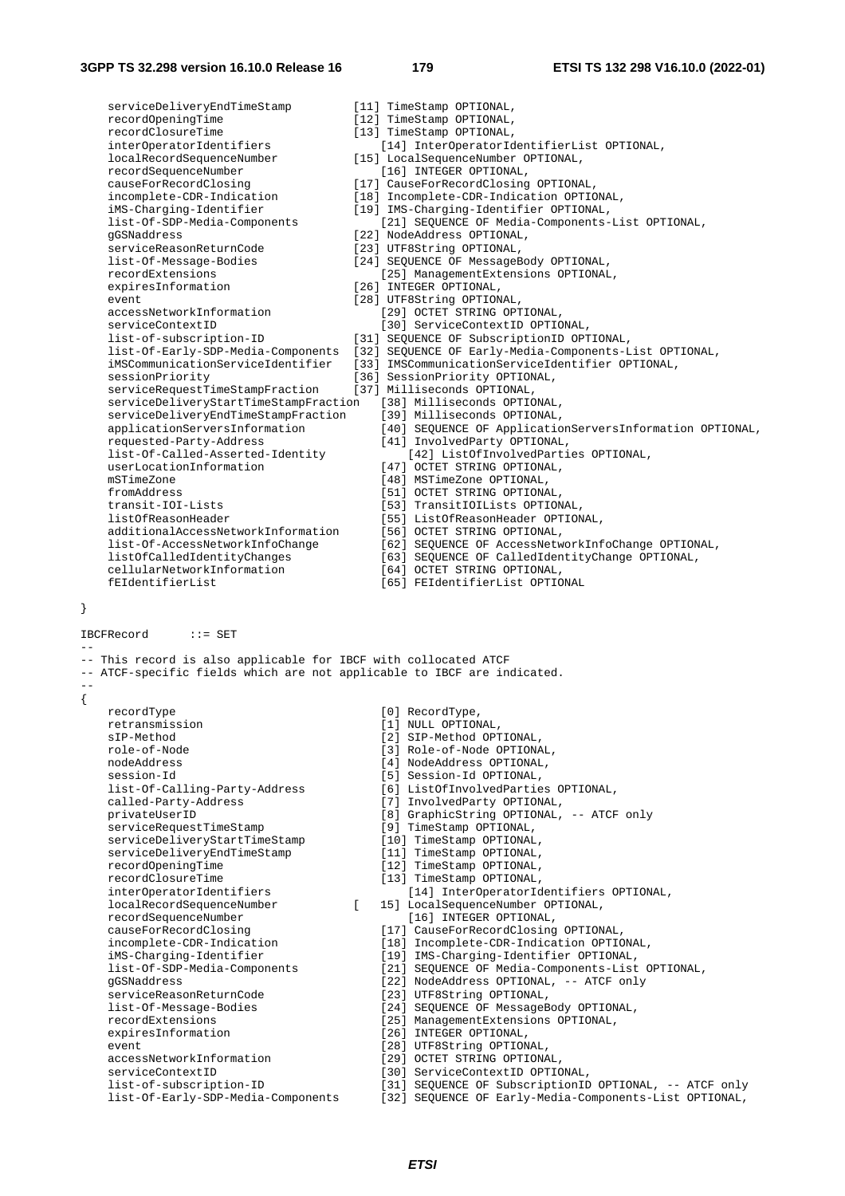```
    serviceDeliveryEndTimeStamp         [11] TimeStamp OPTIONAL,
    recordOpeningTime                   [12] TimeStamp OPTIONAL,
    recordClosureTime                   [13] TimeStamp OPTIONAL,
    interOperatorIdentifiers            [14] InterOperatorIdentifierList OPTIONAL,
    localRecordSequenceNumber           [15] LocalSequenceNumber OPTIONAL,
    recordSequenceNumber                [16] INTEGER OPTIONAL,
    causeForRecordClosing               [17] CauseForRecordClosing OPTIONAL,
    incomplete-CDR-Indication           [18] Incomplete-CDR-Indication OPTIONAL,
    iMS-Charging-Identifier             [19] IMS-Charging-Identifier OPTIONAL,
    list-Of-SDP-Media-Components        [21] SEQUENCE OF Media-Components-List OPTIONAL,
    gGSNaddress                         [22] NodeAddress OPTIONAL,
    serviceReasonReturnCode             [23] UTF8String OPTIONAL,
    list-Of-Message-Bodies              [24] SEQUENCE OF MessageBody OPTIONAL,
    recordExtensions                    [25] ManagementExtensions OPTIONAL,
    expiresInformation                  [26] INTEGER OPTIONAL,
    event                               [28] UTF8String OPTIONAL,
    accessNetworkInformation            [29] OCTET STRING OPTIONAL,
    serviceContextID                    [30] ServiceContextID OPTIONAL,
    list-of-subscription-ID             [31] SEQUENCE OF SubscriptionID OPTIONAL,
    list-Of-Early-SDP-Media-Components  [32] SEQUENCE OF Early-Media-Components-List OPTIONAL,
    iMSCommunicationServiceIdentifier   [33] IMSCommunicationServiceIdentifier OPTIONAL,
    sessionPriority                     [36] SessionPriority OPTIONAL,
    serviceRequestTimeStampFraction     [37] Milliseconds OPTIONAL,
    serviceDeliveryStartTimeStampFraction   [38] Milliseconds OPTIONAL,
    serviceDeliveryEndTimeStampFraction     [39] Milliseconds OPTIONAL,
    applicationServersInformation           [40] SEQUENCE OF ApplicationServersInformation OPTIONAL,
    requested-Party-Address                 [41] InvolvedParty OPTIONAL,
    list-Of-Called-Asserted-Identity            [42] ListOfInvolvedParties OPTIONAL,
    userLocationInformation                 [47] OCTET STRING OPTIONAL,
    mSTimeZone                              [48] MSTimeZone OPTIONAL,
    fromAddress                             [51] OCTET STRING OPTIONAL,
    transit-IOI-Lists                       [53] TransitIOILists OPTIONAL,
    listOfReasonHeader                      [55] ListOfReasonHeader OPTIONAL,
    additionalAccessNetworkInformation      [56] OCTET STRING OPTIONAL,
    list-Of-AccessNetworkInfoChange         [62] SEQUENCE OF AccessNetworkInfoChange OPTIONAL,
    listOfCalledIdentityChanges             [63] SEQUENCE OF CalledIdentityChange OPTIONAL,
    cellularNetworkInformation              [64] OCTET STRING OPTIONAL,
    fEIdentifierList                        [65] FEIdentifierList OPTIONAL

}

IBCFRecord      ::= SET
--
-- This record is also applicable for IBCF with collocated ATCF
-- ATCF-specific fields which are not applicable to IBCF are indicated.
--
{
    recordType                          [0] RecordType,
    retransmission                      [1] NULL OPTIONAL,
    sIP-Method                          [2] SIP-Method OPTIONAL,
    role-of-Node                        [3] Role-of-Node OPTIONAL,
    nodeAddress                         [4] NodeAddress OPTIONAL,
    session-Id                          [5] Session-Id OPTIONAL,
    list-Of-Calling-Party-Address       [6] ListOfInvolvedParties OPTIONAL,
    called-Party-Address                [7] InvolvedParty OPTIONAL,
    privateUserID                       [8] GraphicString OPTIONAL, -- ATCF only
    serviceRequestTimeStamp             [9] TimeStamp OPTIONAL,
    serviceDeliveryStartTimeStamp       [10] TimeStamp OPTIONAL,
    serviceDeliveryEndTimeStamp         [11] TimeStamp OPTIONAL,
    recordOpeningTime                   [12] TimeStamp OPTIONAL,
    recordClosureTime                   [13] TimeStamp OPTIONAL,
    interOperatorIdentifiers                [14] InterOperatorIdentifiers OPTIONAL,
    localRecordSequenceNumber           [   15] LocalSequenceNumber OPTIONAL,
    recordSequenceNumber                    [16] INTEGER OPTIONAL,
    causeForRecordClosing               [17] CauseForRecordClosing OPTIONAL,
    incomplete-CDR-Indication           [18] Incomplete-CDR-Indication OPTIONAL,
    iMS-Charging-Identifier             [19] IMS-Charging-Identifier OPTIONAL,
    list-Of-SDP-Media-Components        [21] SEQUENCE OF Media-Components-List OPTIONAL,
    gGSNaddress                         [22] NodeAddress OPTIONAL, -- ATCF only
    serviceReasonReturnCode             [23] UTF8String OPTIONAL,
    list-Of-Message-Bodies              [24] SEQUENCE OF MessageBody OPTIONAL,
    recordExtensions                    [25] ManagementExtensions OPTIONAL,
    expiresInformation                  [26] INTEGER OPTIONAL,
    event                               [28] UTF8String OPTIONAL,
    accessNetworkInformation            [29] OCTET STRING OPTIONAL,
    serviceContextID                    [30] ServiceContextID OPTIONAL,
    list-of-subscription-ID             [31] SEQUENCE OF SubscriptionID OPTIONAL, -- ATCF only
    list-Of-Early-SDP-Media-Components  [32] SEQUENCE OF Early-Media-Components-List OPTIONAL,
```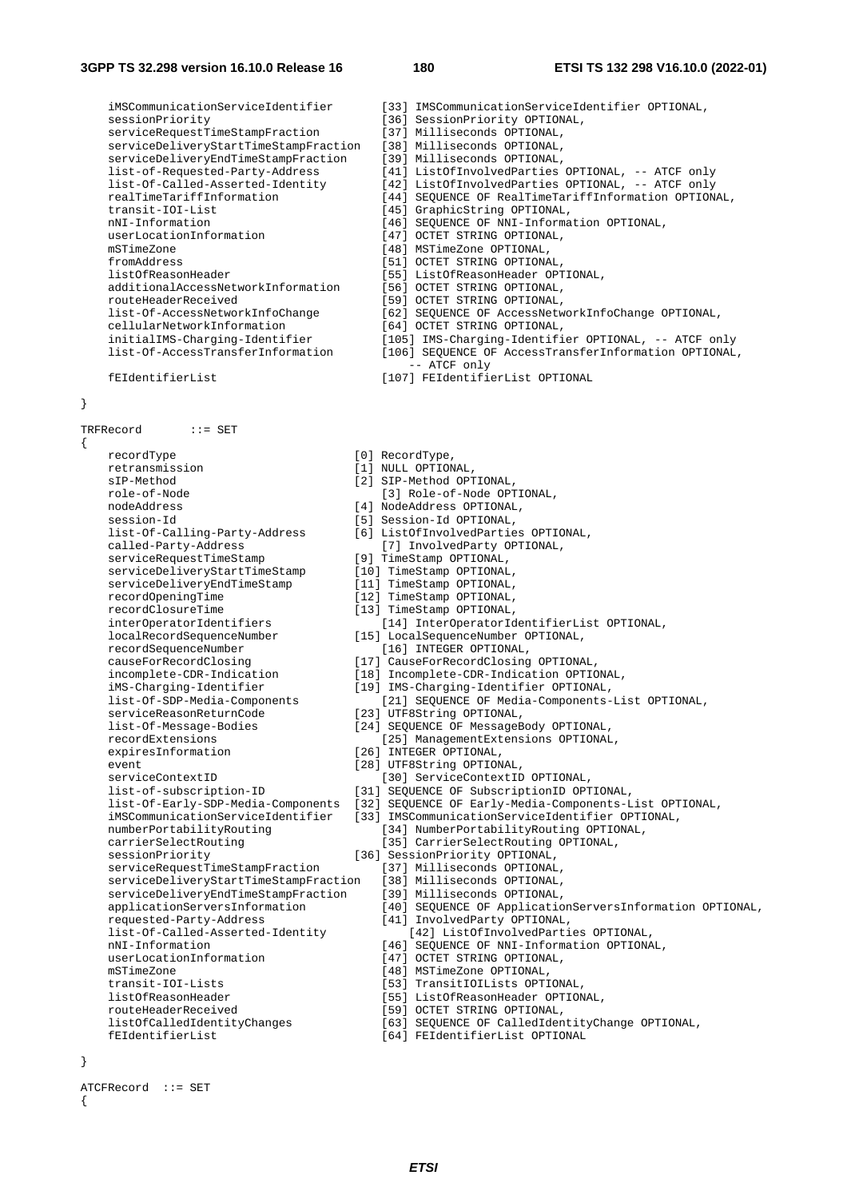```
    iMSCommunicationServiceIdentifier       [33] IMSCommunicationServiceIdentifier OPTIONAL,
    sessionPriority                         [36] SessionPriority OPTIONAL,
    serviceRequestTimeStampFraction         [37] Milliseconds OPTIONAL,
    serviceDeliveryStartTimeStampFraction   [38] Milliseconds OPTIONAL,
    serviceDeliveryEndTimeStampFraction     [39] Milliseconds OPTIONAL,
    list-of-Requested-Party-Address         [41] ListOfInvolvedParties OPTIONAL, -- ATCF only
    list-Of-Called-Asserted-Identity        [42] ListOfInvolvedParties OPTIONAL, -- ATCF only
    realTimeTariffInformation               [44] SEQUENCE OF RealTimeTariffInformation OPTIONAL,
    transit-IOI-List                        [45] GraphicString OPTIONAL,
    nNI-Information                         [46] SEQUENCE OF NNI-Information OPTIONAL,
    userLocationInformation                 [47] OCTET STRING OPTIONAL,
    mSTimeZone                              [48] MSTimeZone OPTIONAL,
    fromAddress                             [51] OCTET STRING OPTIONAL,
    listOfReasonHeader                      [55] ListOfReasonHeader OPTIONAL,
    additionalAccessNetworkInformation      [56] OCTET STRING OPTIONAL,
    routeHeaderReceived                     [59] OCTET STRING OPTIONAL,
    list-Of-AccessNetworkInfoChange         [62] SEQUENCE OF AccessNetworkInfoChange OPTIONAL,
    cellularNetworkInformation              [64] OCTET STRING OPTIONAL,
    initialIMS-Charging-Identifier          [105] IMS-Charging-Identifier OPTIONAL, -- ATCF only
    list-Of-AccessTransferInformation       [106] SEQUENCE OF AccessTransferInformation OPTIONAL,
                                                -- ATCF only
    fEIdentifierList                        [107] FEIdentifierList OPTIONAL

}

TRFRecord       ::= SET
{
    recordType                          [0] RecordType,
    retransmission                      [1] NULL OPTIONAL,
    sIP-Method                          [2] SIP-Method OPTIONAL,
    role-of-Node                            [3] Role-of-Node OPTIONAL,
    nodeAddress                         [4] NodeAddress OPTIONAL,
    session-Id                          [5] Session-Id OPTIONAL,
    list-Of-Calling-Party-Address       [6] ListOfInvolvedParties OPTIONAL,
    called-Party-Address                    [7] InvolvedParty OPTIONAL,
    serviceRequestTimeStamp             [9] TimeStamp OPTIONAL,
    serviceDeliveryStartTimeStamp       [10] TimeStamp OPTIONAL,
    serviceDeliveryEndTimeStamp         [11] TimeStamp OPTIONAL,
    recordOpeningTime                   [12] TimeStamp OPTIONAL,
    recordClosureTime                   [13] TimeStamp OPTIONAL,
    interOperatorIdentifiers                [14] InterOperatorIdentifierList OPTIONAL,
    localRecordSequenceNumber           [15] LocalSequenceNumber OPTIONAL,
    recordSequenceNumber                    [16] INTEGER OPTIONAL,
    causeForRecordClosing               [17] CauseForRecordClosing OPTIONAL,
    incomplete-CDR-Indication           [18] Incomplete-CDR-Indication OPTIONAL,
    iMS-Charging-Identifier             [19] IMS-Charging-Identifier OPTIONAL,
    list-Of-SDP-Media-Components            [21] SEQUENCE OF Media-Components-List OPTIONAL,
    serviceReasonReturnCode             [23] UTF8String OPTIONAL,
    list-Of-Message-Bodies              [24] SEQUENCE OF MessageBody OPTIONAL,
    recordExtensions                        [25] ManagementExtensions OPTIONAL,
    expiresInformation                  [26] INTEGER OPTIONAL,
    event                               [28] UTF8String OPTIONAL,
    serviceContextID                        [30] ServiceContextID OPTIONAL,
    list-of-subscription-ID             [31] SEQUENCE OF SubscriptionID OPTIONAL,
    list-Of-Early-SDP-Media-Components  [32] SEQUENCE OF Early-Media-Components-List OPTIONAL,
    iMSCommunicationServiceIdentifier   [33] IMSCommunicationServiceIdentifier OPTIONAL,
    numberPortabilityRouting                [34] NumberPortabilityRouting OPTIONAL,
    carrierSelectRouting                    [35] CarrierSelectRouting OPTIONAL,
    sessionPriority                     [36] SessionPriority OPTIONAL,
    serviceRequestTimeStampFraction         [37] Milliseconds OPTIONAL,
    serviceDeliveryStartTimeStampFraction   [38] Milliseconds OPTIONAL,
    serviceDeliveryEndTimeStampFraction     [39] Milliseconds OPTIONAL,
    applicationServersInformation           [40] SEQUENCE OF ApplicationServersInformation OPTIONAL,
    requested-Party-Address                 [41] InvolvedParty OPTIONAL,
    list-Of-Called-Asserted-Identity            [42] ListOfInvolvedParties OPTIONAL,
    nNI-Information                         [46] SEQUENCE OF NNI-Information OPTIONAL,
    userLocationInformation                 [47] OCTET STRING OPTIONAL,
    mSTimeZone                              [48] MSTimeZone OPTIONAL,
    transit-IOI-Lists                       [53] TransitIOILists OPTIONAL,
    listOfReasonHeader                      [55] ListOfReasonHeader OPTIONAL,
    routeHeaderReceived                     [59] OCTET STRING OPTIONAL,
    listOfCalledIdentityChanges             [63] SEQUENCE OF CalledIdentityChange OPTIONAL,
    fEIdentifierList                        [64] FEIdentifierList OPTIONAL

}

ATCFRecord  ::= SET
{
```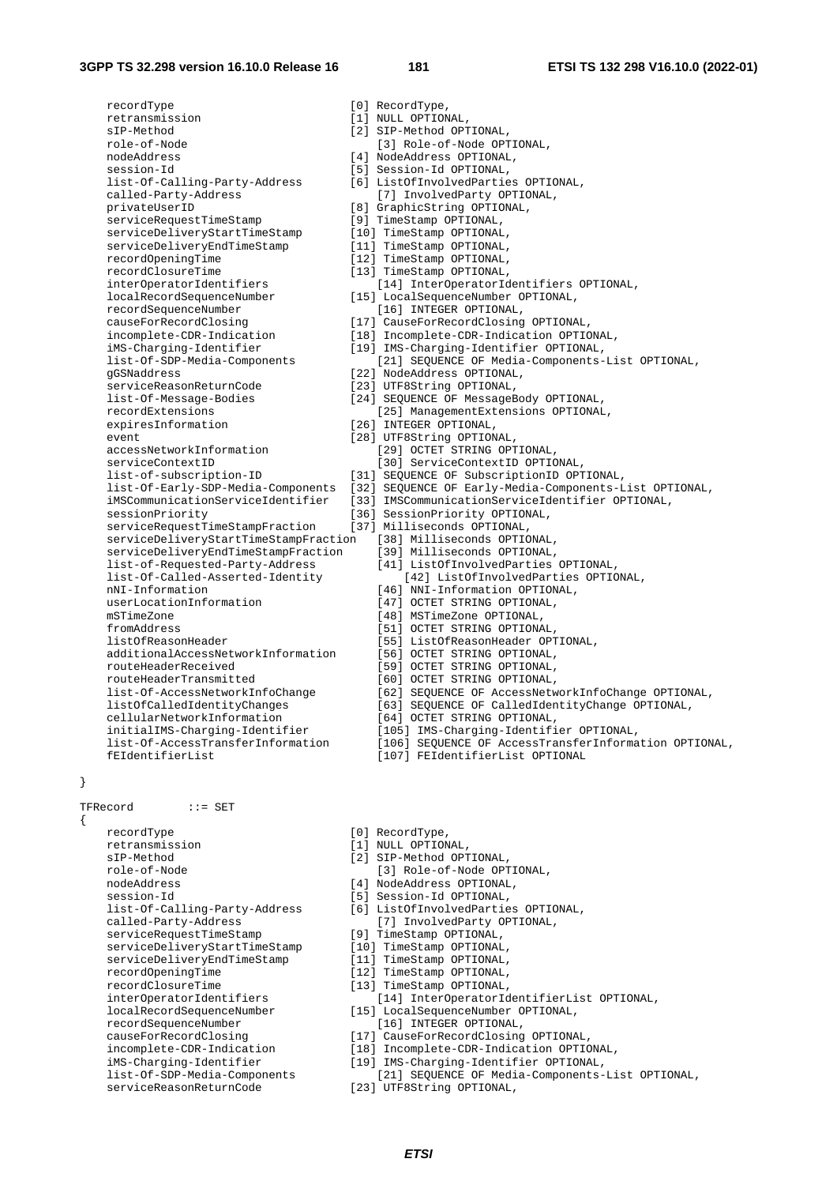```
    recordType                          [0] RecordType,
    retransmission                      [1] NULL OPTIONAL,
    sIP-Method                          [2] SIP-Method OPTIONAL,
    role-of-Node                            [3] Role-of-Node OPTIONAL,
    nodeAddress                         [4] NodeAddress OPTIONAL,
    session-Id                          [5] Session-Id OPTIONAL,
    list-Of-Calling-Party-Address       [6] ListOfInvolvedParties OPTIONAL,
    called-Party-Address                    [7] InvolvedParty OPTIONAL,
    privateUserID                       [8] GraphicString OPTIONAL,
    serviceRequestTimeStamp             [9] TimeStamp OPTIONAL,
    serviceDeliveryStartTimeStamp       [10] TimeStamp OPTIONAL,
    serviceDeliveryEndTimeStamp         [11] TimeStamp OPTIONAL,
    recordOpeningTime                   [12] TimeStamp OPTIONAL,
    recordClosureTime                   [13] TimeStamp OPTIONAL,
    interOperatorIdentifiers                [14] InterOperatorIdentifiers OPTIONAL,
    localRecordSequenceNumber           [15] LocalSequenceNumber OPTIONAL,
    recordSequenceNumber                    [16] INTEGER OPTIONAL,
    causeForRecordClosing               [17] CauseForRecordClosing OPTIONAL,
    incomplete-CDR-Indication           [18] Incomplete-CDR-Indication OPTIONAL,
    iMS-Charging-Identifier             [19] IMS-Charging-Identifier OPTIONAL,
    list-Of-SDP-Media-Components            [21] SEQUENCE OF Media-Components-List OPTIONAL,
    gGSNaddress                         [22] NodeAddress OPTIONAL,
    serviceReasonReturnCode             [23] UTF8String OPTIONAL,
    list-Of-Message-Bodies              [24] SEQUENCE OF MessageBody OPTIONAL,
    recordExtensions                        [25] ManagementExtensions OPTIONAL,
    expiresInformation                  [26] INTEGER OPTIONAL,
    event                               [28] UTF8String OPTIONAL,
    accessNetworkInformation                [29] OCTET STRING OPTIONAL,
    serviceContextID                        [30] ServiceContextID OPTIONAL,
    list-of-subscription-ID             [31] SEQUENCE OF SubscriptionID OPTIONAL,
    list-Of-Early-SDP-Media-Components  [32] SEQUENCE OF Early-Media-Components-List OPTIONAL,
    iMSCommunicationServiceIdentifier   [33] IMSCommunicationServiceIdentifier OPTIONAL,
    sessionPriority                     [36] SessionPriority OPTIONAL,
    serviceRequestTimeStampFraction     [37] Milliseconds OPTIONAL,
    serviceDeliveryStartTimeStampFraction   [38] Milliseconds OPTIONAL,
    serviceDeliveryEndTimeStampFraction     [39] Milliseconds OPTIONAL,
    list-of-Requested-Party-Address         [41] ListOfInvolvedParties OPTIONAL,
    list-Of-Called-Asserted-Identity            [42] ListOfInvolvedParties OPTIONAL,
    nNI-Information                         [46] NNI-Information OPTIONAL,
    userLocationInformation                 [47] OCTET STRING OPTIONAL,
    mSTimeZone                              [48] MSTimeZone OPTIONAL,
    fromAddress                             [51] OCTET STRING OPTIONAL,
    listOfReasonHeader                      [55] ListOfReasonHeader OPTIONAL,
    additionalAccessNetworkInformation      [56] OCTET STRING OPTIONAL,
    routeHeaderReceived                     [59] OCTET STRING OPTIONAL,
    routeHeaderTransmitted                  [60] OCTET STRING OPTIONAL,
    list-Of-AccessNetworkInfoChange         [62] SEQUENCE OF AccessNetworkInfoChange OPTIONAL,
    listOfCalledIdentityChanges             [63] SEQUENCE OF CalledIdentityChange OPTIONAL,
    cellularNetworkInformation              [64] OCTET STRING OPTIONAL,
    initialIMS-Charging-Identifier          [105] IMS-Charging-Identifier OPTIONAL,
    list-Of-AccessTransferInformation       [106] SEQUENCE OF AccessTransferInformation OPTIONAL,
    fEIdentifierList                        [107] FEIdentifierList OPTIONAL

}

TFRecord        ::= SET
{
    recordType                          [0] RecordType,
    retransmission                      [1] NULL OPTIONAL,
    sIP-Method                          [2] SIP-Method OPTIONAL,
    role-of-Node                            [3] Role-of-Node OPTIONAL,
    nodeAddress                         [4] NodeAddress OPTIONAL,
    session-Id                          [5] Session-Id OPTIONAL,
    list-Of-Calling-Party-Address       [6] ListOfInvolvedParties OPTIONAL,
    called-Party-Address                    [7] InvolvedParty OPTIONAL,
    serviceRequestTimeStamp             [9] TimeStamp OPTIONAL,
    serviceDeliveryStartTimeStamp       [10] TimeStamp OPTIONAL,
    serviceDeliveryEndTimeStamp         [11] TimeStamp OPTIONAL,
    recordOpeningTime                   [12] TimeStamp OPTIONAL,
    recordClosureTime                   [13] TimeStamp OPTIONAL,
    interOperatorIdentifiers                [14] InterOperatorIdentifierList OPTIONAL,
    localRecordSequenceNumber           [15] LocalSequenceNumber OPTIONAL,
    recordSequenceNumber                    [16] INTEGER OPTIONAL,
    causeForRecordClosing               [17] CauseForRecordClosing OPTIONAL,
    incomplete-CDR-Indication           [18] Incomplete-CDR-Indication OPTIONAL,
    iMS-Charging-Identifier             [19] IMS-Charging-Identifier OPTIONAL,
    list-Of-SDP-Media-Components            [21] SEQUENCE OF Media-Components-List OPTIONAL,
    serviceReasonReturnCode             [23] UTF8String OPTIONAL,
```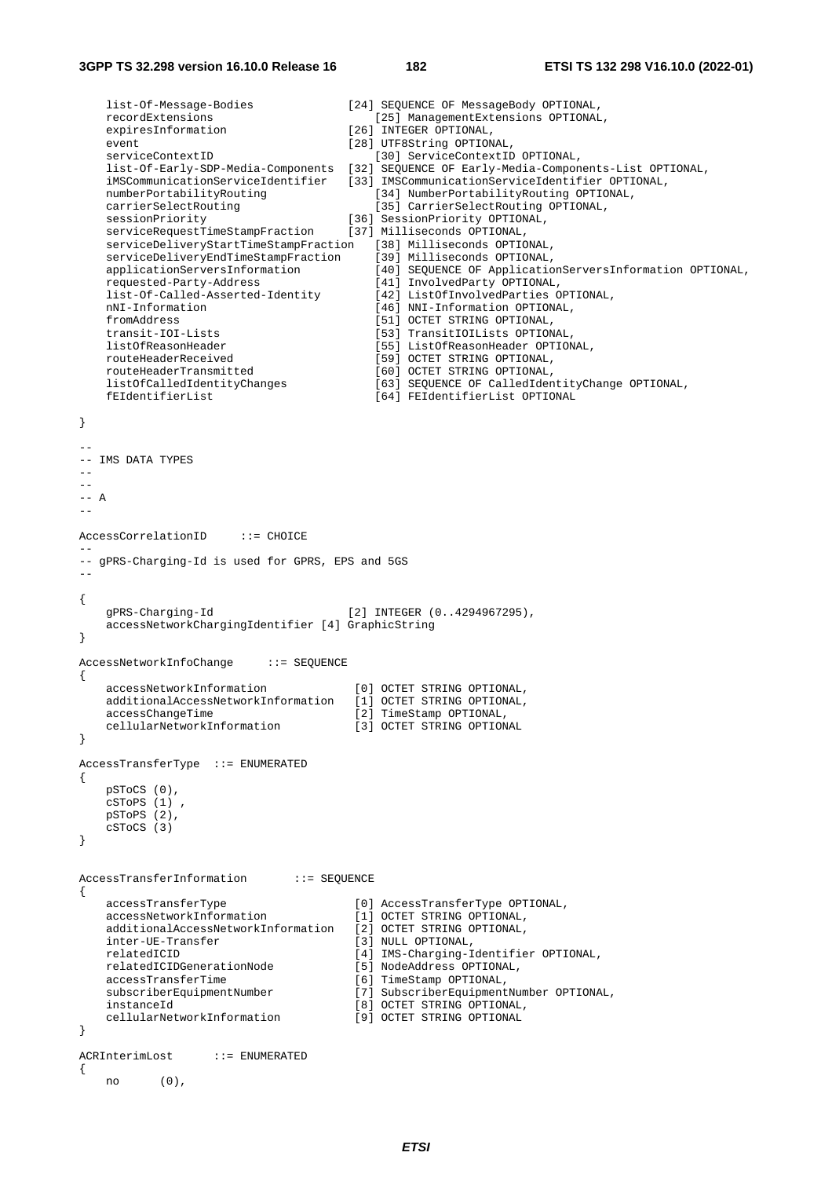```
    list-Of-Message-Bodies              [24] SEQUENCE OF MessageBody OPTIONAL,
    recordExtensions                        [25] ManagementExtensions OPTIONAL,
    expiresInformation                  [26] INTEGER OPTIONAL,
    event                               [28] UTF8String OPTIONAL,
    serviceContextID                        [30] ServiceContextID OPTIONAL,
    list-Of-Early-SDP-Media-Components  [32] SEQUENCE OF Early-Media-Components-List OPTIONAL,
    iMSCommunicationServiceIdentifier   [33] IMSCommunicationServiceIdentifier OPTIONAL,
    numberPortabilityRouting                [34] NumberPortabilityRouting OPTIONAL,
    carrierSelectRouting                    [35] CarrierSelectRouting OPTIONAL,
    sessionPriority                     [36] SessionPriority OPTIONAL,
    serviceRequestTimeStampFraction     [37] Milliseconds OPTIONAL,
    serviceDeliveryStartTimeStampFraction   [38] Milliseconds OPTIONAL,
    serviceDeliveryEndTimeStampFraction     [39] Milliseconds OPTIONAL,
    applicationServersInformation           [40] SEQUENCE OF ApplicationServersInformation OPTIONAL,
    requested-Party-Address                 [41] InvolvedParty OPTIONAL,
    list-Of-Called-Asserted-Identity        [42] ListOfInvolvedParties OPTIONAL,
    nNI-Information                         [46] NNI-Information OPTIONAL,
    fromAddress                             [51] OCTET STRING OPTIONAL,
    transit-IOI-Lists                       [53] TransitIOILists OPTIONAL,
    listOfReasonHeader                      [55] ListOfReasonHeader OPTIONAL,
    routeHeaderReceived                     [59] OCTET STRING OPTIONAL,
    routeHeaderTransmitted                  [60] OCTET STRING OPTIONAL,
    listOfCalledIdentityChanges             [63] SEQUENCE OF CalledIdentityChange OPTIONAL,
    fEIdentifierList                        [64] FEIdentifierList OPTIONAL

}

--
-- IMS DATA TYPES
--
--
-- A
--

AccessCorrelationID     ::= CHOICE
--
-- gPRS-Charging-Id is used for GPRS, EPS and 5GS
--

{
    gPRS-Charging-Id                    [2] INTEGER (0..4294967295),
    accessNetworkChargingIdentifier [4] GraphicString
}

AccessNetworkInfoChange     ::= SEQUENCE
{
    accessNetworkInformation             [0] OCTET STRING OPTIONAL,
    additionalAccessNetworkInformation   [1] OCTET STRING OPTIONAL,
    accessChangeTime                     [2] TimeStamp OPTIONAL,
    cellularNetworkInformation           [3] OCTET STRING OPTIONAL
}

AccessTransferType  ::= ENUMERATED
{
    pSToCS (0),
    cSToPS (1) ,
    pSToPS (2),
    cSToCS (3)
}


AccessTransferInformation       ::= SEQUENCE
{
    accessTransferType                   [0] AccessTransferType OPTIONAL,
    accessNetworkInformation             [1] OCTET STRING OPTIONAL,
    additionalAccessNetworkInformation   [2] OCTET STRING OPTIONAL,
    inter-UE-Transfer                    [3] NULL OPTIONAL,
    relatedICID                          [4] IMS-Charging-Identifier OPTIONAL,
    relatedICIDGenerationNode            [5] NodeAddress OPTIONAL,
    accessTransferTime                   [6] TimeStamp OPTIONAL,
    subscriberEquipmentNumber            [7] SubscriberEquipmentNumber OPTIONAL,
    instanceId                           [8] OCTET STRING OPTIONAL,
    cellularNetworkInformation           [9] OCTET STRING OPTIONAL
}

ACRInterimLost      ::= ENUMERATED
{
    no      (0),
```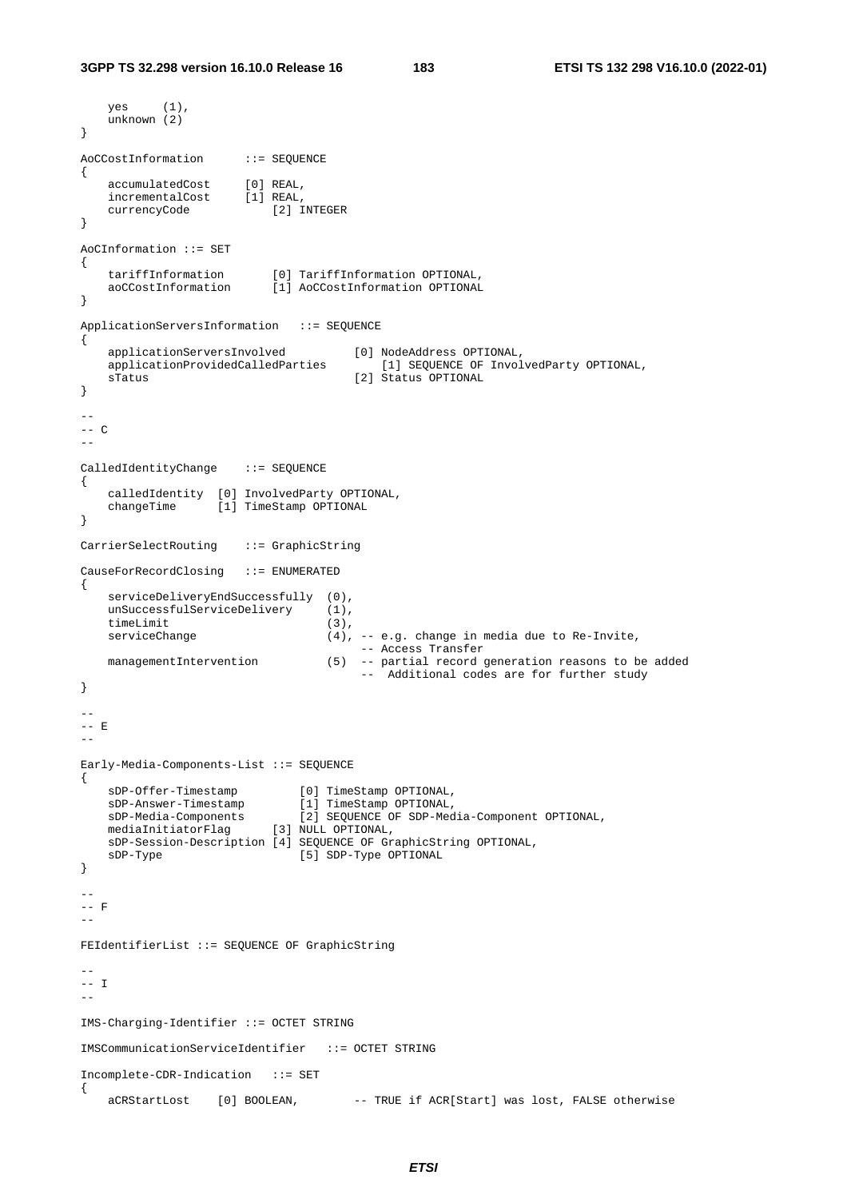```
    yes     (1),
    unknown (2)
}

AoCCostInformation      ::= SEQUENCE
{
    accumulatedCost     [0] REAL,
    incrementalCost     [1] REAL,
    currencyCode            [2] INTEGER
}

AoCInformation ::= SET
{
    tariffInformation       [0] TariffInformation OPTIONAL,
    aoCCostInformation      [1] AoCCostInformation OPTIONAL
}

ApplicationServersInformation   ::= SEQUENCE
{
    applicationServersInvolved          [0] NodeAddress OPTIONAL,
    applicationProvidedCalledParties        [1] SEQUENCE OF InvolvedParty OPTIONAL,
    sTatus                              [2] Status OPTIONAL
}

--
-- C
--

CalledIdentityChange    ::= SEQUENCE
{
    calledIdentity  [0] InvolvedParty OPTIONAL,
    changeTime      [1] TimeStamp OPTIONAL
}

CarrierSelectRouting    ::= GraphicString

CauseForRecordClosing   ::= ENUMERATED
{
    serviceDeliveryEndSuccessfully  (0),
    unSuccessfulServiceDelivery     (1),
    timeLimit                       (3),
    serviceChange                   (4), -- e.g. change in media due to Re-Invite,
                                         -- Access Transfer
    managementIntervention          (5)  -- partial record generation reasons to be added
                                         --  Additional codes are for further study
}

--
-- E
--

Early-Media-Components-List ::= SEQUENCE
{
    sDP-Offer-Timestamp         [0] TimeStamp OPTIONAL,
    sDP-Answer-Timestamp        [1] TimeStamp OPTIONAL,
    sDP-Media-Components        [2] SEQUENCE OF SDP-Media-Component OPTIONAL,
    mediaInitiatorFlag      [3] NULL OPTIONAL,
    sDP-Session-Description [4] SEQUENCE OF GraphicString OPTIONAL,
    sDP-Type                    [5] SDP-Type OPTIONAL
}

--
-- F
--

FEIdentifierList ::= SEQUENCE OF GraphicString

--
-- I
--

IMS-Charging-Identifier ::= OCTET STRING

IMSCommunicationServiceIdentifier   ::= OCTET STRING

Incomplete-CDR-Indication   ::= SET
{
    aCRStartLost    [0] BOOLEAN,        -- TRUE if ACR[Start] was lost, FALSE otherwise
```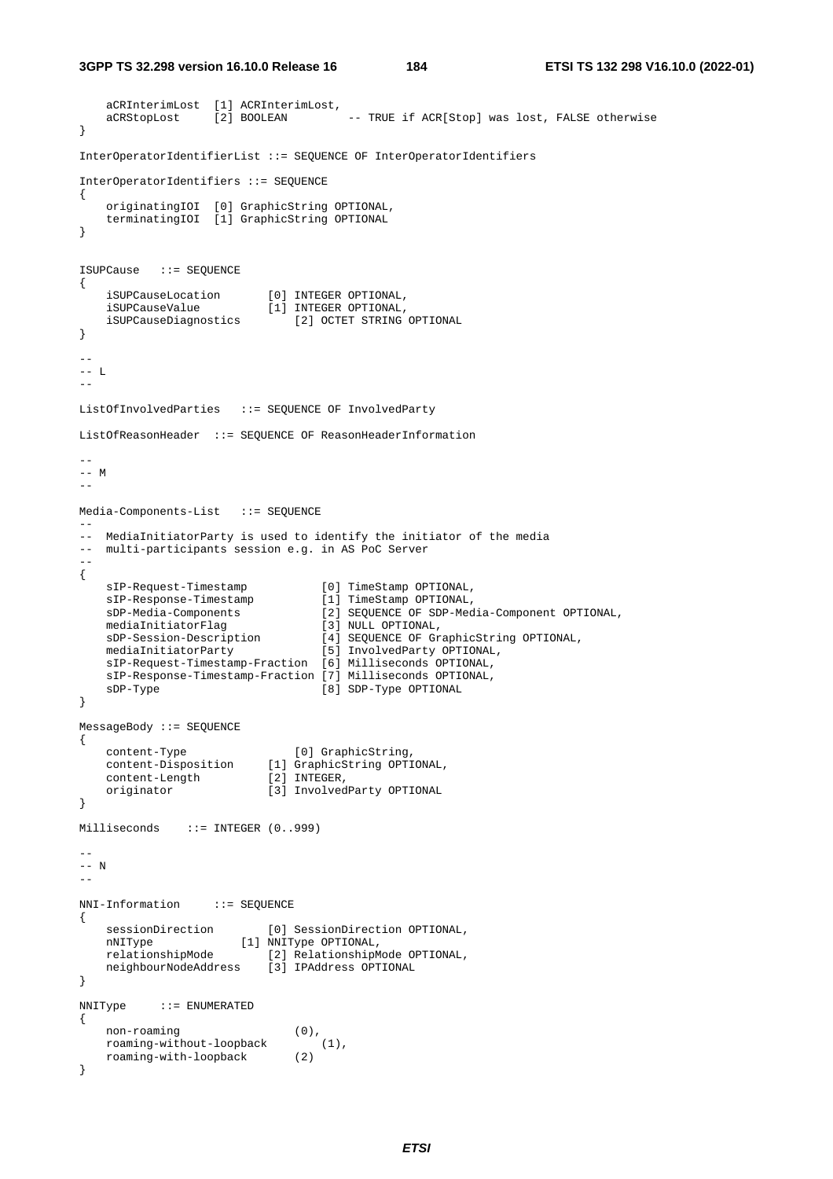```
    aCRInterimLost  [1] ACRInterimLost,
    aCRStopLost     [2] BOOLEAN         -- TRUE if ACR[Stop] was lost, FALSE otherwise
}

InterOperatorIdentifierList ::= SEQUENCE OF InterOperatorIdentifiers

InterOperatorIdentifiers ::= SEQUENCE
{
    originatingIOI  [0] GraphicString OPTIONAL,
    terminatingIOI  [1] GraphicString OPTIONAL
}


ISUPCause   ::= SEQUENCE
{
    iSUPCauseLocation       [0] INTEGER OPTIONAL,
    iSUPCauseValue          [1] INTEGER OPTIONAL,
    iSUPCauseDiagnostics        [2] OCTET STRING OPTIONAL
}

--
-- L
--

ListOfInvolvedParties   ::= SEQUENCE OF InvolvedParty

ListOfReasonHeader  ::= SEQUENCE OF ReasonHeaderInformation

--
-- M
--

Media-Components-List   ::= SEQUENCE
--
--  MediaInitiatorParty is used to identify the initiator of the media
--  multi-participants session e.g. in AS PoC Server
--
{
    sIP-Request-Timestamp           [0] TimeStamp OPTIONAL,
    sIP-Response-Timestamp          [1] TimeStamp OPTIONAL,
    sDP-Media-Components            [2] SEQUENCE OF SDP-Media-Component OPTIONAL,
    mediaInitiatorFlag              [3] NULL OPTIONAL,
    sDP-Session-Description         [4] SEQUENCE OF GraphicString OPTIONAL,
    mediaInitiatorParty             [5] InvolvedParty OPTIONAL,
    sIP-Request-Timestamp-Fraction  [6] Milliseconds OPTIONAL,
    sIP-Response-Timestamp-Fraction [7] Milliseconds OPTIONAL,
    sDP-Type                        [8] SDP-Type OPTIONAL
}

MessageBody ::= SEQUENCE
{
    content-Type                [0] GraphicString,
    content-Disposition     [1] GraphicString OPTIONAL,
    content-Length          [2] INTEGER,
    originator              [3] InvolvedParty OPTIONAL
}

Milliseconds    ::= INTEGER (0..999)

--
-- N
--

NNI-Information     ::= SEQUENCE
{
    sessionDirection        [0] SessionDirection OPTIONAL,
    nNIType             [1] NNIType OPTIONAL,
    relationshipMode        [2] RelationshipMode OPTIONAL,
    neighbourNodeAddress    [3] IPAddress OPTIONAL
}

NNIType     ::= ENUMERATED
{
    non-roaming                 (0),
    roaming-without-loopback        (1),
    roaming-with-loopback       (2)
}
```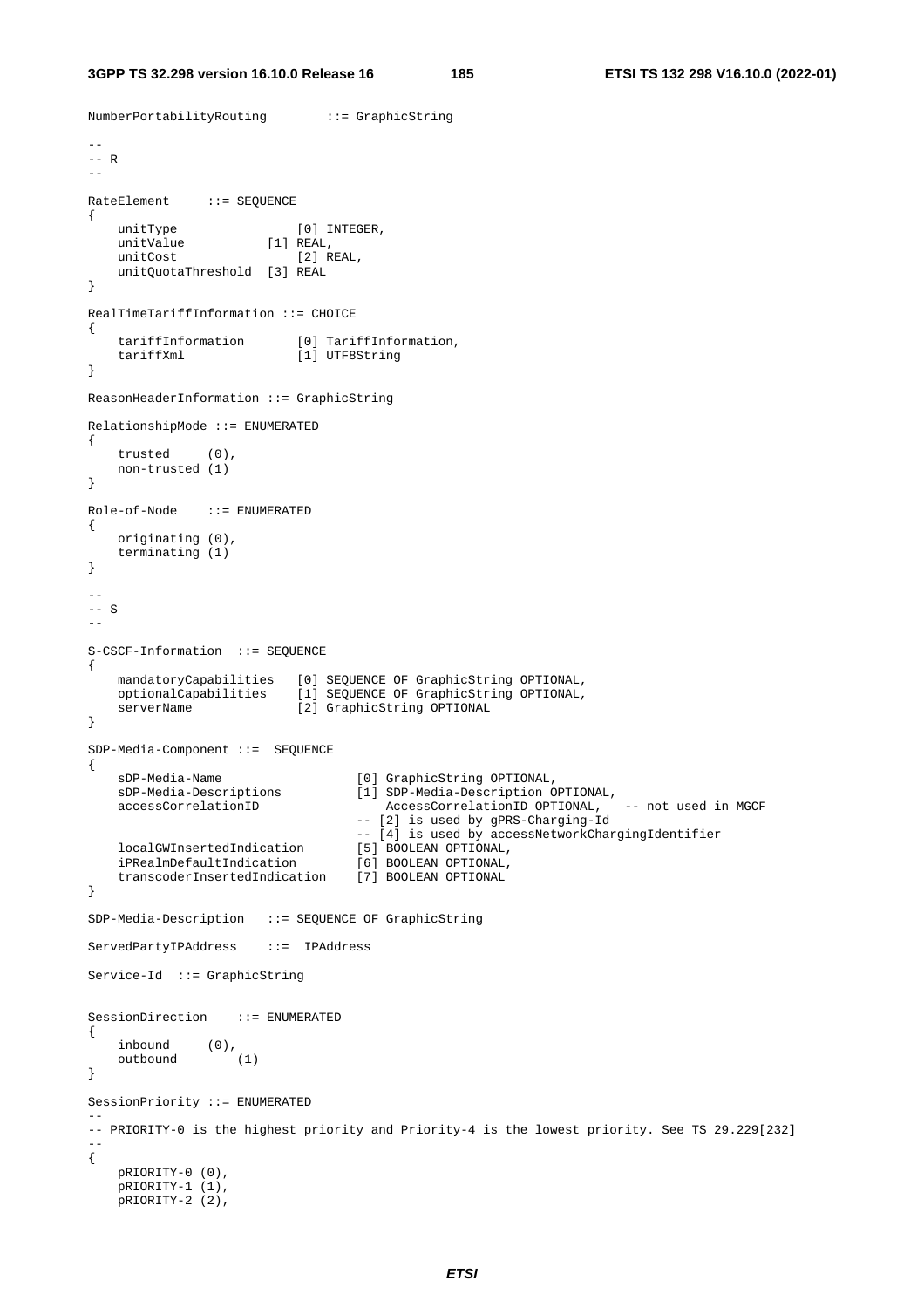```
NumberPortabilityRouting        ::= GraphicString

--
-- R
--

RateElement     ::= SEQUENCE
{
    unitType                [0] INTEGER,
    unitValue           [1] REAL,
    unitCost                [2] REAL,
    unitQuotaThreshold  [3] REAL
}

RealTimeTariffInformation ::= CHOICE
{
    tariffInformation       [0] TariffInformation,
    tariffXml               [1] UTF8String
}

ReasonHeaderInformation ::= GraphicString

RelationshipMode ::= ENUMERATED
{
    trusted     (0),
    non-trusted (1)
}

Role-of-Node    ::= ENUMERATED
{
    originating (0),
    terminating (1)
}

--
-- S
--

S-CSCF-Information  ::= SEQUENCE
{
    mandatoryCapabilities   [0] SEQUENCE OF GraphicString OPTIONAL,
    optionalCapabilities    [1] SEQUENCE OF GraphicString OPTIONAL,
    serverName              [2] GraphicString OPTIONAL
}

SDP-Media-Component ::=  SEQUENCE
{
    sDP-Media-Name                  [0] GraphicString OPTIONAL,
    sDP-Media-Descriptions          [1] SDP-Media-Description OPTIONAL,
    accessCorrelationID                 AccessCorrelationID OPTIONAL,   -- not used in MGCF
                                    -- [2] is used by gPRS-Charging-Id
                                    -- [4] is used by accessNetworkChargingIdentifier
    localGWInsertedIndication       [5] BOOLEAN OPTIONAL,
    iPRealmDefaultIndication        [6] BOOLEAN OPTIONAL,
    transcoderInsertedIndication    [7] BOOLEAN OPTIONAL
}

SDP-Media-Description   ::= SEQUENCE OF GraphicString

ServedPartyIPAddress    ::=  IPAddress

Service-Id  ::= GraphicString

SessionDirection    ::= ENUMERATED
{
    inbound     (0),
    outbound        (1)
}

SessionPriority ::= ENUMERATED
--
-- PRIORITY-0 is the highest priority and Priority-4 is the lowest priority. See TS 29.229[232]
--
{
    pRIORITY-0 (0),
    pRIORITY-1 (1),
    pRIORITY-2 (2),
```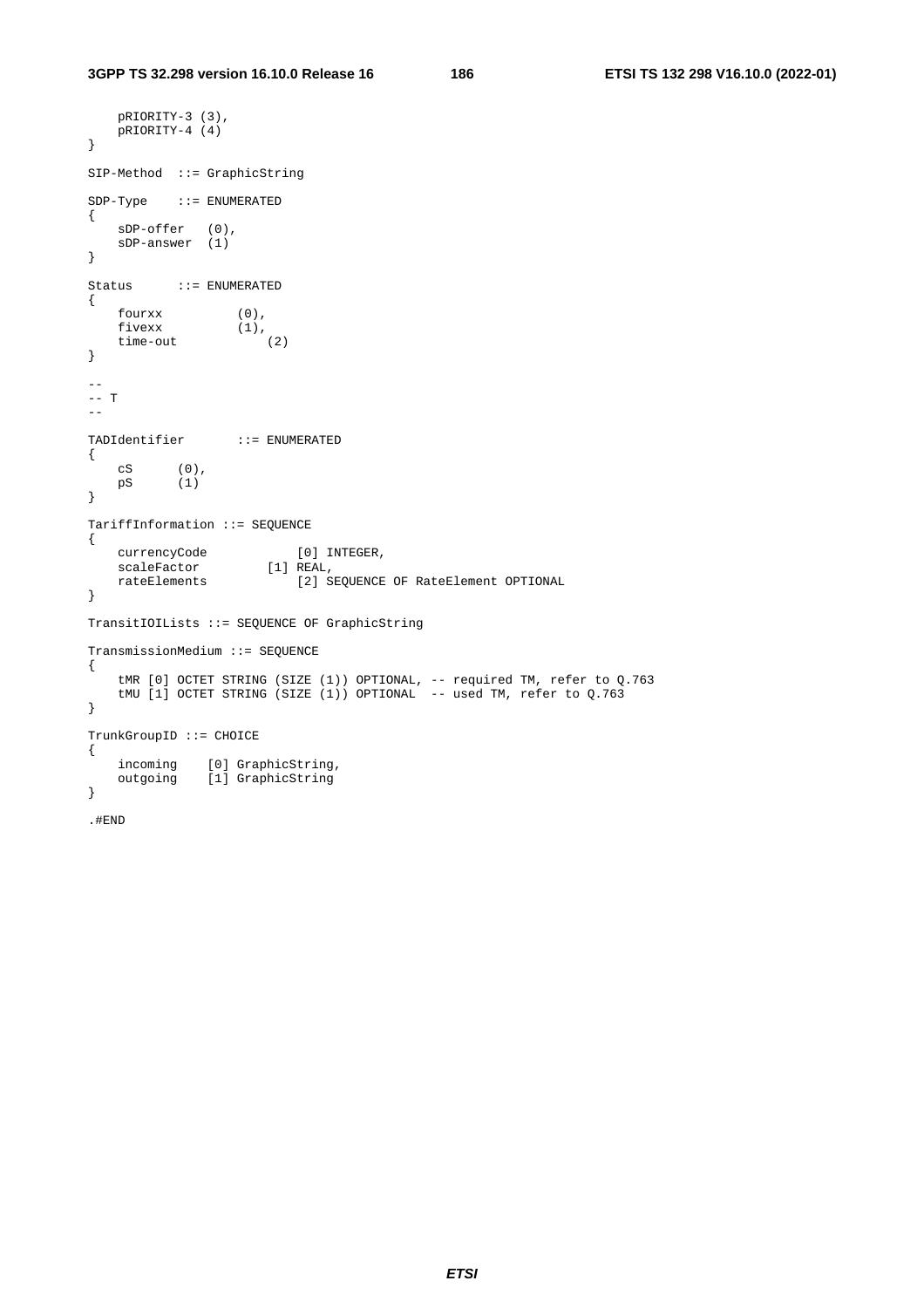```
    pRIORITY-3 (3),
    pRIORITY-4 (4)
}

SIP-Method  ::= GraphicString

SDP-Type    ::= ENUMERATED
{
    sDP-offer   (0),
    sDP-answer  (1)
}

Status      ::= ENUMERATED
{
    fourxx          (0),
    fivexx          (1),
    time-out            (2)
}

--
-- T
--

TADIdentifier       ::= ENUMERATED
{
    cS      (0),
    pS      (1)
}

TariffInformation ::= SEQUENCE
{
    currencyCode            [0] INTEGER,
    scaleFactor         [1] REAL,
    rateElements            [2] SEQUENCE OF RateElement OPTIONAL
}

TransitIOILists ::= SEQUENCE OF GraphicString

TransmissionMedium ::= SEQUENCE
{
    tMR [0] OCTET STRING (SIZE (1)) OPTIONAL, -- required TM, refer to Q.763
    tMU [1] OCTET STRING (SIZE (1)) OPTIONAL  -- used TM, refer to Q.763
}

TrunkGroupID ::= CHOICE
{
    incoming    [0] GraphicString,
    outgoing    [1] GraphicString
}

.#END
```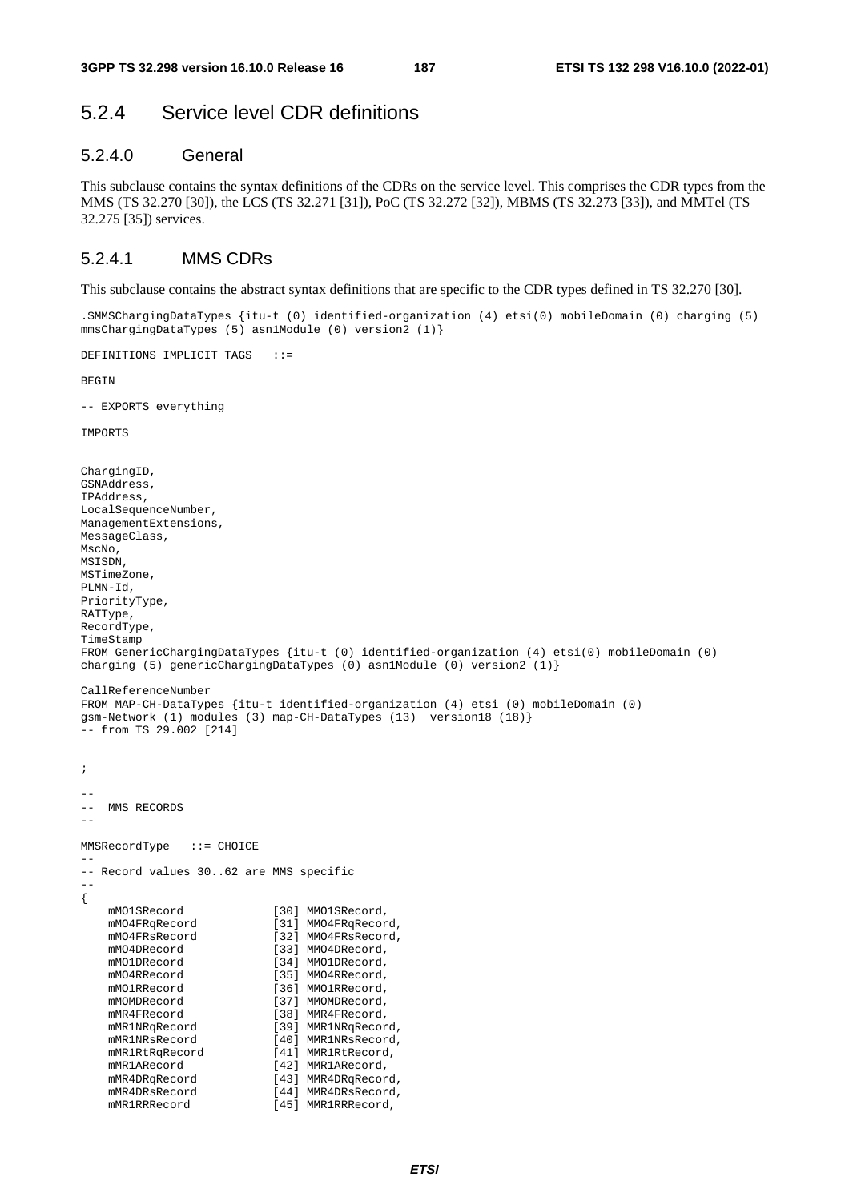## 5.2.4 Service level CDR definitions

### 5.2.4.0 General

This subclause contains the syntax definitions of the CDRs on the service level. This comprises the CDR types from the MMS (TS 32.270 [30]), the LCS (TS 32.271 [31]), PoC (TS 32.272 [32]), MBMS (TS 32.273 [33]), and MMTel (TS 32.275 [35]) services.

### 5.2.4.1 MMS CDRs

This subclause contains the abstract syntax definitions that are specific to the CDR types defined in TS 32.270 [30].

```
.$MMSChargingDataTypes {itu-t (0) identified-organization (4) etsi(0) mobileDomain (0) charging (5)
mmsChargingDataTypes (5) asn1Module (0) version2 (1)}

DEFINITIONS IMPLICIT TAGS   ::=

BEGIN

-- EXPORTS everything

IMPORTS


ChargingID,
GSNAddress,
IPAddress,
LocalSequenceNumber,
ManagementExtensions,
MessageClass,
MscNo,
MSISDN,
MSTimeZone,
PLMN-Id,
PriorityType,
RATType,
RecordType,
TimeStamp
FROM GenericChargingDataTypes {itu-t (0) identified-organization (4) etsi(0) mobileDomain (0)
charging (5) genericChargingDataTypes (0) asn1Module (0) version2 (1)}

CallReferenceNumber
FROM MAP-CH-DataTypes {itu-t identified-organization (4) etsi (0) mobileDomain (0)
gsm-Network (1) modules (3) map-CH-DataTypes (13)  version18 (18)}
-- from TS 29.002 [214]


;

--
--  MMS RECORDS
--

MMSRecordType   ::= CHOICE
--
-- Record values 30..62 are MMS specific
--
{
    mMO1SRecord             [30] MMO1SRecord,
    mMO4FRqRecord           [31] MMO4FRqRecord,
    mMO4FRsRecord           [32] MMO4FRsRecord,
    mMO4DRecord             [33] MMO4DRecord,
    mMO1DRecord             [34] MMO1DRecord,
    mMO4RRecord             [35] MMO4RRecord,
    mMO1RRecord             [36] MMO1RRecord,
    mMOMDRecord             [37] MMOMDRecord,
    mMR4FRecord             [38] MMR4FRecord,
    mMR1NRqRecord           [39] MMR1NRqRecord,
    mMR1NRsRecord           [40] MMR1NRsRecord,
    mMR1RtRqRecord          [41] MMR1RtRecord,
    mMR1ARecord             [42] MMR1ARecord,
    mMR4DRqRecord           [43] MMR4DRqRecord,
    mMR4DRsRecord           [44] MMR4DRsRecord,
    mMR1RRRecord            [45] MMR1RRRecord,
```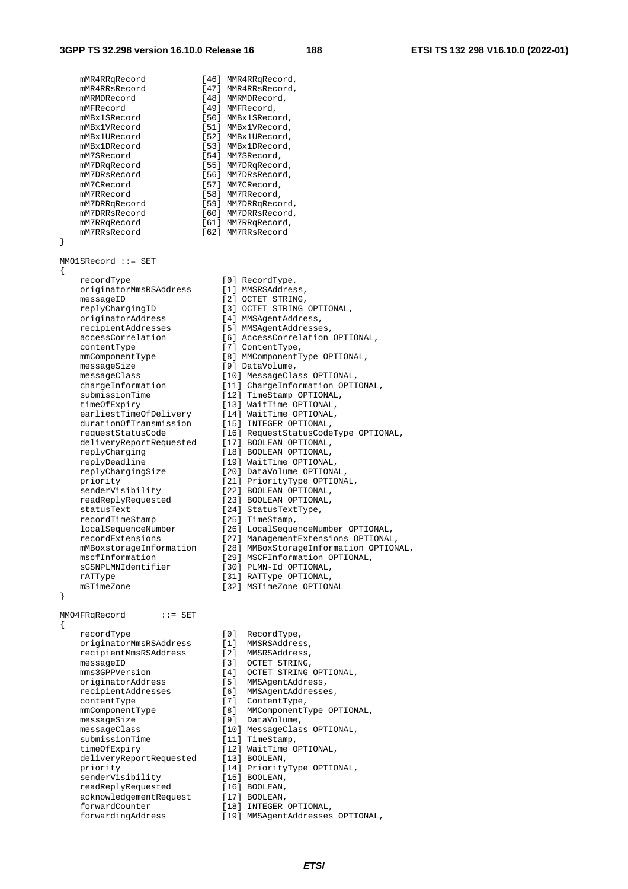```
    mMR4RRqRecord            [46] MMR4RRqRecord,
    mMR4RRsRecord            [47] MMR4RRsRecord,
    mMRMDRecord              [48] MMRMDRecord,
    mMFRecord                [49] MMFRecord,
    mMBx1SRecord             [50] MMBx1SRecord,
    mMBx1VRecord             [51] MMBx1VRecord,
    mMBx1URecord             [52] MMBx1URecord,
    mMBx1DRecord             [53] MMBx1DRecord,
    mM7SRecord               [54] MM7SRecord,
    mM7DRqRecord             [55] MM7DRqRecord,
    mM7DRsRecord             [56] MM7DRsRecord,
    mM7CRecord               [57] MM7CRecord,
    mM7RRecord               [58] MM7RRecord,
    mM7DRRqRecord            [59] MM7DRRqRecord,
    mM7DRRsRecord            [60] MM7DRRsRecord,
    mM7RRqRecord             [61] MM7RRqRecord,
    mM7RRsRecord             [62] MM7RRsRecord
}

MMO1SRecord ::= SET
{
    recordType                  [0] RecordType,
    originatorMmsRSAddress      [1] MMSRSAddress,
    messageID                   [2] OCTET STRING,
    replyChargingID             [3] OCTET STRING OPTIONAL,
    originatorAddress           [4] MMSAgentAddress,
    recipientAddresses          [5] MMSAgentAddresses,
    accessCorrelation           [6] AccessCorrelation OPTIONAL,
    contentType                 [7] ContentType,
    mmComponentType             [8] MMComponentType OPTIONAL,
    messageSize                 [9] DataVolume,
    messageClass                [10] MessageClass OPTIONAL,
    chargeInformation           [11] ChargeInformation OPTIONAL,
    submissionTime              [12] TimeStamp OPTIONAL,
    timeOfExpiry                [13] WaitTime OPTIONAL,
    earliestTimeOfDelivery      [14] WaitTime OPTIONAL,
    durationOfTransmission      [15] INTEGER OPTIONAL,
    requestStatusCode           [16] RequestStatusCodeType OPTIONAL,
    deliveryReportRequested     [17] BOOLEAN OPTIONAL,
    replyCharging               [18] BOOLEAN OPTIONAL,
    replyDeadline               [19] WaitTime OPTIONAL,
    replyChargingSize           [20] DataVolume OPTIONAL,
    priority                    [21] PriorityType OPTIONAL,
    senderVisibility            [22] BOOLEAN OPTIONAL,
    readReplyRequested          [23] BOOLEAN OPTIONAL,
    statusText                  [24] StatusTextType,
    recordTimeStamp             [25] TimeStamp,
    localSequenceNumber         [26] LocalSequenceNumber OPTIONAL,
    recordExtensions            [27] ManagementExtensions OPTIONAL,
    mMBoxstorageInformation     [28] MMBoxStorageInformation OPTIONAL,
    mscfInformation             [29] MSCFInformation OPTIONAL,
    sGSNPLMNIdentifier          [30] PLMN-Id OPTIONAL,
    rATType                     [31] RATType OPTIONAL,
    mSTimeZone                  [32] MSTimeZone OPTIONAL
}

MMO4FRqRecord       ::= SET
{
    recordType                  [0]  RecordType,
    originatorMmsRSAddress      [1]  MMSRSAddress,
    recipientMmsRSAddress       [2]  MMSRSAddress,
    messageID                   [3]  OCTET STRING,
    mms3GPPVersion              [4]  OCTET STRING OPTIONAL,
    originatorAddress           [5]  MMSAgentAddress,
    recipientAddresses          [6]  MMSAgentAddresses,
    contentType                 [7]  ContentType,
    mmComponentType             [8]  MMComponentType OPTIONAL,
    messageSize                 [9]  DataVolume,
    messageClass                [10] MessageClass OPTIONAL,
    submissionTime              [11] TimeStamp,
    timeOfExpiry                [12] WaitTime OPTIONAL,
    deliveryReportRequested     [13] BOOLEAN,
    priority                    [14] PriorityType OPTIONAL,
    senderVisibility            [15] BOOLEAN,
    readReplyRequested          [16] BOOLEAN,
    acknowledgementRequest      [17] BOOLEAN,
    forwardCounter              [18] INTEGER OPTIONAL,
    forwardingAddress           [19] MMSAgentAddresses OPTIONAL,
```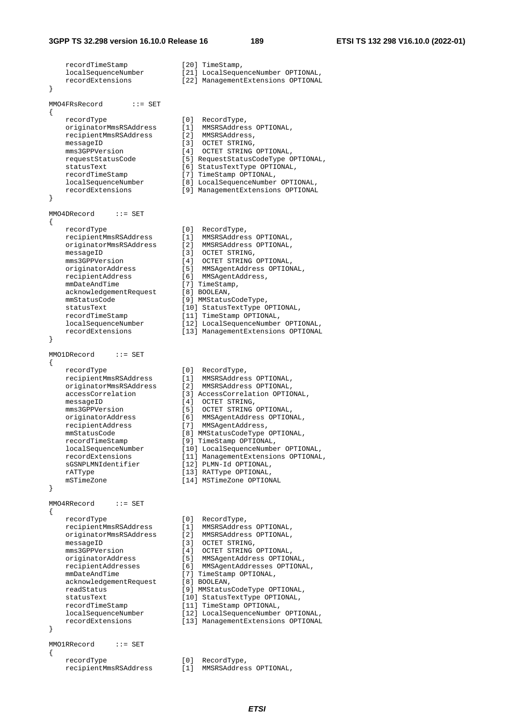```
    recordTimeStamp              [20] TimeStamp,
    localSequenceNumber          [21] LocalSequenceNumber OPTIONAL,
    recordExtensions             [22] ManagementExtensions OPTIONAL
}

MMO4FRsRecord       ::= SET
{
    recordType                   [0]  RecordType,
    originatorMmsRSAddress       [1]  MMSRSAddress OPTIONAL,
    recipientMmsRSAddress        [2]  MMSRSAddress,
    messageID                    [3]  OCTET STRING,
    mms3GPPVersion               [4]  OCTET STRING OPTIONAL,
    requestStatusCode            [5] RequestStatusCodeType OPTIONAL,
    statusText                   [6] StatusTextType OPTIONAL,
    recordTimeStamp              [7] TimeStamp OPTIONAL,
    localSequenceNumber          [8] LocalSequenceNumber OPTIONAL,
    recordExtensions             [9] ManagementExtensions OPTIONAL
}

MMO4DRecord     ::= SET
{
    recordType                   [0]  RecordType,
    recipientMmsRSAddress        [1]  MMSRSAddress OPTIONAL,
    originatorMmsRSAddress       [2]  MMSRSAddress OPTIONAL,
    messageID                    [3]  OCTET STRING,
    mms3GPPVersion               [4]  OCTET STRING OPTIONAL,
    originatorAddress            [5]  MMSAgentAddress OPTIONAL,
    recipientAddress             [6]  MMSAgentAddress,
    mmDateAndTime                [7] TimeStamp,
    acknowledgementRequest       [8] BOOLEAN,
    mmStatusCode                 [9] MMStatusCodeType,
    statusText                   [10] StatusTextType OPTIONAL,
    recordTimeStamp              [11] TimeStamp OPTIONAL,
    localSequenceNumber          [12] LocalSequenceNumber OPTIONAL,
    recordExtensions             [13] ManagementExtensions OPTIONAL
}

MMO1DRecord     ::= SET
{
    recordType                   [0]  RecordType,
    recipientMmsRSAddress        [1]  MMSRSAddress OPTIONAL,
    originatorMmsRSAddress       [2]  MMSRSAddress OPTIONAL,
    accessCorrelation            [3] AccessCorrelation OPTIONAL,
    messageID                    [4]  OCTET STRING,
    mms3GPPVersion               [5]  OCTET STRING OPTIONAL,
    originatorAddress            [6]  MMSAgentAddress OPTIONAL,
    recipientAddress             [7]  MMSAgentAddress,
    mmStatusCode                 [8] MMStatusCodeType OPTIONAL,
    recordTimeStamp              [9] TimeStamp OPTIONAL,
    localSequenceNumber          [10] LocalSequenceNumber OPTIONAL,
    recordExtensions             [11] ManagementExtensions OPTIONAL,
    sGSNPLMNIdentifier           [12] PLMN-Id OPTIONAL,
    rATType                      [13] RATType OPTIONAL,
    mSTimeZone                   [14] MSTimeZone OPTIONAL
}

MMO4RRecord     ::= SET
{
    recordType                   [0]  RecordType,
    recipientMmsRSAddress        [1]  MMSRSAddress OPTIONAL,
    originatorMmsRSAddress       [2]  MMSRSAddress OPTIONAL,
    messageID                    [3]  OCTET STRING,
    mms3GPPVersion               [4]  OCTET STRING OPTIONAL,
    originatorAddress            [5]  MMSAgentAddress OPTIONAL,
    recipientAddresses           [6]  MMSAgentAddresses OPTIONAL,
    mmDateAndTime                [7] TimeStamp OPTIONAL,
    acknowledgementRequest       [8] BOOLEAN,
    readStatus                   [9] MMStatusCodeType OPTIONAL,
    statusText                   [10] StatusTextType OPTIONAL,
    recordTimeStamp              [11] TimeStamp OPTIONAL,
    localSequenceNumber          [12] LocalSequenceNumber OPTIONAL,
    recordExtensions             [13] ManagementExtensions OPTIONAL
}

MMO1RRecord     ::= SET
{
    recordType                   [0]  RecordType,
    recipientMmsRSAddress        [1]  MMSRSAddress OPTIONAL,
```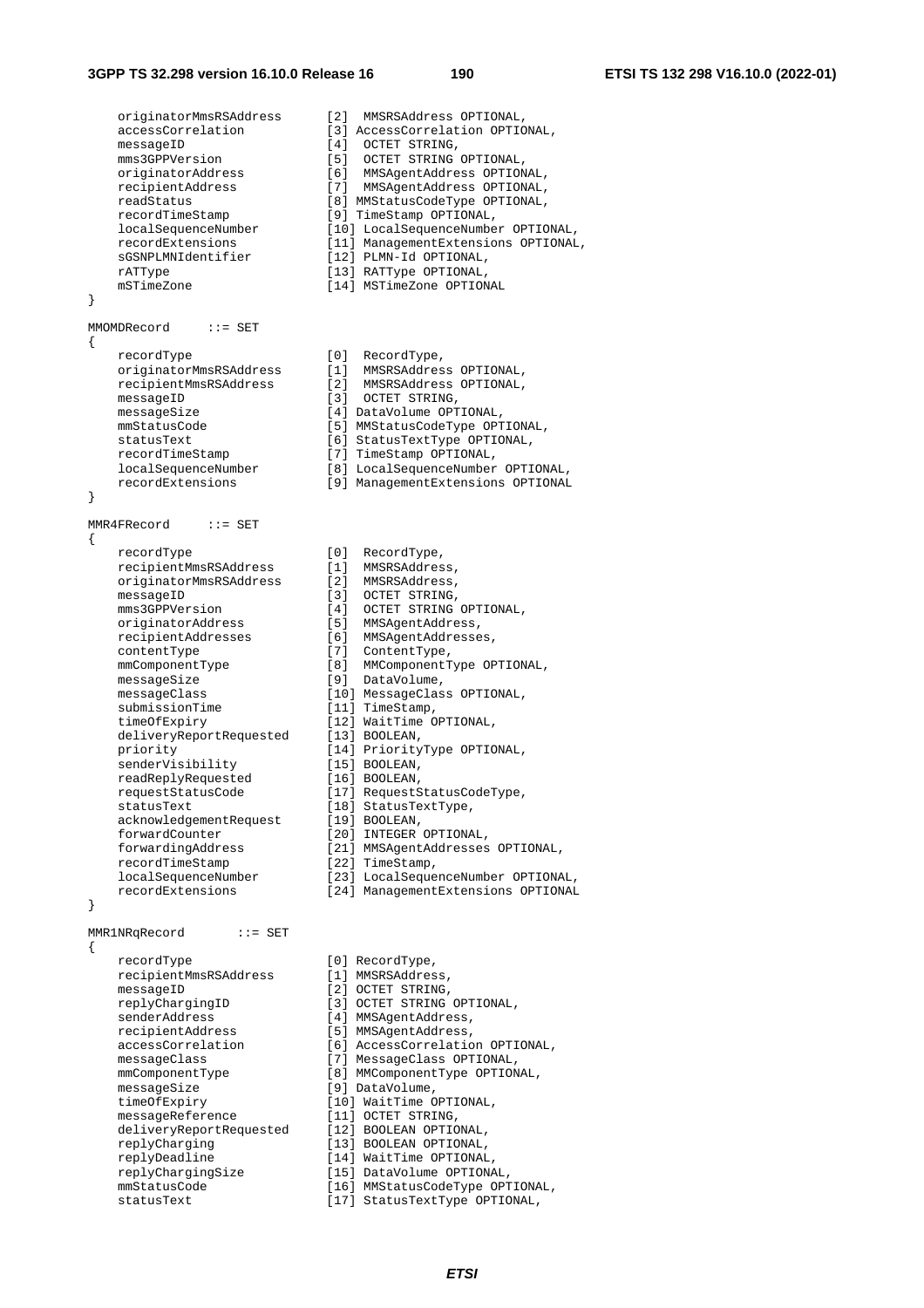```
    originatorMmsRSAddress      [2]  MMSRSAddress OPTIONAL,
    accessCorrelation           [3] AccessCorrelation OPTIONAL,
    messageID                   [4]  OCTET STRING,
    mms3GPPVersion              [5]  OCTET STRING OPTIONAL,
    originatorAddress           [6]  MMSAgentAddress OPTIONAL,
    recipientAddress            [7]  MMSAgentAddress OPTIONAL,
    readStatus                  [8] MMStatusCodeType OPTIONAL,
    recordTimeStamp             [9] TimeStamp OPTIONAL,
    localSequenceNumber         [10] LocalSequenceNumber OPTIONAL,
    recordExtensions            [11] ManagementExtensions OPTIONAL,
    sGSNPLMNIdentifier          [12] PLMN-Id OPTIONAL,
    rATType                     [13] RATType OPTIONAL,
    mSTimeZone                  [14] MSTimeZone OPTIONAL
}

MMOMDRecord     ::= SET
{
    recordType                  [0]  RecordType,
    originatorMmsRSAddress      [1]  MMSRSAddress OPTIONAL,
    recipientMmsRSAddress       [2]  MMSRSAddress OPTIONAL,
    messageID                   [3]  OCTET STRING,
    messageSize                 [4] DataVolume OPTIONAL,
    mmStatusCode                [5] MMStatusCodeType OPTIONAL,
    statusText                  [6] StatusTextType OPTIONAL,
    recordTimeStamp             [7] TimeStamp OPTIONAL,
    localSequenceNumber         [8] LocalSequenceNumber OPTIONAL,
    recordExtensions            [9] ManagementExtensions OPTIONAL
}

MMR4FRecord     ::= SET
{
    recordType                  [0]  RecordType,
    recipientMmsRSAddress       [1]  MMSRSAddress,
    originatorMmsRSAddress      [2]  MMSRSAddress,
    messageID                   [3]  OCTET STRING,
    mms3GPPVersion              [4]  OCTET STRING OPTIONAL,
    originatorAddress           [5]  MMSAgentAddress,
    recipientAddresses          [6]  MMSAgentAddresses,
    contentType                 [7]  ContentType,
    mmComponentType             [8]  MMComponentType OPTIONAL,
    messageSize                 [9]  DataVolume,
    messageClass                [10] MessageClass OPTIONAL,
    submissionTime              [11] TimeStamp,
    timeOfExpiry                [12] WaitTime OPTIONAL,
    deliveryReportRequested     [13] BOOLEAN,
    priority                    [14] PriorityType OPTIONAL,
    senderVisibility            [15] BOOLEAN,
    readReplyRequested          [16] BOOLEAN,
    requestStatusCode           [17] RequestStatusCodeType,
    statusText                  [18] StatusTextType,
    acknowledgementRequest      [19] BOOLEAN,
    forwardCounter              [20] INTEGER OPTIONAL,
    forwardingAddress           [21] MMSAgentAddresses OPTIONAL,
    recordTimeStamp             [22] TimeStamp,
    localSequenceNumber         [23] LocalSequenceNumber OPTIONAL,
    recordExtensions            [24] ManagementExtensions OPTIONAL
}

MMR1NRqRecord       ::= SET
{
    recordType                  [0] RecordType,
    recipientMmsRSAddress       [1] MMSRSAddress,
    messageID                   [2] OCTET STRING,
    replyChargingID             [3] OCTET STRING OPTIONAL,
    senderAddress               [4] MMSAgentAddress,
    recipientAddress            [5] MMSAgentAddress,
    accessCorrelation           [6] AccessCorrelation OPTIONAL,
    messageClass                [7] MessageClass OPTIONAL,
    mmComponentType             [8] MMComponentType OPTIONAL,
    messageSize                 [9] DataVolume,
    timeOfExpiry                [10] WaitTime OPTIONAL,
    messageReference            [11] OCTET STRING,
    deliveryReportRequested     [12] BOOLEAN OPTIONAL,
    replyCharging               [13] BOOLEAN OPTIONAL,
    replyDeadline               [14] WaitTime OPTIONAL,
    replyChargingSize           [15] DataVolume OPTIONAL,
    mmStatusCode                [16] MMStatusCodeType OPTIONAL,
    statusText                  [17] StatusTextType OPTIONAL,
```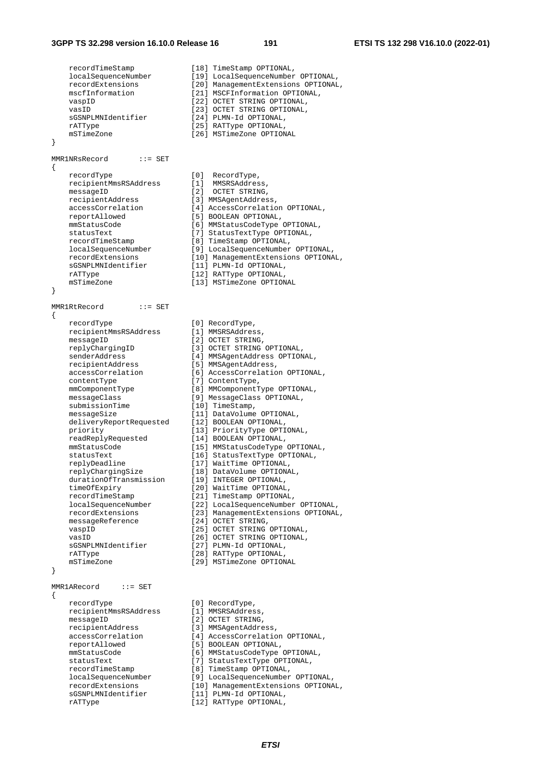```
    recordTimeStamp              [18] TimeStamp OPTIONAL,
    localSequenceNumber          [19] LocalSequenceNumber OPTIONAL,
    recordExtensions             [20] ManagementExtensions OPTIONAL,
    mscfInformation              [21] MSCFInformation OPTIONAL,
    vaspID                       [22] OCTET STRING OPTIONAL,
    vasID                        [23] OCTET STRING OPTIONAL,
    sGSNPLMNIdentifier           [24] PLMN-Id OPTIONAL,
    rATType                      [25] RATType OPTIONAL,
    mSTimeZone                   [26] MSTimeZone OPTIONAL
}

MMR1NRsRecord       ::= SET
{
    recordType                   [0]  RecordType,
    recipientMmsRSAddress        [1]  MMSRSAddress,
    messageID                    [2]  OCTET STRING,
    recipientAddress             [3] MMSAgentAddress,
    accessCorrelation            [4] AccessCorrelation OPTIONAL,
    reportAllowed                [5] BOOLEAN OPTIONAL,
    mmStatusCode                 [6] MMStatusCodeType OPTIONAL,
    statusText                   [7] StatusTextType OPTIONAL,
    recordTimeStamp              [8] TimeStamp OPTIONAL,
    localSequenceNumber          [9] LocalSequenceNumber OPTIONAL,
    recordExtensions             [10] ManagementExtensions OPTIONAL,
    sGSNPLMNIdentifier           [11] PLMN-Id OPTIONAL,
    rATType                      [12] RATType OPTIONAL,
    mSTimeZone                   [13] MSTimeZone OPTIONAL
}

MMR1RtRecord        ::= SET
{
    recordType                   [0] RecordType,
    recipientMmsRSAddress        [1] MMSRSAddress,
    messageID                    [2] OCTET STRING,
    replyChargingID              [3] OCTET STRING OPTIONAL,
    senderAddress                [4] MMSAgentAddress OPTIONAL,
    recipientAddress             [5] MMSAgentAddress,
    accessCorrelation            [6] AccessCorrelation OPTIONAL,
    contentType                  [7] ContentType,
    mmComponentType              [8] MMComponentType OPTIONAL,
    messageClass                 [9] MessageClass OPTIONAL,
    submissionTime               [10] TimeStamp,
    messageSize                  [11] DataVolume OPTIONAL,
    deliveryReportRequested      [12] BOOLEAN OPTIONAL,
    priority                     [13] PriorityType OPTIONAL,
    readReplyRequested           [14] BOOLEAN OPTIONAL,
    mmStatusCode                 [15] MMStatusCodeType OPTIONAL,
    statusText                   [16] StatusTextType OPTIONAL,
    replyDeadline                [17] WaitTime OPTIONAL,
    replyChargingSize            [18] DataVolume OPTIONAL,
    durationOfTransmission       [19] INTEGER OPTIONAL,
    timeOfExpiry                 [20] WaitTime OPTIONAL,
    recordTimeStamp              [21] TimeStamp OPTIONAL,
    localSequenceNumber          [22] LocalSequenceNumber OPTIONAL,
    recordExtensions             [23] ManagementExtensions OPTIONAL,
    messageReference             [24] OCTET STRING,
    vaspID                       [25] OCTET STRING OPTIONAL,
    vasID                        [26] OCTET STRING OPTIONAL,
    sGSNPLMNIdentifier           [27] PLMN-Id OPTIONAL,
    rATType                      [28] RATType OPTIONAL,
    mSTimeZone                   [29] MSTimeZone OPTIONAL
}

MMR1ARecord     ::= SET
{
    recordType                   [0] RecordType,
    recipientMmsRSAddress        [1] MMSRSAddress,
    messageID                    [2] OCTET STRING,
    recipientAddress             [3] MMSAgentAddress,
    accessCorrelation            [4] AccessCorrelation OPTIONAL,
    reportAllowed                [5] BOOLEAN OPTIONAL,
    mmStatusCode                 [6] MMStatusCodeType OPTIONAL,
    statusText                   [7] StatusTextType OPTIONAL,
    recordTimeStamp              [8] TimeStamp OPTIONAL,
    localSequenceNumber          [9] LocalSequenceNumber OPTIONAL,
    recordExtensions             [10] ManagementExtensions OPTIONAL,
    sGSNPLMNIdentifier           [11] PLMN-Id OPTIONAL,
    rATType                      [12] RATType OPTIONAL,
```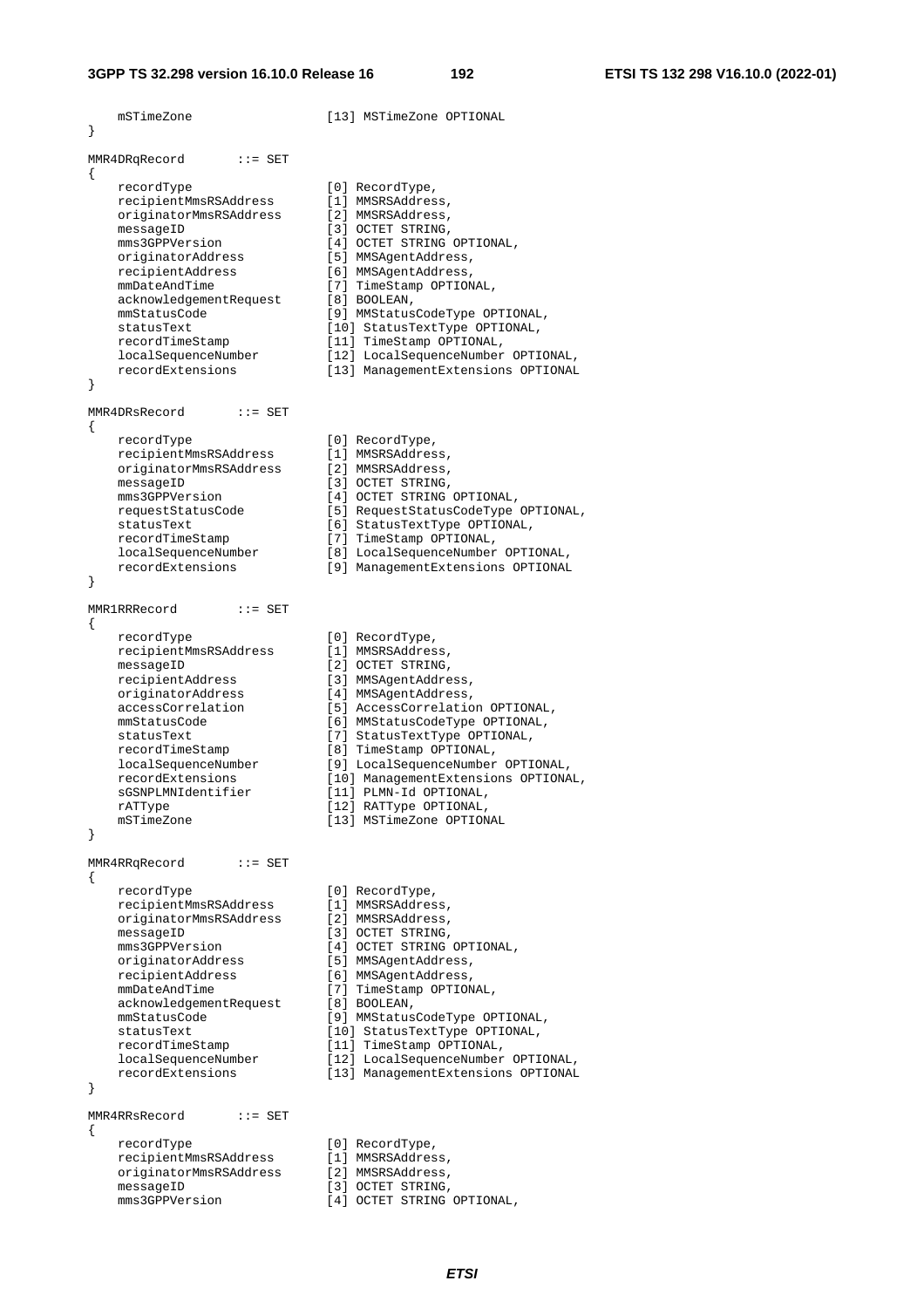```
    mSTimeZone                  [13] MSTimeZone OPTIONAL
}

MMR4DRqRecord       ::= SET
{
    recordType                  [0] RecordType,
    recipientMmsRSAddress       [1] MMSRSAddress,
    originatorMmsRSAddress      [2] MMSRSAddress,
    messageID                   [3] OCTET STRING,
    mms3GPPVersion              [4] OCTET STRING OPTIONAL,
    originatorAddress           [5] MMSAgentAddress,
    recipientAddress            [6] MMSAgentAddress,
    mmDateAndTime               [7] TimeStamp OPTIONAL,
    acknowledgementRequest      [8] BOOLEAN,
    mmStatusCode                [9] MMStatusCodeType OPTIONAL,
    statusText                  [10] StatusTextType OPTIONAL,
    recordTimeStamp             [11] TimeStamp OPTIONAL,
    localSequenceNumber         [12] LocalSequenceNumber OPTIONAL,
    recordExtensions            [13] ManagementExtensions OPTIONAL
}

MMR4DRsRecord       ::= SET
{
    recordType                  [0] RecordType,
    recipientMmsRSAddress       [1] MMSRSAddress,
    originatorMmsRSAddress      [2] MMSRSAddress,
    messageID                   [3] OCTET STRING,
    mms3GPPVersion              [4] OCTET STRING OPTIONAL,
    requestStatusCode           [5] RequestStatusCodeType OPTIONAL,
    statusText                  [6] StatusTextType OPTIONAL,
    recordTimeStamp             [7] TimeStamp OPTIONAL,
    localSequenceNumber         [8] LocalSequenceNumber OPTIONAL,
    recordExtensions            [9] ManagementExtensions OPTIONAL
}

MMR1RRRecord        ::= SET
{
    recordType                  [0] RecordType,
    recipientMmsRSAddress       [1] MMSRSAddress,
    messageID                   [2] OCTET STRING,
    recipientAddress            [3] MMSAgentAddress,
    originatorAddress           [4] MMSAgentAddress,
    accessCorrelation           [5] AccessCorrelation OPTIONAL,
    mmStatusCode                [6] MMStatusCodeType OPTIONAL,
    statusText                  [7] StatusTextType OPTIONAL,
    recordTimeStamp             [8] TimeStamp OPTIONAL,
    localSequenceNumber         [9] LocalSequenceNumber OPTIONAL,
    recordExtensions            [10] ManagementExtensions OPTIONAL,
    sGSNPLMNIdentifier          [11] PLMN-Id OPTIONAL,
    rATType                     [12] RATType OPTIONAL,
    mSTimeZone                  [13] MSTimeZone OPTIONAL
}

MMR4RRqRecord       ::= SET
{
    recordType                  [0] RecordType,
    recipientMmsRSAddress       [1] MMSRSAddress,
    originatorMmsRSAddress      [2] MMSRSAddress,
    messageID                   [3] OCTET STRING,
    mms3GPPVersion              [4] OCTET STRING OPTIONAL,
    originatorAddress           [5] MMSAgentAddress,
    recipientAddress            [6] MMSAgentAddress,
    mmDateAndTime               [7] TimeStamp OPTIONAL,
    acknowledgementRequest      [8] BOOLEAN,
    mmStatusCode                [9] MMStatusCodeType OPTIONAL,
    statusText                  [10] StatusTextType OPTIONAL,
    recordTimeStamp             [11] TimeStamp OPTIONAL,
    localSequenceNumber         [12] LocalSequenceNumber OPTIONAL,
    recordExtensions            [13] ManagementExtensions OPTIONAL
}

MMR4RRsRecord       ::= SET
{
    recordType                  [0] RecordType,
    recipientMmsRSAddress       [1] MMSRSAddress,
    originatorMmsRSAddress      [2] MMSRSAddress,
    messageID                   [3] OCTET STRING,
    mms3GPPVersion              [4] OCTET STRING OPTIONAL,
```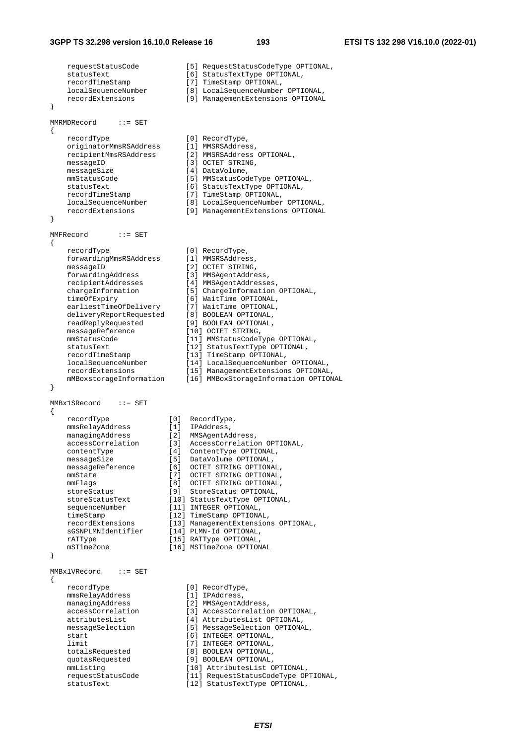```
    requestStatusCode           [5] RequestStatusCodeType OPTIONAL,
    statusText                  [6] StatusTextType OPTIONAL,
    recordTimeStamp             [7] TimeStamp OPTIONAL,
    localSequenceNumber         [8] LocalSequenceNumber OPTIONAL,
    recordExtensions            [9] ManagementExtensions OPTIONAL
}

MMRMDRecord     ::= SET
{
    recordType                  [0] RecordType,
    originatorMmsRSAddress      [1] MMSRSAddress,
    recipientMmsRSAddress       [2] MMSRSAddress OPTIONAL,
    messageID                   [3] OCTET STRING,
    messageSize                 [4] DataVolume,
    mmStatusCode                [5] MMStatusCodeType OPTIONAL,
    statusText                  [6] StatusTextType OPTIONAL,
    recordTimeStamp             [7] TimeStamp OPTIONAL,
    localSequenceNumber         [8] LocalSequenceNumber OPTIONAL,
    recordExtensions            [9] ManagementExtensions OPTIONAL
}

MMFRecord       ::= SET
{
    recordType                  [0] RecordType,
    forwardingMmsRSAddress      [1] MMSRSAddress,
    messageID                   [2] OCTET STRING,
    forwardingAddress           [3] MMSAgentAddress,
    recipientAddresses          [4] MMSAgentAddresses,
    chargeInformation           [5] ChargeInformation OPTIONAL,
    timeOfExpiry                [6] WaitTime OPTIONAL,
    earliestTimeOfDelivery      [7] WaitTime OPTIONAL,
    deliveryReportRequested     [8] BOOLEAN OPTIONAL,
    readReplyRequested          [9] BOOLEAN OPTIONAL,
    messageReference            [10] OCTET STRING,
    mmStatusCode                [11] MMStatusCodeType OPTIONAL,
    statusText                  [12] StatusTextType OPTIONAL,
    recordTimeStamp             [13] TimeStamp OPTIONAL,
    localSequenceNumber         [14] LocalSequenceNumber OPTIONAL,
    recordExtensions            [15] ManagementExtensions OPTIONAL,
    mMBoxstorageInformation     [16] MMBoxStorageInformation OPTIONAL
}

MMBx1SRecord    ::= SET
{
    recordType              [0]  RecordType,
    mmsRelayAddress         [1]  IPAddress,
    managingAddress         [2]  MMSAgentAddress,
    accessCorrelation       [3]  AccessCorrelation OPTIONAL,
    contentType             [4]  ContentType OPTIONAL,
    messageSize             [5]  DataVolume OPTIONAL,
    messageReference        [6]  OCTET STRING OPTIONAL,
    mmState                 [7]  OCTET STRING OPTIONAL,
    mmFlags                 [8]  OCTET STRING OPTIONAL,
    storeStatus             [9]  StoreStatus OPTIONAL,
    storeStatusText         [10] StatusTextType OPTIONAL,
    sequenceNumber          [11] INTEGER OPTIONAL,
    timeStamp               [12] TimeStamp OPTIONAL,
    recordExtensions        [13] ManagementExtensions OPTIONAL,
    sGSNPLMNIdentifier      [14] PLMN-Id OPTIONAL,
    rATType                 [15] RATType OPTIONAL,
    mSTimeZone              [16] MSTimeZone OPTIONAL
}

MMBx1VRecord    ::= SET
{
    recordType                  [0] RecordType,
    mmsRelayAddress             [1] IPAddress,
    managingAddress             [2] MMSAgentAddress,
    accessCorrelation           [3] AccessCorrelation OPTIONAL,
    attributesList              [4] AttributesList OPTIONAL,
    messageSelection            [5] MessageSelection OPTIONAL,
    start                       [6] INTEGER OPTIONAL,
    limit                       [7] INTEGER OPTIONAL,
    totalsRequested             [8] BOOLEAN OPTIONAL,
    quotasRequested             [9] BOOLEAN OPTIONAL,
    mmListing                   [10] AttributesList OPTIONAL,
    requestStatusCode           [11] RequestStatusCodeType OPTIONAL,
    statusText                  [12] StatusTextType OPTIONAL,
```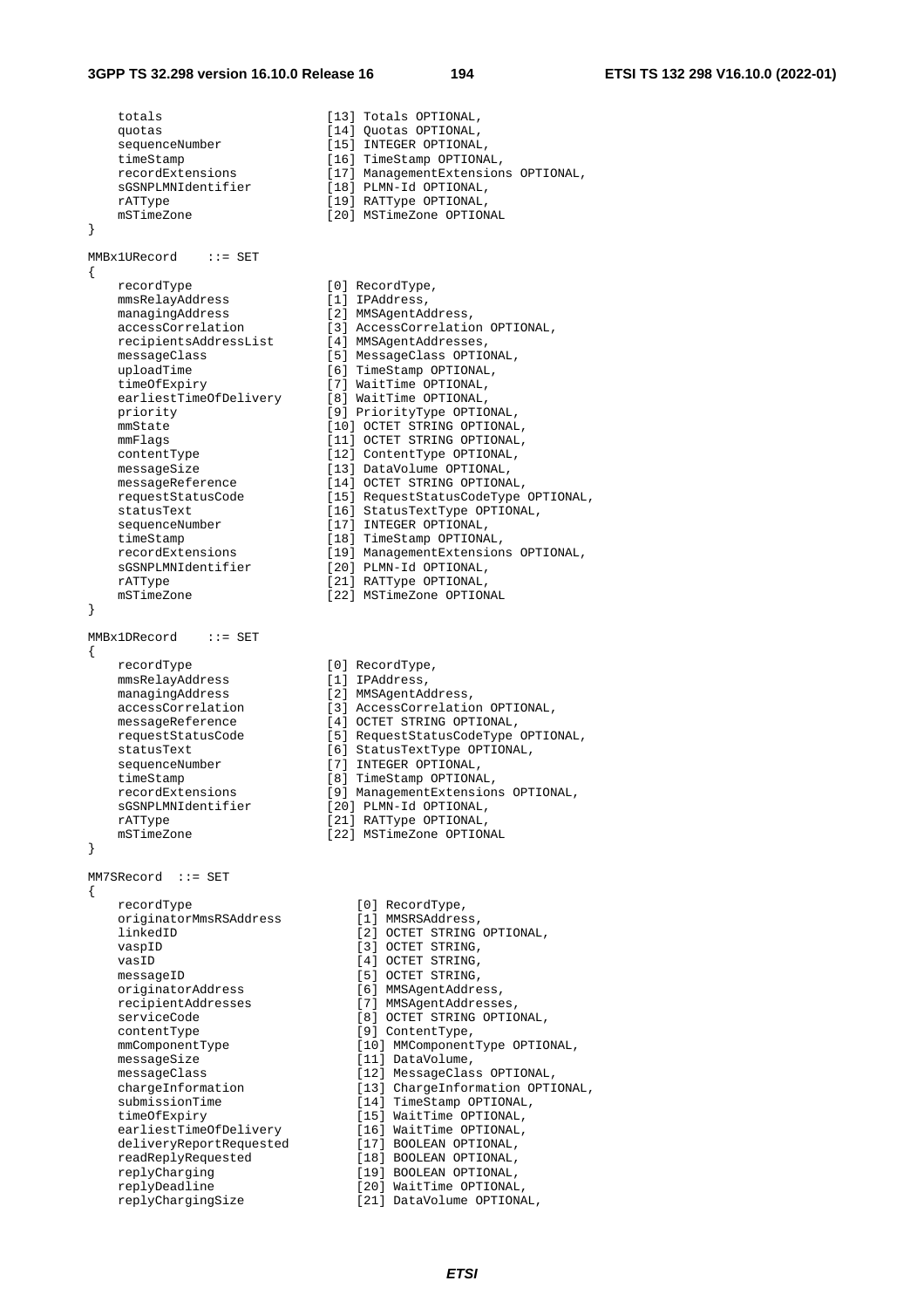```
    totals                      [13] Totals OPTIONAL,
    quotas                      [14] Quotas OPTIONAL,
    sequenceNumber              [15] INTEGER OPTIONAL,
    timeStamp                   [16] TimeStamp OPTIONAL,
    recordExtensions            [17] ManagementExtensions OPTIONAL,
    sGSNPLMNIdentifier          [18] PLMN-Id OPTIONAL,
    rATType                     [19] RATType OPTIONAL,
    mSTimeZone                  [20] MSTimeZone OPTIONAL
}

MMBx1URecord    ::= SET
{
    recordType                  [0] RecordType,
    mmsRelayAddress             [1] IPAddress,
    managingAddress             [2] MMSAgentAddress,
    accessCorrelation           [3] AccessCorrelation OPTIONAL,
    recipientsAddressList       [4] MMSAgentAddresses,
    messageClass                [5] MessageClass OPTIONAL,
    uploadTime                  [6] TimeStamp OPTIONAL,
    timeOfExpiry                [7] WaitTime OPTIONAL,
    earliestTimeOfDelivery      [8] WaitTime OPTIONAL,
    priority                    [9] PriorityType OPTIONAL,
    mmState                     [10] OCTET STRING OPTIONAL,
    mmFlags                     [11] OCTET STRING OPTIONAL,
    contentType                 [12] ContentType OPTIONAL,
    messageSize                 [13] DataVolume OPTIONAL,
    messageReference            [14] OCTET STRING OPTIONAL,
    requestStatusCode           [15] RequestStatusCodeType OPTIONAL,
    statusText                  [16] StatusTextType OPTIONAL,
    sequenceNumber              [17] INTEGER OPTIONAL,
    timeStamp                   [18] TimeStamp OPTIONAL,
    recordExtensions            [19] ManagementExtensions OPTIONAL,
    sGSNPLMNIdentifier          [20] PLMN-Id OPTIONAL,
    rATType                     [21] RATType OPTIONAL,
    mSTimeZone                  [22] MSTimeZone OPTIONAL
}

MMBx1DRecord    ::= SET
{
    recordType                  [0] RecordType,
    mmsRelayAddress             [1] IPAddress,
    managingAddress             [2] MMSAgentAddress,
    accessCorrelation           [3] AccessCorrelation OPTIONAL,
    messageReference            [4] OCTET STRING OPTIONAL,
    requestStatusCode           [5] RequestStatusCodeType OPTIONAL,
    statusText                  [6] StatusTextType OPTIONAL,
    sequenceNumber              [7] INTEGER OPTIONAL,
    timeStamp                   [8] TimeStamp OPTIONAL,
    recordExtensions            [9] ManagementExtensions OPTIONAL,
    sGSNPLMNIdentifier          [20] PLMN-Id OPTIONAL,
    rATType                     [21] RATType OPTIONAL,
    mSTimeZone                  [22] MSTimeZone OPTIONAL
}

MM7SRecord  ::= SET
{
    recordType                      [0] RecordType,
    originatorMmsRSAddress          [1] MMSRSAddress,
    linkedID                        [2] OCTET STRING OPTIONAL,
    vaspID                          [3] OCTET STRING,
    vasID                           [4] OCTET STRING,
    messageID                       [5] OCTET STRING,
    originatorAddress               [6] MMSAgentAddress,
    recipientAddresses              [7] MMSAgentAddresses,
    serviceCode                     [8] OCTET STRING OPTIONAL,
    contentType                     [9] ContentType,
    mmComponentType                 [10] MMComponentType OPTIONAL,
    messageSize                     [11] DataVolume,
    messageClass                    [12] MessageClass OPTIONAL,
    chargeInformation               [13] ChargeInformation OPTIONAL,
    submissionTime                  [14] TimeStamp OPTIONAL,
    timeOfExpiry                    [15] WaitTime OPTIONAL,
    earliestTimeOfDelivery          [16] WaitTime OPTIONAL,
    deliveryReportRequested         [17] BOOLEAN OPTIONAL,
    readReplyRequested              [18] BOOLEAN OPTIONAL,
    replyCharging                   [19] BOOLEAN OPTIONAL,
    replyDeadline                   [20] WaitTime OPTIONAL,
    replyChargingSize               [21] DataVolume OPTIONAL,
```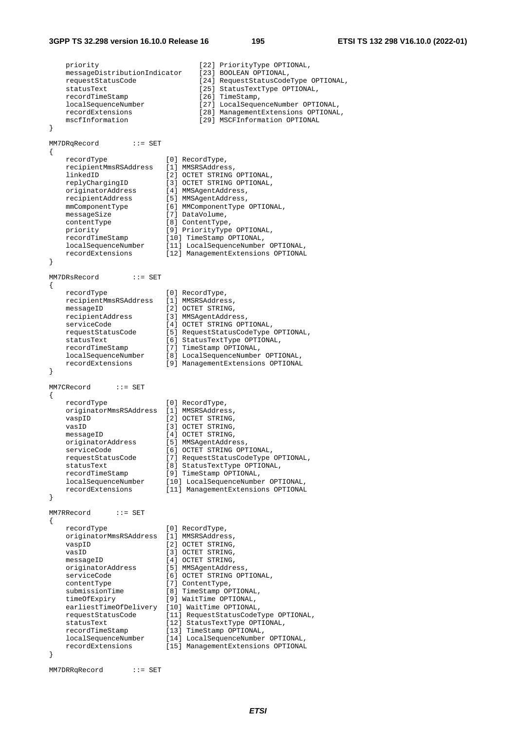```
    priority                        [22] PriorityType OPTIONAL,
    messageDistributionIndicator    [23] BOOLEAN OPTIONAL,
    requestStatusCode               [24] RequestStatusCodeType OPTIONAL,
    statusText                      [25] StatusTextType OPTIONAL,
    recordTimeStamp                 [26] TimeStamp,
    localSequenceNumber             [27] LocalSequenceNumber OPTIONAL,
    recordExtensions                [28] ManagementExtensions OPTIONAL,
    mscfInformation                 [29] MSCFInformation OPTIONAL
}

MM7DRqRecord        ::= SET
{
    recordType              [0] RecordType,
    recipientMmsRSAddress   [1] MMSRSAddress,
    linkedID                [2] OCTET STRING OPTIONAL,
    replyChargingID         [3] OCTET STRING OPTIONAL,
    originatorAddress       [4] MMSAgentAddress,
    recipientAddress        [5] MMSAgentAddress,
    mmComponentType         [6] MMComponentType OPTIONAL,
    messageSize             [7] DataVolume,
    contentType             [8] ContentType,
    priority                [9] PriorityType OPTIONAL,
    recordTimeStamp         [10] TimeStamp OPTIONAL,
    localSequenceNumber     [11] LocalSequenceNumber OPTIONAL,
    recordExtensions        [12] ManagementExtensions OPTIONAL
}

MM7DRsRecord        ::= SET
{
    recordType              [0] RecordType,
    recipientMmsRSAddress   [1] MMSRSAddress,
    messageID               [2] OCTET STRING,
    recipientAddress        [3] MMSAgentAddress,
    serviceCode             [4] OCTET STRING OPTIONAL,
    requestStatusCode       [5] RequestStatusCodeType OPTIONAL,
    statusText              [6] StatusTextType OPTIONAL,
    recordTimeStamp         [7] TimeStamp OPTIONAL,
    localSequenceNumber     [8] LocalSequenceNumber OPTIONAL,
    recordExtensions        [9] ManagementExtensions OPTIONAL
}

MM7CRecord      ::= SET
{
    recordType              [0] RecordType,
    originatorMmsRSAddress  [1] MMSRSAddress,
    vaspID                  [2] OCTET STRING,
    vasID                   [3] OCTET STRING,
    messageID               [4] OCTET STRING,
    originatorAddress       [5] MMSAgentAddress,
    serviceCode             [6] OCTET STRING OPTIONAL,
    requestStatusCode       [7] RequestStatusCodeType OPTIONAL,
    statusText              [8] StatusTextType OPTIONAL,
    recordTimeStamp         [9] TimeStamp OPTIONAL,
    localSequenceNumber     [10] LocalSequenceNumber OPTIONAL,
    recordExtensions        [11] ManagementExtensions OPTIONAL
}

MM7RRecord      ::= SET
{
    recordType              [0] RecordType,
    originatorMmsRSAddress  [1] MMSRSAddress,
    vaspID                  [2] OCTET STRING,
    vasID                   [3] OCTET STRING,
    messageID               [4] OCTET STRING,
    originatorAddress       [5] MMSAgentAddress,
    serviceCode             [6] OCTET STRING OPTIONAL,
    contentType             [7] ContentType,
    submissionTime          [8] TimeStamp OPTIONAL,
    timeOfExpiry            [9] WaitTime OPTIONAL,
    earliestTimeOfDelivery  [10] WaitTime OPTIONAL,
    requestStatusCode       [11] RequestStatusCodeType OPTIONAL,
    statusText              [12] StatusTextType OPTIONAL,
    recordTimeStamp         [13] TimeStamp OPTIONAL,
    localSequenceNumber     [14] LocalSequenceNumber OPTIONAL,
    recordExtensions        [15] ManagementExtensions OPTIONAL
}

MM7DRRqRecord       ::= SET
```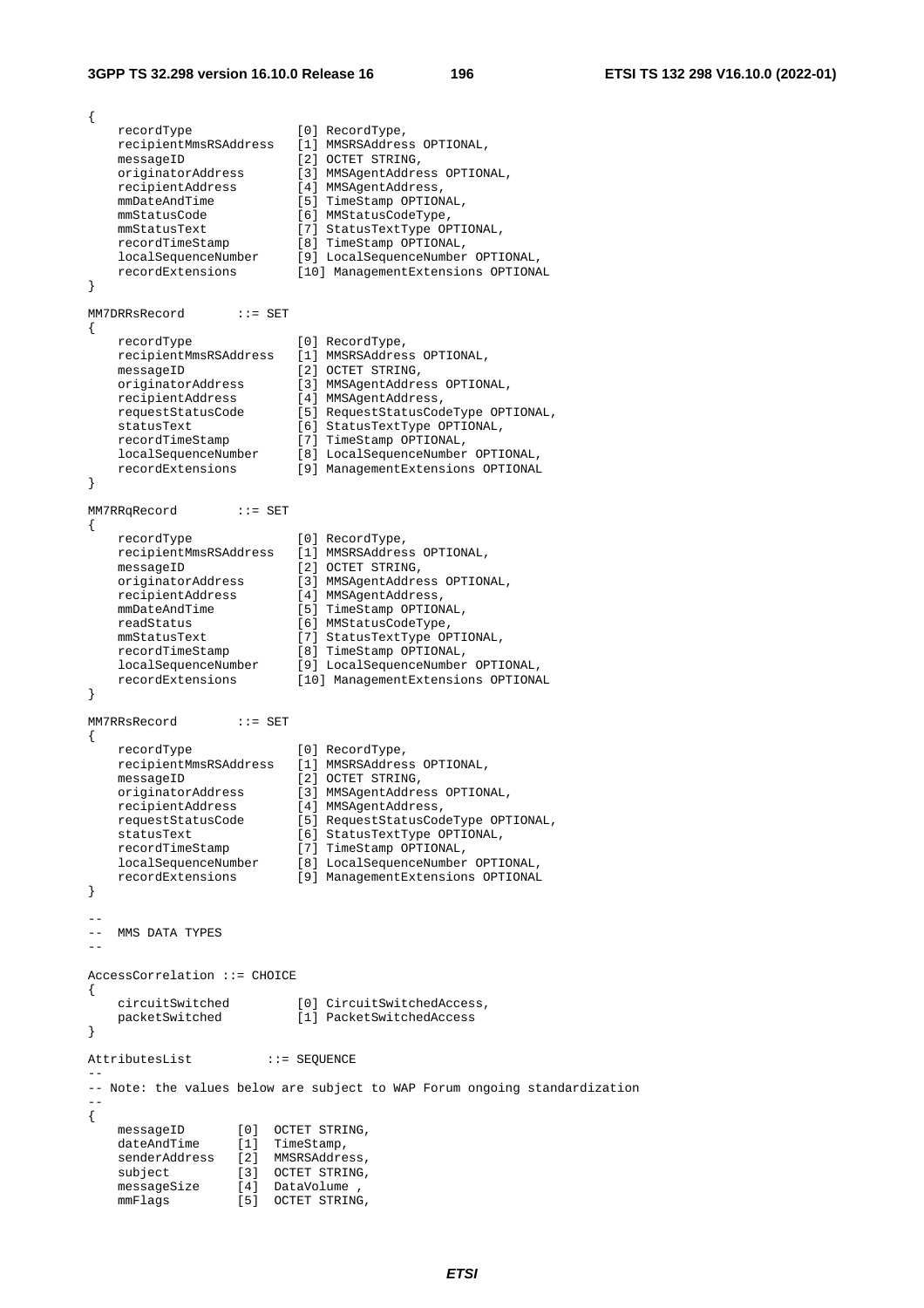```
{
    recordType              [0] RecordType,
    recipientMmsRSAddress   [1] MMSRSAddress OPTIONAL,
    messageID               [2] OCTET STRING,
    originatorAddress       [3] MMSAgentAddress OPTIONAL,
    recipientAddress        [4] MMSAgentAddress,
    mmDateAndTime           [5] TimeStamp OPTIONAL,
    mmStatusCode            [6] MMStatusCodeType,
    mmStatusText            [7] StatusTextType OPTIONAL,
    recordTimeStamp         [8] TimeStamp OPTIONAL,
    localSequenceNumber     [9] LocalSequenceNumber OPTIONAL,
    recordExtensions        [10] ManagementExtensions OPTIONAL
}

MM7DRRsRecord       ::= SET
{
    recordType              [0] RecordType,
    recipientMmsRSAddress   [1] MMSRSAddress OPTIONAL,
    messageID               [2] OCTET STRING,
    originatorAddress       [3] MMSAgentAddress OPTIONAL,
    recipientAddress        [4] MMSAgentAddress,
    requestStatusCode       [5] RequestStatusCodeType OPTIONAL,
    statusText              [6] StatusTextType OPTIONAL,
    recordTimeStamp         [7] TimeStamp OPTIONAL,
    localSequenceNumber     [8] LocalSequenceNumber OPTIONAL,
    recordExtensions        [9] ManagementExtensions OPTIONAL
}

MM7RRqRecord        ::= SET
{
    recordType              [0] RecordType,
    recipientMmsRSAddress   [1] MMSRSAddress OPTIONAL,
    messageID               [2] OCTET STRING,
    originatorAddress       [3] MMSAgentAddress OPTIONAL,
    recipientAddress        [4] MMSAgentAddress,
    mmDateAndTime           [5] TimeStamp OPTIONAL,
    readStatus              [6] MMStatusCodeType,
    mmStatusText            [7] StatusTextType OPTIONAL,
    recordTimeStamp         [8] TimeStamp OPTIONAL,
    localSequenceNumber     [9] LocalSequenceNumber OPTIONAL,
    recordExtensions        [10] ManagementExtensions OPTIONAL
}

MM7RRsRecord        ::= SET
{
    recordType              [0] RecordType,
    recipientMmsRSAddress   [1] MMSRSAddress OPTIONAL,
    messageID               [2] OCTET STRING,
    originatorAddress       [3] MMSAgentAddress OPTIONAL,
    recipientAddress        [4] MMSAgentAddress,
    requestStatusCode       [5] RequestStatusCodeType OPTIONAL,
    statusText              [6] StatusTextType OPTIONAL,
    recordTimeStamp         [7] TimeStamp OPTIONAL,
    localSequenceNumber     [8] LocalSequenceNumber OPTIONAL,
    recordExtensions        [9] ManagementExtensions OPTIONAL
}

--
--  MMS DATA TYPES
--

AccessCorrelation ::= CHOICE
{
    circuitSwitched         [0] CircuitSwitchedAccess,
    packetSwitched          [1] PacketSwitchedAccess
}

AttributesList          ::= SEQUENCE
--
-- Note: the values below are subject to WAP Forum ongoing standardization
--
{
    messageID       [0]  OCTET STRING,
    dateAndTime     [1]  TimeStamp,
    senderAddress   [2]  MMSRSAddress,
    subject         [3]  OCTET STRING,
    messageSize     [4]  DataVolume ,
    mmFlags         [5]  OCTET STRING,
```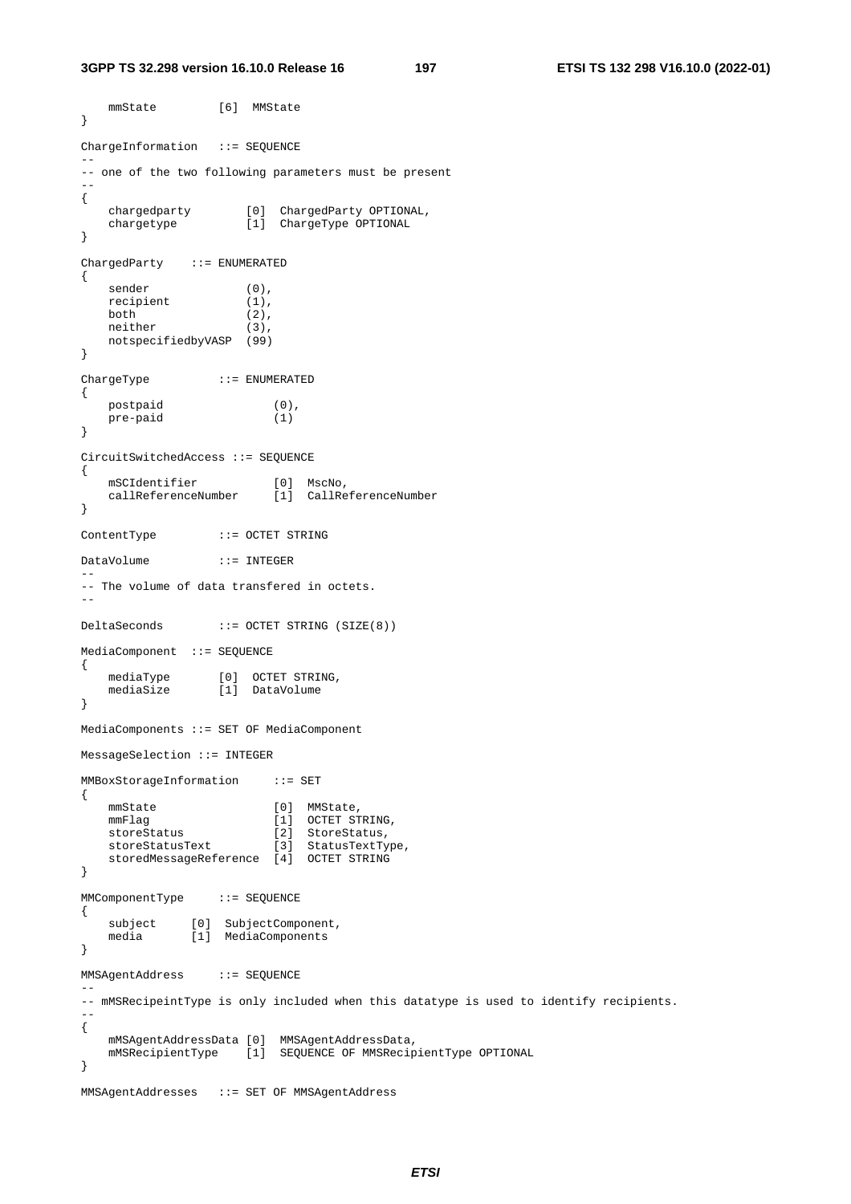```
    mmState         [6]  MMState
}

ChargeInformation   ::= SEQUENCE
--
-- one of the two following parameters must be present
--
{
    chargedparty        [0]  ChargedParty OPTIONAL,
    chargetype          [1]  ChargeType OPTIONAL
}

ChargedParty    ::= ENUMERATED
{
    sender              (0),
    recipient           (1),
    both                (2),
    neither             (3),
    notspecifiedbyVASP  (99)
}

ChargeType          ::= ENUMERATED
{
    postpaid                (0),
    pre-paid                (1)
}

CircuitSwitchedAccess ::= SEQUENCE
{
    mSCIdentifier           [0]  MscNo,
    callReferenceNumber     [1]  CallReferenceNumber
}

ContentType         ::= OCTET STRING

DataVolume          ::= INTEGER
--
-- The volume of data transfered in octets.
--

DeltaSeconds        ::= OCTET STRING (SIZE(8))

MediaComponent  ::= SEQUENCE
{
    mediaType       [0]  OCTET STRING,
    mediaSize       [1]  DataVolume
}

MediaComponents ::= SET OF MediaComponent

MessageSelection ::= INTEGER

MMBoxStorageInformation     ::= SET
{
    mmState                 [0]  MMState,
    mmFlag                  [1]  OCTET STRING,
    storeStatus             [2]  StoreStatus,
    storeStatusText         [3]  StatusTextType,
    storedMessageReference  [4]  OCTET STRING
}

MMComponentType     ::= SEQUENCE
{
    subject     [0]  SubjectComponent,
    media       [1]  MediaComponents
}

MMSAgentAddress     ::= SEQUENCE
--
-- mMSRecipeintType is only included when this datatype is used to identify recipients.
--
{
    mMSAgentAddressData [0]  MMSAgentAddressData,
    mMSRecipientType    [1]  SEQUENCE OF MMSRecipientType OPTIONAL
}

MMSAgentAddresses   ::= SET OF MMSAgentAddress
```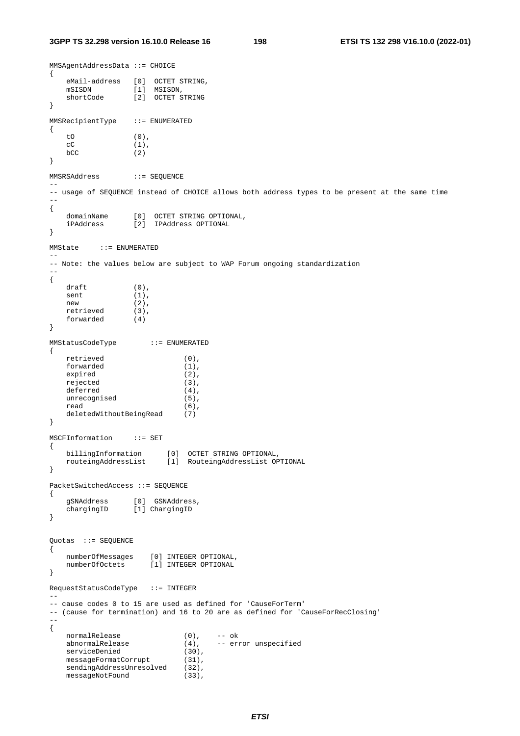```
MMSAgentAddressData ::= CHOICE
{
    eMail-address   [0]  OCTET STRING,
    mSISDN          [1]  MSISDN,
    shortCode       [2]  OCTET STRING
}

MMSRecipientType    ::= ENUMERATED
{
    tO              (0),
    cC              (1),
    bCC             (2)
}

MMSRSAddress        ::= SEQUENCE
--
-- usage of SEQUENCE instead of CHOICE allows both address types to be present at the same time
--
{
    domainName      [0]  OCTET STRING OPTIONAL,
    iPAddress       [2]  IPAddress OPTIONAL
}

MMState     ::= ENUMERATED
--
-- Note: the values below are subject to WAP Forum ongoing standardization
--
{
    draft           (0),
    sent            (1),
    new             (2),
    retrieved       (3),
    forwarded       (4)
}

MMStatusCodeType        ::= ENUMERATED
{
    retrieved                   (0),
    forwarded                   (1),
    expired                     (2),
    rejected                    (3),
    deferred                    (4),
    unrecognised                (5),
    read                        (6),
    deletedWithoutBeingRead     (7)
}

MSCFInformation     ::= SET
{
    billingInformation      [0]  OCTET STRING OPTIONAL,
    routeingAddressList     [1]  RouteingAddressList OPTIONAL
}

PacketSwitchedAccess ::= SEQUENCE
{
    gSNAddress      [0]  GSNAddress,
    chargingID      [1] ChargingID
}


Quotas  ::= SEQUENCE
{
    numberOfMessages    [0] INTEGER OPTIONAL,
    numberOfOctets      [1] INTEGER OPTIONAL
}

RequestStatusCodeType   ::= INTEGER
--
-- cause codes 0 to 15 are used as defined for 'CauseForTerm'
-- (cause for termination) and 16 to 20 are as defined for 'CauseForRecClosing'
--
{
    normalRelease               (0),    -- ok
    abnormalRelease             (4),    -- error unspecified
    serviceDenied               (30),
    messageFormatCorrupt        (31),
    sendingAddressUnresolved    (32),
    messageNotFound             (33),
```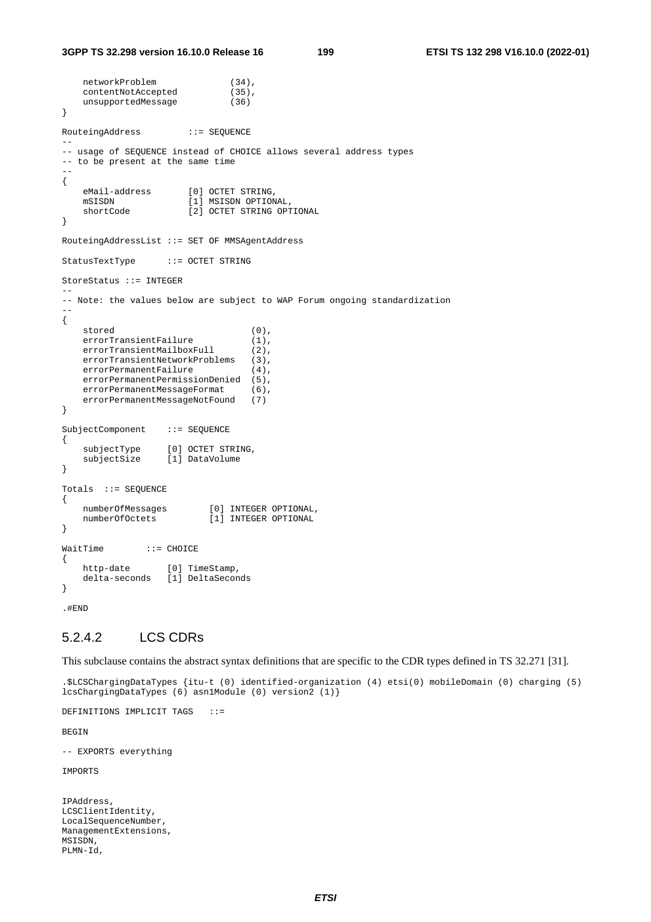```
    networkProblem              (34),
    contentNotAccepted          (35),
    unsupportedMessage          (36)
}

RoutingAddress         ::= SEQUENCE
--
-- usage of SEQUENCE instead of CHOICE allows several address types
-- to be present at the same time
--
{
    eMail-address       [0] OCTET STRING,
    mSISDN              [1] MSISDN OPTIONAL,
    shortCode           [2] OCTET STRING OPTIONAL
}

RoutingAddressList ::= SET OF MMSAgentAddress

StatusTextType      ::= OCTET STRING

StoreStatus ::= INTEGER
--
-- Note: the values below are subject to WAP Forum ongoing standardization
--
{
    stored                          (0),
    errorTransientFailure           (1),
    errorTransientMailboxFull       (2),
    errorTransientNetworkProblems   (3),
    errorPermanentFailure           (4),
    errorPermanentPermissionDenied  (5),
    errorPermanentMessageFormat     (6),
    errorPermanentMessageNotFound   (7)
}

SubjectComponent    ::= SEQUENCE
{
    subjectType     [0] OCTET STRING,
    subjectSize     [1] DataVolume
}

Totals  ::= SEQUENCE
{
    numberOfMessages        [0] INTEGER OPTIONAL,
    numberOfOctets          [1] INTEGER OPTIONAL
}

WaitTime        ::= CHOICE
{
    http-date       [0] TimeStamp,
    delta-seconds   [1] DeltaSeconds
}

.#END
```

### 5.2.4.2 LCS CDRs

This subclause contains the abstract syntax definitions that are specific to the CDR types defined in TS 32.271 [31].

```
.$LCSChargingDataTypes {itu-t (0) identified-organization (4) etsi(0) mobileDomain (0) charging (5) lcsChargingDataTypes (6) asn1Module (0) version2 (1)}

DEFINITIONS IMPLICIT TAGS   ::=

BEGIN

-- EXPORTS everything

IMPORTS


IPAddress,
LCSClientIdentity,
LocalSequenceNumber,
ManagementExtensions,
MSISDN,
PLMN-Id,
```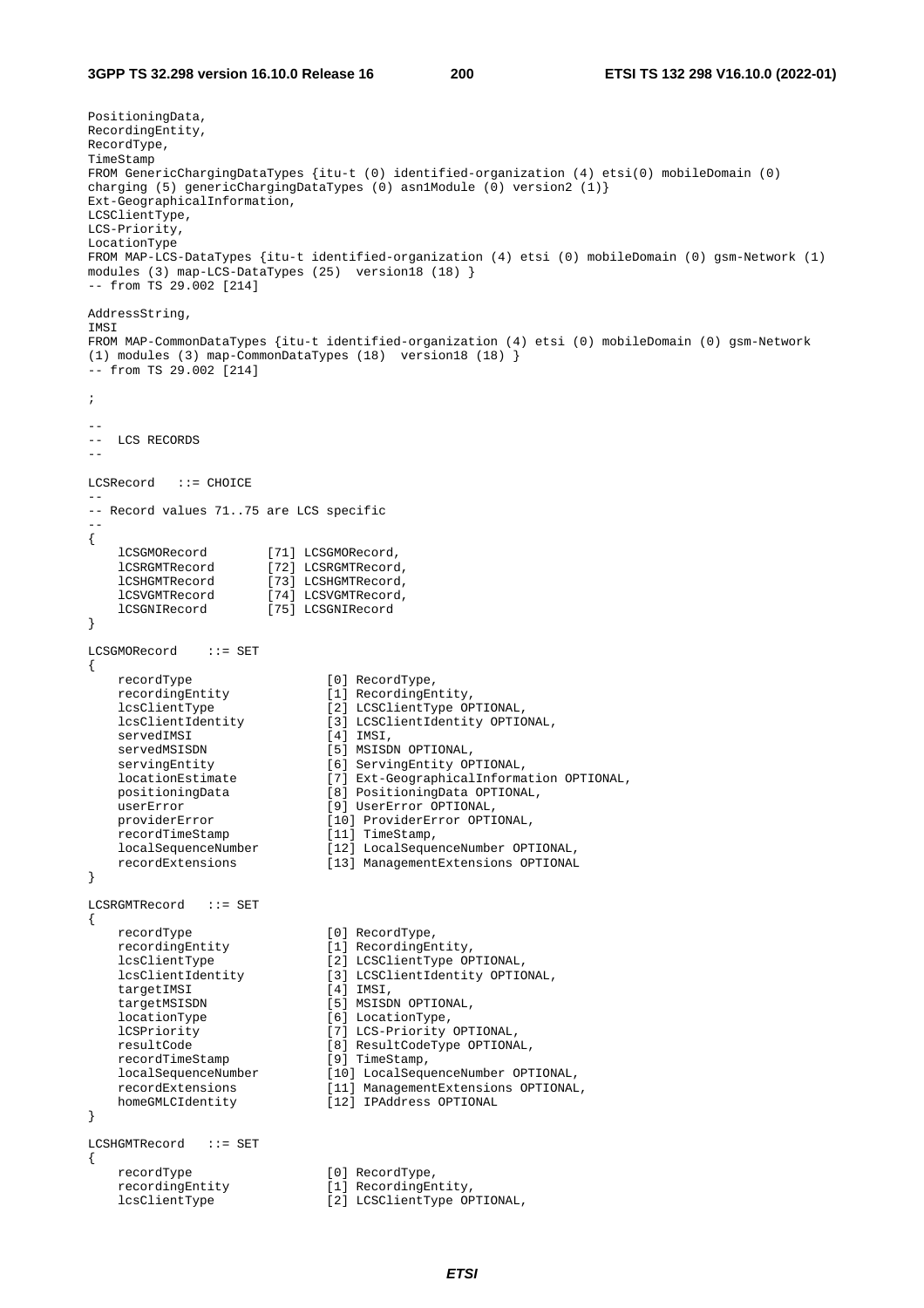```
PositioningData,
RecordingEntity,
RecordType,
TimeStamp
FROM GenericChargingDataTypes {itu-t (0) identified-organization (4) etsi(0) mobileDomain (0)
charging (5) genericChargingDataTypes (0) asn1Module (0) version2 (1)}
Ext-GeographicalInformation,
LCSClientType,
LCS-Priority,
LocationType
FROM MAP-LCS-DataTypes {itu-t identified-organization (4) etsi (0) mobileDomain (0) gsm-Network (1)
modules (3) map-LCS-DataTypes (25)  version18 (18) }
-- from TS 29.002 [214]

AddressString,
IMSI
FROM MAP-CommonDataTypes {itu-t identified-organization (4) etsi (0) mobileDomain (0) gsm-Network
(1) modules (3) map-CommonDataTypes (18)  version18 (18) }
-- from TS 29.002 [214]

;

--
--  LCS RECORDS
--

LCSRecord   ::= CHOICE
--
-- Record values 71..75 are LCS specific
--
{
    lCSGMORecord        [71] LCSGMORecord,
    lCSRGMTRecord       [72] LCSRGMTRecord,
    lCSHGMTRecord       [73] LCSHGMTRecord,
    lCSVGMTRecord       [74] LCSVGMTRecord,
    lCSGNIRecord        [75] LCSGNIRecord
}

LCSGMORecord    ::= SET
{
    recordType                  [0] RecordType,
    recordingEntity             [1] RecordingEntity,
    lcsClientType               [2] LCSClientType OPTIONAL,
    lcsClientIdentity           [3] LCSClientIdentity OPTIONAL,
    servedIMSI                  [4] IMSI,
    servedMSISDN                [5] MSISDN OPTIONAL,
    servingEntity               [6] ServingEntity OPTIONAL,
    locationEstimate            [7] Ext-GeographicalInformation OPTIONAL,
    positioningData             [8] PositioningData OPTIONAL,
    userError                   [9] UserError OPTIONAL,
    providerError               [10] ProviderError OPTIONAL,
    recordTimeStamp             [11] TimeStamp,
    localSequenceNumber         [12] LocalSequenceNumber OPTIONAL,
    recordExtensions            [13] ManagementExtensions OPTIONAL
}

LCSRGMTRecord   ::= SET
{
    recordType                  [0] RecordType,
    recordingEntity             [1] RecordingEntity,
    lcsClientType               [2] LCSClientType OPTIONAL,
    lcsClientIdentity           [3] LCSClientIdentity OPTIONAL,
    targetIMSI                  [4] IMSI,
    targetMSISDN                [5] MSISDN OPTIONAL,
    locationType                [6] LocationType,
    lCSPriority                 [7] LCS-Priority OPTIONAL,
    resultCode                  [8] ResultCodeType OPTIONAL,
    recordTimeStamp             [9] TimeStamp,
    localSequenceNumber         [10] LocalSequenceNumber OPTIONAL,
    recordExtensions            [11] ManagementExtensions OPTIONAL,
    homeGMLCIdentity            [12] IPAddress OPTIONAL
}

LCSHGMTRecord   ::= SET
{
    recordType                  [0] RecordType,
    recordingEntity             [1] RecordingEntity,
    lcsClientType               [2] LCSClientType OPTIONAL,
```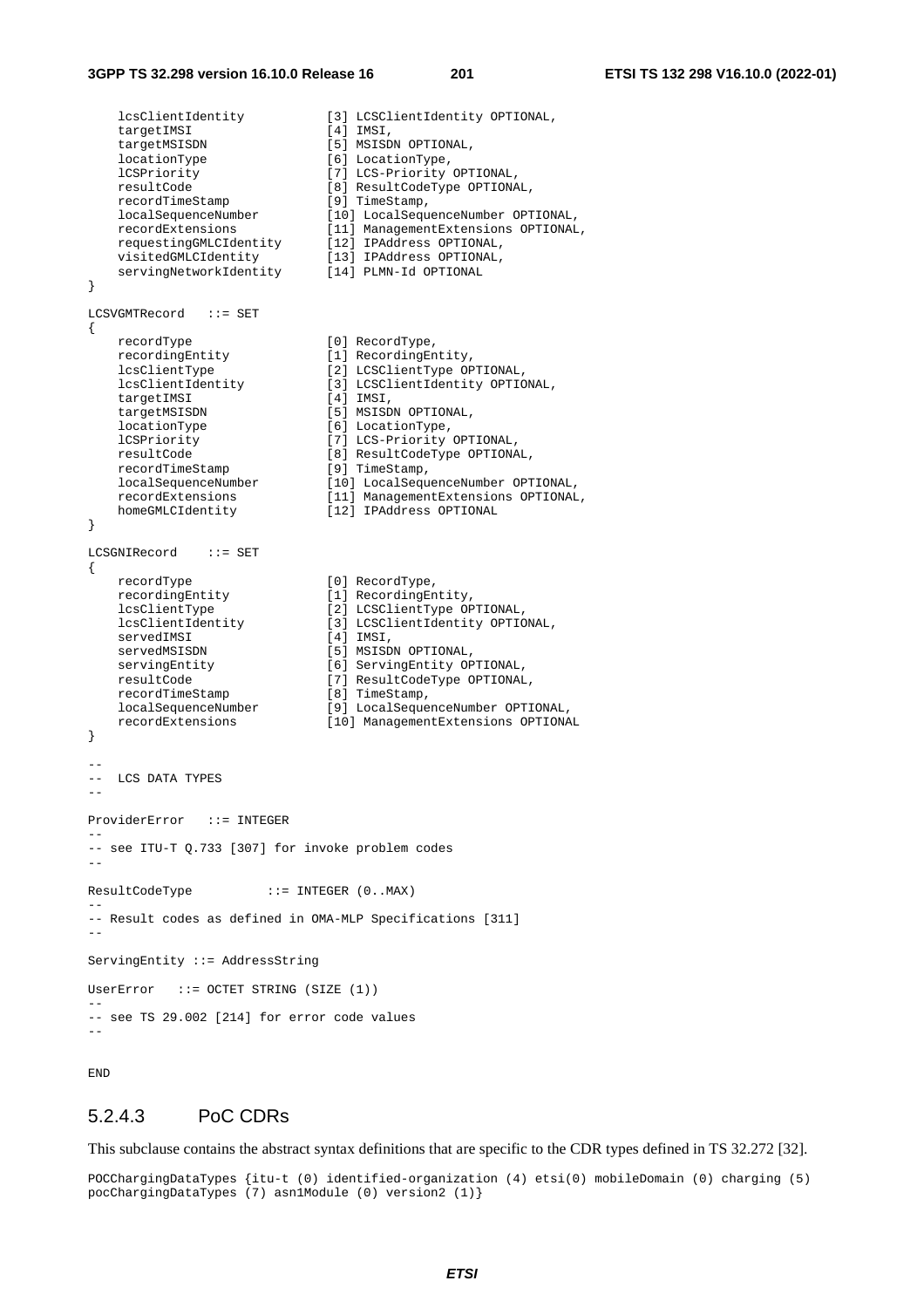```
    lcsClientIdentity           [3] LCSClientIdentity OPTIONAL,
    targetIMSI                  [4] IMSI,
    targetMSISDN                [5] MSISDN OPTIONAL,
    locationType                [6] LocationType,
    lCSPriority                 [7] LCS-Priority OPTIONAL,
    resultCode                  [8] ResultCodeType OPTIONAL,
    recordTimeStamp             [9] TimeStamp,
    localSequenceNumber         [10] LocalSequenceNumber OPTIONAL,
    recordExtensions            [11] ManagementExtensions OPTIONAL,
    requestingGMLCIdentity      [12] IPAddress OPTIONAL,
    visitedGMLCIdentity         [13] IPAddress OPTIONAL,
    servingNetworkIdentity      [14] PLMN-Id OPTIONAL
}

LCSVGMTRecord   ::= SET
{
    recordType                  [0] RecordType,
    recordingEntity             [1] RecordingEntity,
    lcsClientType               [2] LCSClientType OPTIONAL,
    lcsClientIdentity           [3] LCSClientIdentity OPTIONAL,
    targetIMSI                  [4] IMSI,
    targetMSISDN                [5] MSISDN OPTIONAL,
    locationType                [6] LocationType,
    lCSPriority                 [7] LCS-Priority OPTIONAL,
    resultCode                  [8] ResultCodeType OPTIONAL,
    recordTimeStamp             [9] TimeStamp,
    localSequenceNumber         [10] LocalSequenceNumber OPTIONAL,
    recordExtensions            [11] ManagementExtensions OPTIONAL,
    homeGMLCIdentity            [12] IPAddress OPTIONAL
}

LCSGNIRecord    ::= SET
{
    recordType                  [0] RecordType,
    recordingEntity             [1] RecordingEntity,
    lcsClientType               [2] LCSClientType OPTIONAL,
    lcsClientIdentity           [3] LCSClientIdentity OPTIONAL,
    servedIMSI                  [4] IMSI,
    servedMSISDN                [5] MSISDN OPTIONAL,
    servingEntity               [6] ServingEntity OPTIONAL,
    resultCode                  [7] ResultCodeType OPTIONAL,
    recordTimeStamp             [8] TimeStamp,
    localSequenceNumber         [9] LocalSequenceNumber OPTIONAL,
    recordExtensions            [10] ManagementExtensions OPTIONAL
}

--
--  LCS DATA TYPES
--

ProviderError   ::= INTEGER
--
-- see ITU-T Q.733 [307] for invoke problem codes
--

ResultCodeType          ::= INTEGER (0..MAX)
--
-- Result codes as defined in OMA-MLP Specifications [311]
--

ServingEntity ::= AddressString

UserError   ::= OCTET STRING (SIZE (1))
--
-- see TS 29.002 [214] for error code values
--


END
```

### 5.2.4.3 PoC CDRs

This subclause contains the abstract syntax definitions that are specific to the CDR types defined in TS 32.272 [32].

```
POCChargingDataTypes {itu-t (0) identified-organization (4) etsi(0) mobileDomain (0) charging (5)
pocChargingDataTypes (7) asn1Module (0) version2 (1)}
```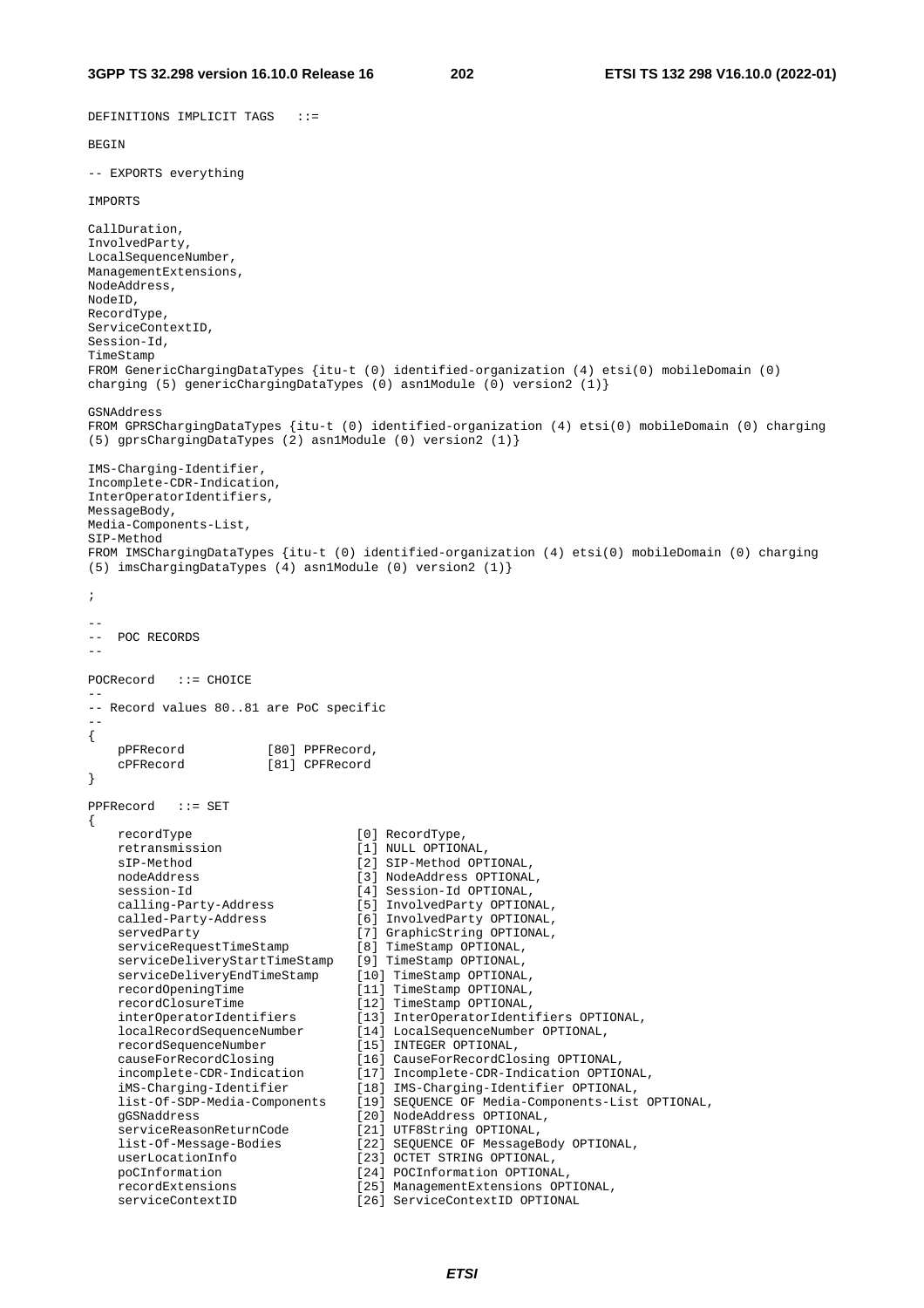```
DEFINITIONS IMPLICIT TAGS   ::=

BEGIN

-- EXPORTS everything

IMPORTS

CallDuration,
InvolvedParty,
LocalSequenceNumber,
ManagementExtensions,
NodeAddress,
NodeID,
RecordType,
ServiceContextID,
Session-Id,
TimeStamp
FROM GenericChargingDataTypes {itu-t (0) identified-organization (4) etsi(0) mobileDomain (0)
charging (5) genericChargingDataTypes (0) asn1Module (0) version2 (1)}

GSNAddress
FROM GPRSChargingDataTypes {itu-t (0) identified-organization (4) etsi(0) mobileDomain (0) charging
(5) gprsChargingDataTypes (2) asn1Module (0) version2 (1)}

IMS-Charging-Identifier,
Incomplete-CDR-Indication,
InterOperatorIdentifiers,
MessageBody,
Media-Components-List,
SIP-Method
FROM IMSChargingDataTypes {itu-t (0) identified-organization (4) etsi(0) mobileDomain (0) charging
(5) imsChargingDataTypes (4) asn1Module (0) version2 (1)}

;

--
--  POC RECORDS
--

POCRecord   ::= CHOICE
--
-- Record values 80..81 are PoC specific
--
{
    pPFRecord           [80] PPFRecord,
    cPFRecord           [81] CPFRecord
}

PPFRecord   ::= SET
{
    recordType                      [0] RecordType,
    retransmission                  [1] NULL OPTIONAL,
    sIP-Method                      [2] SIP-Method OPTIONAL,
    nodeAddress                     [3] NodeAddress OPTIONAL,
    session-Id                      [4] Session-Id OPTIONAL,
    calling-Party-Address           [5] InvolvedParty OPTIONAL,
    called-Party-Address            [6] InvolvedParty OPTIONAL,
    servedParty                     [7] GraphicString OPTIONAL,
    serviceRequestTimeStamp         [8] TimeStamp OPTIONAL,
    serviceDeliveryStartTimeStamp   [9] TimeStamp OPTIONAL,
    serviceDeliveryEndTimeStamp     [10] TimeStamp OPTIONAL,
    recordOpeningTime               [11] TimeStamp OPTIONAL,
    recordClosureTime               [12] TimeStamp OPTIONAL,
    interOperatorIdentifiers        [13] InterOperatorIdentifiers OPTIONAL,
    localRecordSequenceNumber       [14] LocalSequenceNumber OPTIONAL,
    recordSequenceNumber            [15] INTEGER OPTIONAL,
    causeForRecordClosing           [16] CauseForRecordClosing OPTIONAL,
    incomplete-CDR-Indication       [17] Incomplete-CDR-Indication OPTIONAL,
    iMS-Charging-Identifier         [18] IMS-Charging-Identifier OPTIONAL,
    list-Of-SDP-Media-Components    [19] SEQUENCE OF Media-Components-List OPTIONAL,
    gGSNaddress                     [20] NodeAddress OPTIONAL,
    serviceReasonReturnCode         [21] UTF8String OPTIONAL,
    list-Of-Message-Bodies          [22] SEQUENCE OF MessageBody OPTIONAL,
    userLocationInfo                [23] OCTET STRING OPTIONAL,
    poCInformation                  [24] POCInformation OPTIONAL,
    recordExtensions                [25] ManagementExtensions OPTIONAL,
    serviceContextID                [26] ServiceContextID OPTIONAL
```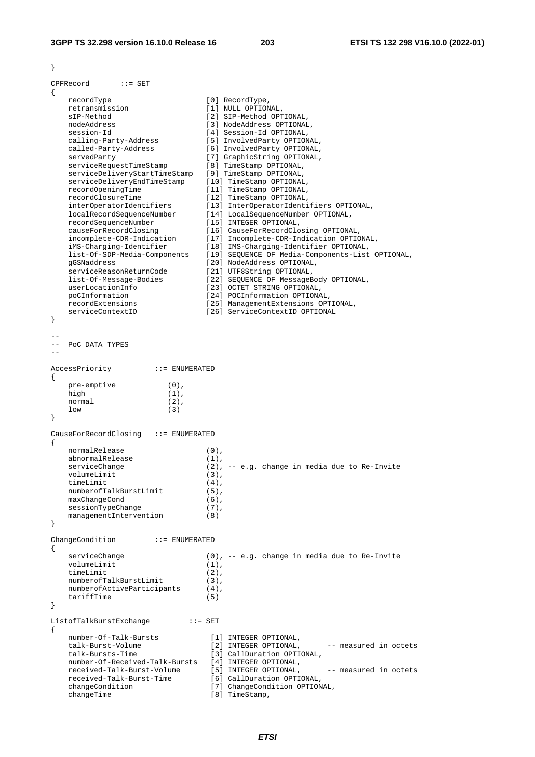```
}

CPFRecord       ::= SET
{
    recordType                      [0] RecordType,
    retransmission                  [1] NULL OPTIONAL,
    sIP-Method                      [2] SIP-Method OPTIONAL,
    nodeAddress                     [3] NodeAddress OPTIONAL,
    session-Id                      [4] Session-Id OPTIONAL,
    calling-Party-Address           [5] InvolvedParty OPTIONAL,
    called-Party-Address            [6] InvolvedParty OPTIONAL,
    servedParty                     [7] GraphicString OPTIONAL,
    serviceRequestTimeStamp         [8] TimeStamp OPTIONAL,
    serviceDeliveryStartTimeStamp   [9] TimeStamp OPTIONAL,
    serviceDeliveryEndTimeStamp     [10] TimeStamp OPTIONAL,
    recordOpeningTime               [11] TimeStamp OPTIONAL,
    recordClosureTime               [12] TimeStamp OPTIONAL,
    interOperatorIdentifiers        [13] InterOperatorIdentifiers OPTIONAL,
    localRecordSequenceNumber       [14] LocalSequenceNumber OPTIONAL,
    recordSequenceNumber            [15] INTEGER OPTIONAL,
    causeForRecordClosing           [16] CauseForRecordClosing OPTIONAL,
    incomplete-CDR-Indication       [17] Incomplete-CDR-Indication OPTIONAL,
    iMS-Charging-Identifier         [18] IMS-Charging-Identifier OPTIONAL,
    list-Of-SDP-Media-Components    [19] SEQUENCE OF Media-Components-List OPTIONAL,
    gGSNaddress                     [20] NodeAddress OPTIONAL,
    serviceReasonReturnCode         [21] UTF8String OPTIONAL,
    list-Of-Message-Bodies          [22] SEQUENCE OF MessageBody OPTIONAL,
    userLocationInfo                [23] OCTET STRING OPTIONAL,
    pocInformation                  [24] POCInformation OPTIONAL,
    recordExtensions                [25] ManagementExtensions OPTIONAL,
    serviceContextID                [26] ServiceContextID OPTIONAL
}

--
-- PoC DATA TYPES
--

AccessPriority          ::= ENUMERATED
{
    pre-emptive             (0),
    high                    (1),
    normal                  (2),
    low                     (3)
}

CauseForRecordClosing   ::= ENUMERATED
{
    normalRelease                   (0),
    abnormalRelease                 (1),
    serviceChange                   (2), -- e.g. change in media due to Re-Invite
    volumeLimit                     (3),
    timeLimit                       (4),
    numberofTalkBurstLimit          (5),
    maxChangeCond                   (6),
    sessionTypeChange               (7),
    managementIntervention          (8)
}

ChangeCondition         ::= ENUMERATED
{
    serviceChange                   (0), -- e.g. change in media due to Re-Invite
    volumeLimit                     (1),
    timeLimit                       (2),
    numberofTalkBurstLimit          (3),
    numberofActiveParticipants      (4),
    tariffTime                      (5)
}

ListofTalkBurstExchange         ::= SET
{
    number-Of-Talk-Bursts           [1] INTEGER OPTIONAL,
    talk-Burst-Volume               [2] INTEGER OPTIONAL,       -- measured in octets
    talk-Bursts-Time                [3] CallDuration OPTIONAL,
    number-Of-Received-Talk-Bursts  [4] INTEGER OPTIONAL,
    received-Talk-Burst-Volume      [5] INTEGER OPTIONAL,       -- measured in octets
    received-Talk-Burst-Time        [6] CallDuration OPTIONAL,
    changeCondition                 [7] ChangeCondition OPTIONAL,
    changeTime                      [8] TimeStamp,
```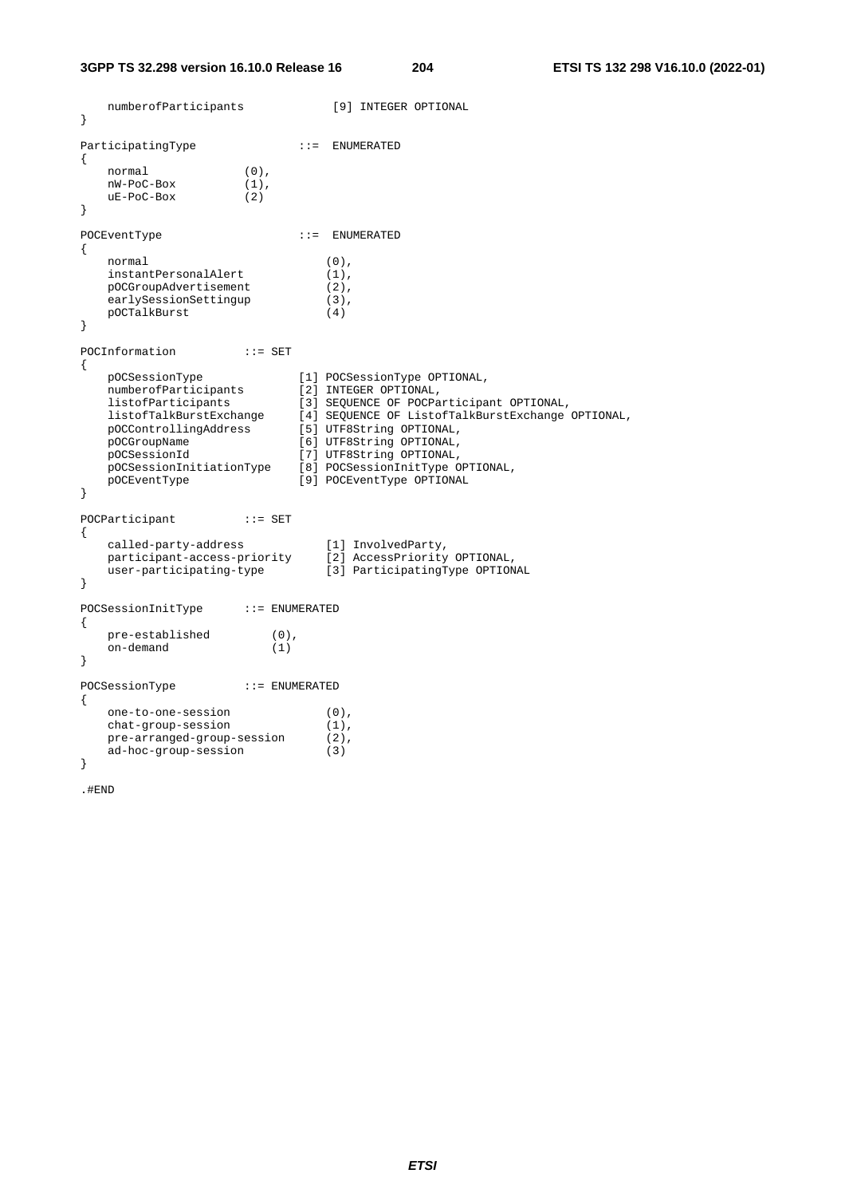```
    numberofParticipants            [9] INTEGER OPTIONAL
}

ParticipatingType               ::=  ENUMERATED
{
    normal              (0),
    nW-PoC-Box          (1),
    uE-PoC-Box          (2)
}

POCEventType                    ::=  ENUMERATED
{
    normal                          (0),
    instantPersonalAlert            (1),
    pOCGroupAdvertisement           (2),
    earlySessionSettingup           (3),
    pOCTalkBurst                    (4)
}

POCInformation          ::= SET
{
    pOCSessionType              [1] POCSessionType OPTIONAL,
    numberofParticipants        [2] INTEGER OPTIONAL,
    listofParticipants          [3] SEQUENCE OF POCParticipant OPTIONAL,
    listofTalkBurstExchange     [4] SEQUENCE OF ListofTalkBurstExchange OPTIONAL,
    pOCControllingAddress       [5] UTF8String OPTIONAL,
    pOCGroupName                [6] UTF8String OPTIONAL,
    pOCSessionId                [7] UTF8String OPTIONAL,
    pOCSessionInitiationType    [8] POCSessionInitType OPTIONAL,
    pOCEventType                [9] POCEventType OPTIONAL
}

POCParticipant          ::= SET
{
    called-party-address            [1] InvolvedParty,
    participant-access-priority     [2] AccessPriority OPTIONAL,
    user-participating-type         [3] ParticipatingType OPTIONAL
}

POCSessionInitType      ::= ENUMERATED
{
    pre-established         (0),
    on-demand               (1)
}

POCSessionType          ::= ENUMERATED
{
    one-to-one-session              (0),
    chat-group-session              (1),
    pre-arranged-group-session      (2),
    ad-hoc-group-session            (3)
}

.#END
```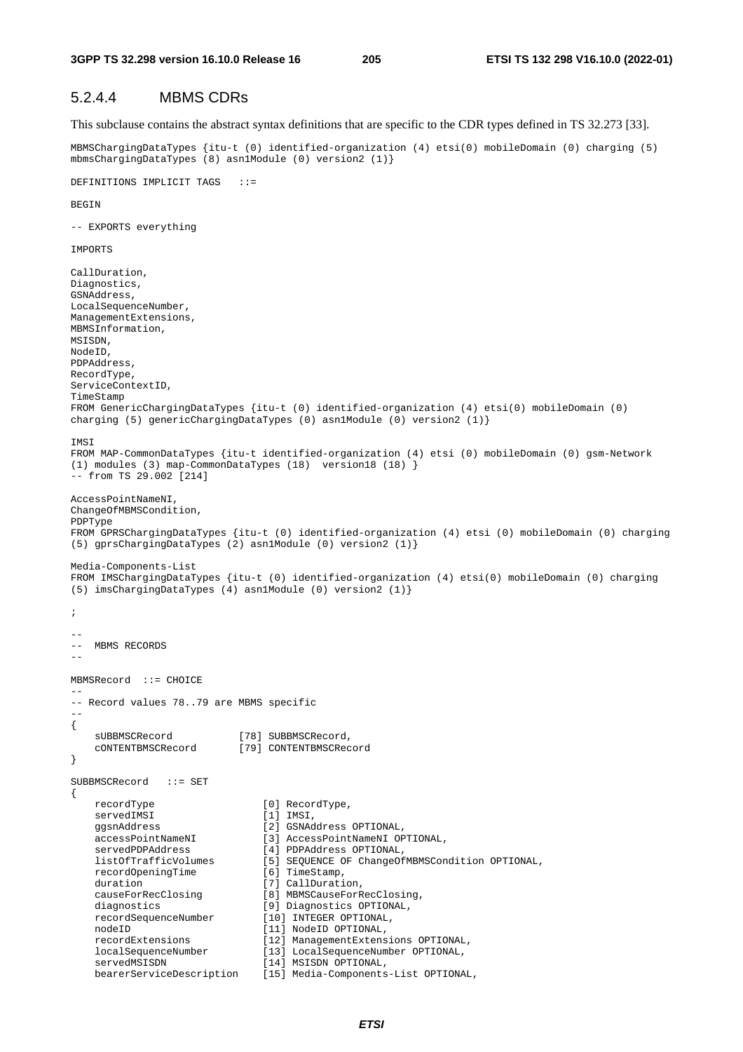### 5.2.4.4 MBMS CDRs

This subclause contains the abstract syntax definitions that are specific to the CDR types defined in TS 32.273 [33].

```
MBMSChargingDataTypes {itu-t (0) identified-organization (4) etsi(0) mobileDomain (0) charging (5)
mbmsChargingDataTypes (8) asn1Module (0) version2 (1)}

DEFINITIONS IMPLICIT TAGS   ::=

BEGIN

-- EXPORTS everything

IMPORTS

CallDuration,
Diagnostics,
GSNAddress,
LocalSequenceNumber,
ManagementExtensions,
MBMSInformation,
MSISDN,
NodeID,
PDPAddress,
RecordType,
ServiceContextID,
TimeStamp
FROM GenericChargingDataTypes {itu-t (0) identified-organization (4) etsi(0) mobileDomain (0)
charging (5) genericChargingDataTypes (0) asn1Module (0) version2 (1)}

IMSI
FROM MAP-CommonDataTypes {itu-t identified-organization (4) etsi (0) mobileDomain (0) gsm-Network
(1) modules (3) map-CommonDataTypes (18)  version18 (18) }
-- from TS 29.002 [214]

AccessPointNameNI,
ChangeOfMBMSCondition,
PDPType
FROM GPRSChargingDataTypes {itu-t (0) identified-organization (4) etsi (0) mobileDomain (0) charging
(5) gprsChargingDataTypes (2) asn1Module (0) version2 (1)}

Media-Components-List
FROM IMSChargingDataTypes {itu-t (0) identified-organization (4) etsi(0) mobileDomain (0) charging
(5) imsChargingDataTypes (4) asn1Module (0) version2 (1)}

;

--
--  MBMS RECORDS
--

MBMSRecord  ::= CHOICE
--
-- Record values 78..79 are MBMS specific
--
{
    sUBBMSCRecord           [78] SUBBMSCRecord,
    cONTENTBMSCRecord       [79] CONTENTBMSCRecord
}

SUBBMSCRecord   ::= SET
{
    recordType                  [0] RecordType,
    servedIMSI                  [1] IMSI,
    ggsnAddress                 [2] GSNAddress OPTIONAL,
    accessPointNameNI           [3] AccessPointNameNI OPTIONAL,
    servedPDPAddress            [4] PDPAddress OPTIONAL,
    listOfTrafficVolumes        [5] SEQUENCE OF ChangeOfMBMSCondition OPTIONAL,
    recordOpeningTime           [6] TimeStamp,
    duration                    [7] CallDuration,
    causeForRecClosing          [8] MBMSCauseForRecClosing,
    diagnostics                 [9] Diagnostics OPTIONAL,
    recordSequenceNumber        [10] INTEGER OPTIONAL,
    nodeID                      [11] NodeID OPTIONAL,
    recordExtensions            [12] ManagementExtensions OPTIONAL,
    localSequenceNumber         [13] LocalSequenceNumber OPTIONAL,
    servedMSISDN                [14] MSISDN OPTIONAL,
    bearerServiceDescription    [15] Media-Components-List OPTIONAL,
```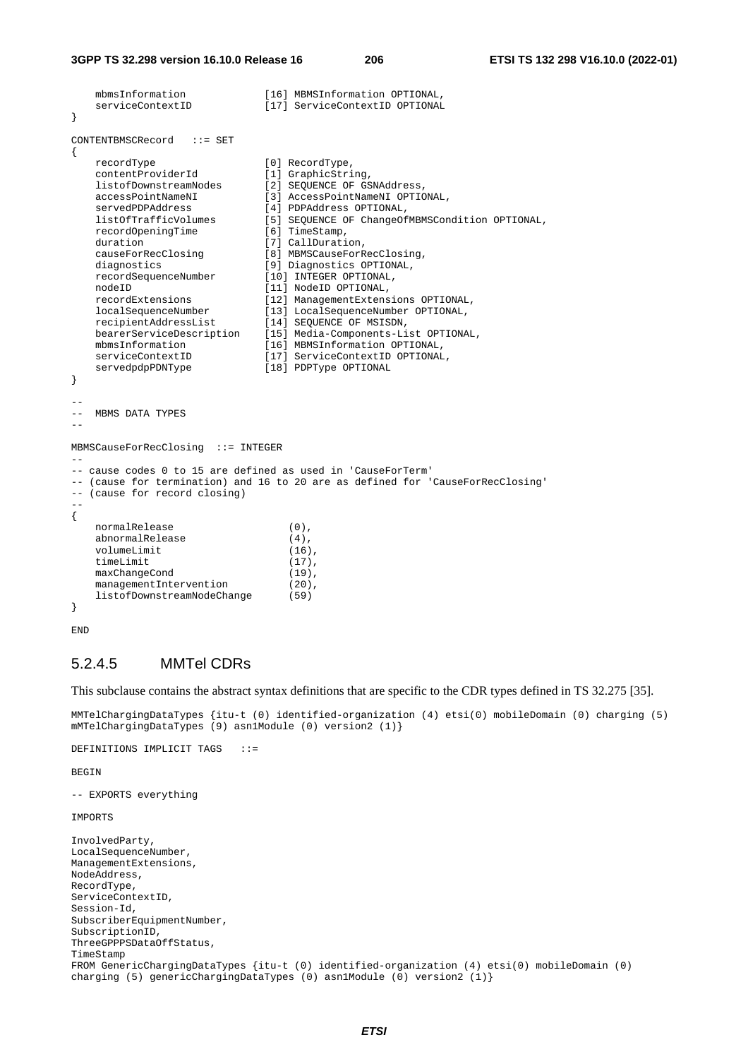```
    mbmsInformation             [16] MBMSInformation OPTIONAL,
    serviceContextID            [17] ServiceContextID OPTIONAL
}

CONTENTBMSCRecord   ::= SET
{
    recordType                  [0] RecordType,
    contentProviderId           [1] GraphicString,
    listofDownstreamNodes       [2] SEQUENCE OF GSNAddress,
    accessPointNameNI           [3] AccessPointNameNI OPTIONAL,
    servedPDPAddress            [4] PDPAddress OPTIONAL,
    listOfTrafficVolumes        [5] SEQUENCE OF ChangeOfMBMSCondition OPTIONAL,
    recordOpeningTime           [6] TimeStamp,
    duration                    [7] CallDuration,
    causeForRecClosing          [8] MBMSCauseForRecClosing,
    diagnostics                 [9] Diagnostics OPTIONAL,
    recordSequenceNumber        [10] INTEGER OPTIONAL,
    nodeID                      [11] NodeID OPTIONAL,
    recordExtensions            [12] ManagementExtensions OPTIONAL,
    localSequenceNumber         [13] LocalSequenceNumber OPTIONAL,
    recipientAddressList        [14] SEQUENCE OF MSISDN,
    bearerServiceDescription    [15] Media-Components-List OPTIONAL,
    mbmsInformation             [16] MBMSInformation OPTIONAL,
    serviceContextID            [17] ServiceContextID OPTIONAL,
    servedpdpPDNType            [18] PDPType OPTIONAL
}

--
--  MBMS DATA TYPES
--

MBMSCauseForRecClosing  ::= INTEGER
--
-- cause codes 0 to 15 are defined as used in 'CauseForTerm'
-- (cause for termination) and 16 to 20 are as defined for 'CauseForRecClosing'
-- (cause for record closing)
--
{
    normalRelease                   (0),
    abnormalRelease                 (4),
    volumeLimit                     (16),
    timeLimit                       (17),
    maxChangeCond                   (19),
    managementIntervention          (20),
    listofDownstreamNodeChange      (59)
}

END
```

### 5.2.4.5 MMTel CDRs

This subclause contains the abstract syntax definitions that are specific to the CDR types defined in TS 32.275 [35].

```
MMTelChargingDataTypes {itu-t (0) identified-organization (4) etsi(0) mobileDomain (0) charging (5)
mMTelChargingDataTypes (9) asn1Module (0) version2 (1)}

DEFINITIONS IMPLICIT TAGS   ::=

BEGIN

-- EXPORTS everything

IMPORTS

InvolvedParty,
LocalSequenceNumber,
ManagementExtensions,
NodeAddress,
RecordType,
ServiceContextID,
Session-Id,
SubscriberEquipmentNumber,
SubscriptionID,
ThreeGPPPSDataOffStatus,
TimeStamp
FROM GenericChargingDataTypes {itu-t (0) identified-organization (4) etsi(0) mobileDomain (0)
charging (5) genericChargingDataTypes (0) asn1Module (0) version2 (1)}
```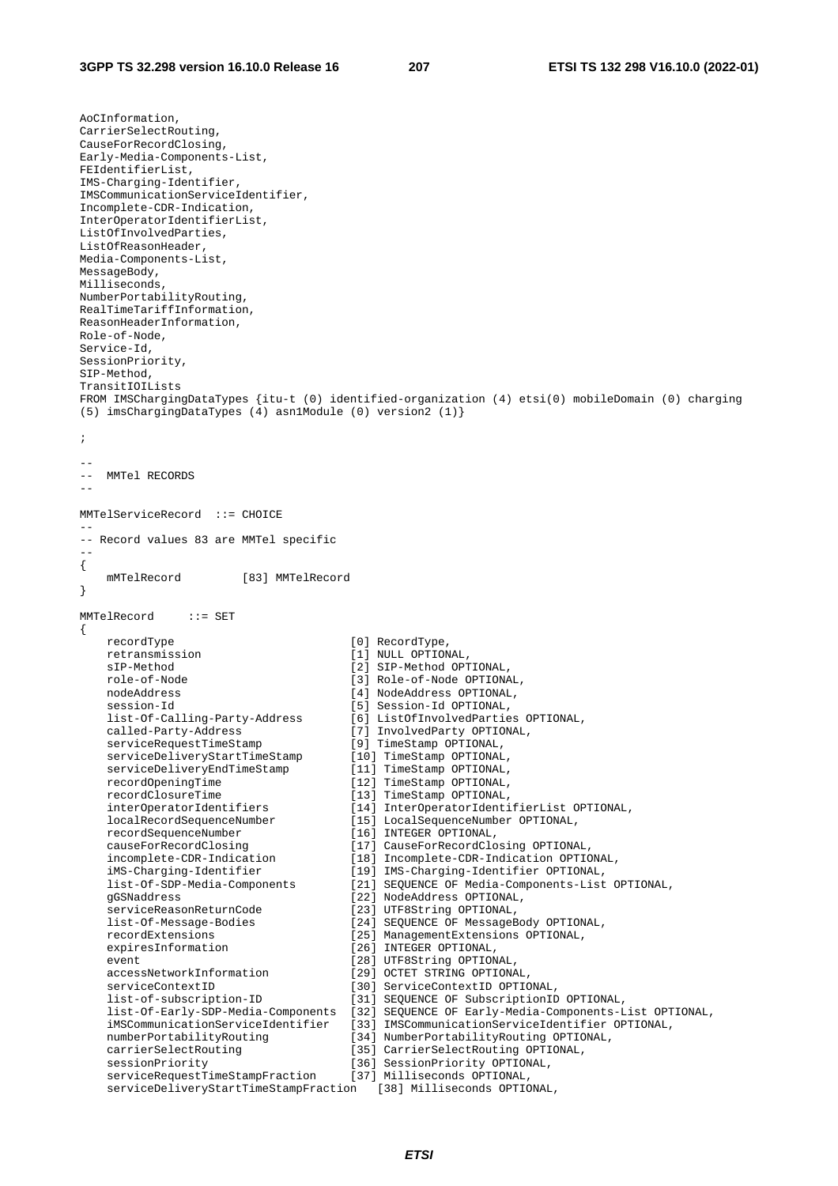```
AoCInformation,
CarrierSelectRouting,
CauseForRecordClosing,
Early-Media-Components-List,
FEIdentifierList,
IMS-Charging-Identifier,
IMSCommunicationServiceIdentifier,
Incomplete-CDR-Indication,
InterOperatorIdentifierList,
ListOfInvolvedParties,
ListOfReasonHeader,
Media-Components-List,
MessageBody,
Milliseconds,
NumberPortabilityRouting,
RealTimeTariffInformation,
ReasonHeaderInformation,
Role-of-Node,
Service-Id,
SessionPriority,
SIP-Method,
TransitIOILists
FROM IMSChargingDataTypes {itu-t (0) identified-organization (4) etsi(0) mobileDomain (0) charging
(5) imsChargingDataTypes (4) asn1Module (0) version2 (1)}

;

--
--  MMTel RECORDS
--

MMTelServiceRecord  ::= CHOICE
--
-- Record values 83 are MMTel specific
--
{
    mMTelRecord         [83] MMTelRecord
}

MMTelRecord     ::= SET
{
    recordType                          [0] RecordType,
    retransmission                      [1] NULL OPTIONAL,
    sIP-Method                          [2] SIP-Method OPTIONAL,
    role-of-Node                        [3] Role-of-Node OPTIONAL,
    nodeAddress                         [4] NodeAddress OPTIONAL,
    session-Id                          [5] Session-Id OPTIONAL,
    list-Of-Calling-Party-Address       [6] ListOfInvolvedParties OPTIONAL,
    called-Party-Address                [7] InvolvedParty OPTIONAL,
    serviceRequestTimeStamp             [9] TimeStamp OPTIONAL,
    serviceDeliveryStartTimeStamp       [10] TimeStamp OPTIONAL,
    serviceDeliveryEndTimeStamp         [11] TimeStamp OPTIONAL,
    recordOpeningTime                   [12] TimeStamp OPTIONAL,
    recordClosureTime                   [13] TimeStamp OPTIONAL,
    interOperatorIdentifiers            [14] InterOperatorIdentifierList OPTIONAL,
    localRecordSequenceNumber           [15] LocalSequenceNumber OPTIONAL,
    recordSequenceNumber                [16] INTEGER OPTIONAL,
    causeForRecordClosing               [17] CauseForRecordClosing OPTIONAL,
    incomplete-CDR-Indication           [18] Incomplete-CDR-Indication OPTIONAL,
    iMS-Charging-Identifier             [19] IMS-Charging-Identifier OPTIONAL,
    list-Of-SDP-Media-Components        [21] SEQUENCE OF Media-Components-List OPTIONAL,
    gGSNaddress                         [22] NodeAddress OPTIONAL,
    serviceReasonReturnCode             [23] UTF8String OPTIONAL,
    list-Of-Message-Bodies              [24] SEQUENCE OF MessageBody OPTIONAL,
    recordExtensions                    [25] ManagementExtensions OPTIONAL,
    expiresInformation                  [26] INTEGER OPTIONAL,
    event                               [28] UTF8String OPTIONAL,
    accessNetworkInformation            [29] OCTET STRING OPTIONAL,
    serviceContextID                    [30] ServiceContextID OPTIONAL,
    list-of-subscription-ID             [31] SEQUENCE OF SubscriptionID OPTIONAL,
    list-Of-Early-SDP-Media-Components  [32] SEQUENCE OF Early-Media-Components-List OPTIONAL,
    iMSCommunicationServiceIdentifier   [33] IMSCommunicationServiceIdentifier OPTIONAL,
    numberPortabilityRouting            [34] NumberPortabilityRouting OPTIONAL,
    carrierSelectRouting                [35] CarrierSelectRouting OPTIONAL,
    sessionPriority                     [36] SessionPriority OPTIONAL,
    serviceRequestTimeStampFraction     [37] Milliseconds OPTIONAL,
    serviceDeliveryStartTimeStampFraction   [38] Milliseconds OPTIONAL,
```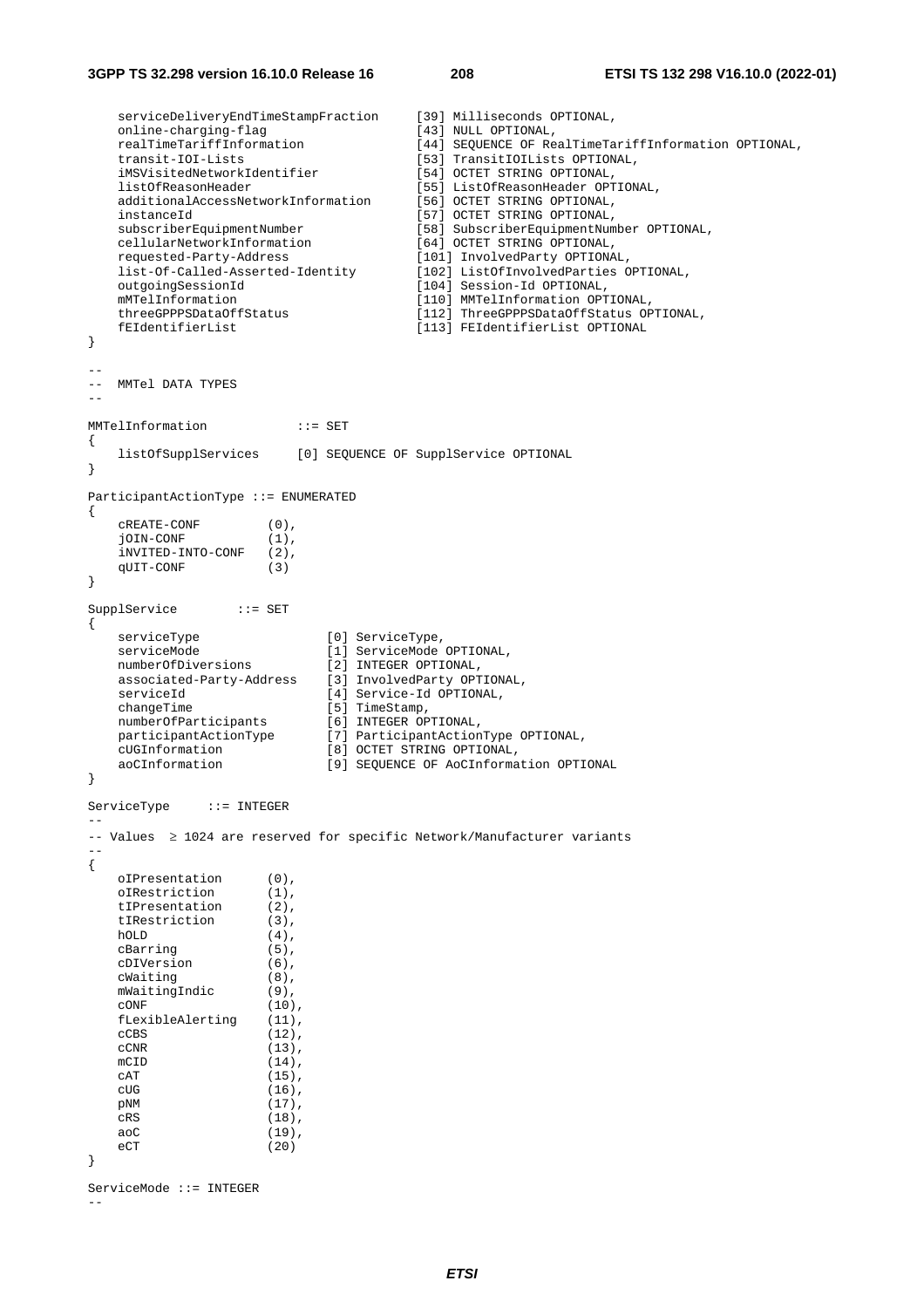```
    serviceDeliveryEndTimeStampFraction     [39] Milliseconds OPTIONAL,
    online-charging-flag                    [43] NULL OPTIONAL,
    realTimeTariffInformation               [44] SEQUENCE OF RealTimeTariffInformation OPTIONAL,
    transit-IOI-Lists                       [53] TransitIOILists OPTIONAL,
    iMSVisitedNetworkIdentifier             [54] OCTET STRING OPTIONAL,
    listOfReasonHeader                      [55] ListOfReasonHeader OPTIONAL,
    additionalAccessNetworkInformation      [56] OCTET STRING OPTIONAL,
    instanceId                              [57] OCTET STRING OPTIONAL,
    subscriberEquipmentNumber               [58] SubscriberEquipmentNumber OPTIONAL,
    cellularNetworkInformation              [64] OCTET STRING OPTIONAL,
    requested-Party-Address                 [101] InvolvedParty OPTIONAL,
    list-Of-Called-Asserted-Identity        [102] ListOfInvolvedParties OPTIONAL,
    outgoingSessionId                       [104] Session-Id OPTIONAL,
    mMTelInformation                        [110] MMTelInformation OPTIONAL,
    threeGPPPSDataOffStatus                 [112] ThreeGPPPSDataOffStatus OPTIONAL,
    fEIdentifierList                        [113] FEIdentifierList OPTIONAL
}

--
-- MMTel DATA TYPES
--

MMTelInformation            ::= SET
{
    listOfSupplServices     [0] SEQUENCE OF SupplService OPTIONAL
}

ParticipantActionType ::= ENUMERATED
{
    cREATE-CONF         (0),
    jOIN-CONF           (1),
    iNVITED-INTO-CONF   (2),
    qUIT-CONF           (3)
}

SupplService        ::= SET
{
    serviceType                 [0] ServiceType,
    serviceMode                 [1] ServiceMode OPTIONAL,
    numberOfDiversions          [2] INTEGER OPTIONAL,
    associated-Party-Address    [3] InvolvedParty OPTIONAL,
    serviceId                   [4] Service-Id OPTIONAL,
    changeTime                  [5] TimeStamp,
    numberOfParticipants        [6] INTEGER OPTIONAL,
    participantActionType       [7] ParticipantActionType OPTIONAL,
    cUGInformation              [8] OCTET STRING OPTIONAL,
    aoCInformation              [9] SEQUENCE OF AoCInformation OPTIONAL
}

ServiceType     ::= INTEGER
--
-- Values  ≥ 1024 are reserved for specific Network/Manufacturer variants
--
{
    oIPresentation      (0),
    oIRestriction       (1),
    tIPresentation      (2),
    tIRestriction       (3),
    hOLD                (4),
    cBarring            (5),
    cDIVersion          (6),
    cWaiting            (8),
    mWaitingIndic       (9),
    cONF                (10),
    fLexibleAlerting    (11),
    cCBS                (12),
    cCNR                (13),
    mCID                (14),
    cAT                 (15),
    cUG                 (16),
    pNM                 (17),
    cRS                 (18),
    aoC                 (19),
    eCT                 (20)
}

ServiceMode ::= INTEGER
--
```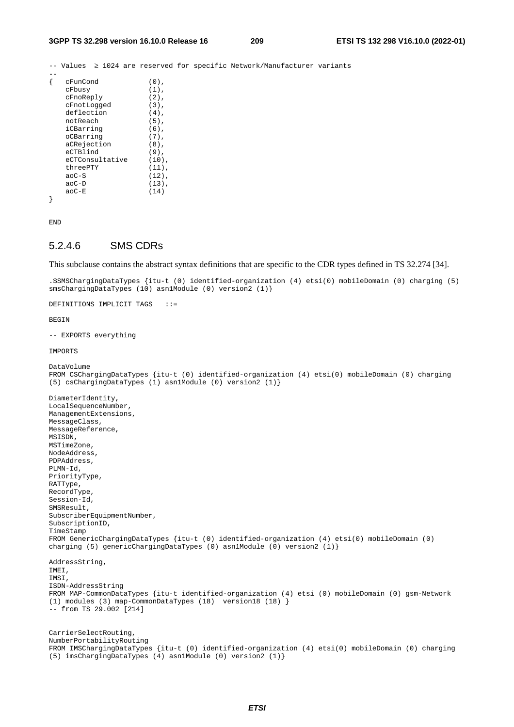```
-- Values  ≥ 1024 are reserved for specific Network/Manufacturer variants
--
{   cFunCond            (0),
    cFbusy              (1),
    cFnoReply           (2),
    cFnotLogged         (3),
    deflection          (4),
    notReach            (5),
    iCBarring           (6),
    oCBarring           (7),
    aCRejection         (8),
    eCTBlind            (9),
    eCTConsultative     (10),
    threePTY            (11),
    aoC-S               (12),
    aoC-D               (13),
    aoC-E               (14)
}

END
```

### 5.2.4.6 SMS CDRs

This subclause contains the abstract syntax definitions that are specific to the CDR types defined in TS 32.274 [34].

```
.$SMSChargingDataTypes {itu-t (0) identified-organization (4) etsi(0) mobileDomain (0) charging (5)
smsChargingDataTypes (10) asn1Module (0) version2 (1)}

DEFINITIONS IMPLICIT TAGS   ::=

BEGIN

-- EXPORTS everything

IMPORTS

DataVolume
FROM CSChargingDataTypes {itu-t (0) identified-organization (4) etsi(0) mobileDomain (0) charging
(5) csChargingDataTypes (1) asn1Module (0) version2 (1)}

DiameterIdentity,
LocalSequenceNumber,
ManagementExtensions,
MessageClass,
MessageReference,
MSISDN,
MSTimeZone,
NodeAddress,
PDPAddress,
PLMN-Id,
PriorityType,
RATType,
RecordType,
Session-Id,
SMSResult,
SubscriberEquipmentNumber,
SubscriptionID,
TimeStamp
FROM GenericChargingDataTypes {itu-t (0) identified-organization (4) etsi(0) mobileDomain (0)
charging (5) genericChargingDataTypes (0) asn1Module (0) version2 (1)}

AddressString,
IMEI,
IMSI,
ISDN-AddressString
FROM MAP-CommonDataTypes {itu-t identified-organization (4) etsi (0) mobileDomain (0) gsm-Network
(1) modules (3) map-CommonDataTypes (18)  version18 (18) }
-- from TS 29.002 [214]

CarrierSelectRouting,
NumberPortabilityRouting
FROM IMSChargingDataTypes {itu-t (0) identified-organization (4) etsi(0) mobileDomain (0) charging
(5) imsChargingDataTypes (4) asn1Module (0) version2 (1)}
```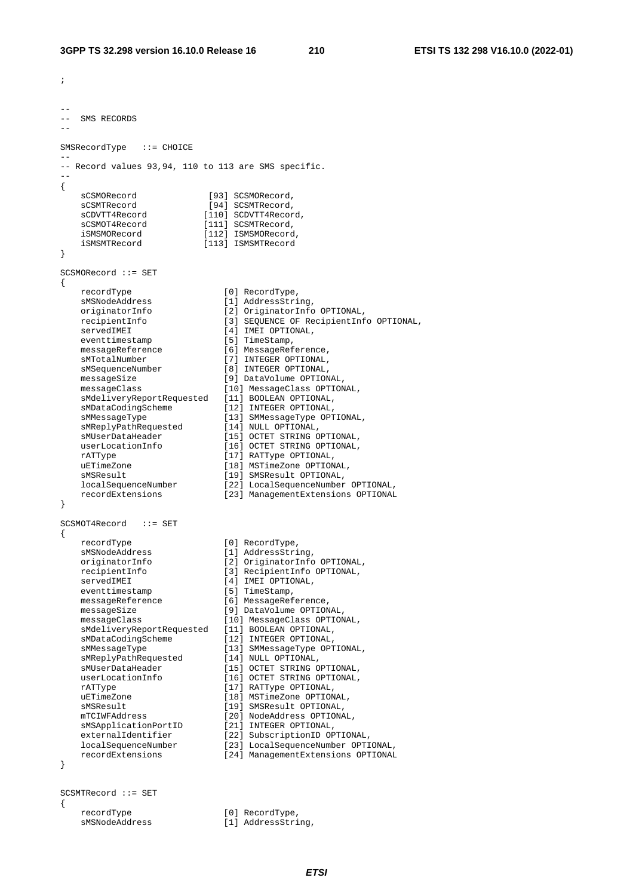```
;


--
--  SMS RECORDS
--

SMSRecordType   ::= CHOICE
--
-- Record values 93,94, 110 to 113 are SMS specific.
--
{
    sCSMORecord              [93] SCSMORecord,
    sCSMTRecord              [94] SCSMTRecord,
    sCDVTT4Record           [110] SCDVTT4Record,
    sCSMOT4Record           [111] SCSMTRecord,
    iSMSMORecord            [112] ISMSMORecord,
    iSMSMTRecord            [113] ISMSMTRecord
}

SCSMORecord ::= SET
{
    recordType                  [0] RecordType,
    sMSNodeAddress              [1] AddressString,
    originatorInfo              [2] OriginatorInfo OPTIONAL,
    recipientInfo               [3] SEQUENCE OF RecipientInfo OPTIONAL,
    servedIMEI                  [4] IMEI OPTIONAL,
    eventtimestamp              [5] TimeStamp,
    messageReference            [6] MessageReference,
    sMTotalNumber               [7] INTEGER OPTIONAL,
    sMSequenceNumber            [8] INTEGER OPTIONAL,
    messageSize                 [9] DataVolume OPTIONAL,
    messageClass                [10] MessageClass OPTIONAL,
    sMdeliveryReportRequested   [11] BOOLEAN OPTIONAL,
    sMDataCodingScheme          [12] INTEGER OPTIONAL,
    sMMessageType               [13] SMMessageType OPTIONAL,
    sMReplyPathRequested        [14] NULL OPTIONAL,
    sMUserDataHeader            [15] OCTET STRING OPTIONAL,
    userLocationInfo            [16] OCTET STRING OPTIONAL,
    rATType                     [17] RATType OPTIONAL,
    uETimeZone                  [18] MSTimeZone OPTIONAL,
    sMSResult                   [19] SMSResult OPTIONAL,
    localSequenceNumber         [22] LocalSequenceNumber OPTIONAL,
    recordExtensions            [23] ManagementExtensions OPTIONAL
}

SCSMOT4Record   ::= SET
{
    recordType                  [0] RecordType,
    sMSNodeAddress              [1] AddressString,
    originatorInfo              [2] OriginatorInfo OPTIONAL,
    recipientInfo               [3] RecipientInfo OPTIONAL,
    servedIMEI                  [4] IMEI OPTIONAL,
    eventtimestamp              [5] TimeStamp,
    messageReference            [6] MessageReference,
    messageSize                 [9] DataVolume OPTIONAL,
    messageClass                [10] MessageClass OPTIONAL,
    sMdeliveryReportRequested   [11] BOOLEAN OPTIONAL,
    sMDataCodingScheme          [12] INTEGER OPTIONAL,
    sMMessageType               [13] SMMessageType OPTIONAL,
    sMReplyPathRequested        [14] NULL OPTIONAL,
    sMUserDataHeader            [15] OCTET STRING OPTIONAL,
    userLocationInfo            [16] OCTET STRING OPTIONAL,
    rATType                     [17] RATType OPTIONAL,
    uETimeZone                  [18] MSTimeZone OPTIONAL,
    sMSResult                   [19] SMSResult OPTIONAL,
    mTCIWFAddress               [20] NodeAddress OPTIONAL,
    sMSApplicationPortID        [21] INTEGER OPTIONAL,
    externalIdentifier          [22] SubscriptionID OPTIONAL,
    localSequenceNumber         [23] LocalSequenceNumber OPTIONAL,
    recordExtensions            [24] ManagementExtensions OPTIONAL
}


SCSMTRecord ::= SET
{
    recordType                  [0] RecordType,
    sMSNodeAddress              [1] AddressString,
```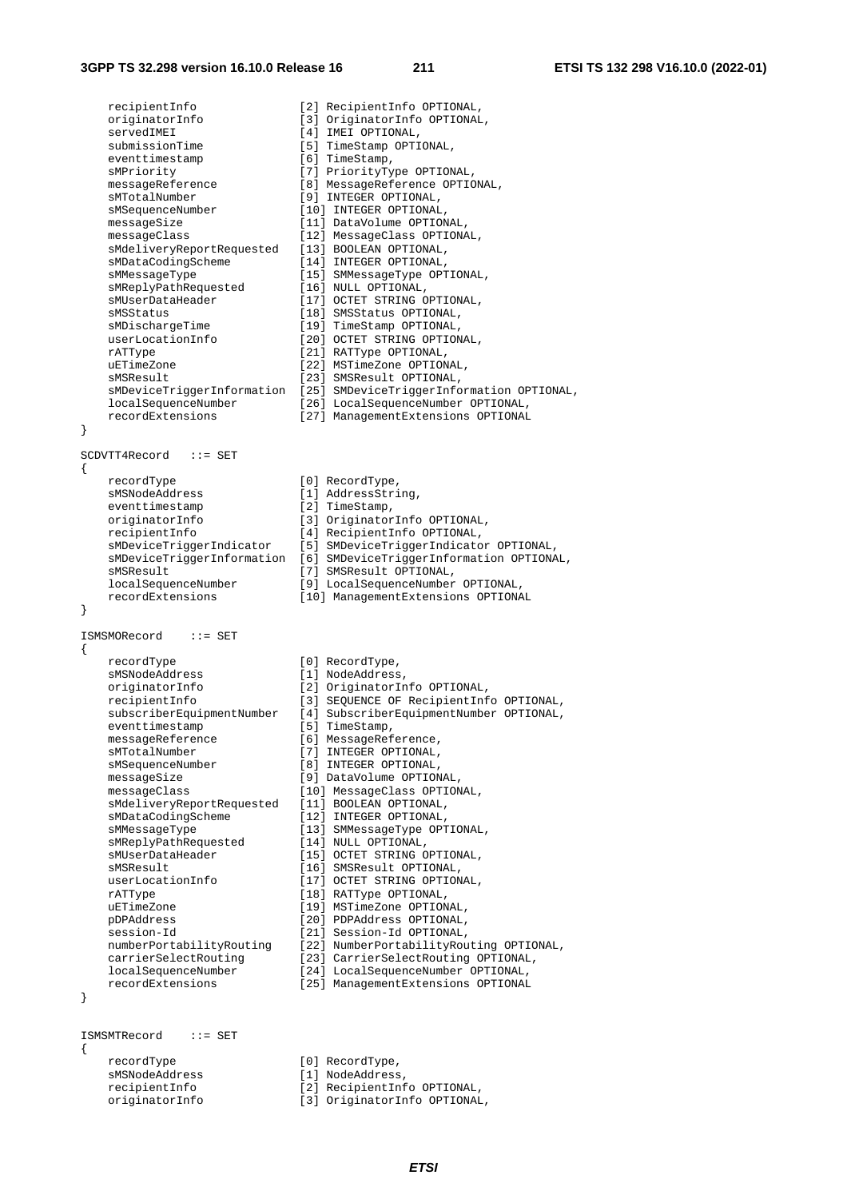```
    recipientInfo              [2] RecipientInfo OPTIONAL,
    originatorInfo             [3] OriginatorInfo OPTIONAL,
    servedIMEI                 [4] IMEI OPTIONAL,
    submissionTime             [5] TimeStamp OPTIONAL,
    eventtimestamp             [6] TimeStamp,
    sMPriority                 [7] PriorityType OPTIONAL,
    messageReference           [8] MessageReference OPTIONAL,
    sMTotalNumber              [9] INTEGER OPTIONAL,
    sMSequenceNumber           [10] INTEGER OPTIONAL,
    messageSize                [11] DataVolume OPTIONAL,
    messageClass               [12] MessageClass OPTIONAL,
    sMdeliveryReportRequested  [13] BOOLEAN OPTIONAL,
    sMDataCodingScheme         [14] INTEGER OPTIONAL,
    sMMessageType              [15] SMMessageType OPTIONAL,
    sMReplyPathRequested       [16] NULL OPTIONAL,
    sMUserDataHeader           [17] OCTET STRING OPTIONAL,
    sMSStatus                  [18] SMSStatus OPTIONAL,
    sMDischargeTime            [19] TimeStamp OPTIONAL,
    userLocationInfo           [20] OCTET STRING OPTIONAL,
    rATType                    [21] RATType OPTIONAL,
    uETimeZone                 [22] MSTimeZone OPTIONAL,
    sMSResult                  [23] SMSResult OPTIONAL,
    sMDeviceTriggerInformation [25] SMDeviceTriggerInformation OPTIONAL,
    localSequenceNumber        [26] LocalSequenceNumber OPTIONAL,
    recordExtensions           [27] ManagementExtensions OPTIONAL
}

SCDVTT4Record   ::= SET
{
    recordType                 [0] RecordType,
    sMSNodeAddress             [1] AddressString,
    eventtimestamp             [2] TimeStamp,
    originatorInfo             [3] OriginatorInfo OPTIONAL,
    recipientInfo              [4] RecipientInfo OPTIONAL,
    sMDeviceTriggerIndicator   [5] SMDeviceTriggerIndicator OPTIONAL,
    sMDeviceTriggerInformation [6] SMDeviceTriggerInformation OPTIONAL,
    sMSResult                  [7] SMSResult OPTIONAL,
    localSequenceNumber        [9] LocalSequenceNumber OPTIONAL,
    recordExtensions           [10] ManagementExtensions OPTIONAL
}

ISMSMORecord    ::= SET
{
    recordType                 [0] RecordType,
    sMSNodeAddress             [1] NodeAddress,
    originatorInfo             [2] OriginatorInfo OPTIONAL,
    recipientInfo              [3] SEQUENCE OF RecipientInfo OPTIONAL,
    subscriberEquipmentNumber  [4] SubscriberEquipmentNumber OPTIONAL,
    eventtimestamp             [5] TimeStamp,
    messageReference           [6] MessageReference,
    sMTotalNumber              [7] INTEGER OPTIONAL,
    sMSequenceNumber           [8] INTEGER OPTIONAL,
    messageSize                [9] DataVolume OPTIONAL,
    messageClass               [10] MessageClass OPTIONAL,
    sMdeliveryReportRequested  [11] BOOLEAN OPTIONAL,
    sMDataCodingScheme         [12] INTEGER OPTIONAL,
    sMMessageType              [13] SMMessageType OPTIONAL,
    sMReplyPathRequested       [14] NULL OPTIONAL,
    sMUserDataHeader           [15] OCTET STRING OPTIONAL,
    sMSResult                  [16] SMSResult OPTIONAL,
    userLocationInfo           [17] OCTET STRING OPTIONAL,
    rATType                    [18] RATType OPTIONAL,
    uETimeZone                 [19] MSTimeZone OPTIONAL,
    pDPAddress                 [20] PDPAddress OPTIONAL,
    session-Id                 [21] Session-Id OPTIONAL,
    numberPortabilityRouting   [22] NumberPortabilityRouting OPTIONAL,
    carrierSelectRouting       [23] CarrierSelectRouting OPTIONAL,
    localSequenceNumber        [24] LocalSequenceNumber OPTIONAL,
    recordExtensions           [25] ManagementExtensions OPTIONAL
}


ISMSMTRecord    ::= SET
{
    recordType                 [0] RecordType,
    sMSNodeAddress             [1] NodeAddress,
    recipientInfo              [2] RecipientInfo OPTIONAL,
    originatorInfo             [3] OriginatorInfo OPTIONAL,
```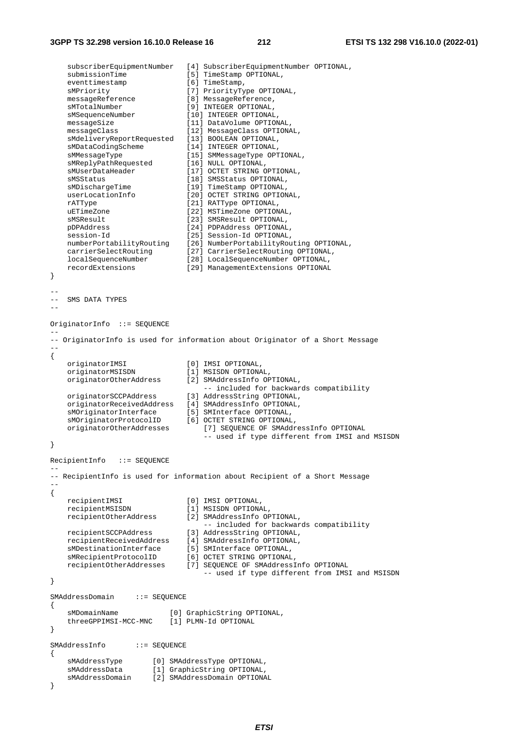```
    subscriberEquipmentNumber   [4] SubscriberEquipmentNumber OPTIONAL,
    submissionTime              [5] TimeStamp OPTIONAL,
    eventtimestamp              [6] TimeStamp,
    sMPriority                  [7] PriorityType OPTIONAL,
    messageReference            [8] MessageReference,
    sMTotalNumber               [9] INTEGER OPTIONAL,
    sMSequenceNumber            [10] INTEGER OPTIONAL,
    messageSize                 [11] DataVolume OPTIONAL,
    messageClass                [12] MessageClass OPTIONAL,
    sMdeliveryReportRequested   [13] BOOLEAN OPTIONAL,
    sMDataCodingScheme          [14] INTEGER OPTIONAL,
    sMMessageType               [15] SMMessageType OPTIONAL,
    sMReplyPathRequested        [16] NULL OPTIONAL,
    sMUserDataHeader            [17] OCTET STRING OPTIONAL,
    sMSStatus                   [18] SMSStatus OPTIONAL,
    sMDischargeTime             [19] TimeStamp OPTIONAL,
    userLocationInfo            [20] OCTET STRING OPTIONAL,
    rATType                     [21] RATType OPTIONAL,
    uETimeZone                  [22] MSTimeZone OPTIONAL,
    sMSResult                   [23] SMSResult OPTIONAL,
    pDPAddress                  [24] PDPAddress OPTIONAL,
    session-Id                  [25] Session-Id OPTIONAL,
    numberPortabilityRouting    [26] NumberPortabilityRouting OPTIONAL,
    carrierSelectRouting        [27] CarrierSelectRouting OPTIONAL,
    localSequenceNumber         [28] LocalSequenceNumber OPTIONAL,
    recordExtensions            [29] ManagementExtensions OPTIONAL
}

--
--  SMS DATA TYPES
--

OriginatorInfo  ::= SEQUENCE
--
-- OriginatorInfo is used for information about Originator of a Short Message
--
{
    originatorIMSI              [0] IMSI OPTIONAL,
    originatorMSISDN            [1] MSISDN OPTIONAL,
    originatorOtherAddress      [2] SMAddressInfo OPTIONAL,
                                    -- included for backwards compatibility
    originatorSCCPAddress       [3] AddressString OPTIONAL,
    originatorReceivedAddress   [4] SMAddressInfo OPTIONAL,
    sMOriginatorInterface       [5] SMInterface OPTIONAL,
    sMOriginatorProtocolID      [6] OCTET STRING OPTIONAL,
    originatorOtherAddresses        [7] SEQUENCE OF SMAddressInfo OPTIONAL
                                    -- used if type different from IMSI and MSISDN
}

RecipientInfo   ::= SEQUENCE
--
-- RecipientInfo is used for information about Recipient of a Short Message
--
{
    recipientIMSI               [0] IMSI OPTIONAL,
    recipientMSISDN             [1] MSISDN OPTIONAL,
    recipientOtherAddress       [2] SMAddressInfo OPTIONAL,
                                    -- included for backwards compatibility
    recipientSCCPAddress        [3] AddressString OPTIONAL,
    recipientReceivedAddress    [4] SMAddressInfo OPTIONAL,
    sMDestinationInterface      [5] SMInterface OPTIONAL,
    sMRecipientProtocolID       [6] OCTET STRING OPTIONAL,
    recipientOtherAddresses     [7] SEQUENCE OF SMAddressInfo OPTIONAL
                                    -- used if type different from IMSI and MSISDN
}

SMAddressDomain     ::= SEQUENCE
{
    sMDomainName            [0] GraphicString OPTIONAL,
    threeGPPIMSI-MCC-MNC    [1] PLMN-Id OPTIONAL
}

SMAddressInfo       ::= SEQUENCE
{
    sMAddressType       [0] SMAddressType OPTIONAL,
    sMAddressData       [1] GraphicString OPTIONAL,
    sMAddressDomain     [2] SMAddressDomain OPTIONAL
}
```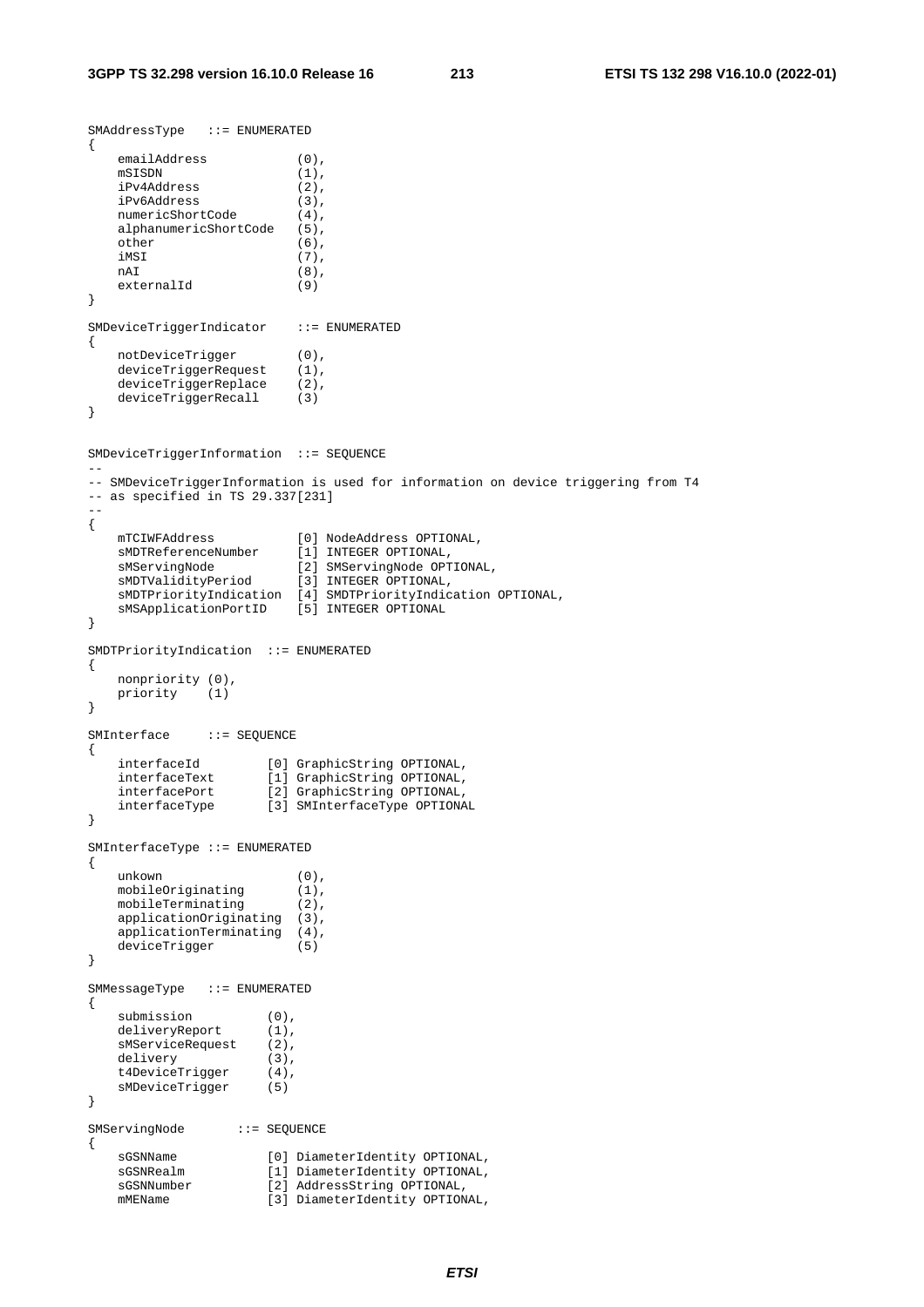```
SMAddressType   ::= ENUMERATED
{
    emailAddress            (0),
    mSISDN                  (1),
    iPv4Address             (2),
    iPv6Address             (3),
    numericShortCode        (4),
    alphanumericShortCode   (5),
    other                   (6),
    iMSI                    (7),
    nAI                     (8),
    externalId              (9)
}

SMDeviceTriggerIndicator    ::= ENUMERATED
{
    notDeviceTrigger        (0),
    deviceTriggerRequest    (1),
    deviceTriggerReplace    (2),
    deviceTriggerRecall     (3)
}


SMDeviceTriggerInformation  ::= SEQUENCE
--
-- SMDeviceTriggerInformation is used for information on device triggering from T4
-- as specified in TS 29.337[231]
--
{
    mTCIWFAddress           [0] NodeAddress OPTIONAL,
    sMDTReferenceNumber     [1] INTEGER OPTIONAL,
    sMServingNode           [2] SMServingNode OPTIONAL,
    sMDTValidityPeriod      [3] INTEGER OPTIONAL,
    sMDTPriorityIndication  [4] SMDTPriorityIndication OPTIONAL,
    sMSApplicationPortID    [5] INTEGER OPTIONAL
}

SMDTPriorityIndication  ::= ENUMERATED
{
    nonpriority (0),
    priority    (1)
}

SMInterface     ::= SEQUENCE
{
    interfaceId         [0] GraphicString OPTIONAL,
    interfaceText       [1] GraphicString OPTIONAL,
    interfacePort       [2] GraphicString OPTIONAL,
    interfaceType       [3] SMInterfaceType OPTIONAL
}

SMInterfaceType ::= ENUMERATED
{
    unkown                  (0),
    mobileOriginating       (1),
    mobileTerminating       (2),
    applicationOriginating  (3),
    applicationTerminating  (4),
    deviceTrigger           (5)
}

SMMessageType   ::= ENUMERATED
{
    submission          (0),
    deliveryReport      (1),
    sMServiceRequest    (2),
    delivery            (3),
    t4DeviceTrigger     (4),
    sMDeviceTrigger     (5)
}

SMServingNode       ::= SEQUENCE
{
    sGSNName            [0] DiameterIdentity OPTIONAL,
    sGSNRealm           [1] DiameterIdentity OPTIONAL,
    sGSNNumber          [2] AddressString OPTIONAL,
    mMEName             [3] DiameterIdentity OPTIONAL,
```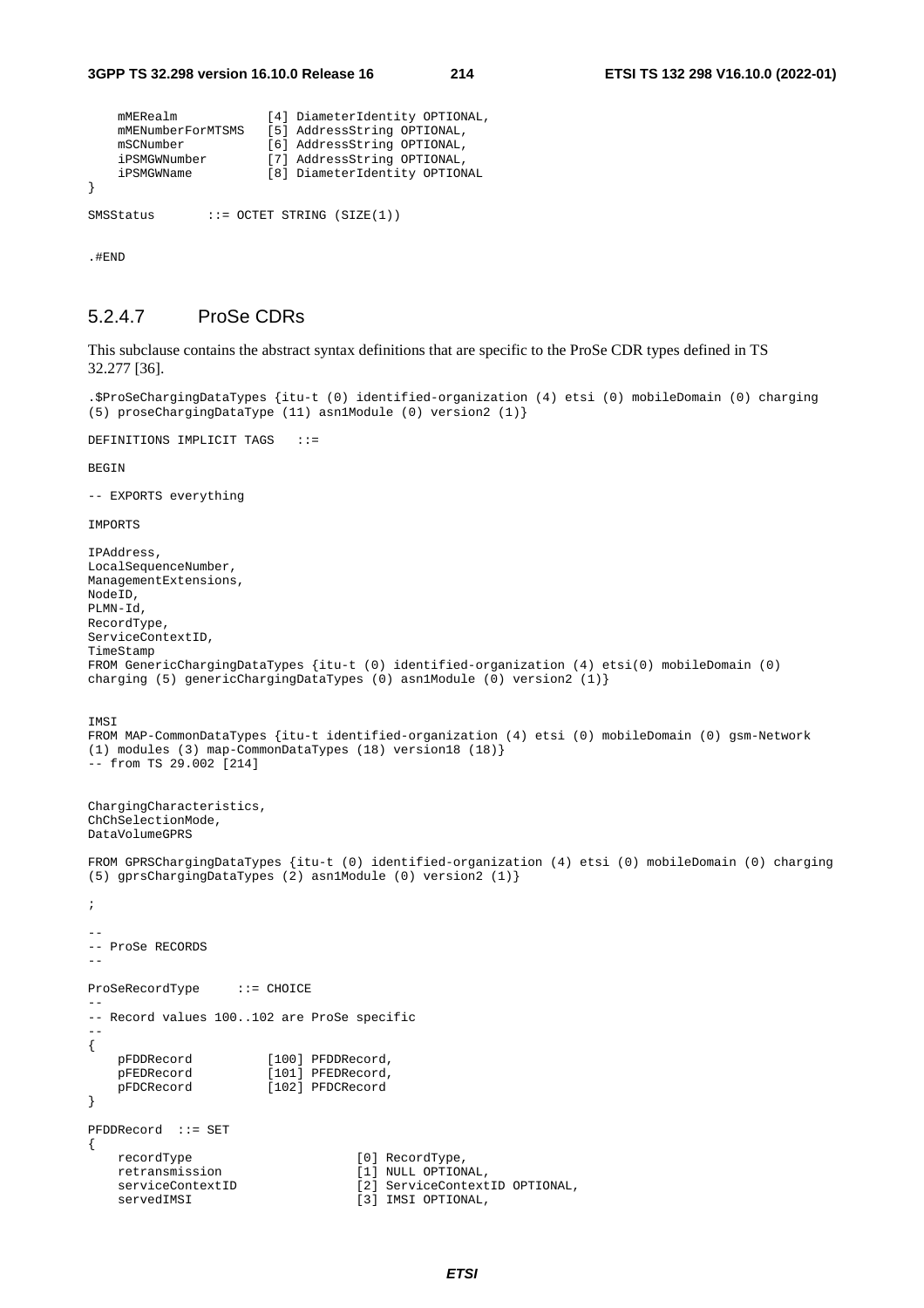```
    mMERealm            [4] DiameterIdentity OPTIONAL,
    mMENumberForMTSMS   [5] AddressString OPTIONAL,
    mSCNumber           [6] AddressString OPTIONAL,
    iPSMGWNumber        [7] AddressString OPTIONAL,
    iPSMGWName          [8] DiameterIdentity OPTIONAL
}

SMSStatus       ::= OCTET STRING (SIZE(1))

.#END
```

### 5.2.4.7 ProSe CDRs

This subclause contains the abstract syntax definitions that are specific to the ProSe CDR types defined in TS 32.277 [36].

```
.$ProSeChargingDataTypes {itu-t (0) identified-organization (4) etsi (0) mobileDomain (0) charging
(5) proseChargingDataType (11) asn1Module (0) version2 (1)}

DEFINITIONS IMPLICIT TAGS   ::=

BEGIN

-- EXPORTS everything

IMPORTS

IPAddress,
LocalSequenceNumber,
ManagementExtensions,
NodeID,
PLMN-Id,
RecordType,
ServiceContextID,
TimeStamp
FROM GenericChargingDataTypes {itu-t (0) identified-organization (4) etsi(0) mobileDomain (0)
charging (5) genericChargingDataTypes (0) asn1Module (0) version2 (1)}


IMSI
FROM MAP-CommonDataTypes {itu-t identified-organization (4) etsi (0) mobileDomain (0) gsm-Network
(1) modules (3) map-CommonDataTypes (18) version18 (18)}
-- from TS 29.002 [214]


ChargingCharacteristics,
ChChSelectionMode,
DataVolumeGPRS

FROM GPRSChargingDataTypes {itu-t (0) identified-organization (4) etsi (0) mobileDomain (0) charging
(5) gprsChargingDataTypes (2) asn1Module (0) version2 (1)}

;

--
-- ProSe RECORDS
--

ProSeRecordType     ::= CHOICE
--
-- Record values 100..102 are ProSe specific
--
{
    pFDDRecord          [100] PFDDRecord,
    pFEDRecord          [101] PFEDRecord,
    pFDCRecord          [102] PFDCRecord
}

PFDDRecord  ::= SET
{
    recordType                      [0] RecordType,
    retransmission                  [1] NULL OPTIONAL,
    serviceContextID                [2] ServiceContextID OPTIONAL,
    servedIMSI                      [3] IMSI OPTIONAL,
```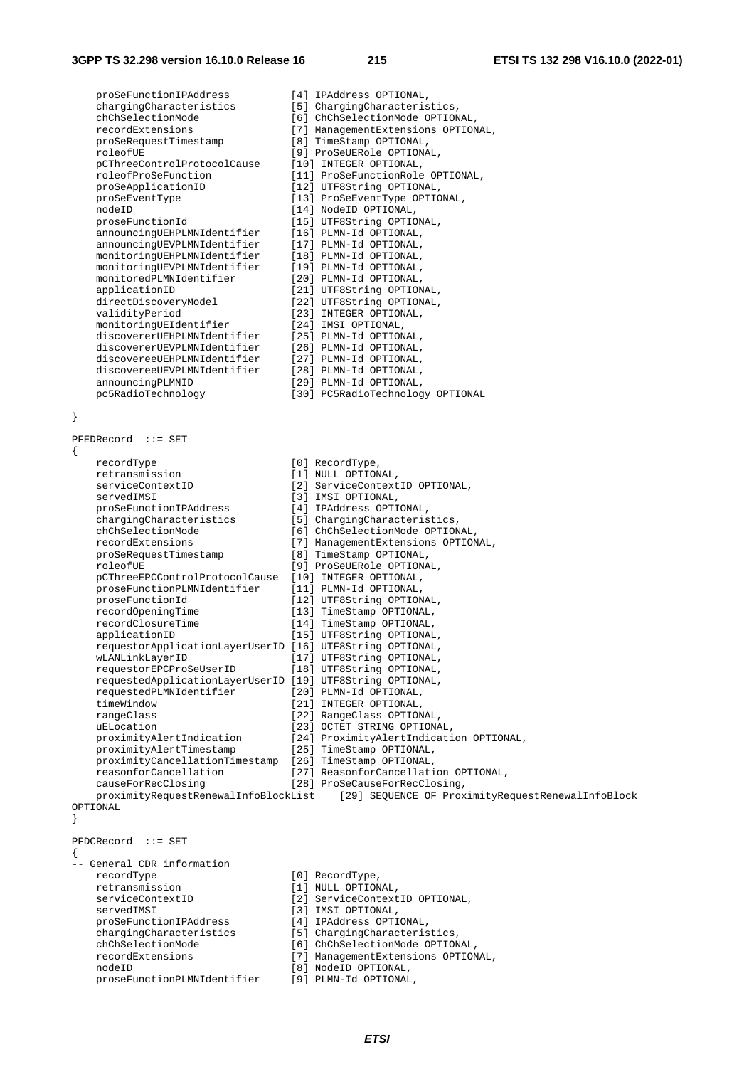```
    proSeFunctionIPAddress          [4] IPAddress OPTIONAL,
    chargingCharacteristics         [5] ChargingCharacteristics,
    chChSelectionMode               [6] ChChSelectionMode OPTIONAL,
    recordExtensions                [7] ManagementExtensions OPTIONAL,
    proSeRequestTimestamp           [8] TimeStamp OPTIONAL,
    roleofUE                        [9] ProSeUERole OPTIONAL,
    pCThreeControlProtocolCause     [10] INTEGER OPTIONAL,
    roleofProSeFunction             [11] ProSeFunctionRole OPTIONAL,
    proSeApplicationID              [12] UTF8String OPTIONAL,
    proSeEventType                  [13] ProSeEventType OPTIONAL,
    nodeID                          [14] NodeID OPTIONAL,
    proseFunctionId                 [15] UTF8String OPTIONAL,
    announcingUEHPLMNIdentifier     [16] PLMN-Id OPTIONAL,
    announcingUEVPLMNIdentifier     [17] PLMN-Id OPTIONAL,
    monitoringUEHPLMNIdentifier     [18] PLMN-Id OPTIONAL,
    monitoringUEVPLMNIdentifier     [19] PLMN-Id OPTIONAL,
    monitoredPLMNIdentifier         [20] PLMN-Id OPTIONAL,
    applicationID                   [21] UTF8String OPTIONAL,
    directDiscoveryModel            [22] UTF8String OPTIONAL,
    validityPeriod                  [23] INTEGER OPTIONAL,
    monitoringUEIdentifier          [24] IMSI OPTIONAL,
    discovererUEHPLMNIdentifier     [25] PLMN-Id OPTIONAL,
    discovererUEVPLMNIdentifier     [26] PLMN-Id OPTIONAL,
    discovereeUEHPLMNIdentifier     [27] PLMN-Id OPTIONAL,
    discovereeUEVPLMNIdentifier     [28] PLMN-Id OPTIONAL,
    announcingPLMNID                [29] PLMN-Id OPTIONAL,
    pc5RadioTechnology              [30] PC5RadioTechnology OPTIONAL

}

PFEDRecord  ::= SET
{
    recordType                      [0] RecordType,
    retransmission                  [1] NULL OPTIONAL,
    serviceContextID                [2] ServiceContextID OPTIONAL,
    servedIMSI                      [3] IMSI OPTIONAL,
    proSeFunctionIPAddress          [4] IPAddress OPTIONAL,
    chargingCharacteristics         [5] ChargingCharacteristics,
    chChSelectionMode               [6] ChChSelectionMode OPTIONAL,
    recordExtensions                [7] ManagementExtensions OPTIONAL,
    proSeRequestTimestamp           [8] TimeStamp OPTIONAL,
    roleofUE                        [9] ProSeUERole OPTIONAL,
    pCThreeEPCControlProtocolCause  [10] INTEGER OPTIONAL,
    proseFunctionPLMNIdentifier     [11] PLMN-Id OPTIONAL,
    proseFunctionId                 [12] UTF8String OPTIONAL,
    recordOpeningTime               [13] TimeStamp OPTIONAL,
    recordClosureTime               [14] TimeStamp OPTIONAL,
    applicationID                   [15] UTF8String OPTIONAL,
    requestorApplicationLayerUserID [16] UTF8String OPTIONAL,
    wLANLinkLayerID                 [17] UTF8String OPTIONAL,
    requestorEPCProSeUserID         [18] UTF8String OPTIONAL,
    requestedApplicationLayerUserID [19] UTF8String OPTIONAL,
    requestedPLMNIdentifier         [20] PLMN-Id OPTIONAL,
    timeWindow                      [21] INTEGER OPTIONAL,
    rangeClass                      [22] RangeClass OPTIONAL,
    uELocation                      [23] OCTET STRING OPTIONAL,
    proximityAlertIndication        [24] ProximityAlertIndication OPTIONAL,
    proximityAlertTimestamp         [25] TimeStamp OPTIONAL,
    proximityCancellationTimestamp  [26] TimeStamp OPTIONAL,
    reasonforCancellation           [27] ReasonforCancellation OPTIONAL,
    causeForRecClosing              [28] ProSeCauseForRecClosing,
    proximityRequestRenewalInfoBlockList    [29] SEQUENCE OF ProximityRequestRenewalInfoBlock
OPTIONAL
}

PFDCRecord  ::= SET
{
-- General CDR information
    recordType                      [0] RecordType,
    retransmission                  [1] NULL OPTIONAL,
    serviceContextID                [2] ServiceContextID OPTIONAL,
    servedIMSI                      [3] IMSI OPTIONAL,
    proSeFunctionIPAddress          [4] IPAddress OPTIONAL,
    chargingCharacteristics         [5] ChargingCharacteristics,
    chChSelectionMode               [6] ChChSelectionMode OPTIONAL,
    recordExtensions                [7] ManagementExtensions OPTIONAL,
    nodeID                          [8] NodeID OPTIONAL,
    proseFunctionPLMNIdentifier     [9] PLMN-Id OPTIONAL,
```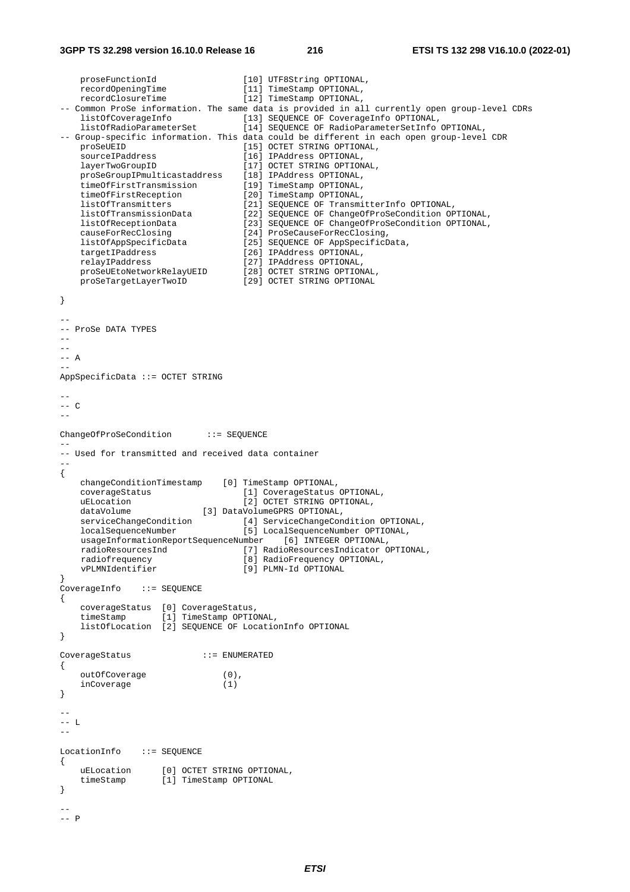```
    proseFunctionId                 [10] UTF8String OPTIONAL,
    recordOpeningTime               [11] TimeStamp OPTIONAL,
    recordClosureTime               [12] TimeStamp OPTIONAL,
-- Common ProSe information. The same data is provided in all currently open group-level CDRs
    listOfCoverageInfo              [13] SEQUENCE OF CoverageInfo OPTIONAL,
    listOfRadioParameterSet         [14] SEQUENCE OF RadioParameterSetInfo OPTIONAL,
-- Group-specific information. This data could be different in each open group-level CDR
    proSeUEID                       [15] OCTET STRING OPTIONAL,
    sourceIPaddress                 [16] IPAddress OPTIONAL,
    layerTwoGroupID                 [17] OCTET STRING OPTIONAL,
    proSeGroupIPmulticastaddress    [18] IPAddress OPTIONAL,
    timeOfFirstTransmission         [19] TimeStamp OPTIONAL,
    timeOfFirstReception            [20] TimeStamp OPTIONAL,
    listOfTransmitters              [21] SEQUENCE OF TransmitterInfo OPTIONAL,
    listOfTransmissionData          [22] SEQUENCE OF ChangeOfProSeCondition OPTIONAL,
    listOfReceptionData             [23] SEQUENCE OF ChangeOfProSeCondition OPTIONAL,
    causeForRecClosing              [24] ProSeCauseForRecClosing,
    listOfAppSpecificData           [25] SEQUENCE OF AppSpecificData,
    targetIPaddress                 [26] IPAddress OPTIONAL,
    relayIPaddress                  [27] IPAddress OPTIONAL,
    proSeUEtoNetworkRelayUEID       [28] OCTET STRING OPTIONAL,
    proSeTargetLayerTwoID           [29] OCTET STRING OPTIONAL

}

--
-- ProSe DATA TYPES
--
--
-- A
--
AppSpecificData ::= OCTET STRING

--
-- C
--

ChangeOfProSeCondition       ::= SEQUENCE
--
-- Used for transmitted and received data container
--
{
    changeConditionTimestamp    [0] TimeStamp OPTIONAL,
    coverageStatus                  [1] CoverageStatus OPTIONAL,
    uELocation                      [2] OCTET STRING OPTIONAL,
    dataVolume              [3] DataVolumeGPRS OPTIONAL,
    serviceChangeCondition          [4] ServiceChangeCondition OPTIONAL,
    localSequenceNumber             [5] LocalSequenceNumber OPTIONAL,
    usageInformationReportSequenceNumber    [6] INTEGER OPTIONAL,
    radioResourcesInd               [7] RadioResourcesIndicator OPTIONAL,
    radiofrequency                  [8] RadioFrequency OPTIONAL,
    vPLMNIdentifier                 [9] PLMN-Id OPTIONAL
}
CoverageInfo    ::= SEQUENCE
{
    coverageStatus  [0] CoverageStatus,
    timeStamp       [1] TimeStamp OPTIONAL,
    listOfLocation  [2] SEQUENCE OF LocationInfo OPTIONAL
}

CoverageStatus              ::= ENUMERATED
{
    outOfCoverage               (0),
    inCoverage                  (1)
}

--
-- L
--

LocationInfo    ::= SEQUENCE
{
    uELocation      [0] OCTET STRING OPTIONAL,
    timeStamp       [1] TimeStamp OPTIONAL
}

--
-- P
```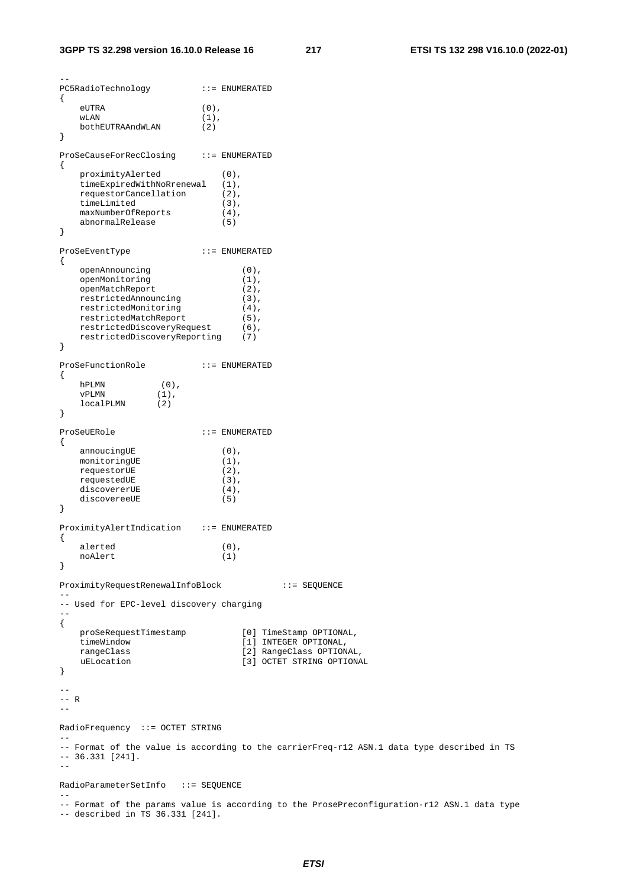```
--
PC5RadioTechnology          ::= ENUMERATED
{
    eUTRA                   (0),
    wLAN                    (1),
    bothEUTRAAndWLAN        (2)
}

ProSeCauseForRecClosing     ::= ENUMERATED
{
    proximityAlerted            (0),
    timeExpiredWithNoRrenewal   (1),
    requestorCancellation       (2),
    timeLimited                 (3),
    maxNumberOfReports          (4),
    abnormalRelease             (5)
}

ProSeEventType              ::= ENUMERATED
{
    openAnnouncing                  (0),
    openMonitoring                  (1),
    openMatchReport                 (2),
    restrictedAnnouncing            (3),
    restrictedMonitoring            (4),
    restrictedMatchReport           (5),
    restrictedDiscoveryRequest      (6),
    restrictedDiscoveryReporting    (7)
}

ProSeFunctionRole           ::= ENUMERATED
{
    hPLMN           (0),
    vPLMN          (1),
    localPLMN      (2)
}

ProSeUERole                 ::= ENUMERATED
{
    annoucingUE                 (0),
    monitoringUE                (1),
    requestorUE                 (2),
    requestedUE                 (3),
    discovererUE                (4),
    discovereeUE                (5)
}

ProximityAlertIndication    ::= ENUMERATED
{
    alerted                     (0),
    noAlert                     (1)
}

ProximityRequestRenewalInfoBlock            ::= SEQUENCE
--
-- Used for EPC-level discovery charging
--
{
    proSeRequestTimestamp           [0] TimeStamp OPTIONAL,
    timeWindow                      [1] INTEGER OPTIONAL,
    rangeClass                      [2] RangeClass OPTIONAL,
    uELocation                      [3] OCTET STRING OPTIONAL
}

--
-- R
--

RadioFrequency  ::= OCTET STRING
--
-- Format of the value is according to the carrierFreq-r12 ASN.1 data type described in TS
-- 36.331 [241].
--

RadioParameterSetInfo   ::= SEQUENCE
--
-- Format of the params value is according to the ProsePreconfiguration-r12 ASN.1 data type
-- described in TS 36.331 [241].
```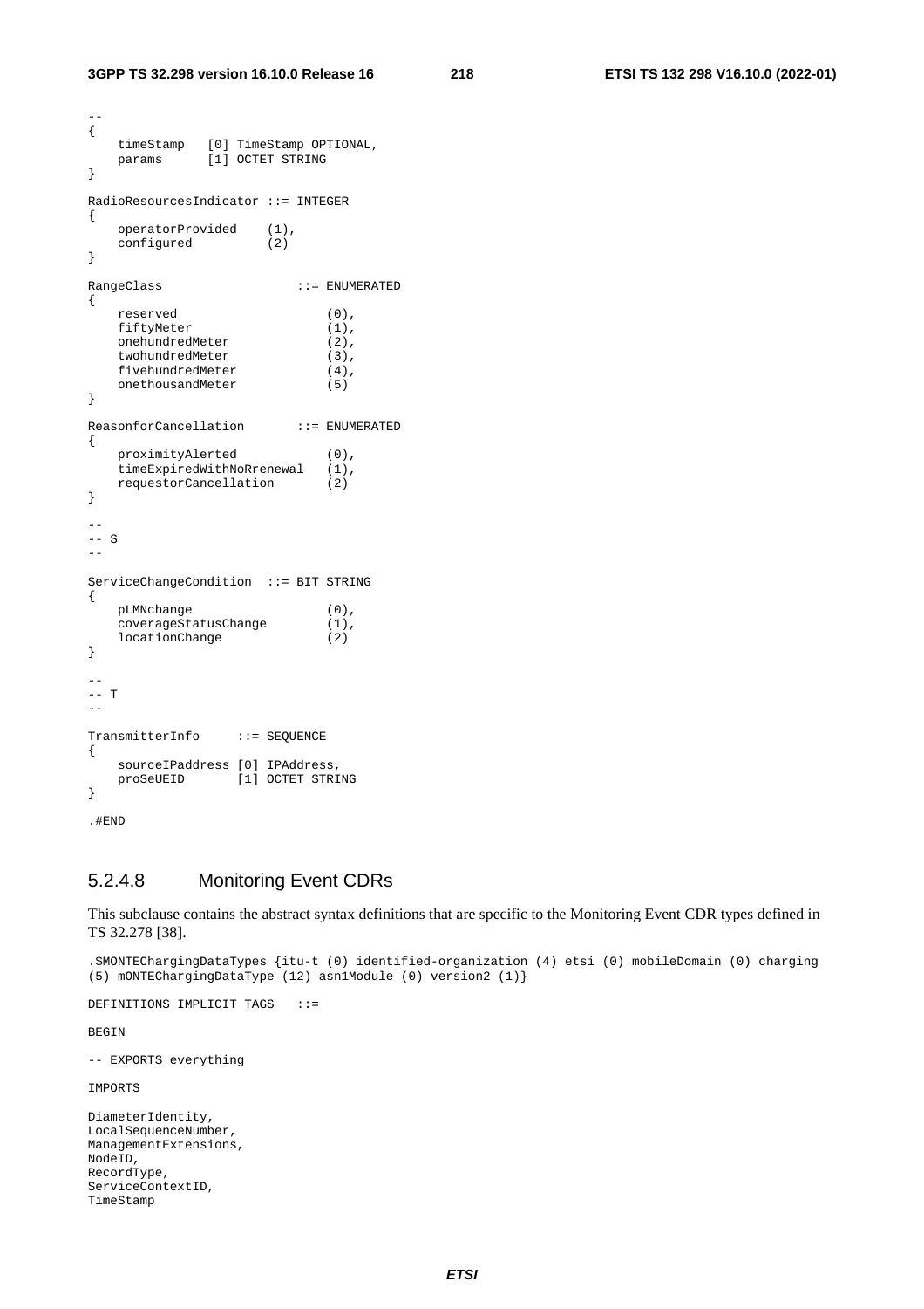```
--
{
    timeStamp   [0] TimeStamp OPTIONAL,
    params      [1] OCTET STRING
}

RadioResourcesIndicator ::= INTEGER
{
    operatorProvided    (1),
    configured          (2)
}

RangeClass                  ::= ENUMERATED
{
    reserved                    (0),
    fiftyMeter                  (1),
    onehundredMeter             (2),
    twohundredMeter             (3),
    fivehundredMeter            (4),
    onethousandMeter            (5)
}

ReasonforCancellation       ::= ENUMERATED
{
    proximityAlerted            (0),
    timeExpiredWithNoRrenewal   (1),
    requestorCancellation       (2)
}

--
-- S
--

ServiceChangeCondition  ::= BIT STRING
{
    pLMNchange                  (0),
    coverageStatusChange        (1),
    locationChange              (2)
}

--
-- T
--

TransmitterInfo     ::= SEQUENCE
{
    sourceIPaddress [0] IPAddress,
    proSeUEID       [1] OCTET STRING
}

.#END
```

### 5.2.4.8 Monitoring Event CDRs

This subclause contains the abstract syntax definitions that are specific to the Monitoring Event CDR types defined in TS 32.278 [38].

```
.$MONTEChargingDataTypes {itu-t (0) identified-organization (4) etsi (0) mobileDomain (0) charging
(5) mONTEChargingDataType (12) asn1Module (0) version2 (1)}

DEFINITIONS IMPLICIT TAGS   ::=

BEGIN

-- EXPORTS everything

IMPORTS

DiameterIdentity,
LocalSequenceNumber,
ManagementExtensions,
NodeID,
RecordType,
ServiceContextID,
TimeStamp
```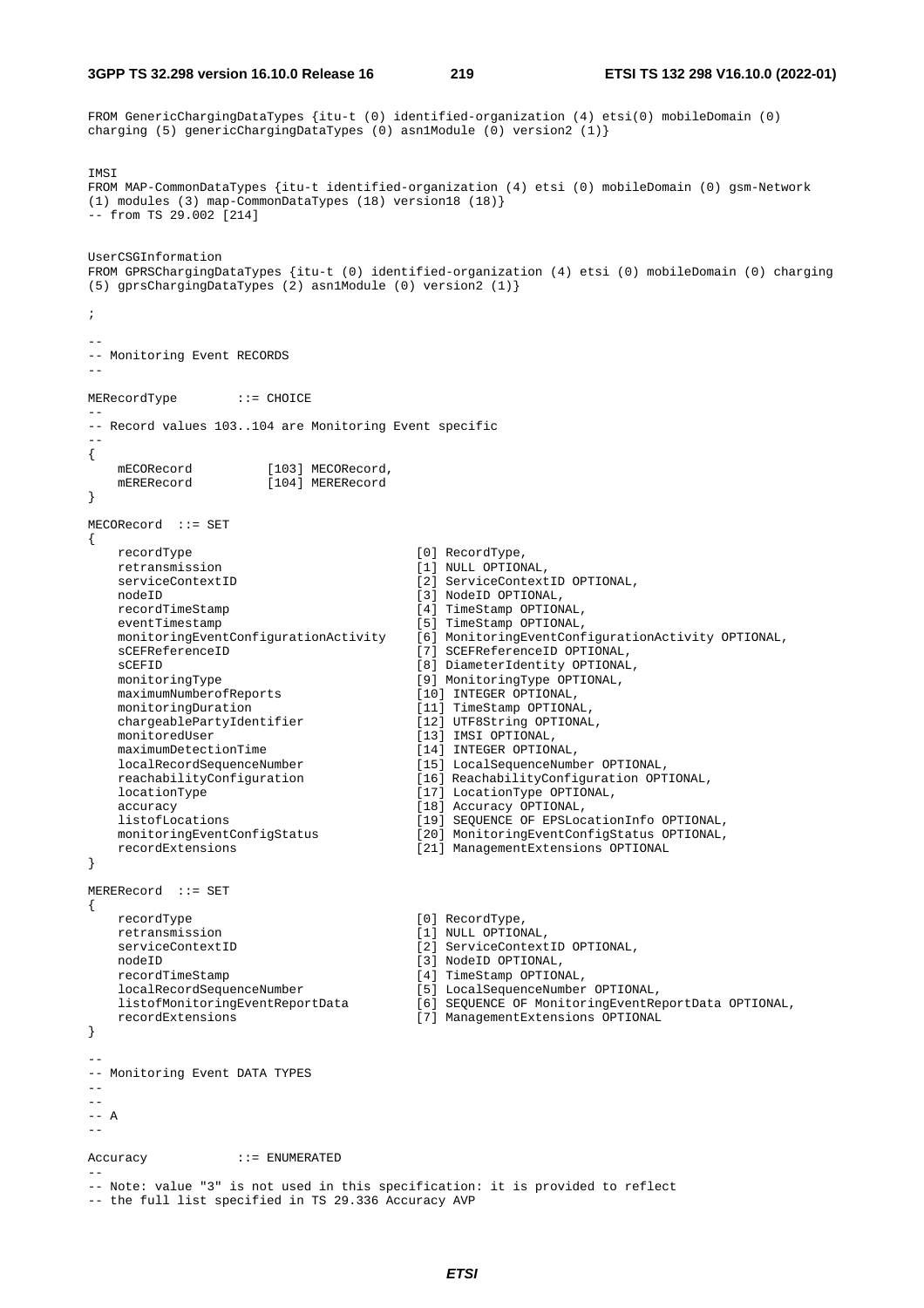```
FROM GenericChargingDataTypes {itu-t (0) identified-organization (4) etsi(0) mobileDomain (0)
charging (5) genericChargingDataTypes (0) asn1Module (0) version2 (1)}


IMSI
FROM MAP-CommonDataTypes {itu-t identified-organization (4) etsi (0) mobileDomain (0) gsm-Network
(1) modules (3) map-CommonDataTypes (18) version18 (18)}
-- from TS 29.002 [214]


UserCSGInformation
FROM GPRSChargingDataTypes {itu-t (0) identified-organization (4) etsi (0) mobileDomain (0) charging
(5) gprsChargingDataTypes (2) asn1Module (0) version2 (1)}

;

--
-- Monitoring Event RECORDS
--

MERecordType        ::= CHOICE
--
-- Record values 103..104 are Monitoring Event specific
--
{
    mECORecord          [103] MECORecord,
    mERERecord          [104] MERERecord
}

MECORecord  ::= SET
{
    recordType                              [0] RecordType,
    retransmission                          [1] NULL OPTIONAL,
    serviceContextID                        [2] ServiceContextID OPTIONAL,
    nodeID                                  [3] NodeID OPTIONAL,
    recordTimeStamp                         [4] TimeStamp OPTIONAL,
    eventTimestamp                          [5] TimeStamp OPTIONAL,
    monitoringEventConfigurationActivity    [6] MonitoringEventConfigurationActivity OPTIONAL,
    sCEFReferenceID                         [7] SCEFReferenceID OPTIONAL,
    sCEFID                                  [8] DiameterIdentity OPTIONAL,
    monitoringType                          [9] MonitoringType OPTIONAL,
    maximumNumberofReports                  [10] INTEGER OPTIONAL,
    monitoringDuration                      [11] TimeStamp OPTIONAL,
    chargeablePartyIdentifier               [12] UTF8String OPTIONAL,
    monitoredUser                           [13] IMSI OPTIONAL,
    maximumDetectionTime                    [14] INTEGER OPTIONAL,
    localRecordSequenceNumber               [15] LocalSequenceNumber OPTIONAL,
    reachabilityConfiguration               [16] ReachabilityConfiguration OPTIONAL,
    locationType                            [17] LocationType OPTIONAL,
    accuracy                                [18] Accuracy OPTIONAL,
    listofLocations                         [19] SEQUENCE OF EPSLocationInfo OPTIONAL,
    monitoringEventConfigStatus             [20] MonitoringEventConfigStatus OPTIONAL,
    recordExtensions                        [21] ManagementExtensions OPTIONAL
}

MERERecord  ::= SET
{
    recordType                              [0] RecordType,
    retransmission                          [1] NULL OPTIONAL,
    serviceContextID                        [2] ServiceContextID OPTIONAL,
    nodeID                                  [3] NodeID OPTIONAL,
    recordTimeStamp                         [4] TimeStamp OPTIONAL,
    localRecordSequenceNumber               [5] LocalSequenceNumber OPTIONAL,
    listofMonitoringEventReportData         [6] SEQUENCE OF MonitoringEventReportData OPTIONAL,
    recordExtensions                        [7] ManagementExtensions OPTIONAL
}

--
-- Monitoring Event DATA TYPES
--
--
-- A
--

Accuracy            ::= ENUMERATED
--
-- Note: value "3" is not used in this specification: it is provided to reflect
-- the full list specified in TS 29.336 Accuracy AVP
```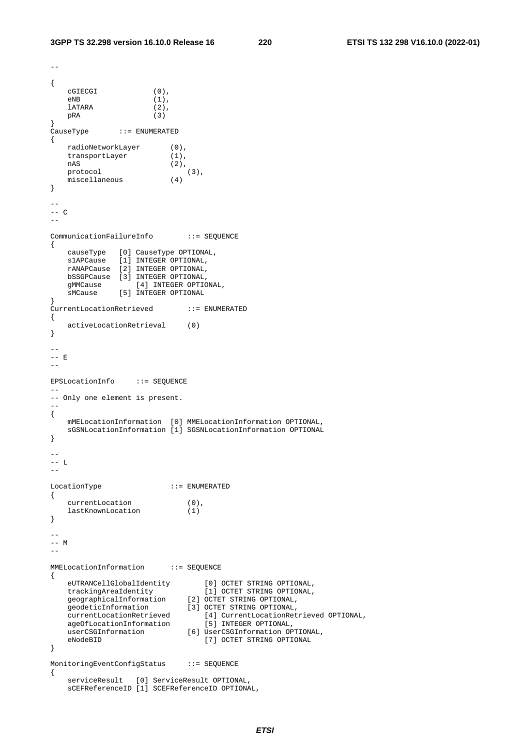```
--

{
    cGIECGI             (0),
    eNB                 (1),
    lATARA              (2),
    pRA                 (3)
}
CauseType       ::= ENUMERATED
{
    radioNetworkLayer       (0),
    transportLayer          (1),
    nAS                     (2),
    protocol                    (3),
    miscellaneous           (4)
}

--
-- C
--

CommunicationFailureInfo        ::= SEQUENCE
{
    causeType   [0] CauseType OPTIONAL,
    s1APCause   [1] INTEGER OPTIONAL,
    rANAPCause  [2] INTEGER OPTIONAL,
    bSSGPCause  [3] INTEGER OPTIONAL,
    gMMCause        [4] INTEGER OPTIONAL,
    sMCause     [5] INTEGER OPTIONAL
}
CurrentLocationRetrieved        ::= ENUMERATED
{
    activeLocationRetrieval     (0)
}

--
-- E
--

EPSLocationInfo     ::= SEQUENCE
--
-- Only one element is present.
--
{
    mMELocationInformation  [0] MMELocationInformation OPTIONAL,
    sGSNLocationInformation [1] SGSNLocationInformation OPTIONAL
}

--
-- L
--

LocationType                ::= ENUMERATED
{
    currentLocation             (0),
    lastKnownLocation           (1)
}

--
-- M
--

MMELocationInformation      ::= SEQUENCE
{
    eUTRANCellGlobalIdentity        [0] OCTET STRING OPTIONAL,
    trackingAreaIdentity            [1] OCTET STRING OPTIONAL,
    geographicalInformation     [2] OCTET STRING OPTIONAL,
    geodeticInformation         [3] OCTET STRING OPTIONAL,
    currentLocationRetrieved        [4] CurrentLocationRetrieved OPTIONAL,
    ageOfLocationInformation        [5] INTEGER OPTIONAL,
    userCSGInformation          [6] UserCSGInformation OPTIONAL,
    eNodeBID                        [7] OCTET STRING OPTIONAL
}

MonitoringEventConfigStatus     ::= SEQUENCE
{
    serviceResult   [0] ServiceResult OPTIONAL,
    sCEFReferenceID [1] SCEFReferenceID OPTIONAL,
```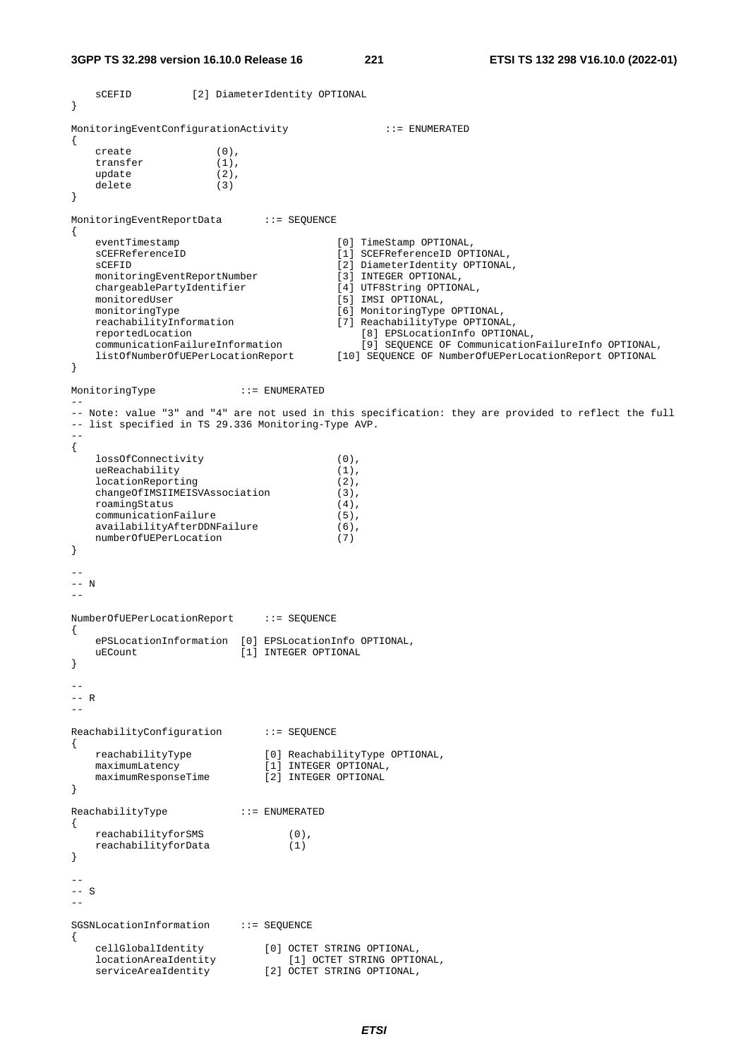```
    sCEFID          [2] DiameterIdentity OPTIONAL
}

MonitoringEventConfigurationActivity                ::= ENUMERATED
{
    create              (0),
    transfer            (1),
    update              (2),
    delete              (3)
}

MonitoringEventReportData       ::= SEQUENCE
{
    eventTimestamp                          [0] TimeStamp OPTIONAL,
    sCEFReferenceID                         [1] SCEFReferenceID OPTIONAL,
    sCEFID                                  [2] DiameterIdentity OPTIONAL,
    monitoringEventReportNumber             [3] INTEGER OPTIONAL,
    chargeablePartyIdentifier               [4] UTF8String OPTIONAL,
    monitoredUser                           [5] IMSI OPTIONAL,
    monitoringType                          [6] MonitoringType OPTIONAL,
    reachabilityInformation                 [7] ReachabilityType OPTIONAL,
    reportedLocation                            [8] EPSLocationInfo OPTIONAL,
    communicationFailureInformation             [9] SEQUENCE OF CommunicationFailureInfo OPTIONAL,
    listOfNumberOfUEPerLocationReport       [10] SEQUENCE OF NumberOfUEPerLocationReport OPTIONAL
}

MonitoringType              ::= ENUMERATED
--
-- Note: value "3" and "4" are not used in this specification: they are provided to reflect the full
-- list specified in TS 29.336 Monitoring-Type AVP.
--
{
    lossOfConnectivity                      (0),
    ueReachability                          (1),
    locationReporting                       (2),
    changeOfIMSIIMEISVAssociation           (3),
    roamingStatus                           (4),
    communicationFailure                    (5),
    availabilityAfterDDNFailure             (6),
    numberOfUEPerLocation                   (7)
}

--
-- N
--

NumberOfUEPerLocationReport     ::= SEQUENCE
{
    ePSLocationInformation  [0] EPSLocationInfo OPTIONAL,
    uECount                 [1] INTEGER OPTIONAL
}

--
-- R
--

ReachabilityConfiguration       ::= SEQUENCE
{
    reachabilityType            [0] ReachabilityType OPTIONAL,
    maximumLatency              [1] INTEGER OPTIONAL,
    maximumResponseTime         [2] INTEGER OPTIONAL
}

ReachabilityType            ::= ENUMERATED
{
    reachabilityforSMS              (0),
    reachabilityforData             (1)
}

--
-- S
--

SGSNLocationInformation     ::= SEQUENCE
{
    cellGlobalIdentity          [0] OCTET STRING OPTIONAL,
    locationAreaIdentity            [1] OCTET STRING OPTIONAL,
    serviceAreaIdentity         [2] OCTET STRING OPTIONAL,
```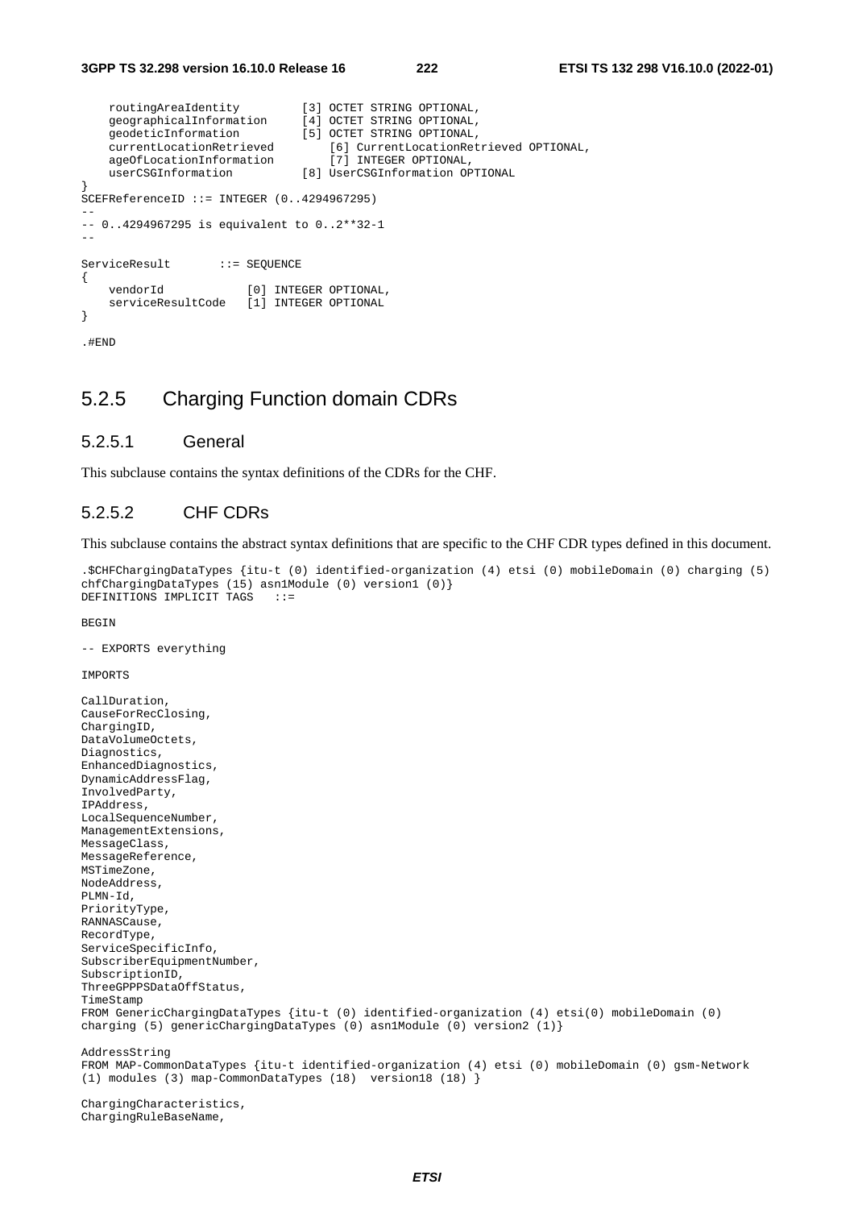```
    routingAreaIdentity         [3] OCTET STRING OPTIONAL,
    geographicalInformation     [4] OCTET STRING OPTIONAL,
    geodeticInformation         [5] OCTET STRING OPTIONAL,
    currentLocationRetrieved        [6] CurrentLocationRetrieved OPTIONAL,
    ageOfLocationInformation        [7] INTEGER OPTIONAL,
    userCSGInformation          [8] UserCSGInformation OPTIONAL
}
SCEFReferenceID ::= INTEGER (0..4294967295)
--
-- 0..4294967295 is equivalent to 0..2**32-1
--

ServiceResult       ::= SEQUENCE
{
    vendorId            [0] INTEGER OPTIONAL,
    serviceResultCode   [1] INTEGER OPTIONAL
}

.#END
```

## 5.2.5 Charging Function domain CDRs

### 5.2.5.1 General

This subclause contains the syntax definitions of the CDRs for the CHF.

### 5.2.5.2 CHF CDRs

This subclause contains the abstract syntax definitions that are specific to the CHF CDR types defined in this document.

```
.$CHFChargingDataTypes {itu-t (0) identified-organization (4) etsi (0) mobileDomain (0) charging (5)
chfChargingDataTypes (15) asn1Module (0) version1 (0)}
DEFINITIONS IMPLICIT TAGS   ::=

BEGIN

-- EXPORTS everything

IMPORTS

CallDuration,
CauseForRecClosing,
ChargingID,
DataVolumeOctets,
Diagnostics,
EnhancedDiagnostics,
DynamicAddressFlag,
InvolvedParty,
IPAddress,
LocalSequenceNumber,
ManagementExtensions,
MessageClass,
MessageReference,
MSTimeZone,
NodeAddress,
PLMN-Id,
PriorityType,
RANNASCause,
RecordType,
ServiceSpecificInfo,
SubscriberEquipmentNumber,
SubscriptionID,
ThreeGPPPSDataOffStatus,
TimeStamp
FROM GenericChargingDataTypes {itu-t (0) identified-organization (4) etsi(0) mobileDomain (0)
charging (5) genericChargingDataTypes (0) asn1Module (0) version2 (1)}

AddressString
FROM MAP-CommonDataTypes {itu-t identified-organization (4) etsi (0) mobileDomain (0) gsm-Network
(1) modules (3) map-CommonDataTypes (18)  version18 (18) }

ChargingCharacteristics,
ChargingRuleBaseName,
```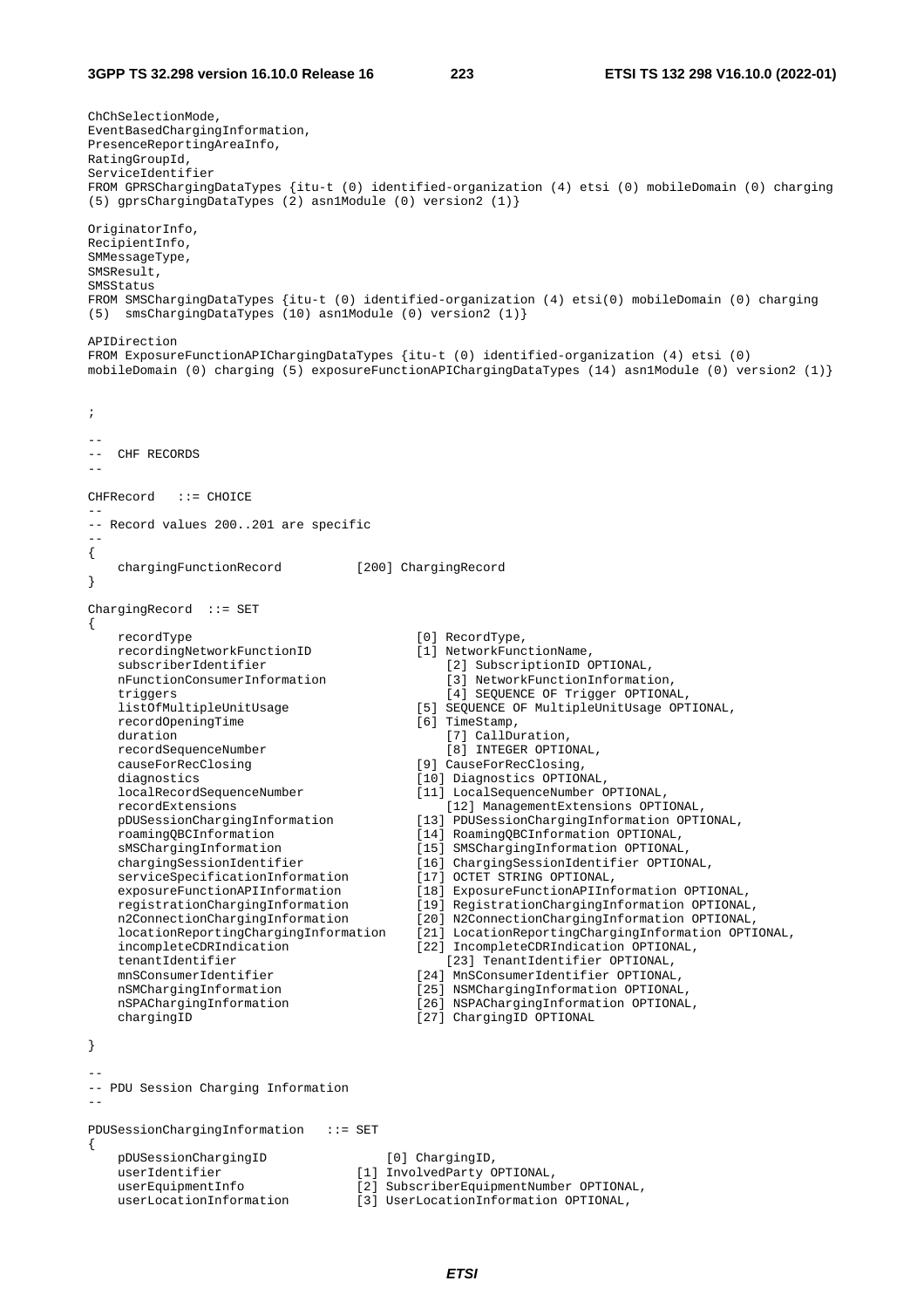```
ChChSelectionMode,
EventBasedChargingInformation,
PresenceReportingAreaInfo,
RatingGroupId,
ServiceIdentifier
FROM GPRSChargingDataTypes {itu-t (0) identified-organization (4) etsi (0) mobileDomain (0) charging
(5) gprsChargingDataTypes (2) asn1Module (0) version2 (1)}

OriginatorInfo,
RecipientInfo,
SMMessageType,
SMSResult,
SMSStatus
FROM SMSChargingDataTypes {itu-t (0) identified-organization (4) etsi(0) mobileDomain (0) charging
(5)  smsChargingDataTypes (10) asn1Module (0) version2 (1)}

APIDirection
FROM ExposureFunctionAPIChargingDataTypes {itu-t (0) identified-organization (4) etsi (0)
mobileDomain (0) charging (5) exposureFunctionAPIChargingDataTypes (14) asn1Module (0) version2 (1)}


;

--
--  CHF RECORDS
--

CHFRecord   ::= CHOICE
--
-- Record values 200..201 are specific
--
{
    chargingFunctionRecord          [200] ChargingRecord
}

ChargingRecord  ::= SET
{
    recordType                              [0] RecordType,
    recordingNetworkFunctionID              [1] NetworkFunctionName,
    subscriberIdentifier                    [2] SubscriptionID OPTIONAL,
    nFunctionConsumerInformation            [3] NetworkFunctionInformation,
    triggers                                [4] SEQUENCE OF Trigger OPTIONAL,
    listOfMultipleUnitUsage                 [5] SEQUENCE OF MultipleUnitUsage OPTIONAL,
    recordOpeningTime                       [6] TimeStamp,
    duration                                [7] CallDuration,
    recordSequenceNumber                    [8] INTEGER OPTIONAL,
    causeForRecClosing                      [9] CauseForRecClosing,
    diagnostics                             [10] Diagnostics OPTIONAL,
    localRecordSequenceNumber               [11] LocalSequenceNumber OPTIONAL,
    recordExtensions                        [12] ManagementExtensions OPTIONAL,
    pDUSessionChargingInformation           [13] PDUSessionChargingInformation OPTIONAL,
    roamingQBCInformation                   [14] RoamingQBCInformation OPTIONAL,
    sMSChargingInformation                  [15] SMSChargingInformation OPTIONAL,
    chargingSessionIdentifier               [16] ChargingSessionIdentifier OPTIONAL,
    serviceSpecificationInformation         [17] OCTET STRING OPTIONAL,
    exposureFunctionAPIInformation          [18] ExposureFunctionAPIInformation OPTIONAL,
    registrationChargingInformation         [19] RegistrationChargingInformation OPTIONAL,
    n2ConnectionChargingInformation         [20] N2ConnectionChargingInformation OPTIONAL,
    locationReportingChargingInformation    [21] LocationReportingChargingInformation OPTIONAL,
    incompleteCDRIndication                 [22] IncompleteCDRIndication OPTIONAL,
    tenantIdentifier                        [23] TenantIdentifier OPTIONAL,
    mnSConsumerIdentifier                   [24] MnSConsumerIdentifier OPTIONAL,
    nSMChargingInformation                  [25] NSMChargingInformation OPTIONAL,
    nSPAChargingInformation                 [26] NSPAChargingInformation OPTIONAL,
    chargingID                              [27] ChargingID OPTIONAL

}

--
-- PDU Session Charging Information
--

PDUSessionChargingInformation   ::= SET
{
    pDUSessionChargingID            [0] ChargingID,
    userIdentifier                  [1] InvolvedParty OPTIONAL,
    userEquipmentInfo               [2] SubscriberEquipmentNumber OPTIONAL,
    userLocationInformation         [3] UserLocationInformation OPTIONAL,
```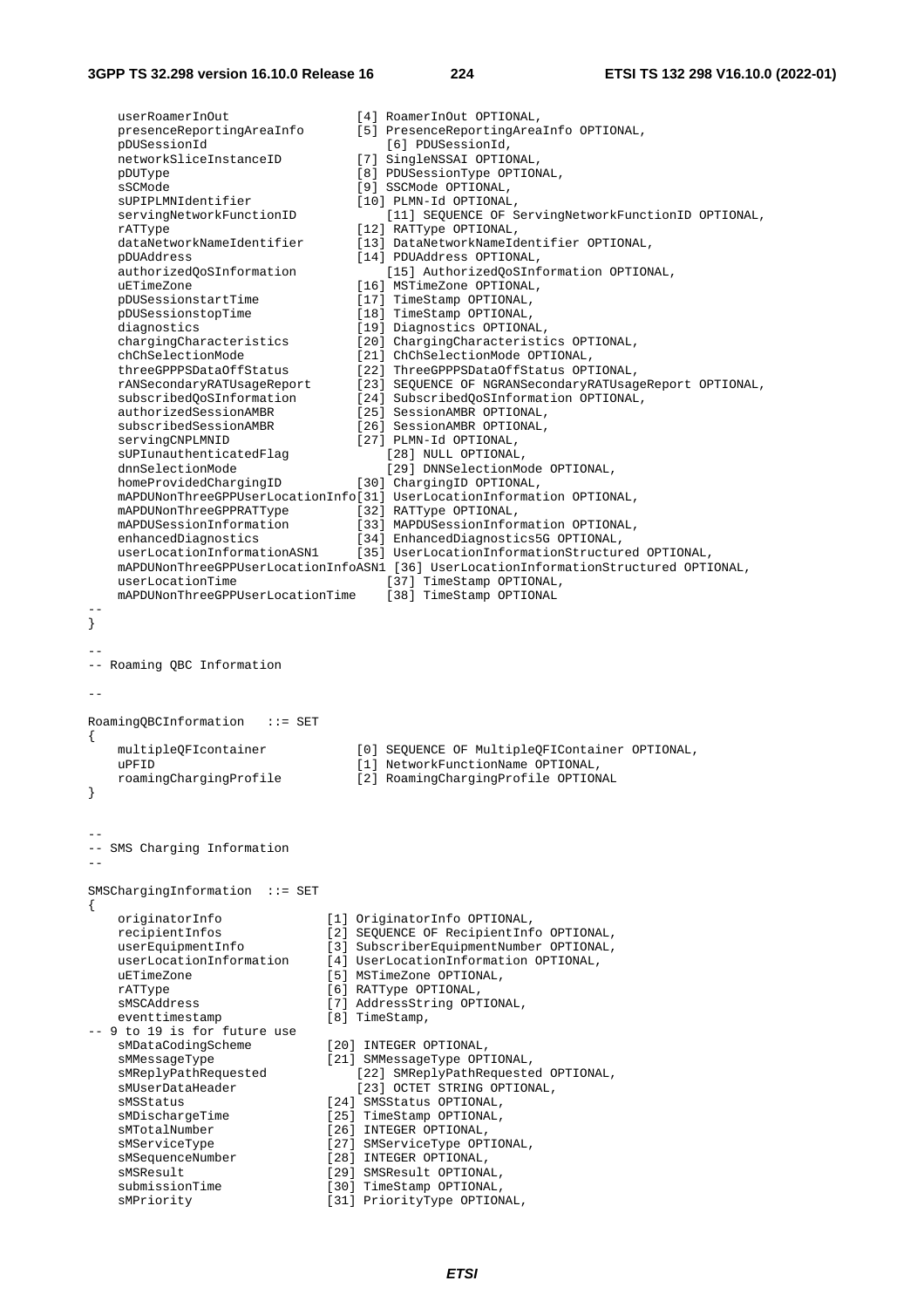```
    userRoamerInOut                 [4] RoamerInOut OPTIONAL,
    presenceReportingAreaInfo       [5] PresenceReportingAreaInfo OPTIONAL,
    pDUSessionId                        [6] PDUSessionId,
    networkSliceInstanceID          [7] SingleNSSAI OPTIONAL,
    pDUType                         [8] PDUSessionType OPTIONAL,
    sSCMode                         [9] SSCMode OPTIONAL,
    sUPIPLMNIdentifier              [10] PLMN-Id OPTIONAL,
    servingNetworkFunctionID            [11] SEQUENCE OF ServingNetworkFunctionID OPTIONAL,
    rATType                         [12] RATType OPTIONAL,
    dataNetworkNameIdentifier       [13] DataNetworkNameIdentifier OPTIONAL,
    pDUAddress                      [14] PDUAddress OPTIONAL,
    authorizedQoSInformation            [15] AuthorizedQoSInformation OPTIONAL,
    uETimeZone                      [16] MSTimeZone OPTIONAL,
    pDUSessionstartTime             [17] TimeStamp OPTIONAL,
    pDUSessionstopTime              [18] TimeStamp OPTIONAL,
    diagnostics                     [19] Diagnostics OPTIONAL,
    chargingCharacteristics         [20] ChargingCharacteristics OPTIONAL,
    chChSelectionMode               [21] ChChSelectionMode OPTIONAL,
    threeGPPPSDataOffStatus         [22] ThreeGPPPSDataOffStatus OPTIONAL,
    rANSecondaryRATUsageReport      [23] SEQUENCE OF NGRANSecondaryRATUsageReport OPTIONAL,
    subscribedQoSInformation        [24] SubscribedQoSInformation OPTIONAL,
    authorizedSessionAMBR           [25] SessionAMBR OPTIONAL,
    subscribedSessionAMBR           [26] SessionAMBR OPTIONAL,
    servingCNPLMNID                 [27] PLMN-Id OPTIONAL,
    sUPIunauthenticatedFlag             [28] NULL OPTIONAL,
    dnnSelectionMode                    [29] DNNSelectionMode OPTIONAL,
    homeProvidedChargingID          [30] ChargingID OPTIONAL,
    mAPDUNonThreeGPPUserLocationInfo[31] UserLocationInformation OPTIONAL,
    mAPDUNonThreeGPPRATType         [32] RATType OPTIONAL,
    mAPDUSessionInformation         [33] MAPDUSessionInformation OPTIONAL,
    enhancedDiagnostics             [34] EnhancedDiagnostics5G OPTIONAL,
    userLocationInformationASN1     [35] UserLocationInformationStructured OPTIONAL,
    mAPDUNonThreeGPPUserLocationInfoASN1 [36] UserLocationInformationStructured OPTIONAL,
    userLocationTime                    [37] TimeStamp OPTIONAL,
    mAPDUNonThreeGPPUserLocationTime    [38] TimeStamp OPTIONAL
--
}

--
-- Roaming QBC Information

--

RoamingQBCInformation   ::= SET
{
    multipleQFIcontainer            [0] SEQUENCE OF MultipleQFIContainer OPTIONAL,
    uPFID                           [1] NetworkFunctionName OPTIONAL,
    roamingChargingProfile          [2] RoamingChargingProfile OPTIONAL
}


--
-- SMS Charging Information
--

SMSChargingInformation  ::= SET
{
    originatorInfo              [1] OriginatorInfo OPTIONAL,
    recipientInfos              [2] SEQUENCE OF RecipientInfo OPTIONAL,
    userEquipmentInfo           [3] SubscriberEquipmentNumber OPTIONAL,
    userLocationInformation     [4] UserLocationInformation OPTIONAL,
    uETimeZone                  [5] MSTimeZone OPTIONAL,
    rATType                     [6] RATType OPTIONAL,
    sMSCAddress                 [7] AddressString OPTIONAL,
    eventtimestamp              [8] TimeStamp,
-- 9 to 19 is for future use
    sMDataCodingScheme          [20] INTEGER OPTIONAL,
    sMMessageType               [21] SMMessageType OPTIONAL,
    sMReplyPathRequested            [22] SMReplyPathRequested OPTIONAL,
    sMUserDataHeader                [23] OCTET STRING OPTIONAL,
    sMSStatus                   [24] SMSStatus OPTIONAL,
    sMDischargeTime             [25] TimeStamp OPTIONAL,
    sMTotalNumber               [26] INTEGER OPTIONAL,
    sMServiceType               [27] SMServiceType OPTIONAL,
    sMSequenceNumber            [28] INTEGER OPTIONAL,
    sMSResult                   [29] SMSResult OPTIONAL,
    submissionTime              [30] TimeStamp OPTIONAL,
    sMPriority                  [31] PriorityType OPTIONAL,
```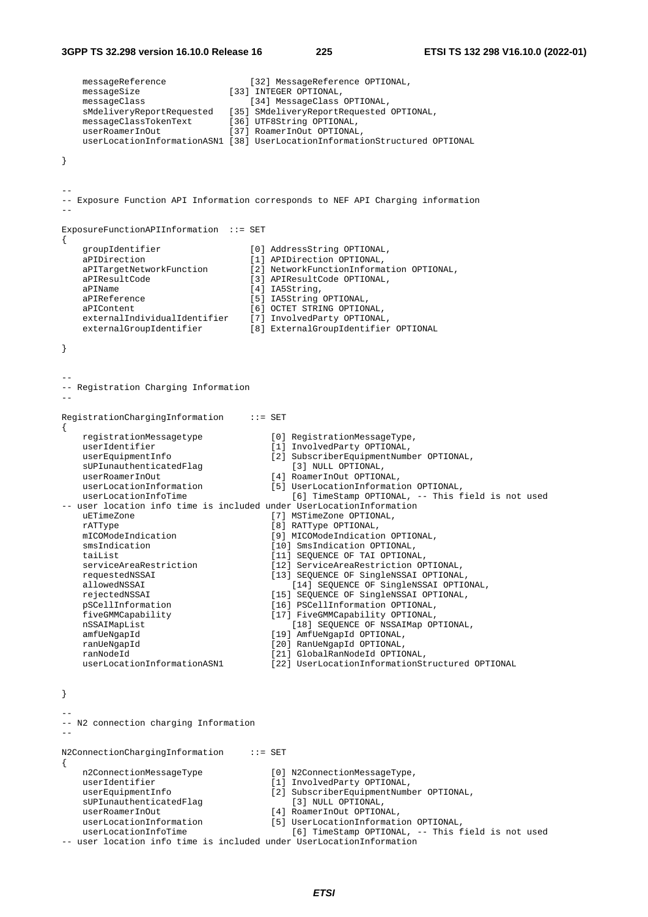```
    messageReference               [32] MessageReference OPTIONAL,
    messageSize                 [33] INTEGER OPTIONAL,
    messageClass                   [34] MessageClass OPTIONAL,
    sMdeliveryReportRequested   [35] SMdeliveryReportRequested OPTIONAL,
    messageClassTokenText       [36] UTF8String OPTIONAL,
    userRoamerInOut             [37] RoamerInOut OPTIONAL,
    userLocationInformationASN1 [38] UserLocationInformationStructured OPTIONAL

}


--
-- Exposure Function API Information corresponds to NEF API Charging information
--

ExposureFunctionAPIInformation  ::= SET
{
    groupIdentifier                 [0] AddressString OPTIONAL,
    aPIDirection                    [1] APIDirection OPTIONAL,
    aPITargetNetworkFunction        [2] NetworkFunctionInformation OPTIONAL,
    aPIResultCode                   [3] APIResultCode OPTIONAL,
    aPIName                         [4] IA5String,
    aPIReference                    [5] IA5String OPTIONAL,
    aPIContent                      [6] OCTET STRING OPTIONAL,
    externalIndividualIdentifier    [7] InvolvedParty OPTIONAL,
    externalGroupIdentifier         [8] ExternalGroupIdentifier OPTIONAL

}


--
-- Registration Charging Information
--

RegistrationChargingInformation     ::= SET
{
    registrationMessagetype             [0] RegistrationMessageType,
    userIdentifier                      [1] InvolvedParty OPTIONAL,
    userEquipmentInfo                   [2] SubscriberEquipmentNumber OPTIONAL,
    sUPIunauthenticatedFlag                 [3] NULL OPTIONAL,
    userRoamerInOut                     [4] RoamerInOut OPTIONAL,
    userLocationInformation             [5] UserLocationInformation OPTIONAL,
    userLocationInfoTime                    [6] TimeStamp OPTIONAL, -- This field is not used
-- user location info time is included under UserLocationInformation
    uETimeZone                          [7] MSTimeZone OPTIONAL,
    rATType                             [8] RATType OPTIONAL,
    mICOModeIndication                  [9] MICOModeIndication OPTIONAL,
    smsIndication                       [10] SmsIndication OPTIONAL,
    taiList                             [11] SEQUENCE OF TAI OPTIONAL,
    serviceAreaRestriction              [12] ServiceAreaRestriction OPTIONAL,
    requestedNSSAI                      [13] SEQUENCE OF SingleNSSAI OPTIONAL,
    allowedNSSAI                            [14] SEQUENCE OF SingleNSSAI OPTIONAL,
    rejectedNSSAI                       [15] SEQUENCE OF SingleNSSAI OPTIONAL,
    pSCellInformation                   [16] PSCellInformation OPTIONAL,
    fiveGMMCapability                   [17] FiveGMMCapability OPTIONAL,
    nSSAIMapList                            [18] SEQUENCE OF NSSAIMap OPTIONAL,
    amfUeNgapId                         [19] AmfUeNgapId OPTIONAL,
    ranUeNgapId                         [20] RanUeNgapId OPTIONAL,
    ranNodeId                           [21] GlobalRanNodeId OPTIONAL,
    userLocationInformationASN1         [22] UserLocationInformationStructured OPTIONAL


}

--
-- N2 connection charging Information
--

N2ConnectionChargingInformation     ::= SET
{
    n2ConnectionMessageType             [0] N2ConnectionMessageType,
    userIdentifier                      [1] InvolvedParty OPTIONAL,
    userEquipmentInfo                   [2] SubscriberEquipmentNumber OPTIONAL,
    sUPIunauthenticatedFlag                 [3] NULL OPTIONAL,
    userRoamerInOut                     [4] RoamerInOut OPTIONAL,
    userLocationInformation             [5] UserLocationInformation OPTIONAL,
    userLocationInfoTime                    [6] TimeStamp OPTIONAL, -- This field is not used
-- user location info time is included under UserLocationInformation
```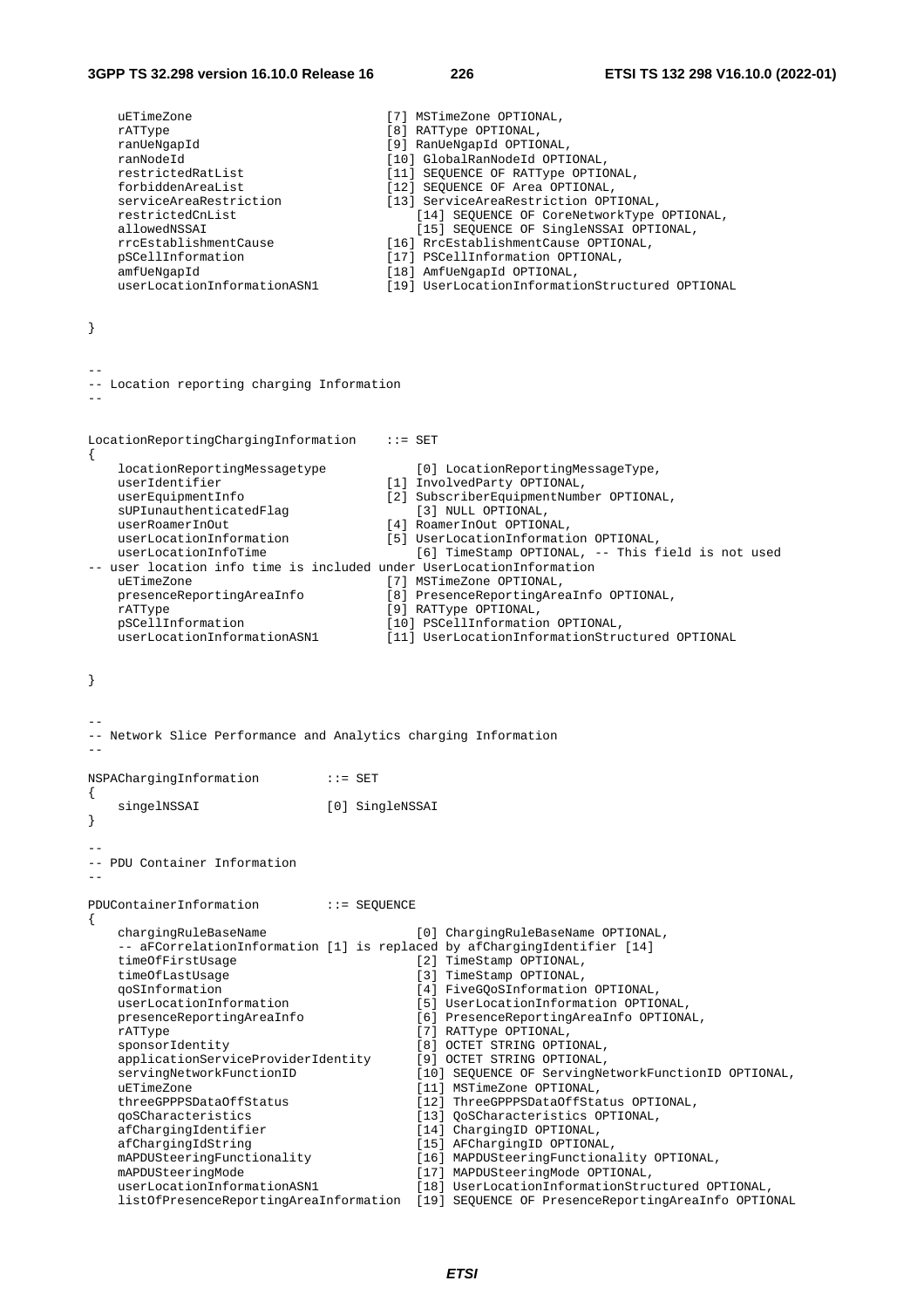```
    uETimeZone                          [7] MSTimeZone OPTIONAL,
    rATType                             [8] RATType OPTIONAL,
    ranUeNgapId                         [9] RanUeNgapId OPTIONAL,
    ranNodeId                           [10] GlobalRanNodeId OPTIONAL,
    restrictedRatList                   [11] SEQUENCE OF RATType OPTIONAL,
    forbiddenAreaList                   [12] SEQUENCE OF Area OPTIONAL,
    serviceAreaRestriction              [13] ServiceAreaRestriction OPTIONAL,
    restrictedCnList                        [14] SEQUENCE OF CoreNetworkType OPTIONAL,
    allowedNSSAI                            [15] SEQUENCE OF SingleNSSAI OPTIONAL,
    rrcEstablishmentCause               [16] RrcEstablishmentCause OPTIONAL,
    pSCellInformation                   [17] PSCellInformation OPTIONAL,
    amfUeNgapId                         [18] AmfUeNgapId OPTIONAL,
    userLocationInformationASN1         [19] UserLocationInformationStructured OPTIONAL


}


--
-- Location reporting charging Information
--


LocationReportingChargingInformation    ::= SET
{
    locationReportingMessagetype            [0] LocationReportingMessageType,
    userIdentifier                      [1] InvolvedParty OPTIONAL,
    userEquipmentInfo                   [2] SubscriberEquipmentNumber OPTIONAL,
    sUPIunauthenticatedFlag                 [3] NULL OPTIONAL,
    userRoamerInOut                     [4] RoamerInOut OPTIONAL,
    userLocationInformation             [5] UserLocationInformation OPTIONAL,
    userLocationInfoTime                    [6] TimeStamp OPTIONAL, -- This field is not used
-- user location info time is included under UserLocationInformation
    uETimeZone                          [7] MSTimeZone OPTIONAL,
    presenceReportingAreaInfo           [8] PresenceReportingAreaInfo OPTIONAL,
    rATType                             [9] RATType OPTIONAL,
    pSCellInformation                   [10] PSCellInformation OPTIONAL,
    userLocationInformationASN1         [11] UserLocationInformationStructured OPTIONAL


}


--
-- Network Slice Performance and Analytics charging Information
--

NSPAChargingInformation         ::= SET
{
    singelNSSAI                 [0] SingleNSSAI
}

--
-- PDU Container Information
--

PDUContainerInformation         ::= SEQUENCE
{
    chargingRuleBaseName                    [0] ChargingRuleBaseName OPTIONAL,
    -- aFCorrelationInformation [1] is replaced by afChargingIdentifier [14]
    timeOfFirstUsage                        [2] TimeStamp OPTIONAL,
    timeOfLastUsage                         [3] TimeStamp OPTIONAL,
    qoSInformation                          [4] FiveGQoSInformation OPTIONAL,
    userLocationInformation                 [5] UserLocationInformation OPTIONAL,
    presenceReportingAreaInfo               [6] PresenceReportingAreaInfo OPTIONAL,
    rATType                                 [7] RATType OPTIONAL,
    sponsorIdentity                         [8] OCTET STRING OPTIONAL,
    applicationServiceProviderIdentity      [9] OCTET STRING OPTIONAL,
    servingNetworkFunctionID                [10] SEQUENCE OF ServingNetworkFunctionID OPTIONAL,
    uETimeZone                              [11] MSTimeZone OPTIONAL,
    threeGPPPSDataOffStatus                 [12] ThreeGPPPSDataOffStatus OPTIONAL,
    qoSCharacteristics                      [13] QoSCharacteristics OPTIONAL,
    afChargingIdentifier                    [14] ChargingID OPTIONAL,
    afChargingIdString                      [15] AFChargingID OPTIONAL,
    mAPDUSteeringFunctionality              [16] MAPDUSteeringFunctionality OPTIONAL,
    mAPDUSteeringMode                       [17] MAPDUSteeringMode OPTIONAL,
    userLocationInformationASN1             [18] UserLocationInformationStructured OPTIONAL,
    listOfPresenceReportingAreaInformation  [19] SEQUENCE OF PresenceReportingAreaInfo OPTIONAL
```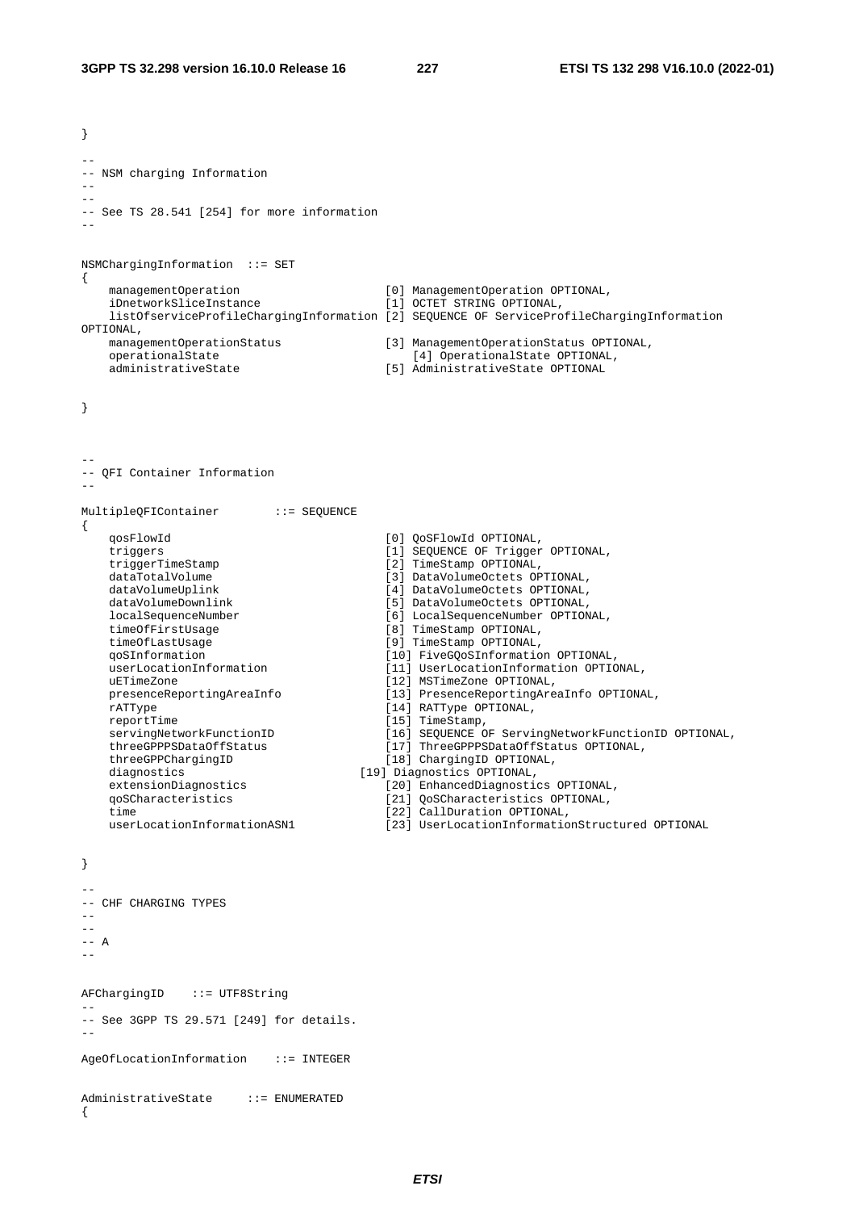```
}

--
-- NSM charging Information
--
--
-- See TS 28.541 [254] for more information
--


NSMChargingInformation  ::= SET
{
    managementOperation                     [0] ManagementOperation OPTIONAL,
    iDnetworkSliceInstance                  [1] OCTET STRING OPTIONAL,
    listOfserviceProfileChargingInformation [2] SEQUENCE OF ServiceProfileChargingInformation
OPTIONAL,
    managementOperationStatus               [3] ManagementOperationStatus OPTIONAL,
    operationalState                            [4] OperationalState OPTIONAL,
    administrativeState                     [5] AdministrativeState OPTIONAL


}



--
-- QFI Container Information
--

MultipleQFIContainer        ::= SEQUENCE
{
    qosFlowId                               [0] QoSFlowId OPTIONAL,
    triggers                                [1] SEQUENCE OF Trigger OPTIONAL,
    triggerTimeStamp                        [2] TimeStamp OPTIONAL,
    dataTotalVolume                         [3] DataVolumeOctets OPTIONAL,
    dataVolumeUplink                        [4] DataVolumeOctets OPTIONAL,
    dataVolumeDownlink                      [5] DataVolumeOctets OPTIONAL,
    localSequenceNumber                     [6] LocalSequenceNumber OPTIONAL,
    timeOfFirstUsage                        [8] TimeStamp OPTIONAL,
    timeOfLastUsage                         [9] TimeStamp OPTIONAL,
    qoSInformation                          [10] FiveGQoSInformation OPTIONAL,
    userLocationInformation                 [11] UserLocationInformation OPTIONAL,
    uETimeZone                              [12] MSTimeZone OPTIONAL,
    presenceReportingAreaInfo               [13] PresenceReportingAreaInfo OPTIONAL,
    rATType                                 [14] RATType OPTIONAL,
    reportTime                              [15] TimeStamp,
    servingNetworkFunctionID                [16] SEQUENCE OF ServingNetworkFunctionID OPTIONAL,
    threeGPPPSDataOffStatus                 [17] ThreeGPPPSDataOffStatus OPTIONAL,
    threeGPPChargingID                      [18] ChargingID OPTIONAL,
    diagnostics                         [19] Diagnostics OPTIONAL,
    extensionDiagnostics                    [20] EnhancedDiagnostics OPTIONAL,
    qoSCharacteristics                      [21] QoSCharacteristics OPTIONAL,
    time                                    [22] CallDuration OPTIONAL,
    userLocationInformationASN1             [23] UserLocationInformationStructured OPTIONAL


}

--
-- CHF CHARGING TYPES
--
--
-- A
--


AFChargingID    ::= UTF8String
--
-- See 3GPP TS 29.571 [249] for details.
--

AgeOfLocationInformation    ::= INTEGER


AdministrativeState     ::= ENUMERATED
{
```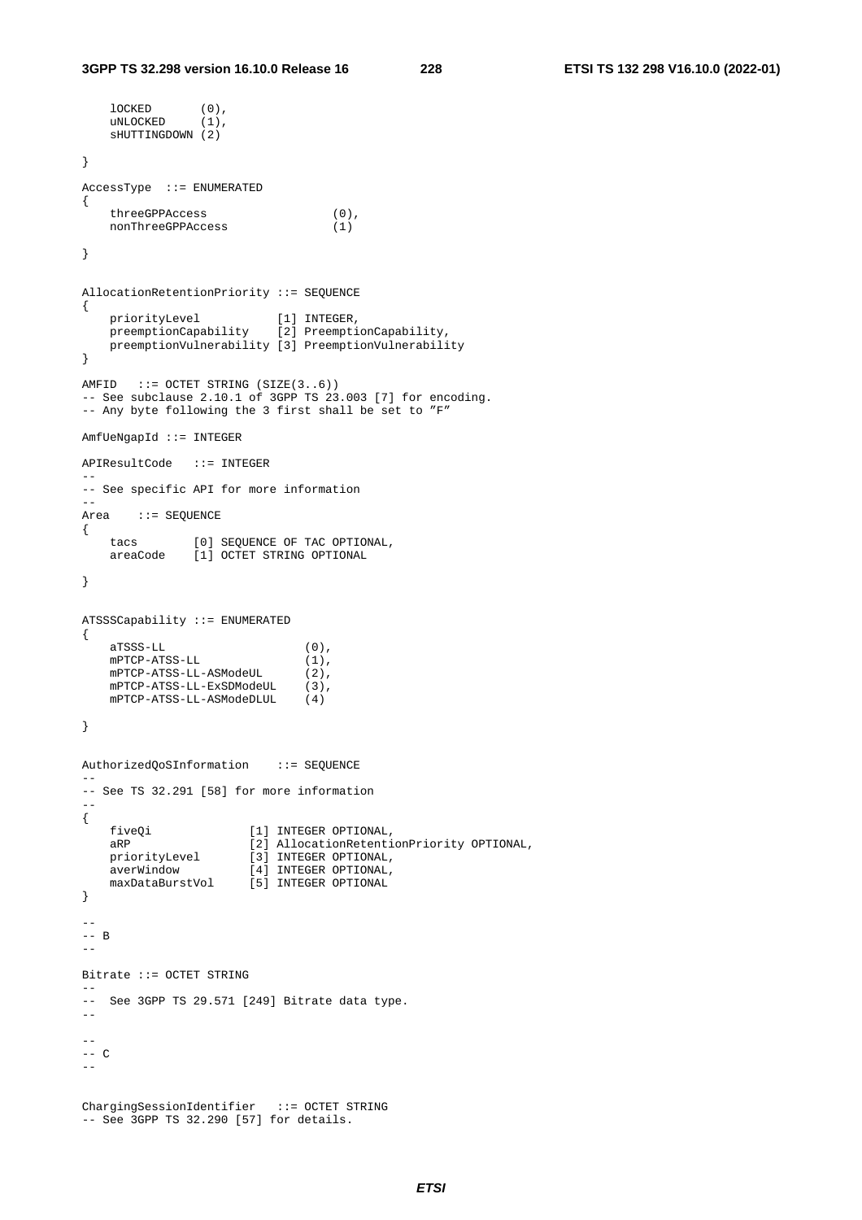```
    lOCKED       (0),
    uNLOCKED     (1),
    sHUTTINGDOWN (2)

}

AccessType  ::= ENUMERATED
{
    threeGPPAccess                  (0),
    nonThreeGPPAccess               (1)

}


AllocationRetentionPriority ::= SEQUENCE
{
    priorityLevel           [1] INTEGER,
    preemptionCapability    [2] PreemptionCapability,
    preemptionVulnerability [3] PreemptionVulnerability
}

AMFID   ::= OCTET STRING (SIZE(3..6))
-- See subclause 2.10.1 of 3GPP TS 23.003 [7] for encoding.
-- Any byte following the 3 first shall be set to "F"

AmfUeNgapId ::= INTEGER

APIResultCode   ::= INTEGER
--
-- See specific API for more information
--
Area    ::= SEQUENCE
{
    tacs        [0] SEQUENCE OF TAC OPTIONAL,
    areaCode    [1] OCTET STRING OPTIONAL

}


ATSSSCapability ::= ENUMERATED
{
    aTSSS-LL                    (0),
    mPTCP-ATSS-LL               (1),
    mPTCP-ATSS-LL-ASModeUL      (2),
    mPTCP-ATSS-LL-ExSDModeUL    (3),
    mPTCP-ATSS-LL-ASModeDLUL    (4)

}


AuthorizedQoSInformation    ::= SEQUENCE
--
-- See TS 32.291 [58] for more information
--
{
    fiveQi              [1] INTEGER OPTIONAL,
    aRP                 [2] AllocationRetentionPriority OPTIONAL,
    priorityLevel       [3] INTEGER OPTIONAL,
    averWindow          [4] INTEGER OPTIONAL,
    maxDataBurstVol     [5] INTEGER OPTIONAL
}

--
-- B
--

Bitrate ::= OCTET STRING
--
--  See 3GPP TS 29.571 [249] Bitrate data type.
--

--
-- C
--


ChargingSessionIdentifier   ::= OCTET STRING
-- See 3GPP TS 32.290 [57] for details.
```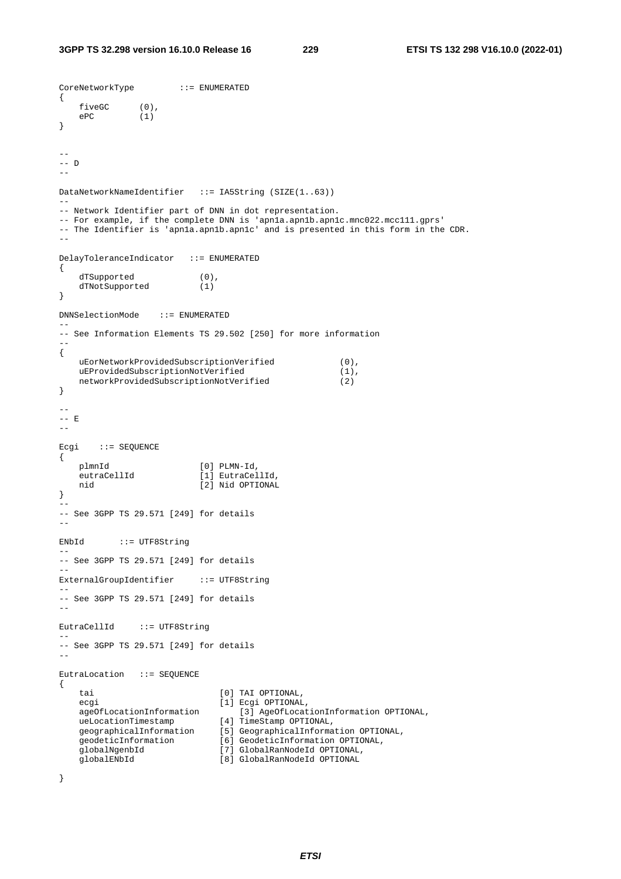```
CoreNetworkType         ::= ENUMERATED
{
    fiveGC      (0),
    ePC         (1)
}


--
-- D
--

DataNetworkNameIdentifier   ::= IA5String (SIZE(1..63))
--
-- Network Identifier part of DNN in dot representation.
-- For example, if the complete DNN is 'apn1a.apn1b.apn1c.mnc022.mcc111.gprs'
-- The Identifier is 'apn1a.apn1b.apn1c' and is presented in this form in the CDR.
--

DelayToleranceIndicator   ::= ENUMERATED
{
    dTSupported             (0),
    dTNotSupported          (1)
}

DNNSelectionMode    ::= ENUMERATED
--
-- See Information Elements TS 29.502 [250] for more information
--
{
    uEorNetworkProvidedSubscriptionVerified             (0),
    uEProvidedSubscriptionNotVerified                   (1),
    networkProvidedSubscriptionNotVerified              (2)
}

--
-- E
--

Ecgi    ::= SEQUENCE
{
    plmnId                  [0] PLMN-Id,
    eutraCellId             [1] EutraCellId,
    nid                     [2] Nid OPTIONAL
}
--
-- See 3GPP TS 29.571 [249] for details
--

ENbId       ::= UTF8String
--
-- See 3GPP TS 29.571 [249] for details
--
ExternalGroupIdentifier     ::= UTF8String
--
-- See 3GPP TS 29.571 [249] for details
--

EutraCellId     ::= UTF8String
--
-- See 3GPP TS 29.571 [249] for details
--

EutraLocation   ::= SEQUENCE
{
    tai                         [0] TAI OPTIONAL,
    ecgi                        [1] Ecgi OPTIONAL,
    ageOfLocationInformation        [3] AgeOfLocationInformation OPTIONAL,
    ueLocationTimestamp         [4] TimeStamp OPTIONAL,
    geographicalInformation     [5] GeographicalInformation OPTIONAL,
    geodeticInformation         [6] GeodeticInformation OPTIONAL,
    globalNgenbId               [7] GlobalRanNodeId OPTIONAL,
    globalENbId                 [8] GlobalRanNodeId OPTIONAL

}
```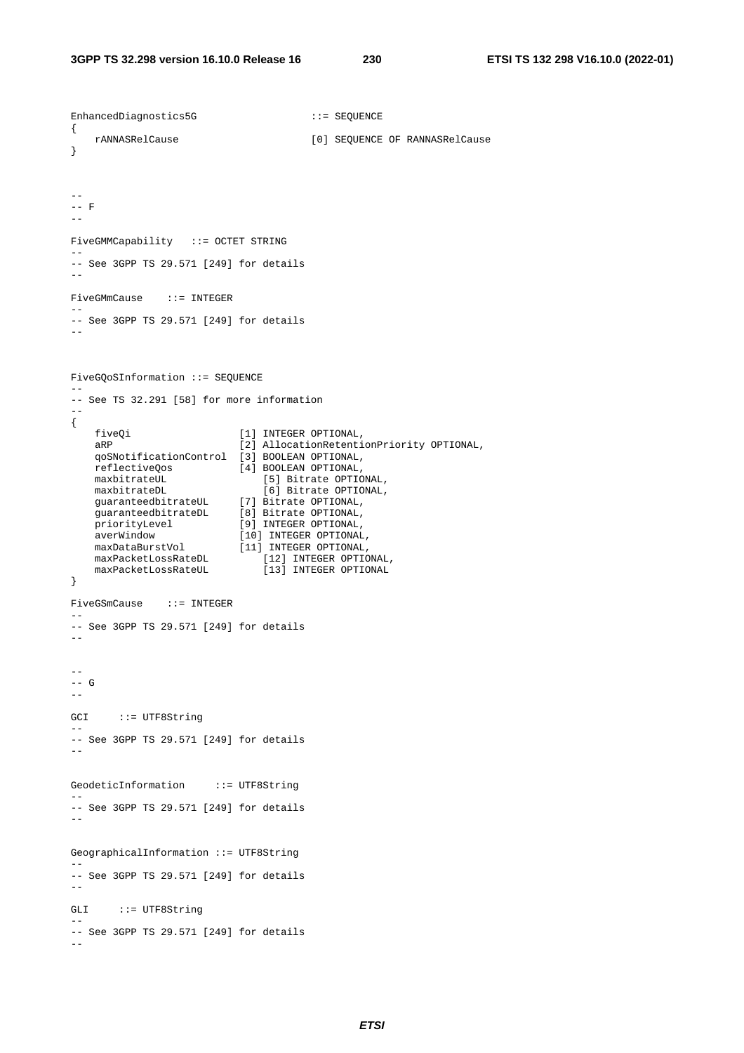```
EnhancedDiagnostics5G                   ::= SEQUENCE
{
    rANNASRelCause                      [0] SEQUENCE OF RANNASRelCause
}



--
-- F
--

FiveGMMCapability   ::= OCTET STRING
--
-- See 3GPP TS 29.571 [249] for details
--

FiveGMmCause    ::= INTEGER
--
-- See 3GPP TS 29.571 [249] for details
--



FiveGQoSInformation ::= SEQUENCE
--
-- See TS 32.291 [58] for more information
--
{
    fiveQi                  [1] INTEGER OPTIONAL,
    aRP                     [2] AllocationRetentionPriority OPTIONAL,
    qoSNotificationControl  [3] BOOLEAN OPTIONAL,
    reflectiveQos           [4] BOOLEAN OPTIONAL,
    maxbitrateUL                [5] Bitrate OPTIONAL,
    maxbitrateDL                [6] Bitrate OPTIONAL,
    guaranteedbitrateUL     [7] Bitrate OPTIONAL,
    guaranteedbitrateDL     [8] Bitrate OPTIONAL,
    priorityLevel           [9] INTEGER OPTIONAL,
    averWindow              [10] INTEGER OPTIONAL,
    maxDataBurstVol         [11] INTEGER OPTIONAL,
    maxPacketLossRateDL         [12] INTEGER OPTIONAL,
    maxPacketLossRateUL         [13] INTEGER OPTIONAL
}

FiveGSmCause    ::= INTEGER
--
-- See 3GPP TS 29.571 [249] for details
--


--
-- G
--

GCI     ::= UTF8String
--
-- See 3GPP TS 29.571 [249] for details
--


GeodeticInformation     ::= UTF8String
--
-- See 3GPP TS 29.571 [249] for details
--


GeographicalInformation ::= UTF8String
--
-- See 3GPP TS 29.571 [249] for details
--

GLI     ::= UTF8String
--
-- See 3GPP TS 29.571 [249] for details
--
```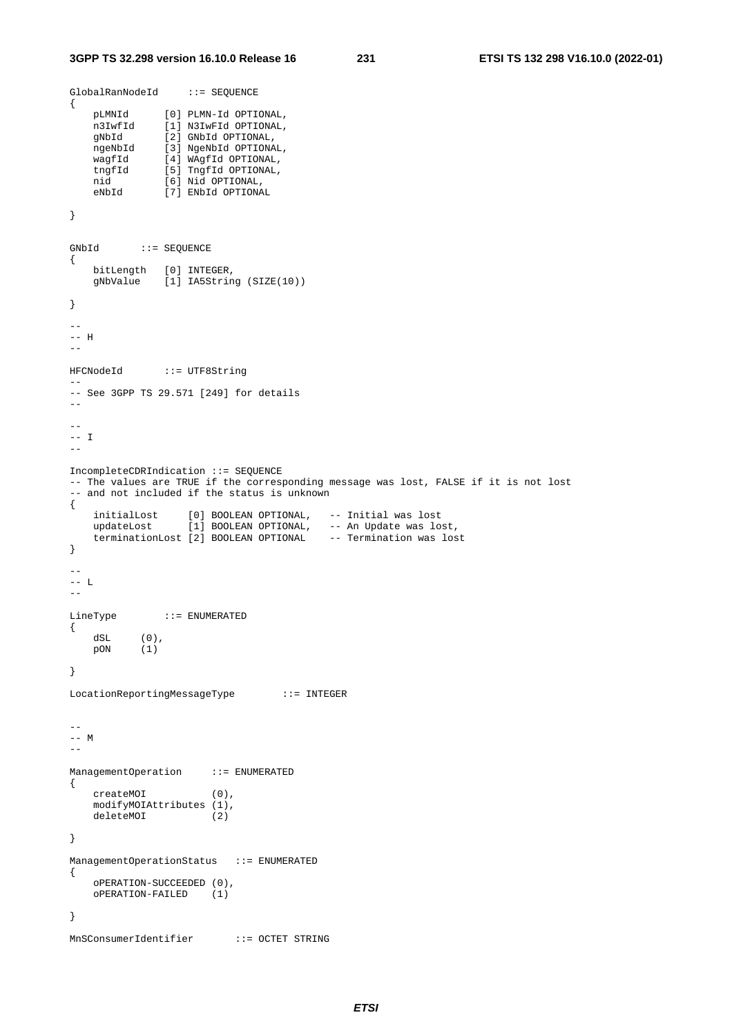```
GlobalRanNodeId     ::= SEQUENCE
{
    pLMNId      [0] PLMN-Id OPTIONAL,
    n3IwfId     [1] N3IwFId OPTIONAL,
    gNbId       [2] GNbId OPTIONAL,
    ngeNbId     [3] NgeNbId OPTIONAL,
    wagfId      [4] WAgfId OPTIONAL,
    tngfId      [5] TngfId OPTIONAL,
    nid         [6] Nid OPTIONAL,
    eNbId       [7] ENbId OPTIONAL

}

GNbId       ::= SEQUENCE
{
    bitLength   [0] INTEGER,
    gNbValue    [1] IA5String (SIZE(10))

}

--
-- H
--

HFCNodeId       ::= UTF8String
--
-- See 3GPP TS 29.571 [249] for details
--

--
-- I
--

IncompleteCDRIndication ::= SEQUENCE
-- The values are TRUE if the corresponding message was lost, FALSE if it is not lost
-- and not included if the status is unknown
{
    initialLost     [0] BOOLEAN OPTIONAL,   -- Initial was lost
    updateLost      [1] BOOLEAN OPTIONAL,   -- An Update was lost,
    terminationLost [2] BOOLEAN OPTIONAL    -- Termination was lost
}

--
-- L
--

LineType        ::= ENUMERATED
{
    dSL     (0),
    pON     (1)

}

LocationReportingMessageType        ::= INTEGER


--
-- M
--

ManagementOperation     ::= ENUMERATED
{
    createMOI           (0),
    modifyMOIAttributes (1),
    deleteMOI           (2)

}

ManagementOperationStatus   ::= ENUMERATED
{
    oPERATION-SUCCEEDED (0),
    oPERATION-FAILED    (1)

}

MnSConsumerIdentifier       ::= OCTET STRING
```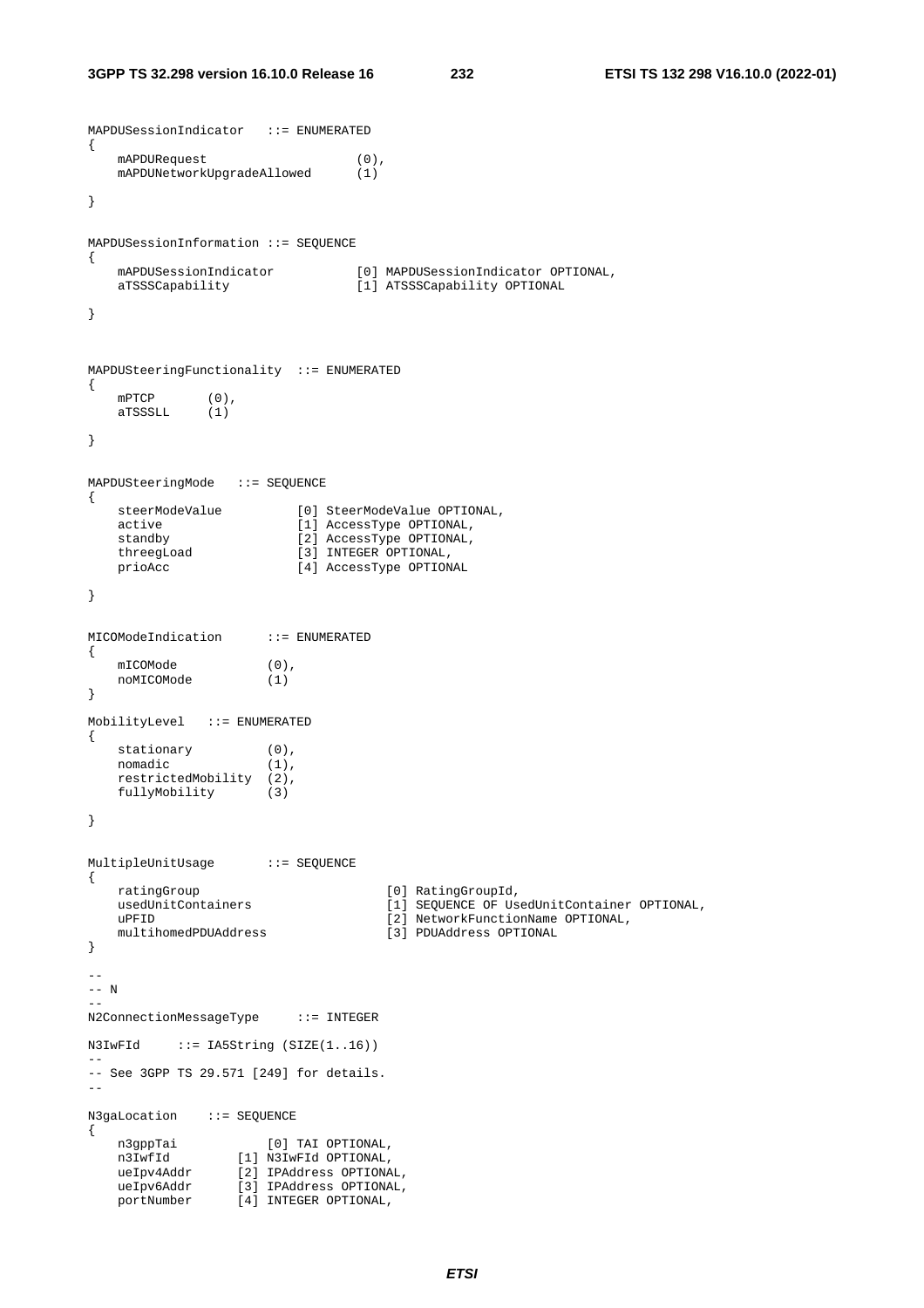```
MAPDUSessionIndicator   ::= ENUMERATED
{
    mAPDURequest                    (0),
    mAPDUNetworkUpgradeAllowed      (1)

}


MAPDUSessionInformation ::= SEQUENCE
{
    mAPDUSessionIndicator           [0] MAPDUSessionIndicator OPTIONAL,
    aTSSSCapability                 [1] ATSSSCapability OPTIONAL

}



MAPDUSteeringFunctionality  ::= ENUMERATED
{
    mPTCP       (0),
    aTSSSLL     (1)

}


MAPDUSteeringMode   ::= SEQUENCE
{
    steerModeValue          [0] SteerModeValue OPTIONAL,
    active                  [1] AccessType OPTIONAL,
    standby                 [2] AccessType OPTIONAL,
    threegLoad              [3] INTEGER OPTIONAL,
    prioAcc                 [4] AccessType OPTIONAL

}


MICOModeIndication      ::= ENUMERATED
{
    mICOMode            (0),
    noMICOMode          (1)
}

MobilityLevel   ::= ENUMERATED
{
    stationary          (0),
    nomadic             (1),
    restrictedMobility  (2),
    fullyMobility       (3)

}


MultipleUnitUsage       ::= SEQUENCE
{
    ratingGroup                         [0] RatingGroupId,
    usedUnitContainers                  [1] SEQUENCE OF UsedUnitContainer OPTIONAL,
    uPFID                               [2] NetworkFunctionName OPTIONAL,
    multihomedPDUAddress                [3] PDUAddress OPTIONAL
}

--
-- N
--
N2ConnectionMessageType     ::= INTEGER

N3IwFId     ::= IA5String (SIZE(1..16))
--
-- See 3GPP TS 29.571 [249] for details.
--

N3gaLocation    ::= SEQUENCE
{
    n3gppTai            [0] TAI OPTIONAL,
    n3IwfId         [1] N3IwFId OPTIONAL,
    ueIpv4Addr      [2] IPAddress OPTIONAL,
    ueIpv6Addr      [3] IPAddress OPTIONAL,
    portNumber      [4] INTEGER OPTIONAL,
```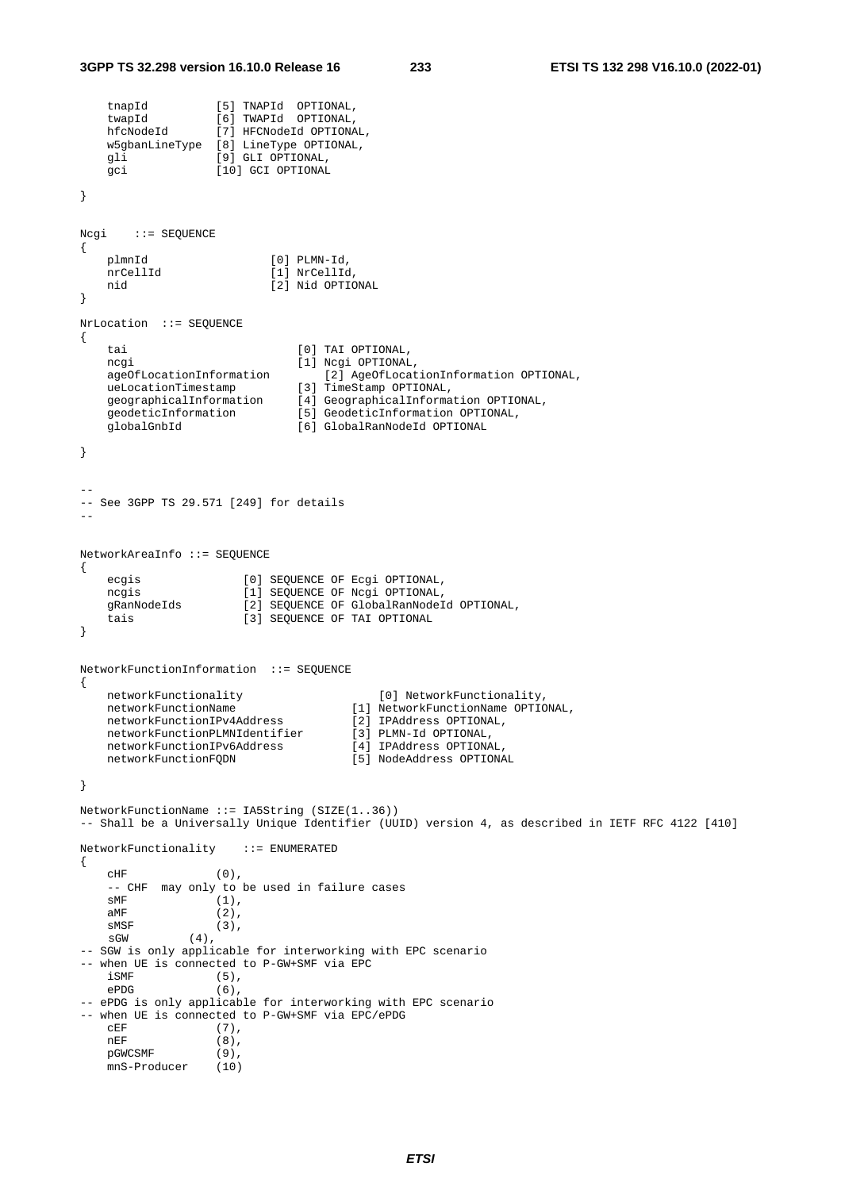```
    tnapId          [5] TNAPId  OPTIONAL,
    twapId          [6] TWAPId  OPTIONAL,
    hfcNodeId       [7] HFCNodeId OPTIONAL,
    w5gbanLineType  [8] LineType OPTIONAL,
    gli             [9] GLI OPTIONAL,
    gci             [10] GCI OPTIONAL

}


Ncgi    ::= SEQUENCE
{
    plmnId                  [0] PLMN-Id,
    nrCellId                [1] NrCellId,
    nid                     [2] Nid OPTIONAL
}

NrLocation  ::= SEQUENCE
{
    tai                         [0] TAI OPTIONAL,
    ncgi                        [1] Ncgi OPTIONAL,
    ageOfLocationInformation        [2] AgeOfLocationInformation OPTIONAL,
    ueLocationTimestamp         [3] TimeStamp OPTIONAL,
    geographicalInformation     [4] GeographicalInformation OPTIONAL,
    geodeticInformation         [5] GeodeticInformation OPTIONAL,
    globalGnbId                 [6] GlobalRanNodeId OPTIONAL

}


--
-- See 3GPP TS 29.571 [249] for details
--


NetworkAreaInfo ::= SEQUENCE
{
    ecgis               [0] SEQUENCE OF Ecgi OPTIONAL,
    ncgis               [1] SEQUENCE OF Ncgi OPTIONAL,
    gRanNodeIds         [2] SEQUENCE OF GlobalRanNodeId OPTIONAL,
    tais                [3] SEQUENCE OF TAI OPTIONAL
}


NetworkFunctionInformation  ::= SEQUENCE
{
    networkFunctionality                    [0] NetworkFunctionality,
    networkFunctionName                 [1] NetworkFunctionName OPTIONAL,
    networkFunctionIPv4Address          [2] IPAddress OPTIONAL,
    networkFunctionPLMNIdentifier       [3] PLMN-Id OPTIONAL,
    networkFunctionIPv6Address          [4] IPAddress OPTIONAL,
    networkFunctionFQDN                 [5] NodeAddress OPTIONAL

}

NetworkFunctionName ::= IA5String (SIZE(1..36))
-- Shall be a Universally Unique Identifier (UUID) version 4, as described in IETF RFC 4122 [410]

NetworkFunctionality    ::= ENUMERATED
{
    cHF             (0),
    -- CHF  may only to be used in failure cases
    sMF             (1),
    aMF             (2),
    sMSF            (3),
    sGW         (4),
-- SGW is only applicable for interworking with EPC scenario
-- when UE is connected to P-GW+SMF via EPC
    iSMF            (5),
    ePDG            (6),
-- ePDG is only applicable for interworking with EPC scenario
-- when UE is connected to P-GW+SMF via EPC/ePDG
    cEF             (7),
    nEF             (8),
    pGWCSMF         (9),
    mnS-Producer    (10)
```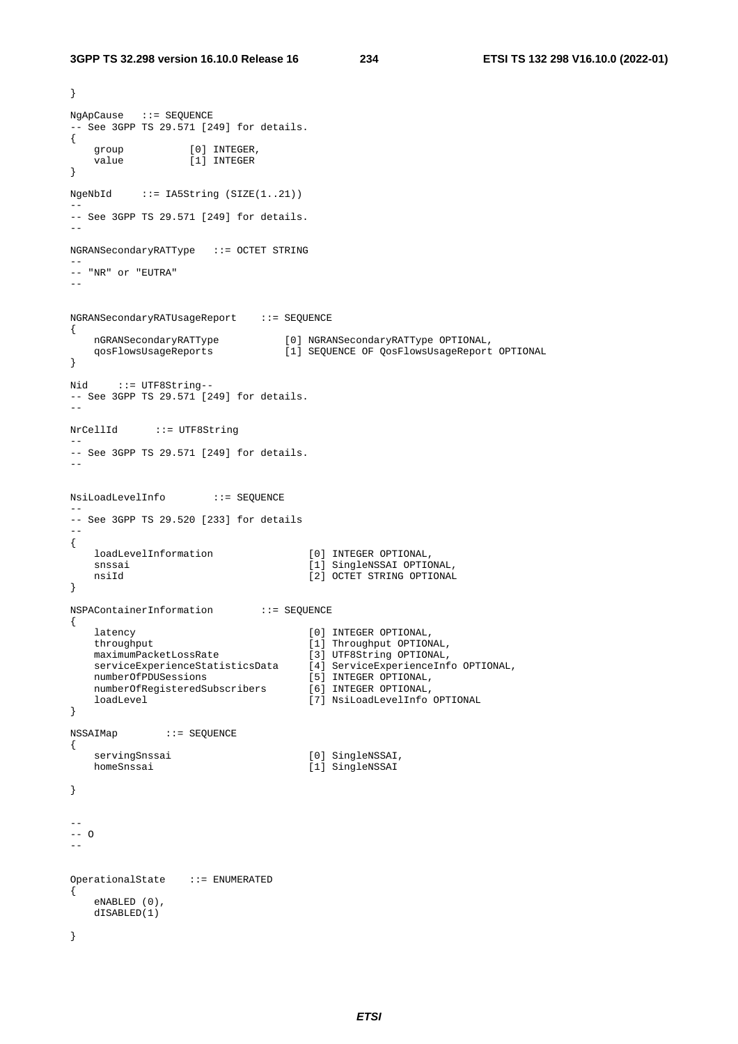```
}

NgApCause   ::= SEQUENCE
-- See 3GPP TS 29.571 [249] for details.
{
    group           [0] INTEGER,
    value           [1] INTEGER
}

NgeNbId     ::= IA5String (SIZE(1..21))
--
-- See 3GPP TS 29.571 [249] for details.
--

NGRANSecondaryRATType   ::= OCTET STRING
--
-- "NR" or "EUTRA"
--

NGRANSecondaryRATUsageReport    ::= SEQUENCE
{
    nGRANSecondaryRATType           [0] NGRANSecondaryRATType OPTIONAL,
    qosFlowsUsageReports            [1] SEQUENCE OF QosFlowsUsageReport OPTIONAL
}

Nid     ::= UTF8String--
-- See 3GPP TS 29.571 [249] for details.
--

NrCellId      ::= UTF8String
--
-- See 3GPP TS 29.571 [249] for details.
--

NsiLoadLevelInfo        ::= SEQUENCE
--
-- See 3GPP TS 29.520 [233] for details
--
{
    loadLevelInformation                [0] INTEGER OPTIONAL,
    snssai                              [1] SingleNSSAI OPTIONAL,
    nsiId                               [2] OCTET STRING OPTIONAL
}

NSPAContainerInformation        ::= SEQUENCE
{
    latency                             [0] INTEGER OPTIONAL,
    throughput                          [1] Throughput OPTIONAL,
    maximumPacketLossRate               [3] UTF8String OPTIONAL,
    serviceExperienceStatisticsData     [4] ServiceExperienceInfo OPTIONAL,
    numberOfPDUSessions                 [5] INTEGER OPTIONAL,
    numberOfRegisteredSubscribers       [6] INTEGER OPTIONAL,
    loadLevel                           [7] NsiLoadLevelInfo OPTIONAL
}

NSSAIMap        ::= SEQUENCE
{
    servingSnssai                       [0] SingleNSSAI,
    homeSnssai                          [1] SingleNSSAI

}


--
-- O
--

OperationalState    ::= ENUMERATED
{
    eNABLED (0),
    dISABLED(1)

}
```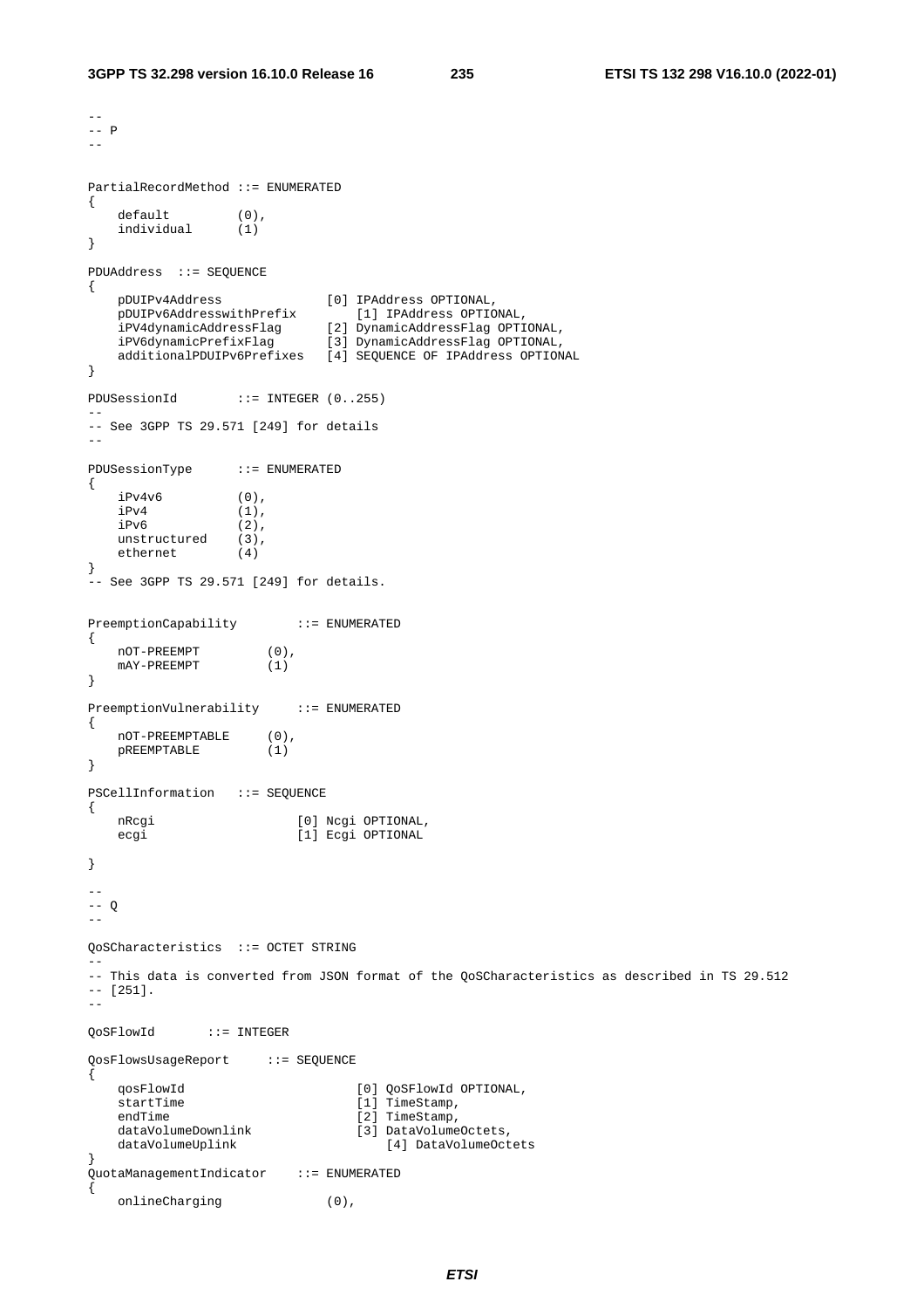```
--
-- P
--

PartialRecordMethod ::= ENUMERATED
{
    default         (0),
    individual      (1)
}

PDUAddress  ::= SEQUENCE
{
    pDUIPv4Address              [0] IPAddress OPTIONAL,
    pDUIPv6AddresswithPrefix        [1] IPAddress OPTIONAL,
    iPV4dynamicAddressFlag      [2] DynamicAddressFlag OPTIONAL,
    iPV6dynamicPrefixFlag       [3] DynamicAddressFlag OPTIONAL,
    additionalPDUIPv6Prefixes   [4] SEQUENCE OF IPAddress OPTIONAL
}

PDUSessionId        ::= INTEGER (0..255)
--
-- See 3GPP TS 29.571 [249] for details
--

PDUSessionType      ::= ENUMERATED
{
    iPv4v6          (0),
    iPv4            (1),
    iPv6            (2),
    unstructured    (3),
    ethernet        (4)
}
-- See 3GPP TS 29.571 [249] for details.


PreemptionCapability        ::= ENUMERATED
{
    nOT-PREEMPT         (0),
    mAY-PREEMPT         (1)
}

PreemptionVulnerability     ::= ENUMERATED
{
    nOT-PREEMPTABLE     (0),
    pREEMPTABLE         (1)
}

PSCellInformation   ::= SEQUENCE
{
    nRcgi                   [0] Ncgi OPTIONAL,
    ecgi                    [1] Ecgi OPTIONAL

}

--
-- Q
--

QoSCharacteristics  ::= OCTET STRING
--
-- This data is converted from JSON format of the QoSCharacteristics as described in TS 29.512
-- [251].
--

QoSFlowId       ::= INTEGER

QosFlowsUsageReport     ::= SEQUENCE
{
    qosFlowId                       [0] QoSFlowId OPTIONAL,
    startTime                       [1] TimeStamp,
    endTime                         [2] TimeStamp,
    dataVolumeDownlink              [3] DataVolumeOctets,
    dataVolumeUplink                    [4] DataVolumeOctets
}
QuotaManagementIndicator    ::= ENUMERATED
{
    onlineCharging              (0),
```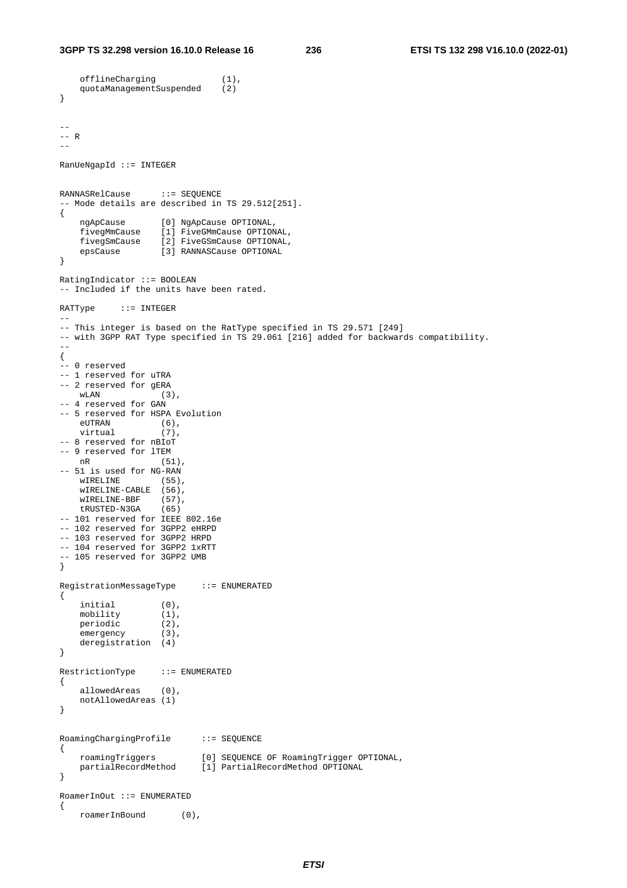```
    offlineCharging             (1),
    quotaManagementSuspended    (2)
}


--
-- R
--

RanUeNgapId ::= INTEGER


RANNASRelCause      ::= SEQUENCE
-- Mode details are described in TS 29.512[251].
{
    ngApCause       [0] NgApCause OPTIONAL,
    fivegMmCause    [1] FiveGMmCause OPTIONAL,
    fivegSmCause    [2] FiveGSmCause OPTIONAL,
    epsCause        [3] RANNASCause OPTIONAL
}

RatingIndicator ::= BOOLEAN
-- Included if the units have been rated.

RATType     ::= INTEGER
--
-- This integer is based on the RatType specified in TS 29.571 [249]
-- with 3GPP RAT Type specified in TS 29.061 [216] added for backwards compatibility.
--
{
-- 0 reserved
-- 1 reserved for uTRA
-- 2 reserved for gERA
    wLAN            (3),
-- 4 reserved for GAN
-- 5 reserved for HSPA Evolution
    eUTRAN          (6),
    virtual         (7),
-- 8 reserved for nBIoT
-- 9 reserved for lTEM
    nR              (51),
-- 51 is used for NG-RAN
    wIRELINE        (55),
    wIRELINE-CABLE  (56),
    wIRELINE-BBF    (57),
    tRUSTED-N3GA    (65)
-- 101 reserved for IEEE 802.16e
-- 102 reserved for 3GPP2 eHRPD
-- 103 reserved for 3GPP2 HRPD
-- 104 reserved for 3GPP2 1xRTT
-- 105 reserved for 3GPP2 UMB
}

RegistrationMessageType     ::= ENUMERATED
{
    initial         (0),
    mobility        (1),
    periodic        (2),
    emergency       (3),
    deregistration  (4)
}

RestrictionType     ::= ENUMERATED
{
    allowedAreas    (0),
    notAllowedAreas (1)
}


RoamingChargingProfile      ::= SEQUENCE
{
    roamingTriggers         [0] SEQUENCE OF RoamingTrigger OPTIONAL,
    partialRecordMethod     [1] PartialRecordMethod OPTIONAL
}

RoamerInOut ::= ENUMERATED
{
    roamerInBound       (0),
```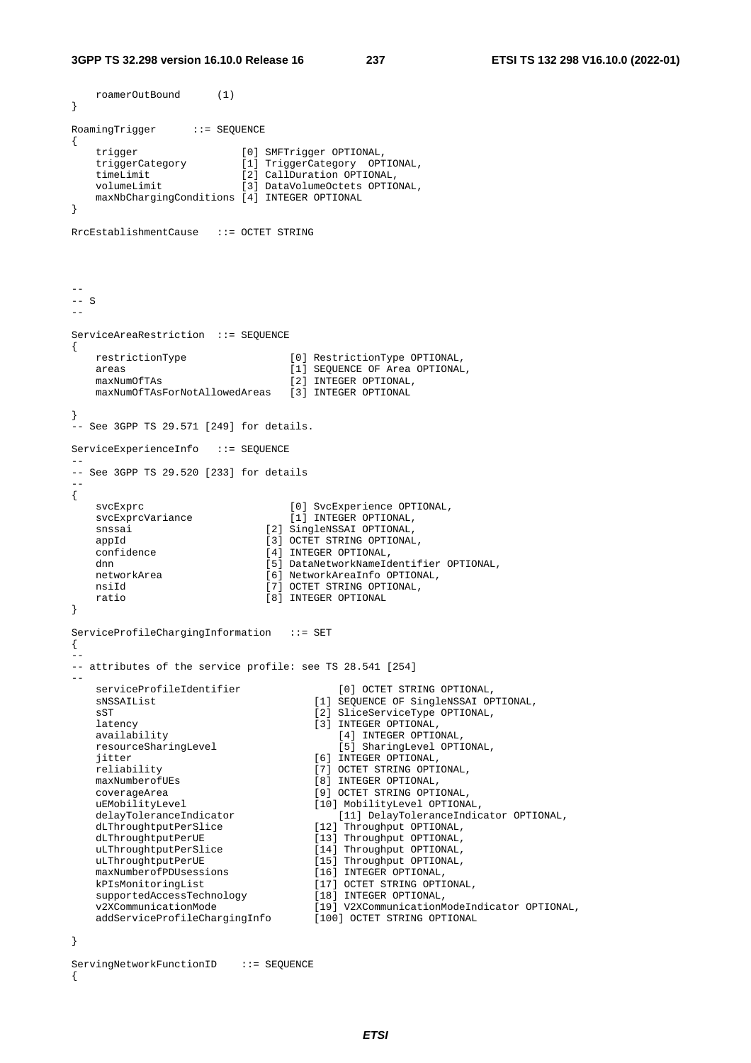```
    roamerOutBound      (1)
}

RoamingTrigger      ::= SEQUENCE
{
    trigger                 [0] SMFTrigger OPTIONAL,
    triggerCategory         [1] TriggerCategory  OPTIONAL,
    timeLimit               [2] CallDuration OPTIONAL,
    volumeLimit             [3] DataVolumeOctets OPTIONAL,
    maxNbChargingConditions [4] INTEGER OPTIONAL
}

RrcEstablishmentCause   ::= OCTET STRING




--
-- S
--

ServiceAreaRestriction  ::= SEQUENCE
{
    restrictionType                 [0] RestrictionType OPTIONAL,
    areas                           [1] SEQUENCE OF Area OPTIONAL,
    maxNumOfTAs                     [2] INTEGER OPTIONAL,
    maxNumOfTAsForNotAllowedAreas   [3] INTEGER OPTIONAL

}
-- See 3GPP TS 29.571 [249] for details.

ServiceExperienceInfo   ::= SEQUENCE
--
-- See 3GPP TS 29.520 [233] for details
--
{
    svcExprc                        [0] SvcExperience OPTIONAL,
    svcExprcVariance                [1] INTEGER OPTIONAL,
    snssai                      [2] SingleNSSAI OPTIONAL,
    appId                       [3] OCTET STRING OPTIONAL,
    confidence                  [4] INTEGER OPTIONAL,
    dnn                         [5] DataNetworkNameIdentifier OPTIONAL,
    networkArea                 [6] NetworkAreaInfo OPTIONAL,
    nsiId                       [7] OCTET STRING OPTIONAL,
    ratio                       [8] INTEGER OPTIONAL
}

ServiceProfileChargingInformation   ::= SET
{
--
-- attributes of the service profile: see TS 28.541 [254]
--
    serviceProfileIdentifier                [0] OCTET STRING OPTIONAL,
    sNSSAIList                          [1] SEQUENCE OF SingleNSSAI OPTIONAL,
    sST                                 [2] SliceServiceType OPTIONAL,
    latency                             [3] INTEGER OPTIONAL,
    availability                            [4] INTEGER OPTIONAL,
    resourceSharingLevel                    [5] SharingLevel OPTIONAL,
    jitter                              [6] INTEGER OPTIONAL,
    reliability                         [7] OCTET STRING OPTIONAL,
    maxNumberofUEs                      [8] INTEGER OPTIONAL,
    coverageArea                        [9] OCTET STRING OPTIONAL,
    uEMobilityLevel                     [10] MobilityLevel OPTIONAL,
    delayToleranceIndicator                 [11] DelayToleranceIndicator OPTIONAL,
    dLThroughtputPerSlice               [12] Throughput OPTIONAL,
    dLThroughtputPerUE                  [13] Throughput OPTIONAL,
    uLThroughtputPerSlice               [14] Throughput OPTIONAL,
    uLThroughtputPerUE                  [15] Throughput OPTIONAL,
    maxNumberofPDUsessions              [16] INTEGER OPTIONAL,
    kPIsMonitoringList                  [17] OCTET STRING OPTIONAL,
    supportedAccessTechnology           [18] INTEGER OPTIONAL,
    v2XCommunicationMode                [19] V2XCommunicationModeIndicator OPTIONAL,
    addServiceProfileChargingInfo       [100] OCTET STRING OPTIONAL

}

ServingNetworkFunctionID    ::= SEQUENCE
{
```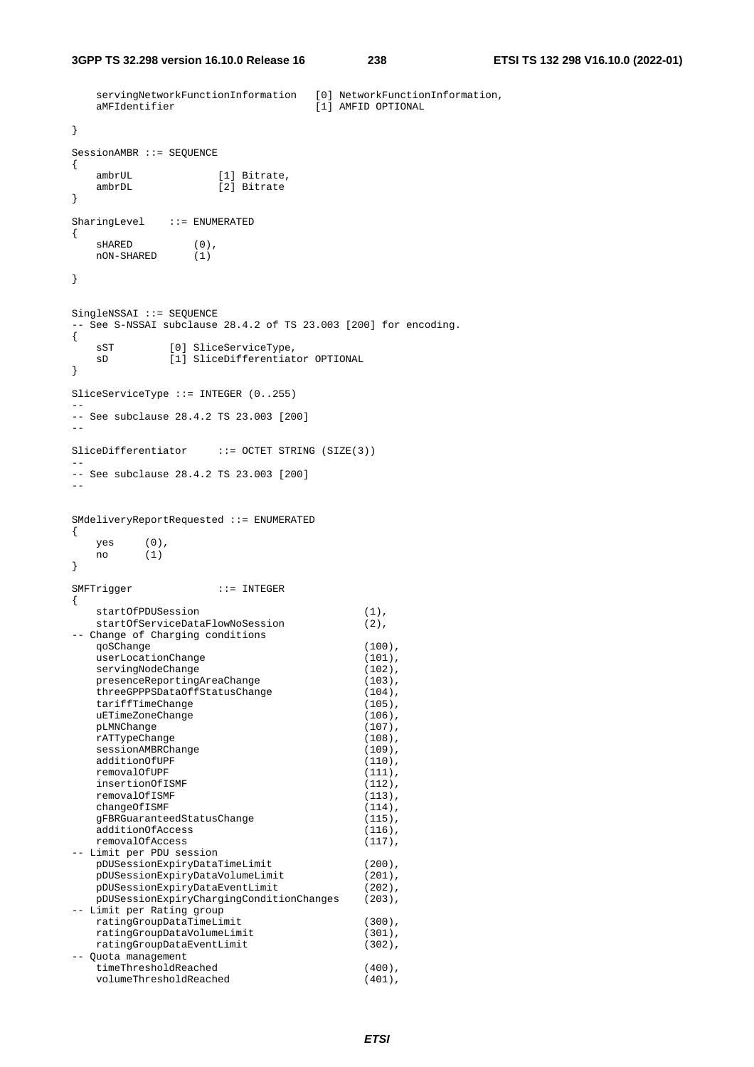```
    servingNetworkFunctionInformation   [0] NetworkFunctionInformation,
    aMFIdentifier                       [1] AMFID OPTIONAL

}

SessionAMBR ::= SEQUENCE
{
    ambrUL              [1] Bitrate,
    ambrDL              [2] Bitrate
}

SharingLevel    ::= ENUMERATED
{
    sHARED          (0),
    nON-SHARED      (1)

}


SingleNSSAI ::= SEQUENCE
-- See S-NSSAI subclause 28.4.2 of TS 23.003 [200] for encoding.
{
    sST         [0] SliceServiceType,
    sD          [1] SliceDifferentiator OPTIONAL
}

SliceServiceType ::= INTEGER (0..255)
--
-- See subclause 28.4.2 TS 23.003 [200]
--

SliceDifferentiator     ::= OCTET STRING (SIZE(3))
--
-- See subclause 28.4.2 TS 23.003 [200]
--


SMdeliveryReportRequested ::= ENUMERATED
{
    yes     (0),
    no      (1)
}

SMFTrigger              ::= INTEGER
{
    startOfPDUSession                           (1),
    startOfServiceDataFlowNoSession             (2),
-- Change of Charging conditions
    qoSChange                                   (100),
    userLocationChange                          (101),
    servingNodeChange                           (102),
    presenceReportingAreaChange                 (103),
    threeGPPPSDataOffStatusChange               (104),
    tariffTimeChange                            (105),
    uETimeZoneChange                            (106),
    pLMNChange                                  (107),
    rATTypeChange                               (108),
    sessionAMBRChange                           (109),
    additionOfUPF                               (110),
    removalOfUPF                                (111),
    insertionOfISMF                             (112),
    removalOfISMF                               (113),
    changeOfISMF                                (114),
    gFBRGuaranteedStatusChange                  (115),
    additionOfAccess                            (116),
    removalOfAccess                             (117),
-- Limit per PDU session
    pDUSessionExpiryDataTimeLimit               (200),
    pDUSessionExpiryDataVolumeLimit             (201),
    pDUSessionExpiryDataEventLimit              (202),
    pDUSessionExpiryChargingConditionChanges    (203),
-- Limit per Rating group
    ratingGroupDataTimeLimit                    (300),
    ratingGroupDataVolumeLimit                  (301),
    ratingGroupDataEventLimit                   (302),
-- Quota management
    timeThresholdReached                        (400),
    volumeThresholdReached                      (401),
```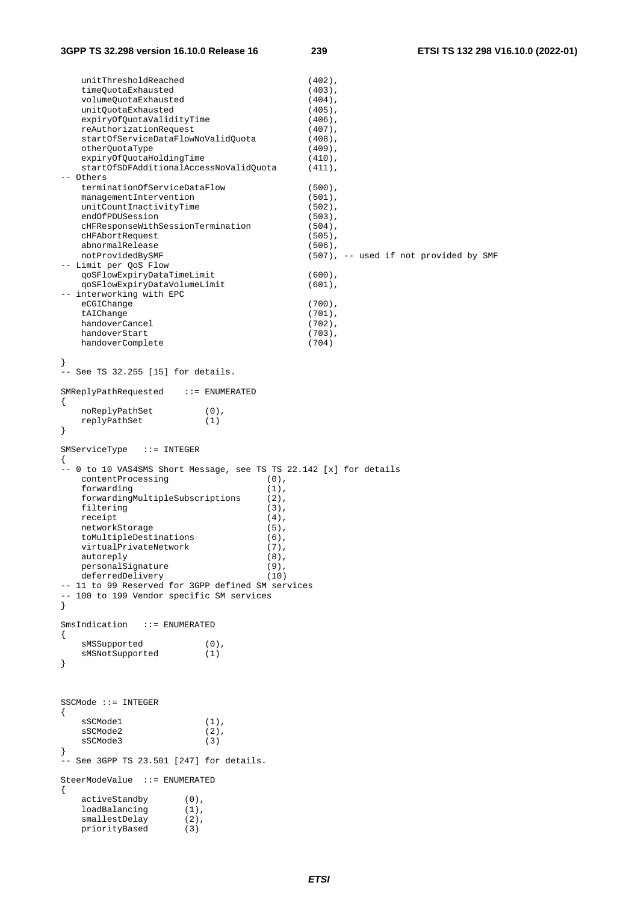```
    unitThresholdReached                        (402),
    timeQuotaExhausted                          (403),
    volumeQuotaExhausted                        (404),
    unitQuotaExhausted                          (405),
    expiryOfQuotaValidityTime                   (406),
    reAuthorizationRequest                      (407),
    startOfServiceDataFlowNoValidQuota          (408),
    otherQuotaType                              (409),
    expiryOfQuotaHoldingTime                    (410),
    startOfSDFAdditionalAccessNoValidQuota      (411),
-- Others
    terminationOfServiceDataFlow                (500),
    managementIntervention                      (501),
    unitCountInactivityTime                     (502),
    endOfPDUSession                             (503),
    cHFResponseWithSessionTermination           (504),
    cHFAbortRequest                             (505),
    abnormalRelease                             (506),
    notProvidedBySMF                            (507), -- used if not provided by SMF
-- Limit per QoS Flow
    qoSFlowExpiryDataTimeLimit                  (600),
    qoSFlowExpiryDataVolumeLimit                (601),
-- interworking with EPC
    eCGIChange                                  (700),
    tAIChange                                   (701),
    handoverCancel                              (702),
    handoverStart                               (703),
    handoverComplete                            (704)

}
-- See TS 32.255 [15] for details.

SMReplyPathRequested    ::= ENUMERATED
{
    noReplyPathSet          (0),
    replyPathSet            (1)
}

SMServiceType   ::= INTEGER
{
-- 0 to 10 VAS4SMS Short Message, see TS TS 22.142 [x] for details
    contentProcessing                   (0),
    forwarding                          (1),
    forwardingMultipleSubscriptions     (2),
    filtering                           (3),
    receipt                             (4),
    networkStorage                      (5),
    toMultipleDestinations              (6),
    virtualPrivateNetwork               (7),
    autoreply                           (8),
    personalSignature                   (9),
    deferredDelivery                    (10)
-- 11 to 99 Reserved for 3GPP defined SM services
-- 100 to 199 Vendor specific SM services
}

SmsIndication   ::= ENUMERATED
{
    sMSSupported            (0),
    sMSNotSupported         (1)
}



SSCMode ::= INTEGER
{
    sSCMode1                (1),
    sSCMode2                (2),
    sSCMode3                (3)
}
-- See 3GPP TS 23.501 [247] for details.

SteerModeValue  ::= ENUMERATED
{
    activeStandby       (0),
    loadBalancing       (1),
    smallestDelay       (2),
    priorityBased       (3)
```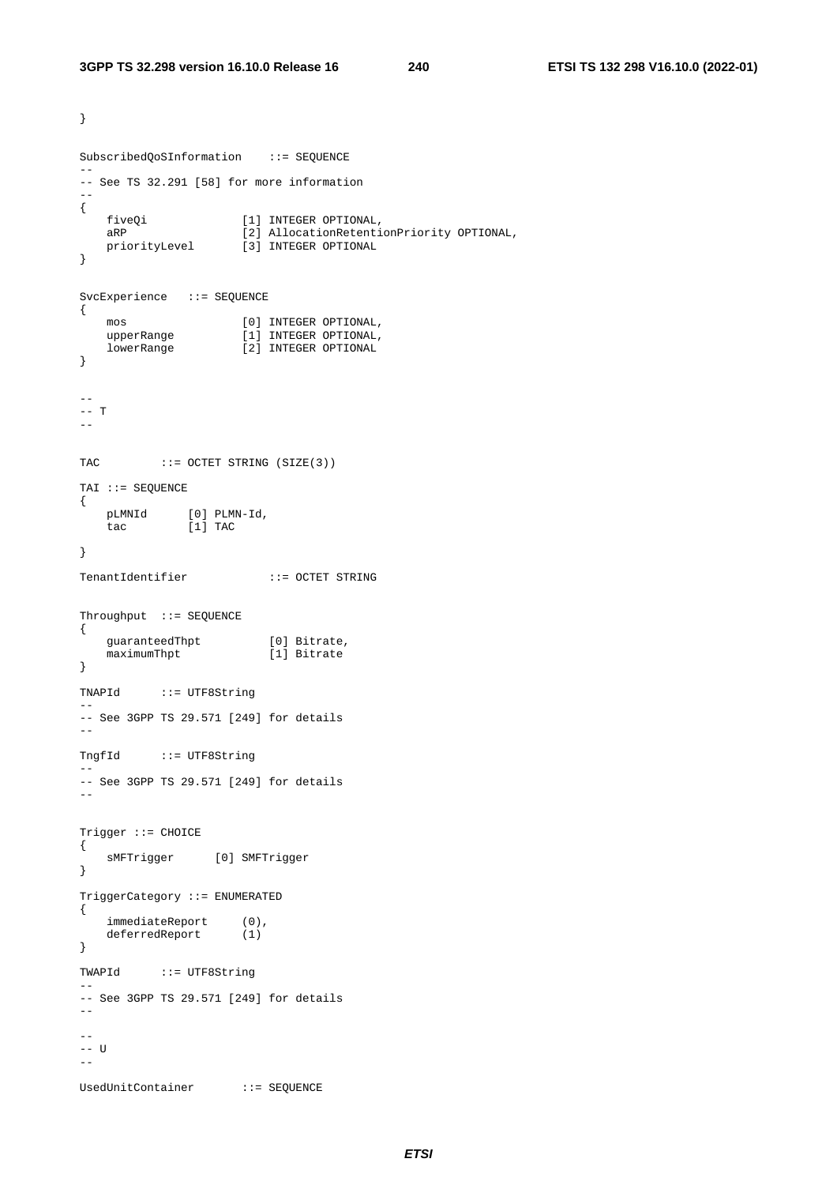```
}

SubscribedQoSInformation    ::= SEQUENCE
--
-- See TS 32.291 [58] for more information
--
{
    fiveQi              [1] INTEGER OPTIONAL,
    aRP                 [2] AllocationRetentionPriority OPTIONAL,
    priorityLevel       [3] INTEGER OPTIONAL
}

SvcExperience   ::= SEQUENCE
{
    mos                 [0] INTEGER OPTIONAL,
    upperRange          [1] INTEGER OPTIONAL,
    lowerRange          [2] INTEGER OPTIONAL
}


--
-- T
--

TAC         ::= OCTET STRING (SIZE(3))

TAI ::= SEQUENCE
{
    pLMNId      [0] PLMN-Id,
    tac         [1] TAC

}

TenantIdentifier            ::= OCTET STRING


Throughput  ::= SEQUENCE
{
    guaranteedThpt          [0] Bitrate,
    maximumThpt             [1] Bitrate
}

TNAPId      ::= UTF8String
--
-- See 3GPP TS 29.571 [249] for details
--

TngfId      ::= UTF8String
--
-- See 3GPP TS 29.571 [249] for details
--


Trigger ::= CHOICE
{
    sMFTrigger      [0] SMFTrigger
}

TriggerCategory ::= ENUMERATED
{
    immediateReport     (0),
    deferredReport      (1)
}

TWAPId      ::= UTF8String
--
-- See 3GPP TS 29.571 [249] for details
--

--
-- U
--

UsedUnitContainer       ::= SEQUENCE
```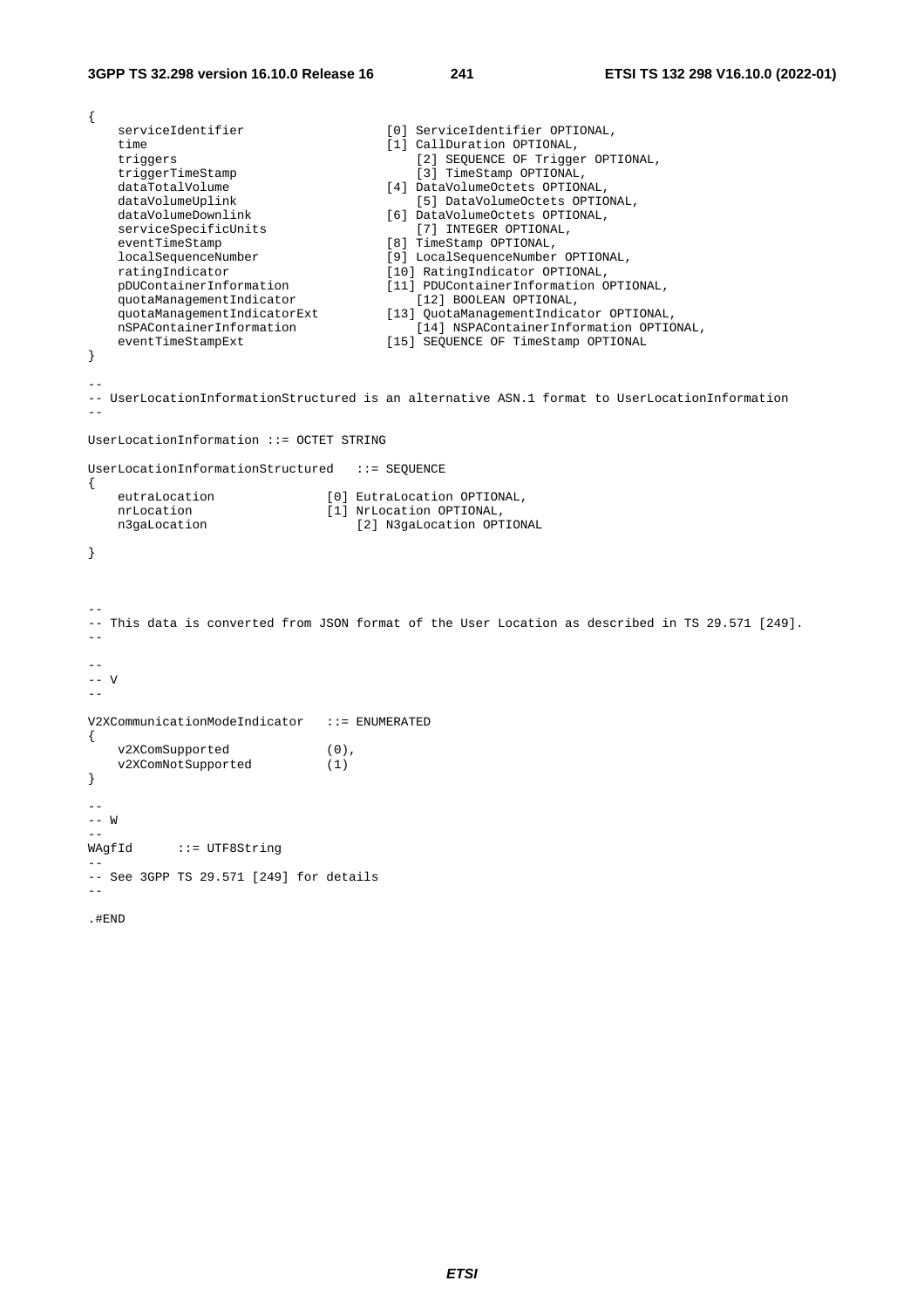```
{
    serviceIdentifier                   [0] ServiceIdentifier OPTIONAL,
    time                                [1] CallDuration OPTIONAL,
    triggers                                [2] SEQUENCE OF Trigger OPTIONAL,
    triggerTimeStamp                        [3] TimeStamp OPTIONAL,
    dataTotalVolume                     [4] DataVolumeOctets OPTIONAL,
    dataVolumeUplink                        [5] DataVolumeOctets OPTIONAL,
    dataVolumeDownlink                  [6] DataVolumeOctets OPTIONAL,
    serviceSpecificUnits                    [7] INTEGER OPTIONAL,
    eventTimeStamp                      [8] TimeStamp OPTIONAL,
    localSequenceNumber                 [9] LocalSequenceNumber OPTIONAL,
    ratingIndicator                     [10] RatingIndicator OPTIONAL,
    pDUContainerInformation             [11] PDUContainerInformation OPTIONAL,
    quotaManagementIndicator                [12] BOOLEAN OPTIONAL,
    quotaManagementIndicatorExt         [13] QuotaManagementIndicator OPTIONAL,
    nSPAContainerInformation                [14] NSPAContainerInformation OPTIONAL,
    eventTimeStampExt                   [15] SEQUENCE OF TimeStamp OPTIONAL
}

--
-- UserLocationInformationStructured is an alternative ASN.1 format to UserLocationInformation
--

UserLocationInformation ::= OCTET STRING

UserLocationInformationStructured   ::= SEQUENCE
{
    eutraLocation               [0] EutraLocation OPTIONAL,
    nrLocation                  [1] NrLocation OPTIONAL,
    n3gaLocation                    [2] N3gaLocation OPTIONAL

}



--
-- This data is converted from JSON format of the User Location as described in TS 29.571 [249].
--

--
-- V
--

V2XCommunicationModeIndicator   ::= ENUMERATED
{
    v2XComSupported             (0),
    v2XComNotSupported          (1)
}

--
-- W
--
WAgfId      ::= UTF8String
--
-- See 3GPP TS 29.571 [249] for details
--

.#END
```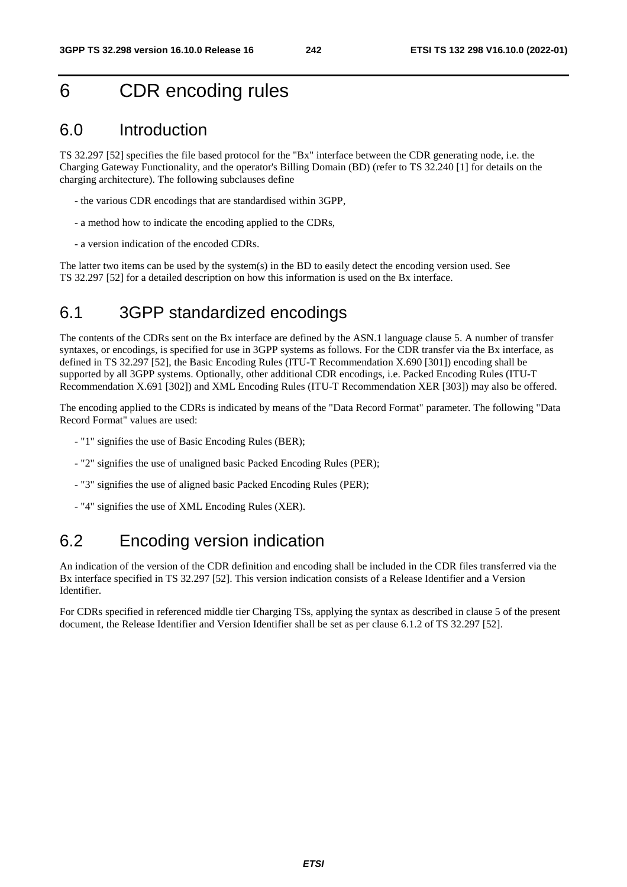# 6 CDR encoding rules

## 6.0 Introduction

TS 32.297 [52] specifies the file based protocol for the "Bx" interface between the CDR generating node, i.e. the Charging Gateway Functionality, and the operator's Billing Domain (BD) (refer to TS 32.240 [1] for details on the charging architecture). The following subclauses define

- the various CDR encodings that are standardised within 3GPP,
- a method how to indicate the encoding applied to the CDRs,
- a version indication of the encoded CDRs.

The latter two items can be used by the system(s) in the BD to easily detect the encoding version used. See TS 32.297 [52] for a detailed description on how this information is used on the Bx interface.

## 6.1 3GPP standardized encodings

The contents of the CDRs sent on the Bx interface are defined by the ASN.1 language clause 5. A number of transfer syntaxes, or encodings, is specified for use in 3GPP systems as follows. For the CDR transfer via the Bx interface, as defined in TS 32.297 [52], the Basic Encoding Rules (ITU-T Recommendation X.690 [301]) encoding shall be supported by all 3GPP systems. Optionally, other additional CDR encodings, i.e. Packed Encoding Rules (ITU-T Recommendation X.691 [302]) and XML Encoding Rules (ITU-T Recommendation XER [303]) may also be offered.

The encoding applied to the CDRs is indicated by means of the "Data Record Format" parameter. The following "Data Record Format" values are used:

- "1" signifies the use of Basic Encoding Rules (BER);
- "2" signifies the use of unaligned basic Packed Encoding Rules (PER);
- "3" signifies the use of aligned basic Packed Encoding Rules (PER);
- "4" signifies the use of XML Encoding Rules (XER).

## 6.2 Encoding version indication

An indication of the version of the CDR definition and encoding shall be included in the CDR files transferred via the Bx interface specified in TS 32.297 [52]. This version indication consists of a Release Identifier and a Version Identifier.

For CDRs specified in referenced middle tier Charging TSs, applying the syntax as described in clause 5 of the present document, the Release Identifier and Version Identifier shall be set as per clause 6.1.2 of TS 32.297 [52].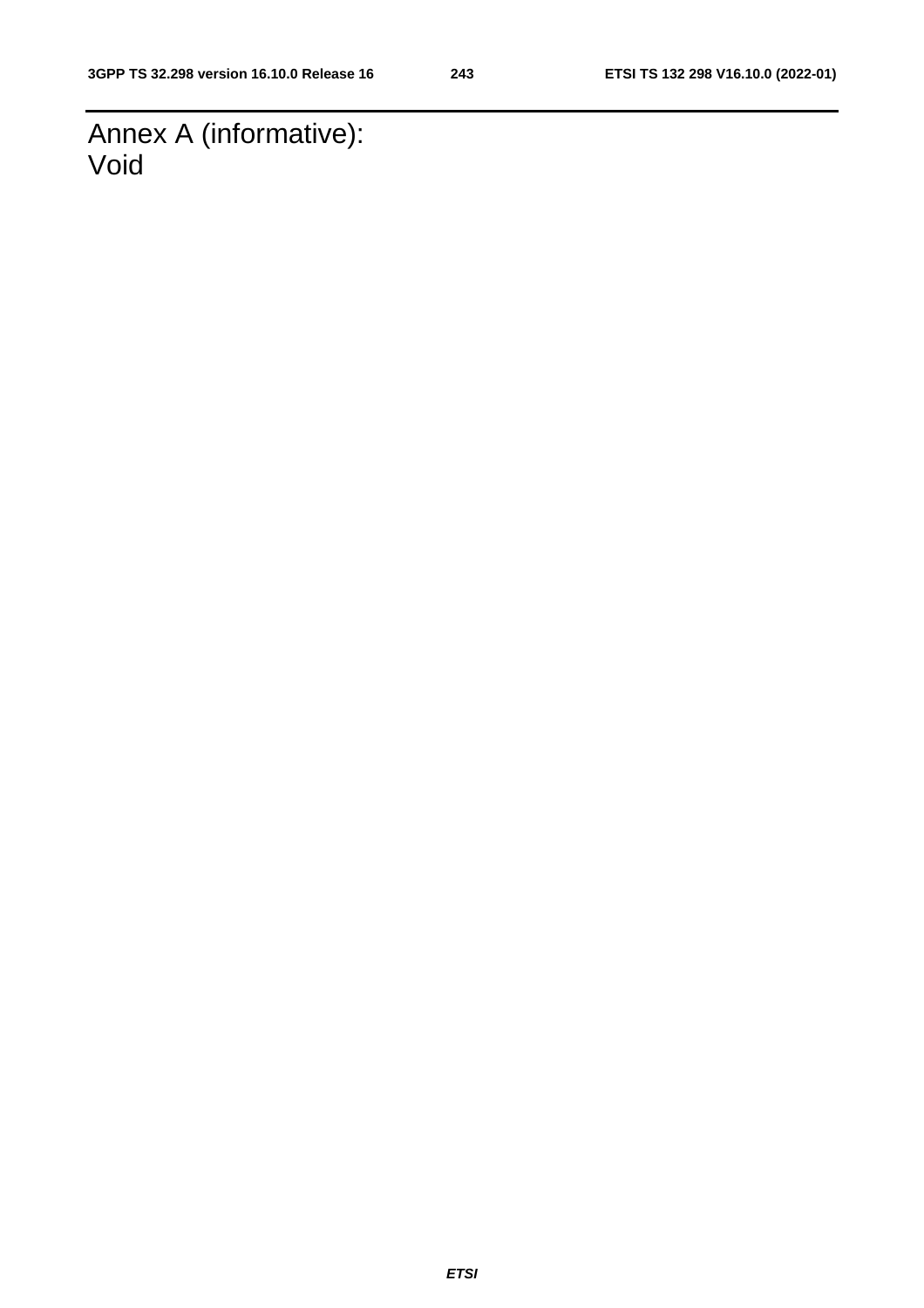# Annex A (informative): Void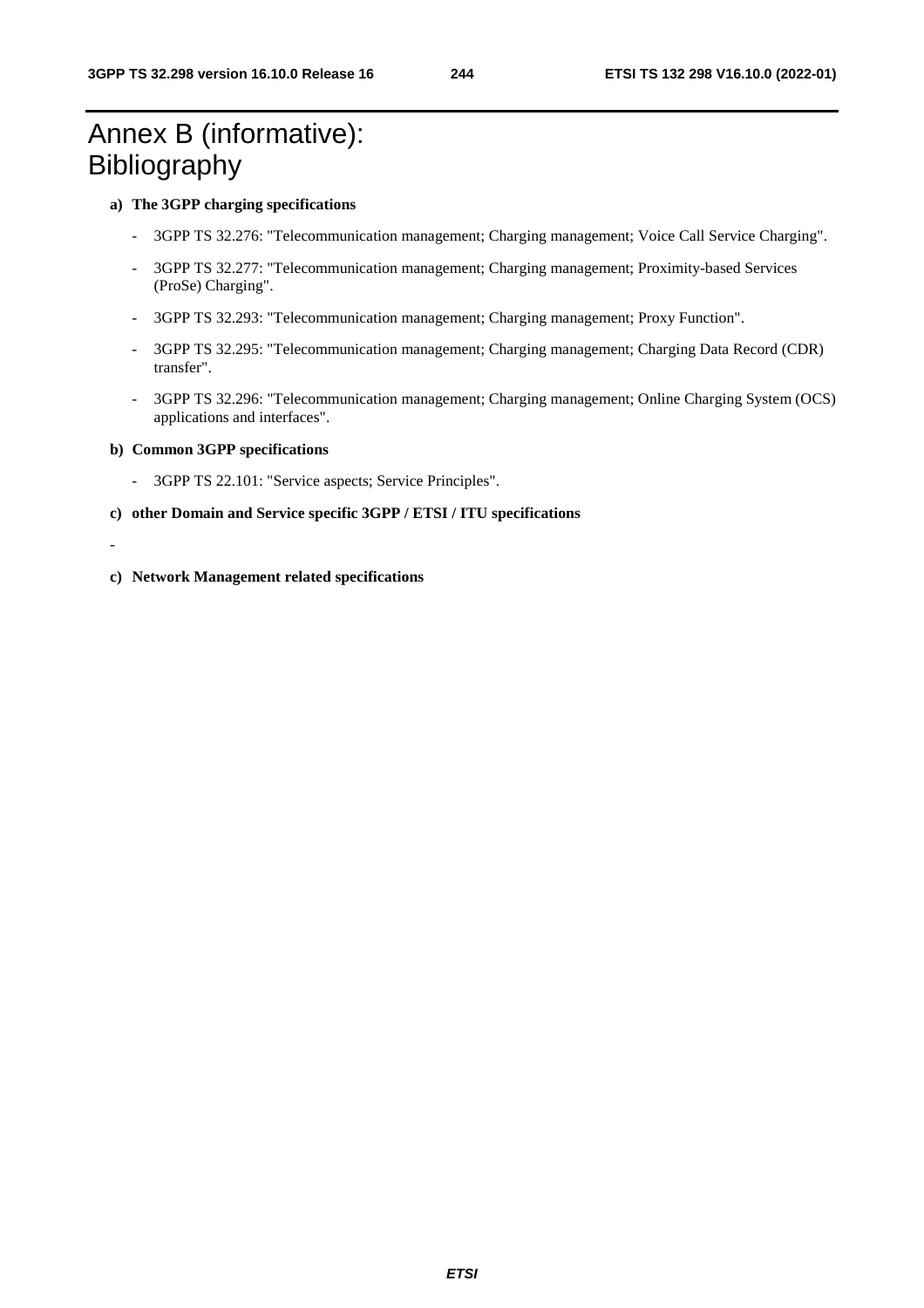# Annex B (informative): Bibliography

**a) The 3GPP charging specifications**

- 3GPP TS 32.276: "Telecommunication management; Charging management; Voice Call Service Charging".
- 3GPP TS 32.277: "Telecommunication management; Charging management; Proximity-based Services (ProSe) Charging".
- 3GPP TS 32.293: "Telecommunication management; Charging management; Proxy Function".
- 3GPP TS 32.295: "Telecommunication management; Charging management; Charging Data Record (CDR) transfer".
- 3GPP TS 32.296: "Telecommunication management; Charging management; Online Charging System (OCS) applications and interfaces".

**b) Common 3GPP specifications**

- 3GPP TS 22.101: "Service aspects; Service Principles".

**c) other Domain and Service specific 3GPP / ETSI / ITU specifications**

-

**c) Network Management related specifications**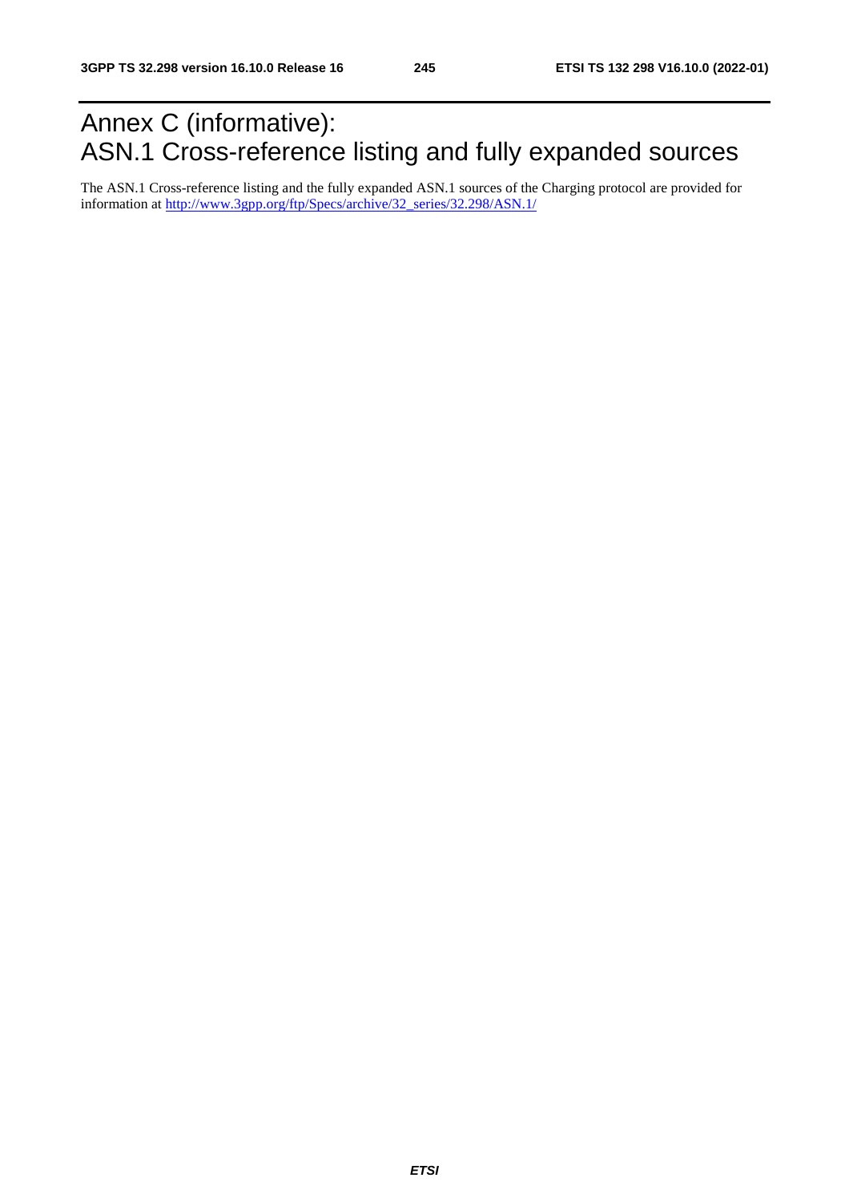# Annex C (informative): ASN.1 Cross-reference listing and fully expanded sources

The ASN.1 Cross-reference listing and the fully expanded ASN.1 sources of the Charging protocol are provided for information at [http://www.3gpp.org/ftp/Specs/archive/32_series/32.298/ASN.1/](http://www.3gpp.org/ftp/Specs/archive/32_series/32.298/ASN.1/)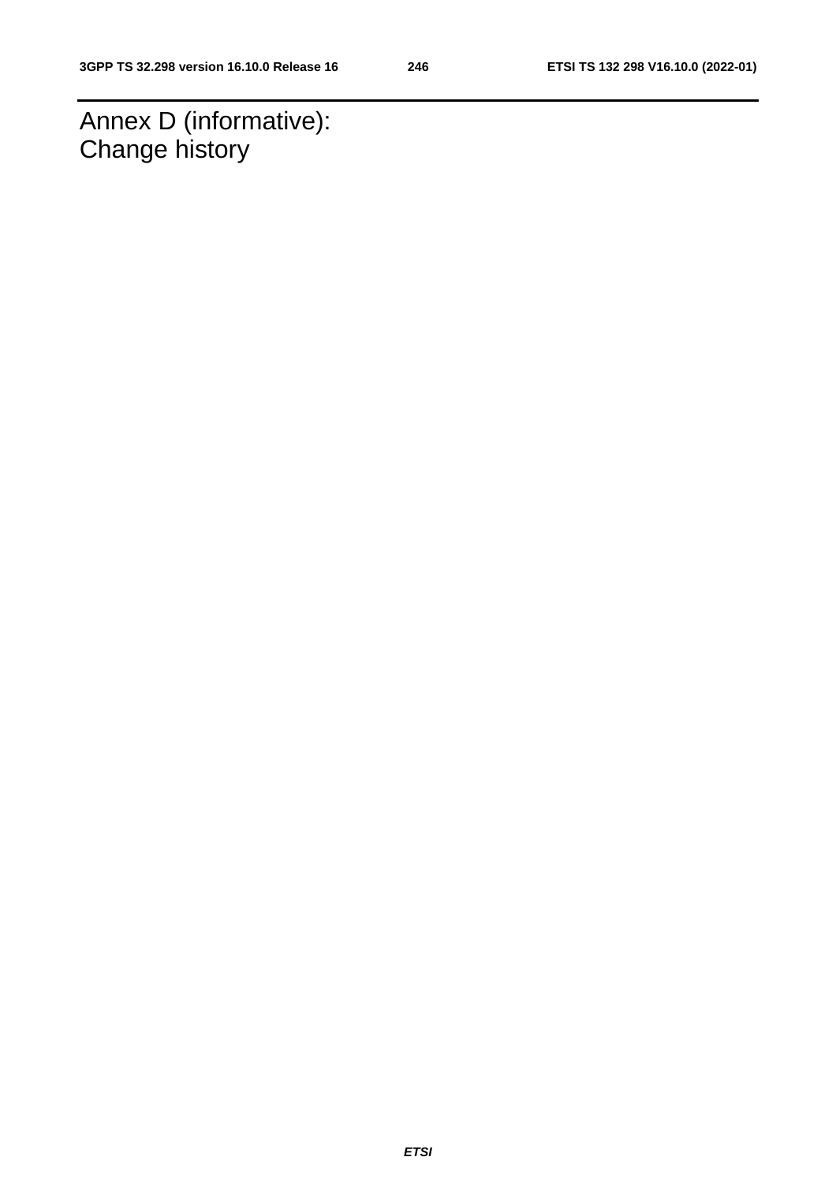# Annex D (informative): Change history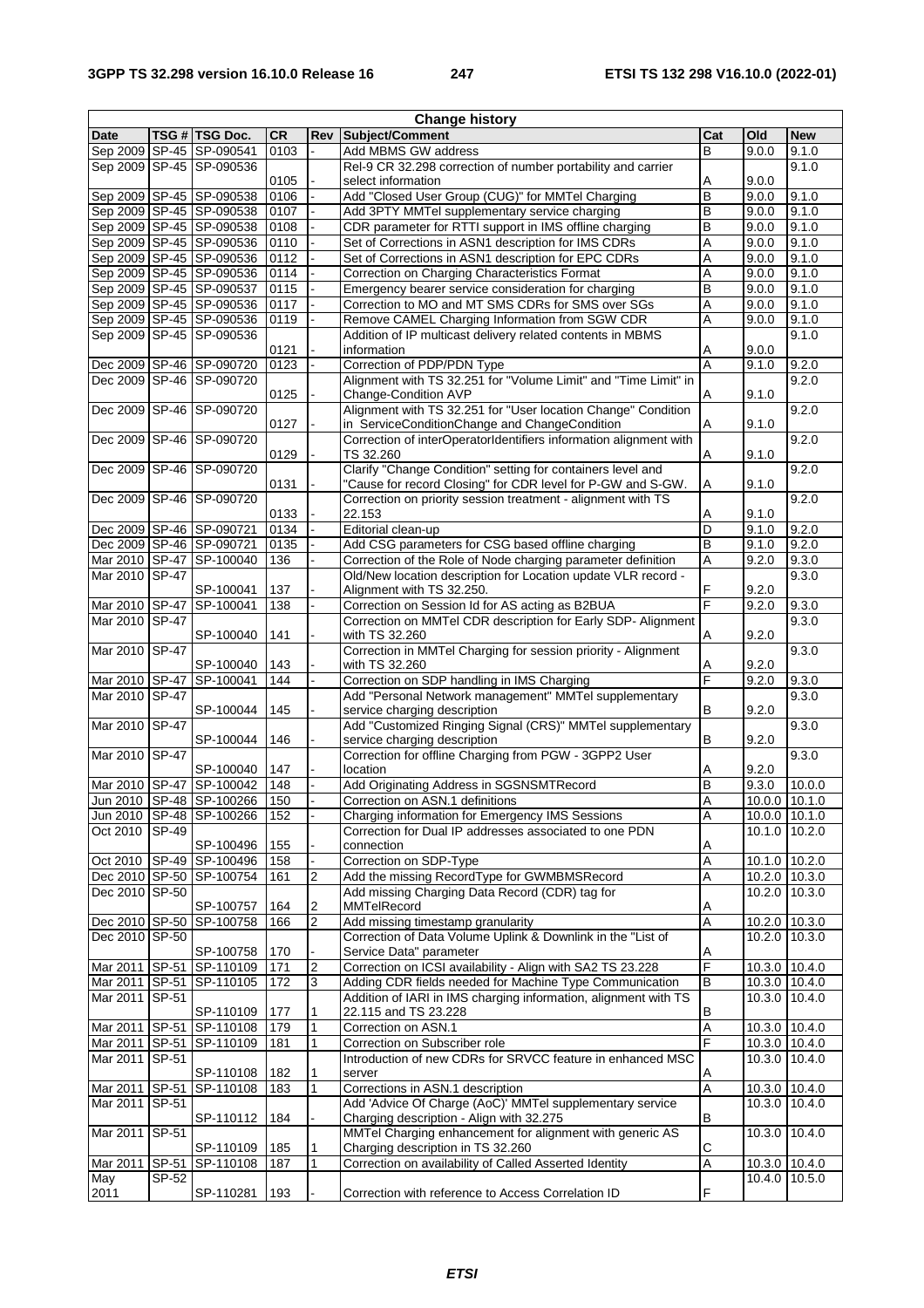| Change history | | | | | | | | |
|---|---|---|---|---|---|---|---|---|
| **Date** | **TSG #** | **TSG Doc.** | **CR** | **Rev** | **Subject/Comment** | **Cat** | **Old** | **New** |
| Sep 2009 | SP-45 | SP-090541 | 0103 | - | Add MBMS GW address | B | 9.0.0 | 9.1.0 |
| Sep 2009 | SP-45 | SP-090536 | 0105 | - | Rel-9 CR 32.298 correction of number portability and carrier select information | A | 9.0.0 | 9.1.0 |
| Sep 2009 | SP-45 | SP-090538 | 0106 | - | Add "Closed User Group (CUG)" for MMTel Charging | B | 9.0.0 | 9.1.0 |
| Sep 2009 | SP-45 | SP-090538 | 0107 | - | Add 3PTY MMTel supplementary service charging | B | 9.0.0 | 9.1.0 |
| Sep 2009 | SP-45 | SP-090538 | 0108 | - | CDR parameter for RTTI support in IMS offline charging | B | 9.0.0 | 9.1.0 |
| Sep 2009 | SP-45 | SP-090536 | 0110 | - | Set of Corrections in ASN1 description for IMS CDRs | A | 9.0.0 | 9.1.0 |
| Sep 2009 | SP-45 | SP-090536 | 0112 | - | Set of Corrections in ASN1 description for EPC CDRs | A | 9.0.0 | 9.1.0 |
| Sep 2009 | SP-45 | SP-090536 | 0114 | - | Correction on Charging Characteristics Format | A | 9.0.0 | 9.1.0 |
| Sep 2009 | SP-45 | SP-090537 | 0115 | - | Emergency bearer service consideration for charging | B | 9.0.0 | 9.1.0 |
| Sep 2009 | SP-45 | SP-090536 | 0117 | - | Correction to MO and MT SMS CDRs for SMS over SGs | A | 9.0.0 | 9.1.0 |
| Sep 2009 | SP-45 | SP-090536 | 0119 | - | Remove CAMEL Charging Information from SGW CDR | A | 9.0.0 | 9.1.0 |
| Sep 2009 | SP-45 | SP-090536 | 0121 | - | Addition of IP multicast delivery related contents in MBMS information | A | 9.0.0 | 9.1.0 |
| Dec 2009 | SP-46 | SP-090720 | 0123 | - | Correction of PDP/PDN Type | A | 9.1.0 | 9.2.0 |
| Dec 2009 | SP-46 | SP-090720 | 0125 | - | Alignment with TS 32.251 for "Volume Limit" and "Time Limit" in Change-Condition AVP | A | 9.1.0 | 9.2.0 |
| Dec 2009 | SP-46 | SP-090720 | 0127 | - | Alignment with TS 32.251 for "User location Change" Condition in ServiceConditionChange and ChangeCondition | A | 9.1.0 | 9.2.0 |
| Dec 2009 | SP-46 | SP-090720 | 0129 | - | Correction of interOperatorIdentifiers information alignment with TS 32.260 | A | 9.1.0 | 9.2.0 |
| Dec 2009 | SP-46 | SP-090720 | 0131 | - | Clarify "Change Condition" setting for containers level and "Cause for record Closing" for CDR level for P-GW and S-GW. | A | 9.1.0 | 9.2.0 |
| Dec 2009 | SP-46 | SP-090720 | 0133 | - | Correction on priority session treatment - alignment with TS 22.153 | A | 9.1.0 | 9.2.0 |
| Dec 2009 | SP-46 | SP-090721 | 0134 | - | Editorial clean-up | D | 9.1.0 | 9.2.0 |
| Dec 2009 | SP-46 | SP-090721 | 0135 | - | Add CSG parameters for CSG based offline charging | B | 9.1.0 | 9.2.0 |
| Mar 2010 | SP-47 | SP-100040 | 136 | - | Correction of the Role of Node charging parameter definition | A | 9.2.0 | 9.3.0 |
| Mar 2010 | SP-47 | SP-100041 | 137 | - | Old/New location description for Location update VLR record - Alignment with TS 32.250. | F | 9.2.0 | 9.3.0 |
| Mar 2010 | SP-47 | SP-100041 | 138 | - | Correction on Session Id for AS acting as B2BUA | F | 9.2.0 | 9.3.0 |
| Mar 2010 | SP-47 | SP-100040 | 141 | - | Correction on MMTel CDR description for Early SDP- Alignment with TS 32.260 | A | 9.2.0 | 9.3.0 |
| Mar 2010 | SP-47 | SP-100040 | 143 | - | Correction in MMTel Charging for session priority - Alignment with TS 32.260 | A | 9.2.0 | 9.3.0 |
| Mar 2010 | SP-47 | SP-100041 | 144 | - | Correction on SDP handling in IMS Charging | F | 9.2.0 | 9.3.0 |
| Mar 2010 | SP-47 | SP-100044 | 145 | - | Add "Personal Network management" MMTel supplementary service charging description | B | 9.2.0 | 9.3.0 |
| Mar 2010 | SP-47 | SP-100044 | 146 | - | Add "Customized Ringing Signal (CRS)" MMTel supplementary service charging description | B | 9.2.0 | 9.3.0 |
| Mar 2010 | SP-47 | SP-100040 | 147 | - | Correction for offline Charging from PGW - 3GPP2 User location | A | 9.2.0 | 9.3.0 |
| Mar 2010 | SP-47 | SP-100042 | 148 | - | Add Originating Address in SGSNSMTRecord | B | 9.3.0 | 10.0.0 |
| Jun 2010 | SP-48 | SP-100266 | 150 | - | Correction on ASN.1 definitions | A | 10.0.0 | 10.1.0 |
| Jun 2010 | SP-48 | SP-100266 | 152 | - | Charging information for Emergency IMS Sessions | A | 10.0.0 | 10.1.0 |
| Oct 2010 | SP-49 | SP-100496 | 155 | - | Correction for Dual IP addresses associated to one PDN connection | A | 10.1.0 | 10.2.0 |
| Oct 2010 | SP-49 | SP-100496 | 158 | - | Correction on SDP-Type | A | 10.1.0 | 10.2.0 |
| Dec 2010 | SP-50 | SP-100754 | 161 | 2 | Add the missing RecordType for GWMBMSRecord | A | 10.2.0 | 10.3.0 |
| Dec 2010 | SP-50 | SP-100757 | 164 | 2 | Add missing Charging Data Record (CDR) tag for MMTelRecord | A | 10.2.0 | 10.3.0 |
| Dec 2010 | SP-50 | SP-100758 | 166 | 2 | Add missing timestamp granularity | A | 10.2.0 | 10.3.0 |
| Dec 2010 | SP-50 | SP-100758 | 170 | - | Correction of Data Volume Uplink & Downlink in the "List of Service Data" parameter | A | 10.2.0 | 10.3.0 |
| Mar 2011 | SP-51 | SP-110109 | 171 | 2 | Correction on ICSI availability - Align with SA2 TS 23.228 | F | 10.3.0 | 10.4.0 |
| Mar 2011 | SP-51 | SP-110105 | 172 | 3 | Adding CDR fields needed for Machine Type Communication | B | 10.3.0 | 10.4.0 |
| Mar 2011 | SP-51 | SP-110109 | 177 | 1 | Addition of IARI in IMS charging information, alignment with TS 22.115 and TS 23.228 | B | 10.3.0 | 10.4.0 |
| Mar 2011 | SP-51 | SP-110108 | 179 | 1 | Correction on ASN.1 | A | 10.3.0 | 10.4.0 |
| Mar 2011 | SP-51 | SP-110109 | 181 | 1 | Correction on Subscriber role | F | 10.3.0 | 10.4.0 |
| Mar 2011 | SP-51 | SP-110108 | 182 | 1 | Introduction of new CDRs for SRVCC feature in enhanced MSC server | A | 10.3.0 | 10.4.0 |
| Mar 2011 | SP-51 | SP-110108 | 183 | 1 | Corrections in ASN.1 description | A | 10.3.0 | 10.4.0 |
| Mar 2011 | SP-51 | SP-110112 | 184 | - | Add 'Advice Of Charge (AoC)' MMTel supplementary service Charging description - Align with 32.275 | B | 10.3.0 | 10.4.0 |
| Mar 2011 | SP-51 | SP-110109 | 185 | 1 | MMTel Charging enhancement for alignment with generic AS Charging description in TS 32.260 | C | 10.3.0 | 10.4.0 |
| Mar 2011 | SP-51 | SP-110108 | 187 | 1 | Correction on availability of Called Asserted Identity | A | 10.3.0 | 10.4.0 |
| May 2011 | SP-52 | SP-110281 | 193 | - | Correction with reference to Access Correlation ID | F | 10.4.0 | 10.5.0 |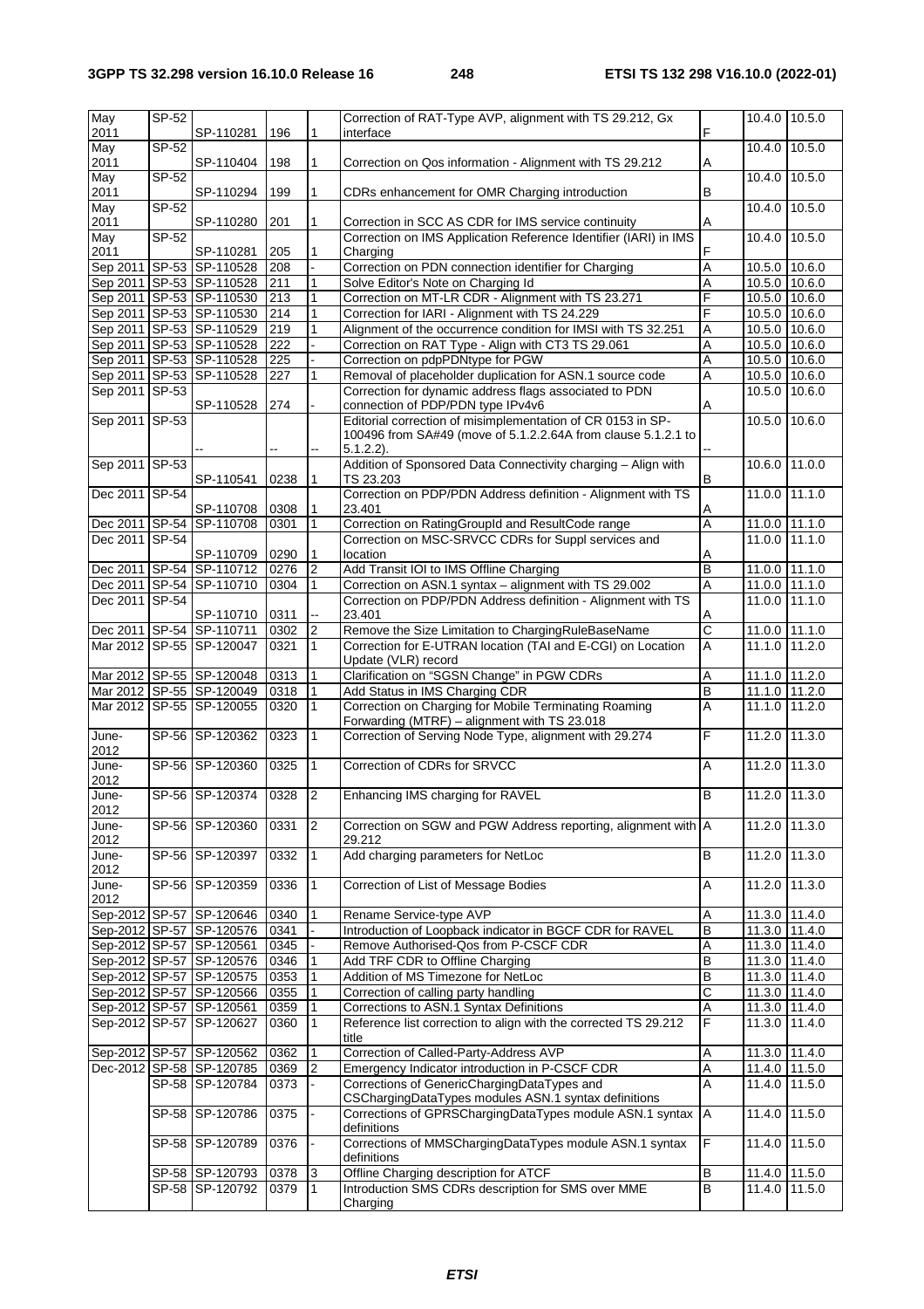| May 2011 | SP-52 | SP-110281 | 196 | 1 | Correction of RAT-Type AVP, alignment with TS 29.212, Gx interface | F | 10.4.0 | 10.5.0 |
|---|---|---|---|---|---|---|---|---|
| May 2011 | SP-52 | SP-110404 | 198 | 1 | Correction on Qos information - Alignment with TS 29.212 | A | 10.4.0 | 10.5.0 |
| May 2011 | SP-52 | SP-110294 | 199 | 1 | CDRs enhancement for OMR Charging introduction | B | 10.4.0 | 10.5.0 |
| May 2011 | SP-52 | SP-110280 | 201 | 1 | Correction in SCC AS CDR for IMS service continuity | A | 10.4.0 | 10.5.0 |
| May 2011 | SP-52 | SP-110281 | 205 | 1 | Correction on IMS Application Reference Identifier (IARI) in IMS Charging | F | 10.4.0 | 10.5.0 |
| Sep 2011 | SP-53 | SP-110528 | 208 | - | Correction on PDN connection identifier for Charging | A | 10.5.0 | 10.6.0 |
| Sep 2011 | SP-53 | SP-110528 | 211 | 1 | Solve Editor's Note on Charging Id | A | 10.5.0 | 10.6.0 |
| Sep 2011 | SP-53 | SP-110530 | 213 | 1 | Correction on MT-LR CDR - Alignment with TS 23.271 | F | 10.5.0 | 10.6.0 |
| Sep 2011 | SP-53 | SP-110530 | 214 | 1 | Correction for IARI - Alignment with TS 24.229 | F | 10.5.0 | 10.6.0 |
| Sep 2011 | SP-53 | SP-110529 | 219 | 1 | Alignment of the occurrence condition for IMSI with TS 32.251 | A | 10.5.0 | 10.6.0 |
| Sep 2011 | SP-53 | SP-110528 | 222 | - | Correction on RAT Type - Align with CT3 TS 29.061 | A | 10.5.0 | 10.6.0 |
| Sep 2011 | SP-53 | SP-110528 | 225 | - | Correction on pdpPDNtype for PGW | A | 10.5.0 | 10.6.0 |
| Sep 2011 | SP-53 | SP-110528 | 227 | 1 | Removal of placeholder duplication for ASN.1 source code | A | 10.5.0 | 10.6.0 |
| Sep 2011 | SP-53 | SP-110528 | 274 | - | Correction for dynamic address flags associated to PDN connection of PDP/PDN type IPv4v6 | A | 10.5.0 | 10.6.0 |
| Sep 2011 | SP-53 | -- | -- | -- | Editorial correction of misimplementation of CR 0153 in SP-100496 from SA#49 (move of 5.1.2.2.64A from clause 5.1.2.1 to 5.1.2.2). | -- | 10.5.0 | 10.6.0 |
| Sep 2011 | SP-53 | SP-110541 | 0238 | 1 | Addition of Sponsored Data Connectivity charging – Align with TS 23.203 | B | 10.6.0 | 11.0.0 |
| Dec 2011 | SP-54 | SP-110708 | 0308 | 1 | Correction on PDP/PDN Address definition - Alignment with TS 23.401 | A | 11.0.0 | 11.1.0 |
| Dec 2011 | SP-54 | SP-110708 | 0301 | 1 | Correction on RatingGroupId and ResultCode range | A | 11.0.0 | 11.1.0 |
| Dec 2011 | SP-54 | SP-110709 | 0290 | 1 | Correction on MSC-SRVCC CDRs for Suppl services and location | A | 11.0.0 | 11.1.0 |
| Dec 2011 | SP-54 | SP-110712 | 0276 | 2 | Add Transit IOI to IMS Offline Charging | B | 11.0.0 | 11.1.0 |
| Dec 2011 | SP-54 | SP-110710 | 0304 | 1 | Correction on ASN.1 syntax – alignment with TS 29.002 | A | 11.0.0 | 11.1.0 |
| Dec 2011 | SP-54 | SP-110710 | 0311 | -- | Correction on PDP/PDN Address definition - Alignment with TS 23.401 | A | 11.0.0 | 11.1.0 |
| Dec 2011 | SP-54 | SP-110711 | 0302 | 2 | Remove the Size Limitation to ChargingRuleBaseName | C | 11.0.0 | 11.1.0 |
| Mar 2012 | SP-55 | SP-120047 | 0321 | 1 | Correction for E-UTRAN location (TAI and E-CGI) on Location Update (VLR) record | A | 11.1.0 | 11.2.0 |
| Mar 2012 | SP-55 | SP-120048 | 0313 | 1 | Clarification on "SGSN Change" in PGW CDRs | A | 11.1.0 | 11.2.0 |
| Mar 2012 | SP-55 | SP-120049 | 0318 | 1 | Add Status in IMS Charging CDR | B | 11.1.0 | 11.2.0 |
| Mar 2012 | SP-55 | SP-120055 | 0320 | 1 | Correction on Charging for Mobile Terminating Roaming Forwarding (MTRF) – alignment with TS 23.018 | A | 11.1.0 | 11.2.0 |
| June-2012 | SP-56 | SP-120362 | 0323 | 1 | Correction of Serving Node Type, alignment with 29.274 | F | 11.2.0 | 11.3.0 |
| June-2012 | SP-56 | SP-120360 | 0325 | 1 | Correction of CDRs for SRVCC | A | 11.2.0 | 11.3.0 |
| June-2012 | SP-56 | SP-120374 | 0328 | 2 | Enhancing IMS charging for RAVEL | B | 11.2.0 | 11.3.0 |
| June-2012 | SP-56 | SP-120360 | 0331 | 2 | Correction on SGW and PGW Address reporting, alignment with 29.212 | A | 11.2.0 | 11.3.0 |
| June-2012 | SP-56 | SP-120397 | 0332 | 1 | Add charging parameters for NetLoc | B | 11.2.0 | 11.3.0 |
| June-2012 | SP-56 | SP-120359 | 0336 | 1 | Correction of List of Message Bodies | A | 11.2.0 | 11.3.0 |
| Sep-2012 | SP-57 | SP-120646 | 0340 | 1 | Rename Service-type AVP | A | 11.3.0 | 11.4.0 |
| Sep-2012 | SP-57 | SP-120576 | 0341 | - | Introduction of Loopback indicator in BGCF CDR for RAVEL | B | 11.3.0 | 11.4.0 |
| Sep-2012 | SP-57 | SP-120561 | 0345 | - | Remove Authorised-Qos from P-CSCF CDR | A | 11.3.0 | 11.4.0 |
| Sep-2012 | SP-57 | SP-120576 | 0346 | 1 | Add TRF CDR to Offline Charging | B | 11.3.0 | 11.4.0 |
| Sep-2012 | SP-57 | SP-120575 | 0353 | 1 | Addition of MS Timezone for NetLoc | B | 11.3.0 | 11.4.0 |
| Sep-2012 | SP-57 | SP-120566 | 0355 | 1 | Correction of calling party handling | C | 11.3.0 | 11.4.0 |
| Sep-2012 | SP-57 | SP-120561 | 0359 | 1 | Corrections to ASN.1 Syntax Definitions | A | 11.3.0 | 11.4.0 |
| Sep-2012 | SP-57 | SP-120627 | 0360 | 1 | Reference list correction to align with the corrected TS 29.212 title | F | 11.3.0 | 11.4.0 |
| Sep-2012 | SP-57 | SP-120562 | 0362 | 1 | Correction of Called-Party-Address AVP | A | 11.3.0 | 11.4.0 |
| Dec-2012 | SP-58 | SP-120785 | 0369 | 2 | Emergency Indicator introduction in P-CSCF CDR | A | 11.4.0 | 11.5.0 |
| | SP-58 | SP-120784 | 0373 | - | Corrections of GenericChargingDataTypes and CSChargingDataTypes modules ASN.1 syntax definitions | A | 11.4.0 | 11.5.0 |
| | SP-58 | SP-120786 | 0375 | - | Corrections of GPRSChargingDataTypes module ASN.1 syntax definitions | A | 11.4.0 | 11.5.0 |
| | SP-58 | SP-120789 | 0376 | - | Corrections of MMSChargingDataTypes module ASN.1 syntax definitions | F | 11.4.0 | 11.5.0 |
| | SP-58 | SP-120793 | 0378 | 3 | Offline Charging description for ATCF | B | 11.4.0 | 11.5.0 |
| | SP-58 | SP-120792 | 0379 | 1 | Introduction SMS CDRs description for SMS over MME Charging | B | 11.4.0 | 11.5.0 |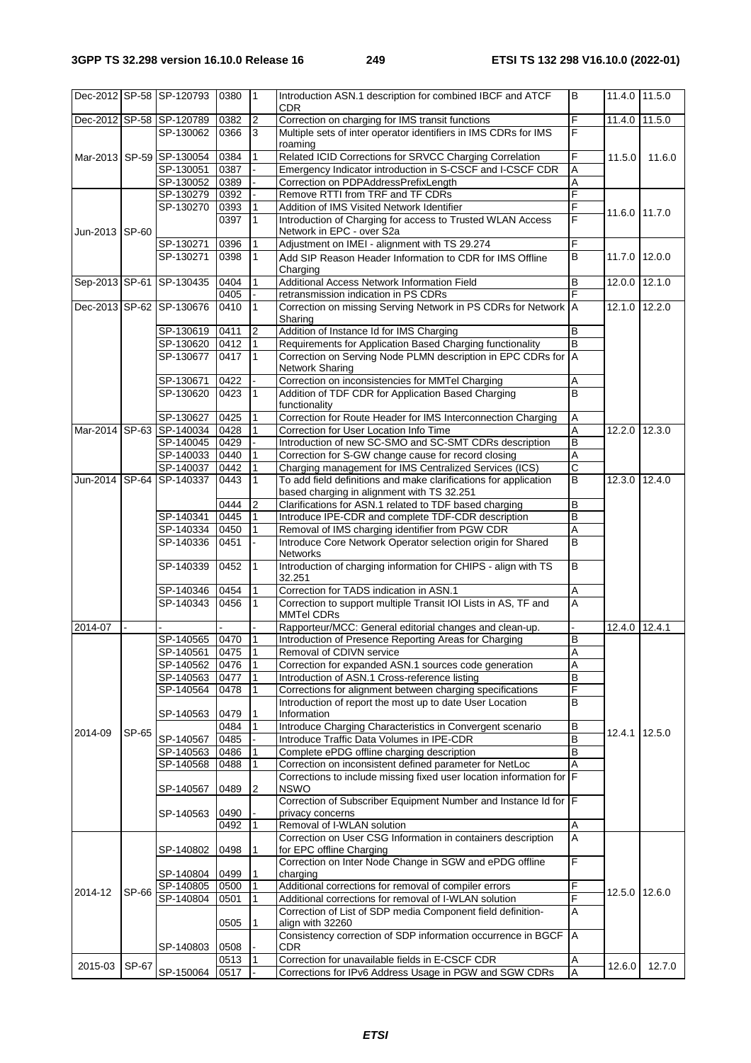| Dec-2012 | SP-58 | SP-120793 | 0380 | 1 | Introduction ASN.1 description for combined IBCF and ATCF CDR | B | 11.4.0 | 11.5.0 |
|---|---|---|---|---|---|---|---|---|
| Dec-2012 | SP-58 | SP-120789 | 0382 | 2 | Correction on charging for IMS transit functions | F | 11.4.0 | 11.5.0 |
| Mar-2013 | SP-59 | SP-130062 | 0366 | 3 | Multiple sets of inter operator identifiers in IMS CDRs for IMS roaming | F | 11.5.0 | 11.6.0 |
| | | SP-130054 | 0384 | 1 | Related ICID Corrections for SRVCC Charging Correlation | F | | |
| | | SP-130051 | 0387 | - | Emergency Indicator introduction in S-CSCF and I-CSCF CDR | A | | |
| | | SP-130052 | 0389 | - | Correction on PDPAddressPrefixLength | A | | |
| Jun-2013 | SP-60 | SP-130279 | 0392 | - | Remove RTTI from TRF and TF CDRs | F | 11.6.0 | 11.7.0 |
| | | SP-130270 | 0393 | 1 | Addition of IMS Visited Network Identifier | F | | |
| | | | 0397 | 1 | Introduction of Charging for access to Trusted WLAN Access Network in EPC - over S2a | F | | |
| | | SP-130271 | 0396 | 1 | Adjustment on IMEI - alignment with TS 29.274 | F | | |
| | | SP-130271 | 0398 | 1 | Add SIP Reason Header Information to CDR for IMS Offline Charging | B | 11.7.0 | 12.0.0 |
| Sep-2013 | SP-61 | SP-130435 | 0404 | 1 | Additional Access Network Information Field | B | 12.0.0 | 12.1.0 |
| | | | 0405 | - | retransmission indication in PS CDRs | F | | |
| Dec-2013 | SP-62 | SP-130676 | 0410 | 1 | Correction on missing Serving Network in PS CDRs for Network Sharing | A | 12.1.0 | 12.2.0 |
| | | SP-130619 | 0411 | 2 | Addition of Instance Id for IMS Charging | B | | |
| | | SP-130620 | 0412 | 1 | Requirements for Application Based Charging functionality | B | | |
| | | SP-130677 | 0417 | 1 | Correction on Serving Node PLMN description in EPC CDRs for Network Sharing | A | | |
| | | SP-130671 | 0422 | - | Correction on inconsistencies for MMTel Charging | A | | |
| | | SP-130620 | 0423 | 1 | Addition of TDF CDR for Application Based Charging functionality | B | | |
| | | SP-130627 | 0425 | 1 | Correction for Route Header for IMS Interconnection Charging | A | | |
| Mar-2014 | SP-63 | SP-140034 | 0428 | 1 | Correction for User Location Info Time | A | 12.2.0 | 12.3.0 |
| | | SP-140045 | 0429 | - | Introduction of new SC-SMO and SC-SMT CDRs description | B | | |
| | | SP-140033 | 0440 | 1 | Correction for S-GW change cause for record closing | A | | |
| | | SP-140037 | 0442 | 1 | Charging management for IMS Centralized Services (ICS) | C | | |
| Jun-2014 | SP-64 | SP-140337 | 0443 | 1 | To add field definitions and make clarifications for application based charging in alignment with TS 32.251 | B | 12.3.0 | 12.4.0 |
| | | | 0444 | 2 | Clarifications for ASN.1 related to TDF based charging | B | | |
| | | SP-140341 | 0445 | 1 | Introduce IPE-CDR and complete TDF-CDR description | B | | |
| | | SP-140334 | 0450 | 1 | Removal of IMS charging identifier from PGW CDR | A | | |
| | | SP-140336 | 0451 | - | Introduce Core Network Operator selection origin for Shared Networks | B | | |
| | | SP-140339 | 0452 | 1 | Introduction of charging information for CHIPS - align with TS 32.251 | B | | |
| | | SP-140346 | 0454 | 1 | Correction for TADS indication in ASN.1 | A | | |
| | | SP-140343 | 0456 | 1 | Correction to support multiple Transit IOI Lists in AS, TF and MMTel CDRs | A | | |
| 2014-07 | - | - | - | - | Rapporteur/MCC: General editorial changes and clean-up. | - | 12.4.0 | 12.4.1 |
| 2014-09 | SP-65 | SP-140565 | 0470 | 1 | Introduction of Presence Reporting Areas for Charging | B | 12.4.1 | 12.5.0 |
| | | SP-140561 | 0475 | 1 | Removal of CDIVN service | A | | |
| | | SP-140562 | 0476 | 1 | Correction for expanded ASN.1 sources code generation | A | | |
| | | SP-140563 | 0477 | 1 | Introduction of ASN.1 Cross-reference listing | B | | |
| | | SP-140564 | 0478 | 1 | Corrections for alignment between charging specifications | F | | |
| | | SP-140563 | 0479 | 1 | Introduction of report the most up to date User Location Information | B | | |
| | | | 0484 | 1 | Introduce Charging Characteristics in Convergent scenario | B | | |
| | | SP-140567 | 0485 | - | Introduce Traffic Data Volumes in IPE-CDR | B | | |
| | | SP-140563 | 0486 | 1 | Complete ePDG offline charging description | B | | |
| | | SP-140568 | 0488 | 1 | Correction on inconsistent defined parameter for NetLoc | A | | |
| | | SP-140567 | 0489 | 2 | Corrections to include missing fixed user location information for NSWO | F | | |
| | | SP-140563 | 0490 | - | Correction of Subscriber Equipment Number and Instance Id for privacy concerns | F | | |
| | | | 0492 | 1 | Removal of I-WLAN solution | A | | |
| 2014-12 | SP-66 | SP-140802 | 0498 | 1 | Correction on User CSG Information in containers description for EPC offline Charging | A | 12.5.0 | 12.6.0 |
| | | SP-140804 | 0499 | 1 | Correction on Inter Node Change in SGW and ePDG offline charging | F | | |
| | | SP-140805 | 0500 | 1 | Additional corrections for removal of compiler errors | F | | |
| | | SP-140804 | 0501 | 1 | Additional corrections for removal of I-WLAN solution | F | | |
| | | | 0505 | 1 | Correction of List of SDP media Component field definition- align with 32260 | A | | |
| | | SP-140803 | 0508 | - | Consistency correction of SDP information occurrence in BGCF CDR | A | | |
| 2015-03 | SP-67 | | 0513 | 1 | Correction for unavailable fields in E-CSCF CDR | A | 12.6.0 | 12.7.0 |
| | | SP-150064 | 0517 | - | Corrections for IPv6 Address Usage in PGW and SGW CDRs | A | | |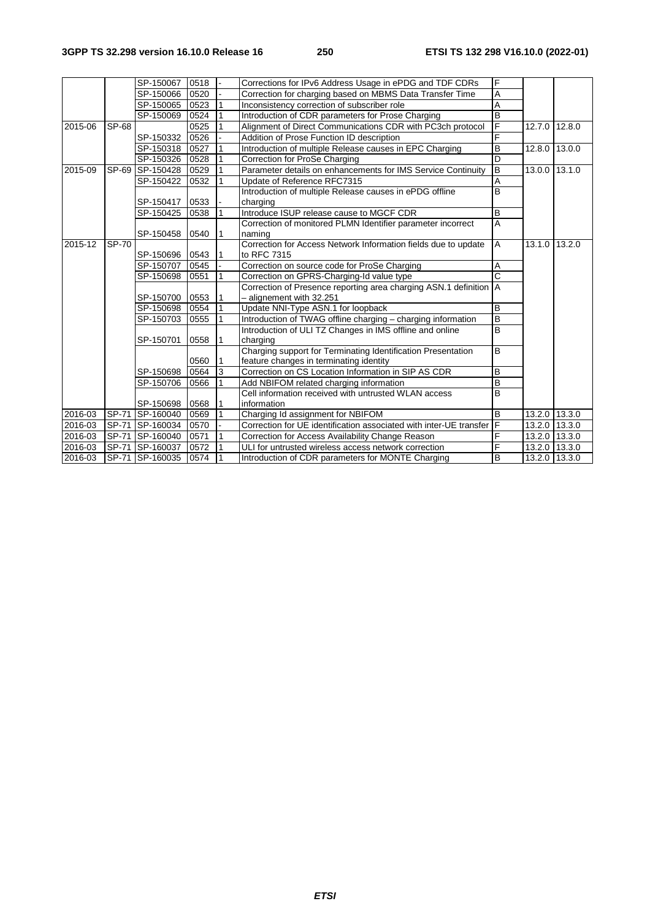| | | SP-150067 | 0518 | - | Corrections for IPv6 Address Usage in ePDG and TDF CDRs | F | | |
|---|---|---|---|---|---|---|---|---|
| | | SP-150066 | 0520 | - | Correction for charging based on MBMS Data Transfer Time | A | | |
| | | SP-150065 | 0523 | 1 | Inconsistency correction of subscriber role | A | | |
| | | SP-150069 | 0524 | 1 | Introduction of CDR parameters for Prose Charging | B | | |
| 2015-06 | SP-68 | | 0525 | 1 | Alignment of Direct Communications CDR with PC3ch protocol | F | 12.7.0 | 12.8.0 |
| | | SP-150332 | 0526 | - | Addition of Prose Function ID description | F | | |
| | | SP-150318 | 0527 | 1 | Introduction of multiple Release causes in EPC Charging | B | 12.8.0 | 13.0.0 |
| | | SP-150326 | 0528 | 1 | Correction for ProSe Charging | D | | |
| 2015-09 | SP-69 | SP-150428 | 0529 | 1 | Parameter details on enhancements for IMS Service Continuity | B | 13.0.0 | 13.1.0 |
| | | SP-150422 | 0532 | 1 | Update of Reference RFC7315 | A | | |
| | | SP-150417 | 0533 | - | Introduction of multiple Release causes in ePDG offline charging | B | | |
| | | SP-150425 | 0538 | 1 | Introduce ISUP release cause to MGCF CDR | B | | |
| | | SP-150458 | 0540 | 1 | Correction of monitored PLMN Identifier parameter incorrect naming | A | | |
| 2015-12 | SP-70 | SP-150696 | 0543 | 1 | Correction for Access Network Information fields due to update to RFC 7315 | A | 13.1.0 | 13.2.0 |
| | | SP-150707 | 0545 | - | Correction on source code for ProSe Charging | A | | |
| | | SP-150698 | 0551 | 1 | Correction on GPRS-Charging-Id value type | C | | |
| | | SP-150700 | 0553 | 1 | Correction of Presence reporting area charging ASN.1 definition – alignement with 32.251 | A | | |
| | | SP-150698 | 0554 | 1 | Update NNI-Type ASN.1 for loopback | B | | |
| | | SP-150703 | 0555 | 1 | Introduction of TWAG offline charging – charging information | B | | |
| | | SP-150701 | 0558 | 1 | Introduction of ULI TZ Changes in IMS offline and online charging | B | | |
| | | | 0560 | 1 | Charging support for Terminating Identification Presentation feature changes in terminating identity | B | | |
| | | SP-150698 | 0564 | 3 | Correction on CS Location Information in SIP AS CDR | B | | |
| | | SP-150706 | 0566 | 1 | Add NBIFOM related charging information | B | | |
| | | SP-150698 | 0568 | 1 | Cell information received with untrusted WLAN access information | B | | |
| 2016-03 | SP-71 | SP-160040 | 0569 | 1 | Charging Id assignment for NBIFOM | B | 13.2.0 | 13.3.0 |
| 2016-03 | SP-71 | SP-160034 | 0570 | - | Correction for UE identification associated with inter-UE transfer | F | 13.2.0 | 13.3.0 |
| 2016-03 | SP-71 | SP-160040 | 0571 | 1 | Correction for Access Availability Change Reason | F | 13.2.0 | 13.3.0 |
| 2016-03 | SP-71 | SP-160037 | 0572 | 1 | ULI for untrusted wireless access network correction | F | 13.2.0 | 13.3.0 |
| 2016-03 | SP-71 | SP-160035 | 0574 | 1 | Introduction of CDR parameters for MONTE Charging | B | 13.2.0 | 13.3.0 |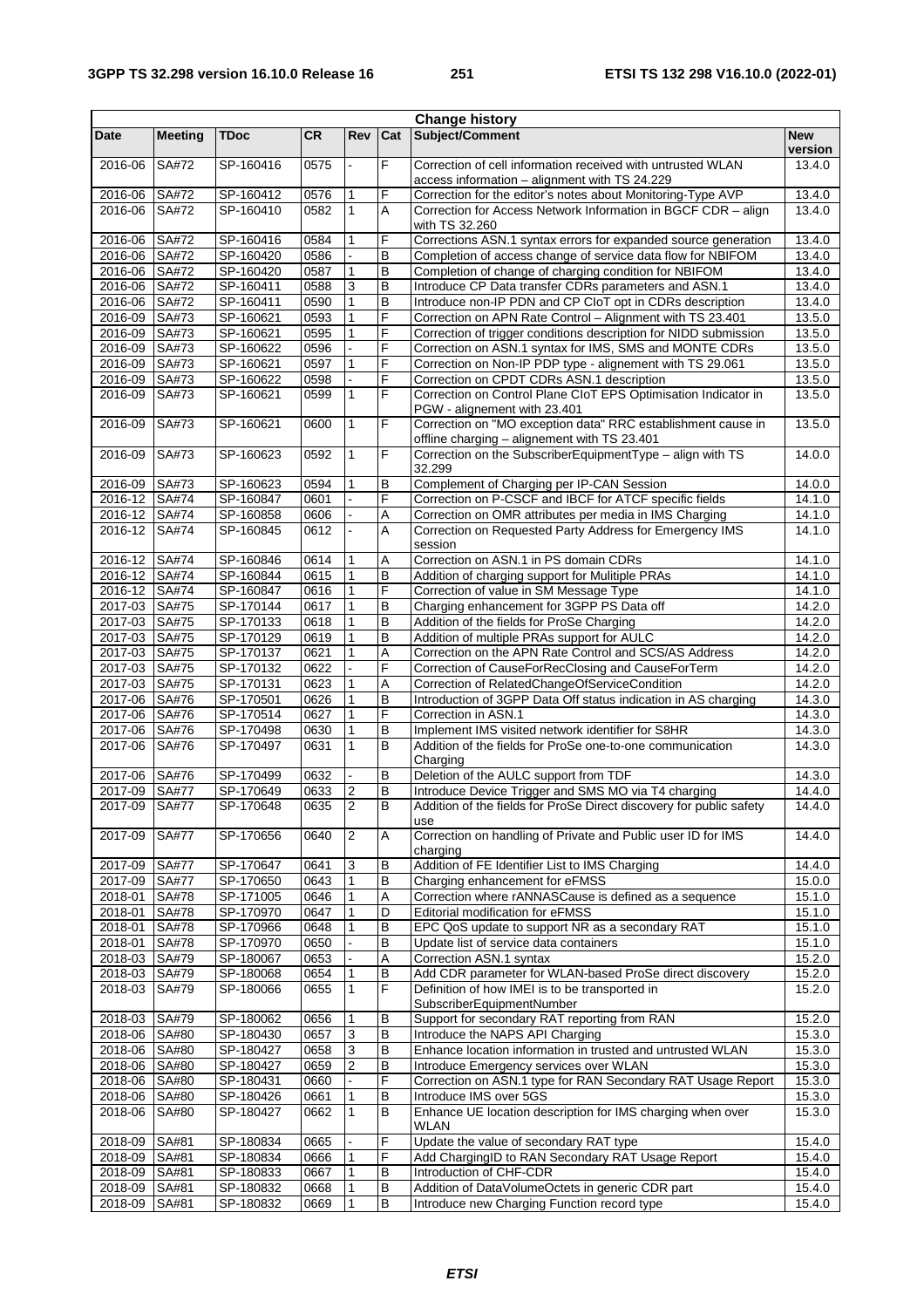| Change history | | | | | | | |
|---|---|---|---|---|---|---|---|
| **Date** | **Meeting** | **TDoc** | **CR** | **Rev** | **Cat** | **Subject/Comment** | **New version** |
| 2016-06 | SA#72 | SP-160416 | 0575 | - | F | Correction of cell information received with untrusted WLAN access information – alignment with TS 24.229 | 13.4.0 |
| 2016-06 | SA#72 | SP-160412 | 0576 | 1 | F | Correction for the editor's notes about Monitoring-Type AVP | 13.4.0 |
| 2016-06 | SA#72 | SP-160410 | 0582 | 1 | A | Correction for Access Network Information in BGCF CDR – align with TS 32.260 | 13.4.0 |
| 2016-06 | SA#72 | SP-160416 | 0584 | 1 | F | Corrections ASN.1 syntax errors for expanded source generation | 13.4.0 |
| 2016-06 | SA#72 | SP-160420 | 0586 | - | B | Completion of access change of service data flow for NBIFOM | 13.4.0 |
| 2016-06 | SA#72 | SP-160420 | 0587 | 1 | B | Completion of change of charging condition for NBIFOM | 13.4.0 |
| 2016-06 | SA#72 | SP-160411 | 0588 | 3 | B | Introduce CP Data transfer CDRs parameters and ASN.1 | 13.4.0 |
| 2016-06 | SA#72 | SP-160411 | 0590 | 1 | B | Introduce non-IP PDN and CP CIoT opt in CDRs description | 13.4.0 |
| 2016-09 | SA#73 | SP-160621 | 0593 | 1 | F | Correction on APN Rate Control – Alignment with TS 23.401 | 13.5.0 |
| 2016-09 | SA#73 | SP-160621 | 0595 | 1 | F | Correction of trigger conditions description for NIDD submission | 13.5.0 |
| 2016-09 | SA#73 | SP-160622 | 0596 | - | F | Correction on ASN.1 syntax for IMS, SMS and MONTE CDRs | 13.5.0 |
| 2016-09 | SA#73 | SP-160621 | 0597 | 1 | F | Correction on Non-IP PDP type - alignement with TS 29.061 | 13.5.0 |
| 2016-09 | SA#73 | SP-160622 | 0598 | - | F | Correction on CPDT CDRs ASN.1 description | 13.5.0 |
| 2016-09 | SA#73 | SP-160621 | 0599 | 1 | F | Correction on Control Plane CIoT EPS Optimisation Indicator in PGW - alignement with 23.401 | 13.5.0 |
| 2016-09 | SA#73 | SP-160621 | 0600 | 1 | F | Correction on "MO exception data" RRC establishment cause in offline charging – alignement with TS 23.401 | 13.5.0 |
| 2016-09 | SA#73 | SP-160623 | 0592 | 1 | F | Correction on the SubscriberEquipmentType – align with TS 32.299 | 14.0.0 |
| 2016-09 | SA#73 | SP-160623 | 0594 | 1 | B | Complement of Charging per IP-CAN Session | 14.0.0 |
| 2016-12 | SA#74 | SP-160847 | 0601 | - | F | Correction on P-CSCF and IBCF for ATCF specific fields | 14.1.0 |
| 2016-12 | SA#74 | SP-160858 | 0606 | - | A | Correction on OMR attributes per media in IMS Charging | 14.1.0 |
| 2016-12 | SA#74 | SP-160845 | 0612 | - | A | Correction on Requested Party Address for Emergency IMS session | 14.1.0 |
| 2016-12 | SA#74 | SP-160846 | 0614 | 1 | A | Correction on ASN.1 in PS domain CDRs | 14.1.0 |
| 2016-12 | SA#74 | SP-160844 | 0615 | 1 | B | Addition of charging support for Mulitiple PRAs | 14.1.0 |
| 2016-12 | SA#74 | SP-160847 | 0616 | 1 | F | Correction of value in SM Message Type | 14.1.0 |
| 2017-03 | SA#75 | SP-170144 | 0617 | 1 | B | Charging enhancement for 3GPP PS Data off | 14.2.0 |
| 2017-03 | SA#75 | SP-170133 | 0618 | 1 | B | Addition of the fields for ProSe Charging | 14.2.0 |
| 2017-03 | SA#75 | SP-170129 | 0619 | 1 | B | Addition of multiple PRAs support for AULC | 14.2.0 |
| 2017-03 | SA#75 | SP-170137 | 0621 | 1 | A | Correction on the APN Rate Control and SCS/AS Address | 14.2.0 |
| 2017-03 | SA#75 | SP-170132 | 0622 | - | F | Correction of CauseForRecClosing and CauseForTerm | 14.2.0 |
| 2017-03 | SA#75 | SP-170131 | 0623 | 1 | A | Correction of RelatedChangeOfServiceCondition | 14.2.0 |
| 2017-06 | SA#76 | SP-170501 | 0626 | 1 | B | Introduction of 3GPP Data Off status indication in AS charging | 14.3.0 |
| 2017-06 | SA#76 | SP-170514 | 0627 | 1 | F | Correction in ASN.1 | 14.3.0 |
| 2017-06 | SA#76 | SP-170498 | 0630 | 1 | B | Implement IMS visited network identifier for S8HR | 14.3.0 |
| 2017-06 | SA#76 | SP-170497 | 0631 | 1 | B | Addition of the fields for ProSe one-to-one communication Charging | 14.3.0 |
| 2017-06 | SA#76 | SP-170499 | 0632 | - | B | Deletion of the AULC support from TDF | 14.3.0 |
| 2017-09 | SA#77 | SP-170649 | 0633 | 2 | B | Introduce Device Trigger and SMS MO via T4 charging | 14.4.0 |
| 2017-09 | SA#77 | SP-170648 | 0635 | 2 | B | Addition of the fields for ProSe Direct discovery for public safety use | 14.4.0 |
| 2017-09 | SA#77 | SP-170656 | 0640 | 2 | A | Correction on handling of Private and Public user ID for IMS charging | 14.4.0 |
| 2017-09 | SA#77 | SP-170647 | 0641 | 3 | B | Addition of FE Identifier List to IMS Charging | 14.4.0 |
| 2017-09 | SA#77 | SP-170650 | 0643 | 1 | B | Charging enhancement for eFMSS | 15.0.0 |
| 2018-01 | SA#78 | SP-171005 | 0646 | 1 | A | Correction where rANNASCause is defined as a sequence | 15.1.0 |
| 2018-01 | SA#78 | SP-170970 | 0647 | 1 | D | Editorial modification for eFMSS | 15.1.0 |
| 2018-01 | SA#78 | SP-170966 | 0648 | 1 | B | EPC QoS update to support NR as a secondary RAT | 15.1.0 |
| 2018-01 | SA#78 | SP-170970 | 0650 | - | B | Update list of service data containers | 15.1.0 |
| 2018-03 | SA#79 | SP-180067 | 0653 | - | A | Correction ASN.1 syntax | 15.2.0 |
| 2018-03 | SA#79 | SP-180068 | 0654 | 1 | B | Add CDR parameter for WLAN-based ProSe direct discovery | 15.2.0 |
| 2018-03 | SA#79 | SP-180066 | 0655 | 1 | F | Definition of how IMEI is to be transported in SubscriberEquipmentNumber | 15.2.0 |
| 2018-03 | SA#79 | SP-180062 | 0656 | 1 | B | Support for secondary RAT reporting from RAN | 15.2.0 |
| 2018-06 | SA#80 | SP-180430 | 0657 | 3 | B | Introduce the NAPS API Charging | 15.3.0 |
| 2018-06 | SA#80 | SP-180427 | 0658 | 3 | B | Enhance location information in trusted and untrusted WLAN | 15.3.0 |
| 2018-06 | SA#80 | SP-180427 | 0659 | 2 | B | Introduce Emergency services over WLAN | 15.3.0 |
| 2018-06 | SA#80 | SP-180431 | 0660 | - | F | Correction on ASN.1 type for RAN Secondary RAT Usage Report | 15.3.0 |
| 2018-06 | SA#80 | SP-180426 | 0661 | 1 | B | Introduce IMS over 5GS | 15.3.0 |
| 2018-06 | SA#80 | SP-180427 | 0662 | 1 | B | Enhance UE location description for IMS charging when over WLAN | 15.3.0 |
| 2018-09 | SA#81 | SP-180834 | 0665 | - | F | Update the value of secondary RAT type | 15.4.0 |
| 2018-09 | SA#81 | SP-180834 | 0666 | 1 | F | Add ChargingID to RAN Secondary RAT Usage Report | 15.4.0 |
| 2018-09 | SA#81 | SP-180833 | 0667 | 1 | B | Introduction of CHF-CDR | 15.4.0 |
| 2018-09 | SA#81 | SP-180832 | 0668 | 1 | B | Addition of DataVolumeOctets in generic CDR part | 15.4.0 |
| 2018-09 | SA#81 | SP-180832 | 0669 | 1 | B | Introduce new Charging Function record type | 15.4.0 |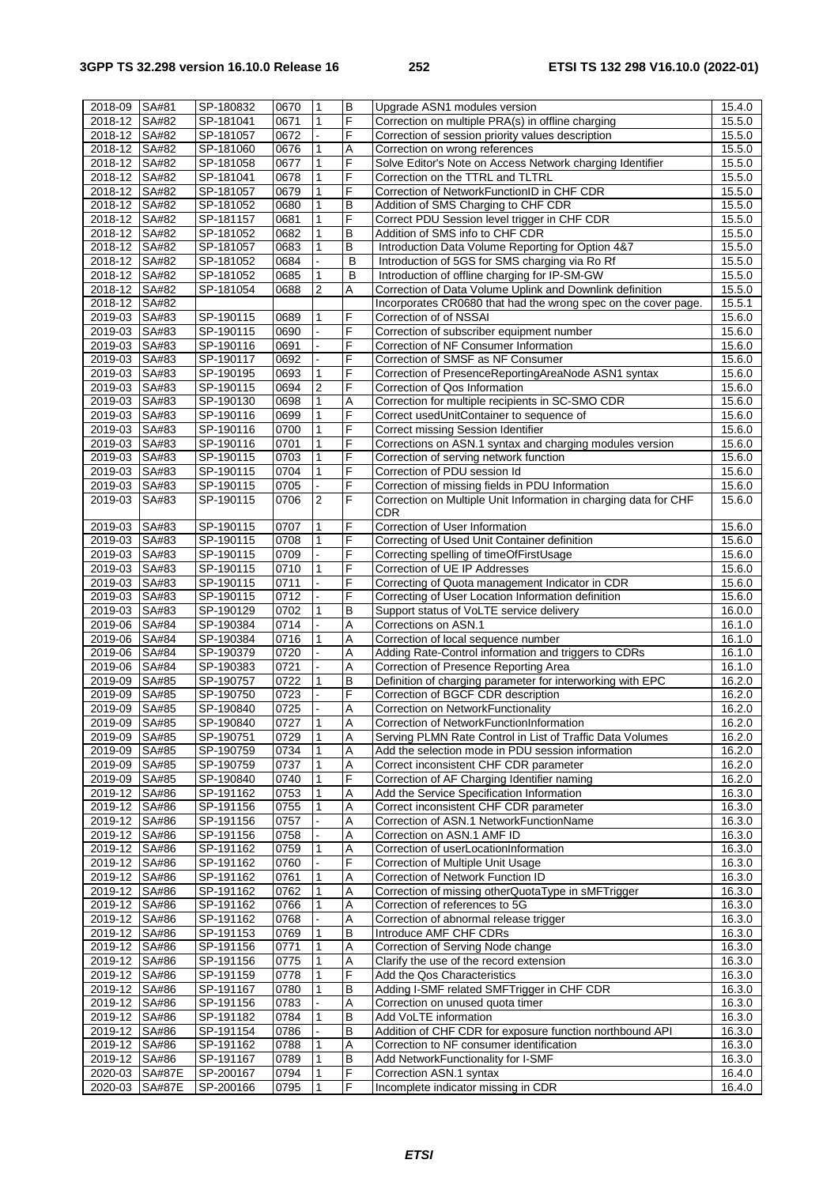| 2018-09 | SA#81 | SP-180832 | 0670 | 1 | B | Upgrade ASN1 modules version | 15.4.0 |
|---|---|---|---|---|---|---|---|
| 2018-12 | SA#82 | SP-181041 | 0671 | 1 | F | Correction on multiple PRA(s) in offline charging | 15.5.0 |
| 2018-12 | SA#82 | SP-181057 | 0672 | - | F | Correction of session priority values description | 15.5.0 |
| 2018-12 | SA#82 | SP-181060 | 0676 | 1 | A | Correction on wrong references | 15.5.0 |
| 2018-12 | SA#82 | SP-181058 | 0677 | 1 | F | Solve Editor's Note on Access Network charging Identifier | 15.5.0 |
| 2018-12 | SA#82 | SP-181041 | 0678 | 1 | F | Correction on the TTRL and TLTRL | 15.5.0 |
| 2018-12 | SA#82 | SP-181057 | 0679 | 1 | F | Correction of NetworkFunctionID in CHF CDR | 15.5.0 |
| 2018-12 | SA#82 | SP-181052 | 0680 | 1 | B | Addition of SMS Charging to CHF CDR | 15.5.0 |
| 2018-12 | SA#82 | SP-181157 | 0681 | 1 | F | Correct PDU Session level trigger in CHF CDR | 15.5.0 |
| 2018-12 | SA#82 | SP-181052 | 0682 | 1 | B | Addition of SMS info to CHF CDR | 15.5.0 |
| 2018-12 | SA#82 | SP-181057 | 0683 | 1 | B | Introduction Data Volume Reporting for Option 4&7 | 15.5.0 |
| 2018-12 | SA#82 | SP-181052 | 0684 | - | B | Introduction of 5GS for SMS charging via Ro Rf | 15.5.0 |
| 2018-12 | SA#82 | SP-181052 | 0685 | 1 | B | Introduction of offline charging for IP-SM-GW | 15.5.0 |
| 2018-12 | SA#82 | SP-181054 | 0688 | 2 | A | Correction of Data Volume Uplink and Downlink definition | 15.5.0 |
| 2018-12 | SA#82 | | | | | Incorporates CR0680 that had the wrong spec on the cover page. | 15.5.1 |
| 2019-03 | SA#83 | SP-190115 | 0689 | 1 | F | Correction of of NSSAI | 15.6.0 |
| 2019-03 | SA#83 | SP-190115 | 0690 | - | F | Correction of subscriber equipment number | 15.6.0 |
| 2019-03 | SA#83 | SP-190116 | 0691 | - | F | Correction of NF Consumer Information | 15.6.0 |
| 2019-03 | SA#83 | SP-190117 | 0692 | - | F | Correction of SMSF as NF Consumer | 15.6.0 |
| 2019-03 | SA#83 | SP-190195 | 0693 | 1 | F | Correction of PresenceReportingAreaNode ASN1 syntax | 15.6.0 |
| 2019-03 | SA#83 | SP-190115 | 0694 | 2 | F | Correction of Qos Information | 15.6.0 |
| 2019-03 | SA#83 | SP-190130 | 0698 | 1 | A | Correction for multiple recipients in SC-SMO CDR | 15.6.0 |
| 2019-03 | SA#83 | SP-190116 | 0699 | 1 | F | Correct usedUnitContainer to sequence of | 15.6.0 |
| 2019-03 | SA#83 | SP-190116 | 0700 | 1 | F | Correct missing Session Identifier | 15.6.0 |
| 2019-03 | SA#83 | SP-190116 | 0701 | 1 | F | Corrections on ASN.1 syntax and charging modules version | 15.6.0 |
| 2019-03 | SA#83 | SP-190115 | 0703 | 1 | F | Correction of serving network function | 15.6.0 |
| 2019-03 | SA#83 | SP-190115 | 0704 | 1 | F | Correction of PDU session Id | 15.6.0 |
| 2019-03 | SA#83 | SP-190115 | 0705 | - | F | Correction of missing fields in PDU Information | 15.6.0 |
| 2019-03 | SA#83 | SP-190115 | 0706 | 2 | F | Correction on Multiple Unit Information in charging data for CHF CDR | 15.6.0 |
| 2019-03 | SA#83 | SP-190115 | 0707 | 1 | F | Correction of User Information | 15.6.0 |
| 2019-03 | SA#83 | SP-190115 | 0708 | 1 | F | Correcting of Used Unit Container definition | 15.6.0 |
| 2019-03 | SA#83 | SP-190115 | 0709 | - | F | Correcting spelling of timeOfFirstUsage | 15.6.0 |
| 2019-03 | SA#83 | SP-190115 | 0710 | 1 | F | Correction of UE IP Addresses | 15.6.0 |
| 2019-03 | SA#83 | SP-190115 | 0711 | - | F | Correcting of Quota management Indicator in CDR | 15.6.0 |
| 2019-03 | SA#83 | SP-190115 | 0712 | - | F | Correcting of User Location Information definition | 15.6.0 |
| 2019-03 | SA#83 | SP-190129 | 0702 | 1 | B | Support status of VoLTE service delivery | 16.0.0 |
| 2019-06 | SA#84 | SP-190384 | 0714 | - | A | Corrections on ASN.1 | 16.1.0 |
| 2019-06 | SA#84 | SP-190384 | 0716 | 1 | A | Correction of local sequence number | 16.1.0 |
| 2019-06 | SA#84 | SP-190379 | 0720 | - | A | Adding Rate-Control information and triggers to CDRs | 16.1.0 |
| 2019-06 | SA#84 | SP-190383 | 0721 | - | A | Correction of Presence Reporting Area | 16.1.0 |
| 2019-09 | SA#85 | SP-190757 | 0722 | 1 | B | Definition of charging parameter for interworking with EPC | 16.2.0 |
| 2019-09 | SA#85 | SP-190750 | 0723 | - | F | Correction of BGCF CDR description | 16.2.0 |
| 2019-09 | SA#85 | SP-190840 | 0725 | - | A | Correction on NetworkFunctionality | 16.2.0 |
| 2019-09 | SA#85 | SP-190840 | 0727 | 1 | A | Correction of NetworkFunctionInformation | 16.2.0 |
| 2019-09 | SA#85 | SP-190751 | 0729 | 1 | A | Serving PLMN Rate Control in List of Traffic Data Volumes | 16.2.0 |
| 2019-09 | SA#85 | SP-190759 | 0734 | 1 | A | Add the selection mode in PDU session information | 16.2.0 |
| 2019-09 | SA#85 | SP-190759 | 0737 | 1 | A | Correct inconsistent CHF CDR parameter | 16.2.0 |
| 2019-09 | SA#85 | SP-190840 | 0740 | 1 | F | Correction of AF Charging Identifier naming | 16.2.0 |
| 2019-12 | SA#86 | SP-191162 | 0753 | 1 | A | Add the Service Specification Information | 16.3.0 |
| 2019-12 | SA#86 | SP-191156 | 0755 | 1 | A | Correct inconsistent CHF CDR parameter | 16.3.0 |
| 2019-12 | SA#86 | SP-191156 | 0757 | - | A | Correction of ASN.1 NetworkFunctionName | 16.3.0 |
| 2019-12 | SA#86 | SP-191156 | 0758 | - | A | Correction on ASN.1 AMF ID | 16.3.0 |
| 2019-12 | SA#86 | SP-191162 | 0759 | 1 | A | Correction of userLocationInformation | 16.3.0 |
| 2019-12 | SA#86 | SP-191162 | 0760 | - | F | Correction of Multiple Unit Usage | 16.3.0 |
| 2019-12 | SA#86 | SP-191162 | 0761 | 1 | A | Correction of Network Function ID | 16.3.0 |
| 2019-12 | SA#86 | SP-191162 | 0762 | 1 | A | Correction of missing otherQuotaType in sMFTrigger | 16.3.0 |
| 2019-12 | SA#86 | SP-191162 | 0766 | 1 | A | Correction of references to 5G | 16.3.0 |
| 2019-12 | SA#86 | SP-191162 | 0768 | - | A | Correction of abnormal release trigger | 16.3.0 |
| 2019-12 | SA#86 | SP-191153 | 0769 | 1 | B | Introduce AMF CHF CDRs | 16.3.0 |
| 2019-12 | SA#86 | SP-191156 | 0771 | 1 | A | Correction of Serving Node change | 16.3.0 |
| 2019-12 | SA#86 | SP-191156 | 0775 | 1 | A | Clarify the use of the record extension | 16.3.0 |
| 2019-12 | SA#86 | SP-191159 | 0778 | 1 | F | Add the Qos Characteristics | 16.3.0 |
| 2019-12 | SA#86 | SP-191167 | 0780 | 1 | B | Adding I-SMF related SMFTrigger in CHF CDR | 16.3.0 |
| 2019-12 | SA#86 | SP-191156 | 0783 | - | A | Correction on unused quota timer | 16.3.0 |
| 2019-12 | SA#86 | SP-191182 | 0784 | 1 | B | Add VoLTE information | 16.3.0 |
| 2019-12 | SA#86 | SP-191154 | 0786 | - | B | Addition of CHF CDR for exposure function northbound API | 16.3.0 |
| 2019-12 | SA#86 | SP-191162 | 0788 | 1 | A | Correction to NF consumer identification | 16.3.0 |
| 2019-12 | SA#86 | SP-191167 | 0789 | 1 | B | Add NetworkFunctionality for I-SMF | 16.3.0 |
| 2020-03 | SA#87E | SP-200167 | 0794 | 1 | F | Correction ASN.1 syntax | 16.4.0 |
| 2020-03 | SA#87E | SP-200166 | 0795 | 1 | F | Incomplete indicator missing in CDR | 16.4.0 |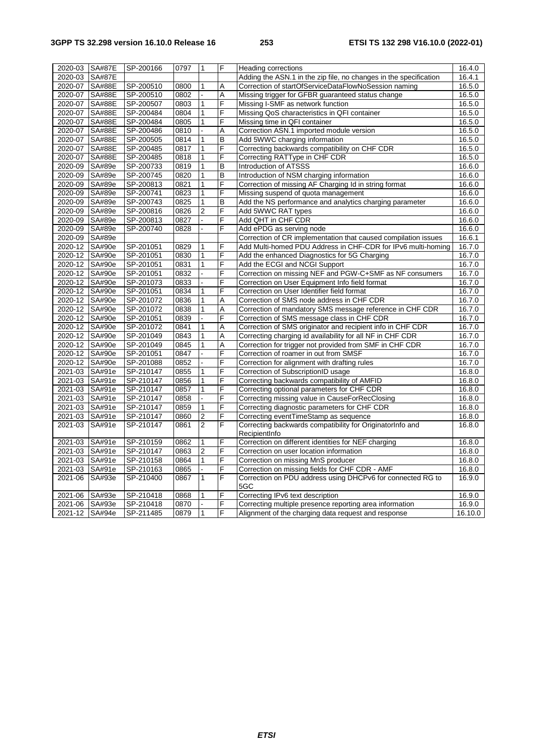| 2020-03 | SA#87E | SP-200166 | 0797 | 1 | F | Heading corrections | 16.4.0 |
|---|---|---|---|---|---|---|---|
| 2020-03 | SA#87E | | | | | Adding the ASN.1 in the zip file, no changes in the specification | 16.4.1 |
| 2020-07 | SA#88E | SP-200510 | 0800 | 1 | A | Correction of startOfServiceDataFlowNoSession naming | 16.5.0 |
| 2020-07 | SA#88E | SP-200510 | 0802 | - | A | Missing trigger for GFBR guaranteed status change | 16.5.0 |
| 2020-07 | SA#88E | SP-200507 | 0803 | 1 | F | Missing I-SMF as network function | 16.5.0 |
| 2020-07 | SA#88E | SP-200484 | 0804 | 1 | F | Missing QoS characteristics in QFI container | 16.5.0 |
| 2020-07 | SA#88E | SP-200484 | 0805 | 1 | F | Missing time in QFI container | 16.5.0 |
| 2020-07 | SA#88E | SP-200486 | 0810 | - | A | Correction ASN.1 imported module version | 16.5.0 |
| 2020-07 | SA#88E | SP-200505 | 0814 | 1 | B | Add 5WWC charging information | 16.5.0 |
| 2020-07 | SA#88E | SP-200485 | 0817 | 1 | F | Correcting backwards compatibility on CHF CDR | 16.5.0 |
| 2020-07 | SA#88E | SP-200485 | 0818 | 1 | F | Correcting RATType in CHF CDR | 16.5.0 |
| 2020-09 | SA#89e | SP-200733 | 0819 | 1 | B | Introduction of ATSSS | 16.6.0 |
| 2020-09 | SA#89e | SP-200745 | 0820 | 1 | B | Introduction of NSM charging information | 16.6.0 |
| 2020-09 | SA#89e | SP-200813 | 0821 | 1 | F | Correction of missing AF Charging Id in string format | 16.6.0 |
| 2020-09 | SA#89e | SP-200741 | 0823 | 1 | F | Missing suspend of quota management | 16.6.0 |
| 2020-09 | SA#89e | SP-200743 | 0825 | 1 | B | Add the NS performance and analytics charging parameter | 16.6.0 |
| 2020-09 | SA#89e | SP-200816 | 0826 | 2 | F | Add 5WWC RAT types | 16.6.0 |
| 2020-09 | SA#89e | SP-200813 | 0827 | - | F | Add QHT in CHF CDR | 16.6.0 |
| 2020-09 | SA#89e | SP-200740 | 0828 | - | F | Add ePDG as serving node | 16.6.0 |
| 2020-09 | SA#89e | | | | | Correction of CR implementation that caused compilation issues | 16.6.1 |
| 2020-12 | SA#90e | SP-201051 | 0829 | 1 | F | Add Multi-homed PDU Address in CHF-CDR for IPv6 multi-homing | 16.7.0 |
| 2020-12 | SA#90e | SP-201051 | 0830 | 1 | F | Add the enhanced Diagnostics for 5G Charging | 16.7.0 |
| 2020-12 | SA#90e | SP-201051 | 0831 | 1 | F | Add the ECGI and NCGI Support | 16.7.0 |
| 2020-12 | SA#90e | SP-201051 | 0832 | - | F | Correction on missing NEF and PGW-C+SMF as NF consumers | 16.7.0 |
| 2020-12 | SA#90e | SP-201073 | 0833 | - | F | Correction on User Equipment Info field format | 16.7.0 |
| 2020-12 | SA#90e | SP-201051 | 0834 | 1 | F | Correction on User Identifier field format | 16.7.0 |
| 2020-12 | SA#90e | SP-201072 | 0836 | 1 | A | Correction of SMS node address in CHF CDR | 16.7.0 |
| 2020-12 | SA#90e | SP-201072 | 0838 | 1 | A | Correction of mandatory SMS message reference in CHF CDR | 16.7.0 |
| 2020-12 | SA#90e | SP-201051 | 0839 | - | F | Correction of SMS message class in CHF CDR | 16.7.0 |
| 2020-12 | SA#90e | SP-201072 | 0841 | 1 | A | Correction of SMS originator and recipient info in CHF CDR | 16.7.0 |
| 2020-12 | SA#90e | SP-201049 | 0843 | 1 | A | Correcting charging id availability for all NF in CHF CDR | 16.7.0 |
| 2020-12 | SA#90e | SP-201049 | 0845 | 1 | A | Correction for trigger not provided from SMF in CHF CDR | 16.7.0 |
| 2020-12 | SA#90e | SP-201051 | 0847 | - | F | Correction of roamer in out from SMSF | 16.7.0 |
| 2020-12 | SA#90e | SP-201088 | 0852 | - | F | Correction for alignment with drafting rules | 16.7.0 |
| 2021-03 | SA#91e | SP-210147 | 0855 | 1 | F | Correction of SubscriptionID usage | 16.8.0 |
| 2021-03 | SA#91e | SP-210147 | 0856 | 1 | F | Correcting backwards compatibility of AMFID | 16.8.0 |
| 2021-03 | SA#91e | SP-210147 | 0857 | 1 | F | Correcting optional parameters for CHF CDR | 16.8.0 |
| 2021-03 | SA#91e | SP-210147 | 0858 | - | F | Correcting missing value in CauseForRecClosing | 16.8.0 |
| 2021-03 | SA#91e | SP-210147 | 0859 | 1 | F | Correcting diagnostic parameters for CHF CDR | 16.8.0 |
| 2021-03 | SA#91e | SP-210147 | 0860 | 2 | F | Correcting eventTimeStamp as sequence | 16.8.0 |
| 2021-03 | SA#91e | SP-210147 | 0861 | 2 | F | Correcting backwards compatibility for OriginatorInfo and RecipientInfo | 16.8.0 |
| 2021-03 | SA#91e | SP-210159 | 0862 | 1 | F | Correction on different identities for NEF charging | 16.8.0 |
| 2021-03 | SA#91e | SP-210147 | 0863 | 2 | F | Correction on user location information | 16.8.0 |
| 2021-03 | SA#91e | SP-210158 | 0864 | 1 | F | Correction on missing MnS producer | 16.8.0 |
| 2021-03 | SA#91e | SP-210163 | 0865 | - | F | Correction on missing fields for CHF CDR - AMF | 16.8.0 |
| 2021-06 | SA#93e | SP-210400 | 0867 | 1 | F | Correction on PDU address using DHCPv6 for connected RG to 5GC | 16.9.0 |
| 2021-06 | SA#93e | SP-210418 | 0868 | 1 | F | Correcting IPv6 text description | 16.9.0 |
| 2021-06 | SA#93e | SP-210418 | 0870 | - | F | Correcting multiple presence reporting area information | 16.9.0 |
| 2021-12 | SA#94e | SP-211485 | 0879 | 1 | F | Alignment of the charging data request and response | 16.10.0 |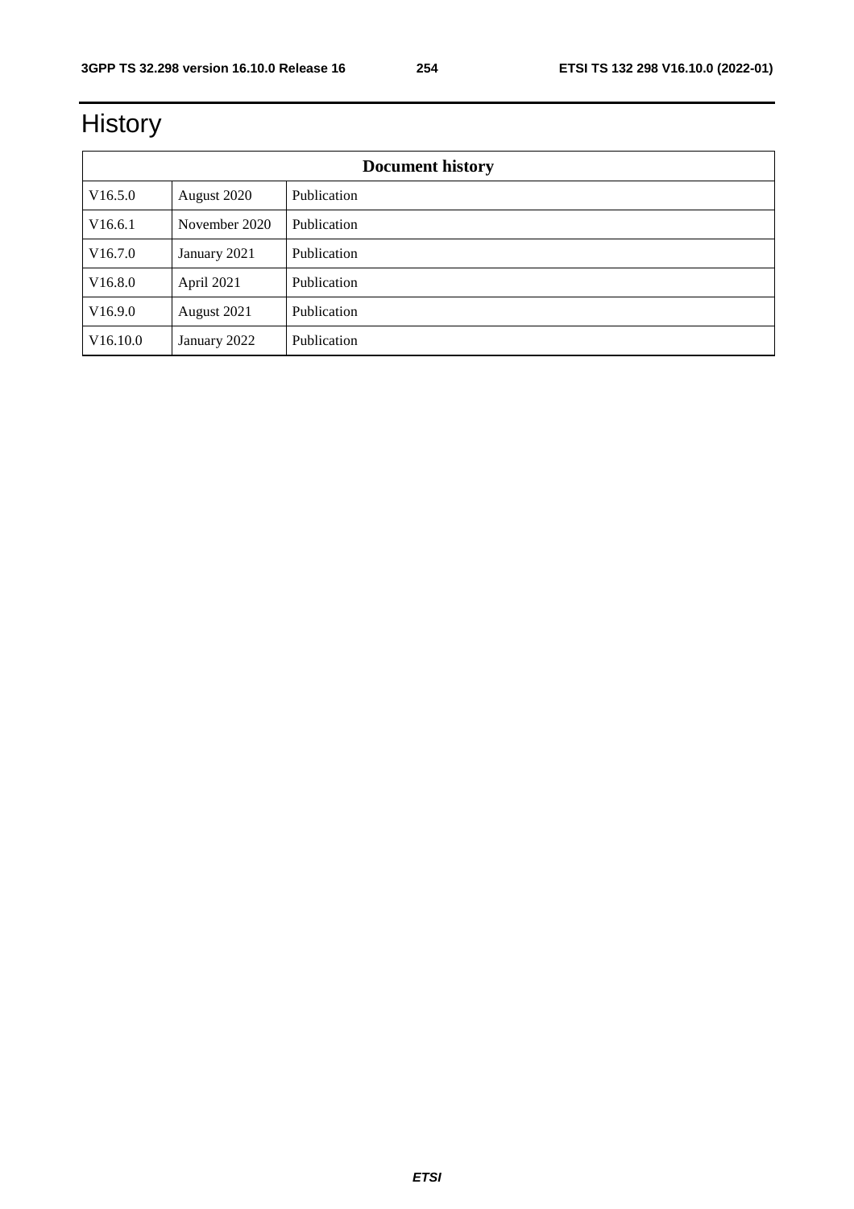# History

| Document history | | |
|---|---|---|
| V16.5.0 | August 2020 | Publication |
| V16.6.1 | November 2020 | Publication |
| V16.7.0 | January 2021 | Publication |
| V16.8.0 | April 2021 | Publication |
| V16.9.0 | August 2021 | Publication |
| V16.10.0 | January 2022 | Publication |